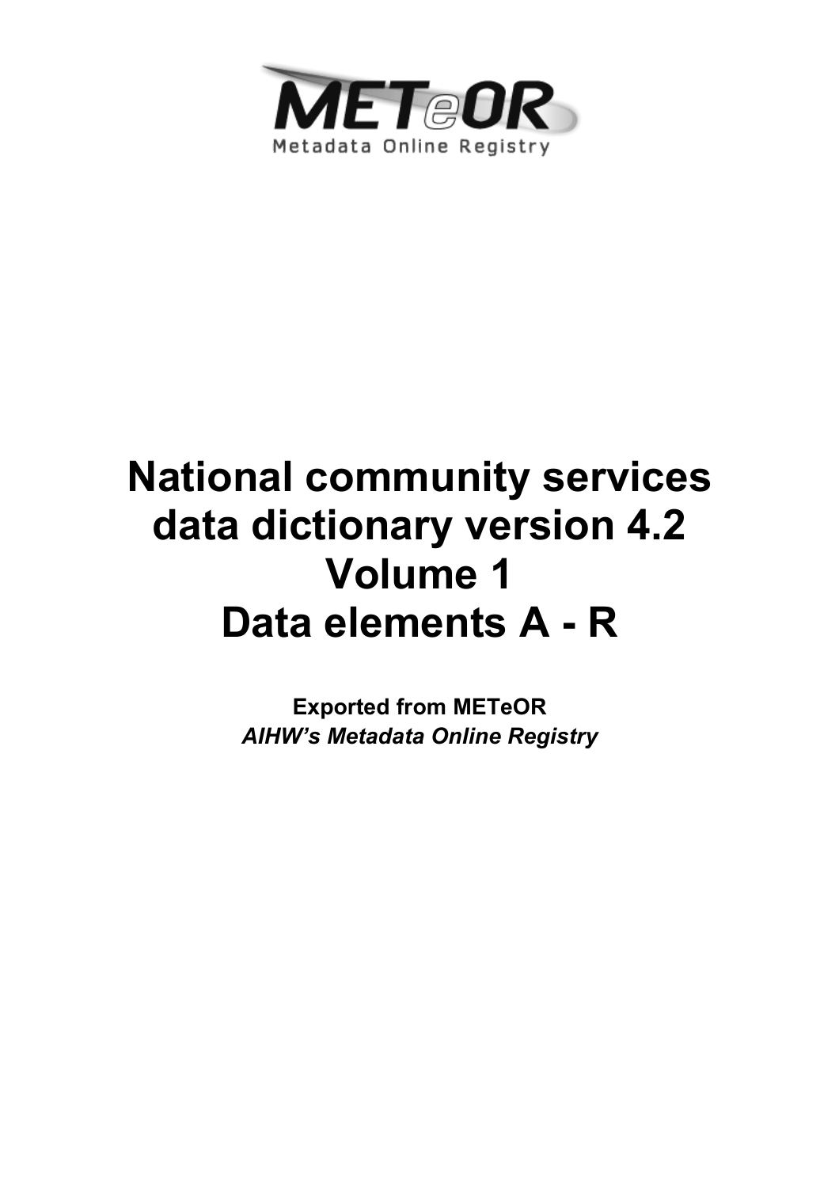METeOR
Metadata Online Registry

# National community services data dictionary version 4.2 Volume 1 Data elements A - R

**Exported from METeOR**
***AIHW's Metadata Online Registry***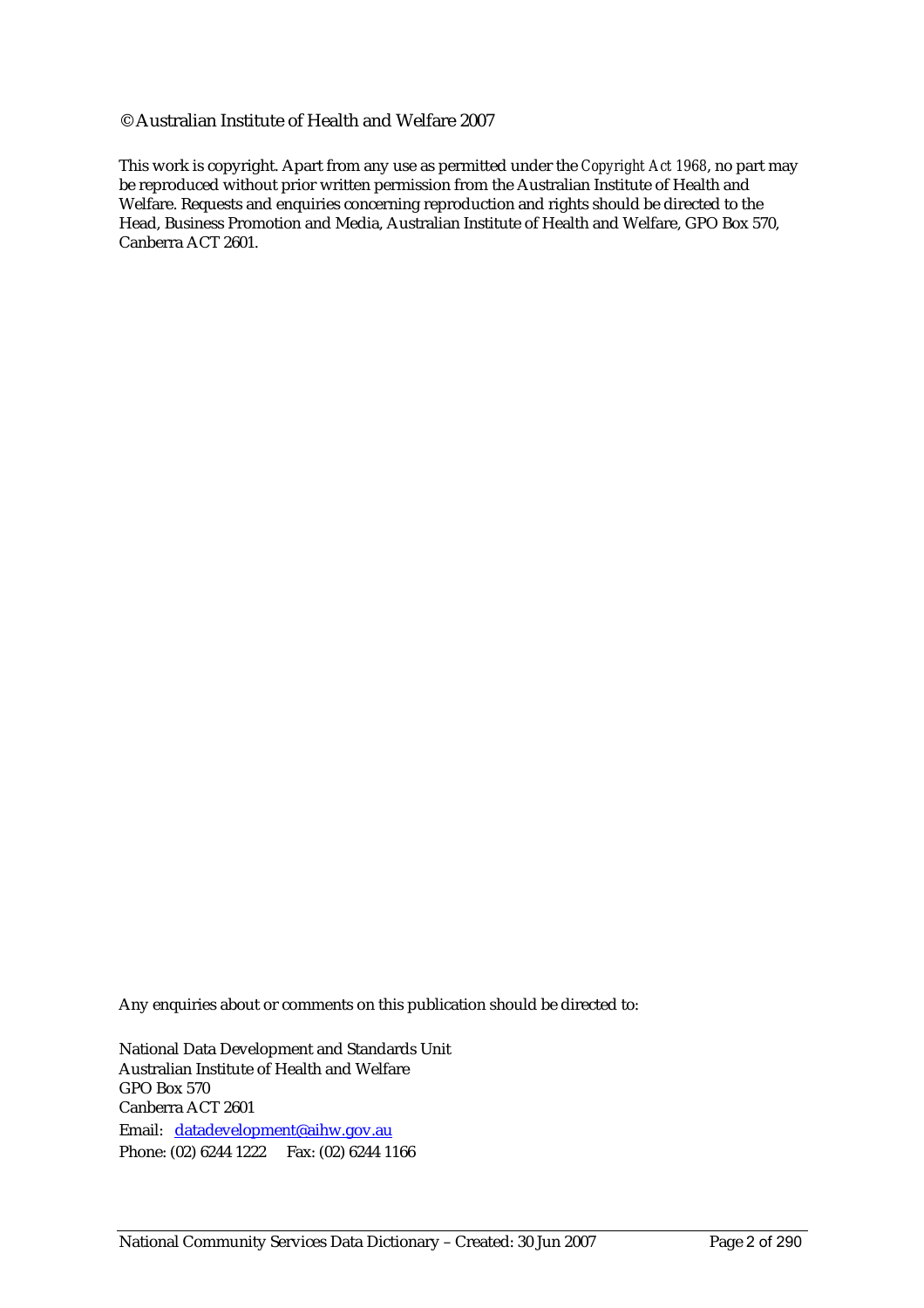© Australian Institute of Health and Welfare 2007

This work is copyright. Apart from any use as permitted under the *Copyright Act 1968*, no part may be reproduced without prior written permission from the Australian Institute of Health and Welfare. Requests and enquiries concerning reproduction and rights should be directed to the Head, Business Promotion and Media, Australian Institute of Health and Welfare, GPO Box 570, Canberra ACT 2601.

Any enquiries about or comments on this publication should be directed to:

National Data Development and Standards Unit
Australian Institute of Health and Welfare
GPO Box 570
Canberra ACT 2601
Email: datadevelopment@aihw.gov.au
Phone: (02) 6244 1222 Fax: (02) 6244 1166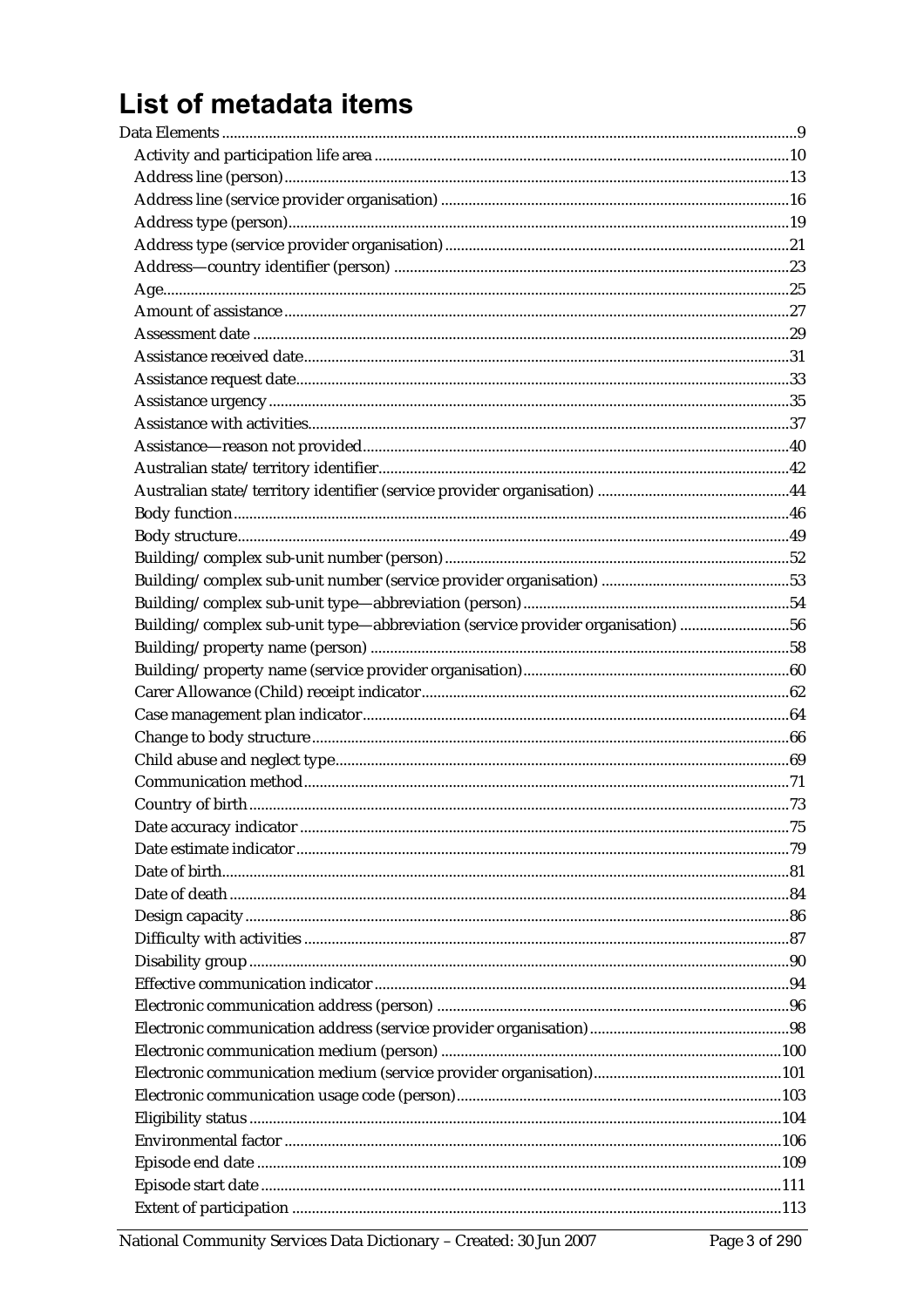# List of metadata items

Data Elements .....9
- Activity and participation life area .....10
- Address line (person) .....13
- Address line (service provider organisation) .....16
- Address type (person) .....19
- Address type (service provider organisation) .....21
- Address—country identifier (person) .....23
- Age .....25
- Amount of assistance .....27
- Assessment date .....29
- Assistance received date .....31
- Assistance request date .....33
- Assistance urgency .....35
- Assistance with activities .....37
- Assistance—reason not provided .....40
- Australian state/territory identifier .....42
- Australian state/territory identifier (service provider organisation) .....44
- Body function .....46
- Body structure .....49
- Building/complex sub-unit number (person) .....52
- Building/complex sub-unit number (service provider organisation) .....53
- Building/complex sub-unit type—abbreviation (person) .....54
- Building/complex sub-unit type—abbreviation (service provider organisation) .....56
- Building/property name (person) .....58
- Building/property name (service provider organisation) .....60
- Carer Allowance (Child) receipt indicator .....62
- Case management plan indicator .....64
- Change to body structure .....66
- Child abuse and neglect type .....69
- Communication method .....71
- Country of birth .....73
- Date accuracy indicator .....75
- Date estimate indicator .....79
- Date of birth .....81
- Date of death .....84
- Design capacity .....86
- Difficulty with activities .....87
- Disability group .....90
- Effective communication indicator .....94
- Electronic communication address (person) .....96
- Electronic communication address (service provider organisation) .....98
- Electronic communication medium (person) .....100
- Electronic communication medium (service provider organisation) .....101
- Electronic communication usage code (person) .....103
- Eligibility status .....104
- Environmental factor .....106
- Episode end date .....109
- Episode start date .....111
- Extent of participation .....113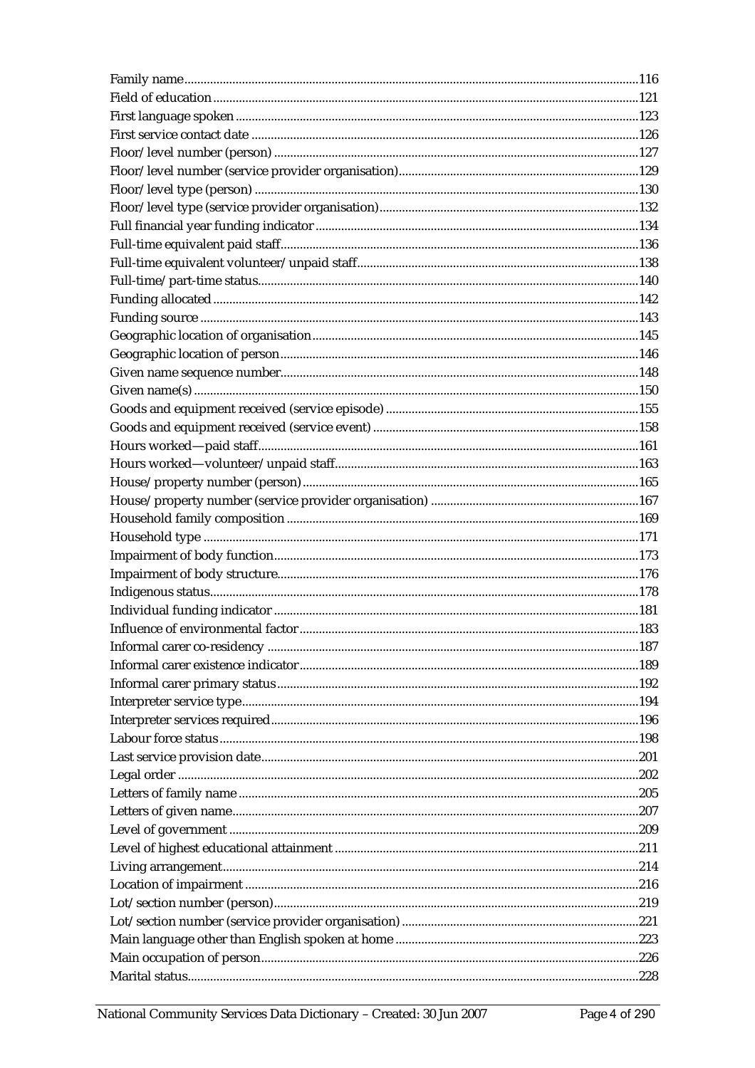Family name ............................................................................................................116
Field of education ...................................................................................................121
First language spoken ............................................................................................123
First service contact date ........................................................................................126
Floor/level number (person) ..................................................................................127
Floor/level number (service provider organisation)..........................................129
Floor/level type (person) ........................................................................................130
Floor/level type (service provider organisation)................................................132
Full financial year funding indicator ....................................................................134
Full-time equivalent paid staff...............................................................................136
Full-time equivalent volunteer/unpaid staff.......................................................138
Full-time/part-time status......................................................................................140
Funding allocated ....................................................................................................142
Funding source ........................................................................................................143
Geographic location of organisation.....................................................................145
Geographic location of person...............................................................................146
Given name sequence number...............................................................................148
Given name(s) ..........................................................................................................150
Goods and equipment received (service episode) ..............................................155
Goods and equipment received (service event) ..................................................158
Hours worked—paid staff......................................................................................161
Hours worked—volunteer/unpaid staff..............................................................163
House/property number (person)........................................................................165
House/property number (service provider organisation) ................................167
Household family composition .............................................................................169
Household type .......................................................................................................171
Impairment of body function.................................................................................173
Impairment of body structure................................................................................176
Indigenous status.....................................................................................................178
Individual funding indicator .................................................................................181
Influence of environmental factor .........................................................................183
Informal carer co-residency ...................................................................................187
Informal carer existence indicator .........................................................................189
Informal carer primary status................................................................................192
Interpreter service type...........................................................................................194
Interpreter services required..................................................................................196
Labour force status .................................................................................................198
Last service provision date.....................................................................................201
Legal order ..............................................................................................................202
Letters of family name ............................................................................................205
Letters of given name..............................................................................................207
Level of government ...............................................................................................209
Level of highest educational attainment ..............................................................211
Living arrangement.................................................................................................214
Location of impairment ..........................................................................................216
Lot/section number (person).................................................................................219
Lot/section number (service provider organisation) ..........................................221
Main language other than English spoken at home ...........................................223
Main occupation of person.....................................................................................226
Marital status............................................................................................................228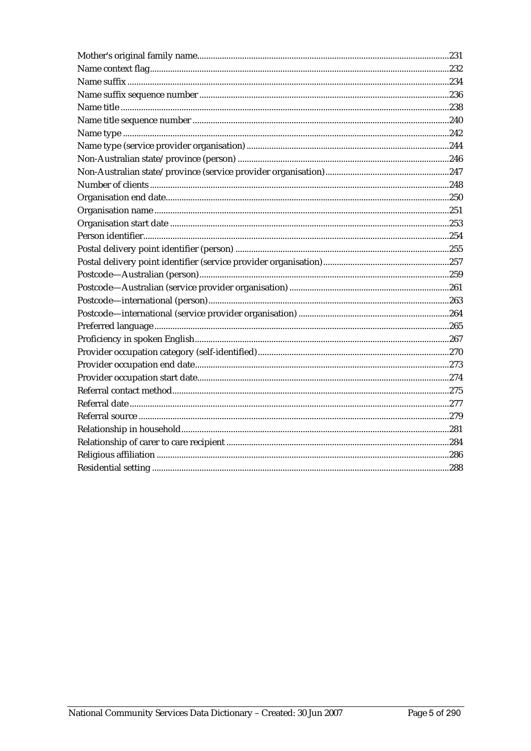Mother's original family name.............................................................................................231
Name context flag..................................................................................................................232
Name suffix ............................................................................................................................234
Name suffix sequence number ............................................................................................236
Name title ...............................................................................................................................238
Name title sequence number ...............................................................................................240
Name type ..............................................................................................................................242
Name type (service provider organisation) ........................................................................244
Non-Australian state/province (person) ............................................................................246
Non-Australian state/province (service provider organisation).......................................247
Number of clients ..................................................................................................................248
Organisation end date...........................................................................................................250
Organisation name ................................................................................................................251
Organisation start date .........................................................................................................253
Person identifier.....................................................................................................................254
Postal delivery point identifier (person) .............................................................................255
Postal delivery point identifier (service provider organisation).......................................257
Postcode—Australian (person).............................................................................................259
Postcode—Australian (service provider organisation) .....................................................261
Postcode—international (person).........................................................................................263
Postcode—international (service provider organisation) ..................................................264
Preferred language .................................................................................................................265
Proficiency in spoken English...............................................................................................267
Provider occupation category (self-identified)...................................................................270
Provider occupation end date...............................................................................................273
Provider occupation start date..............................................................................................274
Referral contact method.........................................................................................................275
Referral date ...........................................................................................................................277
Referral source .......................................................................................................................279
Relationship in household.....................................................................................................281
Relationship of carer to care recipient .................................................................................284
Religious affiliation ...............................................................................................................286
Residential setting .................................................................................................................288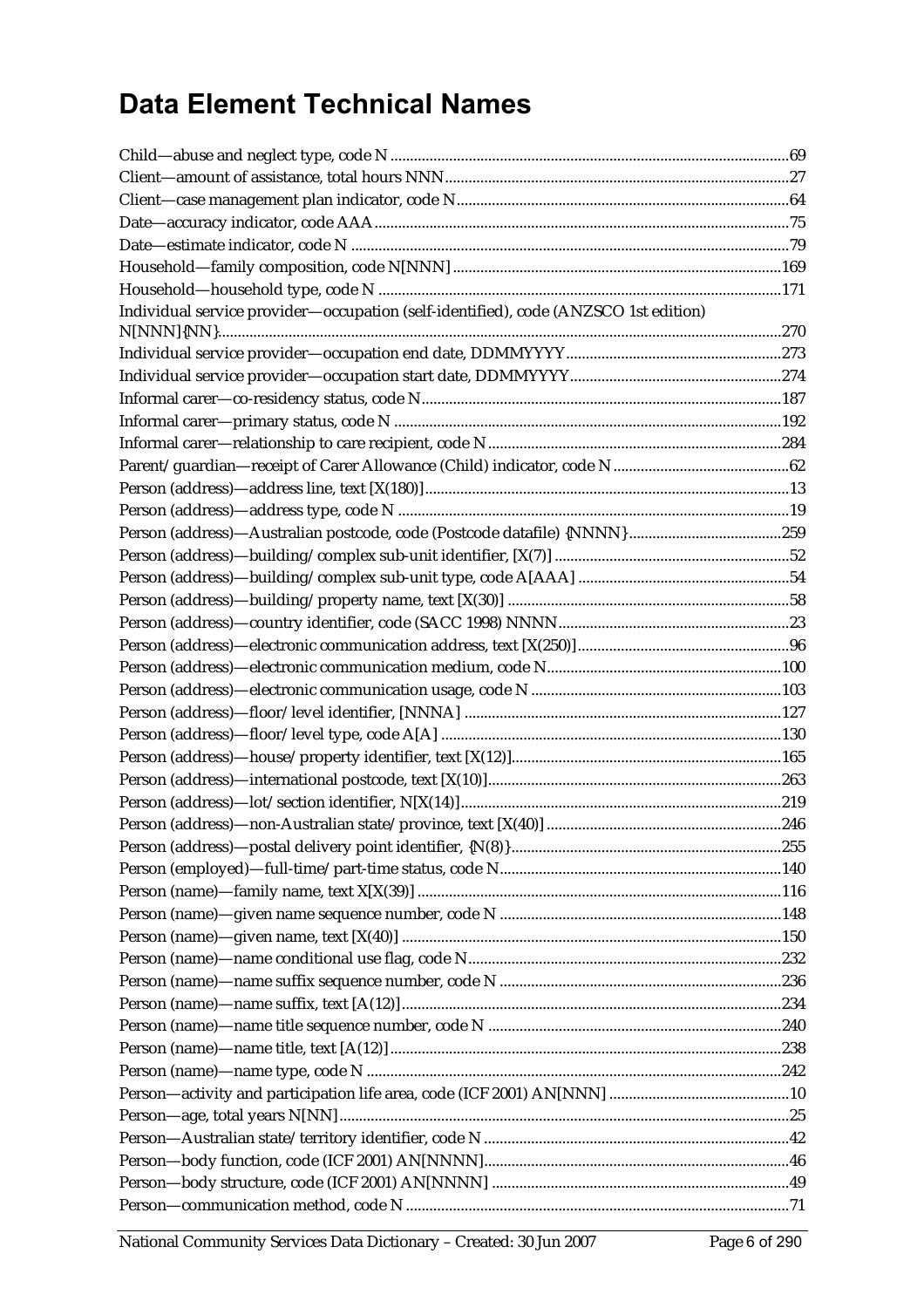# Data Element Technical Names

Child—abuse and neglect type, code N ....................................................................................................69
Client—amount of assistance, total hours NNN.......................................................................................27
Client—case management plan indicator, code N....................................................................................64
Date—accuracy indicator, code AAA........................................................................................................75
Date—estimate indicator, code N ..............................................................................................................79
Household—family composition, code N[NNN] ...................................................................................169
Household—household type, code N .....................................................................................................171
Individual service provider—occupation (self-identified), code (ANZSCO 1st edition) N[NNN]{NN}.............................................................................................................................270
Individual service provider—occupation end date, DDMMYYYY......................................................273
Individual service provider—occupation start date, DDMMYYYY.....................................................274
Informal carer—co-residency status, code N..........................................................................................187
Informal carer—primary status, code N .................................................................................................192
Informal carer—relationship to care recipient, code N..........................................................................284
Parent/guardian—receipt of Carer Allowance (Child) indicator, code N ............................................62
Person (address)—address line, text [X(180)]...........................................................................................13
Person (address)—address type, code N ..................................................................................................19
Person (address)—Australian postcode, code (Postcode datafile) {NNNN}.......................................259
Person (address)—building/complex sub-unit identifier, [X(7)] ...........................................................52
Person (address)—building/complex sub-unit type, code A[AAA] .....................................................54
Person (address)—building/property name, text [X(30)] ......................................................................58
Person (address)—country identifier, code (SACC 1998) NNNN..........................................................23
Person (address)—electronic communication address, text [X(250)].....................................................96
Person (address)—electronic communication medium, code N...........................................................100
Person (address)—electronic communication usage, code N ...............................................................103
Person (address)—floor/level identifier, [NNNA] ................................................................................127
Person (address)—floor/level type, code A[A] .....................................................................................130
Person (address)—house/property identifier, text [X(12)]...................................................................165
Person (address)—international postcode, text [X(10)].........................................................................263
Person (address)—lot/section identifier, N[X(14)]................................................................................219
Person (address)—non-Australian state/province, text [X(40)] ...........................................................246
Person (address)—postal delivery point identifier, {N(8)}....................................................................255
Person (employed)—full-time/part-time status, code N.......................................................................140
Person (name)—family name, text X[X(39)] ...........................................................................................116
Person (name)—given name sequence number, code N .......................................................................148
Person (name)—given name, text [X(40)] ...............................................................................................150
Person (name)—name conditional use flag, code N...............................................................................232
Person (name)—name suffix sequence number, code N .......................................................................236
Person (name)—name suffix, text [A(12)]...............................................................................................234
Person (name)—name title sequence number, code N ..........................................................................240
Person (name)—name title, text [A(12)]..................................................................................................238
Person (name)—name type, code N ........................................................................................................242
Person—activity and participation life area, code (ICF 2001) AN[NNN] .............................................10
Person—age, total years N[NN].................................................................................................................25
Person—Australian state/territory identifier, code N ............................................................................42
Person—body function, code (ICF 2001) AN[NNNN].............................................................................46
Person—body structure, code (ICF 2001) AN[NNNN] ...........................................................................49
Person—communication method, code N ................................................................................................71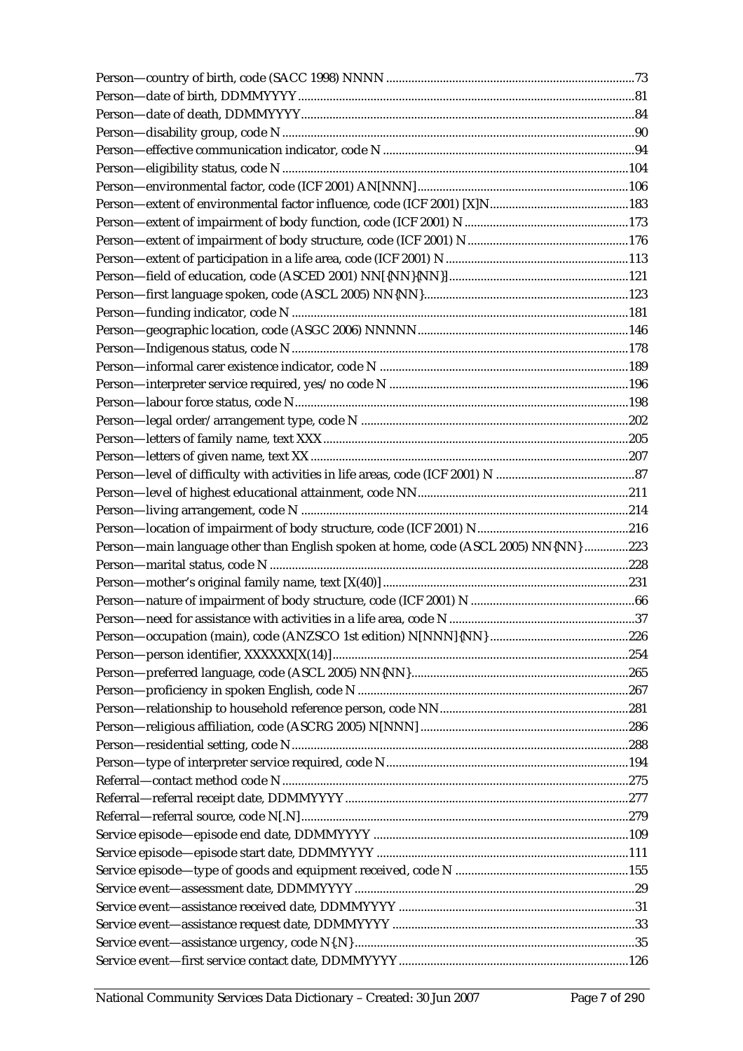Person—country of birth, code (SACC 1998) NNNN ......73
Person—date of birth, DDMMYYYY ......81
Person—date of death, DDMMYYYY ......84
Person—disability group, code N ......90
Person—effective communication indicator, code N ......94
Person—eligibility status, code N ......104
Person—environmental factor, code (ICF 2001) AN[NNN] ......106
Person—extent of environmental factor influence, code (ICF 2001) [X]N ......183
Person—extent of impairment of body function, code (ICF 2001) N ......173
Person—extent of impairment of body structure, code (ICF 2001) N ......176
Person—extent of participation in a life area, code (ICF 2001) N ......113
Person—field of education, code (ASCED 2001) NN[{NN}{NN}] ......121
Person—first language spoken, code (ASCL 2005) NN{NN} ......123
Person—funding indicator, code N ......181
Person—geographic location, code (ASGC 2006) NNNNN ......146
Person—Indigenous status, code N ......178
Person—informal carer existence indicator, code N ......189
Person—interpreter service required, yes/no code N ......196
Person—labour force status, code N ......198
Person—legal order/arrangement type, code N ......202
Person—letters of family name, text XXX ......205
Person—letters of given name, text XX ......207
Person—level of difficulty with activities in life areas, code (ICF 2001) N ......87
Person—level of highest educational attainment, code NN ......211
Person—living arrangement, code N ......214
Person—location of impairment of body structure, code (ICF 2001) N ......216
Person—main language other than English spoken at home, code (ASCL 2005) NN{NN} ......223
Person—marital status, code N ......228
Person—mother's original family name, text [X(40)] ......231
Person—nature of impairment of body structure, code (ICF 2001) N ......66
Person—need for assistance with activities in a life area, code N ......37
Person—occupation (main), code (ANZSCO 1st edition) N[NNN]{NN} ......226
Person—person identifier, XXXXXX[X(14)] ......254
Person—preferred language, code (ASCL 2005) NN{NN} ......265
Person—proficiency in spoken English, code N ......267
Person—relationship to household reference person, code NN ......281
Person—religious affiliation, code (ASCRG 2005) N[NNN] ......286
Person—residential setting, code N ......288
Person—type of interpreter service required, code N ......194
Referral—contact method code N ......275
Referral—referral receipt date, DDMMYYYY ......277
Referral—referral source, code N[.N] ......279
Service episode—episode end date, DDMMYYYY ......109
Service episode—episode start date, DDMMYYYY ......111
Service episode—type of goods and equipment received, code N ......155
Service event—assessment date, DDMMYYYY ......29
Service event—assistance received date, DDMMYYYY ......31
Service event—assistance request date, DDMMYYYY ......33
Service event—assistance urgency, code N{.N} ......35
Service event—first service contact date, DDMMYYYY ......126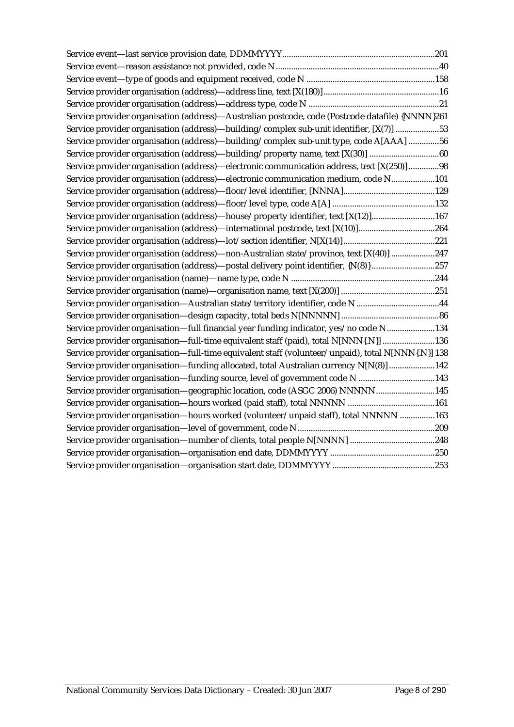Service event—last service provision date, DDMMYYYY.....................................................................201
Service event—reason assistance not provided, code N..........................................................................40
Service event—type of goods and equipment received, code N ..........................................................158
Service provider organisation (address)—address line, text [X(180)]....................................................16
Service provider organisation (address)—address type, code N ............................................................21
Service provider organisation (address)—Australian postcode, code (Postcode datafile) {NNNN}261
Service provider organisation (address)—building/complex sub-unit identifier, [X(7)] ....................53
Service provider organisation (address)—building/complex sub-unit type, code A[AAA] ..............56
Service provider organisation (address)—building/property name, text [X(30)] ................................60
Service provider organisation (address)—electronic communication address, text [X(250)].............98
Service provider organisation (address)—electronic communication medium, code N...................101
Service provider organisation (address)—floor/level identifier, [NNNA]..........................................129
Service provider organisation (address)—floor/level type, code A[A] ..............................................132
Service provider organisation (address)—house/property identifier, text [X(12)]............................167
Service provider organisation (address)—international postcode, text [X(10)]..................................264
Service provider organisation (address)—lot/section identifier, N[X(14)]..........................................221
Service provider organisation (address)—non-Australian state/province, text [X(40)] ....................247
Service provider organisation (address)—postal delivery point identifier, {N(8)}............................257
Service provider organisation (name)—name type, code N .................................................................244
Service provider organisation (name)—organisation name, text [X(200)] ..........................................251
Service provider organisation—Australian state/territory identifier, code N ......................................44
Service provider organisation—design capacity, total beds N[NNNNN] ............................................86
Service provider organisation—full financial year funding indicator, yes/no code N......................134
Service provider organisation—full-time equivalent staff (paid), total N[NNN{.N}] ........................136
Service provider organisation—full-time equivalent staff (volunteer/unpaid), total N[NNN{.N}] 138
Service provider organisation—funding allocated, total Australian currency N[N(8)]....................142
Service provider organisation—funding source, level of government code N ..................................143
Service provider organisation—geographic location, code (ASGC 2006) NNNNN..........................145
Service provider organisation—hours worked (paid staff), total NNNNN ........................................161
Service provider organisation—hours worked (volunteer/unpaid staff), total NNNNN ................163
Service provider organisation—level of government, code N..............................................................209
Service provider organisation—number of clients, total people N[NNNN] .......................................248
Service provider organisation—organisation end date, DDMMYYYY ................................................250
Service provider organisation—organisation start date, DDMMYYYY ...............................................253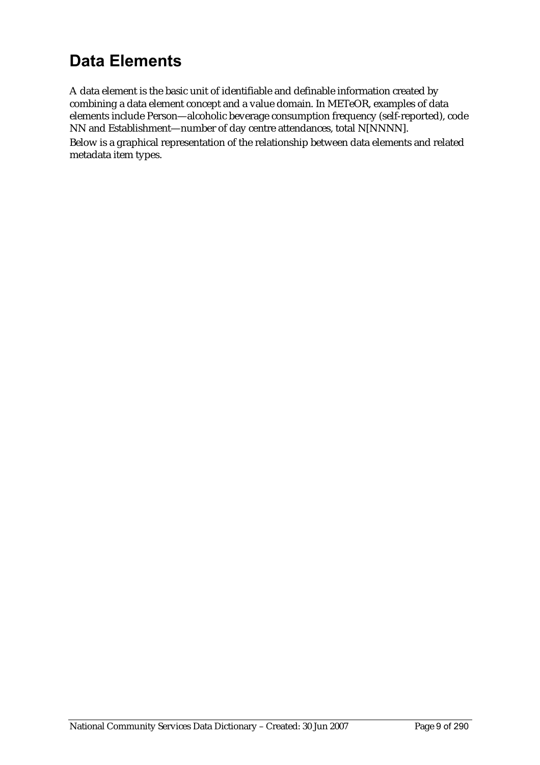# Data Elements

A data element is the basic unit of identifiable and definable information created by combining a data element concept and a value domain. In METeOR, examples of data elements include Person—alcoholic beverage consumption frequency (self-reported), code NN and Establishment—number of day centre attendances, total N[NNNN].

Below is a graphical representation of the relationship between data elements and related metadata item types.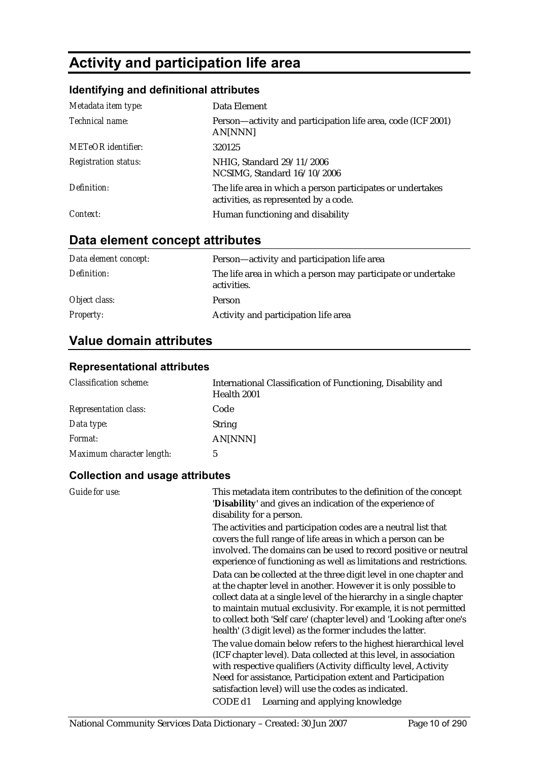# Activity and participation life area

### Identifying and definitional attributes

| | |
|---|---|
| *Metadata item type:* | Data Element |
| *Technical name:* | Person—activity and participation life area, code (ICF 2001) AN[NNN] |
| *METeOR identifier:* | 320125 |
| *Registration status:* | NHIG, Standard 29/11/2006<br>NCSIMG, Standard 16/10/2006 |
| *Definition:* | The life area in which a person participates or undertakes activities, as represented by a code. |
| *Context:* | Human functioning and disability |

## Data element concept attributes

| | |
|---|---|
| *Data element concept:* | Person—activity and participation life area |
| *Definition:* | The life area in which a person may participate or undertake activities. |
| *Object class:* | Person |
| *Property:* | Activity and participation life area |

## Value domain attributes

### Representational attributes

| | |
|---|---|
| *Classification scheme:* | International Classification of Functioning, Disability and Health 2001 |
| *Representation class:* | Code |
| *Data type:* | String |
| *Format:* | AN[NNN] |
| *Maximum character length:* | 5 |

### Collection and usage attributes

*Guide for use:*

This metadata item contributes to the definition of the concept '**Disability**' and gives an indication of the experience of disability for a person.

The activities and participation codes are a neutral list that covers the full range of life areas in which a person can be involved. The domains can be used to record positive or neutral experience of functioning as well as limitations and restrictions.

Data can be collected at the three digit level in one chapter and at the chapter level in another. However it is only possible to collect data at a single level of the hierarchy in a single chapter to maintain mutual exclusivity. For example, it is not permitted to collect both 'Self care' (chapter level) and 'Looking after one's health' (3 digit level) as the former includes the latter.

The value domain below refers to the highest hierarchical level (ICF chapter level). Data collected at this level, in association with respective qualifiers (Activity difficulty level, Activity Need for assistance, Participation extent and Participation satisfaction level) will use the codes as indicated.

CODE d1 Learning and applying knowledge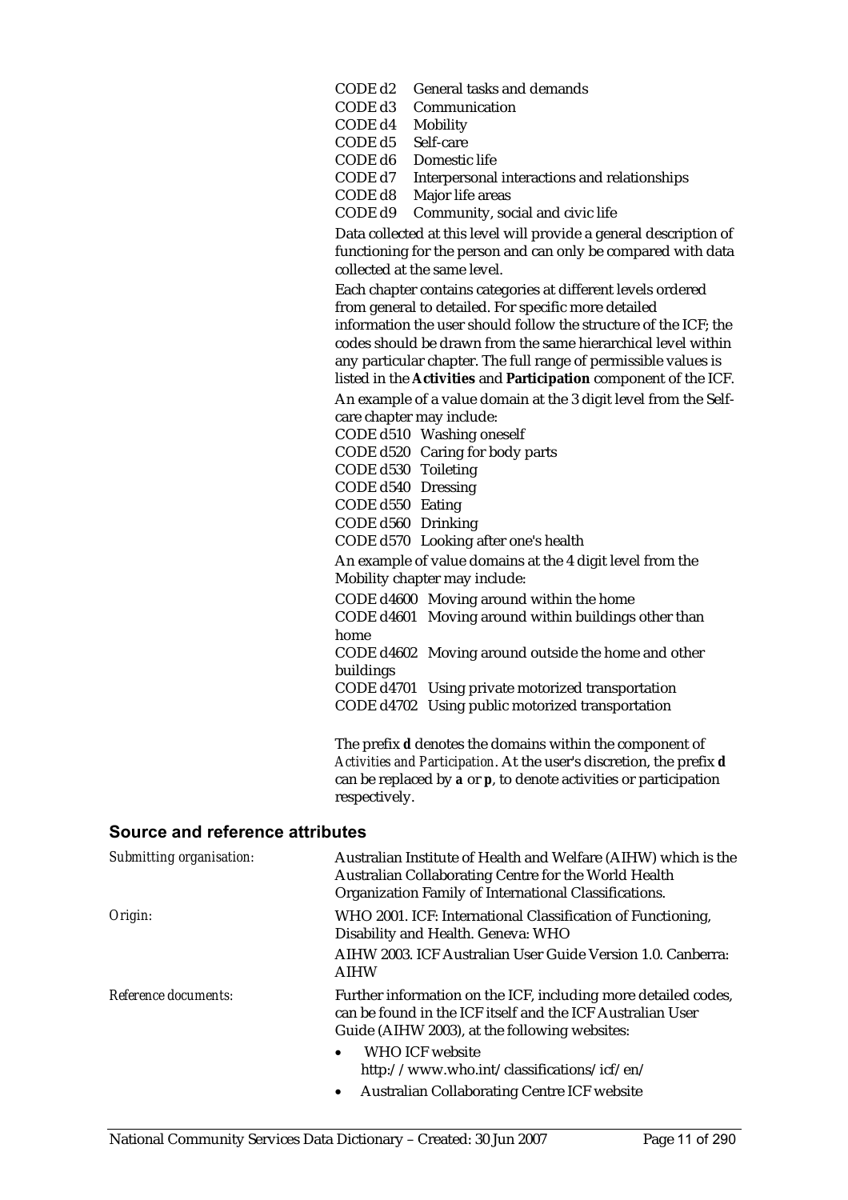CODE d2 General tasks and demands
CODE d3 Communication
CODE d4 Mobility
CODE d5 Self-care
CODE d6 Domestic life
CODE d7 Interpersonal interactions and relationships
CODE d8 Major life areas
CODE d9 Community, social and civic life

Data collected at this level will provide a general description of functioning for the person and can only be compared with data collected at the same level.

Each chapter contains categories at different levels ordered from general to detailed. For specific more detailed information the user should follow the structure of the ICF; the codes should be drawn from the same hierarchical level within any particular chapter. The full range of permissible values is listed in the **Activities** and **Participation** component of the ICF.

An example of a value domain at the 3 digit level from the Self-care chapter may include:

CODE d510 Washing oneself
CODE d520 Caring for body parts
CODE d530 Toileting
CODE d540 Dressing
CODE d550 Eating
CODE d560 Drinking
CODE d570 Looking after one's health

An example of value domains at the 4 digit level from the Mobility chapter may include:

CODE d4600 Moving around within the home
CODE d4601 Moving around within buildings other than home
CODE d4602 Moving around outside the home and other buildings
CODE d4701 Using private motorized transportation
CODE d4702 Using public motorized transportation

The prefix **d** denotes the domains within the component of *Activities and Participation*. At the user's discretion, the prefix **d** can be replaced by **a** or **p**, to denote activities or participation respectively.

## Source and reference attributes

*Submitting organisation:* Australian Institute of Health and Welfare (AIHW) which is the Australian Collaborating Centre for the World Health Organization Family of International Classifications.

*Origin:* WHO 2001. ICF: International Classification of Functioning, Disability and Health. Geneva: WHO

AIHW 2003. ICF Australian User Guide Version 1.0. Canberra: AIHW

*Reference documents:* Further information on the ICF, including more detailed codes, can be found in the ICF itself and the ICF Australian User Guide (AIHW 2003), at the following websites:

- WHO ICF website http://www.who.int/classifications/icf/en/
- Australian Collaborating Centre ICF website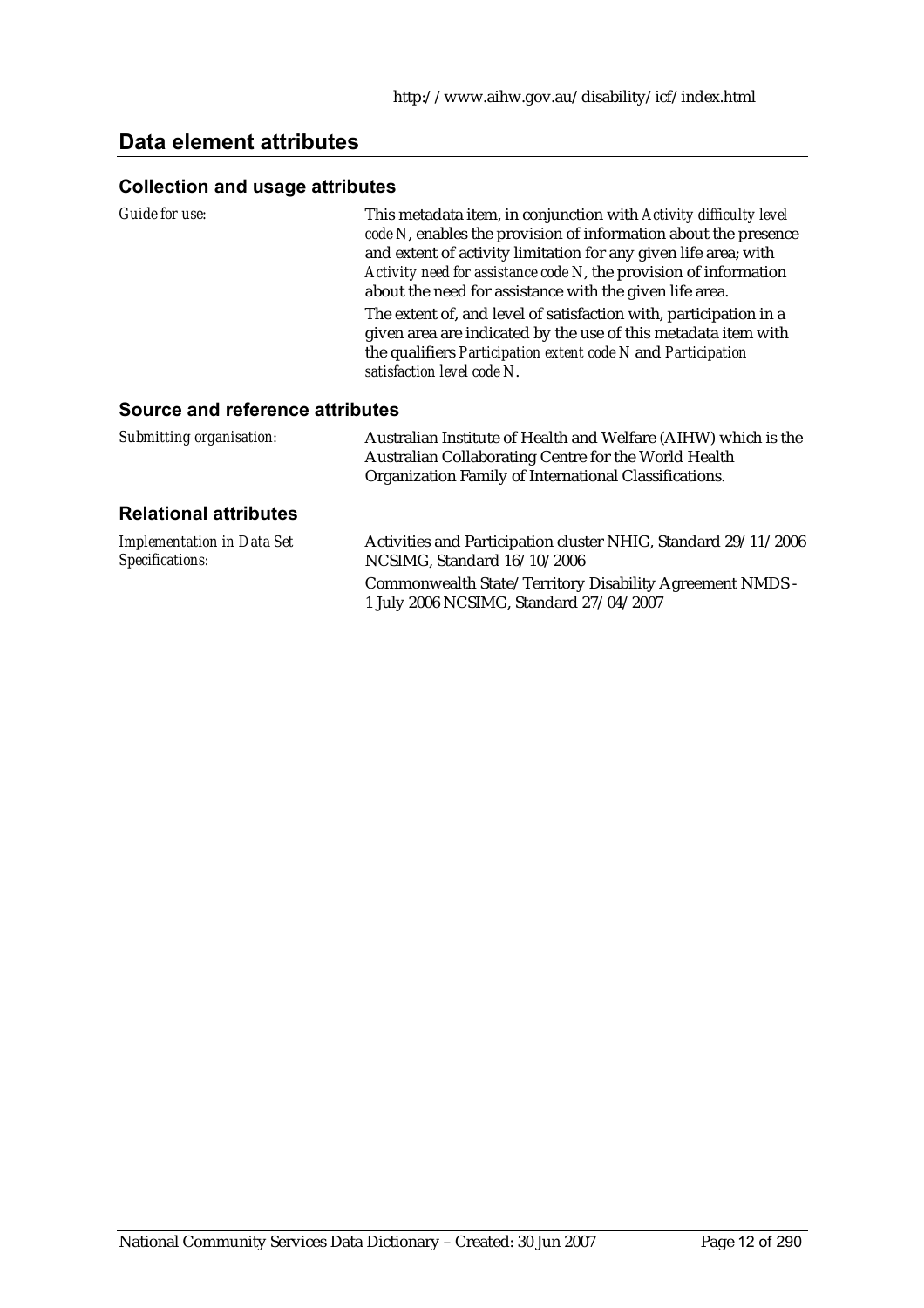http://www.aihw.gov.au/disability/icf/index.html

## Data element attributes

### Collection and usage attributes

*Guide for use:* This metadata item, in conjunction with *Activity difficulty level code N*, enables the provision of information about the presence and extent of activity limitation for any given life area; with *Activity need for assistance code N*, the provision of information about the need for assistance with the given life area.

The extent of, and level of satisfaction with, participation in a given area are indicated by the use of this metadata item with the qualifiers *Participation extent code N* and *Participation satisfaction level code N*.

### Source and reference attributes

*Submitting organisation:* Australian Institute of Health and Welfare (AIHW) which is the Australian Collaborating Centre for the World Health Organization Family of International Classifications.

### Relational attributes

*Implementation in Data Set Specifications:* Activities and Participation cluster NHIG, Standard 29/11/2006 NCSIMG, Standard 16/10/2006

Commonwealth State/Territory Disability Agreement NMDS - 1 July 2006 NCSIMG, Standard 27/04/2007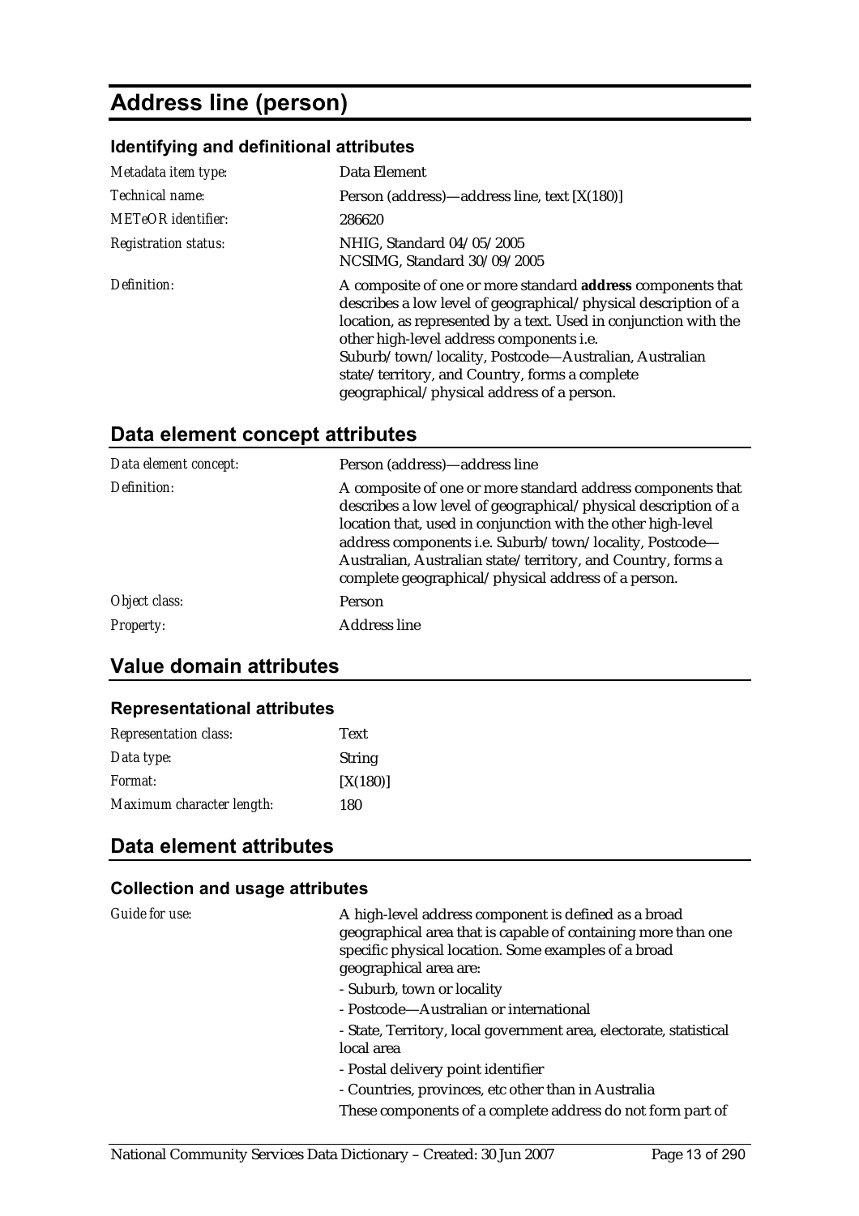# Address line (person)

### Identifying and definitional attributes

| | |
|---|---|
| *Metadata item type:* | Data Element |
| *Technical name:* | Person (address)—address line, text [X(180)] |
| *METeOR identifier:* | 286620 |
| *Registration status:* | NHIG, Standard 04/05/2005<br>NCSIMG, Standard 30/09/2005 |
| *Definition:* | A composite of one or more standard **address** components that describes a low level of geographical/physical description of a location, as represented by a text. Used in conjunction with the other high-level address components i.e. Suburb/town/locality, Postcode—Australian, Australian state/territory, and Country, forms a complete geographical/physical address of a person. |

## Data element concept attributes

| | |
|---|---|
| *Data element concept:* | Person (address)—address line |
| *Definition:* | A composite of one or more standard address components that describes a low level of geographical/physical description of a location that, used in conjunction with the other high-level address components i.e. Suburb/town/locality, Postcode—Australian, Australian state/territory, and Country, forms a complete geographical/physical address of a person. |
| *Object class:* | Person |
| *Property:* | Address line |

## Value domain attributes

### Representational attributes

| | |
|---|---|
| *Representation class:* | Text |
| *Data type:* | String |
| *Format:* | [X(180)] |
| *Maximum character length:* | 180 |

## Data element attributes

### Collection and usage attributes

*Guide for use:*

A high-level address component is defined as a broad geographical area that is capable of containing more than one specific physical location. Some examples of a broad geographical area are:

- Suburb, town or locality
- Postcode—Australian or international
- State, Territory, local government area, electorate, statistical local area
- Postal delivery point identifier
- Countries, provinces, etc other than in Australia

These components of a complete address do not form part of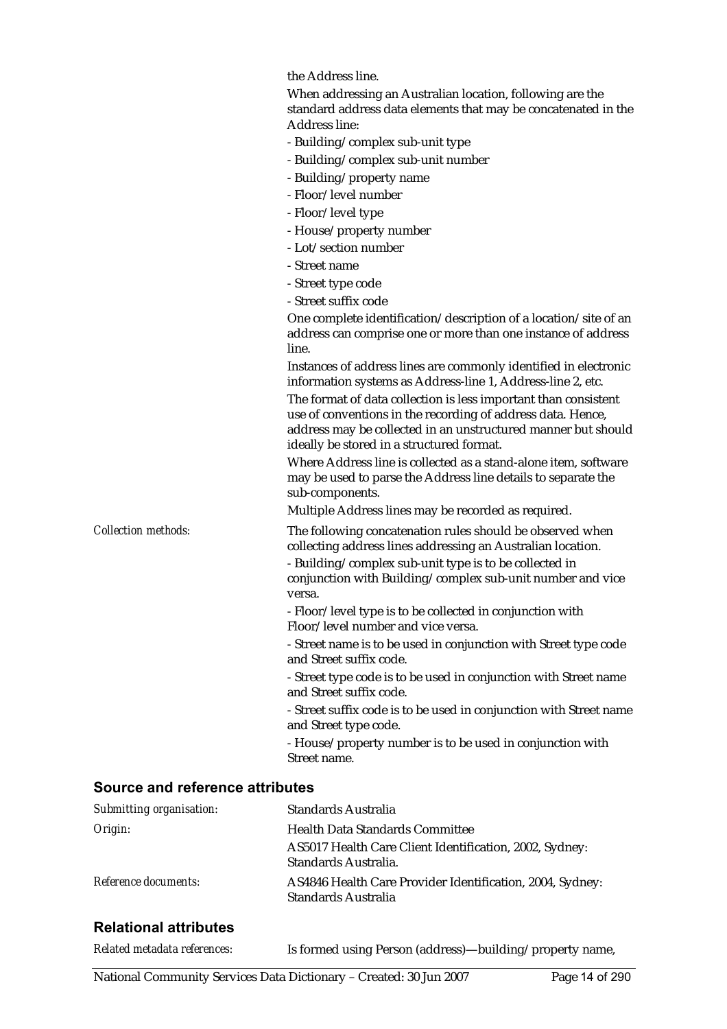the Address line.

When addressing an Australian location, following are the standard address data elements that may be concatenated in the Address line:

- Building/complex sub-unit type
- Building/complex sub-unit number
- Building/property name
- Floor/level number
- Floor/level type
- House/property number
- Lot/section number
- Street name
- Street type code
- Street suffix code

One complete identification/description of a location/site of an address can comprise one or more than one instance of address line.

Instances of address lines are commonly identified in electronic information systems as Address-line 1, Address-line 2, etc.

The format of data collection is less important than consistent use of conventions in the recording of address data. Hence, address may be collected in an unstructured manner but should ideally be stored in a structured format.

Where Address line is collected as a stand-alone item, software may be used to parse the Address line details to separate the sub-components.

Multiple Address lines may be recorded as required.

*Collection methods:* The following concatenation rules should be observed when collecting address lines addressing an Australian location.

- Building/complex sub-unit type is to be collected in conjunction with Building/complex sub-unit number and vice versa.
- Floor/level type is to be collected in conjunction with Floor/level number and vice versa.
- Street name is to be used in conjunction with Street type code and Street suffix code.
- Street type code is to be used in conjunction with Street name and Street suffix code.
- Street suffix code is to be used in conjunction with Street name and Street type code.
- House/property number is to be used in conjunction with Street name.

## Source and reference attributes

*Submitting organisation:* Standards Australia

*Origin:* Health Data Standards Committee

AS5017 Health Care Client Identification, 2002, Sydney: Standards Australia.

*Reference documents:* AS4846 Health Care Provider Identification, 2004, Sydney: Standards Australia

## Relational attributes

*Related metadata references:* Is formed using Person (address)—building/property name,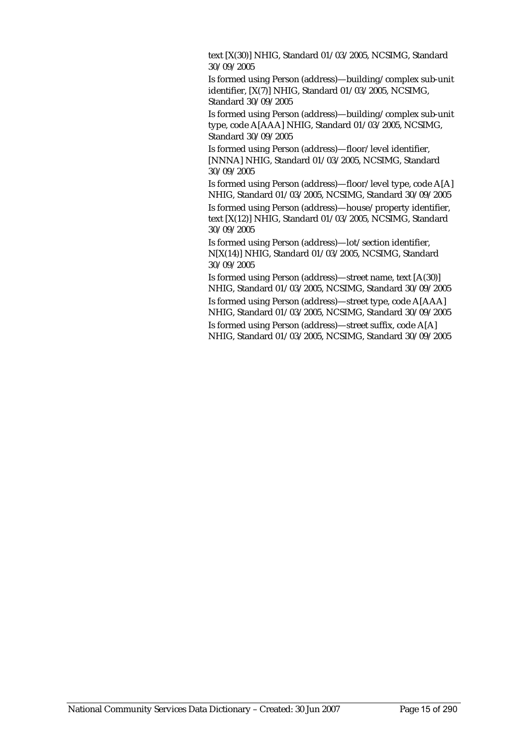text [X(30)] NHIG, Standard 01/03/2005, NCSIMG, Standard 30/09/2005

Is formed using Person (address)—building/complex sub-unit identifier, [X(7)] NHIG, Standard 01/03/2005, NCSIMG, Standard 30/09/2005

Is formed using Person (address)—building/complex sub-unit type, code A[AAA] NHIG, Standard 01/03/2005, NCSIMG, Standard 30/09/2005

Is formed using Person (address)—floor/level identifier, [NNNA] NHIG, Standard 01/03/2005, NCSIMG, Standard 30/09/2005

Is formed using Person (address)—floor/level type, code A[A] NHIG, Standard 01/03/2005, NCSIMG, Standard 30/09/2005

Is formed using Person (address)—house/property identifier, text [X(12)] NHIG, Standard 01/03/2005, NCSIMG, Standard 30/09/2005

Is formed using Person (address)—lot/section identifier, N[X(14)] NHIG, Standard 01/03/2005, NCSIMG, Standard 30/09/2005

Is formed using Person (address)—street name, text [A(30)] NHIG, Standard 01/03/2005, NCSIMG, Standard 30/09/2005

Is formed using Person (address)—street type, code A[AAA] NHIG, Standard 01/03/2005, NCSIMG, Standard 30/09/2005

Is formed using Person (address)—street suffix, code A[A] NHIG, Standard 01/03/2005, NCSIMG, Standard 30/09/2005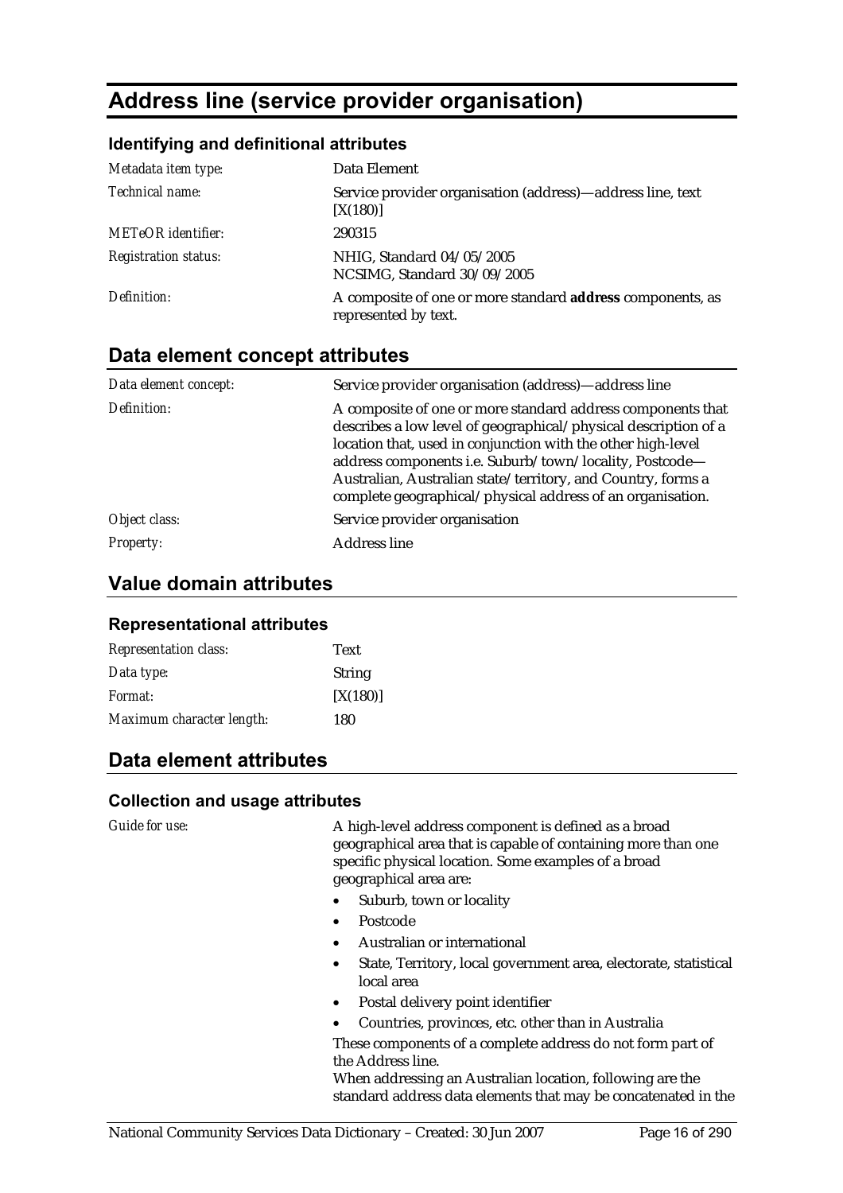# Address line (service provider organisation)

### Identifying and definitional attributes

| | |
|---|---|
| *Metadata item type:* | Data Element |
| *Technical name:* | Service provider organisation (address)—address line, text [X(180)] |
| *METeOR identifier:* | 290315 |
| *Registration status:* | NHIG, Standard 04/05/2005<br>NCSIMG, Standard 30/09/2005 |
| *Definition:* | A composite of one or more standard **address** components, as represented by text. |

## Data element concept attributes

| | |
|---|---|
| *Data element concept:* | Service provider organisation (address)—address line |
| *Definition:* | A composite of one or more standard address components that describes a low level of geographical/physical description of a location that, used in conjunction with the other high-level address components i.e. Suburb/town/locality, Postcode—Australian, Australian state/territory, and Country, forms a complete geographical/physical address of an organisation. |
| *Object class:* | Service provider organisation |
| *Property:* | Address line |

## Value domain attributes

### Representational attributes

| | |
|---|---|
| *Representation class:* | Text |
| *Data type:* | String |
| *Format:* | [X(180)] |
| *Maximum character length:* | 180 |

## Data element attributes

### Collection and usage attributes

*Guide for use:*

A high-level address component is defined as a broad geographical area that is capable of containing more than one specific physical location. Some examples of a broad geographical area are:

- Suburb, town or locality
- Postcode
- Australian or international
- State, Territory, local government area, electorate, statistical local area
- Postal delivery point identifier
- Countries, provinces, etc. other than in Australia

These components of a complete address do not form part of the Address line.

When addressing an Australian location, following are the standard address data elements that may be concatenated in the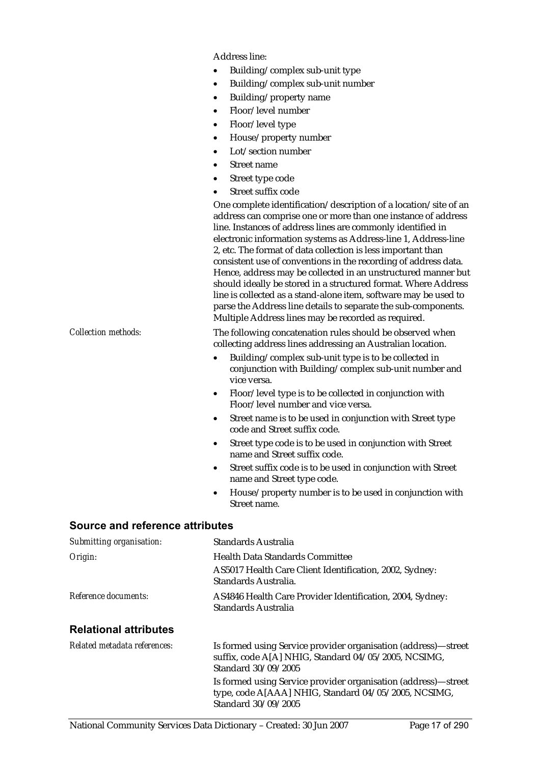Address line:

- Building/complex sub-unit type
- Building/complex sub-unit number
- Building/property name
- Floor/level number
- Floor/level type
- House/property number
- Lot/section number
- Street name
- Street type code
- Street suffix code

One complete identification/description of a location/site of an address can comprise one or more than one instance of address line. Instances of address lines are commonly identified in electronic information systems as Address-line 1, Address-line 2, etc. The format of data collection is less important than consistent use of conventions in the recording of address data. Hence, address may be collected in an unstructured manner but should ideally be stored in a structured format. Where Address line is collected as a stand-alone item, software may be used to parse the Address line details to separate the sub-components. Multiple Address lines may be recorded as required.

*Collection methods:* The following concatenation rules should be observed when collecting address lines addressing an Australian location.

- Building/complex sub-unit type is to be collected in conjunction with Building/complex sub-unit number and vice versa.
- Floor/level type is to be collected in conjunction with Floor/level number and vice versa.
- Street name is to be used in conjunction with Street type code and Street suffix code.
- Street type code is to be used in conjunction with Street name and Street suffix code.
- Street suffix code is to be used in conjunction with Street name and Street type code.
- House/property number is to be used in conjunction with Street name.

## Source and reference attributes

*Submitting organisation:* Standards Australia

*Origin:* Health Data Standards Committee

AS5017 Health Care Client Identification, 2002, Sydney: Standards Australia.

*Reference documents:* AS4846 Health Care Provider Identification, 2004, Sydney: Standards Australia

## Relational attributes

*Related metadata references:* Is formed using Service provider organisation (address)—street suffix, code A[A] NHIG, Standard 04/05/2005, NCSIMG, Standard 30/09/2005

Is formed using Service provider organisation (address)—street type, code A[AAA] NHIG, Standard 04/05/2005, NCSIMG, Standard 30/09/2005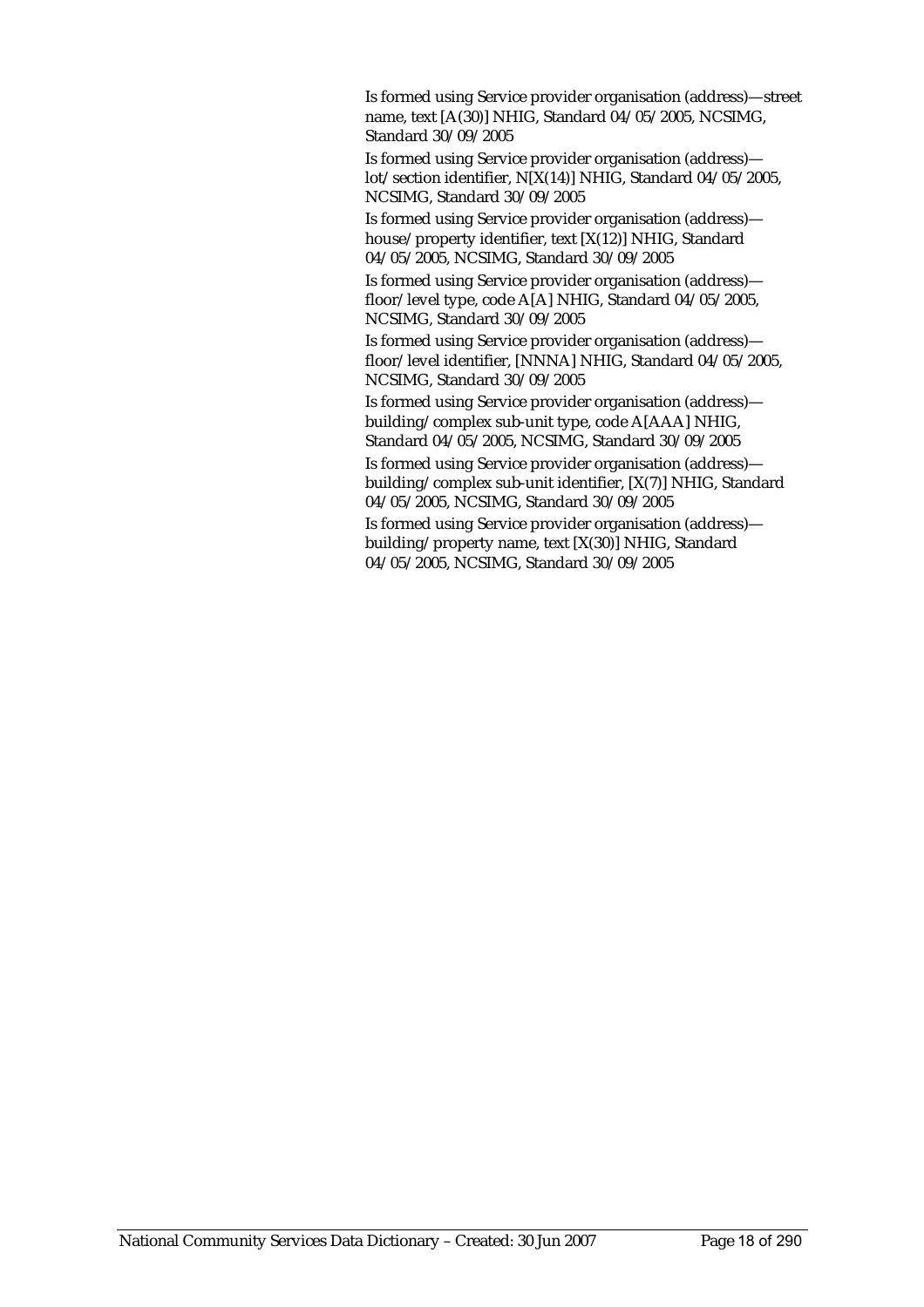Is formed using Service provider organisation (address)—street name, text [A(30)] NHIG, Standard 04/05/2005, NCSIMG, Standard 30/09/2005

Is formed using Service provider organisation (address)—lot/section identifier, N[X(14)] NHIG, Standard 04/05/2005, NCSIMG, Standard 30/09/2005

Is formed using Service provider organisation (address)—house/property identifier, text [X(12)] NHIG, Standard 04/05/2005, NCSIMG, Standard 30/09/2005

Is formed using Service provider organisation (address)—floor/level type, code A[A] NHIG, Standard 04/05/2005, NCSIMG, Standard 30/09/2005

Is formed using Service provider organisation (address)—floor/level identifier, [NNNA] NHIG, Standard 04/05/2005, NCSIMG, Standard 30/09/2005

Is formed using Service provider organisation (address)—building/complex sub-unit type, code A[AAA] NHIG, Standard 04/05/2005, NCSIMG, Standard 30/09/2005

Is formed using Service provider organisation (address)—building/complex sub-unit identifier, [X(7)] NHIG, Standard 04/05/2005, NCSIMG, Standard 30/09/2005

Is formed using Service provider organisation (address)—building/property name, text [X(30)] NHIG, Standard 04/05/2005, NCSIMG, Standard 30/09/2005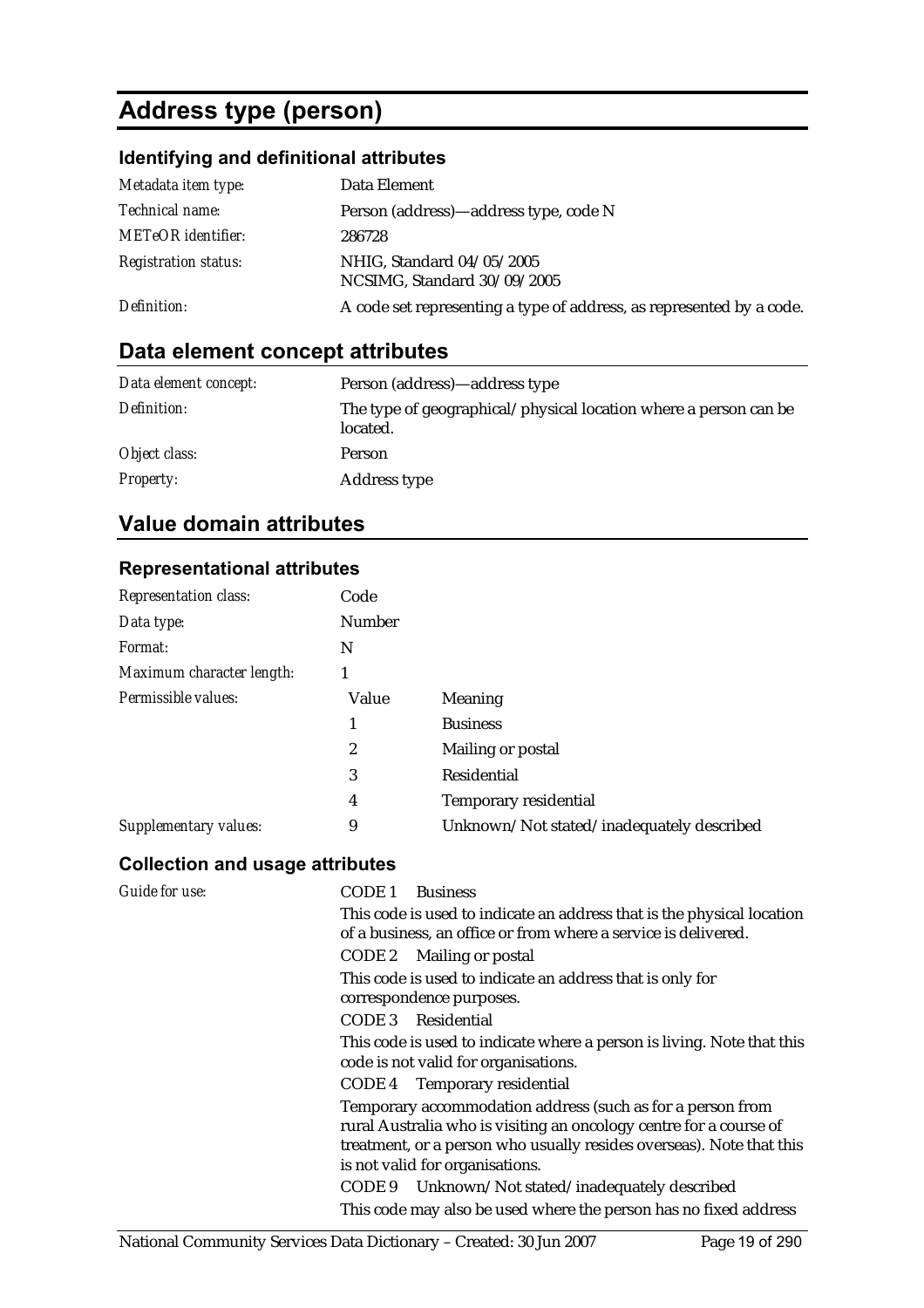# Address type (person)

### Identifying and definitional attributes

| | |
|---|---|
| *Metadata item type:* | Data Element |
| *Technical name:* | Person (address)—address type, code N |
| *METeOR identifier:* | 286728 |
| *Registration status:* | NHIG, Standard 04/05/2005<br>NCSIMG, Standard 30/09/2005 |
| *Definition:* | A code set representing a type of address, as represented by a code. |

## Data element concept attributes

| | |
|---|---|
| *Data element concept:* | Person (address)—address type |
| *Definition:* | The type of geographical/physical location where a person can be located. |
| *Object class:* | Person |
| *Property:* | Address type |

## Value domain attributes

### Representational attributes

| | | |
|---|---|---|
| *Representation class:* | Code | |
| *Data type:* | Number | |
| *Format:* | N | |
| *Maximum character length:* | 1 | |
| *Permissible values:* | Value | Meaning |
| | 1 | Business |
| | 2 | Mailing or postal |
| | 3 | Residential |
| | 4 | Temporary residential |
| *Supplementary values:* | 9 | Unknown/Not stated/inadequately described |

### Collection and usage attributes

*Guide for use:*

CODE 1 Business

This code is used to indicate an address that is the physical location of a business, an office or from where a service is delivered.

CODE 2 Mailing or postal

This code is used to indicate an address that is only for correspondence purposes.

CODE 3 Residential

This code is used to indicate where a person is living. Note that this code is not valid for organisations.

CODE 4 Temporary residential

Temporary accommodation address (such as for a person from rural Australia who is visiting an oncology centre for a course of treatment, or a person who usually resides overseas). Note that this is not valid for organisations.

CODE 9 Unknown/Not stated/inadequately described

This code may also be used where the person has no fixed address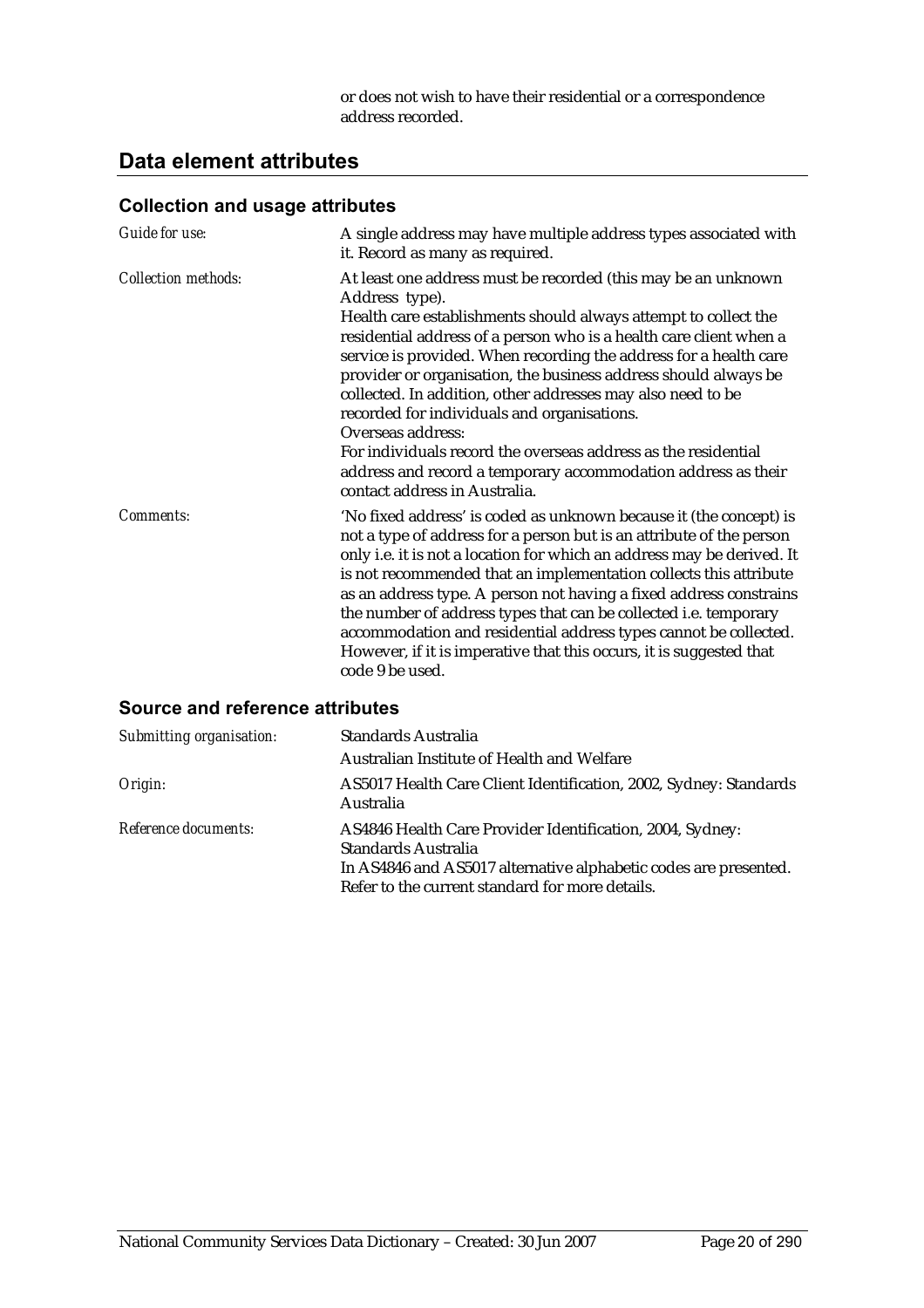or does not wish to have their residential or a correspondence address recorded.

## Data element attributes

### Collection and usage attributes

| | |
|---|---|
| *Guide for use:* | A single address may have multiple address types associated with it. Record as many as required. |
| *Collection methods:* | At least one address must be recorded (this may be an unknown Address type).<br>Health care establishments should always attempt to collect the residential address of a person who is a health care client when a service is provided. When recording the address for a health care provider or organisation, the business address should always be collected. In addition, other addresses may also need to be recorded for individuals and organisations.<br>Overseas address:<br>For individuals record the overseas address as the residential address and record a temporary accommodation address as their contact address in Australia. |
| *Comments:* | 'No fixed address' is coded as unknown because it (the concept) is not a type of address for a person but is an attribute of the person only i.e. it is not a location for which an address may be derived. It is not recommended that an implementation collects this attribute as an address type. A person not having a fixed address constrains the number of address types that can be collected i.e. temporary accommodation and residential address types cannot be collected. However, if it is imperative that this occurs, it is suggested that code 9 be used. |

### Source and reference attributes

| | |
|---|---|
| *Submitting organisation:* | Standards Australia<br>Australian Institute of Health and Welfare |
| *Origin:* | AS5017 Health Care Client Identification, 2002, Sydney: Standards Australia |
| *Reference documents:* | AS4846 Health Care Provider Identification, 2004, Sydney: Standards Australia<br>In AS4846 and AS5017 alternative alphabetic codes are presented. Refer to the current standard for more details. |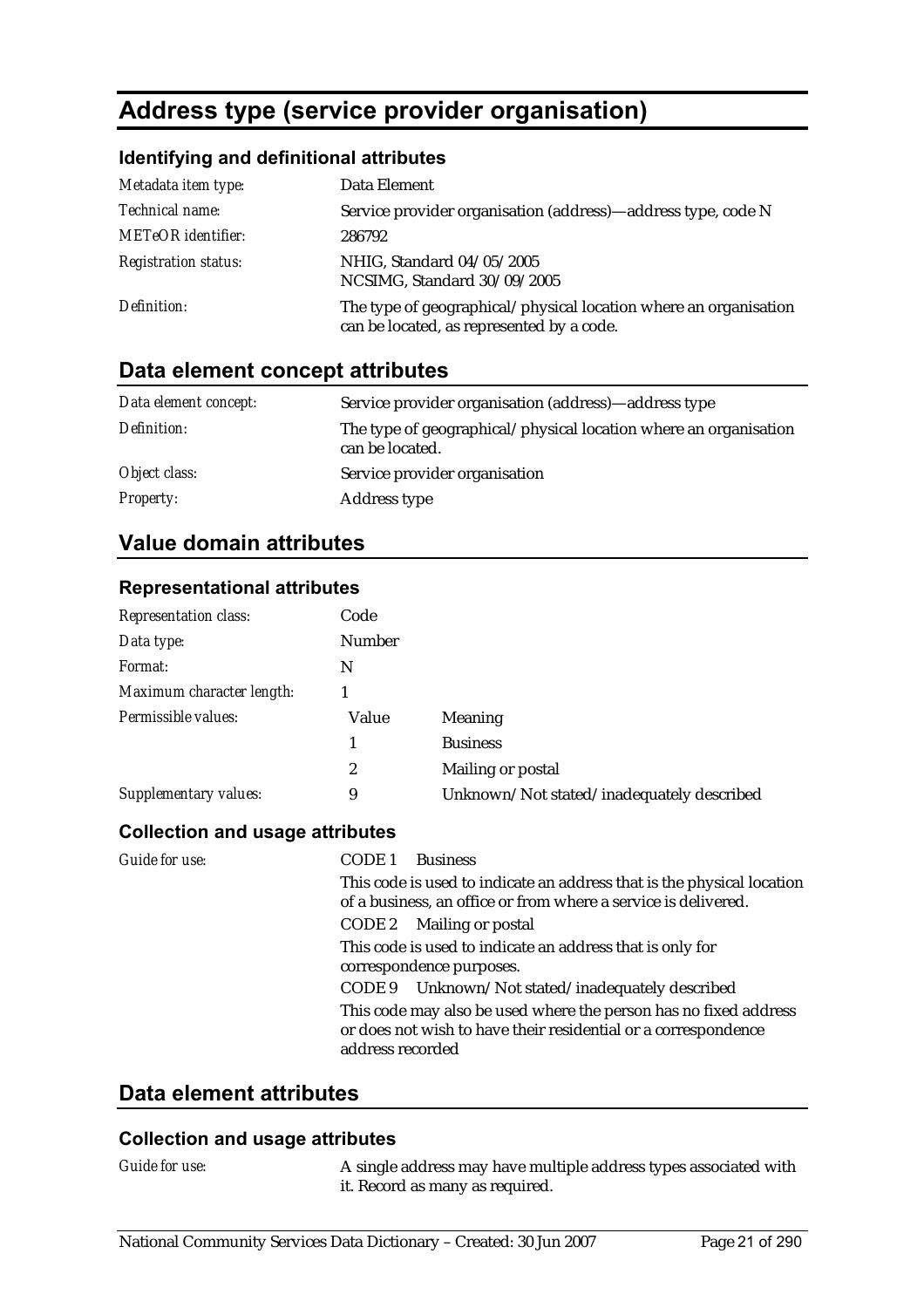# Address type (service provider organisation)

### Identifying and definitional attributes

| | |
|---|---|
| *Metadata item type:* | Data Element |
| *Technical name:* | Service provider organisation (address)—address type, code N |
| *METeOR identifier:* | 286792 |
| *Registration status:* | NHIG, Standard 04/05/2005<br>NCSIMG, Standard 30/09/2005 |
| *Definition:* | The type of geographical/physical location where an organisation can be located, as represented by a code. |

## Data element concept attributes

| | |
|---|---|
| *Data element concept:* | Service provider organisation (address)—address type |
| *Definition:* | The type of geographical/physical location where an organisation can be located. |
| *Object class:* | Service provider organisation |
| *Property:* | Address type |

## Value domain attributes

### Representational attributes

| | | |
|---|---|---|
| *Representation class:* | Code | |
| *Data type:* | Number | |
| *Format:* | N | |
| *Maximum character length:* | 1 | |
| *Permissible values:* | Value | Meaning |
| | 1 | Business |
| | 2 | Mailing or postal |
| *Supplementary values:* | 9 | Unknown/Not stated/inadequately described |

### Collection and usage attributes

*Guide for use:*

CODE 1 Business

This code is used to indicate an address that is the physical location of a business, an office or from where a service is delivered.

CODE 2 Mailing or postal

This code is used to indicate an address that is only for correspondence purposes.

CODE 9 Unknown/Not stated/inadequately described

This code may also be used where the person has no fixed address or does not wish to have their residential or a correspondence address recorded

## Data element attributes

### Collection and usage attributes

*Guide for use:* A single address may have multiple address types associated with it. Record as many as required.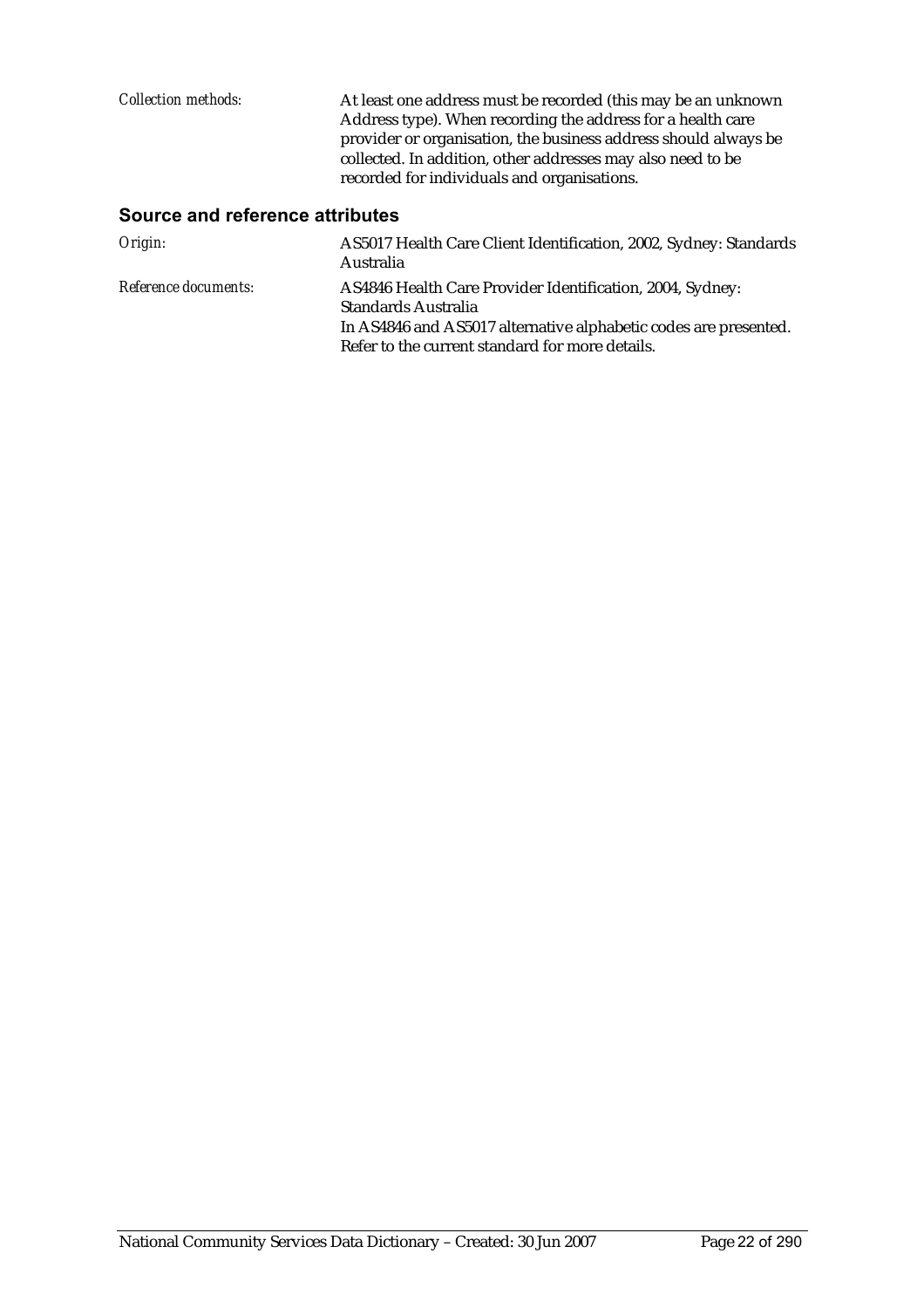*Collection methods:* At least one address must be recorded (this may be an unknown Address type). When recording the address for a health care provider or organisation, the business address should always be collected. In addition, other addresses may also need to be recorded for individuals and organisations.

## Source and reference attributes

*Origin:* AS5017 Health Care Client Identification, 2002, Sydney: Standards Australia

*Reference documents:* AS4846 Health Care Provider Identification, 2004, Sydney: Standards Australia
In AS4846 and AS5017 alternative alphabetic codes are presented. Refer to the current standard for more details.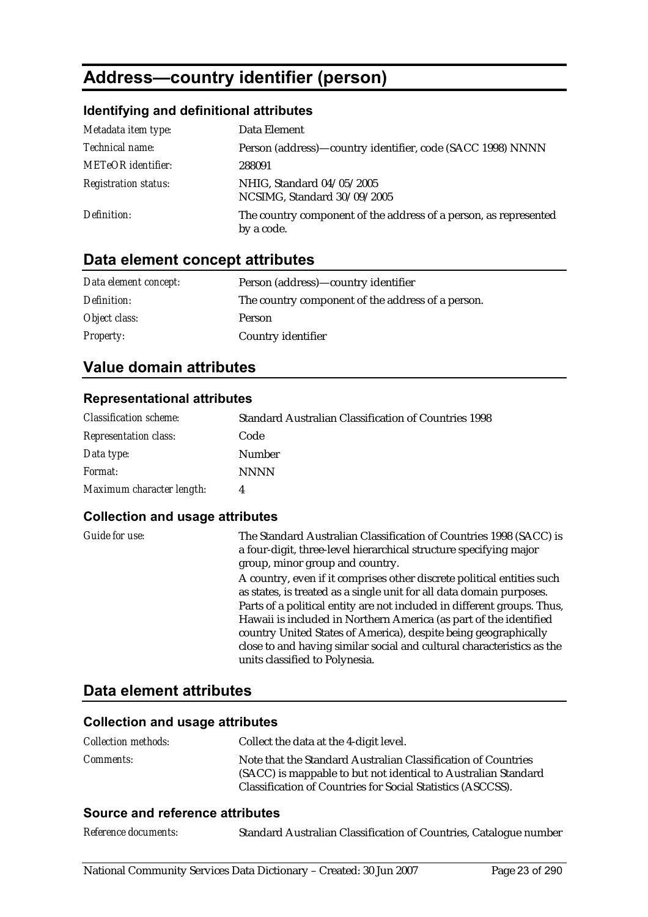# Address—country identifier (person)

### Identifying and definitional attributes

| | |
|---|---|
| *Metadata item type:* | Data Element |
| *Technical name:* | Person (address)—country identifier, code (SACC 1998) NNNN |
| *METeOR identifier:* | 288091 |
| *Registration status:* | NHIG, Standard 04/05/2005<br>NCSIMG, Standard 30/09/2005 |
| *Definition:* | The country component of the address of a person, as represented by a code. |

## Data element concept attributes

| | |
|---|---|
| *Data element concept:* | Person (address)—country identifier |
| *Definition:* | The country component of the address of a person. |
| *Object class:* | Person |
| *Property:* | Country identifier |

## Value domain attributes

### Representational attributes

| | |
|---|---|
| *Classification scheme:* | Standard Australian Classification of Countries 1998 |
| *Representation class:* | Code |
| *Data type:* | Number |
| *Format:* | NNNN |
| *Maximum character length:* | 4 |

### Collection and usage attributes

*Guide for use:*

The Standard Australian Classification of Countries 1998 (SACC) is a four-digit, three-level hierarchical structure specifying major group, minor group and country.

A country, even if it comprises other discrete political entities such as states, is treated as a single unit for all data domain purposes. Parts of a political entity are not included in different groups. Thus, Hawaii is included in Northern America (as part of the identified country United States of America), despite being geographically close to and having similar social and cultural characteristics as the units classified to Polynesia.

## Data element attributes

### Collection and usage attributes

| | |
|---|---|
| *Collection methods:* | Collect the data at the 4-digit level. |
| *Comments:* | Note that the Standard Australian Classification of Countries (SACC) is mappable to but not identical to Australian Standard Classification of Countries for Social Statistics (ASCCSS). |

### Source and reference attributes

| | |
|---|---|
| *Reference documents:* | Standard Australian Classification of Countries, Catalogue number |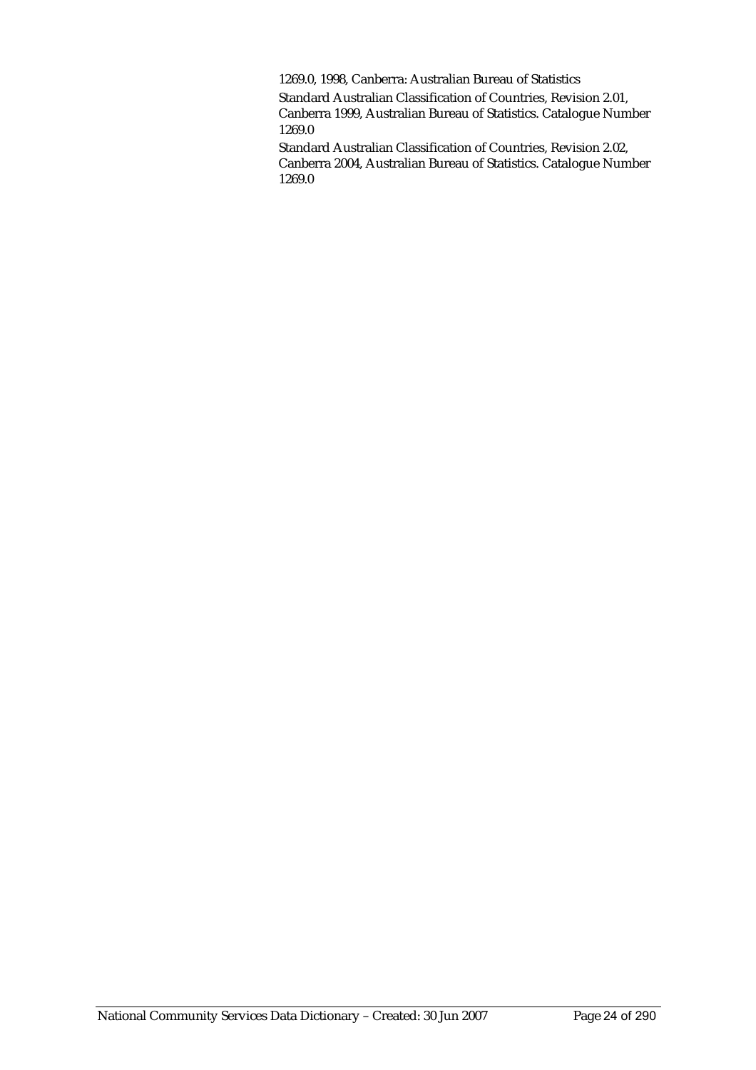1269.0, 1998, Canberra: Australian Bureau of Statistics

Standard Australian Classification of Countries, Revision 2.01, Canberra 1999, Australian Bureau of Statistics. Catalogue Number 1269.0

Standard Australian Classification of Countries, Revision 2.02, Canberra 2004, Australian Bureau of Statistics. Catalogue Number 1269.0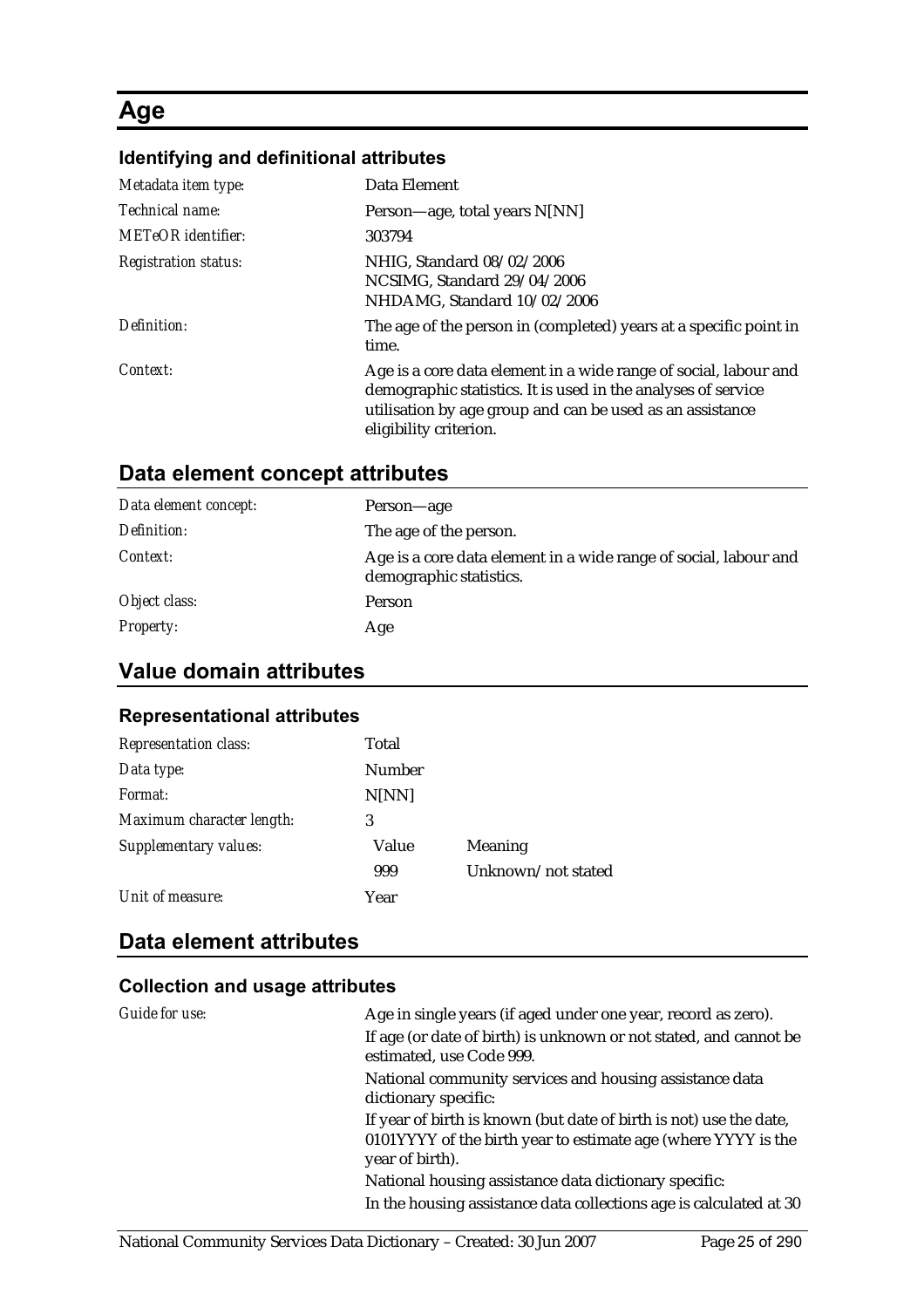# Age

### Identifying and definitional attributes

| | |
|---|---|
| *Metadata item type:* | Data Element |
| *Technical name:* | Person—age, total years N[NN] |
| *METeOR identifier:* | 303794 |
| *Registration status:* | NHIG, Standard 08/02/2006<br>NCSIMG, Standard 29/04/2006<br>NHDAMG, Standard 10/02/2006 |
| *Definition:* | The age of the person in (completed) years at a specific point in time. |
| *Context:* | Age is a core data element in a wide range of social, labour and demographic statistics. It is used in the analyses of service utilisation by age group and can be used as an assistance eligibility criterion. |

## Data element concept attributes

| | |
|---|---|
| *Data element concept:* | Person—age |
| *Definition:* | The age of the person. |
| *Context:* | Age is a core data element in a wide range of social, labour and demographic statistics. |
| *Object class:* | Person |
| *Property:* | Age |

## Value domain attributes

### Representational attributes

| | | |
|---|---|---|
| *Representation class:* | Total | |
| *Data type:* | Number | |
| *Format:* | N[NN] | |
| *Maximum character length:* | 3 | |
| *Supplementary values:* | Value | Meaning |
| | 999 | Unknown/not stated |
| *Unit of measure:* | Year | |

## Data element attributes

### Collection and usage attributes

*Guide for use:*

Age in single years (if aged under one year, record as zero).

If age (or date of birth) is unknown or not stated, and cannot be estimated, use Code 999.

National community services and housing assistance data dictionary specific:

If year of birth is known (but date of birth is not) use the date, 0101YYYY of the birth year to estimate age (where YYYY is the year of birth).

National housing assistance data dictionary specific:

In the housing assistance data collections age is calculated at 30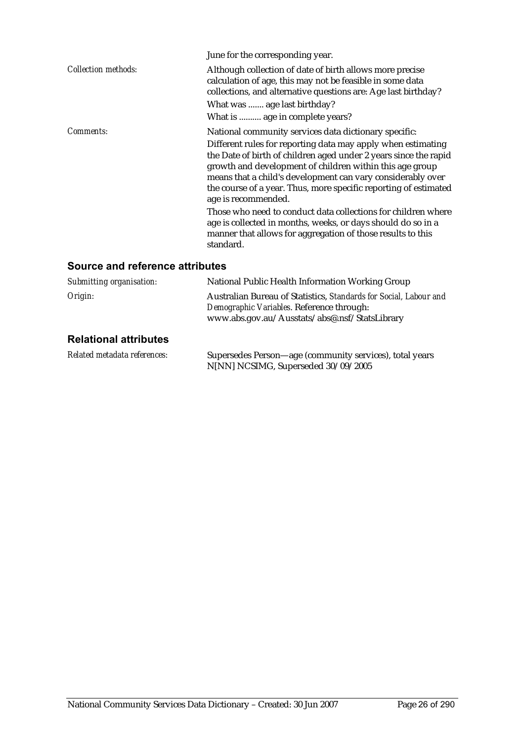| | |
|---|---|
| | June for the corresponding year. |
| *Collection methods:* | Although collection of date of birth allows more precise calculation of age, this may not be feasible in some data collections, and alternative questions are: Age last birthday?<br>What was ....... age last birthday?<br>What is .......... age in complete years? |
| *Comments:* | National community services data dictionary specific:<br>Different rules for reporting data may apply when estimating the Date of birth of children aged under 2 years since the rapid growth and development of children within this age group means that a child's development can vary considerably over the course of a year. Thus, more specific reporting of estimated age is recommended.<br>Those who need to conduct data collections for children where age is collected in months, weeks, or days should do so in a manner that allows for aggregation of those results to this standard. |

## Source and reference attributes

| | |
|---|---|
| *Submitting organisation:* | National Public Health Information Working Group |
| *Origin:* | Australian Bureau of Statistics, *Standards for Social, Labour and Demographic Variables*. Reference through: www.abs.gov.au/Ausstats/abs@.nsf/StatsLibrary |

## Relational attributes

| | |
|---|---|
| *Related metadata references:* | Supersedes Person—age (community services), total years N[NN] NCSIMG, Superseded 30/09/2005 |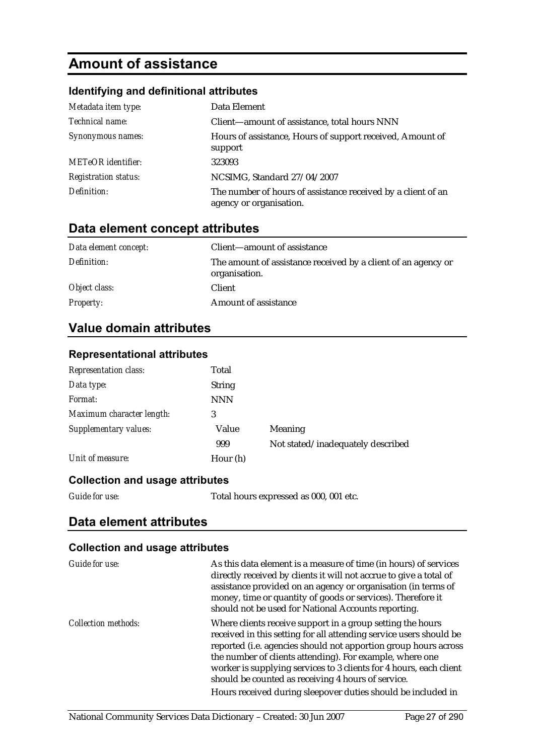# Amount of assistance

### Identifying and definitional attributes

| | |
|---|---|
| *Metadata item type:* | Data Element |
| *Technical name:* | Client—amount of assistance, total hours NNN |
| *Synonymous names:* | Hours of assistance, Hours of support received, Amount of support |
| *METeOR identifier:* | 323093 |
| *Registration status:* | NCSIMG, Standard 27/04/2007 |
| *Definition:* | The number of hours of assistance received by a client of an agency or organisation. |

## Data element concept attributes

| | |
|---|---|
| *Data element concept:* | Client—amount of assistance |
| *Definition:* | The amount of assistance received by a client of an agency or organisation. |
| *Object class:* | Client |
| *Property:* | Amount of assistance |

## Value domain attributes

### Representational attributes

| | | |
|---|---|---|
| *Representation class:* | Total | |
| *Data type:* | String | |
| *Format:* | NNN | |
| *Maximum character length:* | 3 | |
| *Supplementary values:* | Value | Meaning |
| | 999 | Not stated/inadequately described |
| *Unit of measure:* | Hour (h) | |

### Collection and usage attributes

| | |
|---|---|
| *Guide for use:* | Total hours expressed as 000, 001 etc. |

## Data element attributes

### Collection and usage attributes

| | |
|---|---|
| *Guide for use:* | As this data element is a measure of time (in hours) of services directly received by clients it will not accrue to give a total of assistance provided on an agency or organisation (in terms of money, time or quantity of goods or services). Therefore it should not be used for National Accounts reporting. |
| *Collection methods:* | Where clients receive support in a group setting the hours received in this setting for all attending service users should be reported (i.e. agencies should not apportion group hours across the number of clients attending). For example, where one worker is supplying services to 3 clients for 4 hours, each client should be counted as receiving 4 hours of service.<br>Hours received during sleepover duties should be included in |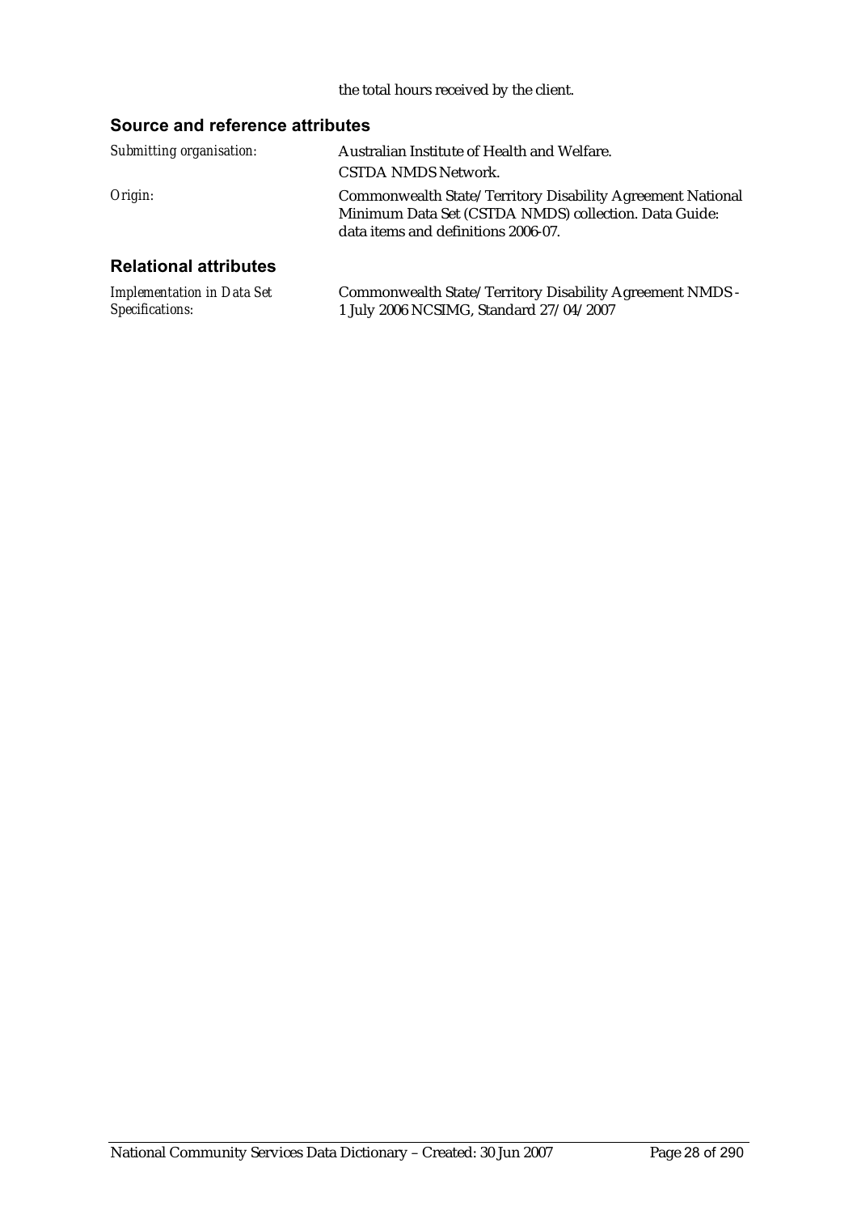the total hours received by the client.

## Source and reference attributes

*Submitting organisation:* Australian Institute of Health and Welfare.

CSTDA NMDS Network.

*Origin:* Commonwealth State/Territory Disability Agreement National Minimum Data Set (CSTDA NMDS) collection. Data Guide: data items and definitions 2006-07.

## Relational attributes

*Implementation in Data Set Specifications:* Commonwealth State/Territory Disability Agreement NMDS - 1 July 2006 NCSIMG, Standard 27/04/2007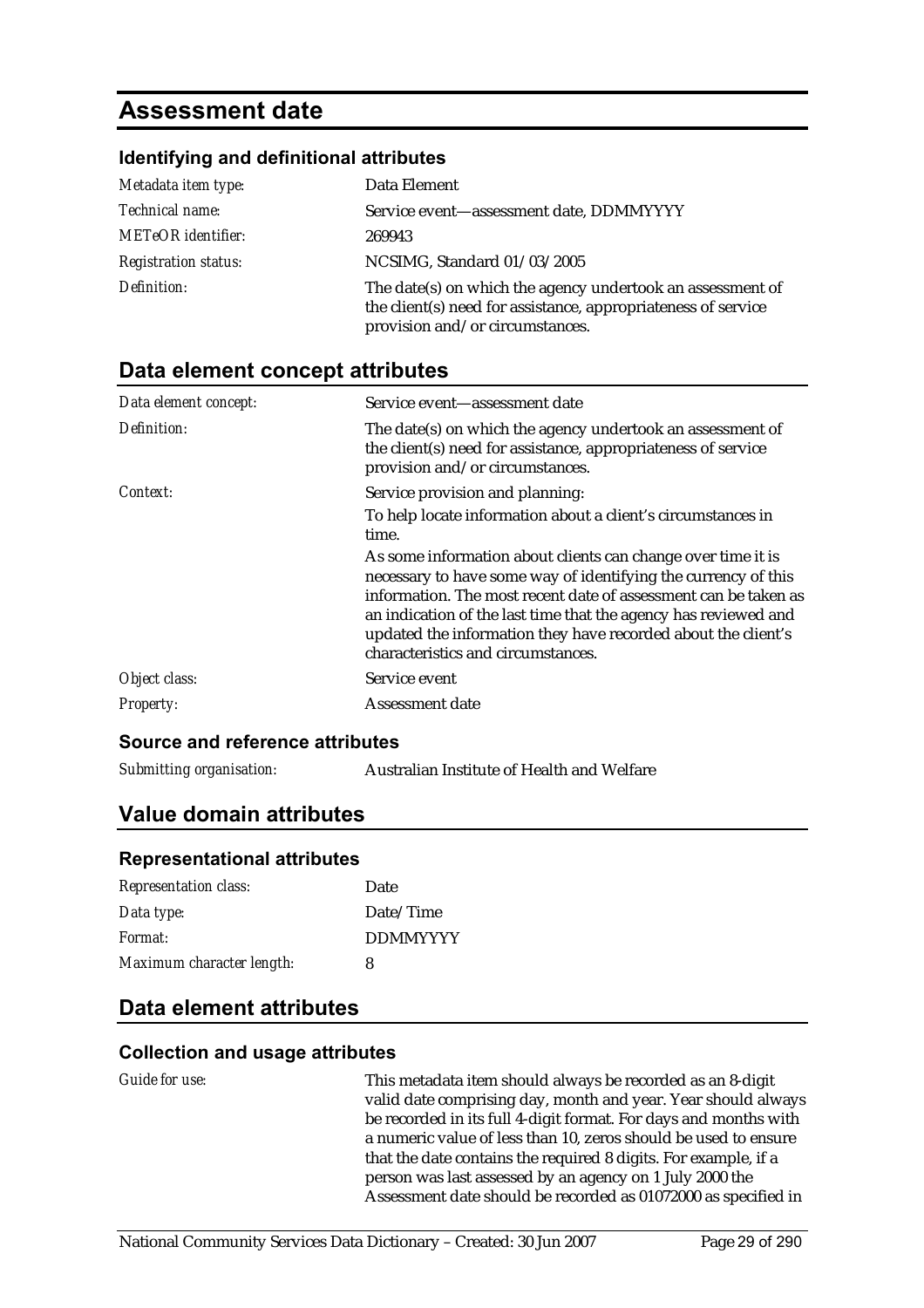# Assessment date

### Identifying and definitional attributes

| | |
|---|---|
| *Metadata item type:* | Data Element |
| *Technical name:* | Service event—assessment date, DDMMYYYY |
| *METeOR identifier:* | 269943 |
| *Registration status:* | NCSIMG, Standard 01/03/2005 |
| *Definition:* | The date(s) on which the agency undertook an assessment of the client(s) need for assistance, appropriateness of service provision and/or circumstances. |

## Data element concept attributes

| | |
|---|---|
| *Data element concept:* | Service event—assessment date |
| *Definition:* | The date(s) on which the agency undertook an assessment of the client(s) need for assistance, appropriateness of service provision and/or circumstances. |
| *Context:* | Service provision and planning:<br><br>To help locate information about a client's circumstances in time.<br><br>As some information about clients can change over time it is necessary to have some way of identifying the currency of this information. The most recent date of assessment can be taken as an indication of the last time that the agency has reviewed and updated the information they have recorded about the client's characteristics and circumstances. |
| *Object class:* | Service event |
| *Property:* | Assessment date |

### Source and reference attributes

| | |
|---|---|
| *Submitting organisation:* | Australian Institute of Health and Welfare |

## Value domain attributes

### Representational attributes

| | |
|---|---|
| *Representation class:* | Date |
| *Data type:* | Date/Time |
| *Format:* | DDMMYYYY |
| *Maximum character length:* | 8 |

## Data element attributes

### Collection and usage attributes

| | |
|---|---|
| *Guide for use:* | This metadata item should always be recorded as an 8-digit valid date comprising day, month and year. Year should always be recorded in its full 4-digit format. For days and months with a numeric value of less than 10, zeros should be used to ensure that the date contains the required 8 digits. For example, if a person was last assessed by an agency on 1 July 2000 the Assessment date should be recorded as 01072000 as specified in |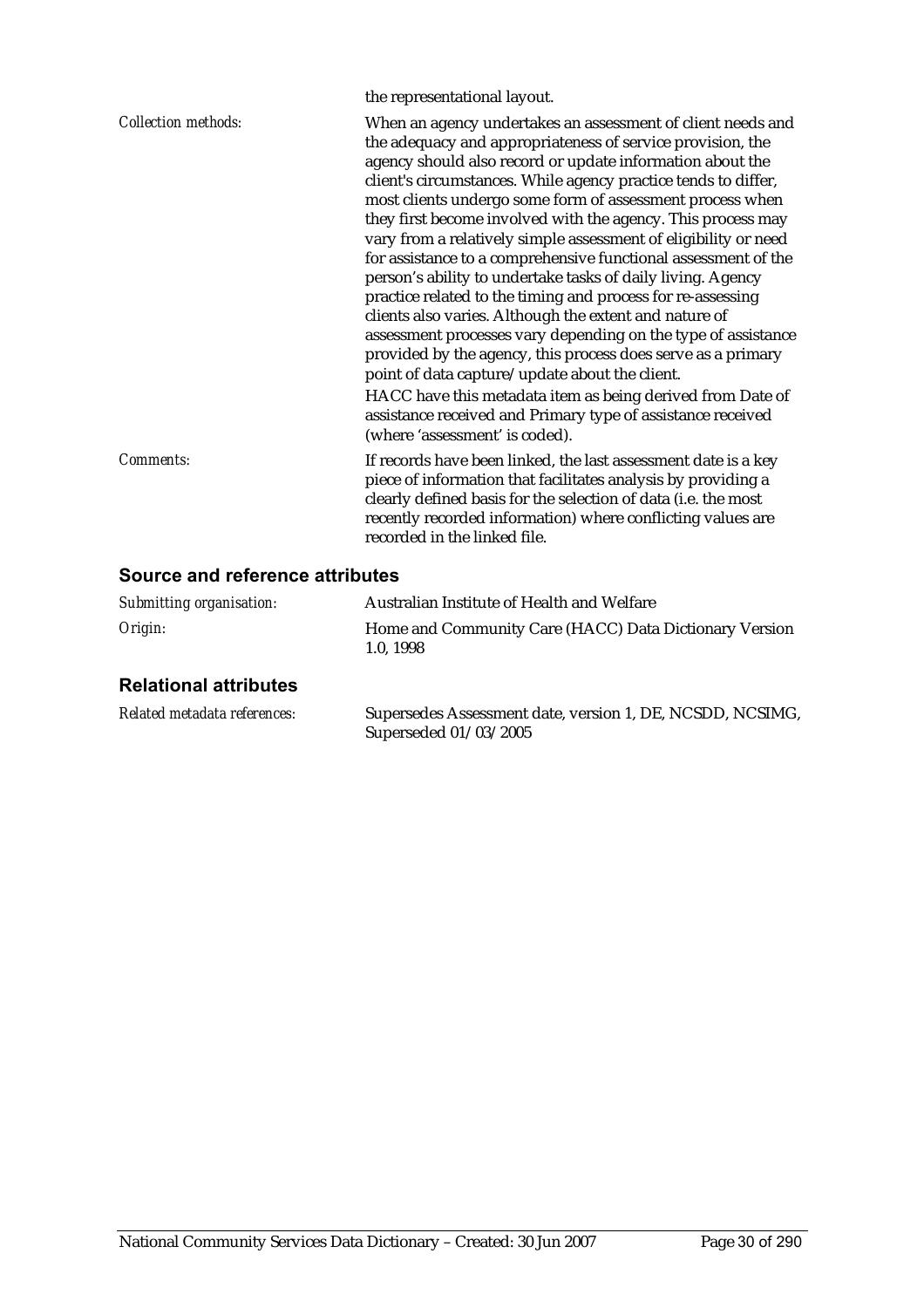the representational layout.

*Collection methods:* When an agency undertakes an assessment of client needs and the adequacy and appropriateness of service provision, the agency should also record or update information about the client's circumstances. While agency practice tends to differ, most clients undergo some form of assessment process when they first become involved with the agency. This process may vary from a relatively simple assessment of eligibility or need for assistance to a comprehensive functional assessment of the person's ability to undertake tasks of daily living. Agency practice related to the timing and process for re-assessing clients also varies. Although the extent and nature of assessment processes vary depending on the type of assistance provided by the agency, this process does serve as a primary point of data capture/update about the client.

HACC have this metadata item as being derived from Date of assistance received and Primary type of assistance received (where 'assessment' is coded).

*Comments:* If records have been linked, the last assessment date is a key piece of information that facilitates analysis by providing a clearly defined basis for the selection of data (i.e. the most recently recorded information) where conflicting values are recorded in the linked file.

## Source and reference attributes

*Submitting organisation:* Australian Institute of Health and Welfare

*Origin:* Home and Community Care (HACC) Data Dictionary Version 1.0, 1998

## Relational attributes

*Related metadata references:* Supersedes Assessment date, version 1, DE, NCSDD, NCSIMG, Superseded 01/03/2005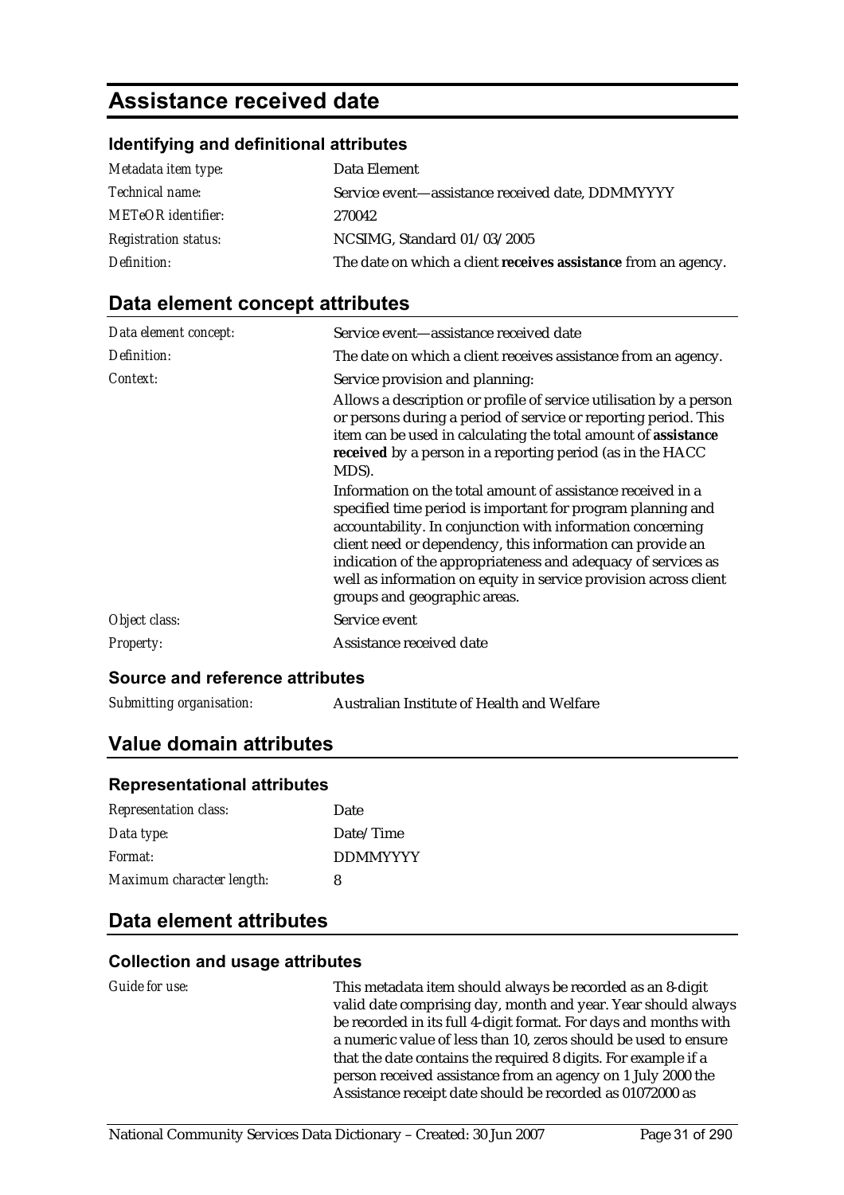# Assistance received date

### Identifying and definitional attributes

| | |
|---|---|
| *Metadata item type:* | Data Element |
| *Technical name:* | Service event—assistance received date, DDMMYYYY |
| *METeOR identifier:* | 270042 |
| *Registration status:* | NCSIMG, Standard 01/03/2005 |
| *Definition:* | The date on which a client **receives assistance** from an agency. |

## Data element concept attributes

| | |
|---|---|
| *Data element concept:* | Service event—assistance received date |
| *Definition:* | The date on which a client receives assistance from an agency. |
| *Context:* | Service provision and planning:<br><br>Allows a description or profile of service utilisation by a person or persons during a period of service or reporting period. This item can be used in calculating the total amount of **assistance received** by a person in a reporting period (as in the HACC MDS).<br><br>Information on the total amount of assistance received in a specified time period is important for program planning and accountability. In conjunction with information concerning client need or dependency, this information can provide an indication of the appropriateness and adequacy of services as well as information on equity in service provision across client groups and geographic areas. |
| *Object class:* | Service event |
| *Property:* | Assistance received date |

### Source and reference attributes

| | |
|---|---|
| *Submitting organisation:* | Australian Institute of Health and Welfare |

## Value domain attributes

### Representational attributes

| | |
|---|---|
| *Representation class:* | Date |
| *Data type:* | Date/Time |
| *Format:* | DDMMYYYY |
| *Maximum character length:* | 8 |

## Data element attributes

### Collection and usage attributes

| | |
|---|---|
| *Guide for use:* | This metadata item should always be recorded as an 8-digit valid date comprising day, month and year. Year should always be recorded in its full 4-digit format. For days and months with a numeric value of less than 10, zeros should be used to ensure that the date contains the required 8 digits. For example if a person received assistance from an agency on 1 July 2000 the Assistance receipt date should be recorded as 01072000 as |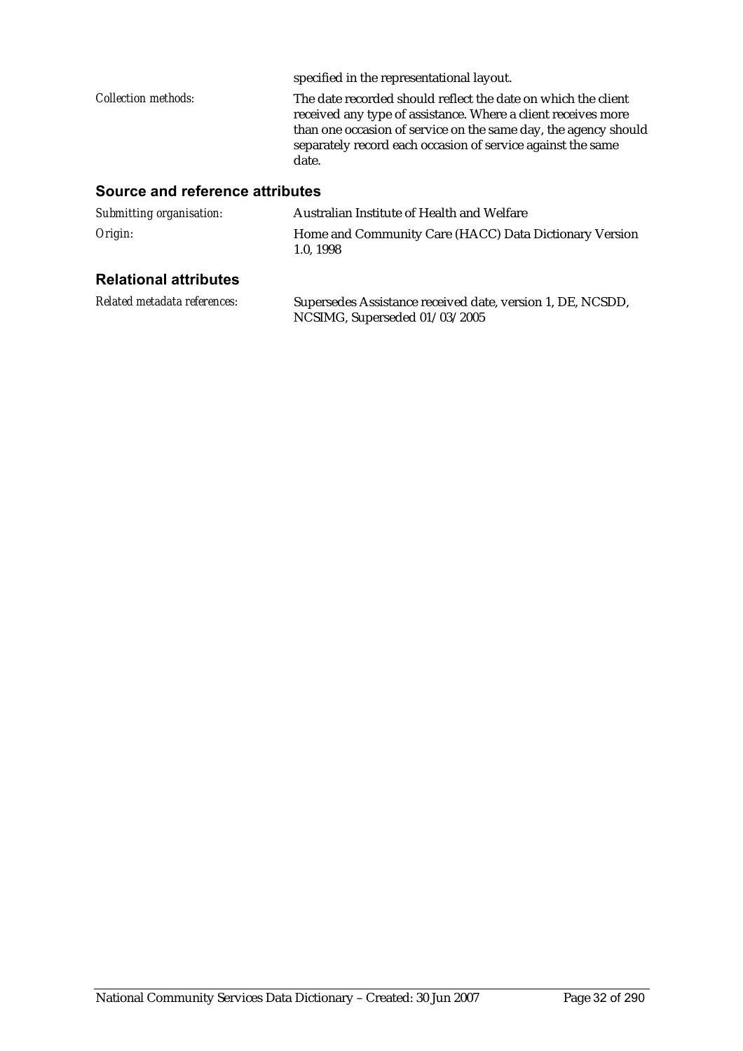specified in the representational layout.

*Collection methods:* The date recorded should reflect the date on which the client received any type of assistance. Where a client receives more than one occasion of service on the same day, the agency should separately record each occasion of service against the same date.

## Source and reference attributes

*Submitting organisation:* Australian Institute of Health and Welfare

*Origin:* Home and Community Care (HACC) Data Dictionary Version 1.0, 1998

## Relational attributes

*Related metadata references:* Supersedes Assistance received date, version 1, DE, NCSDD, NCSIMG, Superseded 01/03/2005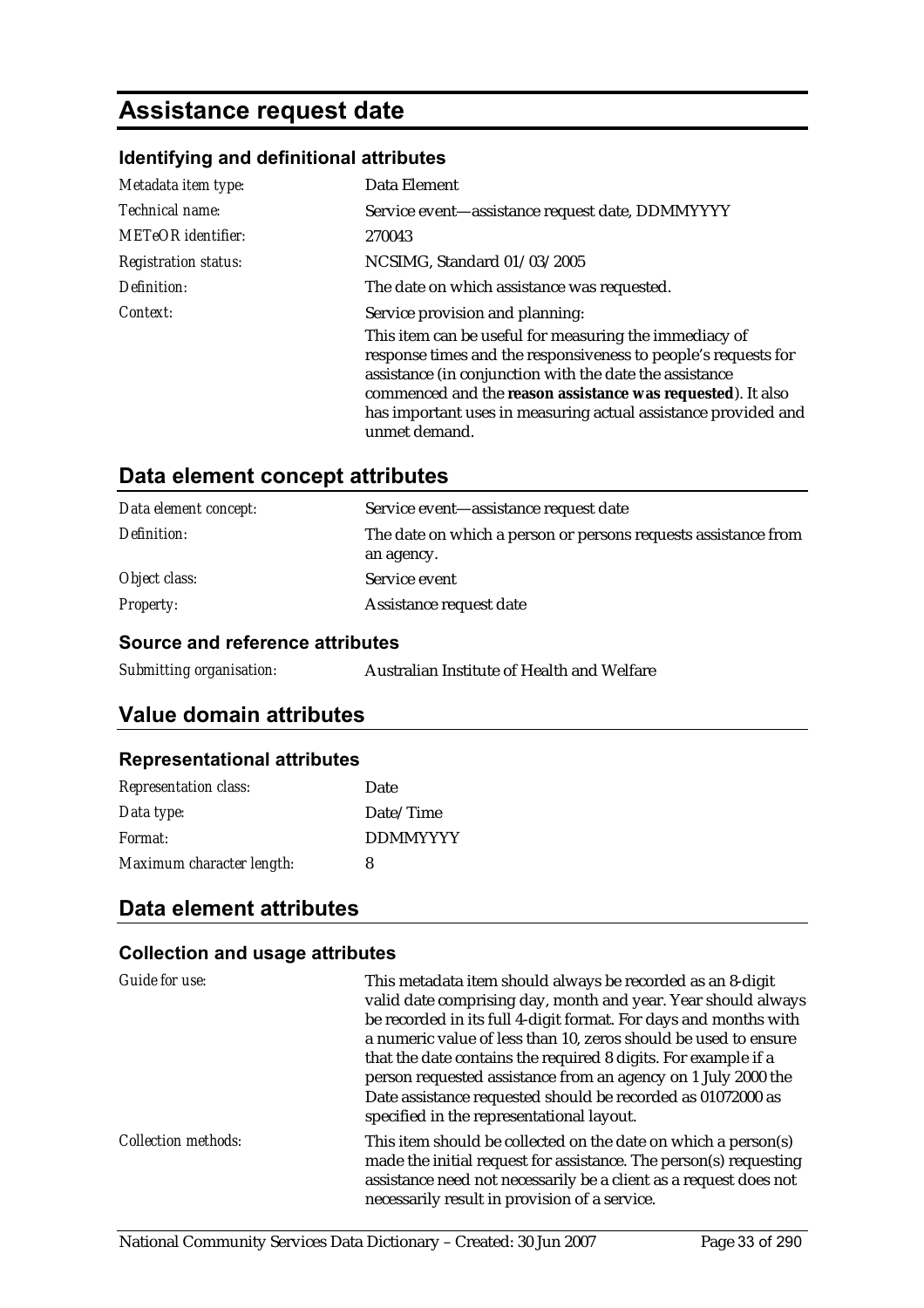# Assistance request date

### Identifying and definitional attributes

| | |
|---|---|
| *Metadata item type:* | Data Element |
| *Technical name:* | Service event—assistance request date, DDMMYYYY |
| *METeOR identifier:* | 270043 |
| *Registration status:* | NCSIMG, Standard 01/03/2005 |
| *Definition:* | The date on which assistance was requested. |
| *Context:* | Service provision and planning: This item can be useful for measuring the immediacy of response times and the responsiveness to people's requests for assistance (in conjunction with the date the assistance commenced and the **reason assistance was requested**). It also has important uses in measuring actual assistance provided and unmet demand. |

## Data element concept attributes

| | |
|---|---|
| *Data element concept:* | Service event—assistance request date |
| *Definition:* | The date on which a person or persons requests assistance from an agency. |
| *Object class:* | Service event |
| *Property:* | Assistance request date |

### Source and reference attributes

| | |
|---|---|
| *Submitting organisation:* | Australian Institute of Health and Welfare |

## Value domain attributes

### Representational attributes

| | |
|---|---|
| *Representation class:* | Date |
| *Data type:* | Date/Time |
| *Format:* | DDMMYYYY |
| *Maximum character length:* | 8 |

## Data element attributes

### Collection and usage attributes

| | |
|---|---|
| *Guide for use:* | This metadata item should always be recorded as an 8-digit valid date comprising day, month and year. Year should always be recorded in its full 4-digit format. For days and months with a numeric value of less than 10, zeros should be used to ensure that the date contains the required 8 digits. For example if a person requested assistance from an agency on 1 July 2000 the Date assistance requested should be recorded as 01072000 as specified in the representational layout. |
| *Collection methods:* | This item should be collected on the date on which a person(s) made the initial request for assistance. The person(s) requesting assistance need not necessarily be a client as a request does not necessarily result in provision of a service. |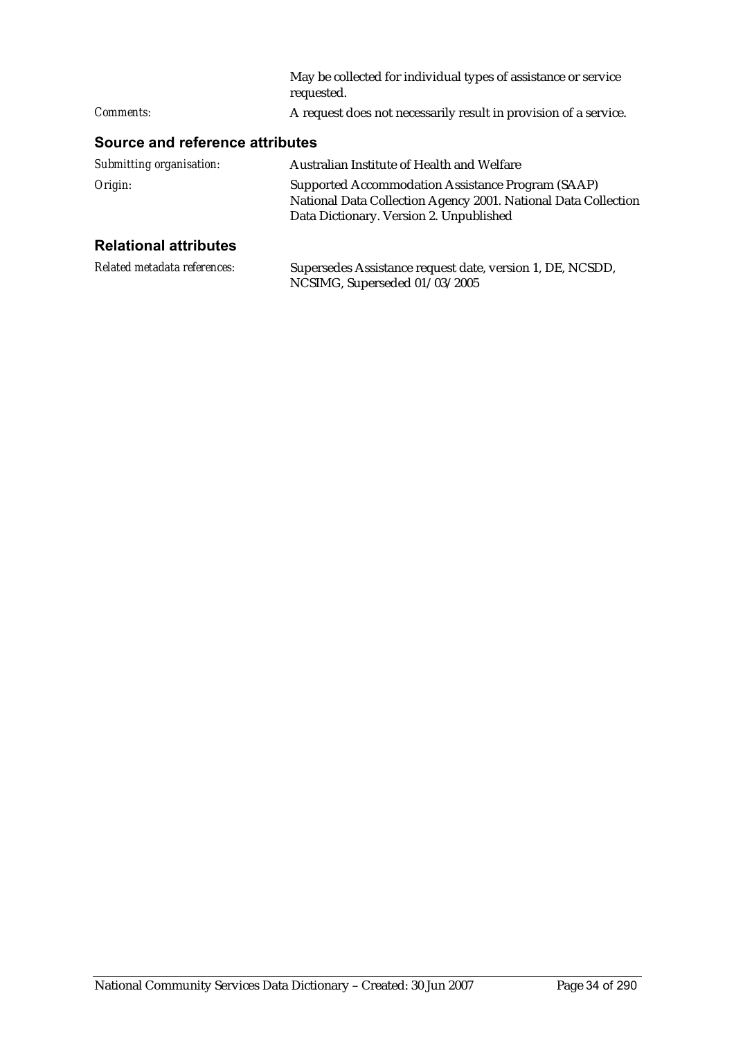May be collected for individual types of assistance or service requested.

*Comments:* A request does not necessarily result in provision of a service.

### Source and reference attributes

*Submitting organisation:* Australian Institute of Health and Welfare

*Origin:* Supported Accommodation Assistance Program (SAAP) National Data Collection Agency 2001. National Data Collection Data Dictionary. Version 2. Unpublished

### Relational attributes

*Related metadata references:* Supersedes Assistance request date, version 1, DE, NCSDD, NCSIMG, Superseded 01/03/2005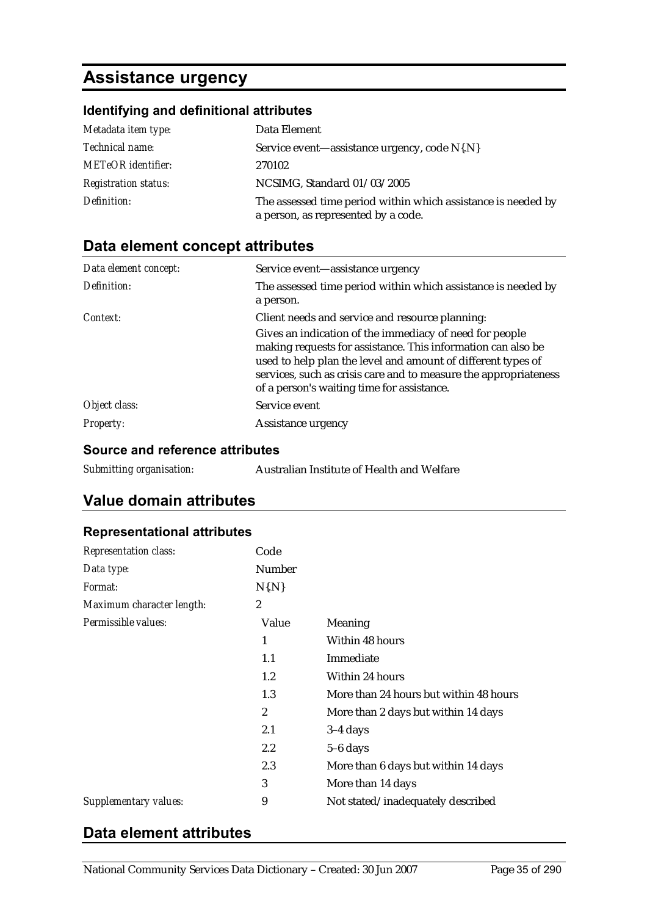# Assistance urgency

### Identifying and definitional attributes

| | |
|---|---|
| *Metadata item type:* | Data Element |
| *Technical name:* | Service event—assistance urgency, code N{.N} |
| *METeOR identifier:* | 270102 |
| *Registration status:* | NCSIMG, Standard 01/03/2005 |
| *Definition:* | The assessed time period within which assistance is needed by a person, as represented by a code. |

## Data element concept attributes

| | |
|---|---|
| *Data element concept:* | Service event—assistance urgency |
| *Definition:* | The assessed time period within which assistance is needed by a person. |
| *Context:* | Client needs and service and resource planning:<br>Gives an indication of the immediacy of need for people making requests for assistance. This information can also be used to help plan the level and amount of different types of services, such as crisis care and to measure the appropriateness of a person's waiting time for assistance. |
| *Object class:* | Service event |
| *Property:* | Assistance urgency |

### Source and reference attributes

| | |
|---|---|
| *Submitting organisation:* | Australian Institute of Health and Welfare |

## Value domain attributes

### Representational attributes

| | | |
|---|---|---|
| *Representation class:* | Code | |
| *Data type:* | Number | |
| *Format:* | N{.N} | |
| *Maximum character length:* | 2 | |
| *Permissible values:* | Value | Meaning |
| | 1 | Within 48 hours |
| | 1.1 | Immediate |
| | 1.2 | Within 24 hours |
| | 1.3 | More than 24 hours but within 48 hours |
| | 2 | More than 2 days but within 14 days |
| | 2.1 | 3–4 days |
| | 2.2 | 5–6 days |
| | 2.3 | More than 6 days but within 14 days |
| | 3 | More than 14 days |
| *Supplementary values:* | 9 | Not stated/inadequately described |

## Data element attributes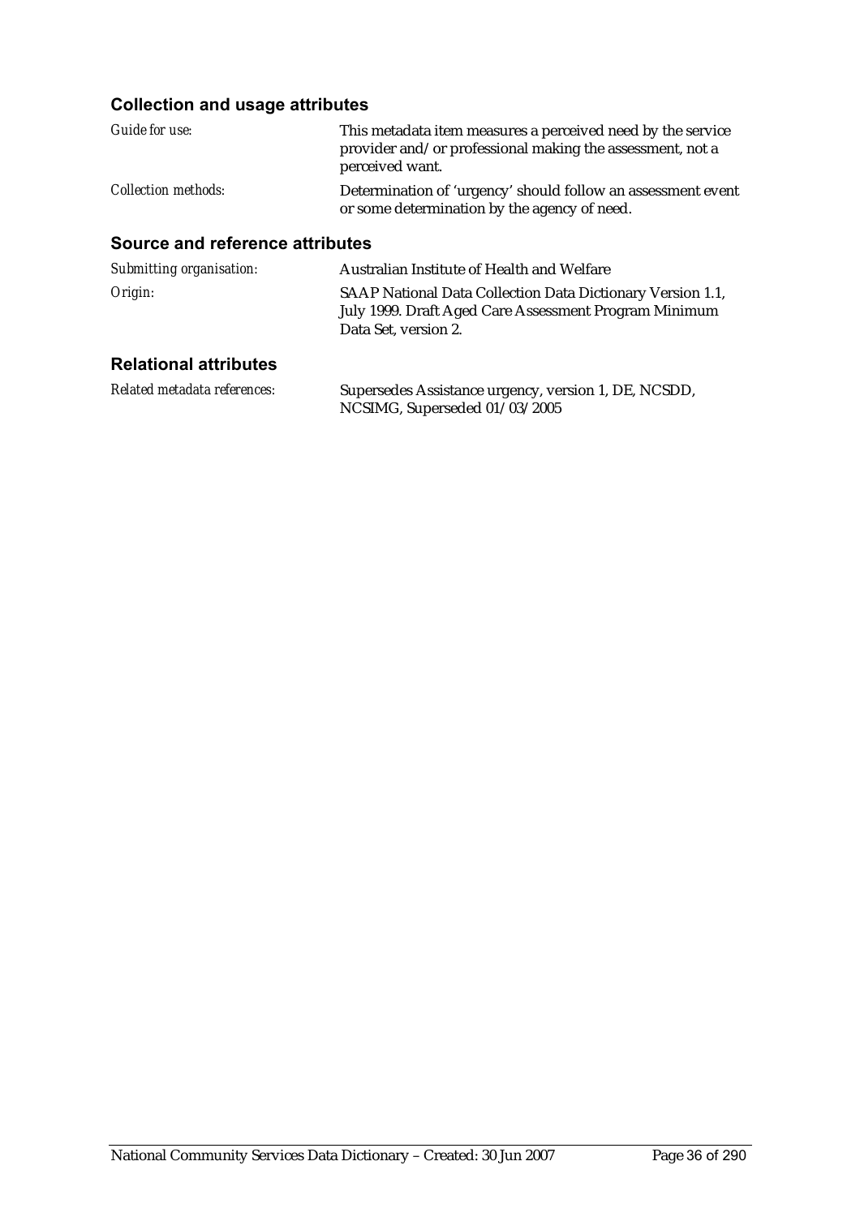### Collection and usage attributes

| | |
|---|---|
| *Guide for use:* | This metadata item measures a perceived need by the service provider and/or professional making the assessment, not a perceived want. |
| *Collection methods:* | Determination of 'urgency' should follow an assessment event or some determination by the agency of need. |

### Source and reference attributes

| | |
|---|---|
| *Submitting organisation:* | Australian Institute of Health and Welfare |
| *Origin:* | SAAP National Data Collection Data Dictionary Version 1.1, July 1999. Draft Aged Care Assessment Program Minimum Data Set, version 2. |

### Relational attributes

| | |
|---|---|
| *Related metadata references:* | Supersedes Assistance urgency, version 1, DE, NCSDD, NCSIMG, Superseded 01/03/2005 |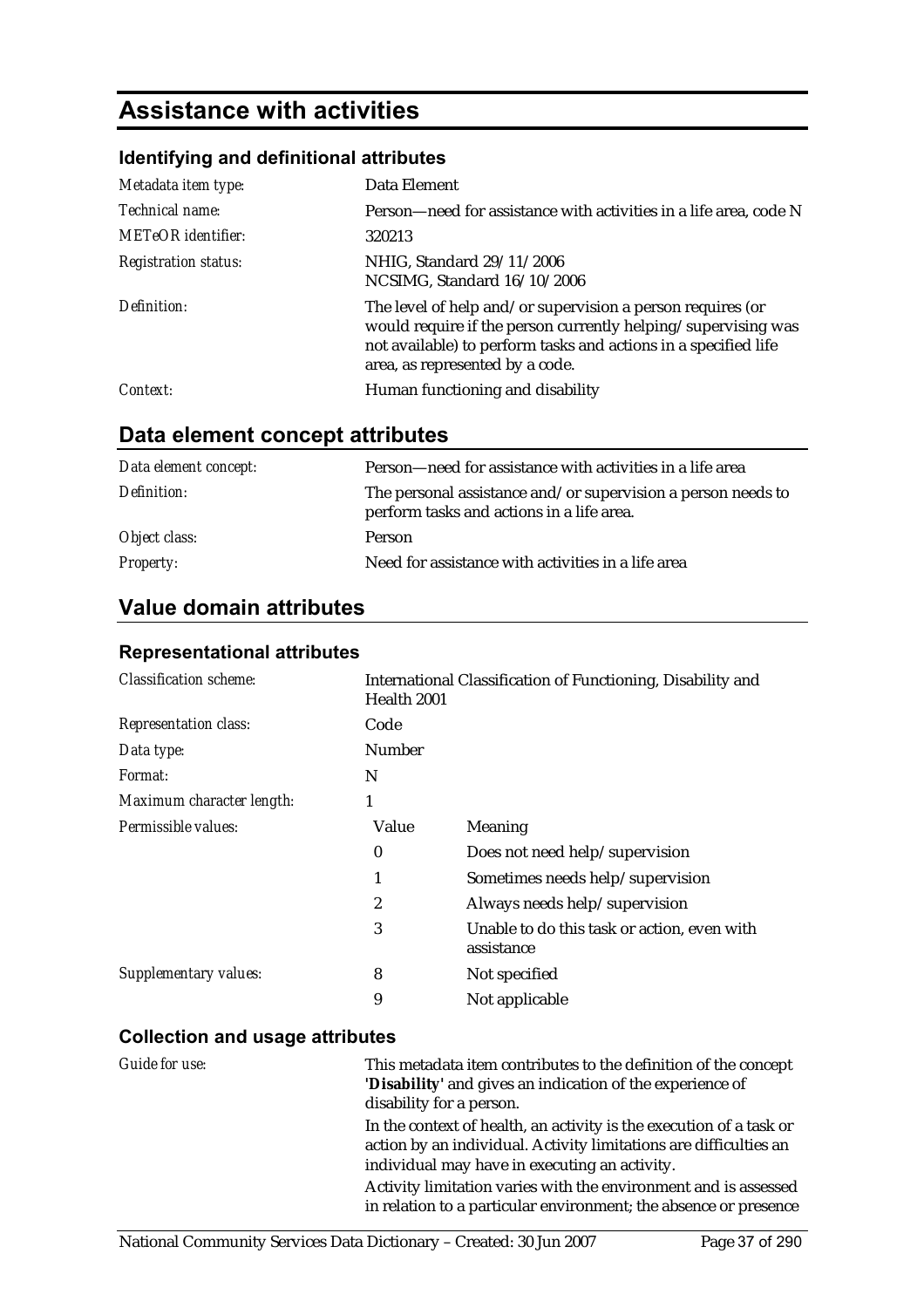# Assistance with activities

### Identifying and definitional attributes

| | |
|---|---|
| *Metadata item type:* | Data Element |
| *Technical name:* | Person—need for assistance with activities in a life area, code N |
| *METeOR identifier:* | 320213 |
| *Registration status:* | NHIG, Standard 29/11/2006<br>NCSIMG, Standard 16/10/2006 |
| *Definition:* | The level of help and/or supervision a person requires (or would require if the person currently helping/supervising was not available) to perform tasks and actions in a specified life area, as represented by a code. |
| *Context:* | Human functioning and disability |

## Data element concept attributes

| | |
|---|---|
| *Data element concept:* | Person—need for assistance with activities in a life area |
| *Definition:* | The personal assistance and/or supervision a person needs to perform tasks and actions in a life area. |
| *Object class:* | Person |
| *Property:* | Need for assistance with activities in a life area |

## Value domain attributes

### Representational attributes

| | | |
|---|---|---|
| *Classification scheme:* | International Classification of Functioning, Disability and Health 2001 | |
| *Representation class:* | Code | |
| *Data type:* | Number | |
| *Format:* | N | |
| *Maximum character length:* | 1 | |
| *Permissible values:* | Value | Meaning |
| | 0 | Does not need help/supervision |
| | 1 | Sometimes needs help/supervision |
| | 2 | Always needs help/supervision |
| | 3 | Unable to do this task or action, even with assistance |
| *Supplementary values:* | 8 | Not specified |
| | 9 | Not applicable |

### Collection and usage attributes

*Guide for use:*

This metadata item contributes to the definition of the concept **'Disability'** and gives an indication of the experience of disability for a person.

In the context of health, an activity is the execution of a task or action by an individual. Activity limitations are difficulties an individual may have in executing an activity.

Activity limitation varies with the environment and is assessed in relation to a particular environment; the absence or presence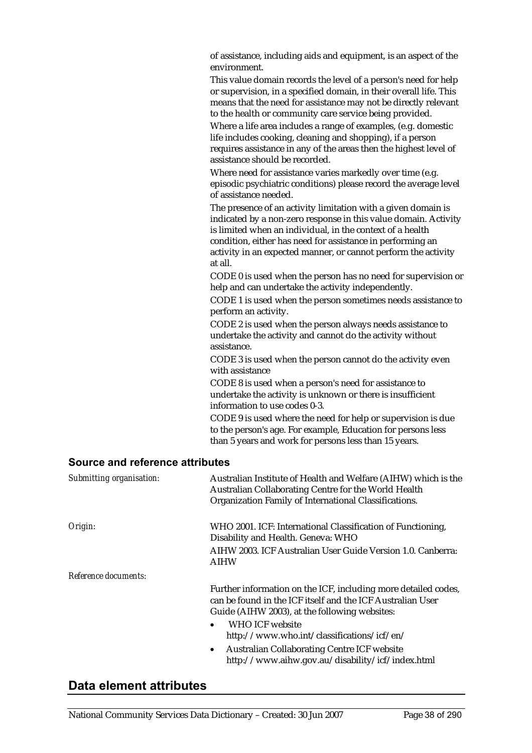of assistance, including aids and equipment, is an aspect of the environment.

This value domain records the level of a person's need for help or supervision, in a specified domain, in their overall life. This means that the need for assistance may not be directly relevant to the health or community care service being provided.

Where a life area includes a range of examples, (e.g. domestic life includes cooking, cleaning and shopping), if a person requires assistance in any of the areas then the highest level of assistance should be recorded.

Where need for assistance varies markedly over time (e.g. episodic psychiatric conditions) please record the average level of assistance needed.

The presence of an activity limitation with a given domain is indicated by a non-zero response in this value domain. Activity is limited when an individual, in the context of a health condition, either has need for assistance in performing an activity in an expected manner, or cannot perform the activity at all.

CODE 0 is used when the person has no need for supervision or help and can undertake the activity independently.

CODE 1 is used when the person sometimes needs assistance to perform an activity.

CODE 2 is used when the person always needs assistance to undertake the activity and cannot do the activity without assistance.

CODE 3 is used when the person cannot do the activity even with assistance

CODE 8 is used when a person's need for assistance to undertake the activity is unknown or there is insufficient information to use codes 0-3.

CODE 9 is used where the need for help or supervision is due to the person's age. For example, Education for persons less than 5 years and work for persons less than 15 years.

### Source and reference attributes

*Submitting organisation:* Australian Institute of Health and Welfare (AIHW) which is the Australian Collaborating Centre for the World Health Organization Family of International Classifications.

*Origin:* WHO 2001. ICF: International Classification of Functioning, Disability and Health. Geneva: WHO

AIHW 2003. ICF Australian User Guide Version 1.0. Canberra: AIHW

*Reference documents:*

Further information on the ICF, including more detailed codes, can be found in the ICF itself and the ICF Australian User Guide (AIHW 2003), at the following websites:

- WHO ICF website http://www.who.int/classifications/icf/en/
- Australian Collaborating Centre ICF website http://www.aihw.gov.au/disability/icf/index.html

## Data element attributes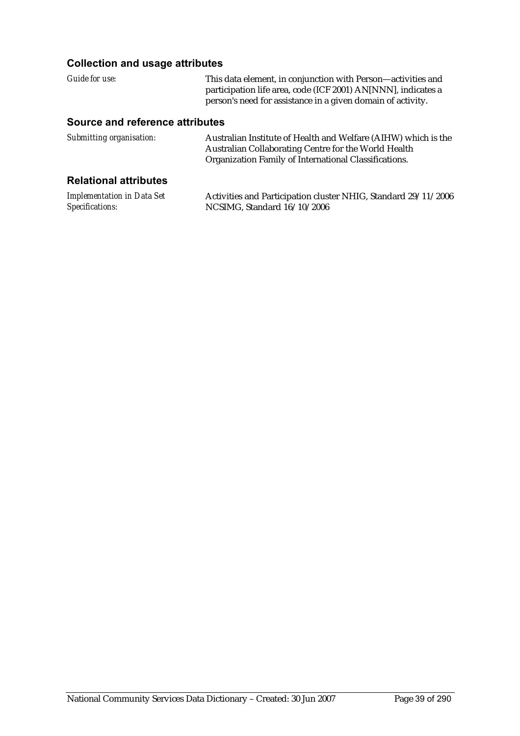### Collection and usage attributes

*Guide for use:* This data element, in conjunction with Person—activities and participation life area, code (ICF 2001) AN[NNN], indicates a person's need for assistance in a given domain of activity.

### Source and reference attributes

*Submitting organisation:* Australian Institute of Health and Welfare (AIHW) which is the Australian Collaborating Centre for the World Health Organization Family of International Classifications.

### Relational attributes

*Implementation in Data Set Specifications:* Activities and Participation cluster NHIG, Standard 29/11/2006
NCSIMG, Standard 16/10/2006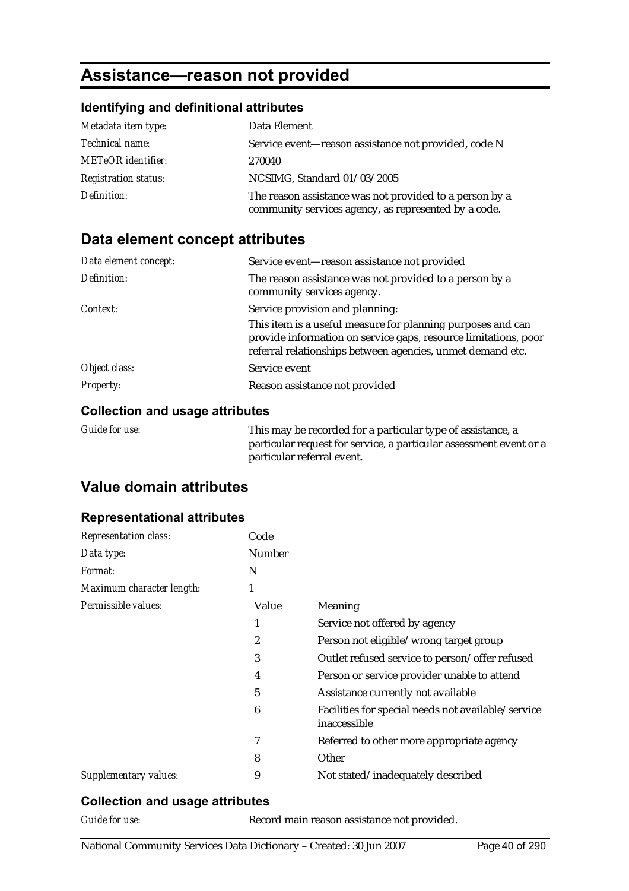# Assistance—reason not provided

### Identifying and definitional attributes

| | |
|---|---|
| *Metadata item type:* | Data Element |
| *Technical name:* | Service event—reason assistance not provided, code N |
| *METeOR identifier:* | 270040 |
| *Registration status:* | NCSIMG, Standard 01/03/2005 |
| *Definition:* | The reason assistance was not provided to a person by a community services agency, as represented by a code. |

## Data element concept attributes

| | |
|---|---|
| *Data element concept:* | Service event—reason assistance not provided |
| *Definition:* | The reason assistance was not provided to a person by a community services agency. |
| *Context:* | Service provision and planning:<br>This item is a useful measure for planning purposes and can provide information on service gaps, resource limitations, poor referral relationships between agencies, unmet demand etc. |
| *Object class:* | Service event |
| *Property:* | Reason assistance not provided |

### Collection and usage attributes

| | |
|---|---|
| *Guide for use:* | This may be recorded for a particular type of assistance, a particular request for service, a particular assessment event or a particular referral event. |

## Value domain attributes

### Representational attributes

| | | |
|---|---|---|
| *Representation class:* | Code | |
| *Data type:* | Number | |
| *Format:* | N | |
| *Maximum character length:* | 1 | |
| *Permissible values:* | **Value** | **Meaning** |
| | 1 | Service not offered by agency |
| | 2 | Person not eligible/wrong target group |
| | 3 | Outlet refused service to person/offer refused |
| | 4 | Person or service provider unable to attend |
| | 5 | Assistance currently not available |
| | 6 | Facilities for special needs not available/service inaccessible |
| | 7 | Referred to other more appropriate agency |
| | 8 | Other |
| *Supplementary values:* | 9 | Not stated/inadequately described |

### Collection and usage attributes

| | |
|---|---|
| *Guide for use:* | Record main reason assistance not provided. |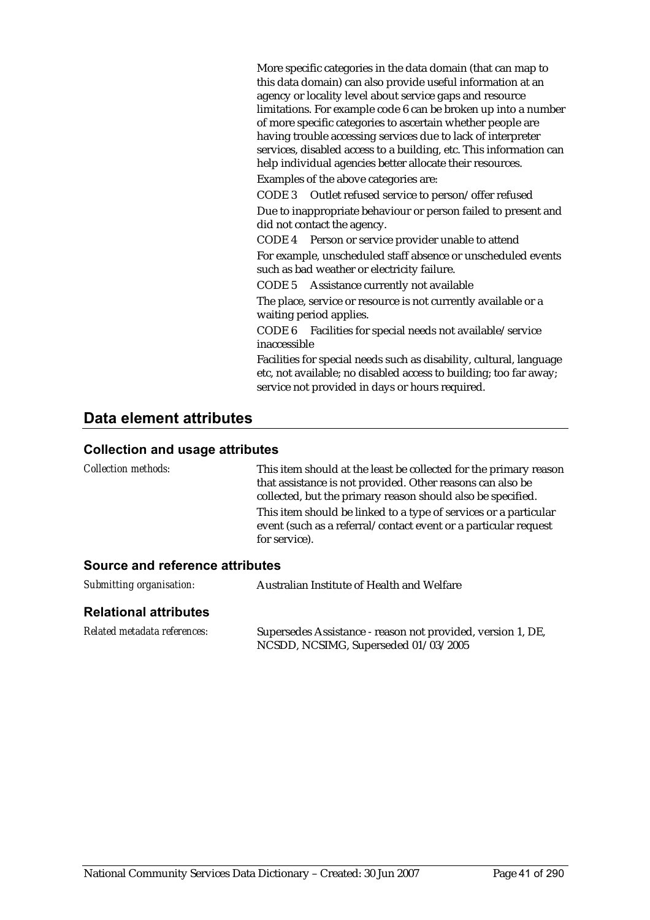More specific categories in the data domain (that can map to this data domain) can also provide useful information at an agency or locality level about service gaps and resource limitations. For example code 6 can be broken up into a number of more specific categories to ascertain whether people are having trouble accessing services due to lack of interpreter services, disabled access to a building, etc. This information can help individual agencies better allocate their resources.

Examples of the above categories are:

CODE 3 Outlet refused service to person/offer refused

Due to inappropriate behaviour or person failed to present and did not contact the agency.

CODE 4 Person or service provider unable to attend

For example, unscheduled staff absence or unscheduled events such as bad weather or electricity failure.

CODE 5 Assistance currently not available

The place, service or resource is not currently available or a waiting period applies.

CODE 6 Facilities for special needs not available/service inaccessible

Facilities for special needs such as disability, cultural, language etc, not available; no disabled access to building; too far away; service not provided in days or hours required.

## Data element attributes

### Collection and usage attributes

*Collection methods:* This item should at the least be collected for the primary reason that assistance is not provided. Other reasons can also be collected, but the primary reason should also be specified.

This item should be linked to a type of services or a particular event (such as a referral/contact event or a particular request for service).

### Source and reference attributes

*Submitting organisation:* Australian Institute of Health and Welfare

### Relational attributes

*Related metadata references:* Supersedes Assistance - reason not provided, version 1, DE, NCSDD, NCSIMG, Superseded 01/03/2005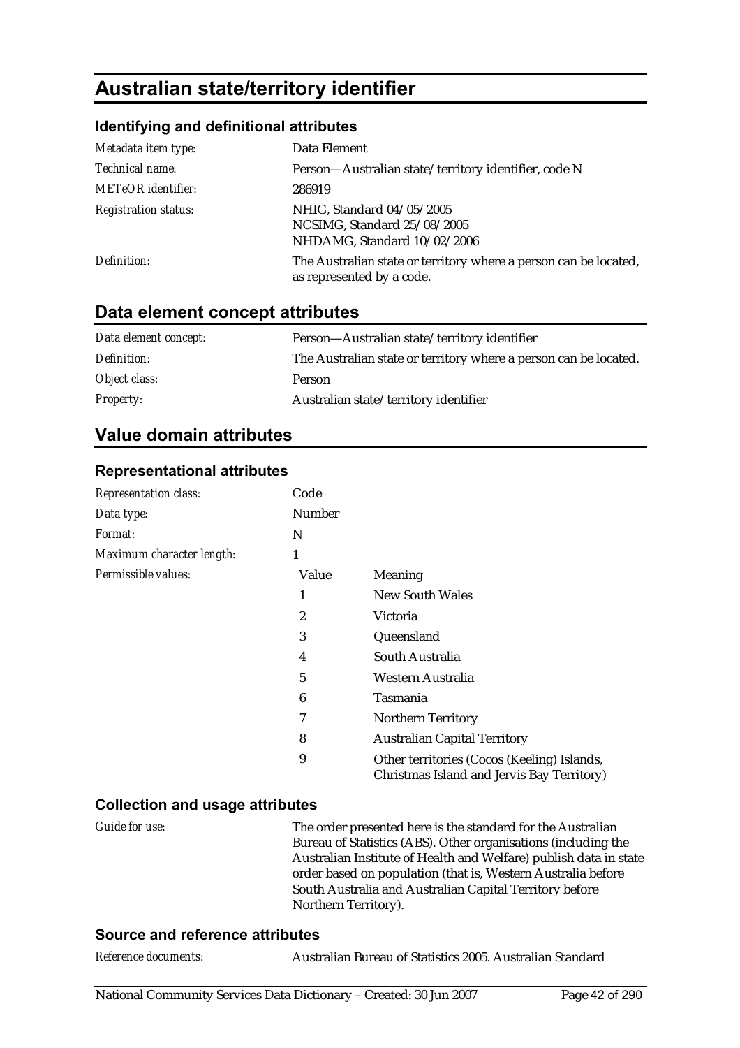# Australian state/territory identifier

### Identifying and definitional attributes

| | |
|---|---|
| *Metadata item type:* | Data Element |
| *Technical name:* | Person—Australian state/territory identifier, code N |
| *METeOR identifier:* | 286919 |
| *Registration status:* | NHIG, Standard 04/05/2005<br>NCSIMG, Standard 25/08/2005<br>NHDAMG, Standard 10/02/2006 |
| *Definition:* | The Australian state or territory where a person can be located, as represented by a code. |

## Data element concept attributes

| | |
|---|---|
| *Data element concept:* | Person—Australian state/territory identifier |
| *Definition:* | The Australian state or territory where a person can be located. |
| *Object class:* | Person |
| *Property:* | Australian state/territory identifier |

## Value domain attributes

### Representational attributes

| | | |
|---|---|---|
| *Representation class:* | Code | |
| *Data type:* | Number | |
| *Format:* | N | |
| *Maximum character length:* | 1 | |
| *Permissible values:* | **Value** | **Meaning** |
| | 1 | New South Wales |
| | 2 | Victoria |
| | 3 | Queensland |
| | 4 | South Australia |
| | 5 | Western Australia |
| | 6 | Tasmania |
| | 7 | Northern Territory |
| | 8 | Australian Capital Territory |
| | 9 | Other territories (Cocos (Keeling) Islands, Christmas Island and Jervis Bay Territory) |

### Collection and usage attributes

| | |
|---|---|
| *Guide for use:* | The order presented here is the standard for the Australian Bureau of Statistics (ABS). Other organisations (including the Australian Institute of Health and Welfare) publish data in state order based on population (that is, Western Australia before South Australia and Australian Capital Territory before Northern Territory). |

### Source and reference attributes

| | |
|---|---|
| *Reference documents:* | Australian Bureau of Statistics 2005. Australian Standard |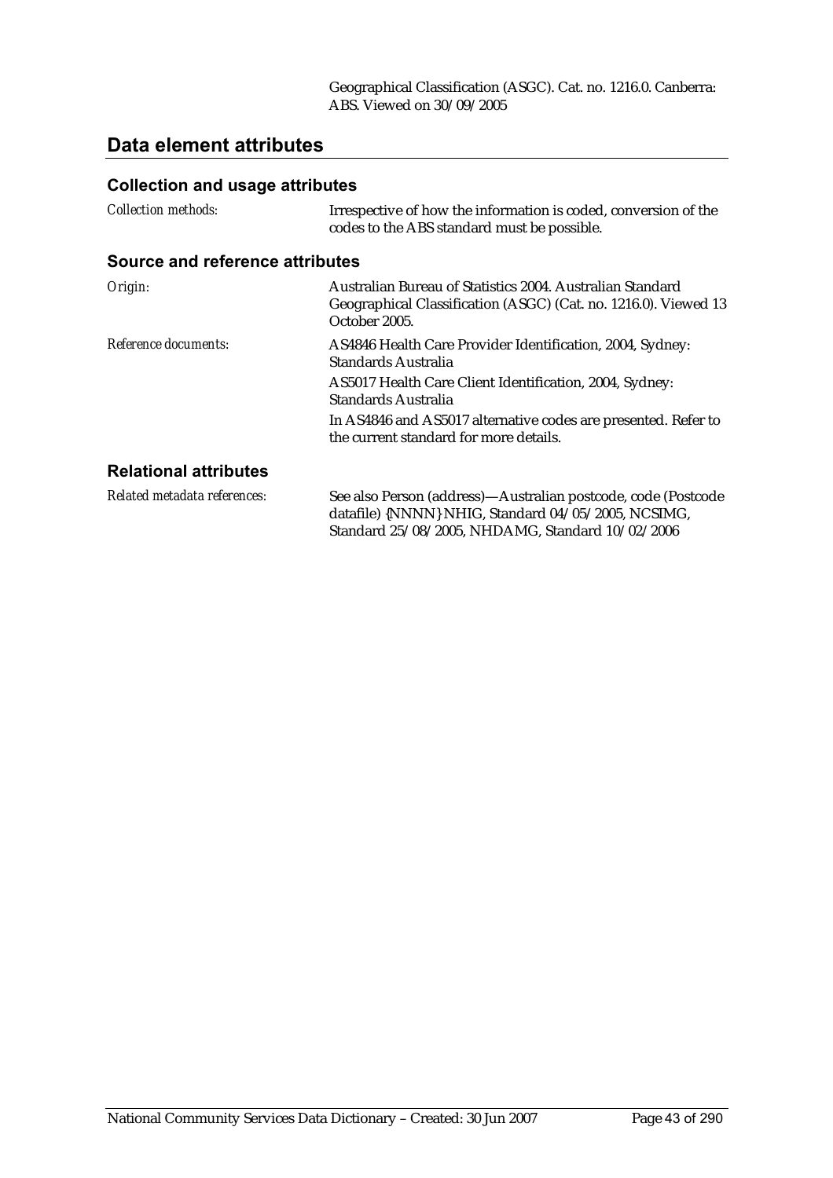Geographical Classification (ASGC). Cat. no. 1216.0. Canberra: ABS. Viewed on 30/09/2005

## Data element attributes

### Collection and usage attributes

| | |
|---|---|
| *Collection methods:* | Irrespective of how the information is coded, conversion of the codes to the ABS standard must be possible. |

### Source and reference attributes

| | |
|---|---|
| *Origin:* | Australian Bureau of Statistics 2004. Australian Standard Geographical Classification (ASGC) (Cat. no. 1216.0). Viewed 13 October 2005. |
| *Reference documents:* | AS4846 Health Care Provider Identification, 2004, Sydney: Standards Australia<br>AS5017 Health Care Client Identification, 2004, Sydney: Standards Australia<br>In AS4846 and AS5017 alternative codes are presented. Refer to the current standard for more details. |

### Relational attributes

| | |
|---|---|
| *Related metadata references:* | See also Person (address)—Australian postcode, code (Postcode datafile) {NNNN} NHIG, Standard 04/05/2005, NCSIMG, Standard 25/08/2005, NHDAMG, Standard 10/02/2006 |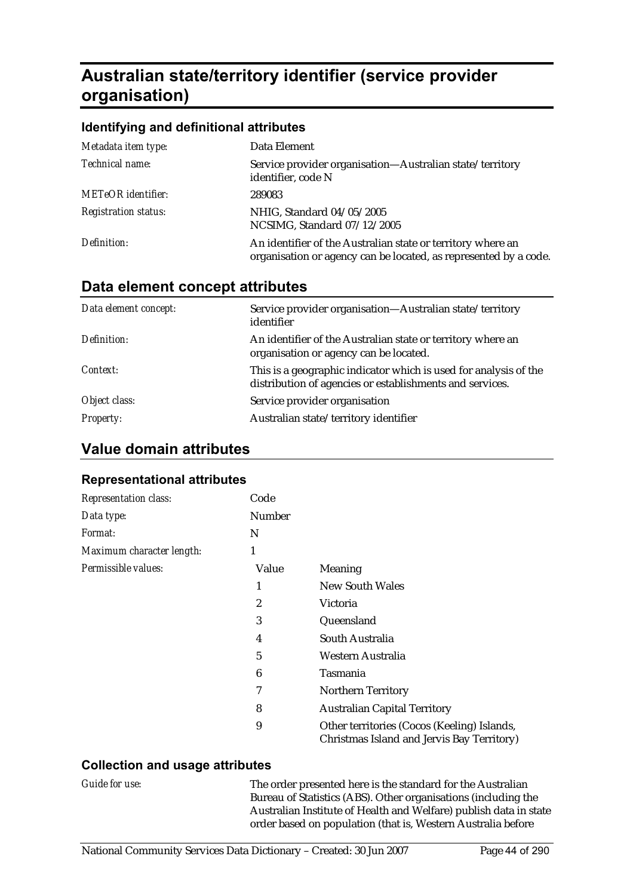# Australian state/territory identifier (service provider organisation)

### Identifying and definitional attributes

| | |
|---|---|
| *Metadata item type:* | Data Element |
| *Technical name:* | Service provider organisation—Australian state/territory identifier, code N |
| *METeOR identifier:* | 289083 |
| *Registration status:* | NHIG, Standard 04/05/2005<br>NCSIMG, Standard 07/12/2005 |
| *Definition:* | An identifier of the Australian state or territory where an organisation or agency can be located, as represented by a code. |

## Data element concept attributes

| | |
|---|---|
| *Data element concept:* | Service provider organisation—Australian state/territory identifier |
| *Definition:* | An identifier of the Australian state or territory where an organisation or agency can be located. |
| *Context:* | This is a geographic indicator which is used for analysis of the distribution of agencies or establishments and services. |
| *Object class:* | Service provider organisation |
| *Property:* | Australian state/territory identifier |

## Value domain attributes

### Representational attributes

| | |
|---|---|
| *Representation class:* | Code |
| *Data type:* | Number |
| *Format:* | N |
| *Maximum character length:* | 1 |

*Permissible values:*

| Value | Meaning |
|---|---|
| 1 | New South Wales |
| 2 | Victoria |
| 3 | Queensland |
| 4 | South Australia |
| 5 | Western Australia |
| 6 | Tasmania |
| 7 | Northern Territory |
| 8 | Australian Capital Territory |
| 9 | Other territories (Cocos (Keeling) Islands, Christmas Island and Jervis Bay Territory) |

### Collection and usage attributes

*Guide for use:* The order presented here is the standard for the Australian Bureau of Statistics (ABS). Other organisations (including the Australian Institute of Health and Welfare) publish data in state order based on population (that is, Western Australia before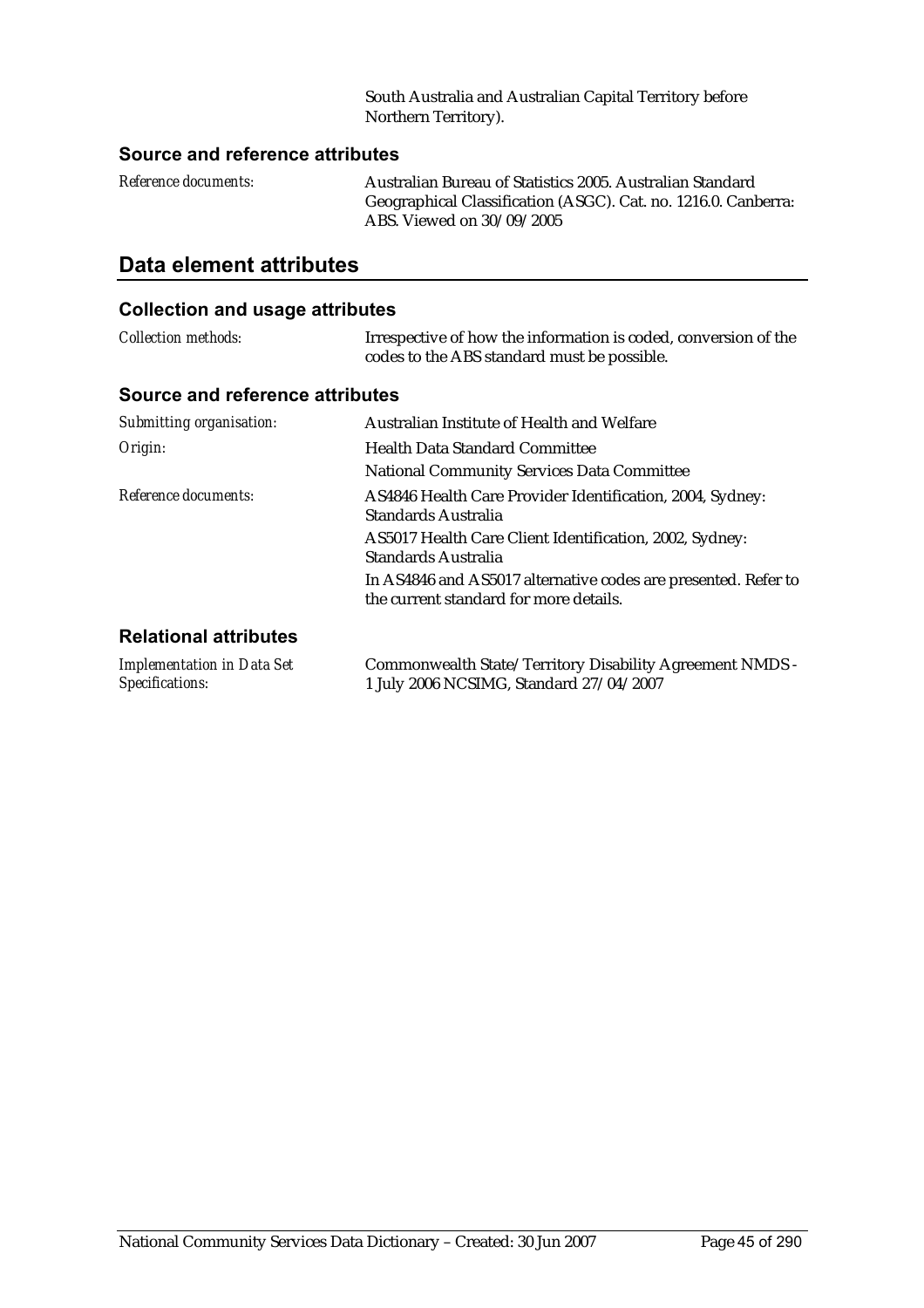South Australia and Australian Capital Territory before Northern Territory).

### Source and reference attributes

*Reference documents:* Australian Bureau of Statistics 2005. Australian Standard Geographical Classification (ASGC). Cat. no. 1216.0. Canberra: ABS. Viewed on 30/09/2005

## Data element attributes

### Collection and usage attributes

*Collection methods:* Irrespective of how the information is coded, conversion of the codes to the ABS standard must be possible.

### Source and reference attributes

*Submitting organisation:* Australian Institute of Health and Welfare

*Origin:* Health Data Standard Committee

National Community Services Data Committee

*Reference documents:* AS4846 Health Care Provider Identification, 2004, Sydney: Standards Australia

AS5017 Health Care Client Identification, 2002, Sydney: Standards Australia

In AS4846 and AS5017 alternative codes are presented. Refer to the current standard for more details.

### Relational attributes

*Implementation in Data Set Specifications:* Commonwealth State/Territory Disability Agreement NMDS - 1 July 2006 NCSIMG, Standard 27/04/2007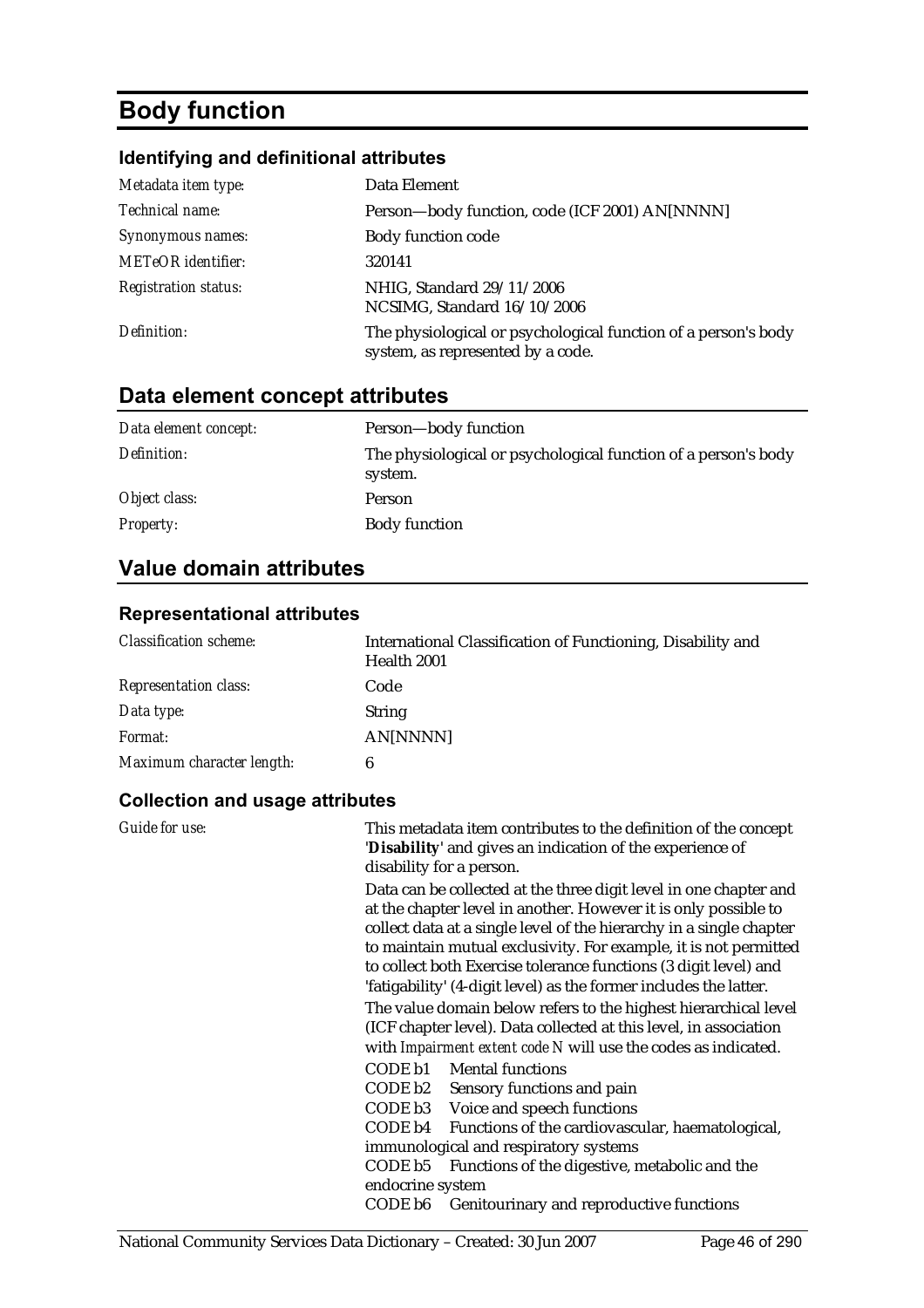# Body function

### Identifying and definitional attributes

| | |
|---|---|
| *Metadata item type:* | Data Element |
| *Technical name:* | Person—body function, code (ICF 2001) AN[NNNN] |
| *Synonymous names:* | Body function code |
| *METeOR identifier:* | 320141 |
| *Registration status:* | NHIG, Standard 29/11/2006<br>NCSIMG, Standard 16/10/2006 |
| *Definition:* | The physiological or psychological function of a person's body system, as represented by a code. |

## Data element concept attributes

| | |
|---|---|
| *Data element concept:* | Person—body function |
| *Definition:* | The physiological or psychological function of a person's body system. |
| *Object class:* | Person |
| *Property:* | Body function |

## Value domain attributes

### Representational attributes

| | |
|---|---|
| *Classification scheme:* | International Classification of Functioning, Disability and Health 2001 |
| *Representation class:* | Code |
| *Data type:* | String |
| *Format:* | AN[NNNN] |
| *Maximum character length:* | 6 |

### Collection and usage attributes

*Guide for use:*

This metadata item contributes to the definition of the concept '**Disability**' and gives an indication of the experience of disability for a person.

Data can be collected at the three digit level in one chapter and at the chapter level in another. However it is only possible to collect data at a single level of the hierarchy in a single chapter to maintain mutual exclusivity. For example, it is not permitted to collect both Exercise tolerance functions (3 digit level) and 'fatigability' (4-digit level) as the former includes the latter.

The value domain below refers to the highest hierarchical level (ICF chapter level). Data collected at this level, in association with *Impairment extent code N* will use the codes as indicated.

CODE b1 Mental functions
CODE b2 Sensory functions and pain
CODE b3 Voice and speech functions
CODE b4 Functions of the cardiovascular, haematological, immunological and respiratory systems
CODE b5 Functions of the digestive, metabolic and the endocrine system
CODE b6 Genitourinary and reproductive functions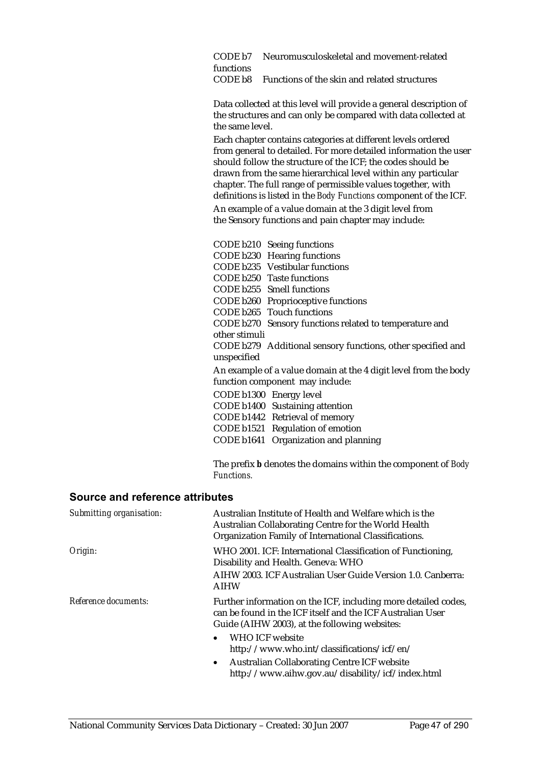CODE b7 Neuromusculoskeletal and movement-related functions
CODE b8 Functions of the skin and related structures

Data collected at this level will provide a general description of the structures and can only be compared with data collected at the same level.

Each chapter contains categories at different levels ordered from general to detailed. For more detailed information the user should follow the structure of the ICF; the codes should be drawn from the same hierarchical level within any particular chapter. The full range of permissible values together, with definitions is listed in the *Body Functions* component of the ICF.

An example of a value domain at the 3 digit level from the Sensory functions and pain chapter may include:

CODE b210 Seeing functions
CODE b230 Hearing functions
CODE b235 Vestibular functions
CODE b250 Taste functions
CODE b255 Smell functions
CODE b260 Proprioceptive functions
CODE b265 Touch functions
CODE b270 Sensory functions related to temperature and other stimuli
CODE b279 Additional sensory functions, other specified and unspecified

An example of a value domain at the 4 digit level from the body function component may include:

CODE b1300 Energy level
CODE b1400 Sustaining attention
CODE b1442 Retrieval of memory
CODE b1521 Regulation of emotion
CODE b1641 Organization and planning

The prefix ***b*** denotes the domains within the component of *Body Functions.*

## Source and reference attributes

*Submitting organisation:* Australian Institute of Health and Welfare which is the Australian Collaborating Centre for the World Health Organization Family of International Classifications.

*Origin:* WHO 2001. ICF: International Classification of Functioning, Disability and Health. Geneva: WHO

AIHW 2003. ICF Australian User Guide Version 1.0. Canberra: AIHW

*Reference documents:* Further information on the ICF, including more detailed codes, can be found in the ICF itself and the ICF Australian User Guide (AIHW 2003), at the following websites:

- WHO ICF website http://www.who.int/classifications/icf/en/
- Australian Collaborating Centre ICF website http://www.aihw.gov.au/disability/icf/index.html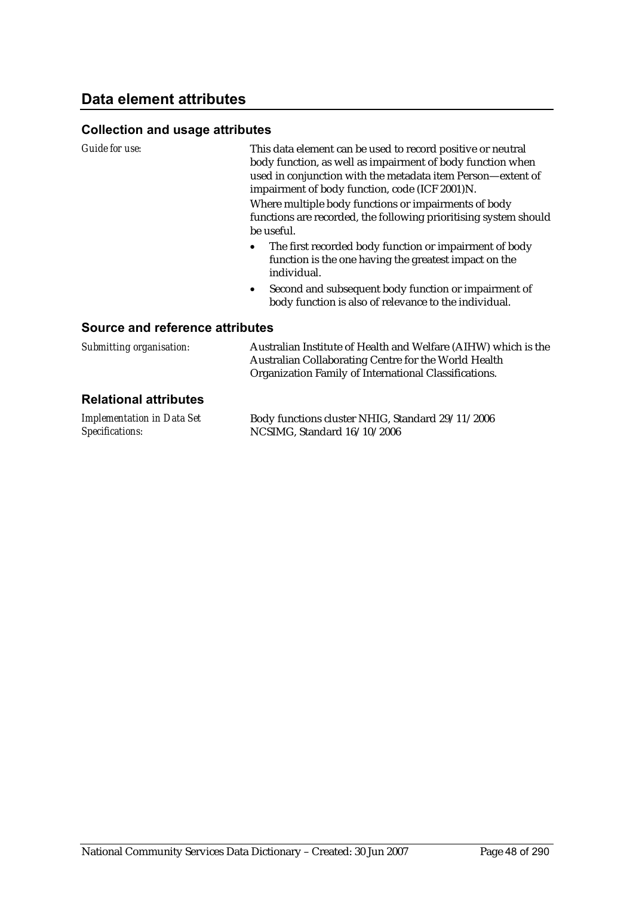## Data element attributes

### Collection and usage attributes

*Guide for use:* This data element can be used to record positive or neutral body function, as well as impairment of body function when used in conjunction with the metadata item Person—extent of impairment of body function, code (ICF 2001)N.

Where multiple body functions or impairments of body functions are recorded, the following prioritising system should be useful.

- The first recorded body function or impairment of body function is the one having the greatest impact on the individual.
- Second and subsequent body function or impairment of body function is also of relevance to the individual.

### Source and reference attributes

*Submitting organisation:* Australian Institute of Health and Welfare (AIHW) which is the Australian Collaborating Centre for the World Health Organization Family of International Classifications.

### Relational attributes

*Implementation in Data Set Specifications:* Body functions cluster NHIG, Standard 29/11/2006
NCSIMG, Standard 16/10/2006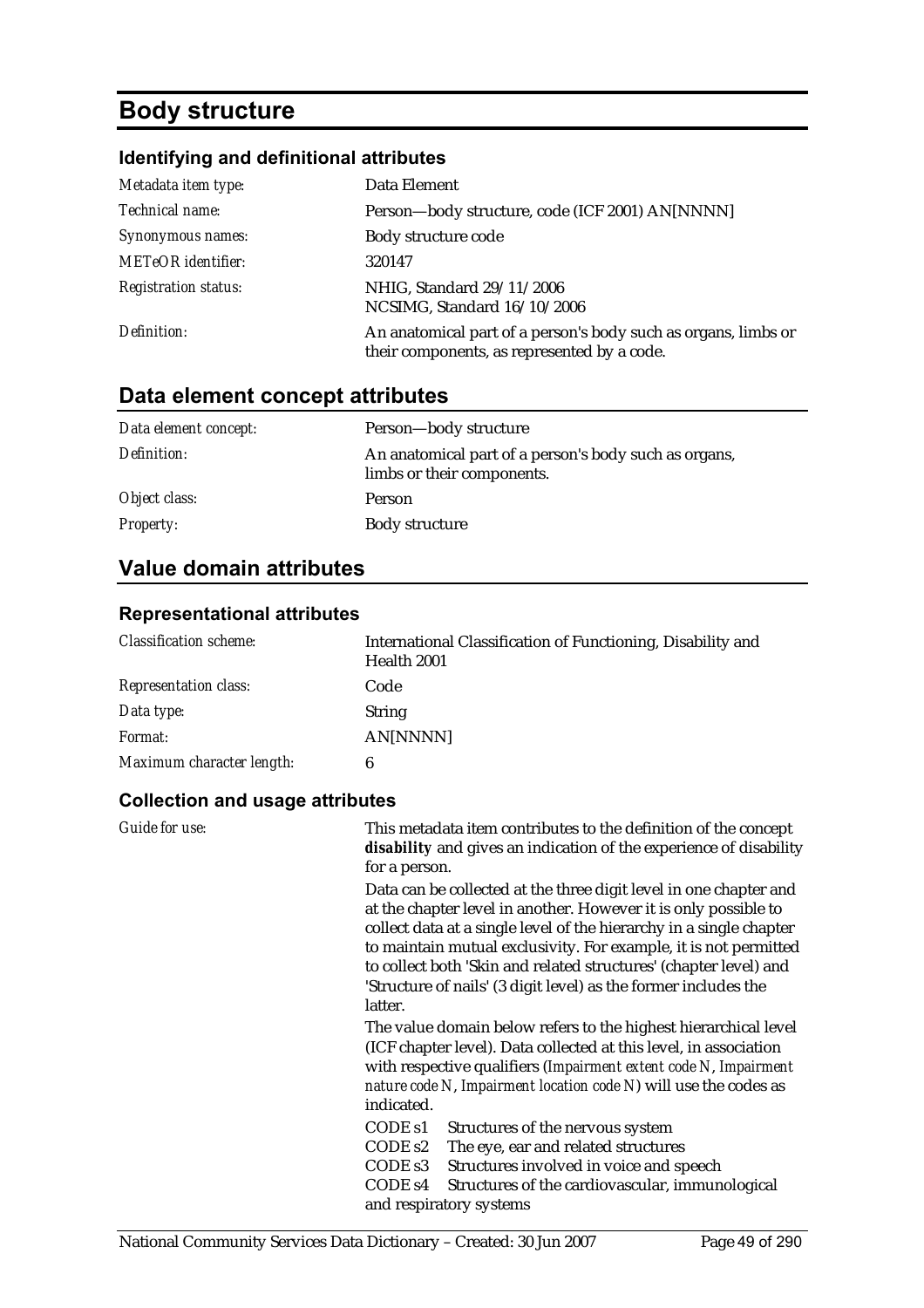# Body structure

## Identifying and definitional attributes

| | |
|---|---|
| *Metadata item type:* | Data Element |
| *Technical name:* | Person—body structure, code (ICF 2001) AN[NNNN] |
| *Synonymous names:* | Body structure code |
| *METeOR identifier:* | 320147 |
| *Registration status:* | NHIG, Standard 29/11/2006<br>NCSIMG, Standard 16/10/2006 |
| *Definition:* | An anatomical part of a person's body such as organs, limbs or their components, as represented by a code. |

## Data element concept attributes

| | |
|---|---|
| *Data element concept:* | Person—body structure |
| *Definition:* | An anatomical part of a person's body such as organs, limbs or their components. |
| *Object class:* | Person |
| *Property:* | Body structure |

## Value domain attributes

### Representational attributes

| | |
|---|---|
| *Classification scheme:* | International Classification of Functioning, Disability and Health 2001 |
| *Representation class:* | Code |
| *Data type:* | String |
| *Format:* | AN[NNNN] |
| *Maximum character length:* | 6 |

### Collection and usage attributes

*Guide for use:*

This metadata item contributes to the definition of the concept **disability** and gives an indication of the experience of disability for a person.

Data can be collected at the three digit level in one chapter and at the chapter level in another. However it is only possible to collect data at a single level of the hierarchy in a single chapter to maintain mutual exclusivity. For example, it is not permitted to collect both 'Skin and related structures' (chapter level) and 'Structure of nails' (3 digit level) as the former includes the latter.

The value domain below refers to the highest hierarchical level (ICF chapter level). Data collected at this level, in association with respective qualifiers (*Impairment extent code N*, *Impairment nature code N*, *Impairment location code N*) will use the codes as indicated.

CODE s1 Structures of the nervous system
CODE s2 The eye, ear and related structures
CODE s3 Structures involved in voice and speech
CODE s4 Structures of the cardiovascular, immunological and respiratory systems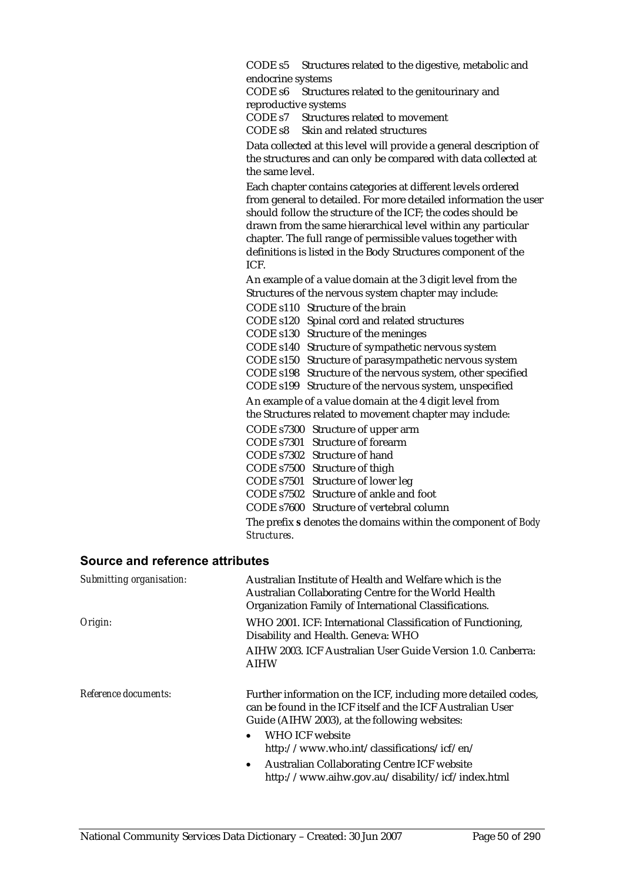CODE s5 Structures related to the digestive, metabolic and endocrine systems
CODE s6 Structures related to the genitourinary and reproductive systems
CODE s7 Structures related to movement
CODE s8 Skin and related structures

Data collected at this level will provide a general description of the structures and can only be compared with data collected at the same level.

Each chapter contains categories at different levels ordered from general to detailed. For more detailed information the user should follow the structure of the ICF; the codes should be drawn from the same hierarchical level within any particular chapter. The full range of permissible values together with definitions is listed in the Body Structures component of the ICF.

An example of a value domain at the 3 digit level from the Structures of the nervous system chapter may include:

CODE s110 Structure of the brain
CODE s120 Spinal cord and related structures
CODE s130 Structure of the meninges
CODE s140 Structure of sympathetic nervous system
CODE s150 Structure of parasympathetic nervous system
CODE s198 Structure of the nervous system, other specified
CODE s199 Structure of the nervous system, unspecified

An example of a value domain at the 4 digit level from the Structures related to movement chapter may include:

CODE s7300 Structure of upper arm
CODE s7301 Structure of forearm
CODE s7302 Structure of hand
CODE s7500 Structure of thigh
CODE s7501 Structure of lower leg
CODE s7502 Structure of ankle and foot
CODE s7600 Structure of vertebral column

The prefix **s** denotes the domains within the component of *Body Structures*.

## Source and reference attributes

*Submitting organisation:* Australian Institute of Health and Welfare which is the Australian Collaborating Centre for the World Health Organization Family of International Classifications.

*Origin:* WHO 2001. ICF: International Classification of Functioning, Disability and Health. Geneva: WHO

AIHW 2003. ICF Australian User Guide Version 1.0. Canberra: AIHW

*Reference documents:* Further information on the ICF, including more detailed codes, can be found in the ICF itself and the ICF Australian User Guide (AIHW 2003), at the following websites:

- WHO ICF website http://www.who.int/classifications/icf/en/
- Australian Collaborating Centre ICF website http://www.aihw.gov.au/disability/icf/index.html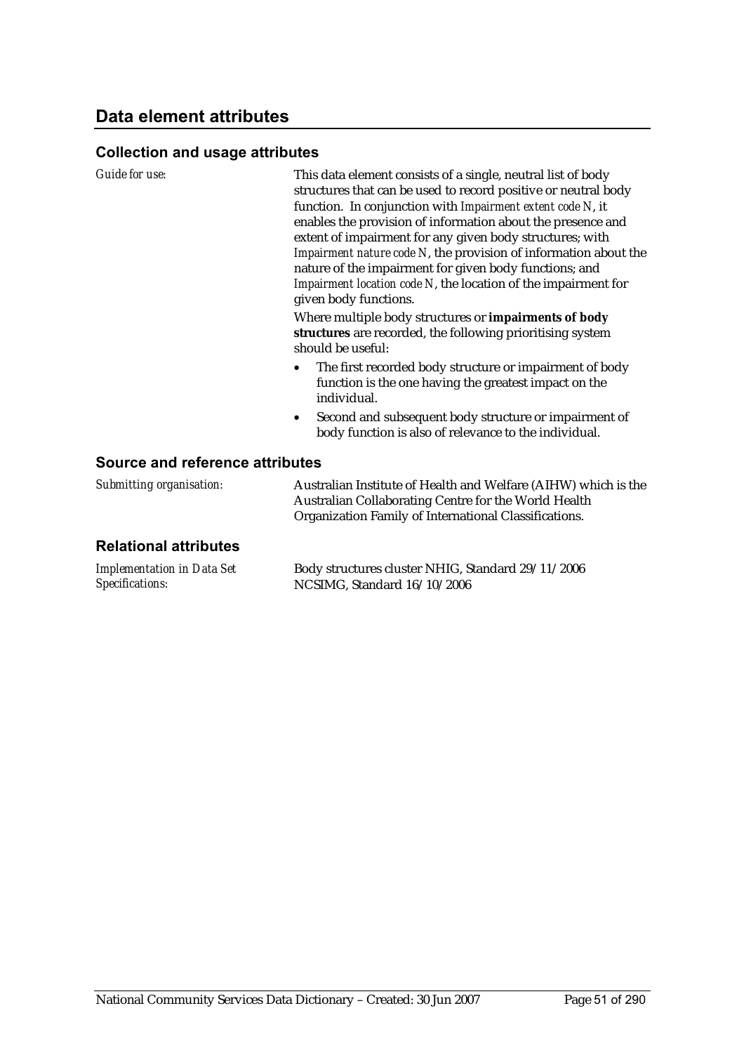## Data element attributes

### Collection and usage attributes

*Guide for use:* This data element consists of a single, neutral list of body structures that can be used to record positive or neutral body function. In conjunction with *Impairment extent code N*, it enables the provision of information about the presence and extent of impairment for any given body structures; with *Impairment nature code N*, the provision of information about the nature of the impairment for given body functions; and *Impairment location code N*, the location of the impairment for given body functions.

Where multiple body structures or **impairments of body structures** are recorded, the following prioritising system should be useful:

- The first recorded body structure or impairment of body function is the one having the greatest impact on the individual.
- Second and subsequent body structure or impairment of body function is also of relevance to the individual.

### Source and reference attributes

*Submitting organisation:* Australian Institute of Health and Welfare (AIHW) which is the Australian Collaborating Centre for the World Health Organization Family of International Classifications.

### Relational attributes

*Implementation in Data Set Specifications:* Body structures cluster NHIG, Standard 29/11/2006
NCSIMG, Standard 16/10/2006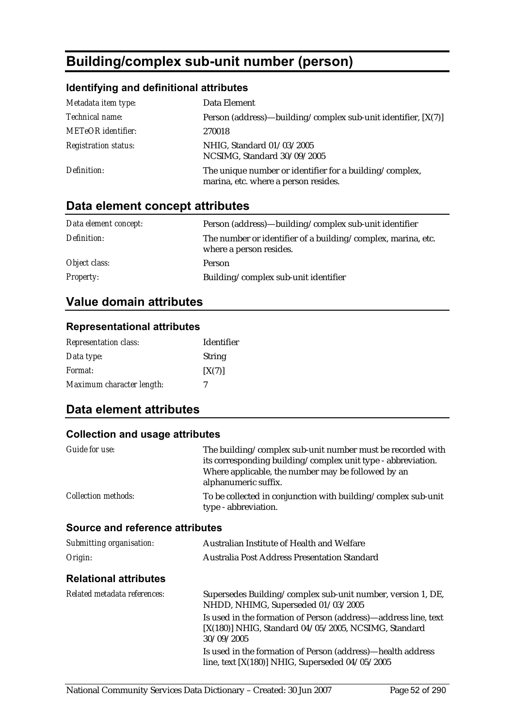# Building/complex sub-unit number (person)

### Identifying and definitional attributes

| | |
|---|---|
| *Metadata item type:* | Data Element |
| *Technical name:* | Person (address)—building/complex sub-unit identifier, [X(7)] |
| *METeOR identifier:* | 270018 |
| *Registration status:* | NHIG, Standard 01/03/2005<br>NCSIMG, Standard 30/09/2005 |
| *Definition:* | The unique number or identifier for a building/complex, marina, etc. where a person resides. |

## Data element concept attributes

| | |
|---|---|
| *Data element concept:* | Person (address)—building/complex sub-unit identifier |
| *Definition:* | The number or identifier of a building/complex, marina, etc. where a person resides. |
| *Object class:* | Person |
| *Property:* | Building/complex sub-unit identifier |

## Value domain attributes

### Representational attributes

| | |
|---|---|
| *Representation class:* | Identifier |
| *Data type:* | String |
| *Format:* | [X(7)] |
| *Maximum character length:* | 7 |

## Data element attributes

### Collection and usage attributes

| | |
|---|---|
| *Guide for use:* | The building/complex sub-unit number must be recorded with its corresponding building/complex unit type - abbreviation. Where applicable, the number may be followed by an alphanumeric suffix. |
| *Collection methods:* | To be collected in conjunction with building/complex sub-unit type - abbreviation. |

### Source and reference attributes

| | |
|---|---|
| *Submitting organisation:* | Australian Institute of Health and Welfare |
| *Origin:* | Australia Post Address Presentation Standard |

### Relational attributes

| | |
|---|---|
| *Related metadata references:* | Supersedes Building/complex sub-unit number, version 1, DE, NHDD, NHIMG, Superseded 01/03/2005<br>Is used in the formation of Person (address)—address line, text [X(180)] NHIG, Standard 04/05/2005, NCSIMG, Standard 30/09/2005<br>Is used in the formation of Person (address)—health address line, text [X(180)] NHIG, Superseded 04/05/2005 |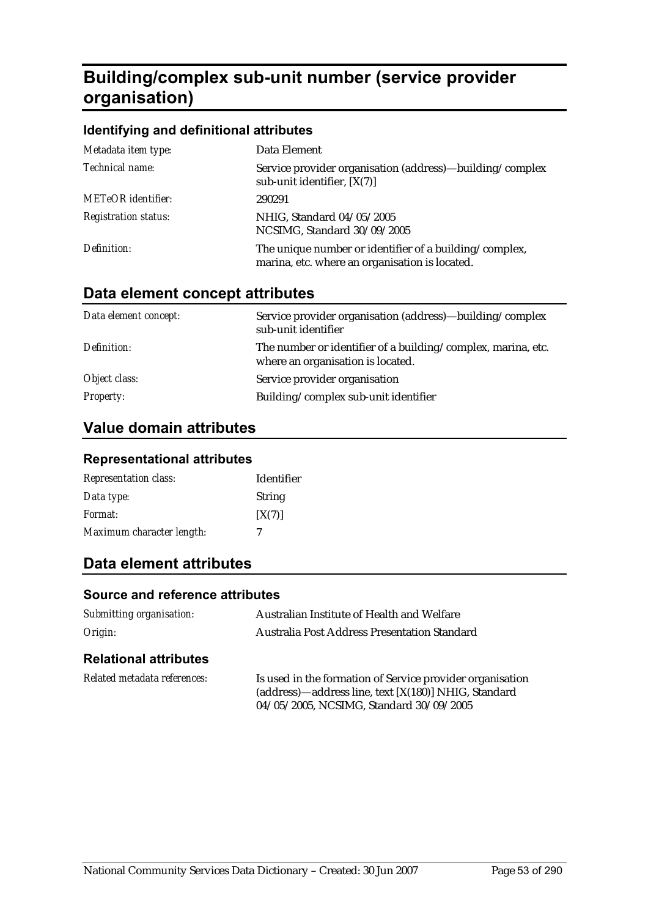# Building/complex sub-unit number (service provider organisation)

### Identifying and definitional attributes

| | |
|---|---|
| *Metadata item type:* | Data Element |
| *Technical name:* | Service provider organisation (address)—building/complex sub-unit identifier, [X(7)] |
| *METeOR identifier:* | 290291 |
| *Registration status:* | NHIG, Standard 04/05/2005<br>NCSIMG, Standard 30/09/2005 |
| *Definition:* | The unique number or identifier of a building/complex, marina, etc. where an organisation is located. |

## Data element concept attributes

| | |
|---|---|
| *Data element concept:* | Service provider organisation (address)—building/complex sub-unit identifier |
| *Definition:* | The number or identifier of a building/complex, marina, etc. where an organisation is located. |
| *Object class:* | Service provider organisation |
| *Property:* | Building/complex sub-unit identifier |

## Value domain attributes

### Representational attributes

| | |
|---|---|
| *Representation class:* | Identifier |
| *Data type:* | String |
| *Format:* | [X(7)] |
| *Maximum character length:* | 7 |

## Data element attributes

### Source and reference attributes

| | |
|---|---|
| *Submitting organisation:* | Australian Institute of Health and Welfare |
| *Origin:* | Australia Post Address Presentation Standard |

### Relational attributes

| | |
|---|---|
| *Related metadata references:* | Is used in the formation of Service provider organisation (address)—address line, text [X(180)] NHIG, Standard 04/05/2005, NCSIMG, Standard 30/09/2005 |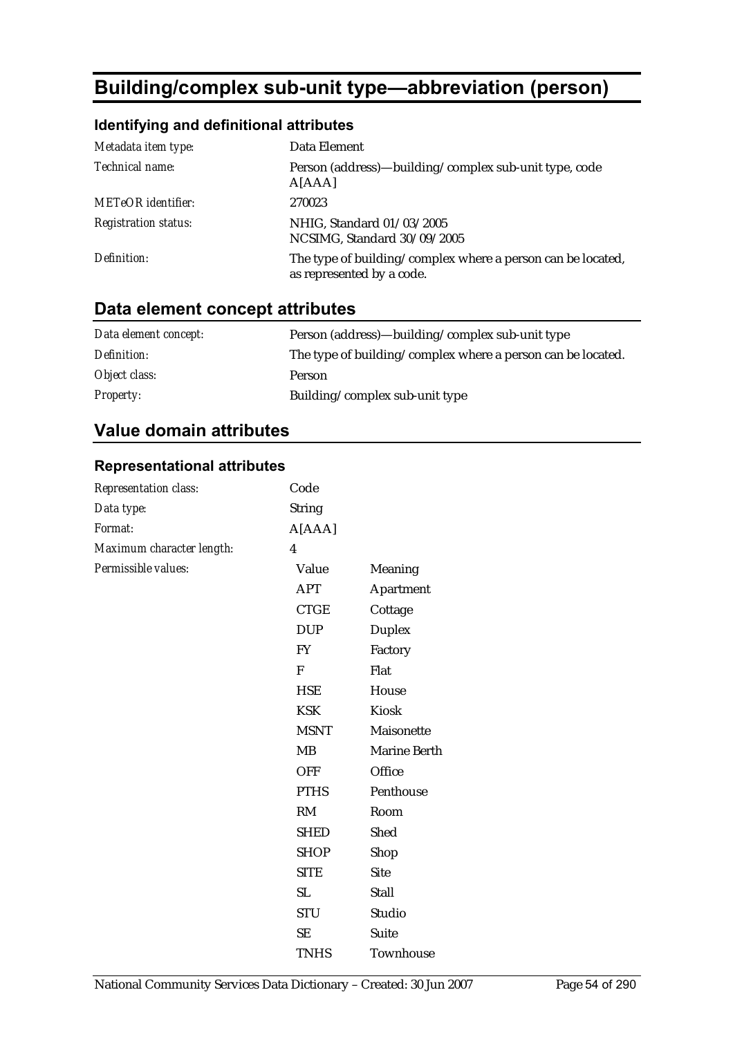# Building/complex sub-unit type—abbreviation (person)

### Identifying and definitional attributes

| | |
|---|---|
| *Metadata item type:* | Data Element |
| *Technical name:* | Person (address)—building/complex sub-unit type, code A[AAA] |
| *METeOR identifier:* | 270023 |
| *Registration status:* | NHIG, Standard 01/03/2005<br>NCSIMG, Standard 30/09/2005 |
| *Definition:* | The type of building/complex where a person can be located, as represented by a code. |

## Data element concept attributes

| | |
|---|---|
| *Data element concept:* | Person (address)—building/complex sub-unit type |
| *Definition:* | The type of building/complex where a person can be located. |
| *Object class:* | Person |
| *Property:* | Building/complex sub-unit type |

## Value domain attributes

### Representational attributes

| | | |
|---|---|---|
| *Representation class:* | Code | |
| *Data type:* | String | |
| *Format:* | A[AAA] | |
| *Maximum character length:* | 4 | |
| *Permissible values:* | **Value** | **Meaning** |
| | APT | Apartment |
| | CTGE | Cottage |
| | DUP | Duplex |
| | FY | Factory |
| | F | Flat |
| | HSE | House |
| | KSK | Kiosk |
| | MSNT | Maisonette |
| | MB | Marine Berth |
| | OFF | Office |
| | PTHS | Penthouse |
| | RM | Room |
| | SHED | Shed |
| | SHOP | Shop |
| | SITE | Site |
| | SL | Stall |
| | STU | Studio |
| | SE | Suite |
| | TNHS | Townhouse |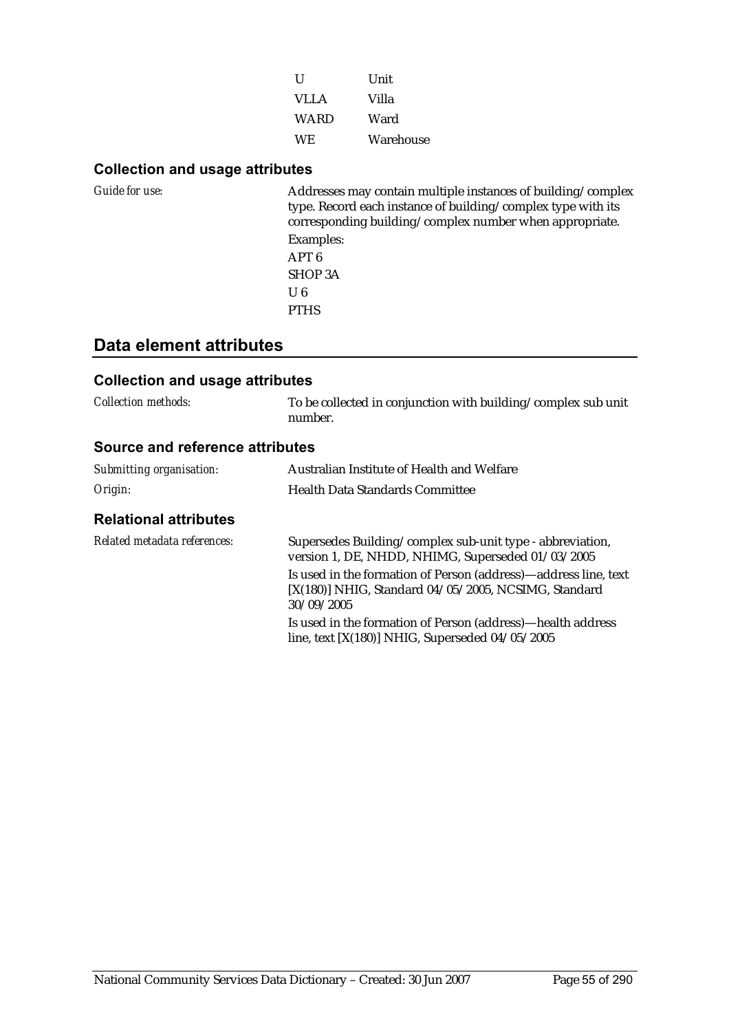| | |
|---|---|
| U | Unit |
| VLLA | Villa |
| WARD | Ward |
| WE | Warehouse |

### Collection and usage attributes

*Guide for use:* Addresses may contain multiple instances of building/complex type. Record each instance of building/complex type with its corresponding building/complex number when appropriate.

Examples:

APT 6

SHOP 3A

U 6

PTHS

## Data element attributes

### Collection and usage attributes

*Collection methods:* To be collected in conjunction with building/complex sub unit number.

### Source and reference attributes

*Submitting organisation:* Australian Institute of Health and Welfare

*Origin:* Health Data Standards Committee

### Relational attributes

*Related metadata references:* Supersedes Building/complex sub-unit type - abbreviation, version 1, DE, NHDD, NHIMG, Superseded 01/03/2005

Is used in the formation of Person (address)—address line, text [X(180)] NHIG, Standard 04/05/2005, NCSIMG, Standard 30/09/2005

Is used in the formation of Person (address)—health address line, text [X(180)] NHIG, Superseded 04/05/2005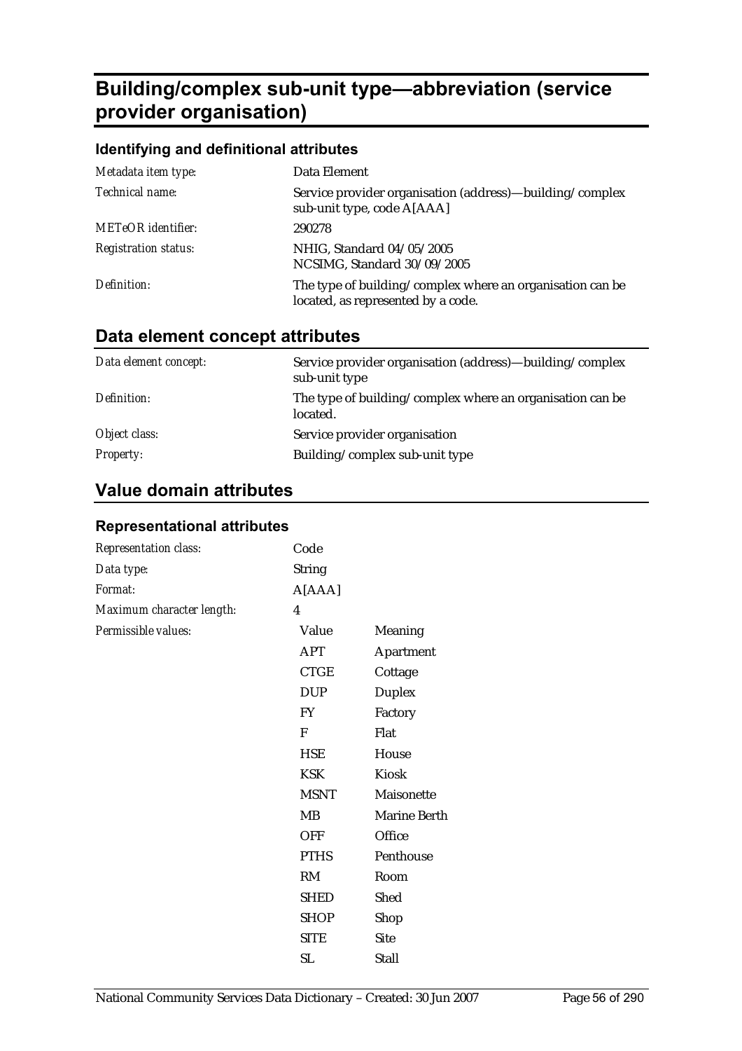# Building/complex sub-unit type—abbreviation (service provider organisation)

### Identifying and definitional attributes

| | |
|---|---|
| *Metadata item type:* | Data Element |
| *Technical name:* | Service provider organisation (address)—building/complex sub-unit type, code A[AAA] |
| *METeOR identifier:* | 290278 |
| *Registration status:* | NHIG, Standard 04/05/2005<br>NCSIMG, Standard 30/09/2005 |
| *Definition:* | The type of building/complex where an organisation can be located, as represented by a code. |

## Data element concept attributes

| | |
|---|---|
| *Data element concept:* | Service provider organisation (address)—building/complex sub-unit type |
| *Definition:* | The type of building/complex where an organisation can be located. |
| *Object class:* | Service provider organisation |
| *Property:* | Building/complex sub-unit type |

## Value domain attributes

### Representational attributes

| | | |
|---|---|---|
| *Representation class:* | Code | |
| *Data type:* | String | |
| *Format:* | A[AAA] | |
| *Maximum character length:* | 4 | |
| *Permissible values:* | Value | Meaning |
| | APT | Apartment |
| | CTGE | Cottage |
| | DUP | Duplex |
| | FY | Factory |
| | F | Flat |
| | HSE | House |
| | KSK | Kiosk |
| | MSNT | Maisonette |
| | MB | Marine Berth |
| | OFF | Office |
| | PTHS | Penthouse |
| | RM | Room |
| | SHED | Shed |
| | SHOP | Shop |
| | SITE | Site |
| | SL | Stall |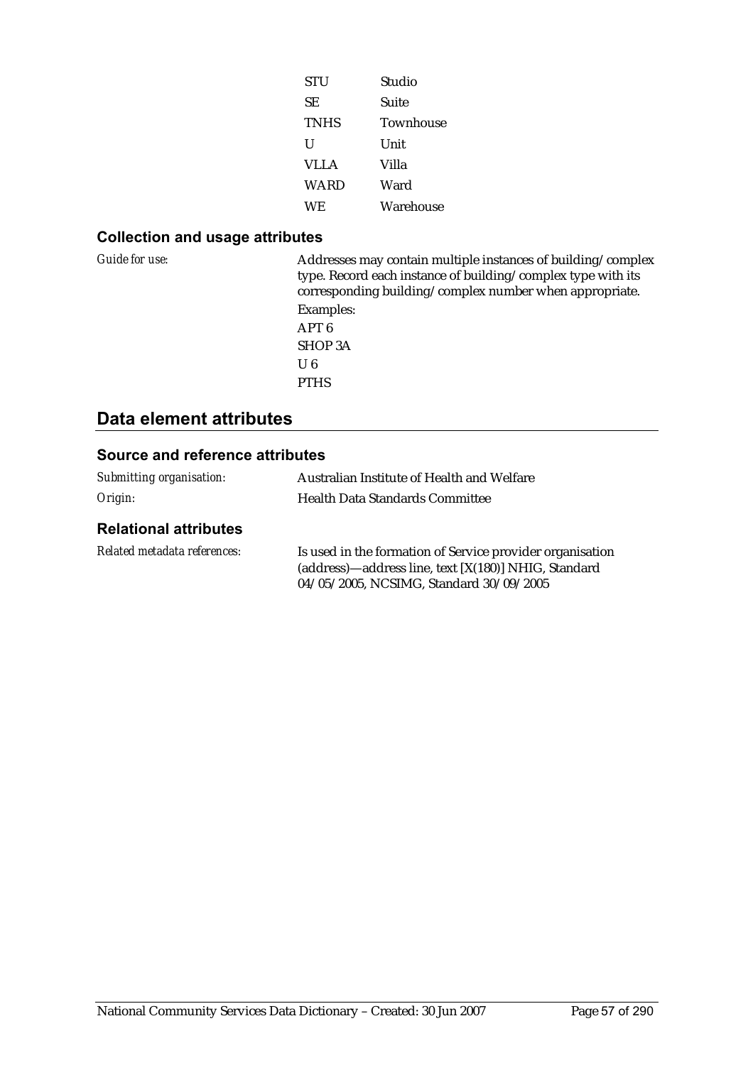| | |
|---|---|
| STU | Studio |
| SE | Suite |
| TNHS | Townhouse |
| U | Unit |
| VLLA | Villa |
| WARD | Ward |
| WE | Warehouse |

### Collection and usage attributes

*Guide for use:* Addresses may contain multiple instances of building/complex type. Record each instance of building/complex type with its corresponding building/complex number when appropriate.

Examples:

APT 6

SHOP 3A

U 6

PTHS

## Data element attributes

### Source and reference attributes

*Submitting organisation:* Australian Institute of Health and Welfare

*Origin:* Health Data Standards Committee

### Relational attributes

*Related metadata references:* Is used in the formation of Service provider organisation (address)—address line, text [X(180)] NHIG, Standard 04/05/2005, NCSIMG, Standard 30/09/2005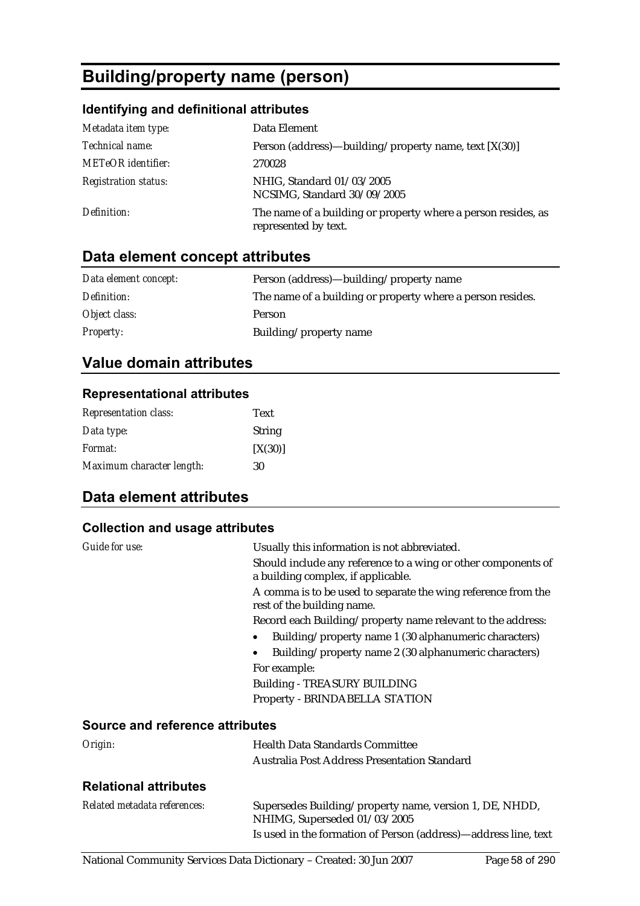# Building/property name (person)

### Identifying and definitional attributes

| | |
|---|---|
| *Metadata item type:* | Data Element |
| *Technical name:* | Person (address)—building/property name, text [X(30)] |
| *METeOR identifier:* | 270028 |
| *Registration status:* | NHIG, Standard 01/03/2005<br>NCSIMG, Standard 30/09/2005 |
| *Definition:* | The name of a building or property where a person resides, as represented by text. |

## Data element concept attributes

| | |
|---|---|
| *Data element concept:* | Person (address)—building/property name |
| *Definition:* | The name of a building or property where a person resides. |
| *Object class:* | Person |
| *Property:* | Building/property name |

## Value domain attributes

### Representational attributes

| | |
|---|---|
| *Representation class:* | Text |
| *Data type:* | String |
| *Format:* | [X(30)] |
| *Maximum character length:* | 30 |

## Data element attributes

### Collection and usage attributes

*Guide for use:*

Usually this information is not abbreviated.

Should include any reference to a wing or other components of a building complex, if applicable.

A comma is to be used to separate the wing reference from the rest of the building name.

Record each Building/property name relevant to the address:

- Building/property name 1 (30 alphanumeric characters)
- Building/property name 2 (30 alphanumeric characters)

For example:

Building - TREASURY BUILDING

Property - BRINDABELLA STATION

### Source and reference attributes

*Origin:*

Health Data Standards Committee

Australia Post Address Presentation Standard

### Relational attributes

*Related metadata references:*

Supersedes Building/property name, version 1, DE, NHDD, NHIMG, Superseded 01/03/2005

Is used in the formation of Person (address)—address line, text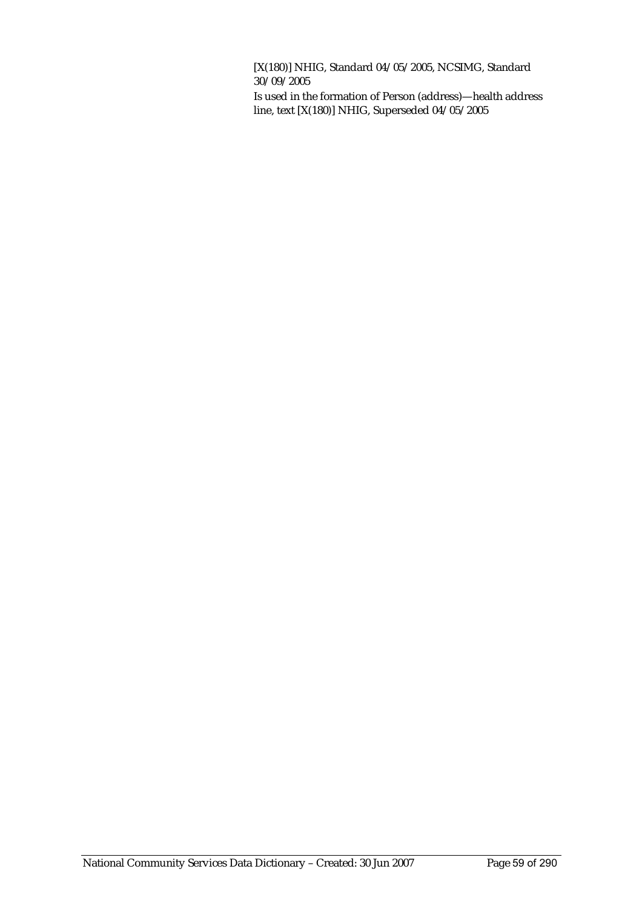[X(180)] NHIG, Standard 04/05/2005, NCSIMG, Standard 30/09/2005

Is used in the formation of Person (address)—health address line, text [X(180)] NHIG, Superseded 04/05/2005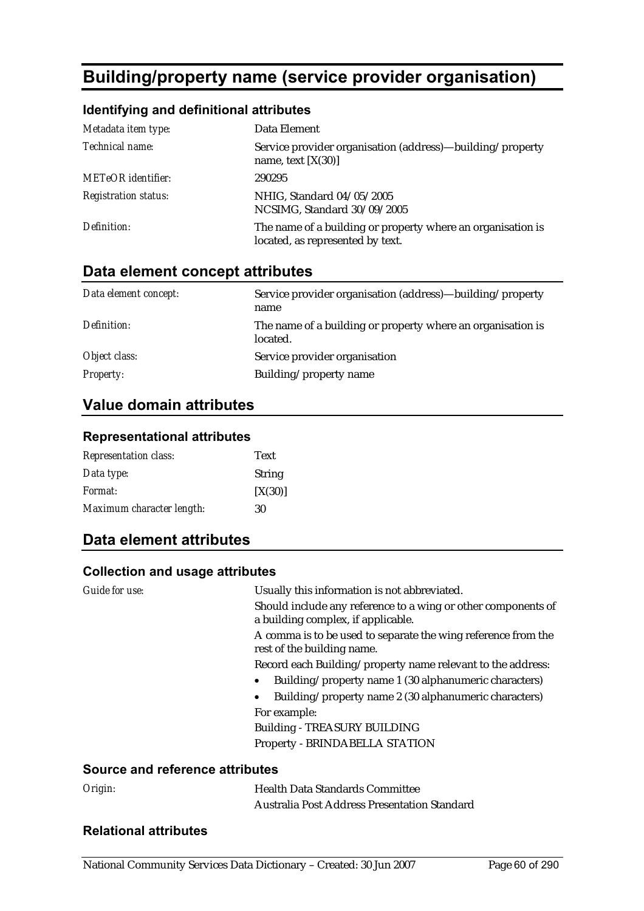# Building/property name (service provider organisation)

### Identifying and definitional attributes

| | |
|---|---|
| *Metadata item type:* | Data Element |
| *Technical name:* | Service provider organisation (address)—building/property name, text [X(30)] |
| *METeOR identifier:* | 290295 |
| *Registration status:* | NHIG, Standard 04/05/2005<br>NCSIMG, Standard 30/09/2005 |
| *Definition:* | The name of a building or property where an organisation is located, as represented by text. |

## Data element concept attributes

| | |
|---|---|
| *Data element concept:* | Service provider organisation (address)—building/property name |
| *Definition:* | The name of a building or property where an organisation is located. |
| *Object class:* | Service provider organisation |
| *Property:* | Building/property name |

## Value domain attributes

### Representational attributes

| | |
|---|---|
| *Representation class:* | Text |
| *Data type:* | String |
| *Format:* | [X(30)] |
| *Maximum character length:* | 30 |

## Data element attributes

### Collection and usage attributes

*Guide for use:*

Usually this information is not abbreviated.

Should include any reference to a wing or other components of a building complex, if applicable.

A comma is to be used to separate the wing reference from the rest of the building name.

Record each Building/property name relevant to the address:

- Building/property name 1 (30 alphanumeric characters)
- Building/property name 2 (30 alphanumeric characters)

For example:

Building - TREASURY BUILDING

Property - BRINDABELLA STATION

### Source and reference attributes

*Origin:*

Health Data Standards Committee

Australia Post Address Presentation Standard

### Relational attributes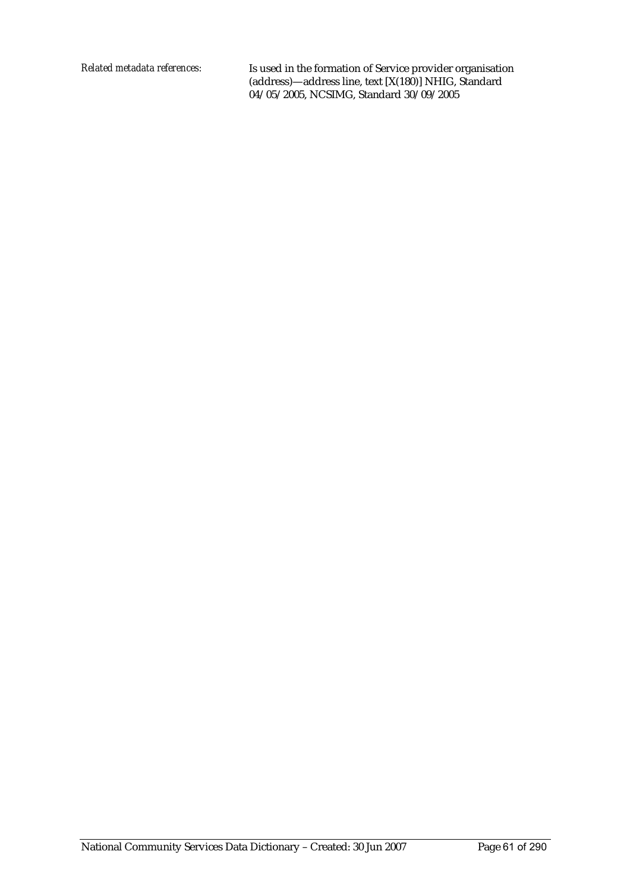*Related metadata references:* Is used in the formation of Service provider organisation (address)—address line, text [X(180)] NHIG, Standard 04/05/2005, NCSIMG, Standard 30/09/2005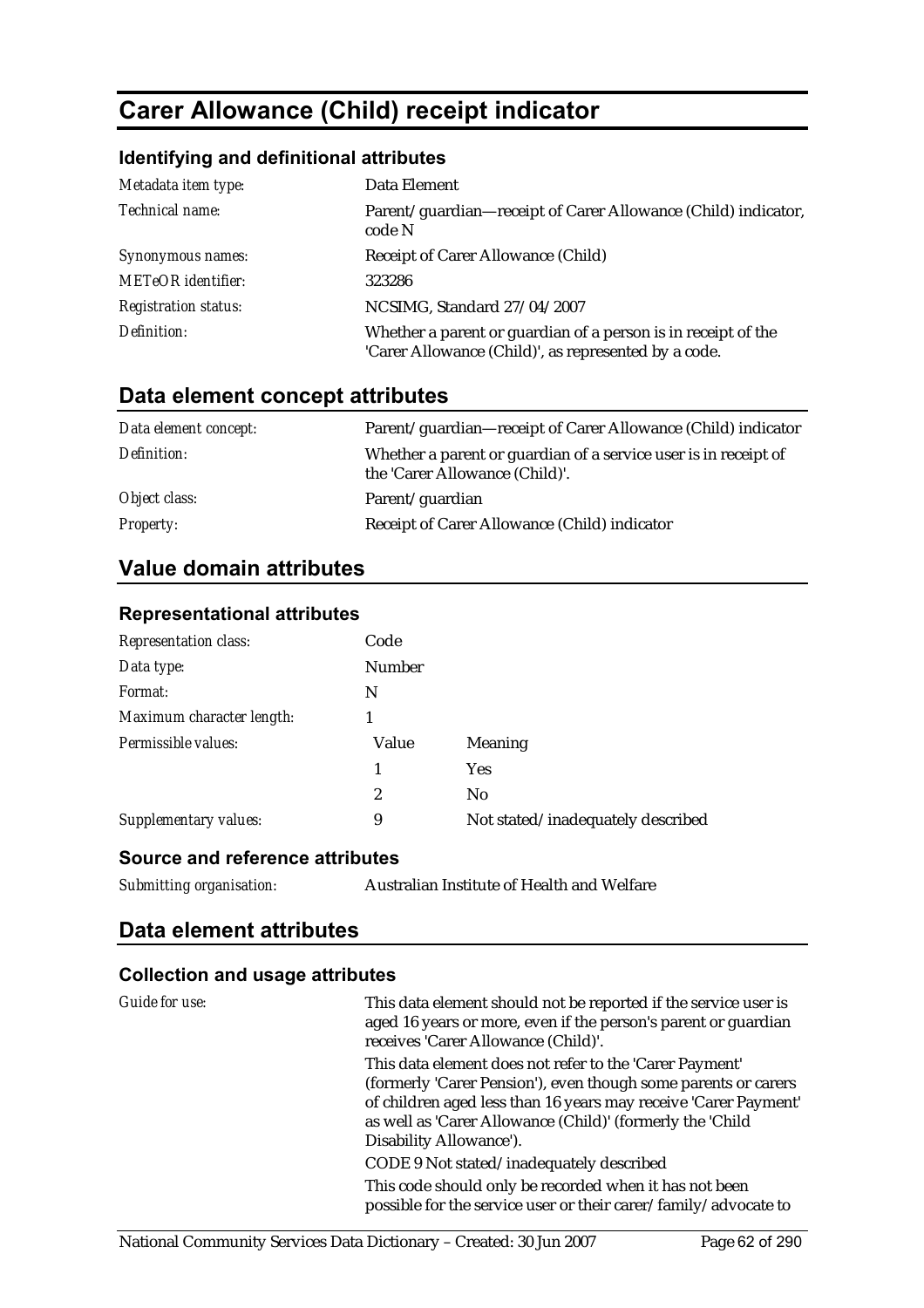# Carer Allowance (Child) receipt indicator

### Identifying and definitional attributes

| | |
|---|---|
| *Metadata item type:* | Data Element |
| *Technical name:* | Parent/guardian—receipt of Carer Allowance (Child) indicator, code N |
| *Synonymous names:* | Receipt of Carer Allowance (Child) |
| *METeOR identifier:* | 323286 |
| *Registration status:* | NCSIMG, Standard 27/04/2007 |
| *Definition:* | Whether a parent or guardian of a person is in receipt of the 'Carer Allowance (Child)', as represented by a code. |

## Data element concept attributes

| | |
|---|---|
| *Data element concept:* | Parent/guardian—receipt of Carer Allowance (Child) indicator |
| *Definition:* | Whether a parent or guardian of a service user is in receipt of the 'Carer Allowance (Child)'. |
| *Object class:* | Parent/guardian |
| *Property:* | Receipt of Carer Allowance (Child) indicator |

## Value domain attributes

### Representational attributes

| | | |
|---|---|---|
| *Representation class:* | Code | |
| *Data type:* | Number | |
| *Format:* | N | |
| *Maximum character length:* | 1 | |
| *Permissible values:* | Value | Meaning |
| | 1 | Yes |
| | 2 | No |
| *Supplementary values:* | 9 | Not stated/inadequately described |

### Source and reference attributes

| | |
|---|---|
| *Submitting organisation:* | Australian Institute of Health and Welfare |

## Data element attributes

### Collection and usage attributes

*Guide for use:*

This data element should not be reported if the service user is aged 16 years or more, even if the person's parent or guardian receives 'Carer Allowance (Child)'.

This data element does not refer to the 'Carer Payment' (formerly 'Carer Pension'), even though some parents or carers of children aged less than 16 years may receive 'Carer Payment' as well as 'Carer Allowance (Child)' (formerly the 'Child Disability Allowance').

CODE 9 Not stated/inadequately described

This code should only be recorded when it has not been possible for the service user or their carer/family/advocate to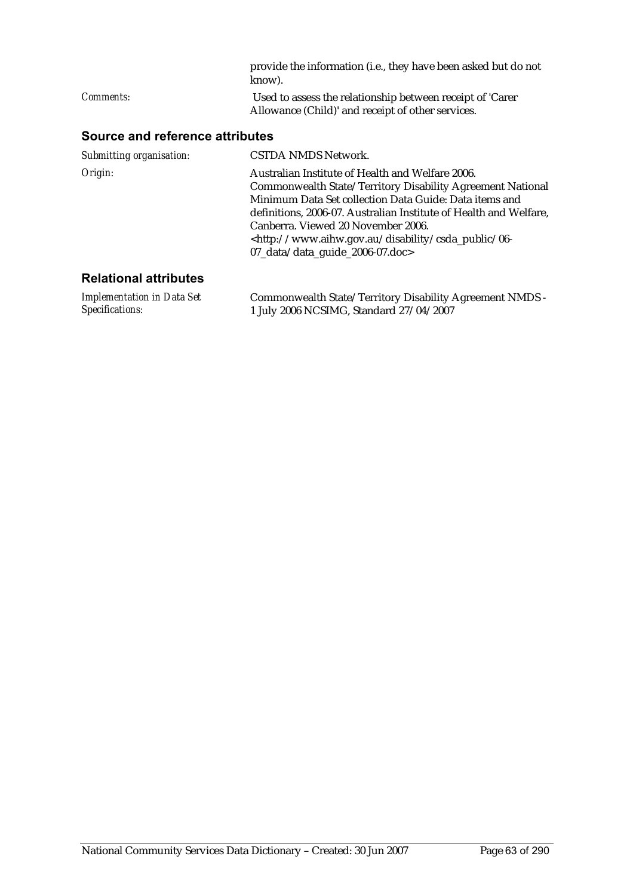provide the information (i.e., they have been asked but do not know).

*Comments:* Used to assess the relationship between receipt of 'Carer Allowance (Child)' and receipt of other services.

## Source and reference attributes

*Submitting organisation:* CSTDA NMDS Network.

*Origin:* Australian Institute of Health and Welfare 2006. Commonwealth State/Territory Disability Agreement National Minimum Data Set collection Data Guide: Data items and definitions, 2006-07. Australian Institute of Health and Welfare, Canberra. Viewed 20 November 2006. <http://www.aihw.gov.au/disability/csda_public/06-07_data/data_guide_2006-07.doc>

## Relational attributes

*Implementation in Data Set Specifications:* Commonwealth State/Territory Disability Agreement NMDS - 1 July 2006 NCSIMG, Standard 27/04/2007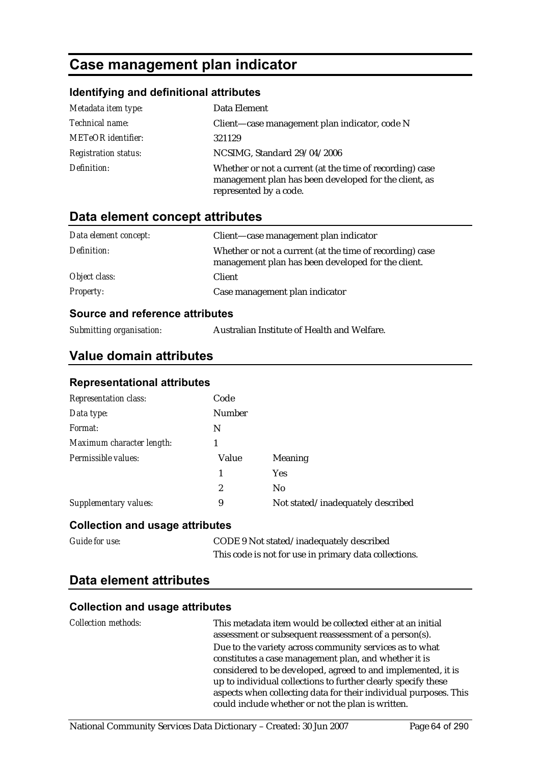# Case management plan indicator

### Identifying and definitional attributes

| | |
|---|---|
| *Metadata item type:* | Data Element |
| *Technical name:* | Client—case management plan indicator, code N |
| *METeOR identifier:* | 321129 |
| *Registration status:* | NCSIMG, Standard 29/04/2006 |
| *Definition:* | Whether or not a current (at the time of recording) case management plan has been developed for the client, as represented by a code. |

## Data element concept attributes

| | |
|---|---|
| *Data element concept:* | Client—case management plan indicator |
| *Definition:* | Whether or not a current (at the time of recording) case management plan has been developed for the client. |
| *Object class:* | Client |
| *Property:* | Case management plan indicator |

### Source and reference attributes

| | |
|---|---|
| *Submitting organisation:* | Australian Institute of Health and Welfare. |

## Value domain attributes

### Representational attributes

| | | |
|---|---|---|
| *Representation class:* | Code | |
| *Data type:* | Number | |
| *Format:* | N | |
| *Maximum character length:* | 1 | |
| *Permissible values:* | Value | Meaning |
| | 1 | Yes |
| | 2 | No |
| *Supplementary values:* | 9 | Not stated/inadequately described |

### Collection and usage attributes

| | |
|---|---|
| *Guide for use:* | CODE 9 Not stated/inadequately described<br>This code is not for use in primary data collections. |

## Data element attributes

### Collection and usage attributes

| | |
|---|---|
| *Collection methods:* | This metadata item would be collected either at an initial assessment or subsequent reassessment of a person(s).<br>Due to the variety across community services as to what constitutes a case management plan, and whether it is considered to be developed, agreed to and implemented, it is up to individual collections to further clearly specify these aspects when collecting data for their individual purposes. This could include whether or not the plan is written. |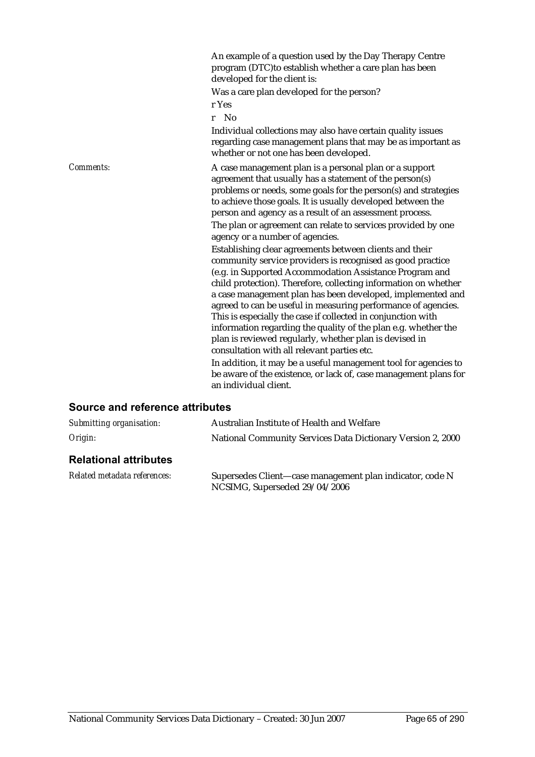An example of a question used by the Day Therapy Centre program (DTC)to establish whether a care plan has been developed for the client is:

Was a care plan developed for the person?

r Yes

r No

Individual collections may also have certain quality issues regarding case management plans that may be as important as whether or not one has been developed.

*Comments:* A case management plan is a personal plan or a support agreement that usually has a statement of the person(s) problems or needs, some goals for the person(s) and strategies to achieve those goals. It is usually developed between the person and agency as a result of an assessment process.

The plan or agreement can relate to services provided by one agency or a number of agencies.

Establishing clear agreements between clients and their community service providers is recognised as good practice (e.g. in Supported Accommodation Assistance Program and child protection). Therefore, collecting information on whether a case management plan has been developed, implemented and agreed to can be useful in measuring performance of agencies. This is especially the case if collected in conjunction with information regarding the quality of the plan e.g. whether the plan is reviewed regularly, whether plan is devised in consultation with all relevant parties etc.

In addition, it may be a useful management tool for agencies to be aware of the existence, or lack of, case management plans for an individual client.

## Source and reference attributes

*Submitting organisation:* Australian Institute of Health and Welfare

*Origin:* National Community Services Data Dictionary Version 2, 2000

## Relational attributes

*Related metadata references:* Supersedes Client—case management plan indicator, code N NCSIMG, Superseded 29/04/2006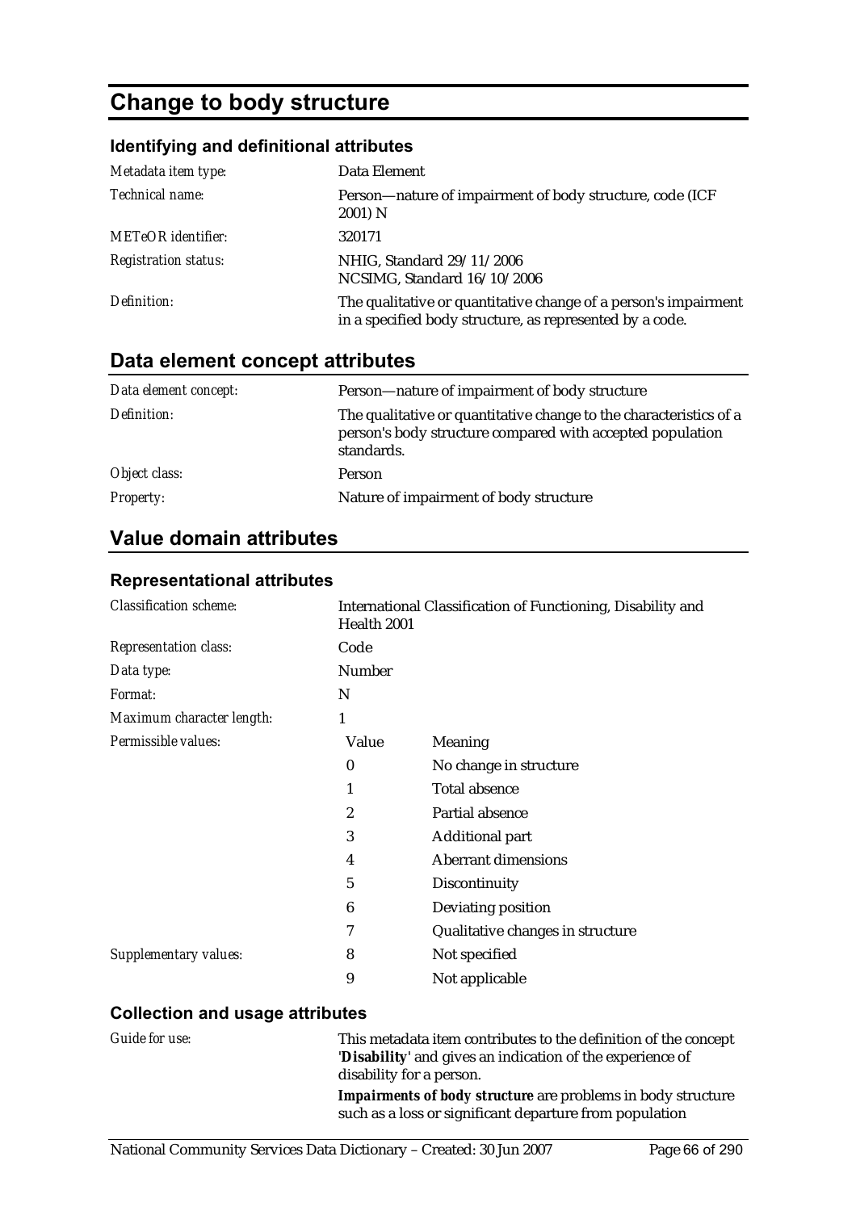# Change to body structure

### Identifying and definitional attributes

| | |
|---|---|
| *Metadata item type:* | Data Element |
| *Technical name:* | Person—nature of impairment of body structure, code (ICF 2001) N |
| *METeOR identifier:* | 320171 |
| *Registration status:* | NHIG, Standard 29/11/2006<br>NCSIMG, Standard 16/10/2006 |
| *Definition:* | The qualitative or quantitative change of a person's impairment in a specified body structure, as represented by a code. |

## Data element concept attributes

| | |
|---|---|
| *Data element concept:* | Person—nature of impairment of body structure |
| *Definition:* | The qualitative or quantitative change to the characteristics of a person's body structure compared with accepted population standards. |
| *Object class:* | Person |
| *Property:* | Nature of impairment of body structure |

## Value domain attributes

### Representational attributes

| | | |
|---|---|---|
| *Classification scheme:* | International Classification of Functioning, Disability and Health 2001 | |
| *Representation class:* | Code | |
| *Data type:* | Number | |
| *Format:* | N | |
| *Maximum character length:* | 1 | |
| *Permissible values:* | Value | Meaning |
| | 0 | No change in structure |
| | 1 | Total absence |
| | 2 | Partial absence |
| | 3 | Additional part |
| | 4 | Aberrant dimensions |
| | 5 | Discontinuity |
| | 6 | Deviating position |
| | 7 | Qualitative changes in structure |
| *Supplementary values:* | 8 | Not specified |
| | 9 | Not applicable |

### Collection and usage attributes

| | |
|---|---|
| *Guide for use:* | This metadata item contributes to the definition of the concept '**Disability**' and gives an indication of the experience of disability for a person.<br>***Impairments of body structure*** are problems in body structure such as a loss or significant departure from population |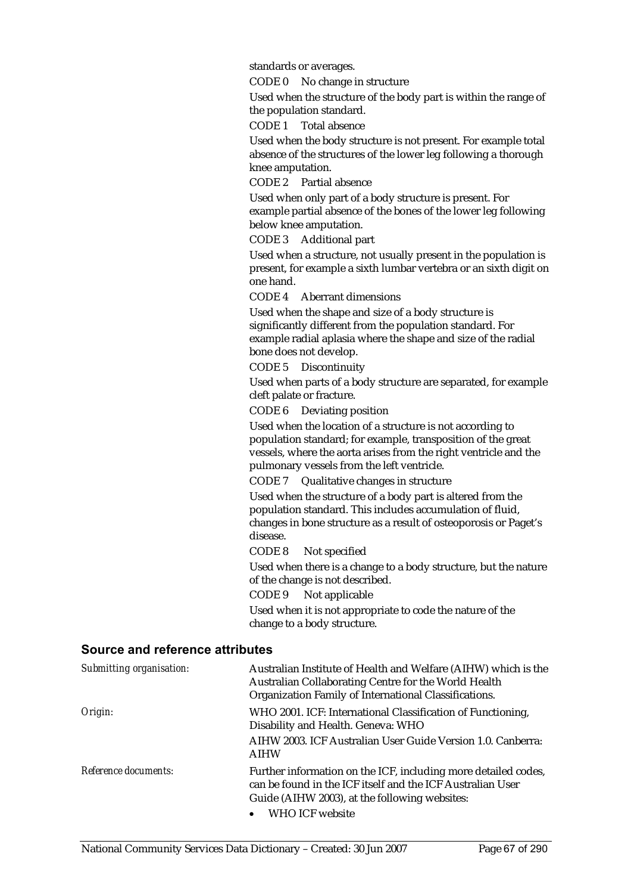standards or averages.

CODE 0 No change in structure

Used when the structure of the body part is within the range of the population standard.

CODE 1 Total absence

Used when the body structure is not present. For example total absence of the structures of the lower leg following a thorough knee amputation.

CODE 2 Partial absence

Used when only part of a body structure is present. For example partial absence of the bones of the lower leg following below knee amputation.

CODE 3 Additional part

Used when a structure, not usually present in the population is present, for example a sixth lumbar vertebra or an sixth digit on one hand.

CODE 4 Aberrant dimensions

Used when the shape and size of a body structure is significantly different from the population standard. For example radial aplasia where the shape and size of the radial bone does not develop.

CODE 5 Discontinuity

Used when parts of a body structure are separated, for example cleft palate or fracture.

CODE 6 Deviating position

Used when the location of a structure is not according to population standard; for example, transposition of the great vessels, where the aorta arises from the right ventricle and the pulmonary vessels from the left ventricle.

CODE 7 Qualitative changes in structure

Used when the structure of a body part is altered from the population standard. This includes accumulation of fluid, changes in bone structure as a result of osteoporosis or Paget's disease.

CODE 8 Not specified

Used when there is a change to a body structure, but the nature of the change is not described.

CODE 9 Not applicable

Used when it is not appropriate to code the nature of the change to a body structure.

## Source and reference attributes

*Submitting organisation:* Australian Institute of Health and Welfare (AIHW) which is the Australian Collaborating Centre for the World Health Organization Family of International Classifications.

*Origin:* WHO 2001. ICF: International Classification of Functioning, Disability and Health. Geneva: WHO

AIHW 2003. ICF Australian User Guide Version 1.0. Canberra: AIHW

*Reference documents:* Further information on the ICF, including more detailed codes, can be found in the ICF itself and the ICF Australian User Guide (AIHW 2003), at the following websites:

- WHO ICF website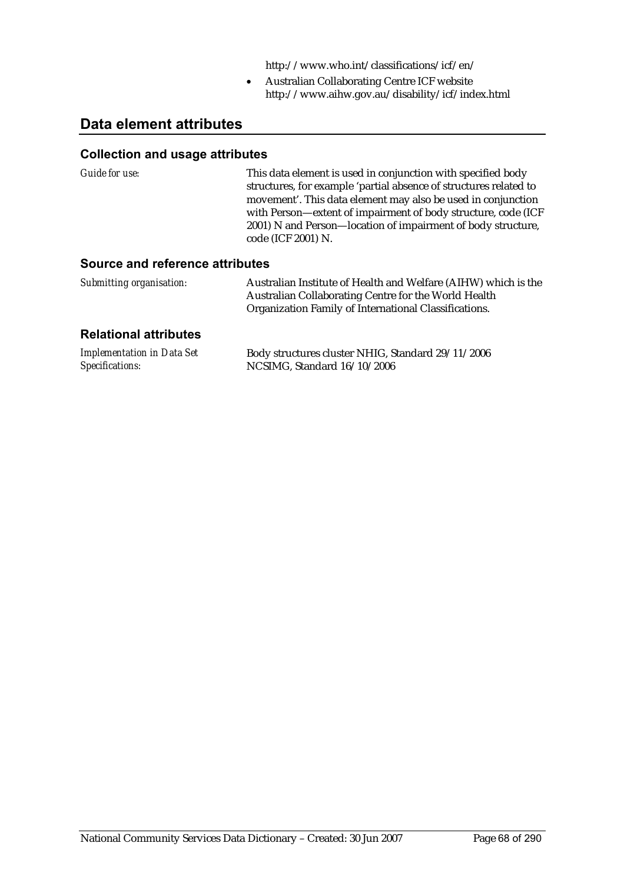http://www.who.int/classifications/icf/en/

- Australian Collaborating Centre ICF website http://www.aihw.gov.au/disability/icf/index.html

## Data element attributes

### Collection and usage attributes

| | |
|---|---|
| *Guide for use:* | This data element is used in conjunction with specified body structures, for example 'partial absence of structures related to movement'. This data element may also be used in conjunction with Person—extent of impairment of body structure, code (ICF 2001) N and Person—location of impairment of body structure, code (ICF 2001) N. |

### Source and reference attributes

| | |
|---|---|
| *Submitting organisation:* | Australian Institute of Health and Welfare (AIHW) which is the Australian Collaborating Centre for the World Health Organization Family of International Classifications. |

### Relational attributes

| | |
|---|---|
| *Implementation in Data Set Specifications:* | Body structures cluster NHIG, Standard 29/11/2006<br>NCSIMG, Standard 16/10/2006 |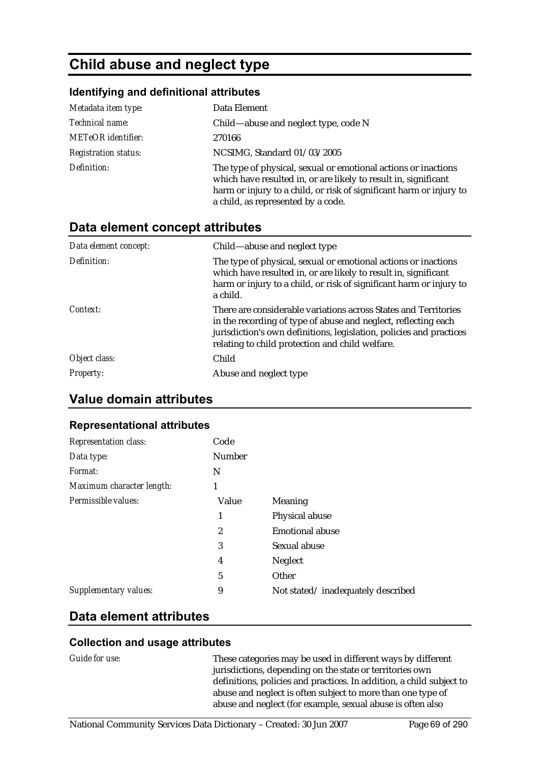# Child abuse and neglect type

### Identifying and definitional attributes

| | |
|---|---|
| *Metadata item type:* | Data Element |
| *Technical name:* | Child—abuse and neglect type, code N |
| *METeOR identifier:* | 270166 |
| *Registration status:* | NCSIMG, Standard 01/03/2005 |
| *Definition:* | The type of physical, sexual or emotional actions or inactions which have resulted in, or are likely to result in, significant harm or injury to a child, or risk of significant harm or injury to a child, as represented by a code. |

## Data element concept attributes

| | |
|---|---|
| *Data element concept:* | Child—abuse and neglect type |
| *Definition:* | The type of physical, sexual or emotional actions or inactions which have resulted in, or are likely to result in, significant harm or injury to a child, or risk of significant harm or injury to a child. |
| *Context:* | There are considerable variations across States and Territories in the recording of type of abuse and neglect, reflecting each jurisdiction's own definitions, legislation, policies and practices relating to child protection and child welfare. |
| *Object class:* | Child |
| *Property:* | Abuse and neglect type |

## Value domain attributes

### Representational attributes

| | | |
|---|---|---|
| *Representation class:* | Code | |
| *Data type:* | Number | |
| *Format:* | N | |
| *Maximum character length:* | 1 | |
| *Permissible values:* | **Value** | **Meaning** |
| | 1 | Physical abuse |
| | 2 | Emotional abuse |
| | 3 | Sexual abuse |
| | 4 | Neglect |
| | 5 | Other |
| *Supplementary values:* | 9 | Not stated/ inadequately described |

## Data element attributes

### Collection and usage attributes

| | |
|---|---|
| *Guide for use:* | These categories may be used in different ways by different jurisdictions, depending on the state or territories own definitions, policies and practices. In addition, a child subject to abuse and neglect is often subject to more than one type of abuse and neglect (for example, sexual abuse is often also |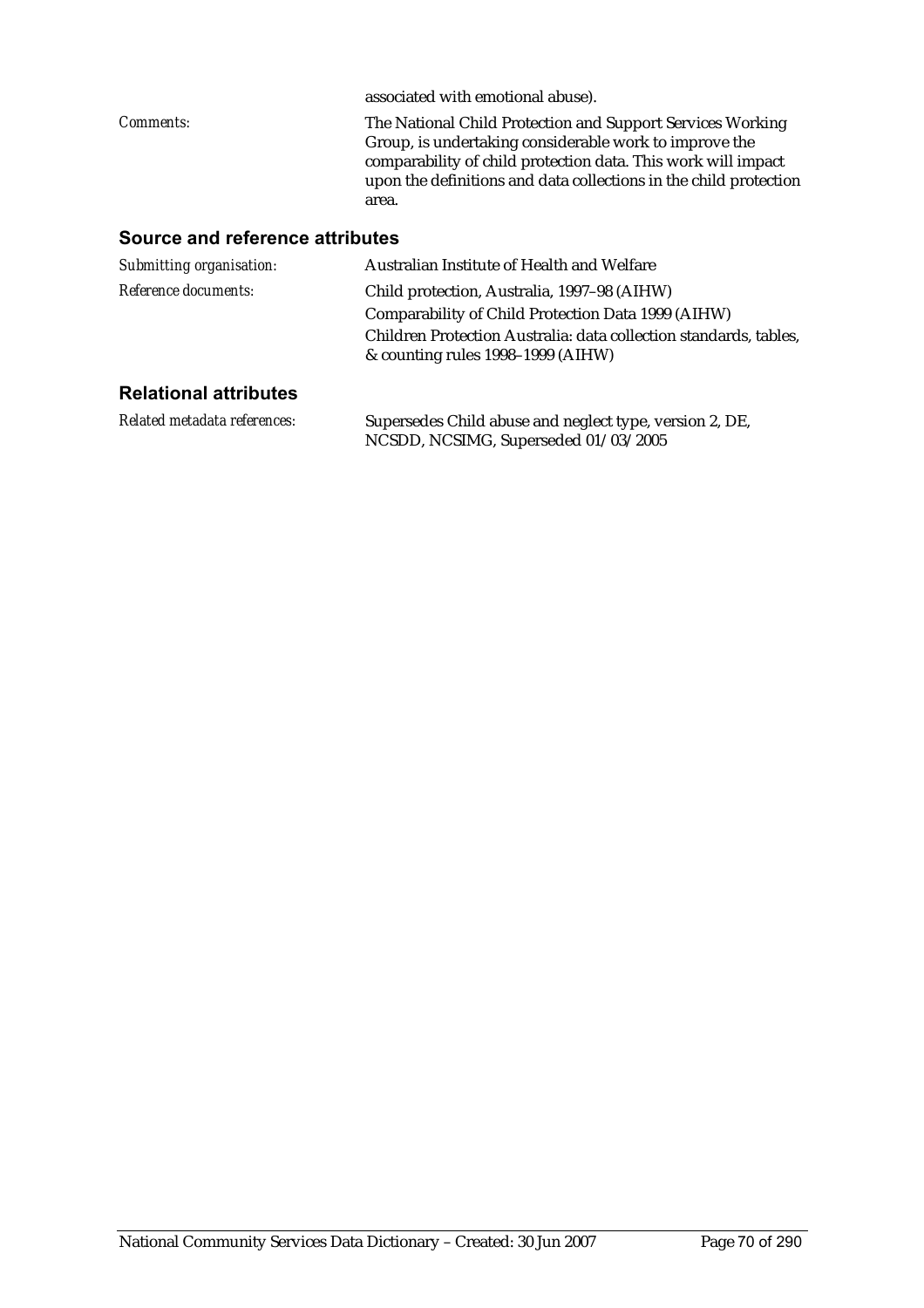associated with emotional abuse).

*Comments:* The National Child Protection and Support Services Working Group, is undertaking considerable work to improve the comparability of child protection data. This work will impact upon the definitions and data collections in the child protection area.

## Source and reference attributes

*Submitting organisation:* Australian Institute of Health and Welfare

*Reference documents:* Child protection, Australia, 1997–98 (AIHW)

Comparability of Child Protection Data 1999 (AIHW)

Children Protection Australia: data collection standards, tables, & counting rules 1998–1999 (AIHW)

## Relational attributes

*Related metadata references:* Supersedes Child abuse and neglect type, version 2, DE, NCSDD, NCSIMG, Superseded 01/03/2005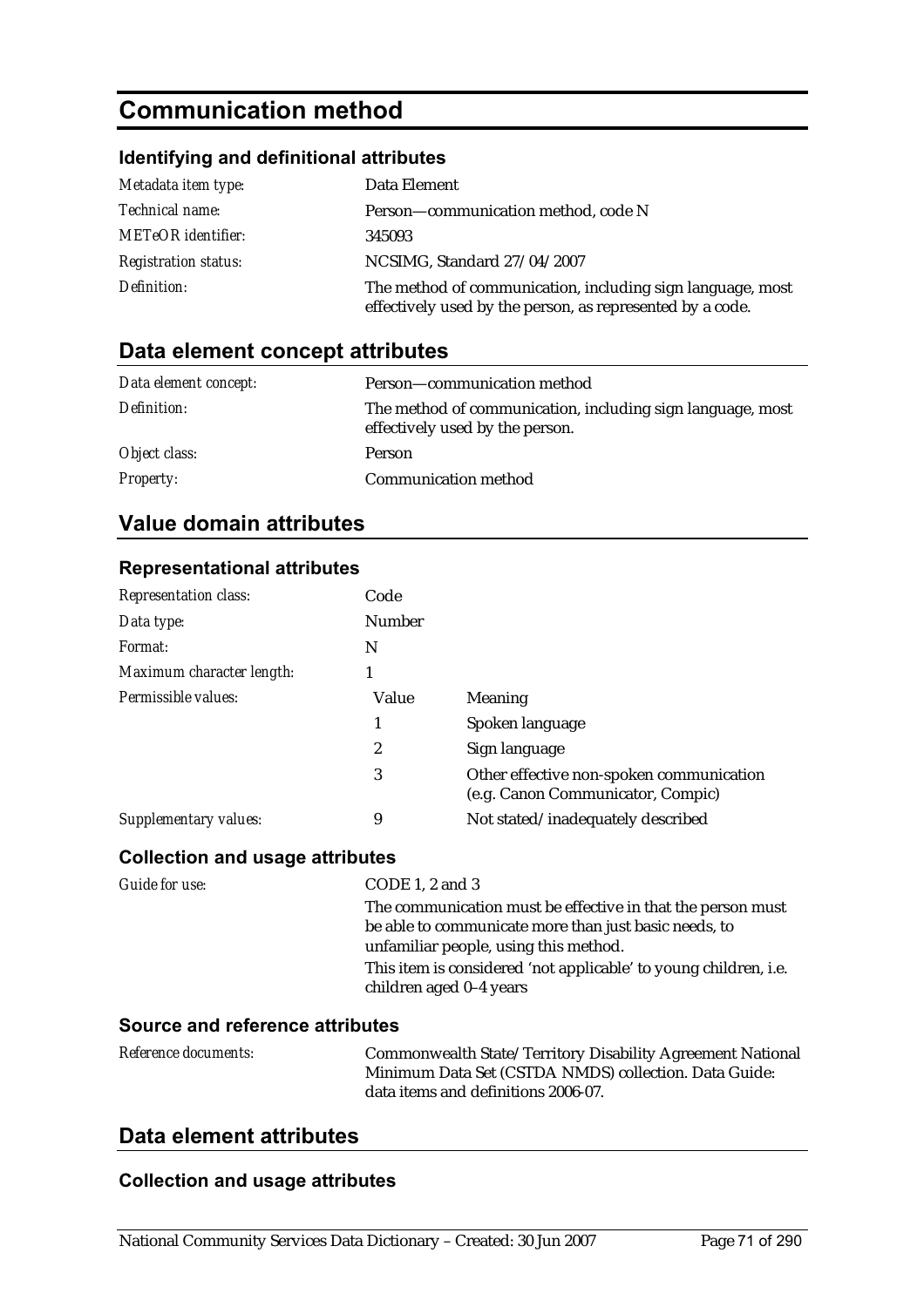# Communication method

### Identifying and definitional attributes

| | |
|---|---|
| *Metadata item type:* | Data Element |
| *Technical name:* | Person—communication method, code N |
| *METeOR identifier:* | 345093 |
| *Registration status:* | NCSIMG, Standard 27/04/2007 |
| *Definition:* | The method of communication, including sign language, most effectively used by the person, as represented by a code. |

## Data element concept attributes

| | |
|---|---|
| *Data element concept:* | Person—communication method |
| *Definition:* | The method of communication, including sign language, most effectively used by the person. |
| *Object class:* | Person |
| *Property:* | Communication method |

## Value domain attributes

### Representational attributes

| | | |
|---|---|---|
| *Representation class:* | Code | |
| *Data type:* | Number | |
| *Format:* | N | |
| *Maximum character length:* | 1 | |
| *Permissible values:* | **Value** | **Meaning** |
| | 1 | Spoken language |
| | 2 | Sign language |
| | 3 | Other effective non-spoken communication (e.g. Canon Communicator, Compic) |
| *Supplementary values:* | 9 | Not stated/inadequately described |

### Collection and usage attributes

*Guide for use:*

CODE 1, 2 and 3

The communication must be effective in that the person must be able to communicate more than just basic needs, to unfamiliar people, using this method.

This item is considered 'not applicable' to young children, i.e. children aged 0–4 years

### Source and reference attributes

*Reference documents:*

Commonwealth State/Territory Disability Agreement National Minimum Data Set (CSTDA NMDS) collection. Data Guide: data items and definitions 2006-07.

## Data element attributes

### Collection and usage attributes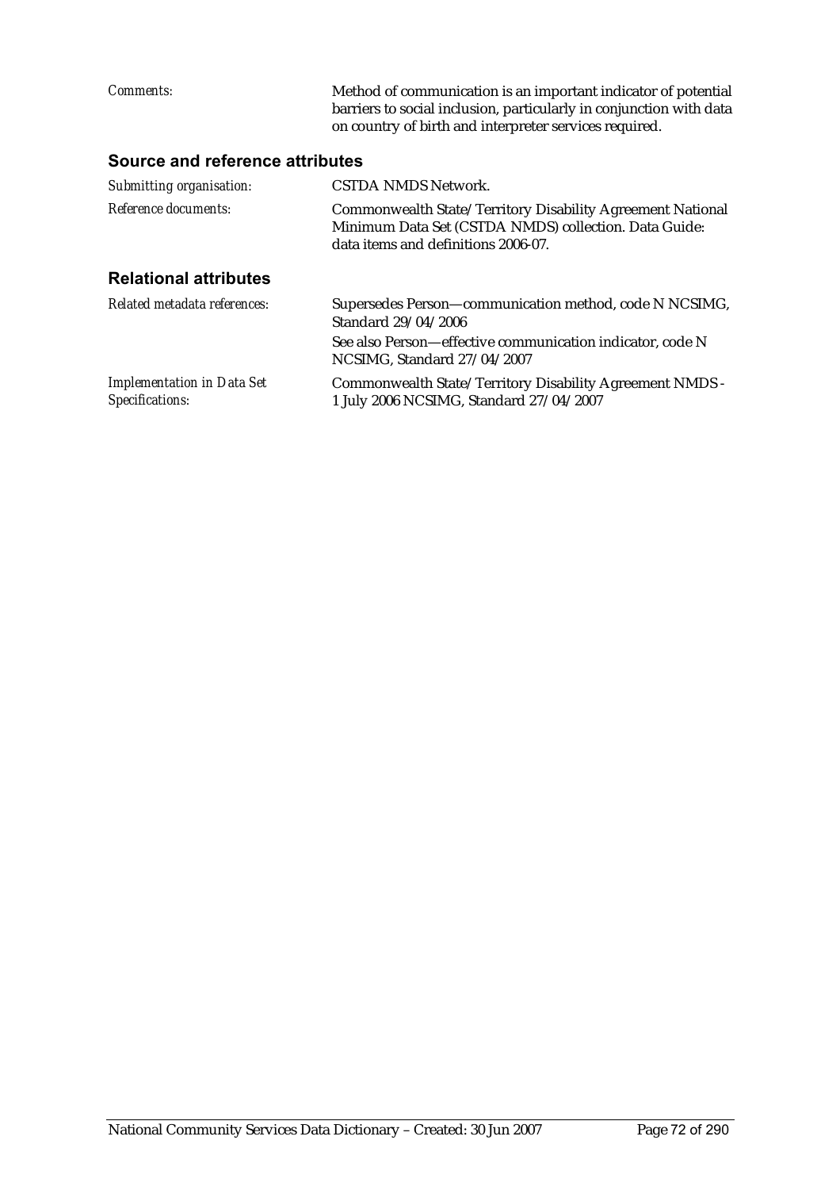*Comments:* Method of communication is an important indicator of potential barriers to social inclusion, particularly in conjunction with data on country of birth and interpreter services required.

## Source and reference attributes

*Submitting organisation:* CSTDA NMDS Network.

*Reference documents:* Commonwealth State/Territory Disability Agreement National Minimum Data Set (CSTDA NMDS) collection. Data Guide: data items and definitions 2006-07.

## Relational attributes

*Related metadata references:* Supersedes Person—communication method, code N NCSIMG, Standard 29/04/2006

See also Person—effective communication indicator, code N NCSIMG, Standard 27/04/2007

*Implementation in Data Set Specifications:* Commonwealth State/Territory Disability Agreement NMDS - 1 July 2006 NCSIMG, Standard 27/04/2007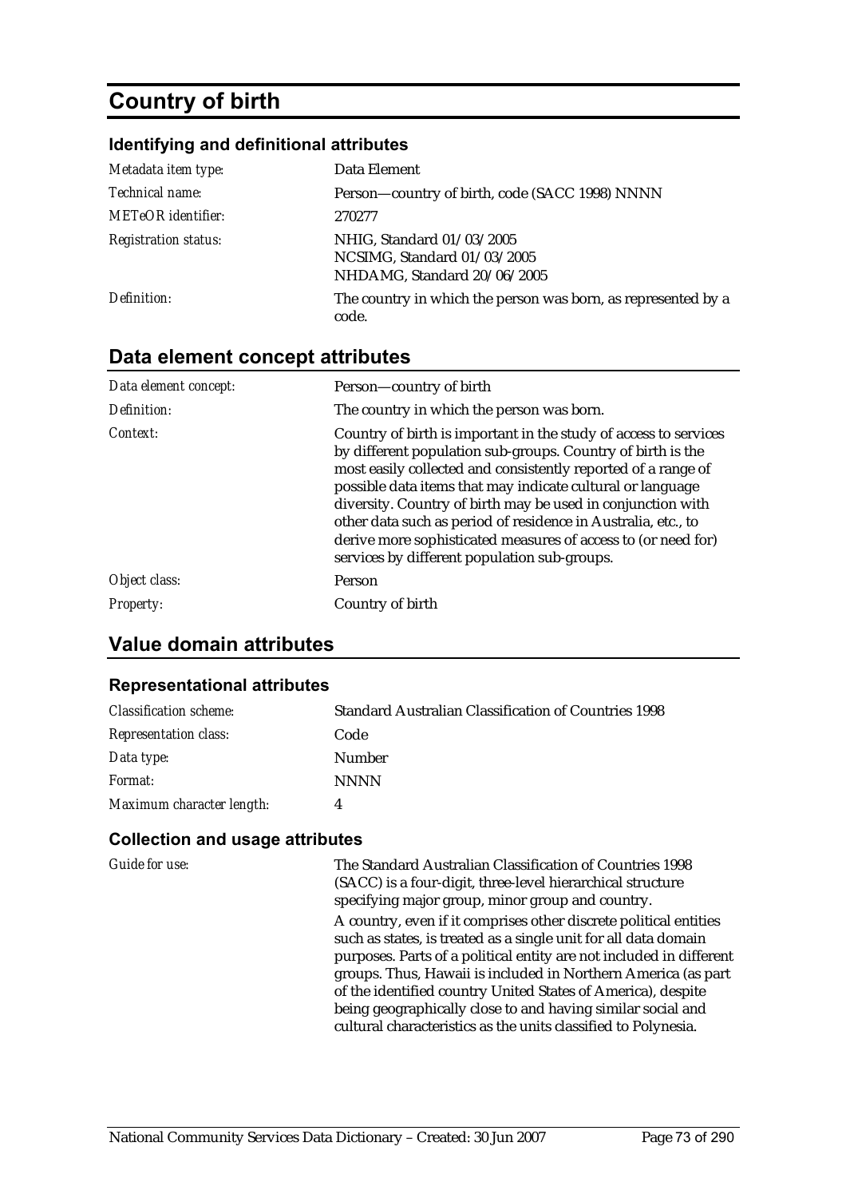# Country of birth

### Identifying and definitional attributes

| | |
|---|---|
| *Metadata item type:* | Data Element |
| *Technical name:* | Person—country of birth, code (SACC 1998) NNNN |
| *METeOR identifier:* | 270277 |
| *Registration status:* | NHIG, Standard 01/03/2005<br>NCSIMG, Standard 01/03/2005<br>NHDAMG, Standard 20/06/2005 |
| *Definition:* | The country in which the person was born, as represented by a code. |

## Data element concept attributes

| | |
|---|---|
| *Data element concept:* | Person—country of birth |
| *Definition:* | The country in which the person was born. |
| *Context:* | Country of birth is important in the study of access to services by different population sub-groups. Country of birth is the most easily collected and consistently reported of a range of possible data items that may indicate cultural or language diversity. Country of birth may be used in conjunction with other data such as period of residence in Australia, etc., to derive more sophisticated measures of access to (or need for) services by different population sub-groups. |
| *Object class:* | Person |
| *Property:* | Country of birth |

## Value domain attributes

### Representational attributes

| | |
|---|---|
| *Classification scheme:* | Standard Australian Classification of Countries 1998 |
| *Representation class:* | Code |
| *Data type:* | Number |
| *Format:* | NNNN |
| *Maximum character length:* | 4 |

### Collection and usage attributes

| | |
|---|---|
| *Guide for use:* | The Standard Australian Classification of Countries 1998 (SACC) is a four-digit, three-level hierarchical structure specifying major group, minor group and country.<br>A country, even if it comprises other discrete political entities such as states, is treated as a single unit for all data domain purposes. Parts of a political entity are not included in different groups. Thus, Hawaii is included in Northern America (as part of the identified country United States of America), despite being geographically close to and having similar social and cultural characteristics as the units classified to Polynesia. |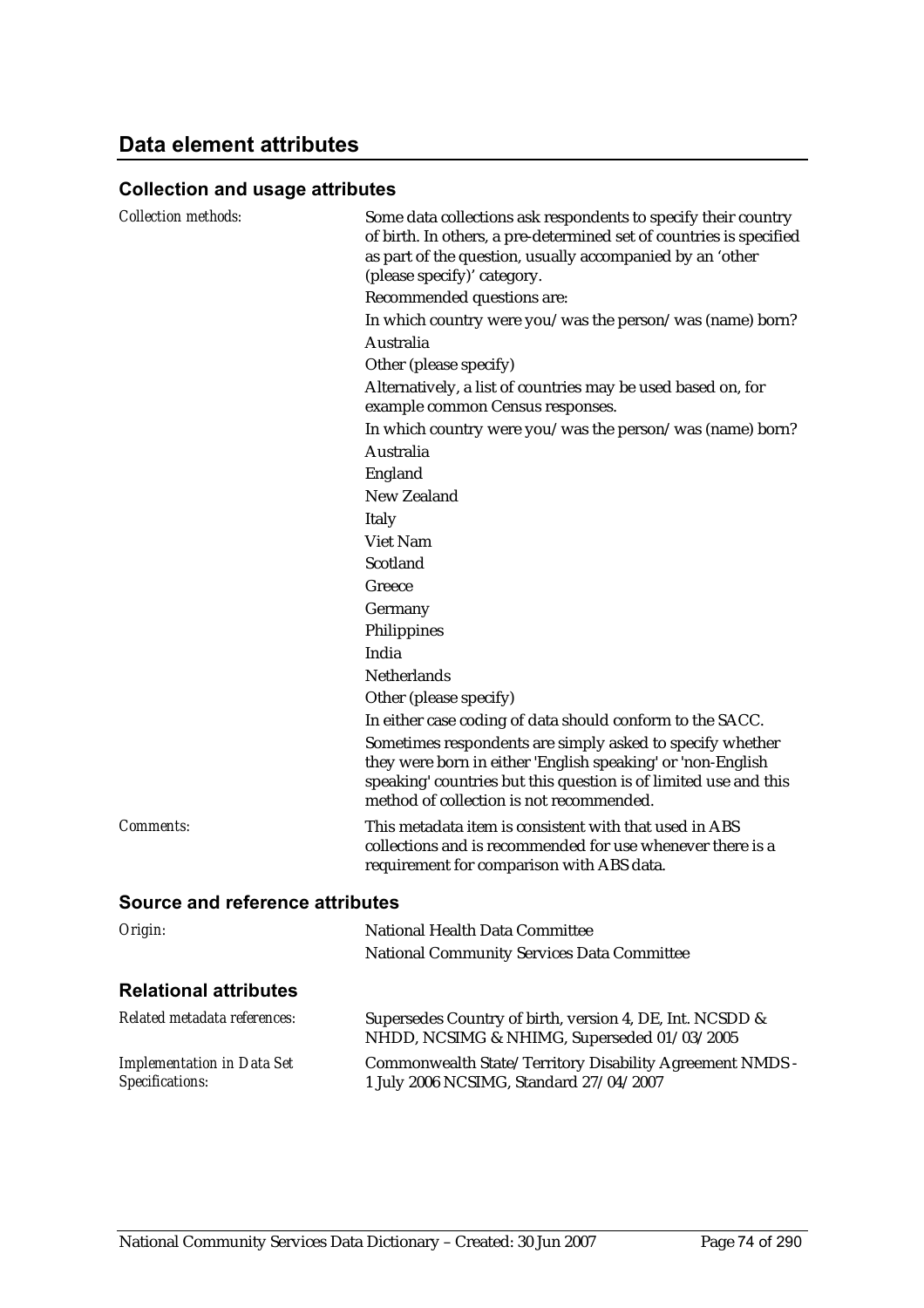## Data element attributes

### Collection and usage attributes

*Collection methods:*

Some data collections ask respondents to specify their country of birth. In others, a pre-determined set of countries is specified as part of the question, usually accompanied by an 'other (please specify)' category.

Recommended questions are:

In which country were you/was the person/was (name) born?

Australia

Other (please specify)

Alternatively, a list of countries may be used based on, for example common Census responses.

In which country were you/was the person/was (name) born?

Australia

England

New Zealand

Italy

Viet Nam

Scotland

Greece

Germany

Philippines

India

Netherlands

Other (please specify)

In either case coding of data should conform to the SACC.

Sometimes respondents are simply asked to specify whether they were born in either 'English speaking' or 'non-English speaking' countries but this question is of limited use and this method of collection is not recommended.

*Comments:*

This metadata item is consistent with that used in ABS collections and is recommended for use whenever there is a requirement for comparison with ABS data.

### Source and reference attributes

*Origin:*

National Health Data Committee

National Community Services Data Committee

### Relational attributes

*Related metadata references:*

Supersedes Country of birth, version 4, DE, Int. NCSDD & NHDD, NCSIMG & NHIMG, Superseded 01/03/2005

*Implementation in Data Set Specifications:*

Commonwealth State/Territory Disability Agreement NMDS - 1 July 2006 NCSIMG, Standard 27/04/2007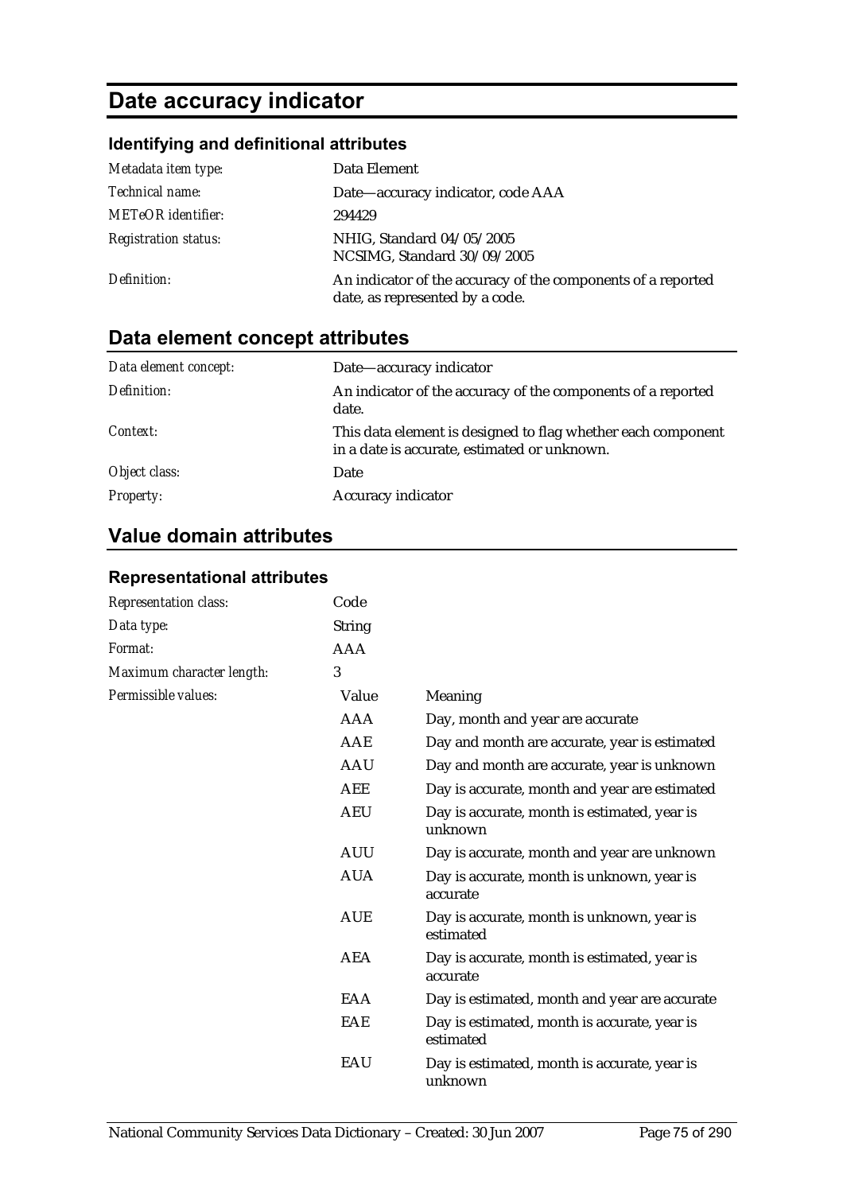# Date accuracy indicator

### Identifying and definitional attributes

| | |
|---|---|
| *Metadata item type:* | Data Element |
| *Technical name:* | Date—accuracy indicator, code AAA |
| *METeOR identifier:* | 294429 |
| *Registration status:* | NHIG, Standard 04/05/2005<br>NCSIMG, Standard 30/09/2005 |
| *Definition:* | An indicator of the accuracy of the components of a reported date, as represented by a code. |

## Data element concept attributes

| | |
|---|---|
| *Data element concept:* | Date—accuracy indicator |
| *Definition:* | An indicator of the accuracy of the components of a reported date. |
| *Context:* | This data element is designed to flag whether each component in a date is accurate, estimated or unknown. |
| *Object class:* | Date |
| *Property:* | Accuracy indicator |

## Value domain attributes

### Representational attributes

| | | |
|---|---|---|
| *Representation class:* | Code | |
| *Data type:* | String | |
| *Format:* | AAA | |
| *Maximum character length:* | 3 | |
| *Permissible values:* | Value | Meaning |
| | AAA | Day, month and year are accurate |
| | AAE | Day and month are accurate, year is estimated |
| | AAU | Day and month are accurate, year is unknown |
| | AEE | Day is accurate, month and year are estimated |
| | AEU | Day is accurate, month is estimated, year is unknown |
| | AUU | Day is accurate, month and year are unknown |
| | AUA | Day is accurate, month is unknown, year is accurate |
| | AUE | Day is accurate, month is unknown, year is estimated |
| | AEA | Day is accurate, month is estimated, year is accurate |
| | EAA | Day is estimated, month and year are accurate |
| | EAE | Day is estimated, month is accurate, year is estimated |
| | EAU | Day is estimated, month is accurate, year is unknown |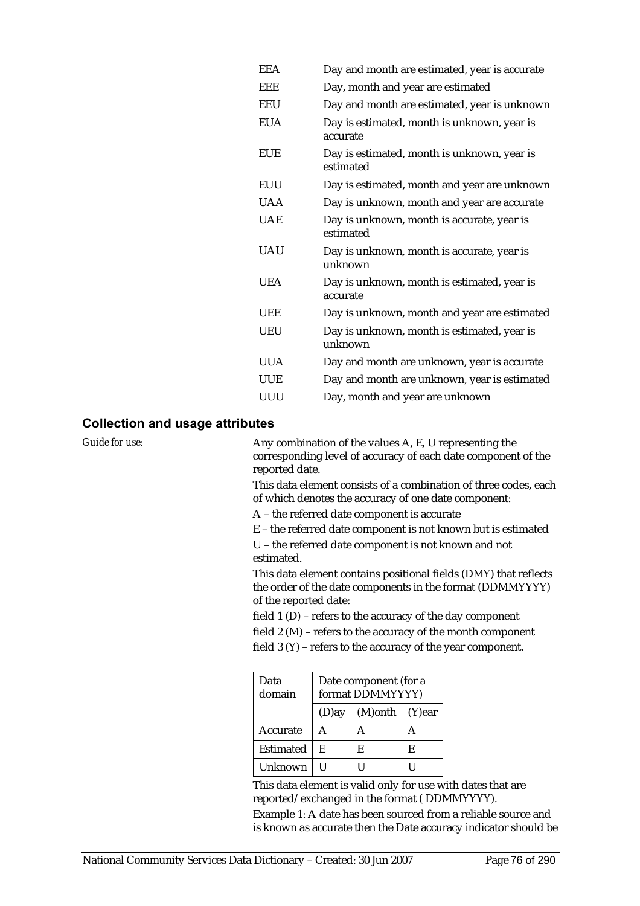| | |
|---|---|
| EEA | Day and month are estimated, year is accurate |
| EEE | Day, month and year are estimated |
| EEU | Day and month are estimated, year is unknown |
| EUA | Day is estimated, month is unknown, year is accurate |
| EUE | Day is estimated, month is unknown, year is estimated |
| EUU | Day is estimated, month and year are unknown |
| UAA | Day is unknown, month and year are accurate |
| UAE | Day is unknown, month is accurate, year is estimated |
| UAU | Day is unknown, month is accurate, year is unknown |
| UEA | Day is unknown, month is estimated, year is accurate |
| UEE | Day is unknown, month and year are estimated |
| UEU | Day is unknown, month is estimated, year is unknown |
| UUA | Day and month are unknown, year is accurate |
| UUE | Day and month are unknown, year is estimated |
| UUU | Day, month and year are unknown |

## Collection and usage attributes

*Guide for use:*

Any combination of the values A, E, U representing the corresponding level of accuracy of each date component of the reported date.

This data element consists of a combination of three codes, each of which denotes the accuracy of one date component:

A – the referred date component is accurate

E – the referred date component is not known but is estimated

U – the referred date component is not known and not estimated.

This data element contains positional fields (DMY) that reflects the order of the date components in the format (DDMMYYYY) of the reported date:

field 1 (D) – refers to the accuracy of the day component

field 2 (M) – refers to the accuracy of the month component

field 3 (Y) – refers to the accuracy of the year component.

| Data domain | Date component (for a format DDMMYYYY) | | |
|---|---|---|---|
| | (D)ay | (M)onth | (Y)ear |
| Accurate | A | A | A |
| Estimated | E | E | E |
| Unknown | U | U | U |

This data element is valid only for use with dates that are reported/exchanged in the format ( DDMMYYYY).

Example 1: A date has been sourced from a reliable source and is known as accurate then the Date accuracy indicator should be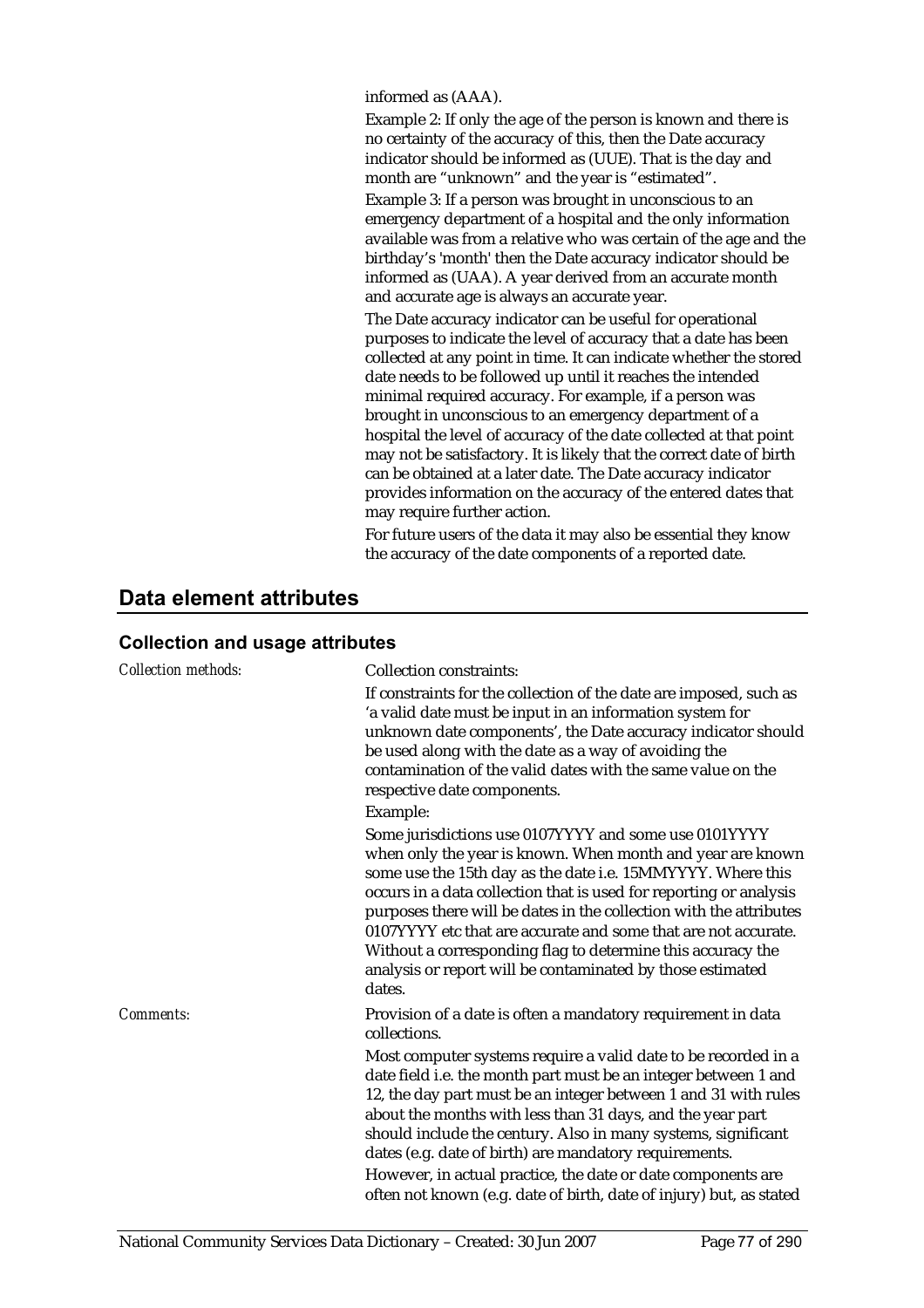informed as (AAA).

Example 2: If only the age of the person is known and there is no certainty of the accuracy of this, then the Date accuracy indicator should be informed as (UUE). That is the day and month are "unknown" and the year is "estimated".

Example 3: If a person was brought in unconscious to an emergency department of a hospital and the only information available was from a relative who was certain of the age and the birthday's 'month' then the Date accuracy indicator should be informed as (UAA). A year derived from an accurate month and accurate age is always an accurate year.

The Date accuracy indicator can be useful for operational purposes to indicate the level of accuracy that a date has been collected at any point in time. It can indicate whether the stored date needs to be followed up until it reaches the intended minimal required accuracy. For example, if a person was brought in unconscious to an emergency department of a hospital the level of accuracy of the date collected at that point may not be satisfactory. It is likely that the correct date of birth can be obtained at a later date. The Date accuracy indicator provides information on the accuracy of the entered dates that may require further action.

For future users of the data it may also be essential they know the accuracy of the date components of a reported date.

## Data element attributes

### Collection and usage attributes

*Collection methods:*

Collection constraints:

If constraints for the collection of the date are imposed, such as 'a valid date must be input in an information system for unknown date components', the Date accuracy indicator should be used along with the date as a way of avoiding the contamination of the valid dates with the same value on the respective date components.

Example:

Some jurisdictions use 0107YYYY and some use 0101YYYY when only the year is known. When month and year are known some use the 15th day as the date i.e. 15MMYYYY. Where this occurs in a data collection that is used for reporting or analysis purposes there will be dates in the collection with the attributes 0107YYYY etc that are accurate and some that are not accurate. Without a corresponding flag to determine this accuracy the analysis or report will be contaminated by those estimated dates.

*Comments:*

Provision of a date is often a mandatory requirement in data collections.

Most computer systems require a valid date to be recorded in a date field i.e. the month part must be an integer between 1 and 12, the day part must be an integer between 1 and 31 with rules about the months with less than 31 days, and the year part should include the century. Also in many systems, significant dates (e.g. date of birth) are mandatory requirements.

However, in actual practice, the date or date components are often not known (e.g. date of birth, date of injury) but, as stated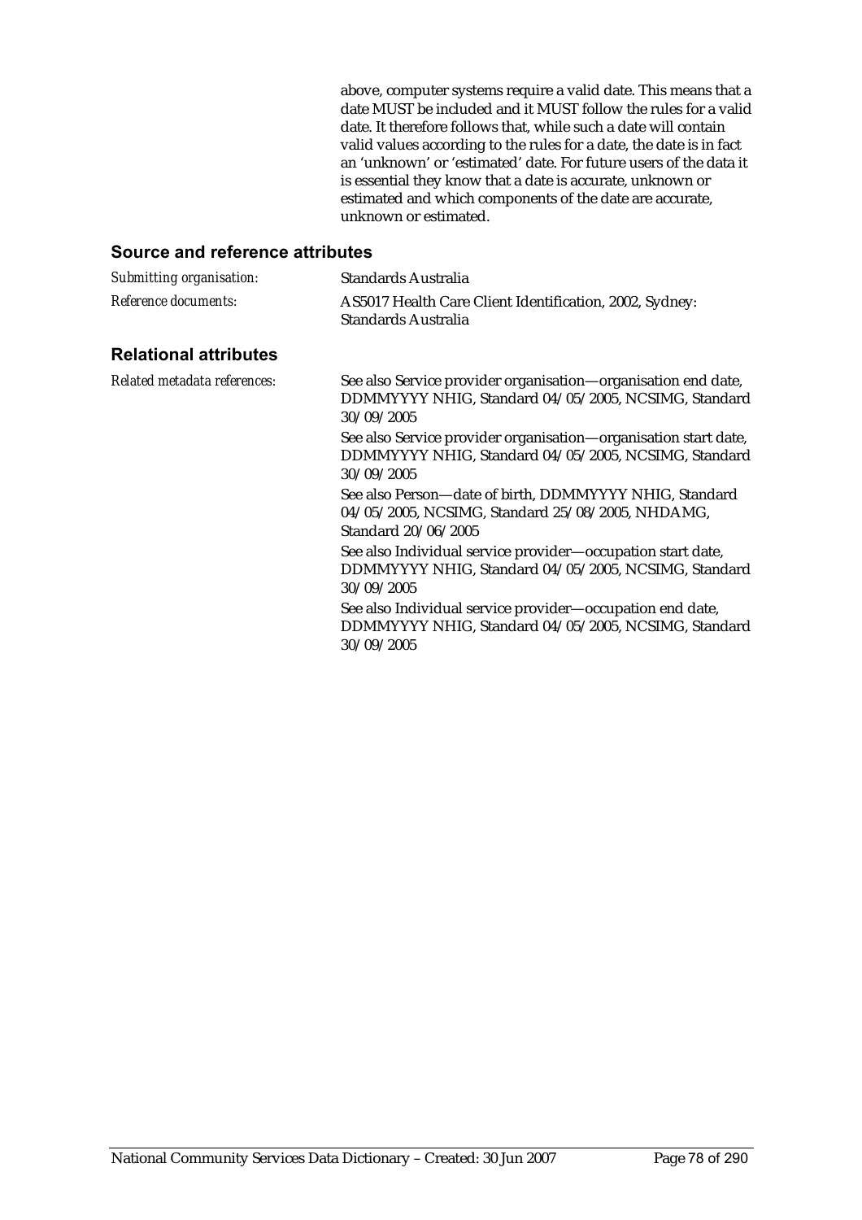above, computer systems require a valid date. This means that a date MUST be included and it MUST follow the rules for a valid date. It therefore follows that, while such a date will contain valid values according to the rules for a date, the date is in fact an 'unknown' or 'estimated' date. For future users of the data it is essential they know that a date is accurate, unknown or estimated and which components of the date are accurate, unknown or estimated.

## Source and reference attributes

*Submitting organisation:* Standards Australia

*Reference documents:* AS5017 Health Care Client Identification, 2002, Sydney: Standards Australia

## Relational attributes

*Related metadata references:*

See also Service provider organisation—organisation end date, DDMMYYYY NHIG, Standard 04/05/2005, NCSIMG, Standard 30/09/2005

See also Service provider organisation—organisation start date, DDMMYYYY NHIG, Standard 04/05/2005, NCSIMG, Standard 30/09/2005

See also Person—date of birth, DDMMYYYY NHIG, Standard 04/05/2005, NCSIMG, Standard 25/08/2005, NHDAMG, Standard 20/06/2005

See also Individual service provider—occupation start date, DDMMYYYY NHIG, Standard 04/05/2005, NCSIMG, Standard 30/09/2005

See also Individual service provider—occupation end date, DDMMYYYY NHIG, Standard 04/05/2005, NCSIMG, Standard 30/09/2005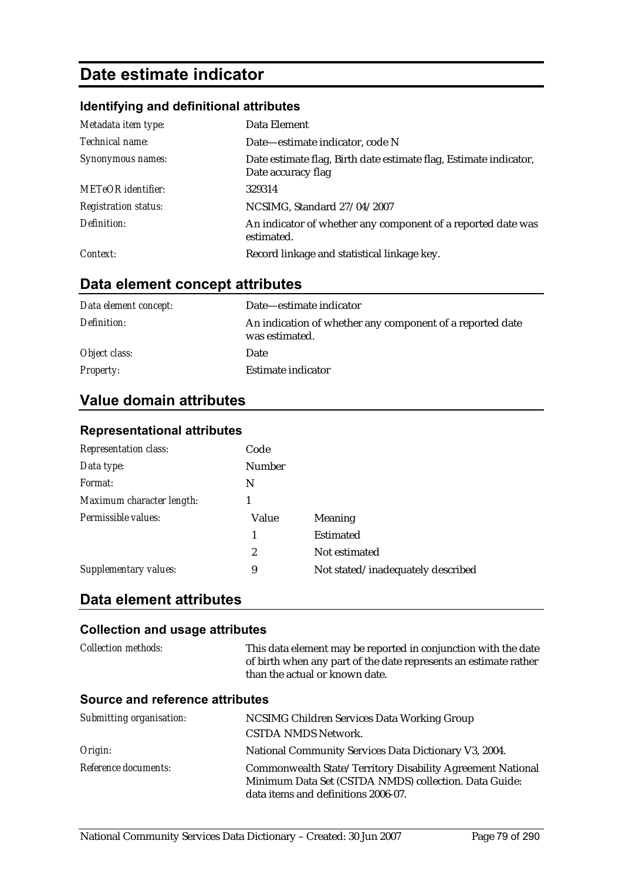# Date estimate indicator

### Identifying and definitional attributes

| | |
|---|---|
| *Metadata item type:* | Data Element |
| *Technical name:* | Date—estimate indicator, code N |
| *Synonymous names:* | Date estimate flag, Birth date estimate flag, Estimate indicator, Date accuracy flag |
| *METeOR identifier:* | 329314 |
| *Registration status:* | NCSIMG, Standard 27/04/2007 |
| *Definition:* | An indicator of whether any component of a reported date was estimated. |
| *Context:* | Record linkage and statistical linkage key. |

## Data element concept attributes

| | |
|---|---|
| *Data element concept:* | Date—estimate indicator |
| *Definition:* | An indication of whether any component of a reported date was estimated. |
| *Object class:* | Date |
| *Property:* | Estimate indicator |

## Value domain attributes

### Representational attributes

| | | |
|---|---|---|
| *Representation class:* | Code | |
| *Data type:* | Number | |
| *Format:* | N | |
| *Maximum character length:* | 1 | |
| *Permissible values:* | Value | Meaning |
| | 1 | Estimated |
| | 2 | Not estimated |
| *Supplementary values:* | 9 | Not stated/inadequately described |

## Data element attributes

### Collection and usage attributes

| | |
|---|---|
| *Collection methods:* | This data element may be reported in conjunction with the date of birth when any part of the date represents an estimate rather than the actual or known date. |

### Source and reference attributes

| | |
|---|---|
| *Submitting organisation:* | NCSIMG Children Services Data Working Group<br>CSTDA NMDS Network. |
| *Origin:* | National Community Services Data Dictionary V3, 2004. |
| *Reference documents:* | Commonwealth State/Territory Disability Agreement National Minimum Data Set (CSTDA NMDS) collection. Data Guide: data items and definitions 2006-07. |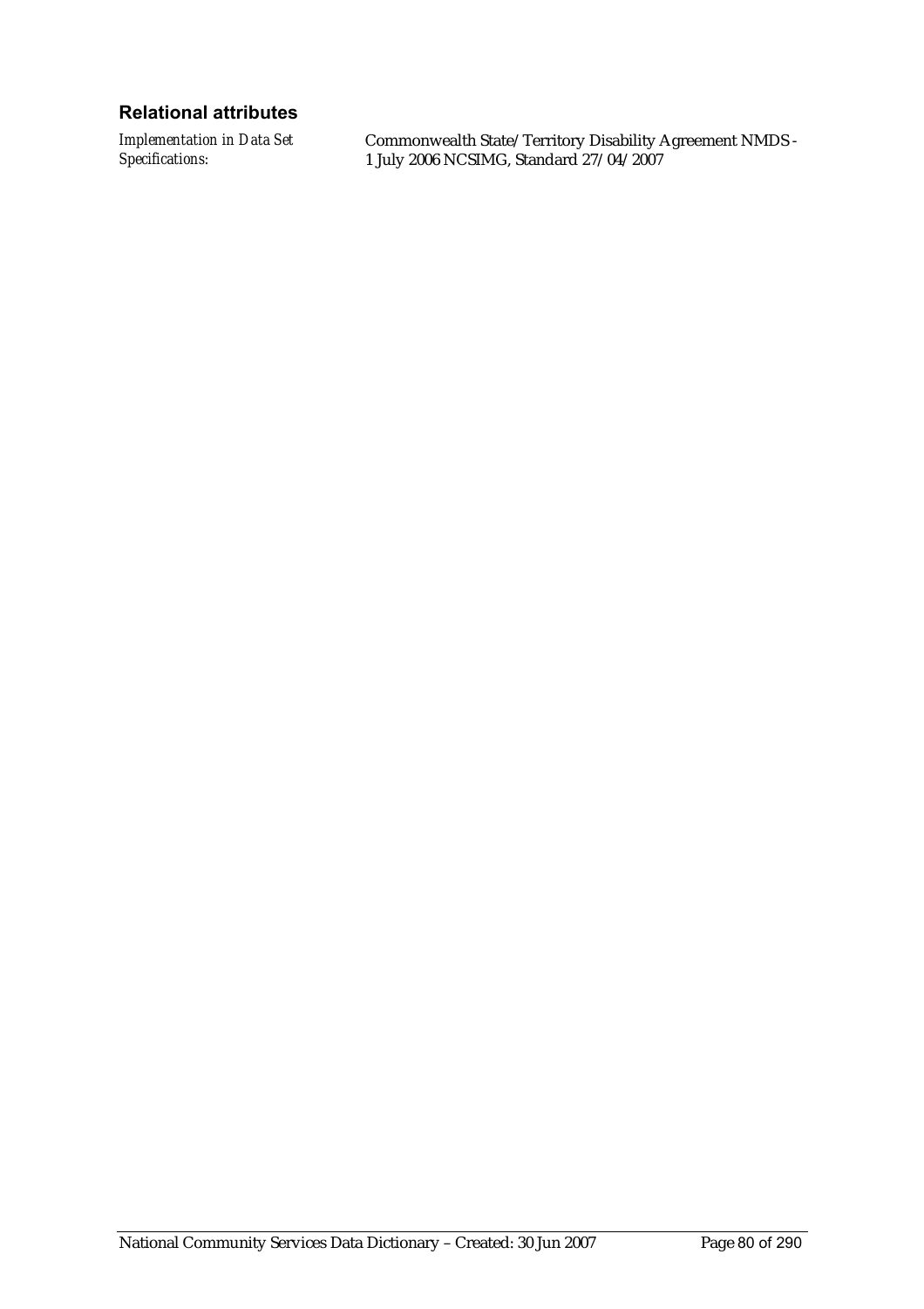### Relational attributes

*Implementation in Data Set Specifications:* Commonwealth State/Territory Disability Agreement NMDS - 1 July 2006 NCSIMG, Standard 27/04/2007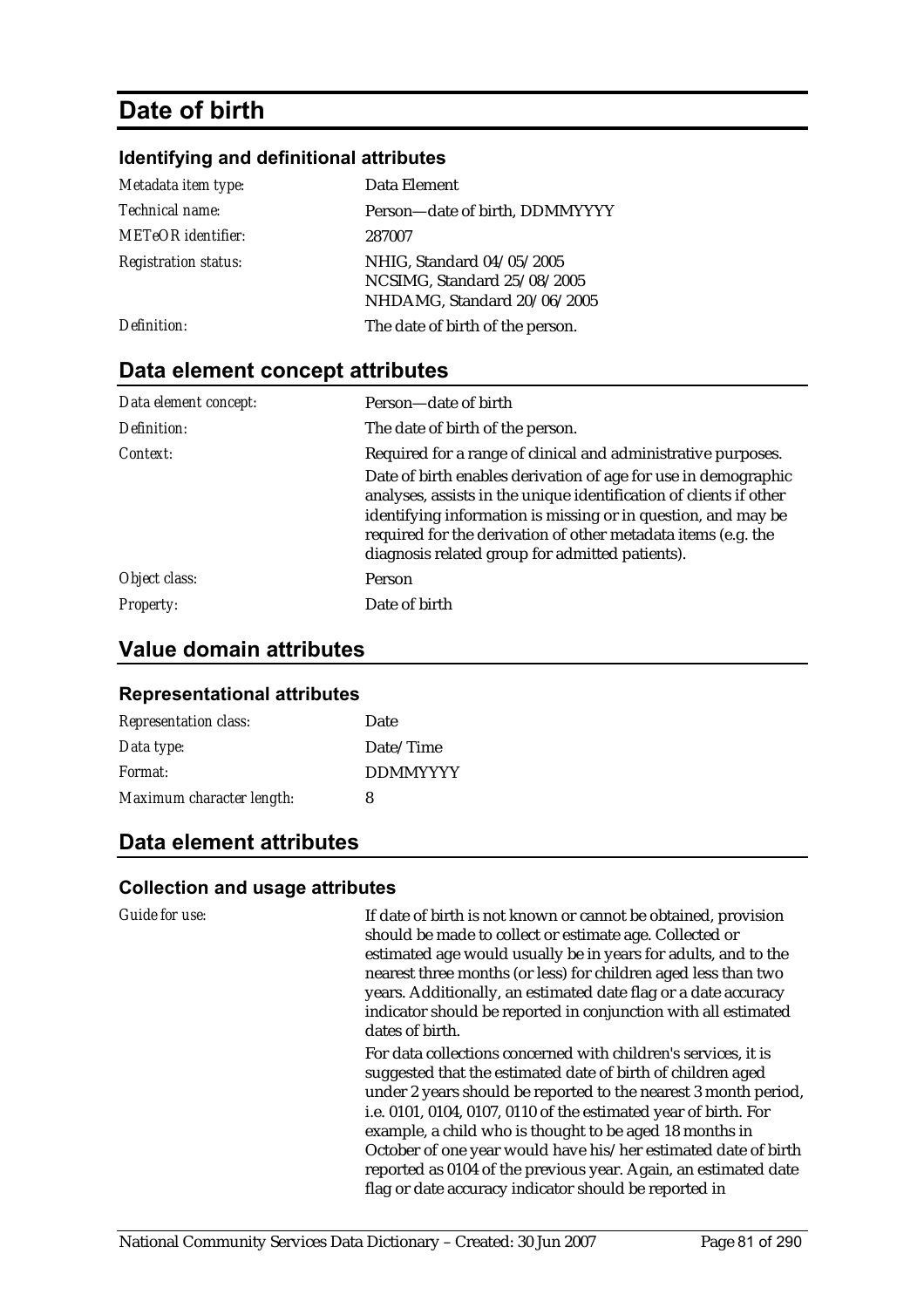# Date of birth

### Identifying and definitional attributes

| | |
|---|---|
| *Metadata item type:* | Data Element |
| *Technical name:* | Person—date of birth, DDMMYYYY |
| *METeOR identifier:* | 287007 |
| *Registration status:* | NHIG, Standard 04/05/2005<br>NCSIMG, Standard 25/08/2005<br>NHDAMG, Standard 20/06/2005 |
| *Definition:* | The date of birth of the person. |

## Data element concept attributes

| | |
|---|---|
| *Data element concept:* | Person—date of birth |
| *Definition:* | The date of birth of the person. |
| *Context:* | Required for a range of clinical and administrative purposes.<br>Date of birth enables derivation of age for use in demographic analyses, assists in the unique identification of clients if other identifying information is missing or in question, and may be required for the derivation of other metadata items (e.g. the diagnosis related group for admitted patients). |
| *Object class:* | Person |
| *Property:* | Date of birth |

## Value domain attributes

### Representational attributes

| | |
|---|---|
| *Representation class:* | Date |
| *Data type:* | Date/Time |
| *Format:* | DDMMYYYY |
| *Maximum character length:* | 8 |

## Data element attributes

### Collection and usage attributes

*Guide for use:*

If date of birth is not known or cannot be obtained, provision should be made to collect or estimate age. Collected or estimated age would usually be in years for adults, and to the nearest three months (or less) for children aged less than two years. Additionally, an estimated date flag or a date accuracy indicator should be reported in conjunction with all estimated dates of birth.

For data collections concerned with children's services, it is suggested that the estimated date of birth of children aged under 2 years should be reported to the nearest 3 month period, i.e. 0101, 0104, 0107, 0110 of the estimated year of birth. For example, a child who is thought to be aged 18 months in October of one year would have his/her estimated date of birth reported as 0104 of the previous year. Again, an estimated date flag or date accuracy indicator should be reported in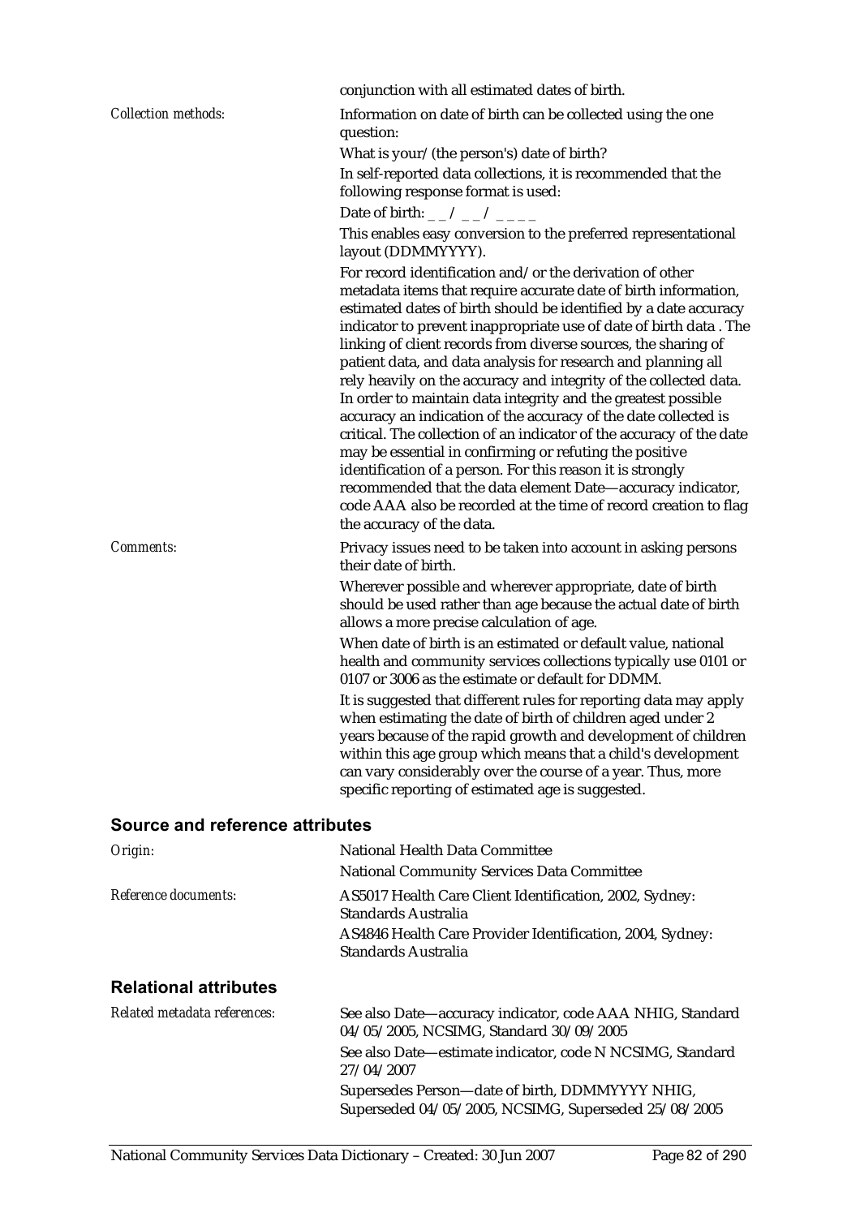conjunction with all estimated dates of birth.

*Collection methods:*

Information on date of birth can be collected using the one question:

What is your/(the person's) date of birth?

In self-reported data collections, it is recommended that the following response format is used:

Date of birth: _ _ / _ _ / _ _ _ _

This enables easy conversion to the preferred representational layout (DDMMYYYY).

For record identification and/or the derivation of other metadata items that require accurate date of birth information, estimated dates of birth should be identified by a date accuracy indicator to prevent inappropriate use of date of birth data . The linking of client records from diverse sources, the sharing of patient data, and data analysis for research and planning all rely heavily on the accuracy and integrity of the collected data. In order to maintain data integrity and the greatest possible accuracy an indication of the accuracy of the date collected is critical. The collection of an indicator of the accuracy of the date may be essential in confirming or refuting the positive identification of a person. For this reason it is strongly recommended that the data element Date—accuracy indicator, code AAA also be recorded at the time of record creation to flag the accuracy of the data.

*Comments:*

Privacy issues need to be taken into account in asking persons their date of birth.

Wherever possible and wherever appropriate, date of birth should be used rather than age because the actual date of birth allows a more precise calculation of age.

When date of birth is an estimated or default value, national health and community services collections typically use 0101 or 0107 or 3006 as the estimate or default for DDMM.

It is suggested that different rules for reporting data may apply when estimating the date of birth of children aged under 2 years because of the rapid growth and development of children within this age group which means that a child's development can vary considerably over the course of a year. Thus, more specific reporting of estimated age is suggested.

## Source and reference attributes

*Origin:*

National Health Data Committee

National Community Services Data Committee

*Reference documents:*

AS5017 Health Care Client Identification, 2002, Sydney: Standards Australia

AS4846 Health Care Provider Identification, 2004, Sydney: Standards Australia

## Relational attributes

*Related metadata references:*

See also Date—accuracy indicator, code AAA NHIG, Standard 04/05/2005, NCSIMG, Standard 30/09/2005

See also Date—estimate indicator, code N NCSIMG, Standard 27/04/2007

Supersedes Person—date of birth, DDMMYYYY NHIG, Superseded 04/05/2005, NCSIMG, Superseded 25/08/2005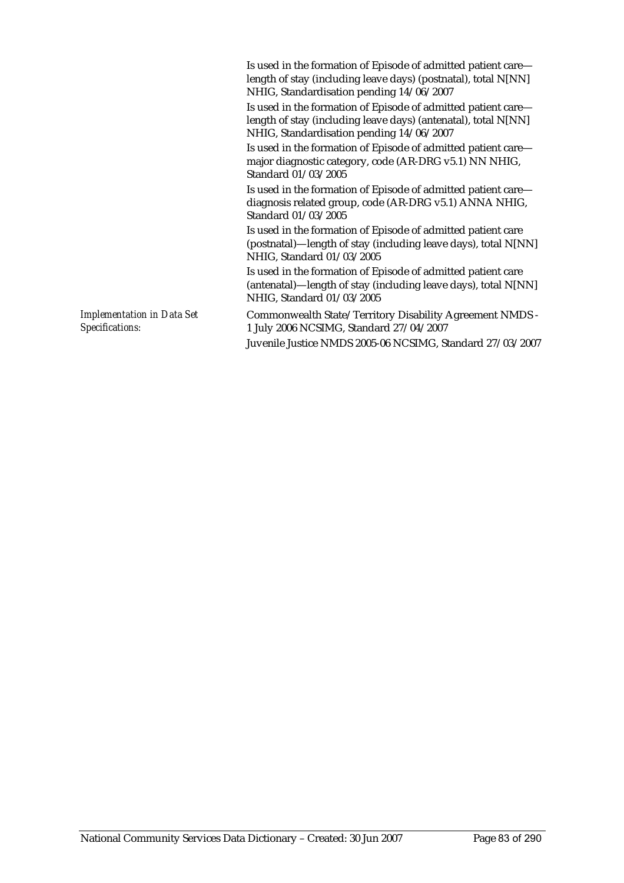Is used in the formation of Episode of admitted patient care—length of stay (including leave days) (postnatal), total N[NN] NHIG, Standardisation pending 14/06/2007

Is used in the formation of Episode of admitted patient care—length of stay (including leave days) (antenatal), total N[NN] NHIG, Standardisation pending 14/06/2007

Is used in the formation of Episode of admitted patient care—major diagnostic category, code (AR-DRG v5.1) NN NHIG, Standard 01/03/2005

Is used in the formation of Episode of admitted patient care—diagnosis related group, code (AR-DRG v5.1) ANNA NHIG, Standard 01/03/2005

Is used in the formation of Episode of admitted patient care (postnatal)—length of stay (including leave days), total N[NN] NHIG, Standard 01/03/2005

Is used in the formation of Episode of admitted patient care (antenatal)—length of stay (including leave days), total N[NN] NHIG, Standard 01/03/2005

*Implementation in Data Set Specifications:*

Commonwealth State/Territory Disability Agreement NMDS - 1 July 2006 NCSIMG, Standard 27/04/2007

Juvenile Justice NMDS 2005-06 NCSIMG, Standard 27/03/2007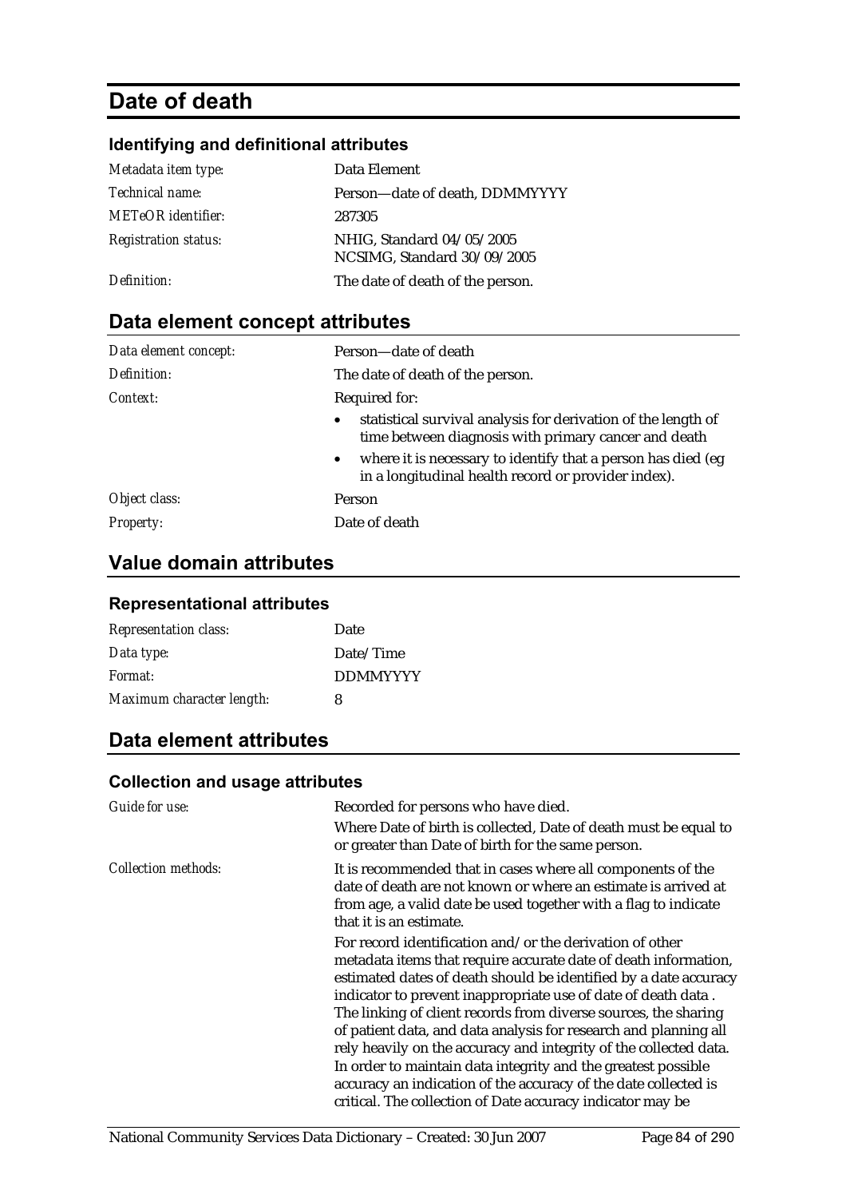# Date of death

### Identifying and definitional attributes

| | |
|---|---|
| *Metadata item type:* | Data Element |
| *Technical name:* | Person—date of death, DDMMYYYY |
| *METeOR identifier:* | 287305 |
| *Registration status:* | NHIG, Standard 04/05/2005<br>NCSIMG, Standard 30/09/2005 |
| *Definition:* | The date of death of the person. |

## Data element concept attributes

| | |
|---|---|
| *Data element concept:* | Person—date of death |
| *Definition:* | The date of death of the person. |
| *Context:* | Required for:<br>• statistical survival analysis for derivation of the length of time between diagnosis with primary cancer and death<br>• where it is necessary to identify that a person has died (eg in a longitudinal health record or provider index). |
| *Object class:* | Person |
| *Property:* | Date of death |

## Value domain attributes

### Representational attributes

| | |
|---|---|
| *Representation class:* | Date |
| *Data type:* | Date/Time |
| *Format:* | DDMMYYYY |
| *Maximum character length:* | 8 |

## Data element attributes

### Collection and usage attributes

| | |
|---|---|
| *Guide for use:* | Recorded for persons who have died.<br>Where Date of birth is collected, Date of death must be equal to or greater than Date of birth for the same person. |
| *Collection methods:* | It is recommended that in cases where all components of the date of death are not known or where an estimate is arrived at from age, a valid date be used together with a flag to indicate that it is an estimate.<br>For record identification and/or the derivation of other metadata items that require accurate date of death information, estimated dates of death should be identified by a date accuracy indicator to prevent inappropriate use of date of death data . The linking of client records from diverse sources, the sharing of patient data, and data analysis for research and planning all rely heavily on the accuracy and integrity of the collected data. In order to maintain data integrity and the greatest possible accuracy an indication of the accuracy of the date collected is critical. The collection of Date accuracy indicator may be |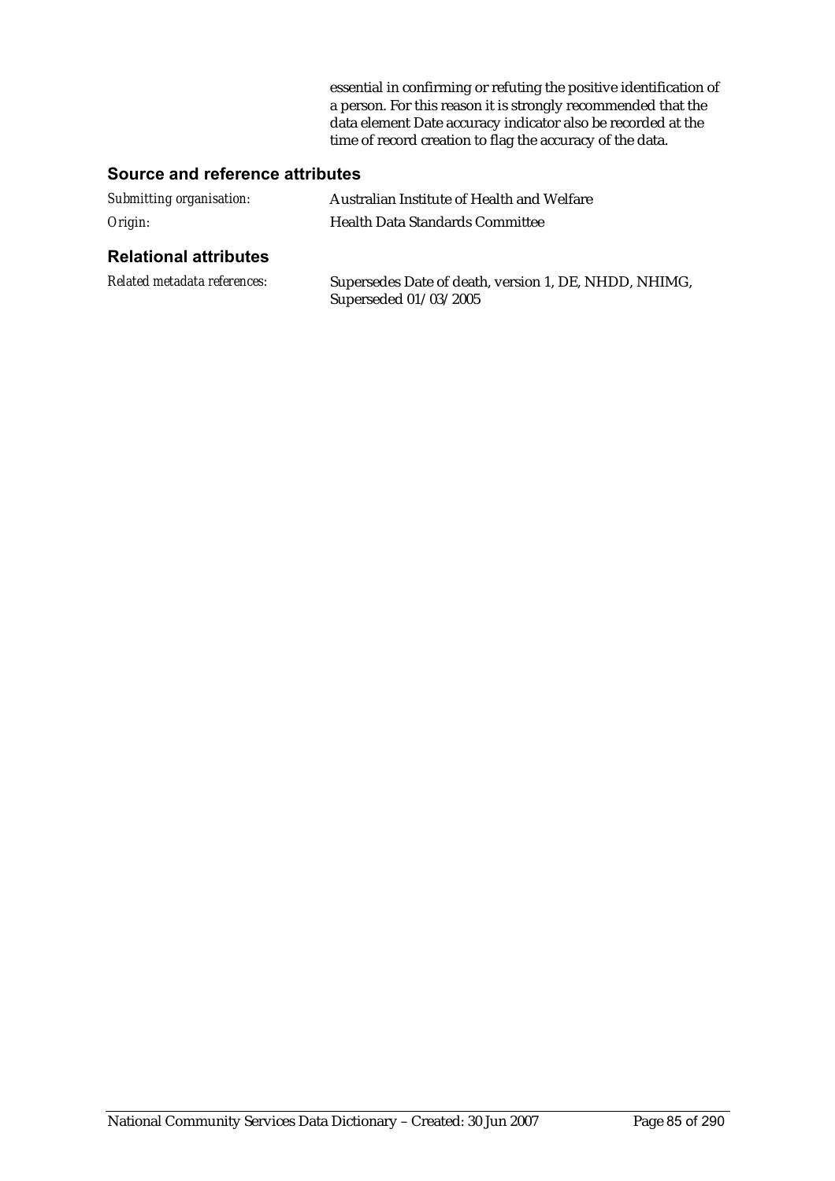essential in confirming or refuting the positive identification of a person. For this reason it is strongly recommended that the data element Date accuracy indicator also be recorded at the time of record creation to flag the accuracy of the data.

### Source and reference attributes

*Submitting organisation:* Australian Institute of Health and Welfare

*Origin:* Health Data Standards Committee

### Relational attributes

*Related metadata references:* Supersedes Date of death, version 1, DE, NHDD, NHIMG, Superseded 01/03/2005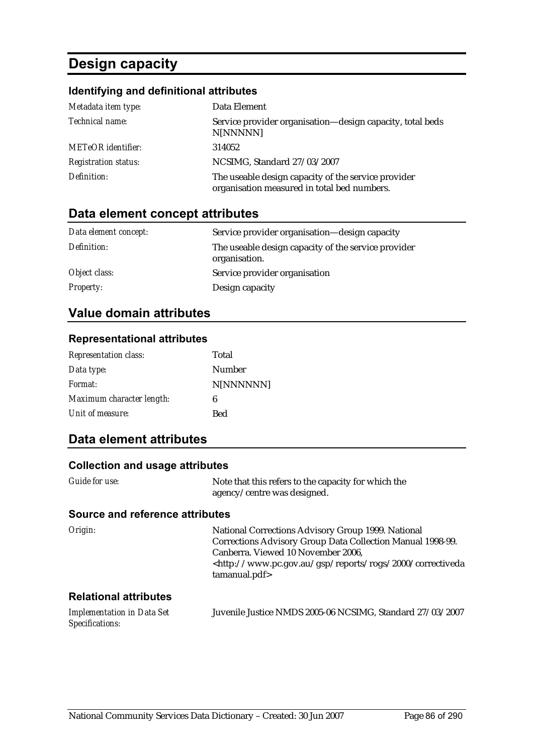# Design capacity

### Identifying and definitional attributes

| | |
|---|---|
| *Metadata item type:* | Data Element |
| *Technical name:* | Service provider organisation—design capacity, total beds N[NNNNN] |
| *METeOR identifier:* | 314052 |
| *Registration status:* | NCSIMG, Standard 27/03/2007 |
| *Definition:* | The useable design capacity of the service provider organisation measured in total bed numbers. |

## Data element concept attributes

| | |
|---|---|
| *Data element concept:* | Service provider organisation—design capacity |
| *Definition:* | The useable design capacity of the service provider organisation. |
| *Object class:* | Service provider organisation |
| *Property:* | Design capacity |

## Value domain attributes

### Representational attributes

| | |
|---|---|
| *Representation class:* | Total |
| *Data type:* | Number |
| *Format:* | N[NNNNNN] |
| *Maximum character length:* | 6 |
| *Unit of measure:* | Bed |

## Data element attributes

### Collection and usage attributes

| | |
|---|---|
| *Guide for use:* | Note that this refers to the capacity for which the agency/centre was designed. |

### Source and reference attributes

| | |
|---|---|
| *Origin:* | National Corrections Advisory Group 1999. National Corrections Advisory Group Data Collection Manual 1998-99. Canberra. Viewed 10 November 2006, <http://www.pc.gov.au/gsp/reports/rogs/2000/correctivedatamanual.pdf> |

### Relational attributes

| | |
|---|---|
| *Implementation in Data Set Specifications:* | Juvenile Justice NMDS 2005-06 NCSIMG, Standard 27/03/2007 |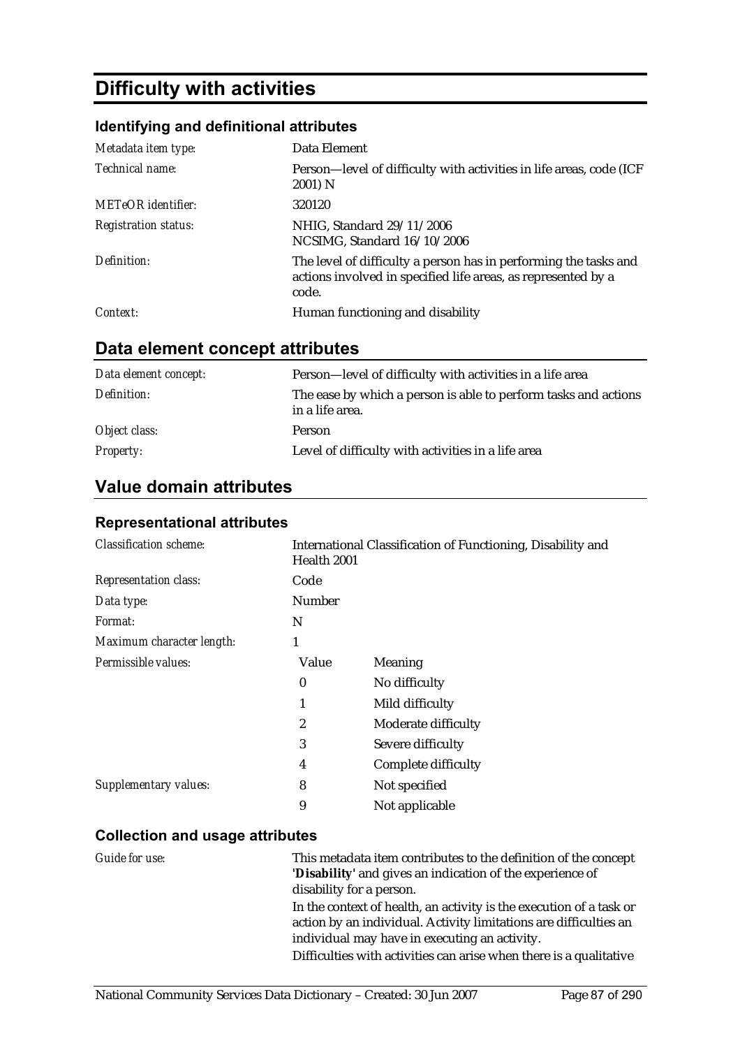# Difficulty with activities

## Identifying and definitional attributes

| | |
|---|---|
| *Metadata item type:* | Data Element |
| *Technical name:* | Person—level of difficulty with activities in life areas, code (ICF 2001) N |
| *METeOR identifier:* | 320120 |
| *Registration status:* | NHIG, Standard 29/11/2006<br>NCSIMG, Standard 16/10/2006 |
| *Definition:* | The level of difficulty a person has in performing the tasks and actions involved in specified life areas, as represented by a code. |
| *Context:* | Human functioning and disability |

## Data element concept attributes

| | |
|---|---|
| *Data element concept:* | Person—level of difficulty with activities in a life area |
| *Definition:* | The ease by which a person is able to perform tasks and actions in a life area. |
| *Object class:* | Person |
| *Property:* | Level of difficulty with activities in a life area |

## Value domain attributes

### Representational attributes

| | | |
|---|---|---|
| *Classification scheme:* | International Classification of Functioning, Disability and Health 2001 | |
| *Representation class:* | Code | |
| *Data type:* | Number | |
| *Format:* | N | |
| *Maximum character length:* | 1 | |
| *Permissible values:* | **Value** | **Meaning** |
| | 0 | No difficulty |
| | 1 | Mild difficulty |
| | 2 | Moderate difficulty |
| | 3 | Severe difficulty |
| | 4 | Complete difficulty |
| *Supplementary values:* | 8 | Not specified |
| | 9 | Not applicable |

### Collection and usage attributes

*Guide for use:*

This metadata item contributes to the definition of the concept **'Disability'** and gives an indication of the experience of disability for a person.

In the context of health, an activity is the execution of a task or action by an individual. Activity limitations are difficulties an individual may have in executing an activity.

Difficulties with activities can arise when there is a qualitative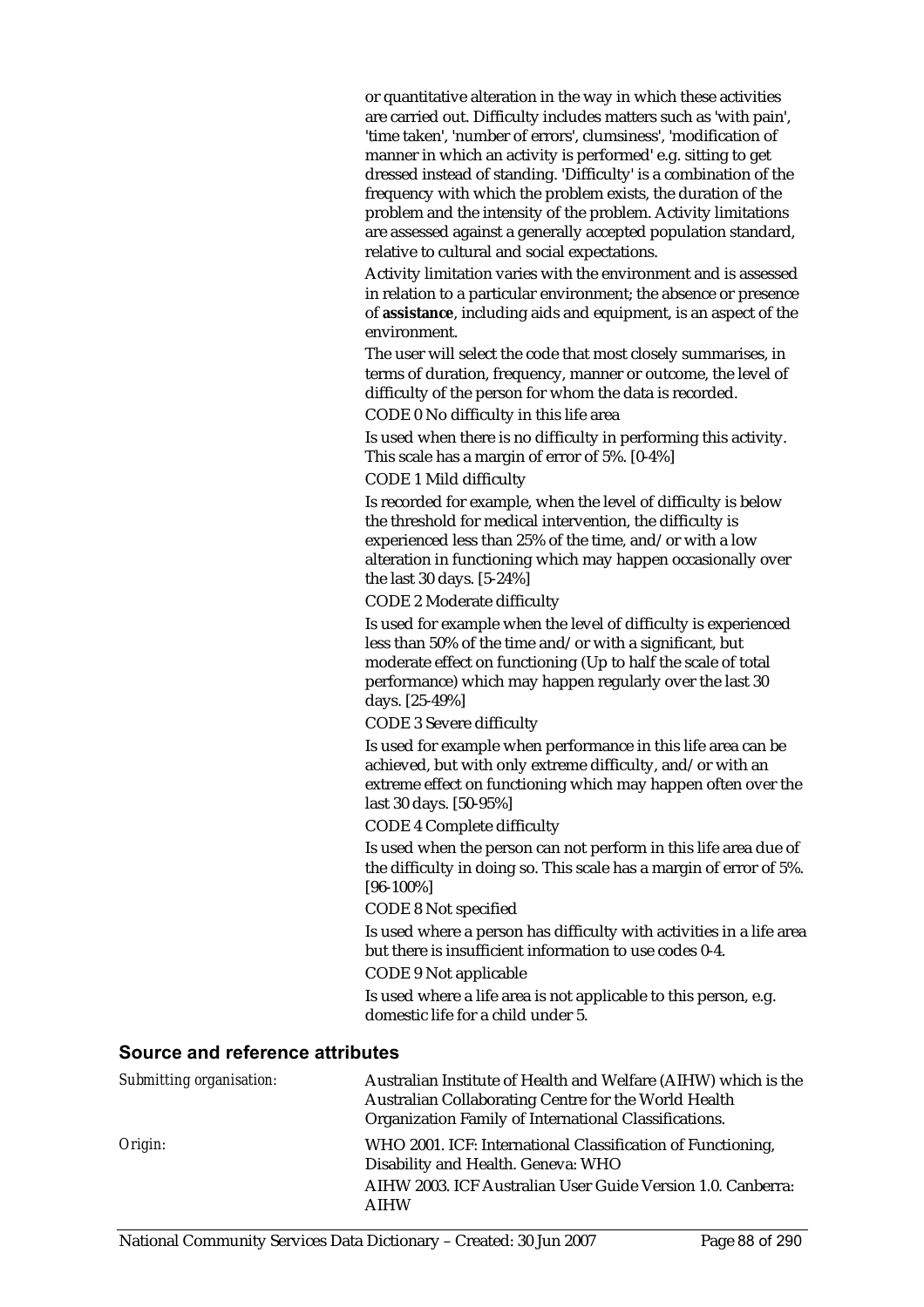or quantitative alteration in the way in which these activities are carried out. Difficulty includes matters such as 'with pain', 'time taken', 'number of errors', clumsiness', 'modification of manner in which an activity is performed' e.g. sitting to get dressed instead of standing. 'Difficulty' is a combination of the frequency with which the problem exists, the duration of the problem and the intensity of the problem. Activity limitations are assessed against a generally accepted population standard, relative to cultural and social expectations.

Activity limitation varies with the environment and is assessed in relation to a particular environment; the absence or presence of **assistance**, including aids and equipment, is an aspect of the environment.

The user will select the code that most closely summarises, in terms of duration, frequency, manner or outcome, the level of difficulty of the person for whom the data is recorded.

CODE 0 No difficulty in this life area

Is used when there is no difficulty in performing this activity. This scale has a margin of error of 5%. [0-4%]

CODE 1 Mild difficulty

Is recorded for example, when the level of difficulty is below the threshold for medical intervention, the difficulty is experienced less than 25% of the time, and/or with a low alteration in functioning which may happen occasionally over the last 30 days. [5-24%]

CODE 2 Moderate difficulty

Is used for example when the level of difficulty is experienced less than 50% of the time and/or with a significant, but moderate effect on functioning (Up to half the scale of total performance) which may happen regularly over the last 30 days. [25-49%]

CODE 3 Severe difficulty

Is used for example when performance in this life area can be achieved, but with only extreme difficulty, and/or with an extreme effect on functioning which may happen often over the last 30 days. [50-95%]

CODE 4 Complete difficulty

Is used when the person can not perform in this life area due of the difficulty in doing so. This scale has a margin of error of 5%. [96-100%]

CODE 8 Not specified

Is used where a person has difficulty with activities in a life area but there is insufficient information to use codes 0-4.

CODE 9 Not applicable

Is used where a life area is not applicable to this person, e.g. domestic life for a child under 5.

## Source and reference attributes

*Submitting organisation:* Australian Institute of Health and Welfare (AIHW) which is the Australian Collaborating Centre for the World Health Organization Family of International Classifications.

*Origin:* WHO 2001. ICF: International Classification of Functioning, Disability and Health. Geneva: WHO

AIHW 2003. ICF Australian User Guide Version 1.0. Canberra: AIHW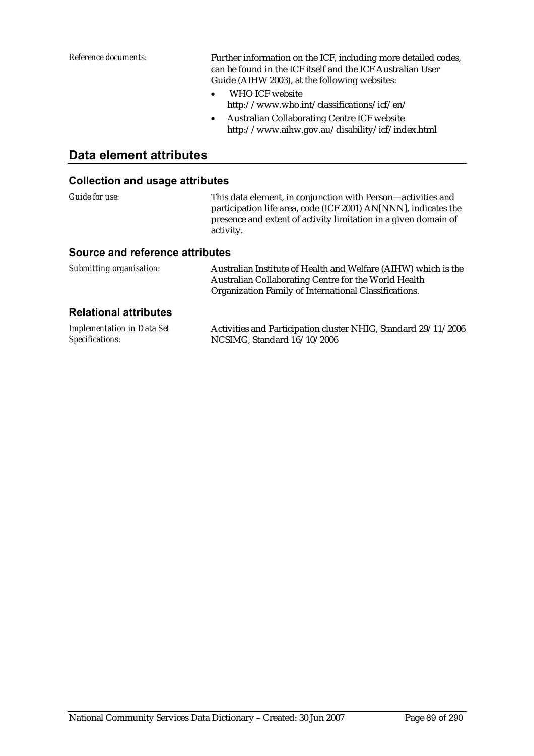*Reference documents:* Further information on the ICF, including more detailed codes, can be found in the ICF itself and the ICF Australian User Guide (AIHW 2003), at the following websites:

- WHO ICF website http://www.who.int/classifications/icf/en/
- Australian Collaborating Centre ICF website http://www.aihw.gov.au/disability/icf/index.html

## Data element attributes

### Collection and usage attributes

*Guide for use:* This data element, in conjunction with Person—activities and participation life area, code (ICF 2001) AN[NNN], indicates the presence and extent of activity limitation in a given domain of activity.

### Source and reference attributes

*Submitting organisation:* Australian Institute of Health and Welfare (AIHW) which is the Australian Collaborating Centre for the World Health Organization Family of International Classifications.

### Relational attributes

*Implementation in Data Set Specifications:* Activities and Participation cluster NHIG, Standard 29/11/2006
NCSIMG, Standard 16/10/2006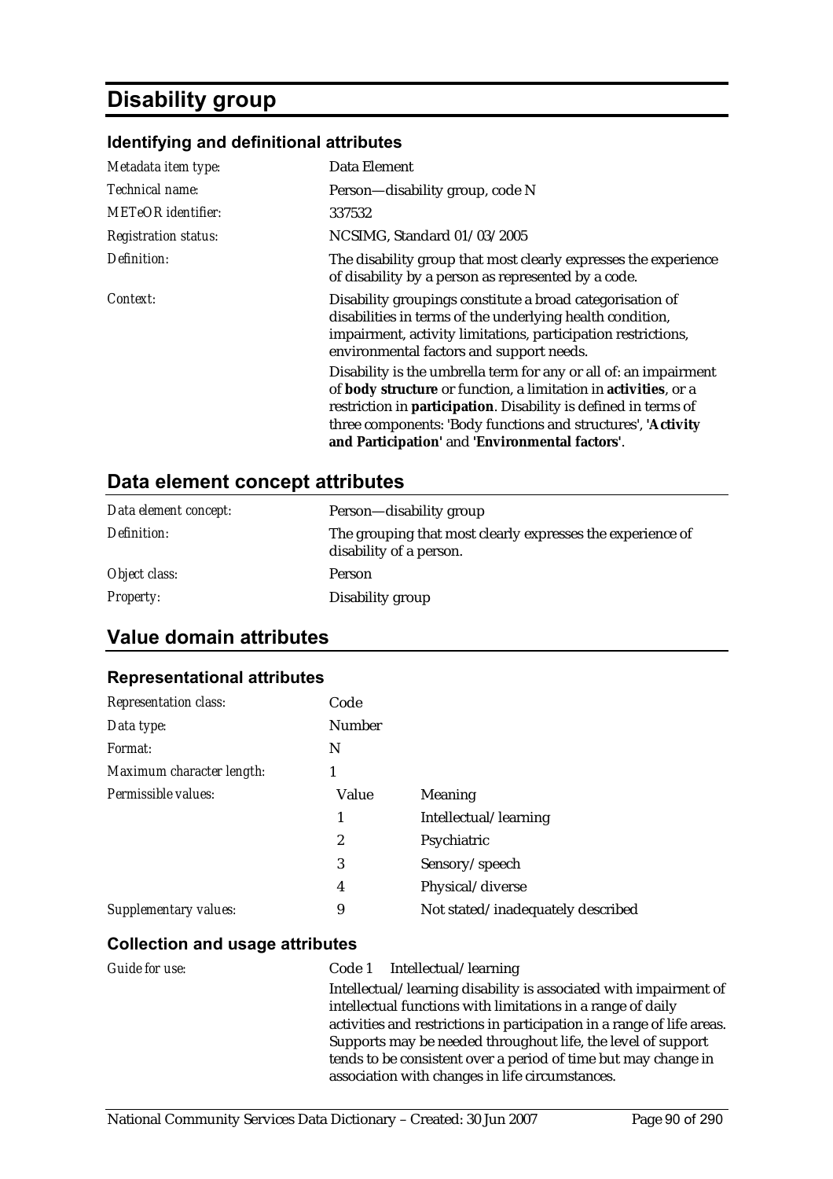# Disability group

### Identifying and definitional attributes

| | |
|---|---|
| *Metadata item type:* | Data Element |
| *Technical name:* | Person—disability group, code N |
| *METeOR identifier:* | 337532 |
| *Registration status:* | NCSIMG, Standard 01/03/2005 |
| *Definition:* | The disability group that most clearly expresses the experience of disability by a person as represented by a code. |
| *Context:* | Disability groupings constitute a broad categorisation of disabilities in terms of the underlying health condition, impairment, activity limitations, participation restrictions, environmental factors and support needs.<br>Disability is the umbrella term for any or all of: an impairment of **body structure** or function, a limitation in **activities**, or a restriction in **participation**. Disability is defined in terms of three components: 'Body functions and structures', **'Activity and Participation'** and **'Environmental factors'**. |

## Data element concept attributes

| | |
|---|---|
| *Data element concept:* | Person—disability group |
| *Definition:* | The grouping that most clearly expresses the experience of disability of a person. |
| *Object class:* | Person |
| *Property:* | Disability group |

## Value domain attributes

### Representational attributes

| | | |
|---|---|---|
| *Representation class:* | Code | |
| *Data type:* | Number | |
| *Format:* | N | |
| *Maximum character length:* | 1 | |
| *Permissible values:* | Value | Meaning |
| | 1 | Intellectual/learning |
| | 2 | Psychiatric |
| | 3 | Sensory/speech |
| | 4 | Physical/diverse |
| *Supplementary values:* | 9 | Not stated/inadequately described |

### Collection and usage attributes

| | |
|---|---|
| *Guide for use:* | Code 1 Intellectual/learning<br>Intellectual/learning disability is associated with impairment of intellectual functions with limitations in a range of daily activities and restrictions in participation in a range of life areas. Supports may be needed throughout life, the level of support tends to be consistent over a period of time but may change in association with changes in life circumstances. |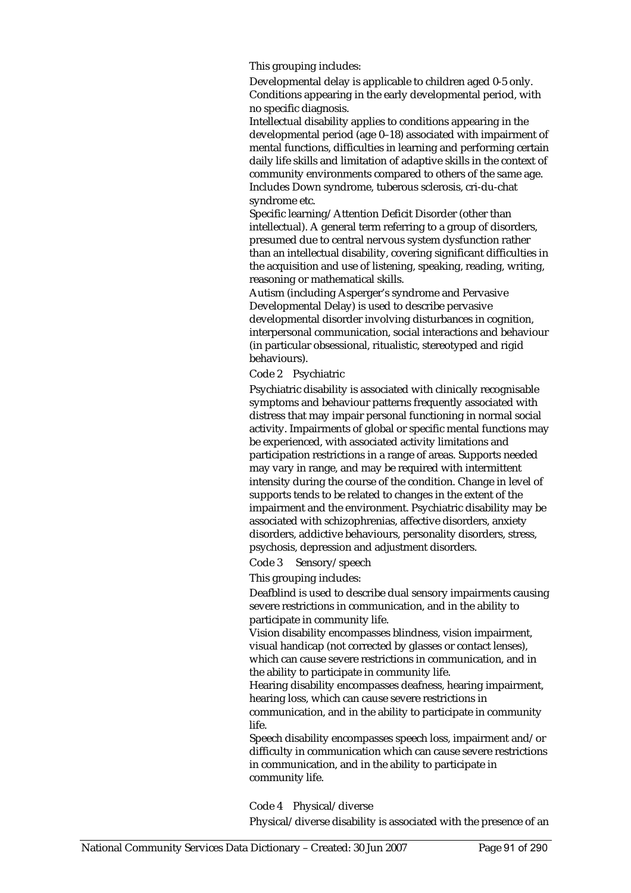This grouping includes:

Developmental delay is applicable to children aged 0-5 only. Conditions appearing in the early developmental period, with no specific diagnosis.

Intellectual disability applies to conditions appearing in the developmental period (age 0–18) associated with impairment of mental functions, difficulties in learning and performing certain daily life skills and limitation of adaptive skills in the context of community environments compared to others of the same age. Includes Down syndrome, tuberous sclerosis, cri-du-chat syndrome etc.

Specific learning/Attention Deficit Disorder (other than intellectual). A general term referring to a group of disorders, presumed due to central nervous system dysfunction rather than an intellectual disability, covering significant difficulties in the acquisition and use of listening, speaking, reading, writing, reasoning or mathematical skills.

Autism (including Asperger's syndrome and Pervasive Developmental Delay) is used to describe pervasive developmental disorder involving disturbances in cognition, interpersonal communication, social interactions and behaviour (in particular obsessional, ritualistic, stereotyped and rigid behaviours).

Code 2 Psychiatric

Psychiatric disability is associated with clinically recognisable symptoms and behaviour patterns frequently associated with distress that may impair personal functioning in normal social activity. Impairments of global or specific mental functions may be experienced, with associated activity limitations and participation restrictions in a range of areas. Supports needed may vary in range, and may be required with intermittent intensity during the course of the condition. Change in level of supports tends to be related to changes in the extent of the impairment and the environment. Psychiatric disability may be associated with schizophrenias, affective disorders, anxiety disorders, addictive behaviours, personality disorders, stress, psychosis, depression and adjustment disorders.

Code 3 Sensory/speech

This grouping includes:

Deafblind is used to describe dual sensory impairments causing severe restrictions in communication, and in the ability to participate in community life.

Vision disability encompasses blindness, vision impairment, visual handicap (not corrected by glasses or contact lenses), which can cause severe restrictions in communication, and in the ability to participate in community life.

Hearing disability encompasses deafness, hearing impairment, hearing loss, which can cause severe restrictions in communication, and in the ability to participate in community life.

Speech disability encompasses speech loss, impairment and/or difficulty in communication which can cause severe restrictions in communication, and in the ability to participate in community life.

Code 4 Physical/diverse

Physical/diverse disability is associated with the presence of an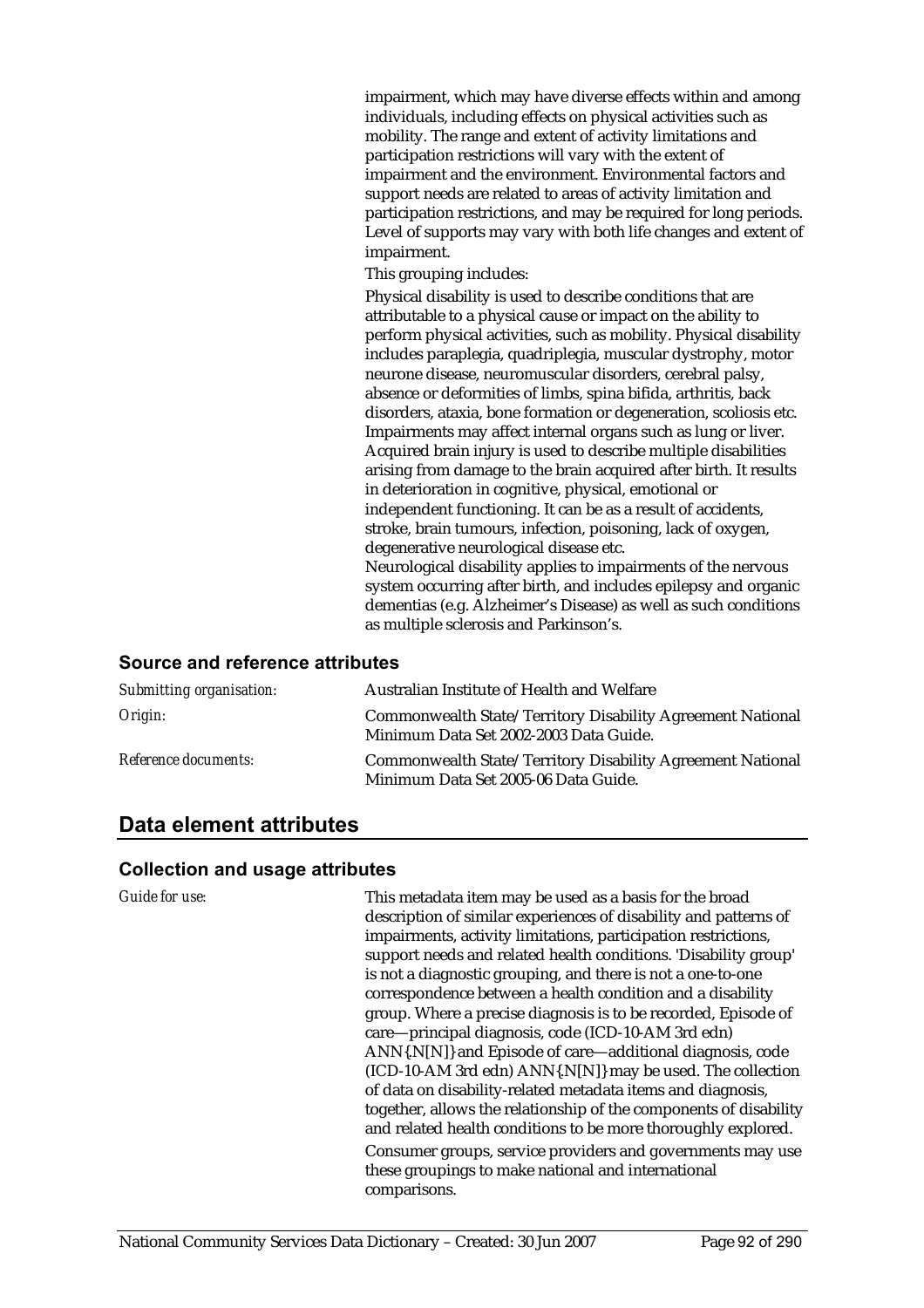impairment, which may have diverse effects within and among individuals, including effects on physical activities such as mobility. The range and extent of activity limitations and participation restrictions will vary with the extent of impairment and the environment. Environmental factors and support needs are related to areas of activity limitation and participation restrictions, and may be required for long periods. Level of supports may vary with both life changes and extent of impairment.

This grouping includes:

Physical disability is used to describe conditions that are attributable to a physical cause or impact on the ability to perform physical activities, such as mobility. Physical disability includes paraplegia, quadriplegia, muscular dystrophy, motor neurone disease, neuromuscular disorders, cerebral palsy, absence or deformities of limbs, spina bifida, arthritis, back disorders, ataxia, bone formation or degeneration, scoliosis etc. Impairments may affect internal organs such as lung or liver. Acquired brain injury is used to describe multiple disabilities arising from damage to the brain acquired after birth. It results in deterioration in cognitive, physical, emotional or independent functioning. It can be as a result of accidents, stroke, brain tumours, infection, poisoning, lack of oxygen, degenerative neurological disease etc.
Neurological disability applies to impairments of the nervous system occurring after birth, and includes epilepsy and organic dementias (e.g. Alzheimer's Disease) as well as such conditions as multiple sclerosis and Parkinson's.

### Source and reference attributes

| | |
|---|---|
| *Submitting organisation:* | Australian Institute of Health and Welfare |
| *Origin:* | Commonwealth State/Territory Disability Agreement National Minimum Data Set 2002-2003 Data Guide. |
| *Reference documents:* | Commonwealth State/Territory Disability Agreement National Minimum Data Set 2005-06 Data Guide. |

## Data element attributes

### Collection and usage attributes

*Guide for use:* This metadata item may be used as a basis for the broad description of similar experiences of disability and patterns of impairments, activity limitations, participation restrictions, support needs and related health conditions. 'Disability group' is not a diagnostic grouping, and there is not a one-to-one correspondence between a health condition and a disability group. Where a precise diagnosis is to be recorded, Episode of care—principal diagnosis, code (ICD-10-AM 3rd edn) ANN{.N[N]} and Episode of care—additional diagnosis, code (ICD-10-AM 3rd edn) ANN{.N[N]} may be used. The collection of data on disability-related metadata items and diagnosis, together, allows the relationship of the components of disability and related health conditions to be more thoroughly explored.

Consumer groups, service providers and governments may use these groupings to make national and international comparisons.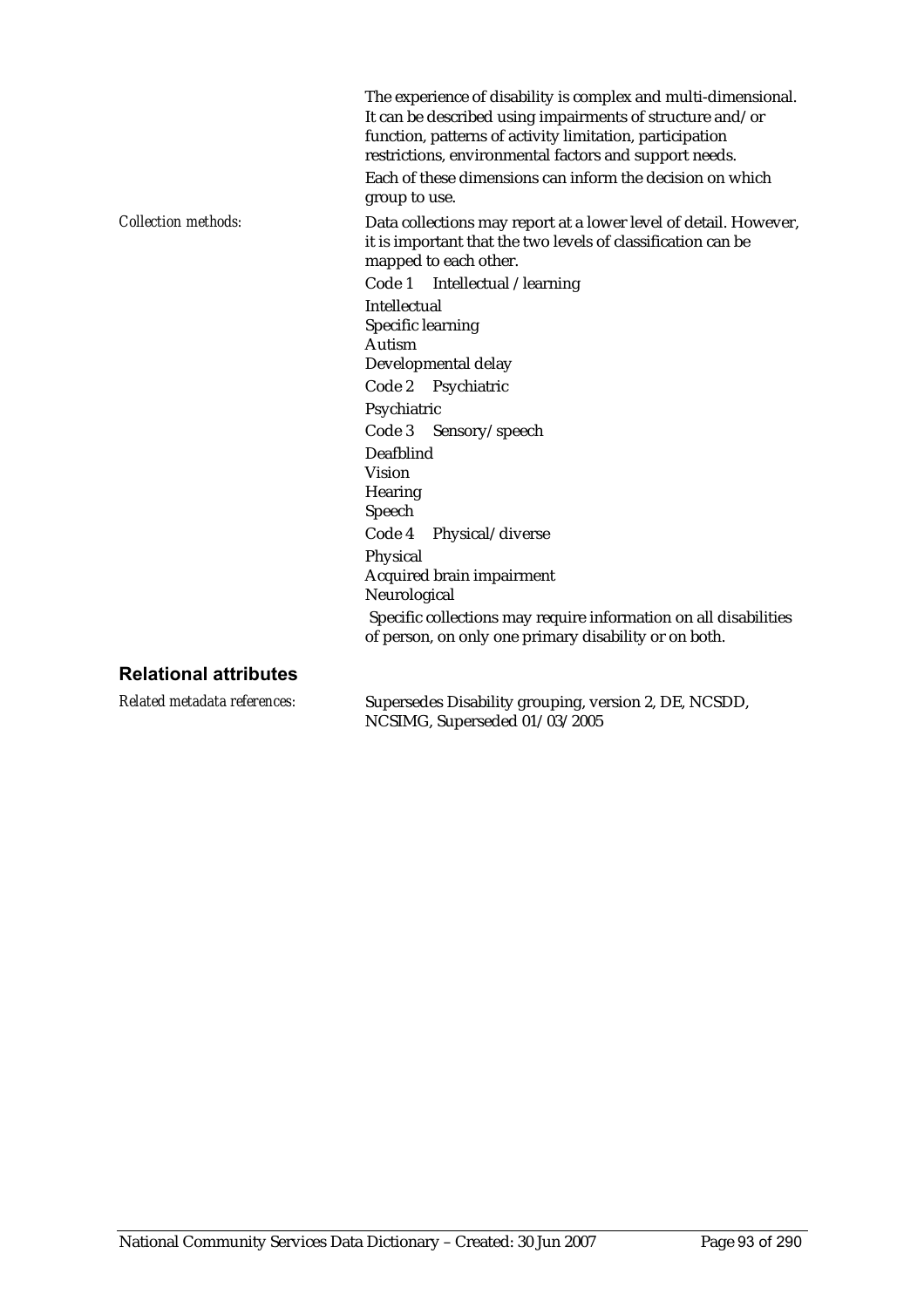The experience of disability is complex and multi-dimensional. It can be described using impairments of structure and/or function, patterns of activity limitation, participation restrictions, environmental factors and support needs.

Each of these dimensions can inform the decision on which group to use.

*Collection methods:* Data collections may report at a lower level of detail. However, it is important that the two levels of classification can be mapped to each other.

Code 1 Intellectual /learning

Intellectual
Specific learning
Autism
Developmental delay

Code 2 Psychiatric

Psychiatric

Code 3 Sensory/speech

Deafblind
Vision
Hearing
Speech

Code 4 Physical/diverse

Physical
Acquired brain impairment
Neurological

Specific collections may require information on all disabilities of person, on only one primary disability or on both.

## Relational attributes

*Related metadata references:* Supersedes Disability grouping, version 2, DE, NCSDD, NCSIMG, Superseded 01/03/2005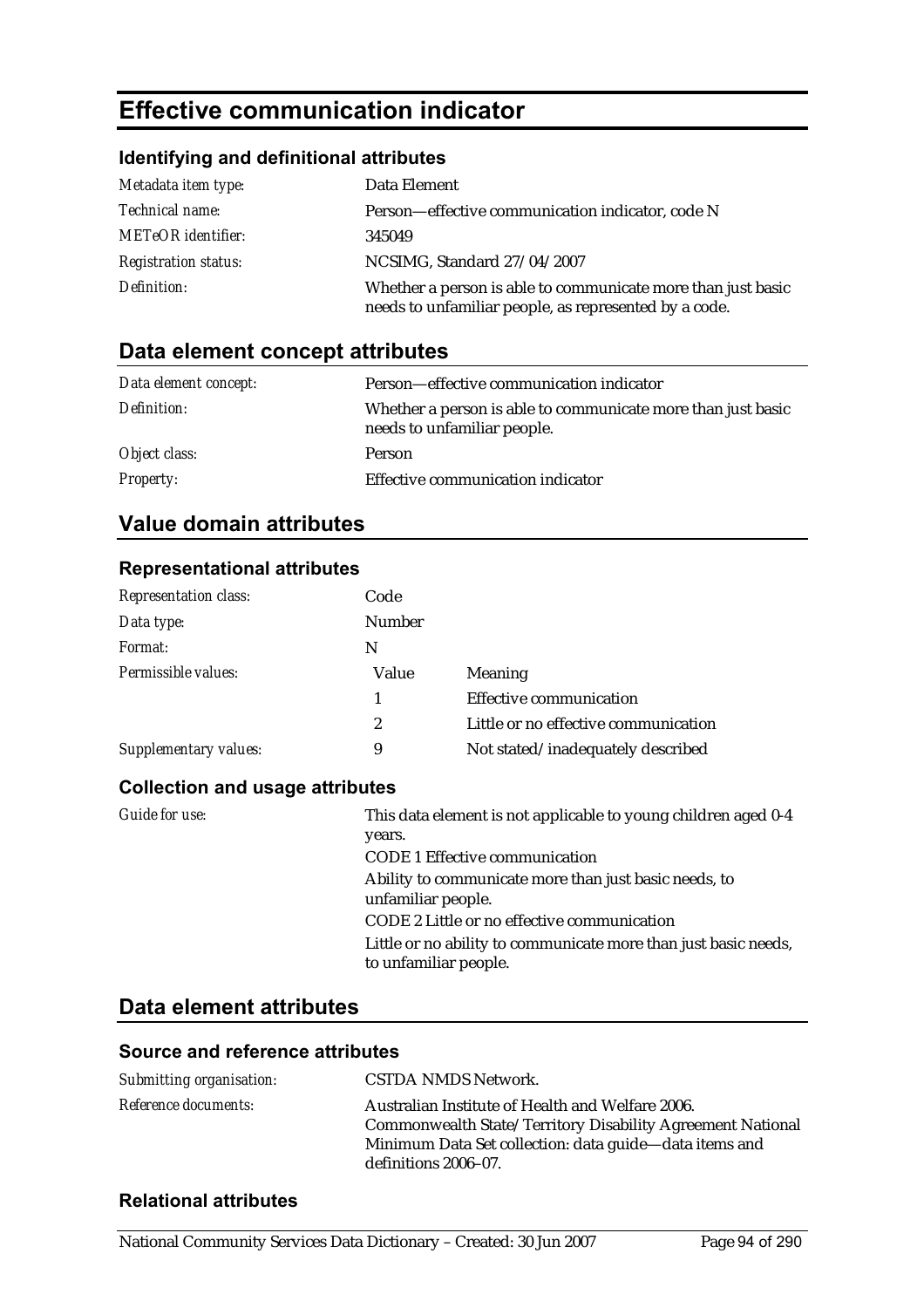# Effective communication indicator

### Identifying and definitional attributes

| | |
|---|---|
| *Metadata item type:* | Data Element |
| *Technical name:* | Person—effective communication indicator, code N |
| *METeOR identifier:* | 345049 |
| *Registration status:* | NCSIMG, Standard 27/04/2007 |
| *Definition:* | Whether a person is able to communicate more than just basic needs to unfamiliar people, as represented by a code. |

## Data element concept attributes

| | |
|---|---|
| *Data element concept:* | Person—effective communication indicator |
| *Definition:* | Whether a person is able to communicate more than just basic needs to unfamiliar people. |
| *Object class:* | Person |
| *Property:* | Effective communication indicator |

## Value domain attributes

### Representational attributes

| | | |
|---|---|---|
| *Representation class:* | Code | |
| *Data type:* | Number | |
| *Format:* | N | |
| *Permissible values:* | Value | Meaning |
| | 1 | Effective communication |
| | 2 | Little or no effective communication |
| *Supplementary values:* | 9 | Not stated/inadequately described |

### Collection and usage attributes

*Guide for use:*

This data element is not applicable to young children aged 0-4 years.

CODE 1 Effective communication

Ability to communicate more than just basic needs, to unfamiliar people.

CODE 2 Little or no effective communication

Little or no ability to communicate more than just basic needs, to unfamiliar people.

## Data element attributes

### Source and reference attributes

| | |
|---|---|
| *Submitting organisation:* | CSTDA NMDS Network. |
| *Reference documents:* | Australian Institute of Health and Welfare 2006. Commonwealth State/Territory Disability Agreement National Minimum Data Set collection: data guide—data items and definitions 2006–07. |

### Relational attributes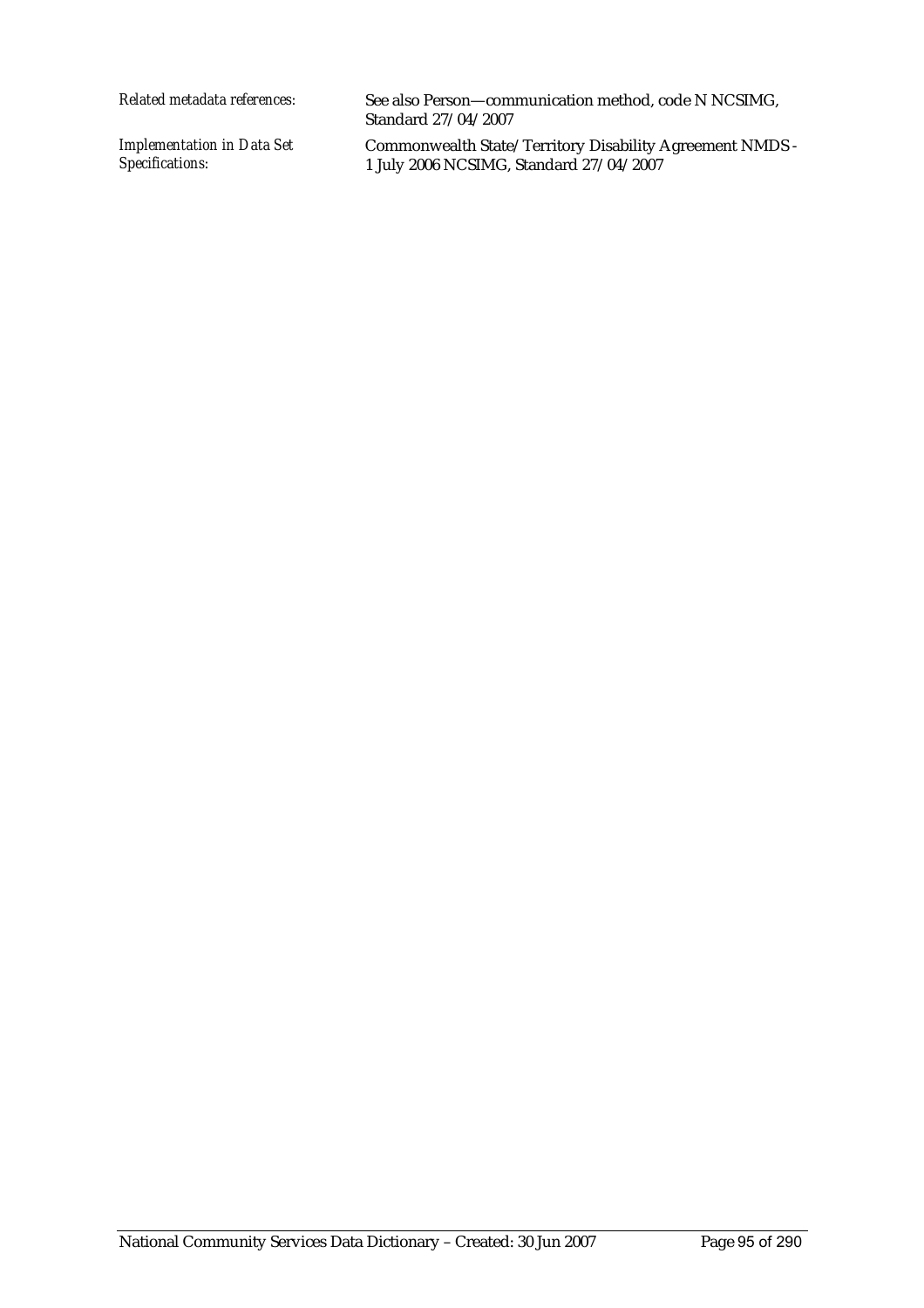| | |
|---|---|
| *Related metadata references:* | See also Person—communication method, code N NCSIMG, Standard 27/04/2007 |
| *Implementation in Data Set Specifications:* | Commonwealth State/Territory Disability Agreement NMDS - 1 July 2006 NCSIMG, Standard 27/04/2007 |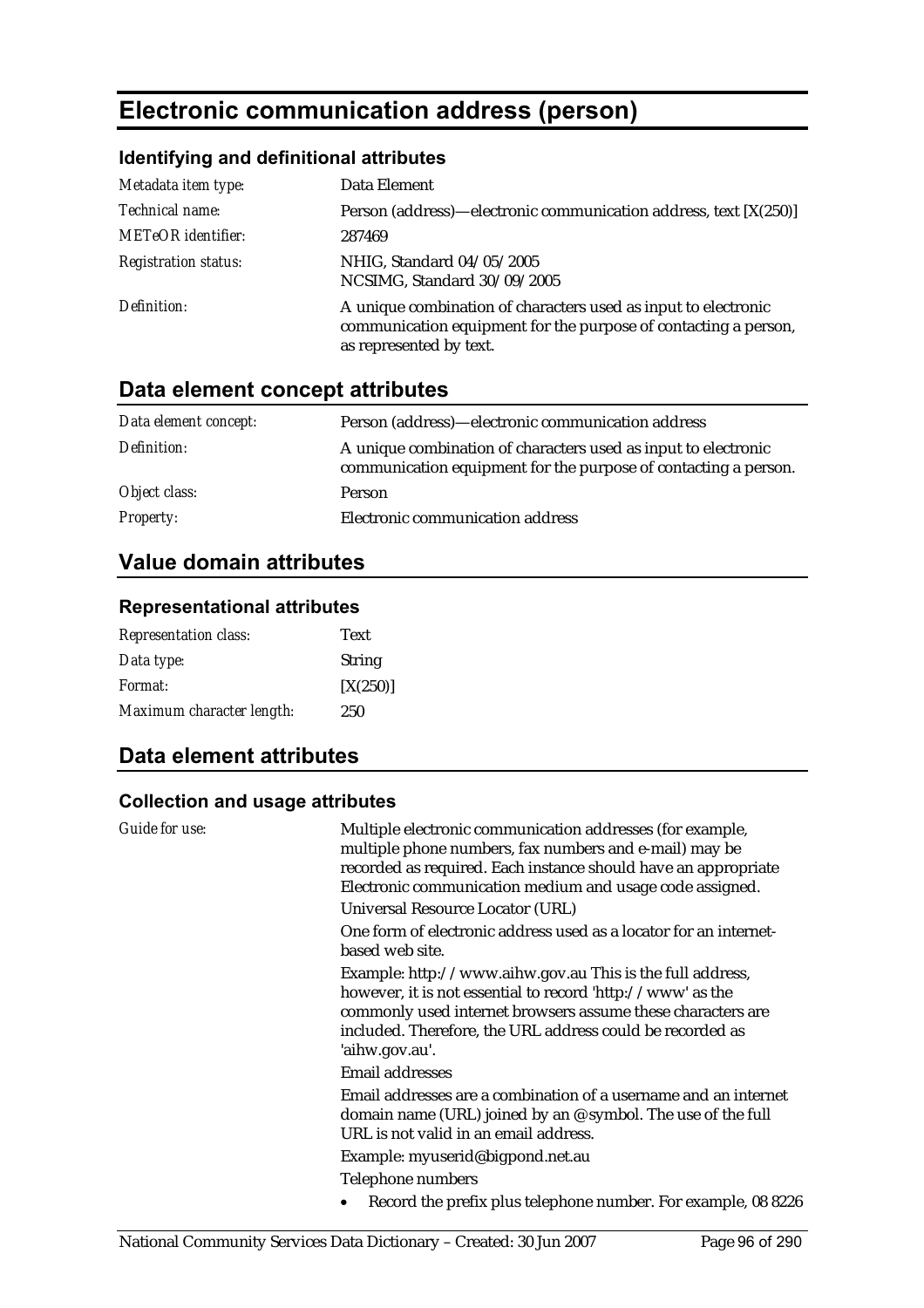# Electronic communication address (person)

### Identifying and definitional attributes

| | |
|---|---|
| *Metadata item type:* | Data Element |
| *Technical name:* | Person (address)—electronic communication address, text [X(250)] |
| *METeOR identifier:* | 287469 |
| *Registration status:* | NHIG, Standard 04/05/2005<br>NCSIMG, Standard 30/09/2005 |
| *Definition:* | A unique combination of characters used as input to electronic communication equipment for the purpose of contacting a person, as represented by text. |

## Data element concept attributes

| | |
|---|---|
| *Data element concept:* | Person (address)—electronic communication address |
| *Definition:* | A unique combination of characters used as input to electronic communication equipment for the purpose of contacting a person. |
| *Object class:* | Person |
| *Property:* | Electronic communication address |

## Value domain attributes

### Representational attributes

| | |
|---|---|
| *Representation class:* | Text |
| *Data type:* | String |
| *Format:* | [X(250)] |
| *Maximum character length:* | 250 |

## Data element attributes

### Collection and usage attributes

*Guide for use:*

Multiple electronic communication addresses (for example, multiple phone numbers, fax numbers and e-mail) may be recorded as required. Each instance should have an appropriate Electronic communication medium and usage code assigned.

Universal Resource Locator (URL)

One form of electronic address used as a locator for an internet-based web site.

Example: http://www.aihw.gov.au This is the full address, however, it is not essential to record 'http://www' as the commonly used internet browsers assume these characters are included. Therefore, the URL address could be recorded as 'aihw.gov.au'.

Email addresses

Email addresses are a combination of a username and an internet domain name (URL) joined by an @symbol. The use of the full URL is not valid in an email address.

Example: myuserid@bigpond.net.au

Telephone numbers

- Record the prefix plus telephone number. For example, 08 8226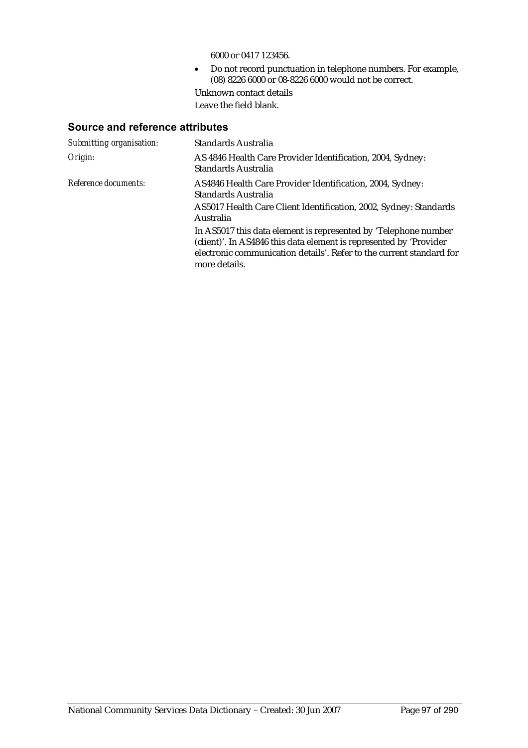6000 or 0417 123456.

- Do not record punctuation in telephone numbers. For example, (08) 8226 6000 or 08-8226 6000 would not be correct.

Unknown contact details

Leave the field blank.

## Source and reference attributes

| | |
|---|---|
| *Submitting organisation:* | Standards Australia |
| *Origin:* | AS 4846 Health Care Provider Identification, 2004, Sydney: Standards Australia |
| *Reference documents:* | AS4846 Health Care Provider Identification, 2004, Sydney: Standards Australia<br>AS5017 Health Care Client Identification, 2002, Sydney: Standards Australia<br>In AS5017 this data element is represented by 'Telephone number (client)'. In AS4846 this data element is represented by 'Provider electronic communication details'. Refer to the current standard for more details. |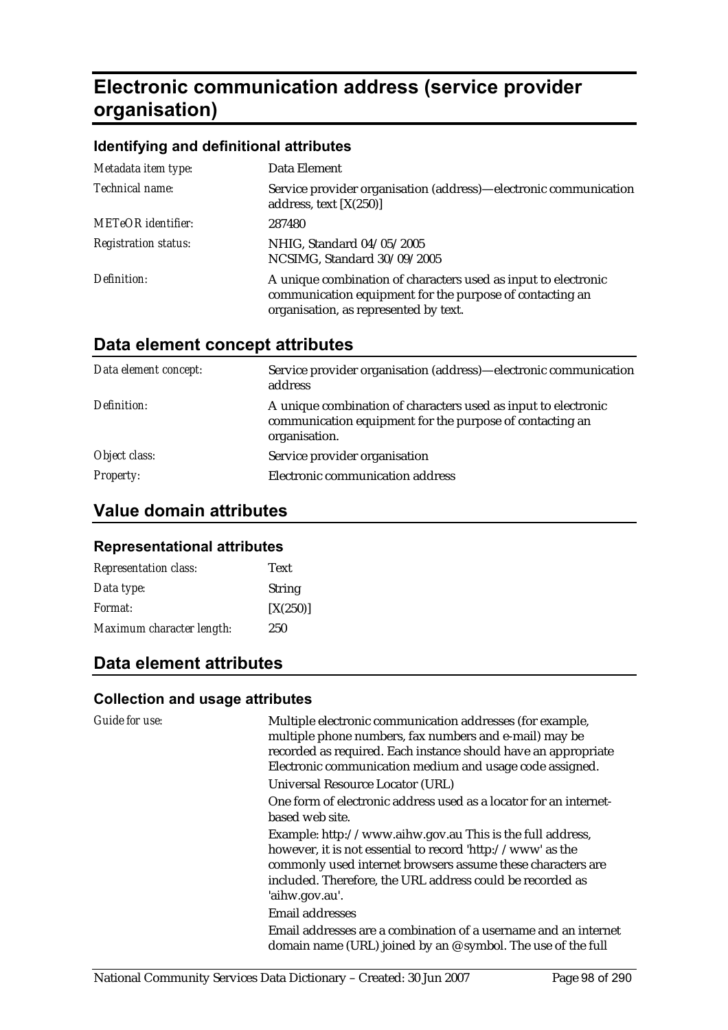# Electronic communication address (service provider organisation)

### Identifying and definitional attributes

| | |
|---|---|
| *Metadata item type:* | Data Element |
| *Technical name:* | Service provider organisation (address)—electronic communication address, text [X(250)] |
| *METeOR identifier:* | 287480 |
| *Registration status:* | NHIG, Standard 04/05/2005<br>NCSIMG, Standard 30/09/2005 |
| *Definition:* | A unique combination of characters used as input to electronic communication equipment for the purpose of contacting an organisation, as represented by text. |

## Data element concept attributes

| | |
|---|---|
| *Data element concept:* | Service provider organisation (address)—electronic communication address |
| *Definition:* | A unique combination of characters used as input to electronic communication equipment for the purpose of contacting an organisation. |
| *Object class:* | Service provider organisation |
| *Property:* | Electronic communication address |

## Value domain attributes

### Representational attributes

| | |
|---|---|
| *Representation class:* | Text |
| *Data type:* | String |
| *Format:* | [X(250)] |
| *Maximum character length:* | 250 |

## Data element attributes

### Collection and usage attributes

*Guide for use:*

Multiple electronic communication addresses (for example, multiple phone numbers, fax numbers and e-mail) may be recorded as required. Each instance should have an appropriate Electronic communication medium and usage code assigned.

Universal Resource Locator (URL)

One form of electronic address used as a locator for an internet-based web site.

Example: http://www.aihw.gov.au This is the full address, however, it is not essential to record 'http://www' as the commonly used internet browsers assume these characters are included. Therefore, the URL address could be recorded as 'aihw.gov.au'.

Email addresses

Email addresses are a combination of a username and an internet domain name (URL) joined by an @symbol. The use of the full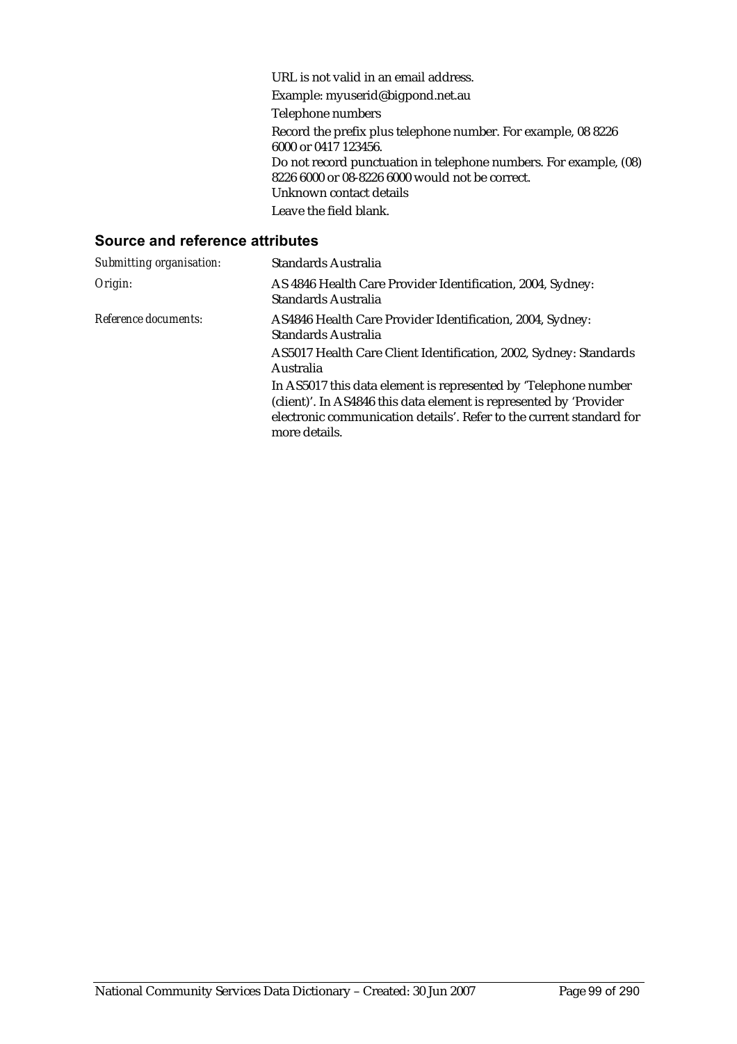URL is not valid in an email address.

Example: myuserid@bigpond.net.au

Telephone numbers

Record the prefix plus telephone number. For example, 08 8226 6000 or 0417 123456.

Do not record punctuation in telephone numbers. For example, (08) 8226 6000 or 08-8226 6000 would not be correct.

Unknown contact details

Leave the field blank.

## Source and reference attributes

| | |
|---|---|
| *Submitting organisation:* | Standards Australia |
| *Origin:* | AS 4846 Health Care Provider Identification, 2004, Sydney: Standards Australia |
| *Reference documents:* | AS4846 Health Care Provider Identification, 2004, Sydney: Standards Australia<br><br>AS5017 Health Care Client Identification, 2002, Sydney: Standards Australia<br><br>In AS5017 this data element is represented by 'Telephone number (client)'. In AS4846 this data element is represented by 'Provider electronic communication details'. Refer to the current standard for more details. |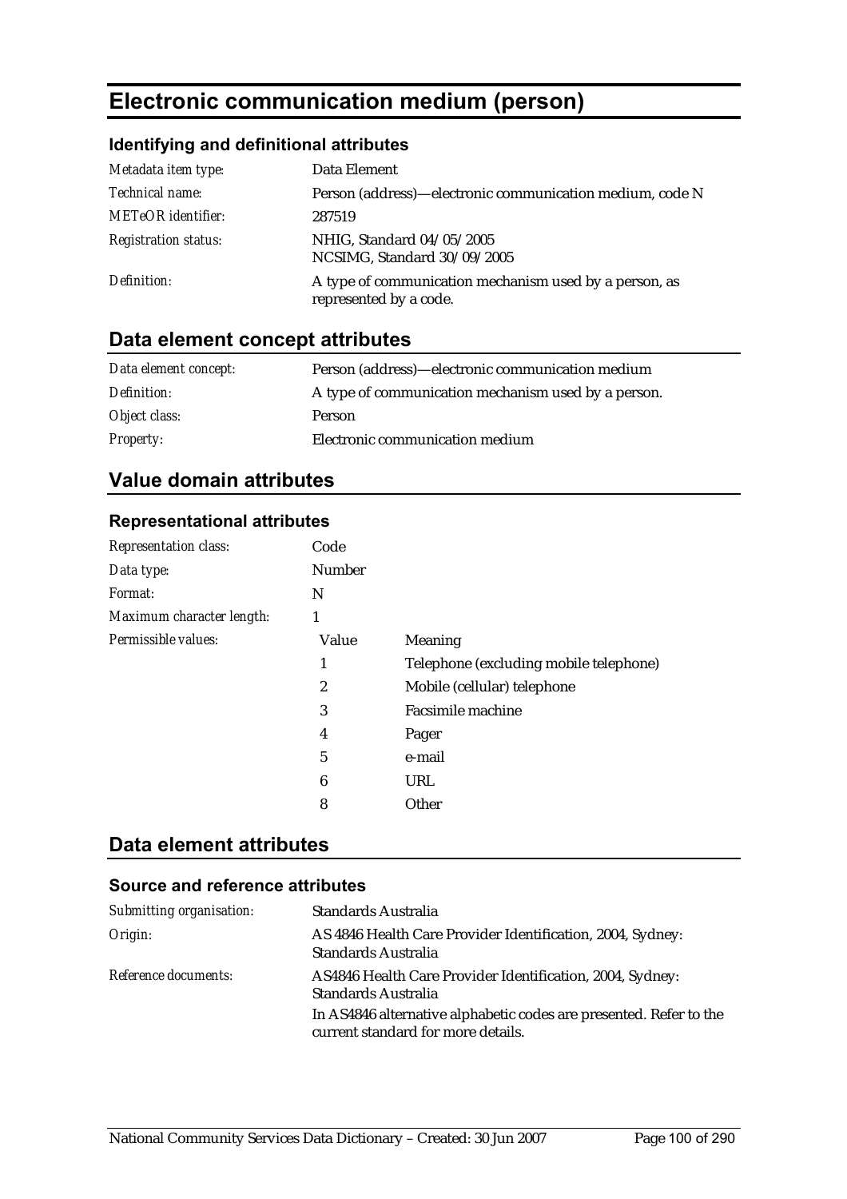# Electronic communication medium (person)

### Identifying and definitional attributes

| | |
|---|---|
| *Metadata item type:* | Data Element |
| *Technical name:* | Person (address)—electronic communication medium, code N |
| *METeOR identifier:* | 287519 |
| *Registration status:* | NHIG, Standard 04/05/2005<br>NCSIMG, Standard 30/09/2005 |
| *Definition:* | A type of communication mechanism used by a person, as represented by a code. |

## Data element concept attributes

| | |
|---|---|
| *Data element concept:* | Person (address)—electronic communication medium |
| *Definition:* | A type of communication mechanism used by a person. |
| *Object class:* | Person |
| *Property:* | Electronic communication medium |

## Value domain attributes

### Representational attributes

| | | |
|---|---|---|
| *Representation class:* | Code | |
| *Data type:* | Number | |
| *Format:* | N | |
| *Maximum character length:* | 1 | |
| *Permissible values:* | **Value** | **Meaning** |
| | 1 | Telephone (excluding mobile telephone) |
| | 2 | Mobile (cellular) telephone |
| | 3 | Facsimile machine |
| | 4 | Pager |
| | 5 | e-mail |
| | 6 | URL |
| | 8 | Other |

## Data element attributes

### Source and reference attributes

| | |
|---|---|
| *Submitting organisation:* | Standards Australia |
| *Origin:* | AS 4846 Health Care Provider Identification, 2004, Sydney: Standards Australia |
| *Reference documents:* | AS4846 Health Care Provider Identification, 2004, Sydney: Standards Australia<br>In AS4846 alternative alphabetic codes are presented. Refer to the current standard for more details. |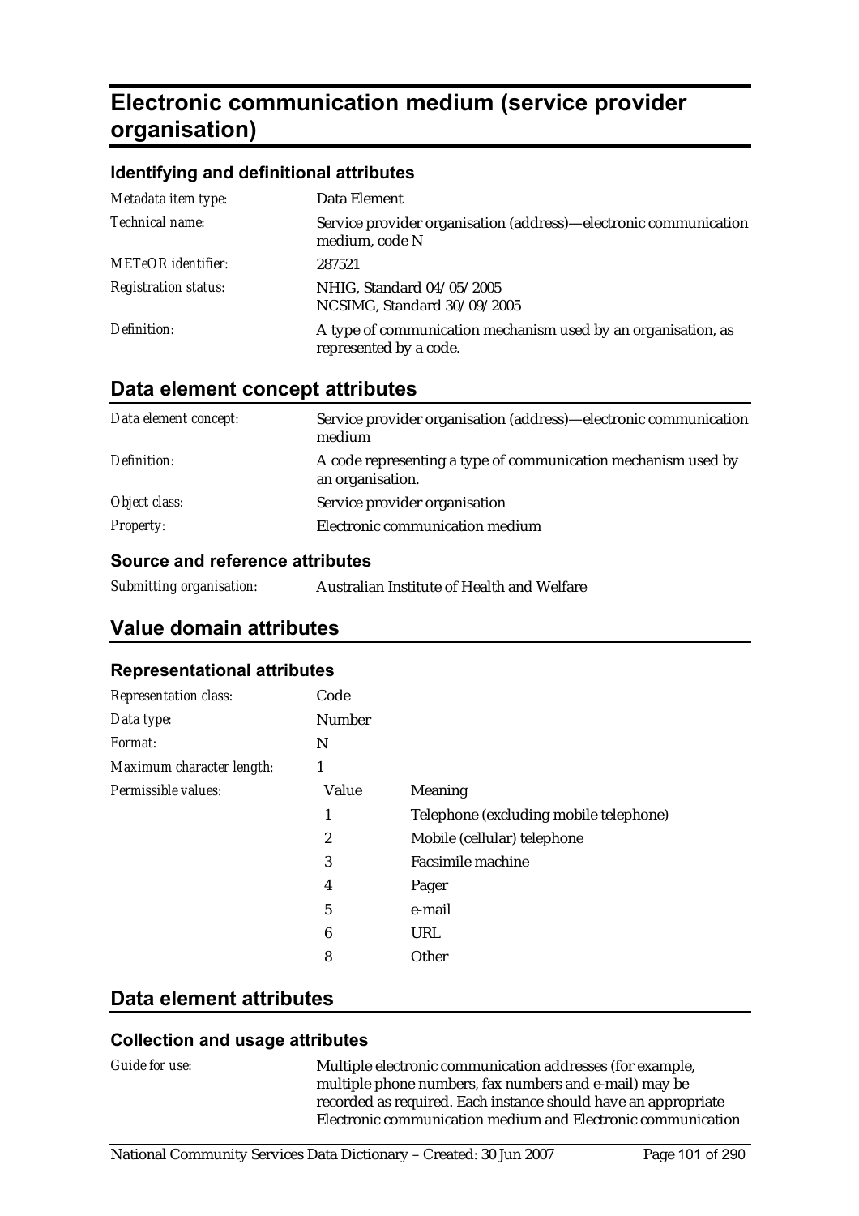# Electronic communication medium (service provider organisation)

### Identifying and definitional attributes

| | |
|---|---|
| *Metadata item type:* | Data Element |
| *Technical name:* | Service provider organisation (address)—electronic communication medium, code N |
| *METeOR identifier:* | 287521 |
| *Registration status:* | NHIG, Standard 04/05/2005<br>NCSIMG, Standard 30/09/2005 |
| *Definition:* | A type of communication mechanism used by an organisation, as represented by a code. |

## Data element concept attributes

| | |
|---|---|
| *Data element concept:* | Service provider organisation (address)—electronic communication medium |
| *Definition:* | A code representing a type of communication mechanism used by an organisation. |
| *Object class:* | Service provider organisation |
| *Property:* | Electronic communication medium |

### Source and reference attributes

| | |
|---|---|
| *Submitting organisation:* | Australian Institute of Health and Welfare |

## Value domain attributes

### Representational attributes

| | | |
|---|---|---|
| *Representation class:* | Code | |
| *Data type:* | Number | |
| *Format:* | N | |
| *Maximum character length:* | 1 | |
| *Permissible values:* | Value | Meaning |
| | 1 | Telephone (excluding mobile telephone) |
| | 2 | Mobile (cellular) telephone |
| | 3 | Facsimile machine |
| | 4 | Pager |
| | 5 | e-mail |
| | 6 | URL |
| | 8 | Other |

## Data element attributes

### Collection and usage attributes

| | |
|---|---|
| *Guide for use:* | Multiple electronic communication addresses (for example, multiple phone numbers, fax numbers and e-mail) may be recorded as required. Each instance should have an appropriate Electronic communication medium and Electronic communication |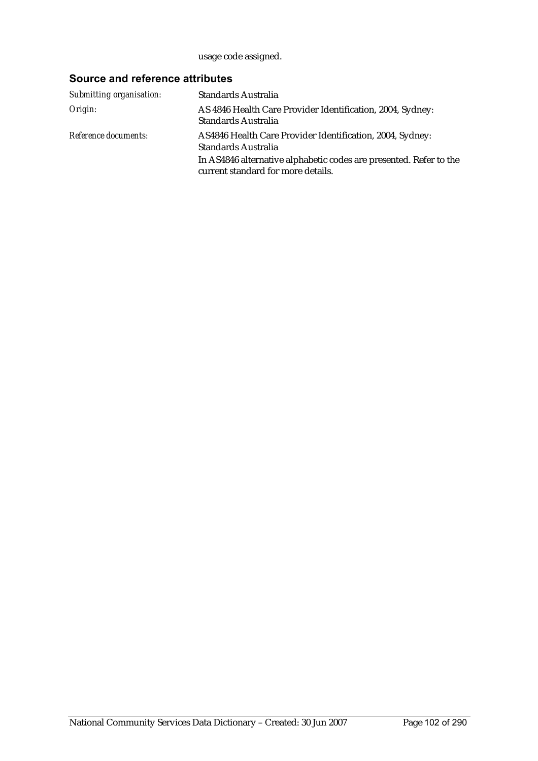usage code assigned.

### Source and reference attributes

| | |
|---|---|
| *Submitting organisation:* | Standards Australia |
| *Origin:* | AS 4846 Health Care Provider Identification, 2004, Sydney: Standards Australia |
| *Reference documents:* | AS4846 Health Care Provider Identification, 2004, Sydney: Standards Australia<br>In AS4846 alternative alphabetic codes are presented. Refer to the current standard for more details. |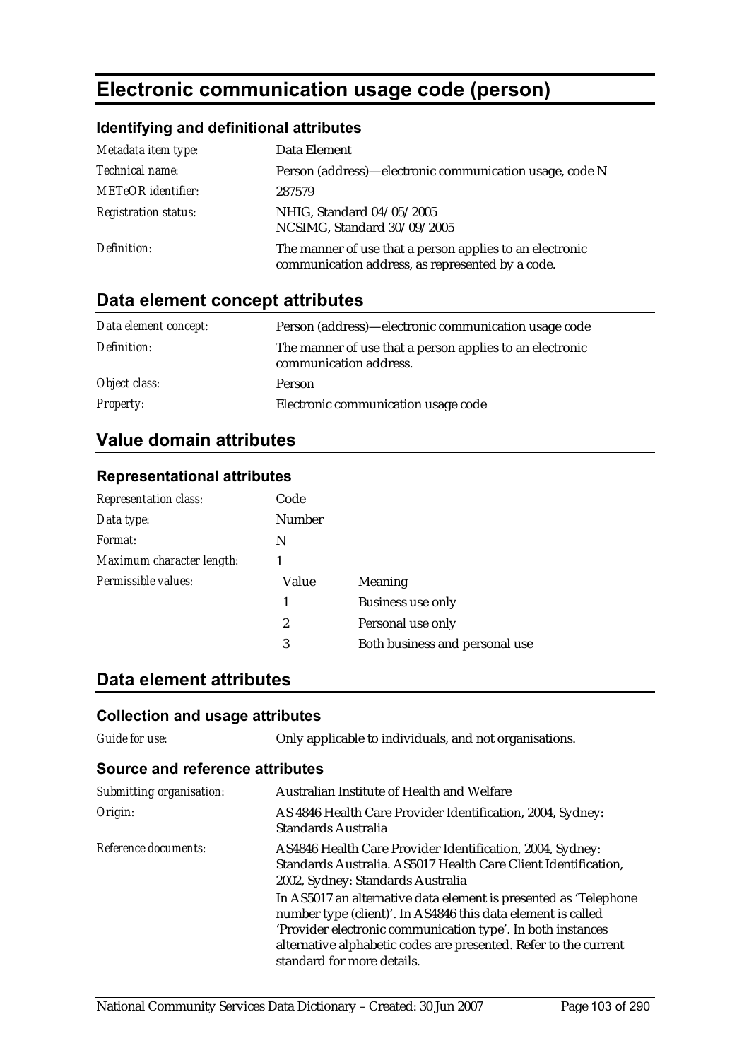# Electronic communication usage code (person)

### Identifying and definitional attributes

| | |
|---|---|
| *Metadata item type:* | Data Element |
| *Technical name:* | Person (address)—electronic communication usage, code N |
| *METeOR identifier:* | 287579 |
| *Registration status:* | NHIG, Standard 04/05/2005<br>NCSIMG, Standard 30/09/2005 |
| *Definition:* | The manner of use that a person applies to an electronic communication address, as represented by a code. |

## Data element concept attributes

| | |
|---|---|
| *Data element concept:* | Person (address)—electronic communication usage code |
| *Definition:* | The manner of use that a person applies to an electronic communication address. |
| *Object class:* | Person |
| *Property:* | Electronic communication usage code |

## Value domain attributes

### Representational attributes

| | | |
|---|---|---|
| *Representation class:* | Code | |
| *Data type:* | Number | |
| *Format:* | N | |
| *Maximum character length:* | 1 | |
| *Permissible values:* | Value | Meaning |
| | 1 | Business use only |
| | 2 | Personal use only |
| | 3 | Both business and personal use |

## Data element attributes

### Collection and usage attributes

| | |
|---|---|
| *Guide for use:* | Only applicable to individuals, and not organisations. |

### Source and reference attributes

| | |
|---|---|
| *Submitting organisation:* | Australian Institute of Health and Welfare |
| *Origin:* | AS 4846 Health Care Provider Identification, 2004, Sydney: Standards Australia |
| *Reference documents:* | AS4846 Health Care Provider Identification, 2004, Sydney: Standards Australia. AS5017 Health Care Client Identification, 2002, Sydney: Standards Australia<br>In AS5017 an alternative data element is presented as 'Telephone number type (client)'. In AS4846 this data element is called 'Provider electronic communication type'. In both instances alternative alphabetic codes are presented. Refer to the current standard for more details. |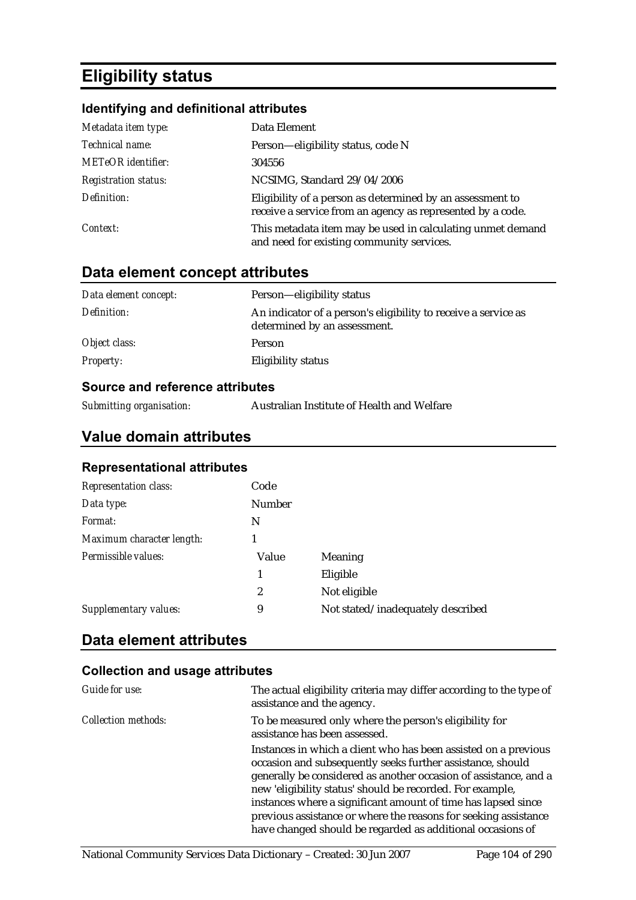# Eligibility status

### Identifying and definitional attributes

| | |
|---|---|
| *Metadata item type:* | Data Element |
| *Technical name:* | Person—eligibility status, code N |
| *METeOR identifier:* | 304556 |
| *Registration status:* | NCSIMG, Standard 29/04/2006 |
| *Definition:* | Eligibility of a person as determined by an assessment to receive a service from an agency as represented by a code. |
| *Context:* | This metadata item may be used in calculating unmet demand and need for existing community services. |

## Data element concept attributes

| | |
|---|---|
| *Data element concept:* | Person—eligibility status |
| *Definition:* | An indicator of a person's eligibility to receive a service as determined by an assessment. |
| *Object class:* | Person |
| *Property:* | Eligibility status |

### Source and reference attributes

| | |
|---|---|
| *Submitting organisation:* | Australian Institute of Health and Welfare |

## Value domain attributes

### Representational attributes

| | | |
|---|---|---|
| *Representation class:* | Code | |
| *Data type:* | Number | |
| *Format:* | N | |
| *Maximum character length:* | 1 | |
| *Permissible values:* | Value | Meaning |
| | 1 | Eligible |
| | 2 | Not eligible |
| *Supplementary values:* | 9 | Not stated/inadequately described |

## Data element attributes

### Collection and usage attributes

| | |
|---|---|
| *Guide for use:* | The actual eligibility criteria may differ according to the type of assistance and the agency. |
| *Collection methods:* | To be measured only where the person's eligibility for assistance has been assessed. |
| | Instances in which a client who has been assisted on a previous occasion and subsequently seeks further assistance, should generally be considered as another occasion of assistance, and a new 'eligibility status' should be recorded. For example, instances where a significant amount of time has lapsed since previous assistance or where the reasons for seeking assistance have changed should be regarded as additional occasions of |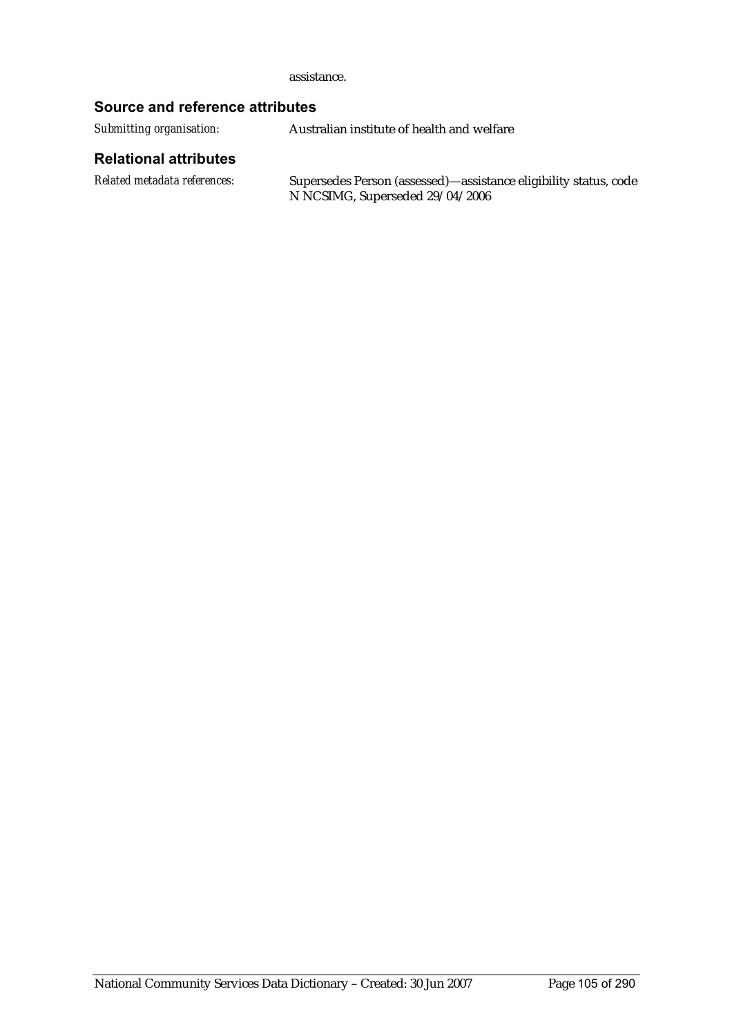assistance.

### Source and reference attributes

*Submitting organisation:* Australian institute of health and welfare

### Relational attributes

*Related metadata references:* Supersedes Person (assessed)—assistance eligibility status, code N NCSIMG, Superseded 29/04/2006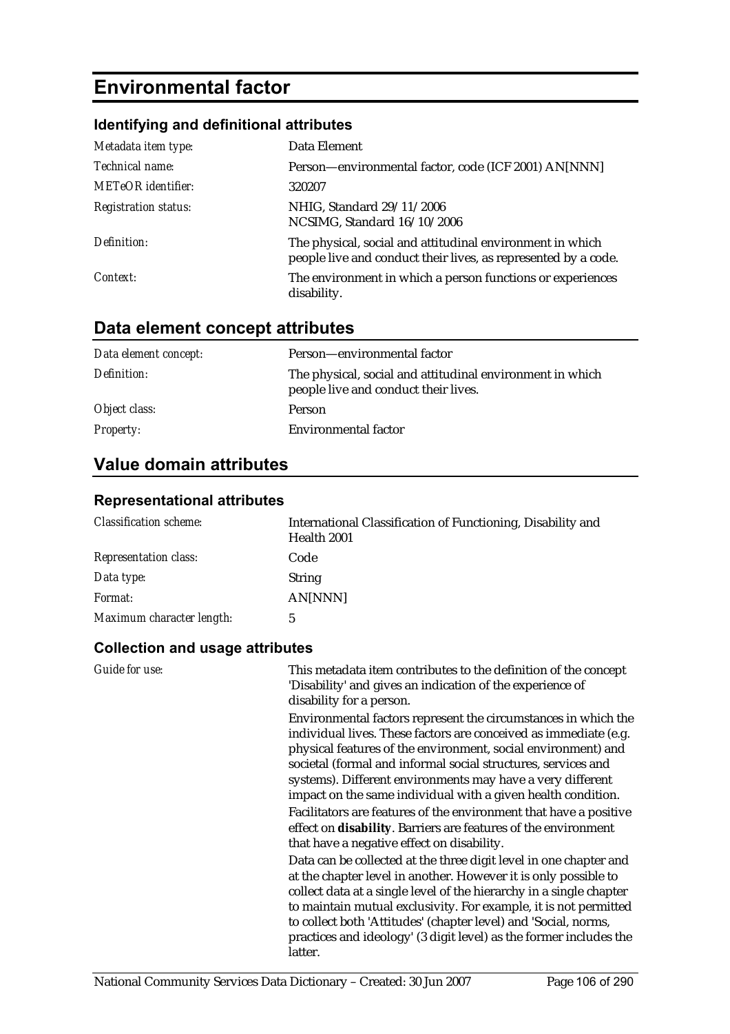# Environmental factor

## Identifying and definitional attributes

| | |
|---|---|
| *Metadata item type:* | Data Element |
| *Technical name:* | Person—environmental factor, code (ICF 2001) AN[NNN] |
| *METeOR identifier:* | 320207 |
| *Registration status:* | NHIG, Standard 29/11/2006<br>NCSIMG, Standard 16/10/2006 |
| *Definition:* | The physical, social and attitudinal environment in which people live and conduct their lives, as represented by a code. |
| *Context:* | The environment in which a person functions or experiences disability. |

## Data element concept attributes

| | |
|---|---|
| *Data element concept:* | Person—environmental factor |
| *Definition:* | The physical, social and attitudinal environment in which people live and conduct their lives. |
| *Object class:* | Person |
| *Property:* | Environmental factor |

## Value domain attributes

### Representational attributes

| | |
|---|---|
| *Classification scheme:* | International Classification of Functioning, Disability and Health 2001 |
| *Representation class:* | Code |
| *Data type:* | String |
| *Format:* | AN[NNN] |
| *Maximum character length:* | 5 |

### Collection and usage attributes

*Guide for use:*

This metadata item contributes to the definition of the concept 'Disability' and gives an indication of the experience of disability for a person.

Environmental factors represent the circumstances in which the individual lives. These factors are conceived as immediate (e.g. physical features of the environment, social environment) and societal (formal and informal social structures, services and systems). Different environments may have a very different impact on the same individual with a given health condition.

Facilitators are features of the environment that have a positive effect on **disability**. Barriers are features of the environment that have a negative effect on disability.

Data can be collected at the three digit level in one chapter and at the chapter level in another. However it is only possible to collect data at a single level of the hierarchy in a single chapter to maintain mutual exclusivity. For example, it is not permitted to collect both 'Attitudes' (chapter level) and 'Social, norms, practices and ideology' (3 digit level) as the former includes the latter.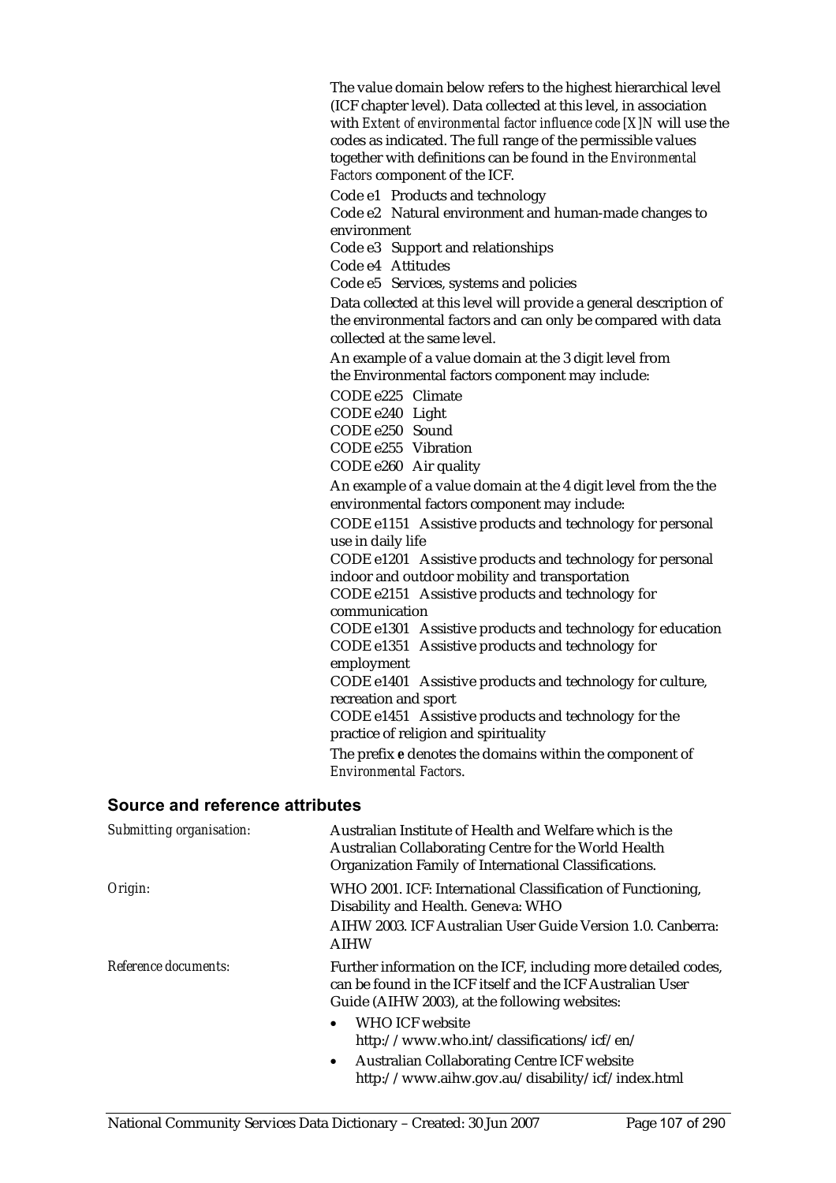The value domain below refers to the highest hierarchical level (ICF chapter level). Data collected at this level, in association with *Extent of environmental factor influence code [X]N* will use the codes as indicated. The full range of the permissible values together with definitions can be found in the *Environmental Factors* component of the ICF.

Code e1 Products and technology
Code e2 Natural environment and human-made changes to environment
Code e3 Support and relationships
Code e4 Attitudes
Code e5 Services, systems and policies

Data collected at this level will provide a general description of the environmental factors and can only be compared with data collected at the same level.

An example of a value domain at the 3 digit level from the Environmental factors component may include:

CODE e225 Climate
CODE e240 Light
CODE e250 Sound
CODE e255 Vibration
CODE e260 Air quality

An example of a value domain at the 4 digit level from the the environmental factors component may include:

CODE e1151 Assistive products and technology for personal use in daily life
CODE e1201 Assistive products and technology for personal indoor and outdoor mobility and transportation
CODE e2151 Assistive products and technology for communication
CODE e1301 Assistive products and technology for education
CODE e1351 Assistive products and technology for employment
CODE e1401 Assistive products and technology for culture, recreation and sport
CODE e1451 Assistive products and technology for the practice of religion and spirituality

The prefix **e** denotes the domains within the component of *Environmental Factors*.

## Source and reference attributes

*Submitting organisation:* Australian Institute of Health and Welfare which is the Australian Collaborating Centre for the World Health Organization Family of International Classifications.

*Origin:* WHO 2001. ICF: International Classification of Functioning, Disability and Health. Geneva: WHO

AIHW 2003. ICF Australian User Guide Version 1.0. Canberra: AIHW

*Reference documents:* Further information on the ICF, including more detailed codes, can be found in the ICF itself and the ICF Australian User Guide (AIHW 2003), at the following websites:

- WHO ICF website http://www.who.int/classifications/icf/en/
- Australian Collaborating Centre ICF website http://www.aihw.gov.au/disability/icf/index.html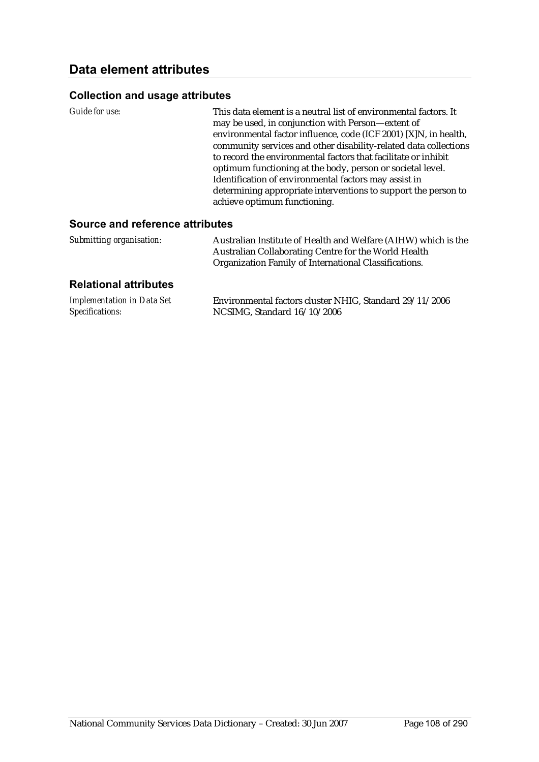## Data element attributes

### Collection and usage attributes

*Guide for use:* This data element is a neutral list of environmental factors. It may be used, in conjunction with Person—extent of environmental factor influence, code (ICF 2001) [X]N, in health, community services and other disability-related data collections to record the environmental factors that facilitate or inhibit optimum functioning at the body, person or societal level. Identification of environmental factors may assist in determining appropriate interventions to support the person to achieve optimum functioning.

### Source and reference attributes

*Submitting organisation:* Australian Institute of Health and Welfare (AIHW) which is the Australian Collaborating Centre for the World Health Organization Family of International Classifications.

### Relational attributes

*Implementation in Data Set Specifications:* Environmental factors cluster NHIG, Standard 29/11/2006
NCSIMG, Standard 16/10/2006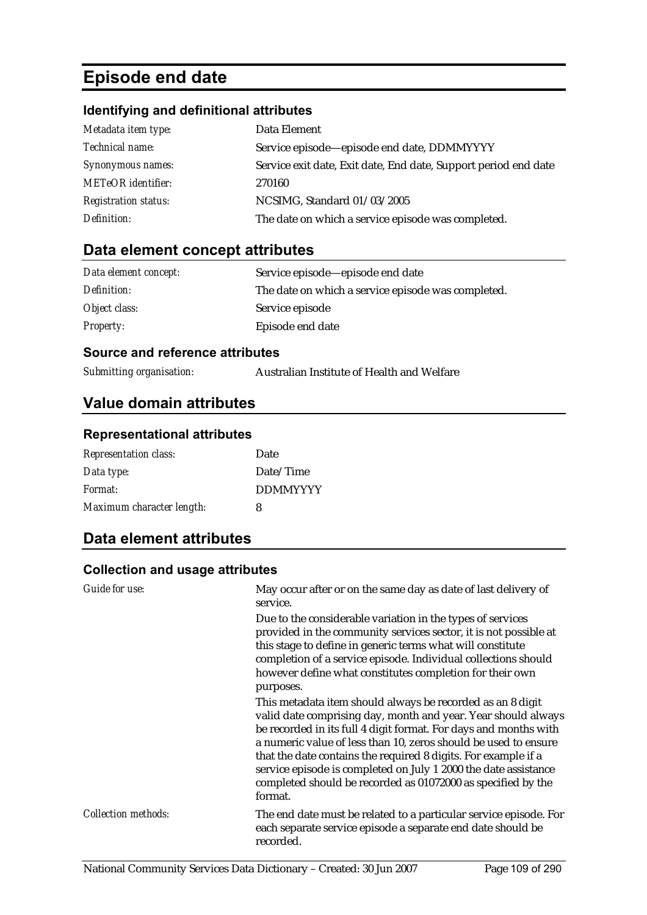# Episode end date

### Identifying and definitional attributes

| | |
|---|---|
| *Metadata item type:* | Data Element |
| *Technical name:* | Service episode—episode end date, DDMMYYYY |
| *Synonymous names:* | Service exit date, Exit date, End date, Support period end date |
| *METeOR identifier:* | 270160 |
| *Registration status:* | NCSIMG, Standard 01/03/2005 |
| *Definition:* | The date on which a service episode was completed. |

## Data element concept attributes

| | |
|---|---|
| *Data element concept:* | Service episode—episode end date |
| *Definition:* | The date on which a service episode was completed. |
| *Object class:* | Service episode |
| *Property:* | Episode end date |

### Source and reference attributes

| | |
|---|---|
| *Submitting organisation:* | Australian Institute of Health and Welfare |

## Value domain attributes

### Representational attributes

| | |
|---|---|
| *Representation class:* | Date |
| *Data type:* | Date/Time |
| *Format:* | DDMMYYYY |
| *Maximum character length:* | 8 |

## Data element attributes

### Collection and usage attributes

*Guide for use:*

May occur after or on the same day as date of last delivery of service.

Due to the considerable variation in the types of services provided in the community services sector, it is not possible at this stage to define in generic terms what will constitute completion of a service episode. Individual collections should however define what constitutes completion for their own purposes.

This metadata item should always be recorded as an 8 digit valid date comprising day, month and year. Year should always be recorded in its full 4 digit format. For days and months with a numeric value of less than 10, zeros should be used to ensure that the date contains the required 8 digits. For example if a service episode is completed on July 1 2000 the date assistance completed should be recorded as 01072000 as specified by the format.

*Collection methods:*

The end date must be related to a particular service episode. For each separate service episode a separate end date should be recorded.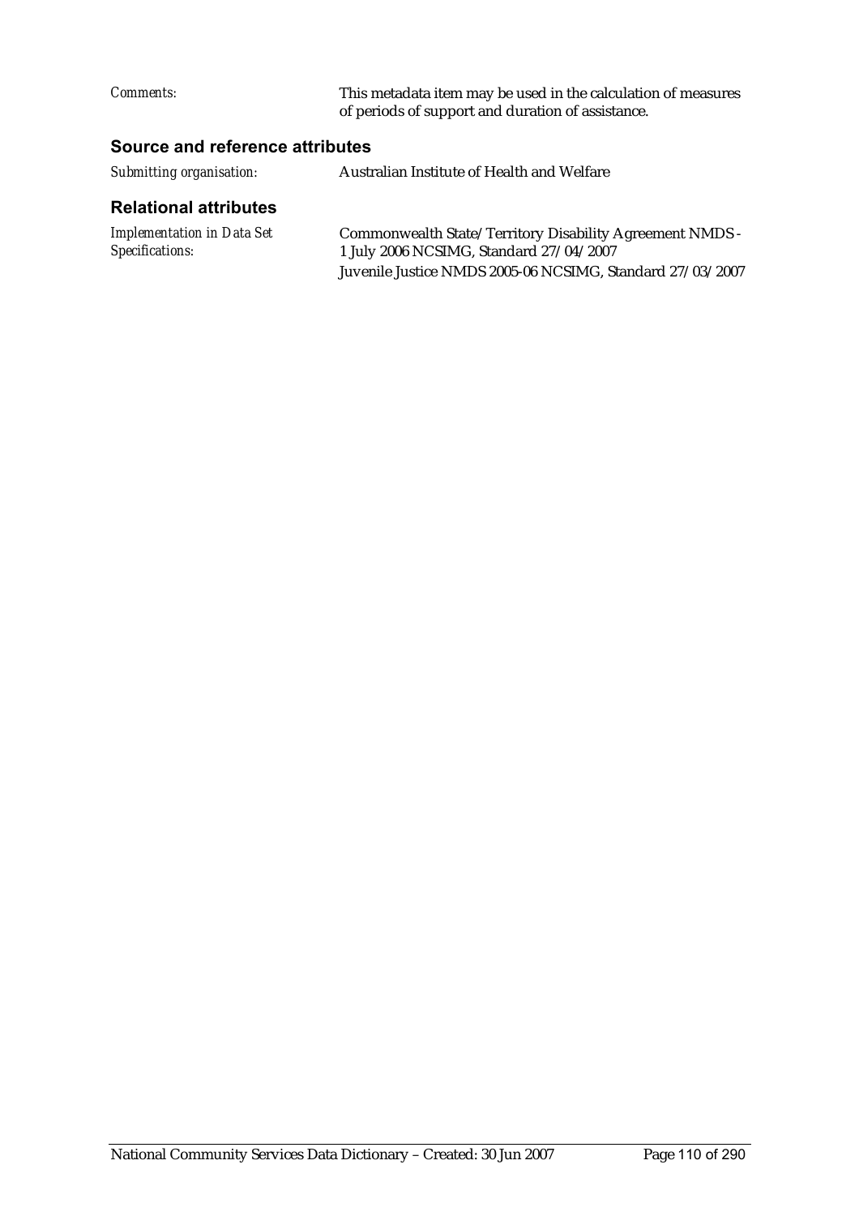*Comments:* This metadata item may be used in the calculation of measures of periods of support and duration of assistance.

### Source and reference attributes

*Submitting organisation:* Australian Institute of Health and Welfare

### Relational attributes

*Implementation in Data Set Specifications:*

Commonwealth State/Territory Disability Agreement NMDS - 1 July 2006 NCSIMG, Standard 27/04/2007

Juvenile Justice NMDS 2005-06 NCSIMG, Standard 27/03/2007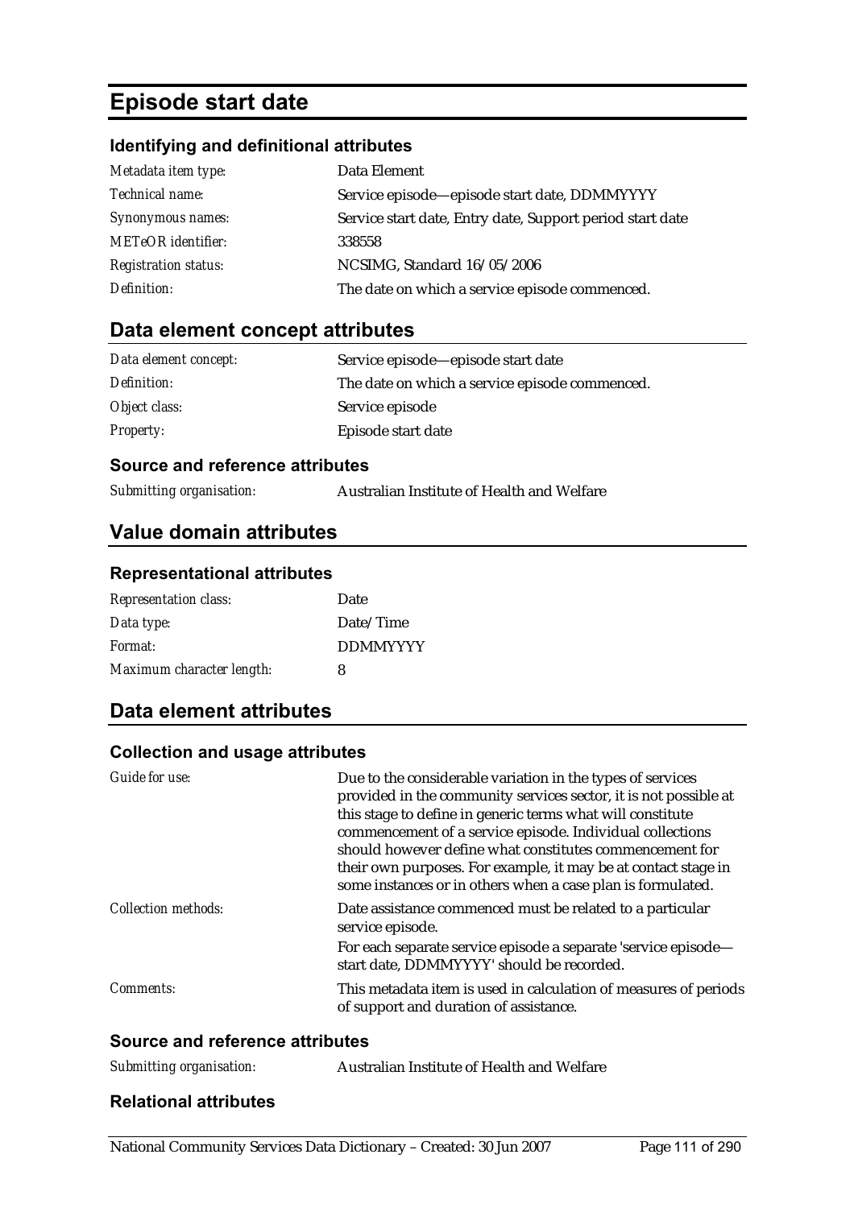# Episode start date

### Identifying and definitional attributes

| | |
|---|---|
| *Metadata item type:* | Data Element |
| *Technical name:* | Service episode—episode start date, DDMMYYYY |
| *Synonymous names:* | Service start date, Entry date, Support period start date |
| *METeOR identifier:* | 338558 |
| *Registration status:* | NCSIMG, Standard 16/05/2006 |
| *Definition:* | The date on which a service episode commenced. |

## Data element concept attributes

| | |
|---|---|
| *Data element concept:* | Service episode—episode start date |
| *Definition:* | The date on which a service episode commenced. |
| *Object class:* | Service episode |
| *Property:* | Episode start date |

### Source and reference attributes

| | |
|---|---|
| *Submitting organisation:* | Australian Institute of Health and Welfare |

## Value domain attributes

### Representational attributes

| | |
|---|---|
| *Representation class:* | Date |
| *Data type:* | Date/Time |
| *Format:* | DDMMYYYY |
| *Maximum character length:* | 8 |

## Data element attributes

### Collection and usage attributes

| | |
|---|---|
| *Guide for use:* | Due to the considerable variation in the types of services provided in the community services sector, it is not possible at this stage to define in generic terms what will constitute commencement of a service episode. Individual collections should however define what constitutes commencement for their own purposes. For example, it may be at contact stage in some instances or in others when a case plan is formulated. |
| *Collection methods:* | Date assistance commenced must be related to a particular service episode.<br>For each separate service episode a separate 'service episode—start date, DDMMYYYY' should be recorded. |
| *Comments:* | This metadata item is used in calculation of measures of periods of support and duration of assistance. |

### Source and reference attributes

| | |
|---|---|
| *Submitting organisation:* | Australian Institute of Health and Welfare |

### Relational attributes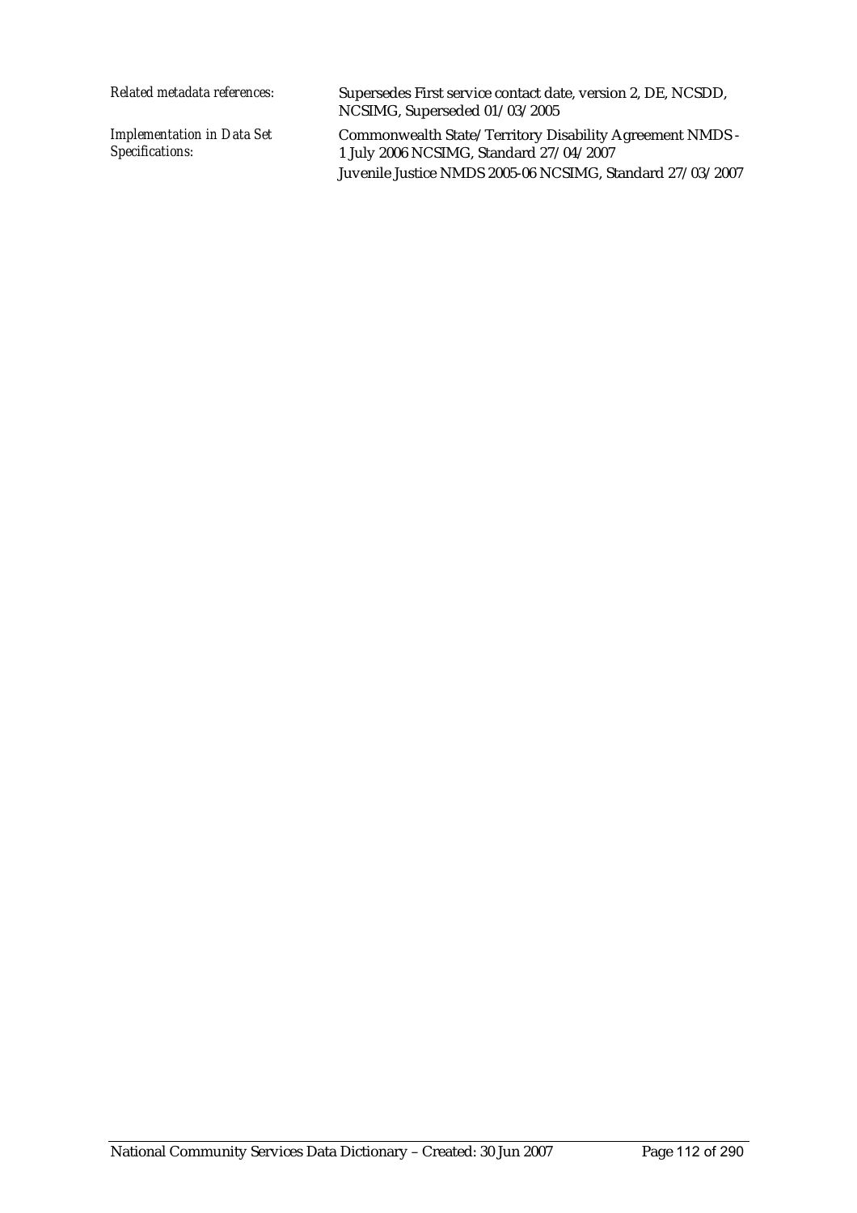*Related metadata references:* Supersedes First service contact date, version 2, DE, NCSDD, NCSIMG, Superseded 01/03/2005

*Implementation in Data Set Specifications:* Commonwealth State/Territory Disability Agreement NMDS - 1 July 2006 NCSIMG, Standard 27/04/2007

Juvenile Justice NMDS 2005-06 NCSIMG, Standard 27/03/2007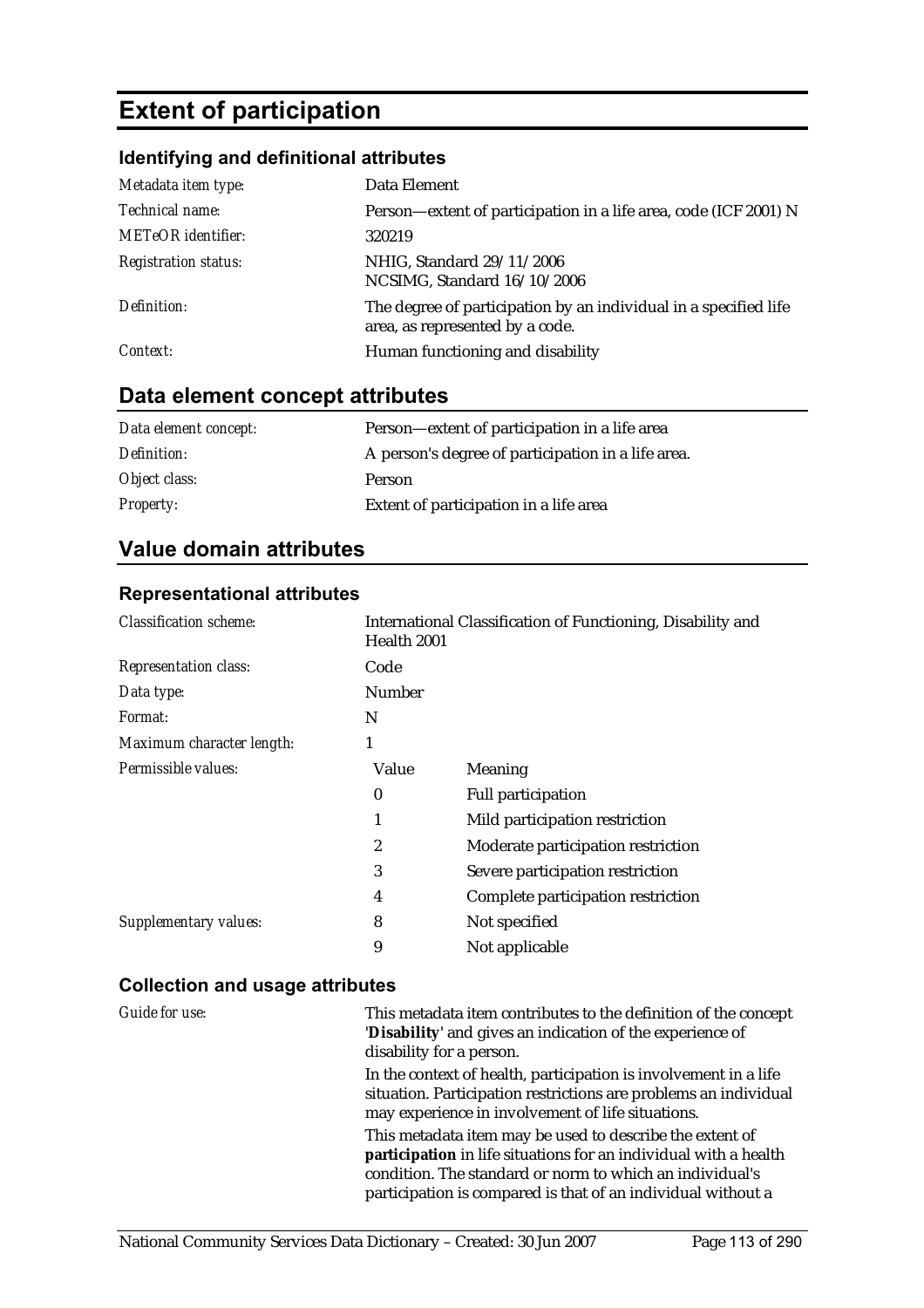# Extent of participation

## Identifying and definitional attributes

| | |
|---|---|
| *Metadata item type:* | Data Element |
| *Technical name:* | Person—extent of participation in a life area, code (ICF 2001) N |
| *METeOR identifier:* | 320219 |
| *Registration status:* | NHIG, Standard 29/11/2006<br>NCSIMG, Standard 16/10/2006 |
| *Definition:* | The degree of participation by an individual in a specified life area, as represented by a code. |
| *Context:* | Human functioning and disability |

## Data element concept attributes

| | |
|---|---|
| *Data element concept:* | Person—extent of participation in a life area |
| *Definition:* | A person's degree of participation in a life area. |
| *Object class:* | Person |
| *Property:* | Extent of participation in a life area |

## Value domain attributes

### Representational attributes

| | | |
|---|---|---|
| *Classification scheme:* | International Classification of Functioning, Disability and Health 2001 | |
| *Representation class:* | Code | |
| *Data type:* | Number | |
| *Format:* | N | |
| *Maximum character length:* | 1 | |
| *Permissible values:* | **Value** | **Meaning** |
| | 0 | Full participation |
| | 1 | Mild participation restriction |
| | 2 | Moderate participation restriction |
| | 3 | Severe participation restriction |
| | 4 | Complete participation restriction |
| *Supplementary values:* | 8 | Not specified |
| | 9 | Not applicable |

### Collection and usage attributes

*Guide for use:*

This metadata item contributes to the definition of the concept '**Disability**' and gives an indication of the experience of disability for a person.

In the context of health, participation is involvement in a life situation. Participation restrictions are problems an individual may experience in involvement of life situations.

This metadata item may be used to describe the extent of **participation** in life situations for an individual with a health condition. The standard or norm to which an individual's participation is compared is that of an individual without a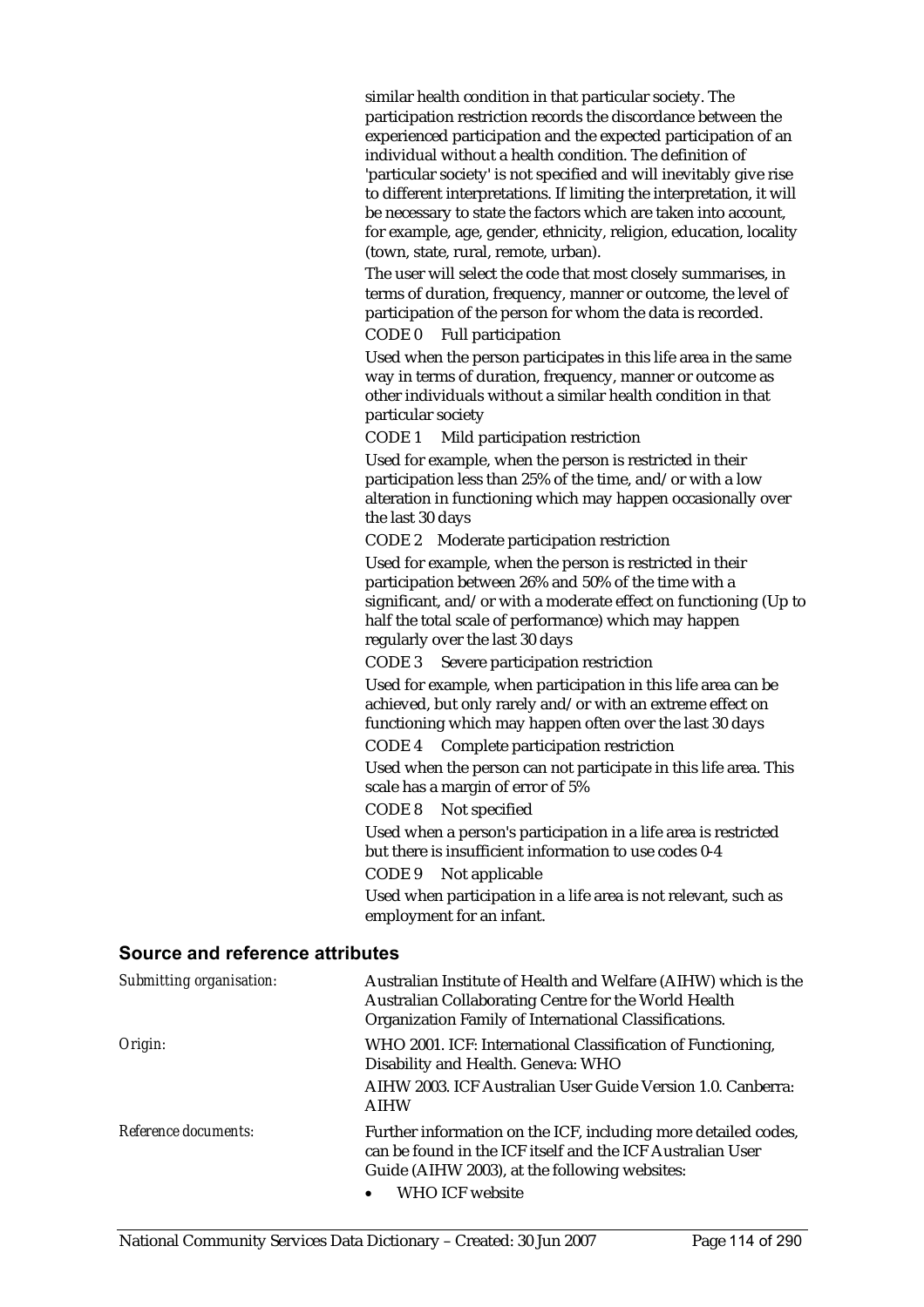similar health condition in that particular society. The participation restriction records the discordance between the experienced participation and the expected participation of an individual without a health condition. The definition of 'particular society' is not specified and will inevitably give rise to different interpretations. If limiting the interpretation, it will be necessary to state the factors which are taken into account, for example, age, gender, ethnicity, religion, education, locality (town, state, rural, remote, urban).

The user will select the code that most closely summarises, in terms of duration, frequency, manner or outcome, the level of participation of the person for whom the data is recorded.

CODE 0 Full participation

Used when the person participates in this life area in the same way in terms of duration, frequency, manner or outcome as other individuals without a similar health condition in that particular society

CODE 1 Mild participation restriction

Used for example, when the person is restricted in their participation less than 25% of the time, and/or with a low alteration in functioning which may happen occasionally over the last 30 days

CODE 2 Moderate participation restriction

Used for example, when the person is restricted in their participation between 26% and 50% of the time with a significant, and/or with a moderate effect on functioning (Up to half the total scale of performance) which may happen regularly over the last 30 days

CODE 3 Severe participation restriction

Used for example, when participation in this life area can be achieved, but only rarely and/or with an extreme effect on functioning which may happen often over the last 30 days

CODE 4 Complete participation restriction

Used when the person can not participate in this life area. This scale has a margin of error of 5%

CODE 8 Not specified

Used when a person's participation in a life area is restricted but there is insufficient information to use codes 0-4

CODE 9 Not applicable

Used when participation in a life area is not relevant, such as employment for an infant.

## Source and reference attributes

*Submitting organisation:* Australian Institute of Health and Welfare (AIHW) which is the Australian Collaborating Centre for the World Health Organization Family of International Classifications.

*Origin:* WHO 2001. ICF: International Classification of Functioning, Disability and Health. Geneva: WHO

AIHW 2003. ICF Australian User Guide Version 1.0. Canberra: AIHW

*Reference documents:* Further information on the ICF, including more detailed codes, can be found in the ICF itself and the ICF Australian User Guide (AIHW 2003), at the following websites:

- WHO ICF website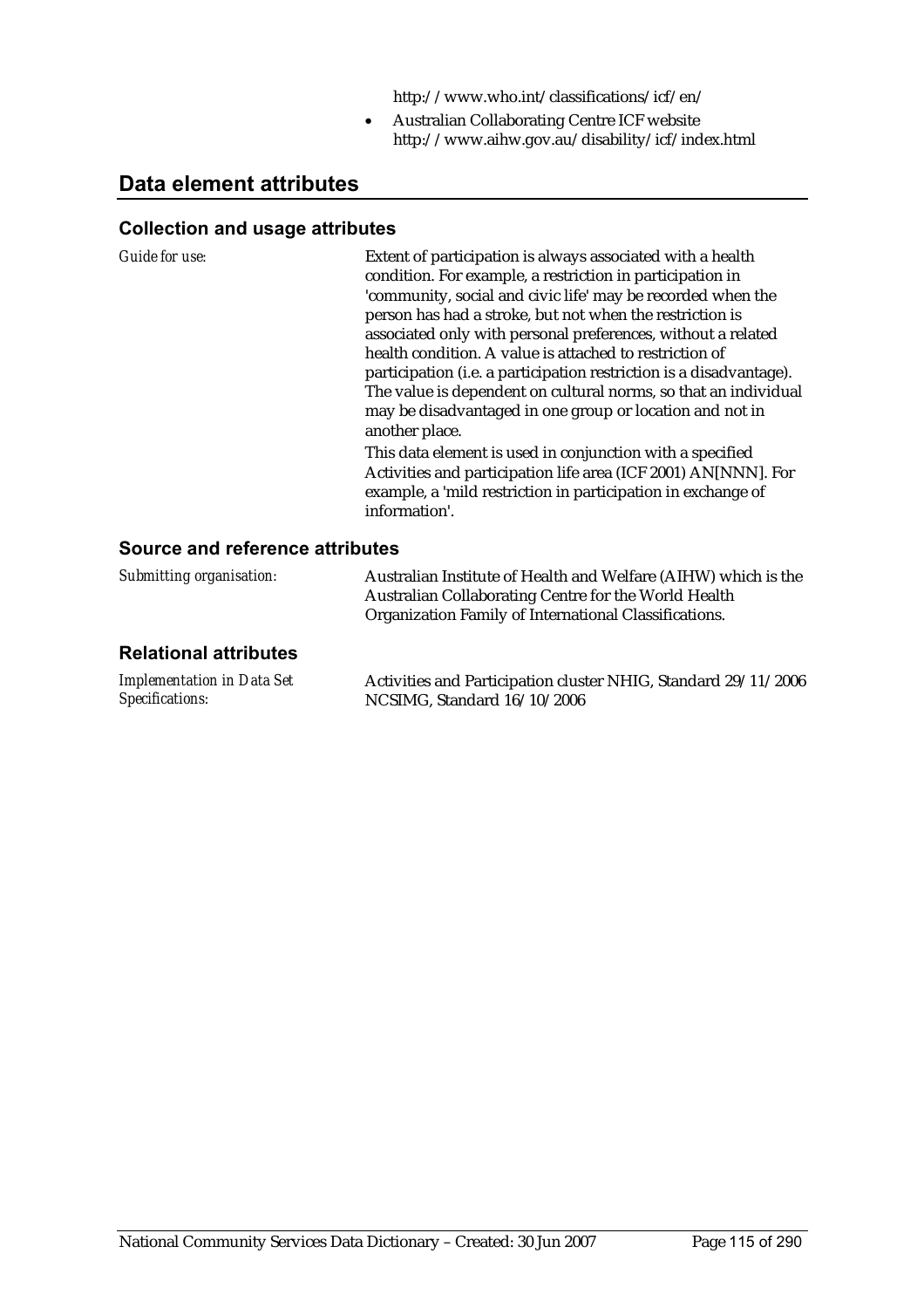http://www.who.int/classifications/icf/en/

- Australian Collaborating Centre ICF website http://www.aihw.gov.au/disability/icf/index.html

## Data element attributes

### Collection and usage attributes

*Guide for use:*

Extent of participation is always associated with a health condition. For example, a restriction in participation in 'community, social and civic life' may be recorded when the person has had a stroke, but not when the restriction is associated only with personal preferences, without a related health condition. A value is attached to restriction of participation (i.e. a participation restriction is a disadvantage). The value is dependent on cultural norms, so that an individual may be disadvantaged in one group or location and not in another place.

This data element is used in conjunction with a specified Activities and participation life area (ICF 2001) AN[NNN]. For example, a 'mild restriction in participation in exchange of information'.

### Source and reference attributes

*Submitting organisation:*

Australian Institute of Health and Welfare (AIHW) which is the Australian Collaborating Centre for the World Health Organization Family of International Classifications.

### Relational attributes

*Implementation in Data Set Specifications:*

Activities and Participation cluster NHIG, Standard 29/11/2006
NCSIMG, Standard 16/10/2006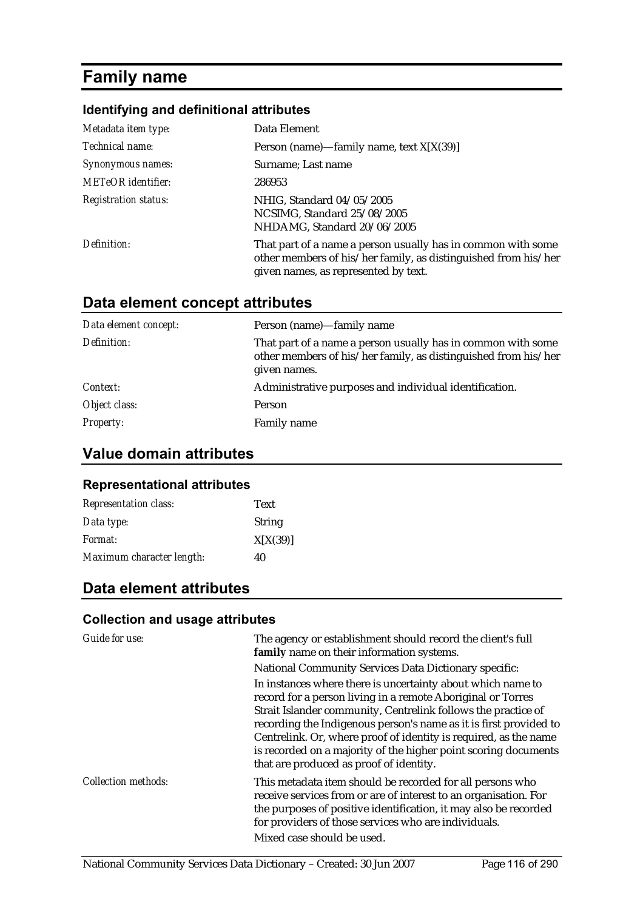# Family name

### Identifying and definitional attributes

| | |
|---|---|
| *Metadata item type:* | Data Element |
| *Technical name:* | Person (name)—family name, text X[X(39)] |
| *Synonymous names:* | Surname; Last name |
| *METeOR identifier:* | 286953 |
| *Registration status:* | NHIG, Standard 04/05/2005<br>NCSIMG, Standard 25/08/2005<br>NHDAMG, Standard 20/06/2005 |
| *Definition:* | That part of a name a person usually has in common with some other members of his/her family, as distinguished from his/her given names, as represented by text. |

## Data element concept attributes

| | |
|---|---|
| *Data element concept:* | Person (name)—family name |
| *Definition:* | That part of a name a person usually has in common with some other members of his/her family, as distinguished from his/her given names. |
| *Context:* | Administrative purposes and individual identification. |
| *Object class:* | Person |
| *Property:* | Family name |

## Value domain attributes

### Representational attributes

| | |
|---|---|
| *Representation class:* | Text |
| *Data type:* | String |
| *Format:* | X[X(39)] |
| *Maximum character length:* | 40 |

## Data element attributes

### Collection and usage attributes

| | |
|---|---|
| *Guide for use:* | The agency or establishment should record the client's full **family** name on their information systems.<br>National Community Services Data Dictionary specific:<br>In instances where there is uncertainty about which name to record for a person living in a remote Aboriginal or Torres Strait Islander community, Centrelink follows the practice of recording the Indigenous person's name as it is first provided to Centrelink. Or, where proof of identity is required, as the name is recorded on a majority of the higher point scoring documents that are produced as proof of identity. |
| *Collection methods:* | This metadata item should be recorded for all persons who receive services from or are of interest to an organisation. For the purposes of positive identification, it may also be recorded for providers of those services who are individuals.<br>Mixed case should be used. |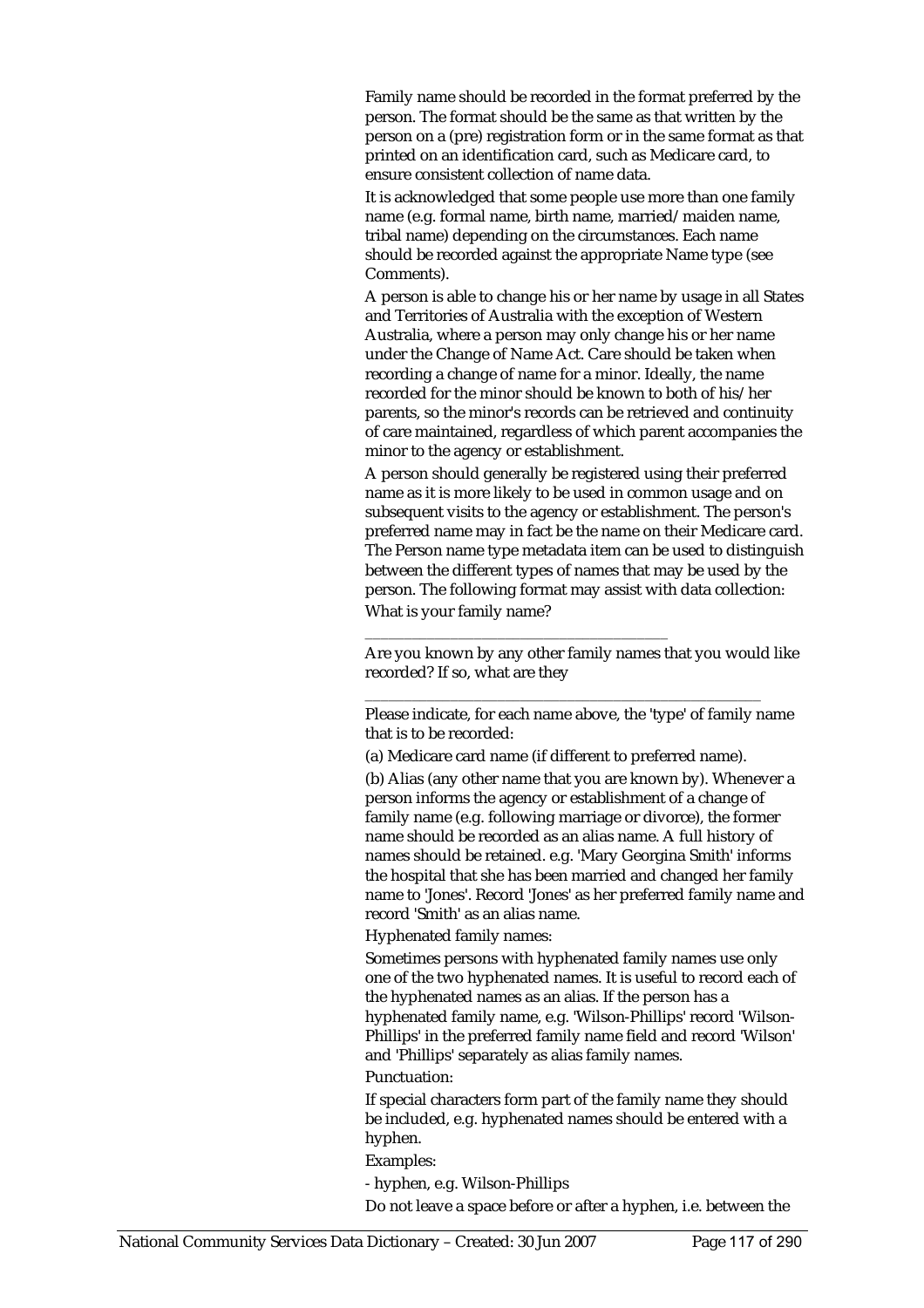Family name should be recorded in the format preferred by the person. The format should be the same as that written by the person on a (pre) registration form or in the same format as that printed on an identification card, such as Medicare card, to ensure consistent collection of name data.

It is acknowledged that some people use more than one family name (e.g. formal name, birth name, married/maiden name, tribal name) depending on the circumstances. Each name should be recorded against the appropriate Name type (see Comments).

A person is able to change his or her name by usage in all States and Territories of Australia with the exception of Western Australia, where a person may only change his or her name under the Change of Name Act. Care should be taken when recording a change of name for a minor. Ideally, the name recorded for the minor should be known to both of his/her parents, so the minor's records can be retrieved and continuity of care maintained, regardless of which parent accompanies the minor to the agency or establishment.

A person should generally be registered using their preferred name as it is more likely to be used in common usage and on subsequent visits to the agency or establishment. The person's preferred name may in fact be the name on their Medicare card. The Person name type metadata item can be used to distinguish between the different types of names that may be used by the person. The following format may assist with data collection:

What is your family name?

\_\_\_\_\_\_\_\_\_\_\_\_\_\_\_\_\_\_\_\_\_\_\_\_\_\_\_\_\_\_\_\_\_\_\_\_

Are you known by any other family names that you would like recorded? If so, what are they

\_\_\_\_\_\_\_\_\_\_\_\_\_\_\_\_\_\_\_\_\_\_\_\_\_\_\_\_\_\_\_\_\_\_\_\_\_\_\_\_\_\_\_\_\_\_\_\_

Please indicate, for each name above, the 'type' of family name that is to be recorded:

(a) Medicare card name (if different to preferred name).

(b) Alias (any other name that you are known by). Whenever a person informs the agency or establishment of a change of family name (e.g. following marriage or divorce), the former name should be recorded as an alias name. A full history of names should be retained. e.g. 'Mary Georgina Smith' informs the hospital that she has been married and changed her family name to 'Jones'. Record 'Jones' as her preferred family name and record 'Smith' as an alias name.

Hyphenated family names:

Sometimes persons with hyphenated family names use only one of the two hyphenated names. It is useful to record each of the hyphenated names as an alias. If the person has a hyphenated family name, e.g. 'Wilson-Phillips' record 'Wilson-Phillips' in the preferred family name field and record 'Wilson' and 'Phillips' separately as alias family names.

Punctuation:

If special characters form part of the family name they should be included, e.g. hyphenated names should be entered with a hyphen.

Examples:

- hyphen, e.g. Wilson-Phillips

Do not leave a space before or after a hyphen, i.e. between the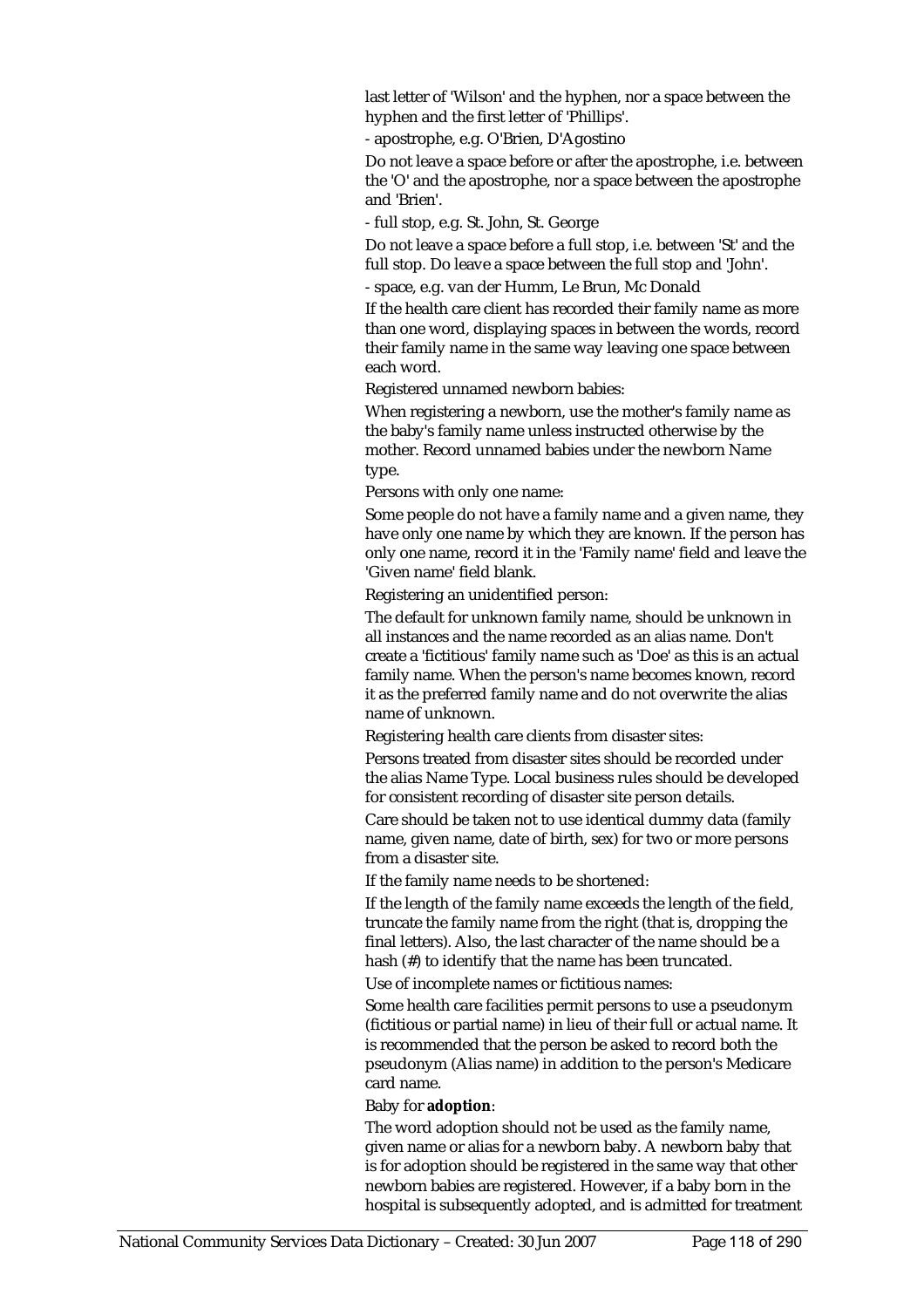last letter of 'Wilson' and the hyphen, nor a space between the hyphen and the first letter of 'Phillips'.

- apostrophe, e.g. O'Brien, D'Agostino

Do not leave a space before or after the apostrophe, i.e. between the 'O' and the apostrophe, nor a space between the apostrophe and 'Brien'.

- full stop, e.g. St. John, St. George

Do not leave a space before a full stop, i.e. between 'St' and the full stop. Do leave a space between the full stop and 'John'.

- space, e.g. van der Humm, Le Brun, Mc Donald

If the health care client has recorded their family name as more than one word, displaying spaces in between the words, record their family name in the same way leaving one space between each word.

Registered unnamed newborn babies:

When registering a newborn, use the mother's family name as the baby's family name unless instructed otherwise by the mother. Record unnamed babies under the newborn Name type.

Persons with only one name:

Some people do not have a family name and a given name, they have only one name by which they are known. If the person has only one name, record it in the 'Family name' field and leave the 'Given name' field blank.

Registering an unidentified person:

The default for unknown family name, should be unknown in all instances and the name recorded as an alias name. Don't create a 'fictitious' family name such as 'Doe' as this is an actual family name. When the person's name becomes known, record it as the preferred family name and do not overwrite the alias name of unknown.

Registering health care clients from disaster sites:

Persons treated from disaster sites should be recorded under the alias Name Type. Local business rules should be developed for consistent recording of disaster site person details.

Care should be taken not to use identical dummy data (family name, given name, date of birth, sex) for two or more persons from a disaster site.

If the family name needs to be shortened:

If the length of the family name exceeds the length of the field, truncate the family name from the right (that is, dropping the final letters). Also, the last character of the name should be a hash (#) to identify that the name has been truncated.

Use of incomplete names or fictitious names:

Some health care facilities permit persons to use a pseudonym (fictitious or partial name) in lieu of their full or actual name. It is recommended that the person be asked to record both the pseudonym (Alias name) in addition to the person's Medicare card name.

Baby for **adoption**:

The word adoption should not be used as the family name, given name or alias for a newborn baby. A newborn baby that is for adoption should be registered in the same way that other newborn babies are registered. However, if a baby born in the hospital is subsequently adopted, and is admitted for treatment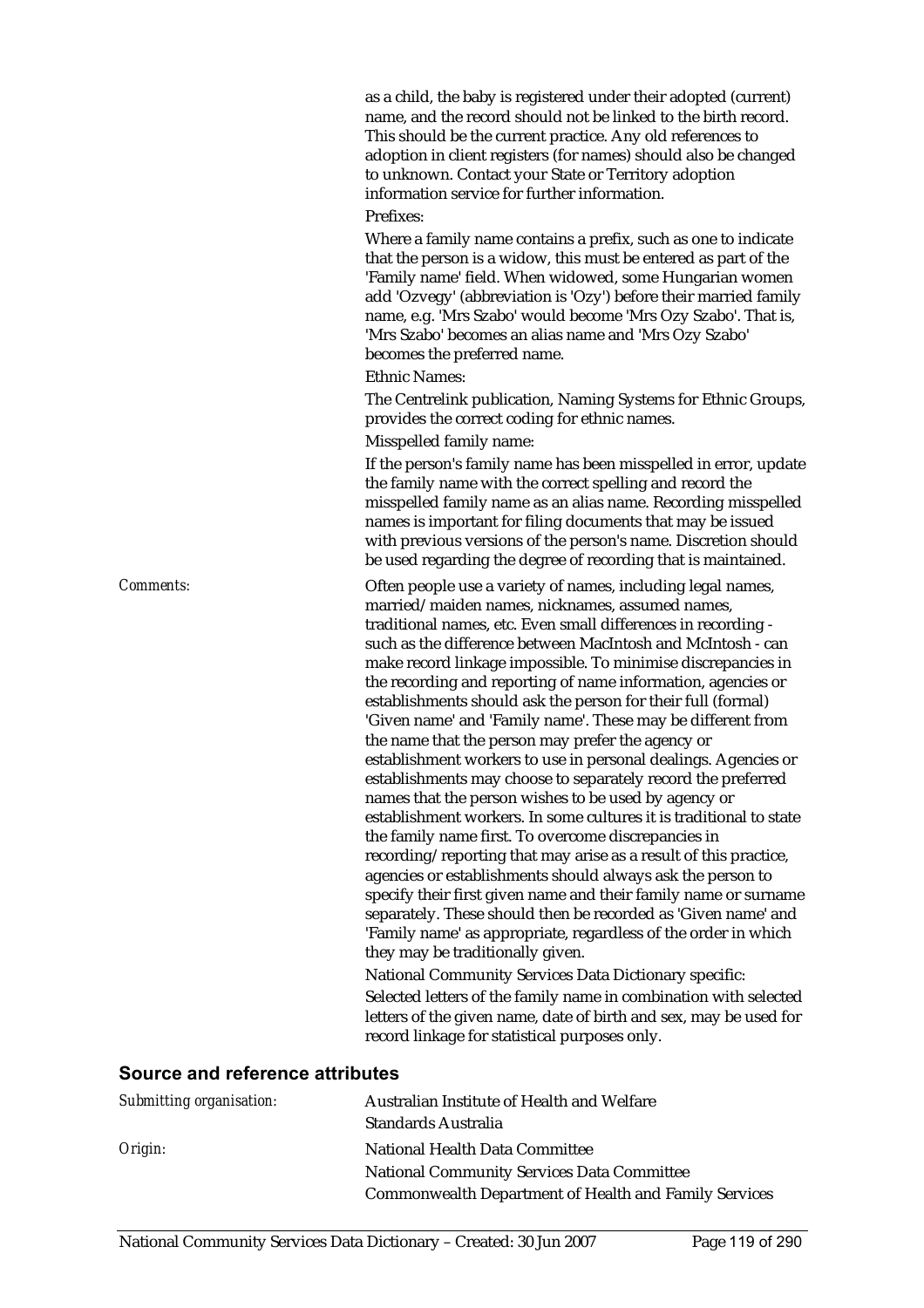as a child, the baby is registered under their adopted (current) name, and the record should not be linked to the birth record. This should be the current practice. Any old references to adoption in client registers (for names) should also be changed to unknown. Contact your State or Territory adoption information service for further information.

Prefixes:

Where a family name contains a prefix, such as one to indicate that the person is a widow, this must be entered as part of the 'Family name' field. When widowed, some Hungarian women add 'Ozvegy' (abbreviation is 'Ozy') before their married family name, e.g. 'Mrs Szabo' would become 'Mrs Ozy Szabo'. That is, 'Mrs Szabo' becomes an alias name and 'Mrs Ozy Szabo' becomes the preferred name.

Ethnic Names:

The Centrelink publication, Naming Systems for Ethnic Groups, provides the correct coding for ethnic names.

Misspelled family name:

If the person's family name has been misspelled in error, update the family name with the correct spelling and record the misspelled family name as an alias name. Recording misspelled names is important for filing documents that may be issued with previous versions of the person's name. Discretion should be used regarding the degree of recording that is maintained.

*Comments:* Often people use a variety of names, including legal names, married/maiden names, nicknames, assumed names, traditional names, etc. Even small differences in recording - such as the difference between MacIntosh and McIntosh - can make record linkage impossible. To minimise discrepancies in the recording and reporting of name information, agencies or establishments should ask the person for their full (formal) 'Given name' and 'Family name'. These may be different from the name that the person may prefer the agency or establishment workers to use in personal dealings. Agencies or establishments may choose to separately record the preferred names that the person wishes to be used by agency or establishment workers. In some cultures it is traditional to state the family name first. To overcome discrepancies in recording/reporting that may arise as a result of this practice, agencies or establishments should always ask the person to specify their first given name and their family name or surname separately. These should then be recorded as 'Given name' and 'Family name' as appropriate, regardless of the order in which they may be traditionally given.

National Community Services Data Dictionary specific:

Selected letters of the family name in combination with selected letters of the given name, date of birth and sex, may be used for record linkage for statistical purposes only.

## Source and reference attributes

*Submitting organisation:* Australian Institute of Health and Welfare
Standards Australia

*Origin:* National Health Data Committee
National Community Services Data Committee
Commonwealth Department of Health and Family Services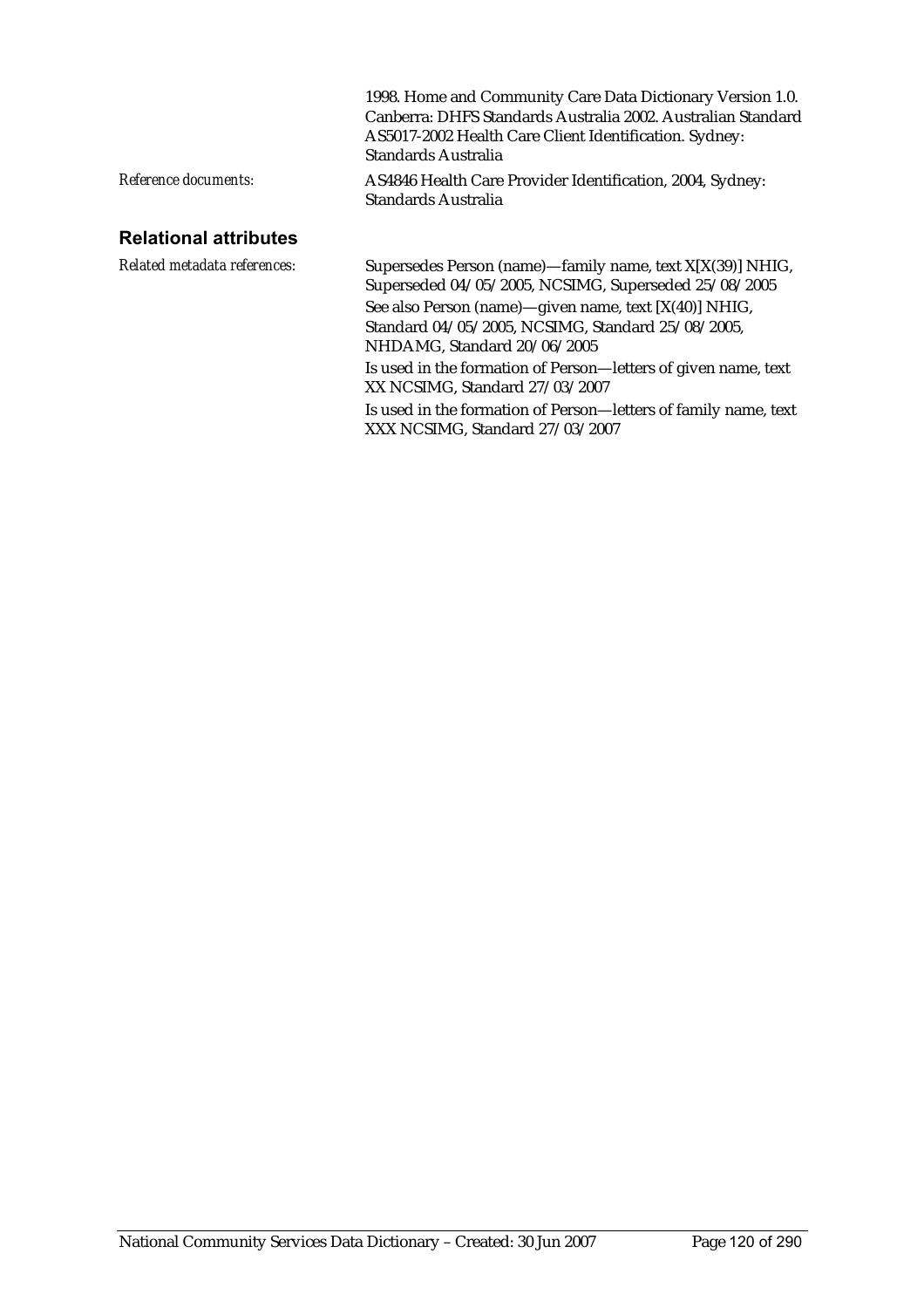1998. Home and Community Care Data Dictionary Version 1.0. Canberra: DHFS Standards Australia 2002. Australian Standard AS5017-2002 Health Care Client Identification. Sydney: Standards Australia

*Reference documents:* AS4846 Health Care Provider Identification, 2004, Sydney: Standards Australia

## Relational attributes

*Related metadata references:* Supersedes Person (name)—family name, text X[X(39)] NHIG, Superseded 04/05/2005, NCSIMG, Superseded 25/08/2005

See also Person (name)—given name, text [X(40)] NHIG, Standard 04/05/2005, NCSIMG, Standard 25/08/2005, NHDAMG, Standard 20/06/2005

Is used in the formation of Person—letters of given name, text XX NCSIMG, Standard 27/03/2007

Is used in the formation of Person—letters of family name, text XXX NCSIMG, Standard 27/03/2007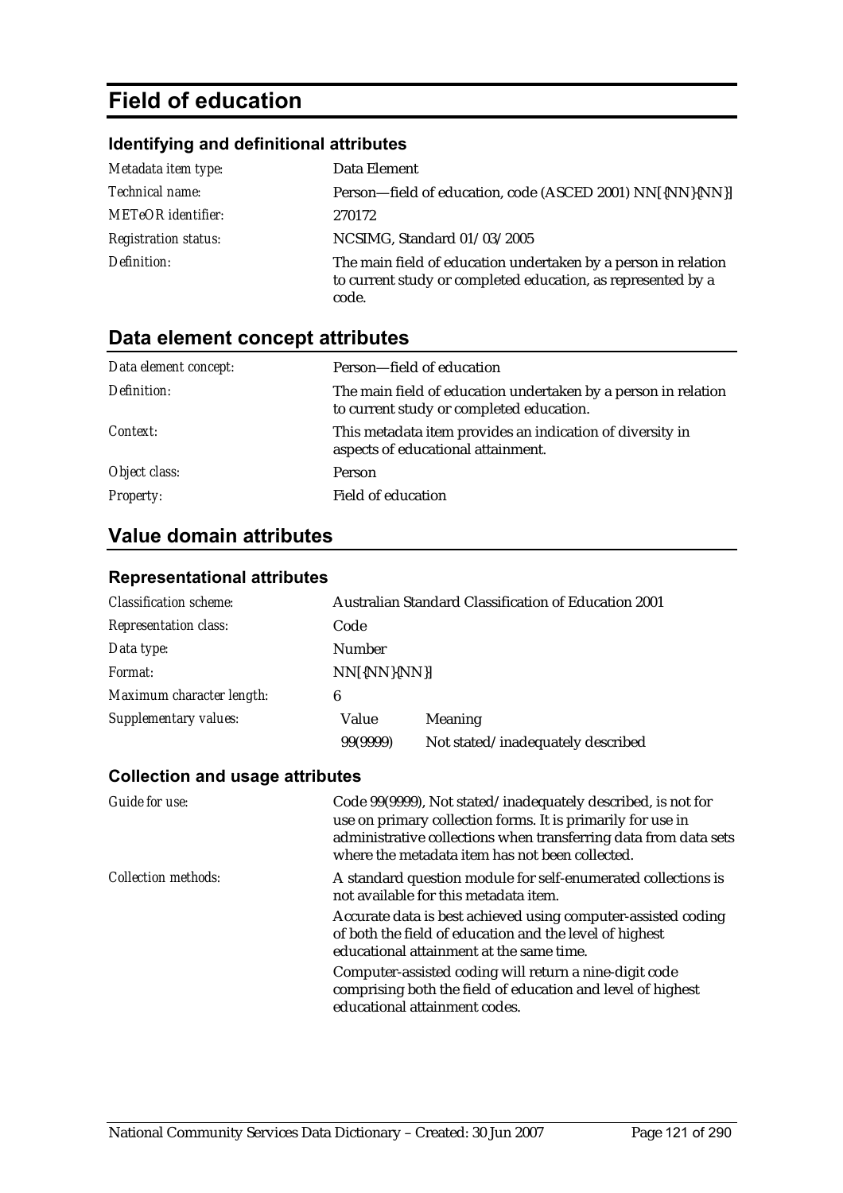# Field of education

### Identifying and definitional attributes

| | |
|---|---|
| *Metadata item type:* | Data Element |
| *Technical name:* | Person—field of education, code (ASCED 2001) NN[{NN}{NN}] |
| *METeOR identifier:* | 270172 |
| *Registration status:* | NCSIMG, Standard 01/03/2005 |
| *Definition:* | The main field of education undertaken by a person in relation to current study or completed education, as represented by a code. |

## Data element concept attributes

| | |
|---|---|
| *Data element concept:* | Person—field of education |
| *Definition:* | The main field of education undertaken by a person in relation to current study or completed education. |
| *Context:* | This metadata item provides an indication of diversity in aspects of educational attainment. |
| *Object class:* | Person |
| *Property:* | Field of education |

## Value domain attributes

### Representational attributes

| | | |
|---|---|---|
| *Classification scheme:* | Australian Standard Classification of Education 2001 | |
| *Representation class:* | Code | |
| *Data type:* | Number | |
| *Format:* | NN[{NN}{NN}] | |
| *Maximum character length:* | 6 | |
| *Supplementary values:* | Value | Meaning |
| | 99(9999) | Not stated/inadequately described |

### Collection and usage attributes

| | |
|---|---|
| *Guide for use:* | Code 99(9999), Not stated/inadequately described, is not for use on primary collection forms. It is primarily for use in administrative collections when transferring data from data sets where the metadata item has not been collected. |
| *Collection methods:* | A standard question module for self-enumerated collections is not available for this metadata item.<br>Accurate data is best achieved using computer-assisted coding of both the field of education and the level of highest educational attainment at the same time.<br>Computer-assisted coding will return a nine-digit code comprising both the field of education and level of highest educational attainment codes. |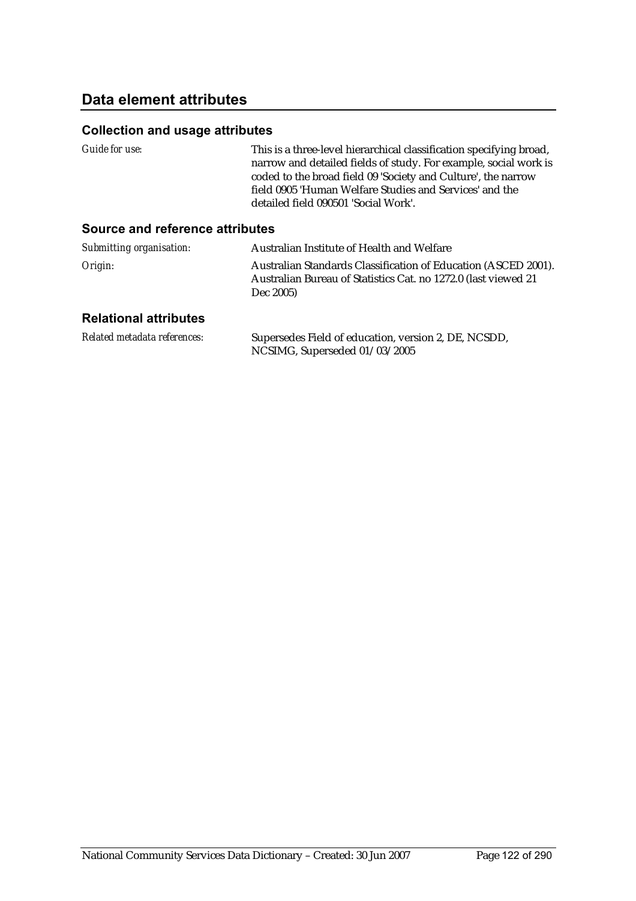## Data element attributes

### Collection and usage attributes

*Guide for use:* This is a three-level hierarchical classification specifying broad, narrow and detailed fields of study. For example, social work is coded to the broad field 09 'Society and Culture', the narrow field 0905 'Human Welfare Studies and Services' and the detailed field 090501 'Social Work'.

### Source and reference attributes

*Submitting organisation:* Australian Institute of Health and Welfare

*Origin:* Australian Standards Classification of Education (ASCED 2001). Australian Bureau of Statistics Cat. no 1272.0 (last viewed 21 Dec 2005)

### Relational attributes

*Related metadata references:* Supersedes Field of education, version 2, DE, NCSDD, NCSIMG, Superseded 01/03/2005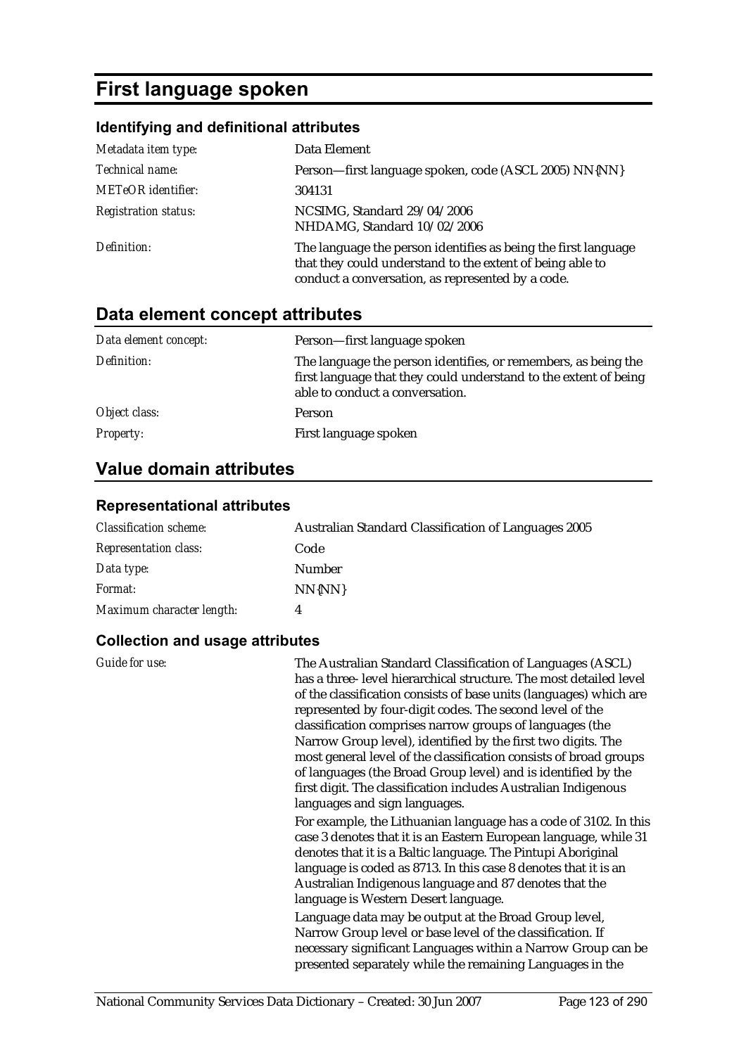# First language spoken

### Identifying and definitional attributes

| | |
|---|---|
| *Metadata item type:* | Data Element |
| *Technical name:* | Person—first language spoken, code (ASCL 2005) NN{NN} |
| *METeOR identifier:* | 304131 |
| *Registration status:* | NCSIMG, Standard 29/04/2006<br>NHDAMG, Standard 10/02/2006 |
| *Definition:* | The language the person identifies as being the first language that they could understand to the extent of being able to conduct a conversation, as represented by a code. |

## Data element concept attributes

| | |
|---|---|
| *Data element concept:* | Person—first language spoken |
| *Definition:* | The language the person identifies, or remembers, as being the first language that they could understand to the extent of being able to conduct a conversation. |
| *Object class:* | Person |
| *Property:* | First language spoken |

## Value domain attributes

### Representational attributes

| | |
|---|---|
| *Classification scheme:* | Australian Standard Classification of Languages 2005 |
| *Representation class:* | Code |
| *Data type:* | Number |
| *Format:* | NN{NN} |
| *Maximum character length:* | 4 |

### Collection and usage attributes

*Guide for use:*

The Australian Standard Classification of Languages (ASCL) has a three- level hierarchical structure. The most detailed level of the classification consists of base units (languages) which are represented by four-digit codes. The second level of the classification comprises narrow groups of languages (the Narrow Group level), identified by the first two digits. The most general level of the classification consists of broad groups of languages (the Broad Group level) and is identified by the first digit. The classification includes Australian Indigenous languages and sign languages.

For example, the Lithuanian language has a code of 3102. In this case 3 denotes that it is an Eastern European language, while 31 denotes that it is a Baltic language. The Pintupi Aboriginal language is coded as 8713. In this case 8 denotes that it is an Australian Indigenous language and 87 denotes that the language is Western Desert language.

Language data may be output at the Broad Group level, Narrow Group level or base level of the classification. If necessary significant Languages within a Narrow Group can be presented separately while the remaining Languages in the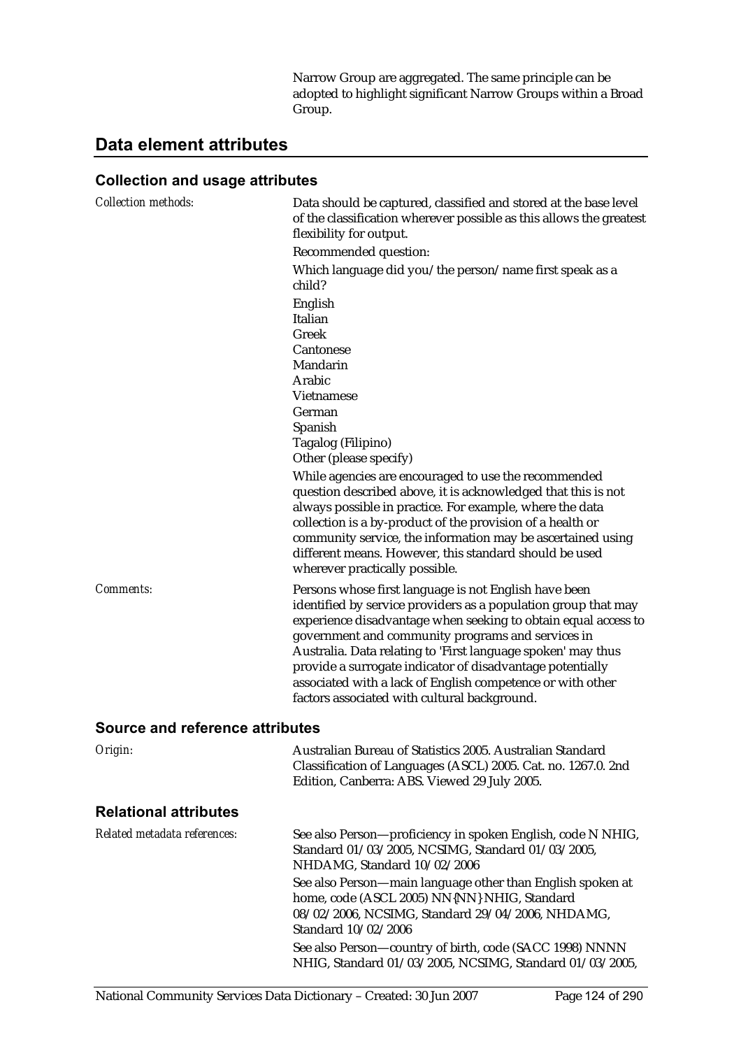Narrow Group are aggregated. The same principle can be adopted to highlight significant Narrow Groups within a Broad Group.

## Data element attributes

### Collection and usage attributes

*Collection methods:*

Data should be captured, classified and stored at the base level of the classification wherever possible as this allows the greatest flexibility for output.

Recommended question:

Which language did you/the person/name first speak as a child?

English
Italian
Greek
Cantonese
Mandarin
Arabic
Vietnamese
German
Spanish
Tagalog (Filipino)
Other (please specify)

While agencies are encouraged to use the recommended question described above, it is acknowledged that this is not always possible in practice. For example, where the data collection is a by-product of the provision of a health or community service, the information may be ascertained using different means. However, this standard should be used wherever practically possible.

*Comments:*

Persons whose first language is not English have been identified by service providers as a population group that may experience disadvantage when seeking to obtain equal access to government and community programs and services in Australia. Data relating to 'First language spoken' may thus provide a surrogate indicator of disadvantage potentially associated with a lack of English competence or with other factors associated with cultural background.

### Source and reference attributes

*Origin:*

Australian Bureau of Statistics 2005. Australian Standard Classification of Languages (ASCL) 2005. Cat. no. 1267.0. 2nd Edition, Canberra: ABS. Viewed 29 July 2005.

### Relational attributes

*Related metadata references:*

See also Person—proficiency in spoken English, code N NHIG, Standard 01/03/2005, NCSIMG, Standard 01/03/2005, NHDAMG, Standard 10/02/2006

See also Person—main language other than English spoken at home, code (ASCL 2005) NN{NN} NHIG, Standard 08/02/2006, NCSIMG, Standard 29/04/2006, NHDAMG, Standard 10/02/2006

See also Person—country of birth, code (SACC 1998) NNNN NHIG, Standard 01/03/2005, NCSIMG, Standard 01/03/2005,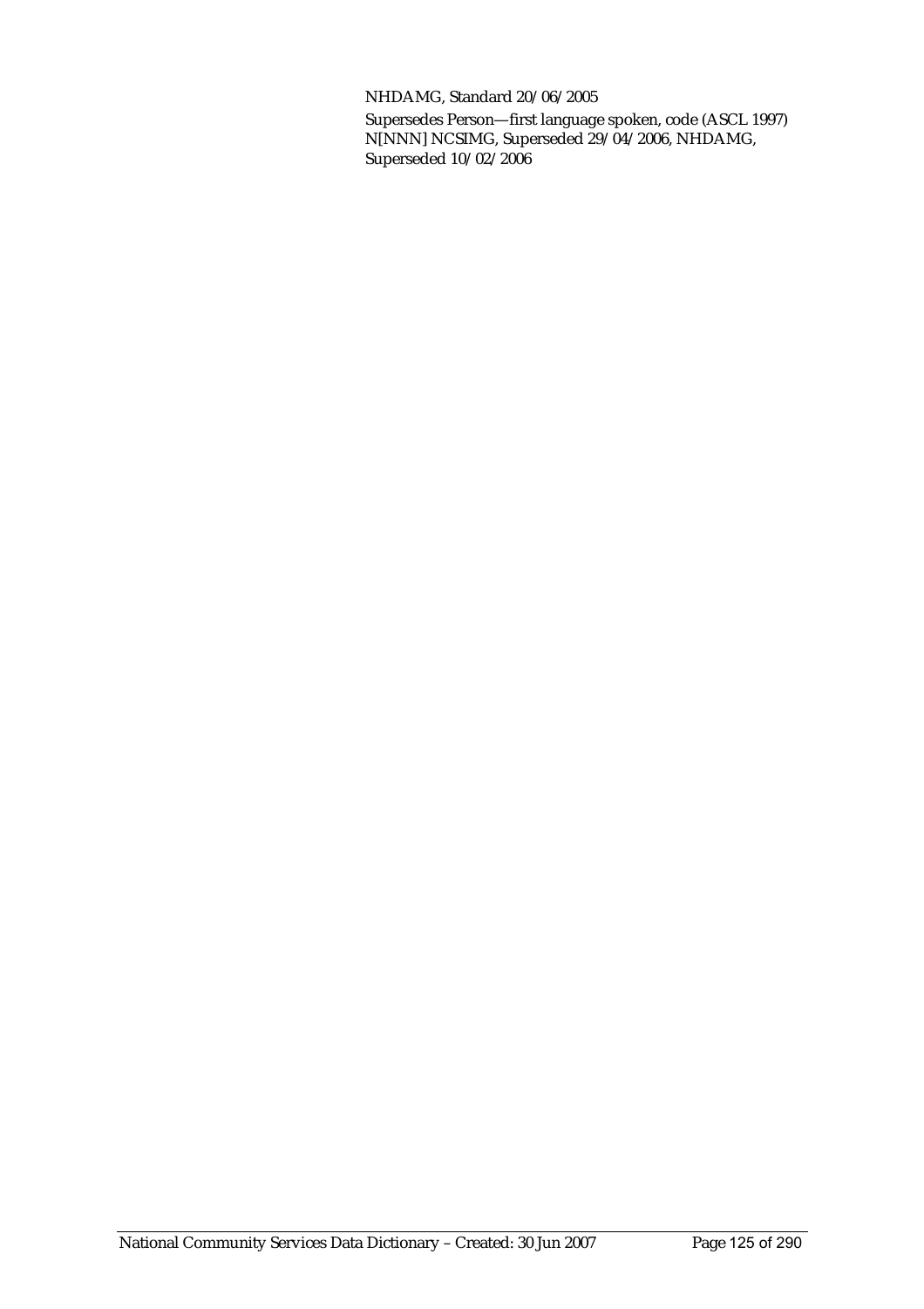NHDAMG, Standard 20/06/2005

Supersedes Person—first language spoken, code (ASCL 1997) N[NNN] NCSIMG, Superseded 29/04/2006, NHDAMG, Superseded 10/02/2006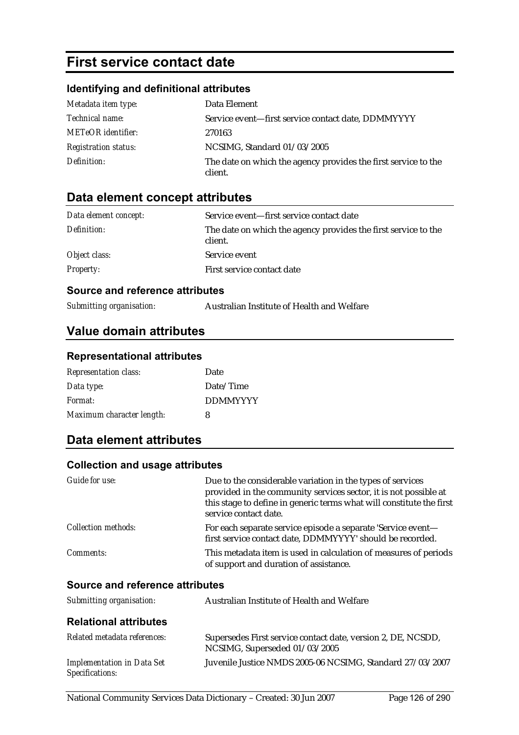# First service contact date

### Identifying and definitional attributes

| | |
|---|---|
| *Metadata item type:* | Data Element |
| *Technical name:* | Service event—first service contact date, DDMMYYYY |
| *METeOR identifier:* | 270163 |
| *Registration status:* | NCSIMG, Standard 01/03/2005 |
| *Definition:* | The date on which the agency provides the first service to the client. |

## Data element concept attributes

| | |
|---|---|
| *Data element concept:* | Service event—first service contact date |
| *Definition:* | The date on which the agency provides the first service to the client. |
| *Object class:* | Service event |
| *Property:* | First service contact date |

### Source and reference attributes

| | |
|---|---|
| *Submitting organisation:* | Australian Institute of Health and Welfare |

## Value domain attributes

### Representational attributes

| | |
|---|---|
| *Representation class:* | Date |
| *Data type:* | Date/Time |
| *Format:* | DDMMYYYY |
| *Maximum character length:* | 8 |

## Data element attributes

### Collection and usage attributes

| | |
|---|---|
| *Guide for use:* | Due to the considerable variation in the types of services provided in the community services sector, it is not possible at this stage to define in generic terms what will constitute the first service contact date. |
| *Collection methods:* | For each separate service episode a separate 'Service event—first service contact date, DDMMYYYY' should be recorded. |
| *Comments:* | This metadata item is used in calculation of measures of periods of support and duration of assistance. |

### Source and reference attributes

| | |
|---|---|
| *Submitting organisation:* | Australian Institute of Health and Welfare |

### Relational attributes

| | |
|---|---|
| *Related metadata references:* | Supersedes First service contact date, version 2, DE, NCSDD, NCSIMG, Superseded 01/03/2005 |
| *Implementation in Data Set Specifications:* | Juvenile Justice NMDS 2005-06 NCSIMG, Standard 27/03/2007 |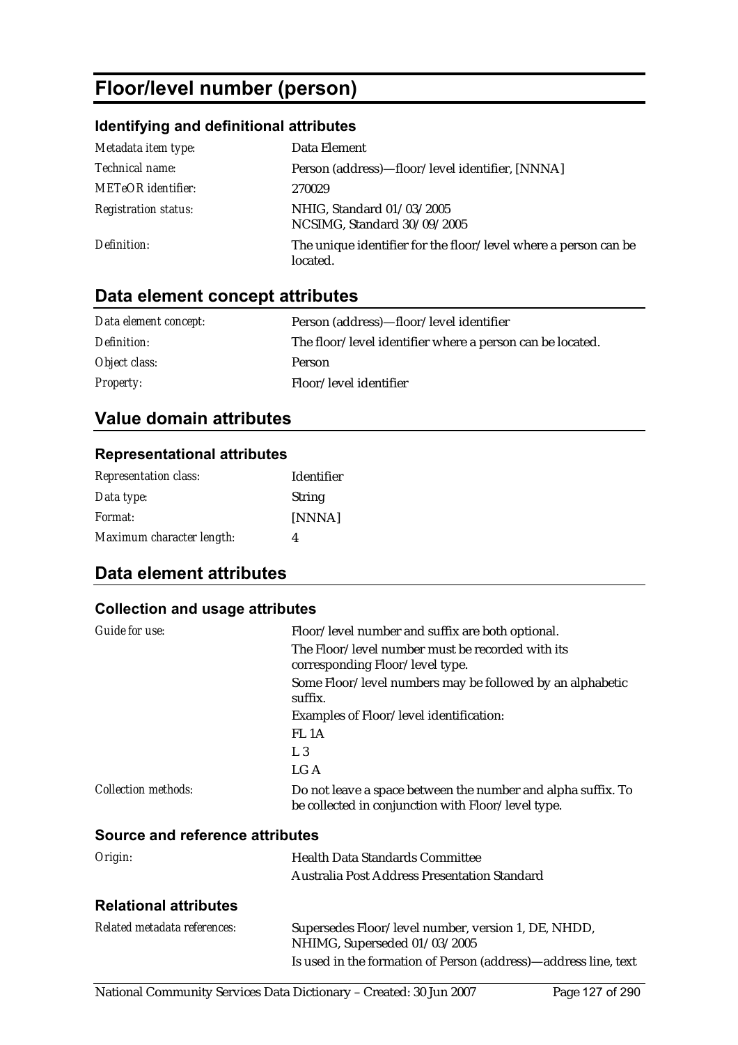# Floor/level number (person)

### Identifying and definitional attributes

| | |
|---|---|
| *Metadata item type:* | Data Element |
| *Technical name:* | Person (address)—floor/level identifier, [NNNA] |
| *METeOR identifier:* | 270029 |
| *Registration status:* | NHIG, Standard 01/03/2005<br>NCSIMG, Standard 30/09/2005 |
| *Definition:* | The unique identifier for the floor/level where a person can be located. |

## Data element concept attributes

| | |
|---|---|
| *Data element concept:* | Person (address)—floor/level identifier |
| *Definition:* | The floor/level identifier where a person can be located. |
| *Object class:* | Person |
| *Property:* | Floor/level identifier |

## Value domain attributes

### Representational attributes

| | |
|---|---|
| *Representation class:* | Identifier |
| *Data type:* | String |
| *Format:* | [NNNA] |
| *Maximum character length:* | 4 |

## Data element attributes

### Collection and usage attributes

| | |
|---|---|
| *Guide for use:* | Floor/level number and suffix are both optional.<br>The Floor/level number must be recorded with its corresponding Floor/level type.<br>Some Floor/level numbers may be followed by an alphabetic suffix.<br>Examples of Floor/level identification:<br>FL 1A<br>L 3<br>LG A |
| *Collection methods:* | Do not leave a space between the number and alpha suffix. To be collected in conjunction with Floor/level type. |

### Source and reference attributes

| | |
|---|---|
| *Origin:* | Health Data Standards Committee<br>Australia Post Address Presentation Standard |

### Relational attributes

| | |
|---|---|
| *Related metadata references:* | Supersedes Floor/level number, version 1, DE, NHDD, NHIMG, Superseded 01/03/2005<br>Is used in the formation of Person (address)—address line, text |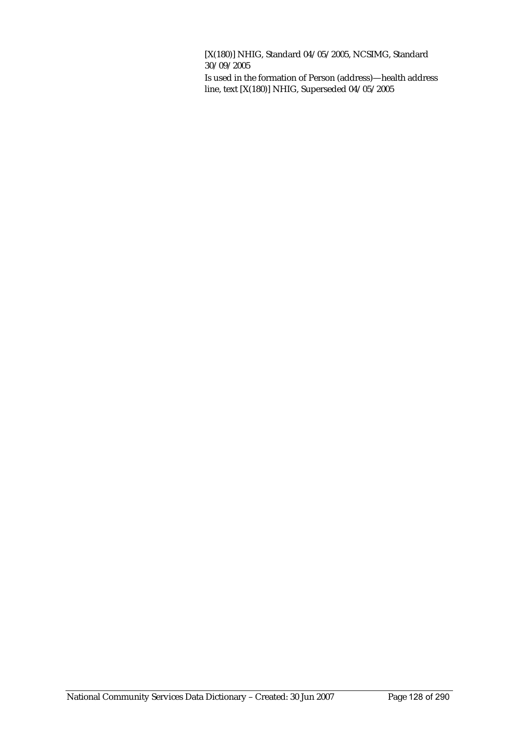[X(180)] NHIG, Standard 04/05/2005, NCSIMG, Standard 30/09/2005

Is used in the formation of Person (address)—health address line, text [X(180)] NHIG, Superseded 04/05/2005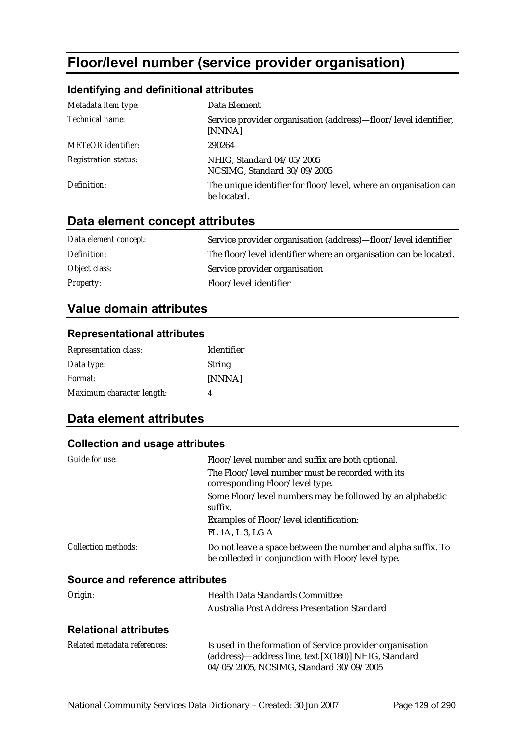# Floor/level number (service provider organisation)

## Identifying and definitional attributes

| | |
|---|---|
| *Metadata item type:* | Data Element |
| *Technical name:* | Service provider organisation (address)—floor/level identifier, [NNNA] |
| *METeOR identifier:* | 290264 |
| *Registration status:* | NHIG, Standard 04/05/2005<br>NCSIMG, Standard 30/09/2005 |
| *Definition:* | The unique identifier for floor/level, where an organisation can be located. |

## Data element concept attributes

| | |
|---|---|
| *Data element concept:* | Service provider organisation (address)—floor/level identifier |
| *Definition:* | The floor/level identifier where an organisation can be located. |
| *Object class:* | Service provider organisation |
| *Property:* | Floor/level identifier |

## Value domain attributes

### Representational attributes

| | |
|---|---|
| *Representation class:* | Identifier |
| *Data type:* | String |
| *Format:* | [NNNA] |
| *Maximum character length:* | 4 |

## Data element attributes

### Collection and usage attributes

| | |
|---|---|
| *Guide for use:* | Floor/level number and suffix are both optional.<br>The Floor/level number must be recorded with its corresponding Floor/level type.<br>Some Floor/level numbers may be followed by an alphabetic suffix.<br>Examples of Floor/level identification:<br>FL 1A, L 3, LG A |
| *Collection methods:* | Do not leave a space between the number and alpha suffix. To be collected in conjunction with Floor/level type. |

### Source and reference attributes

| | |
|---|---|
| *Origin:* | Health Data Standards Committee<br>Australia Post Address Presentation Standard |

### Relational attributes

| | |
|---|---|
| *Related metadata references:* | Is used in the formation of Service provider organisation (address)—address line, text [X(180)] NHIG, Standard 04/05/2005, NCSIMG, Standard 30/09/2005 |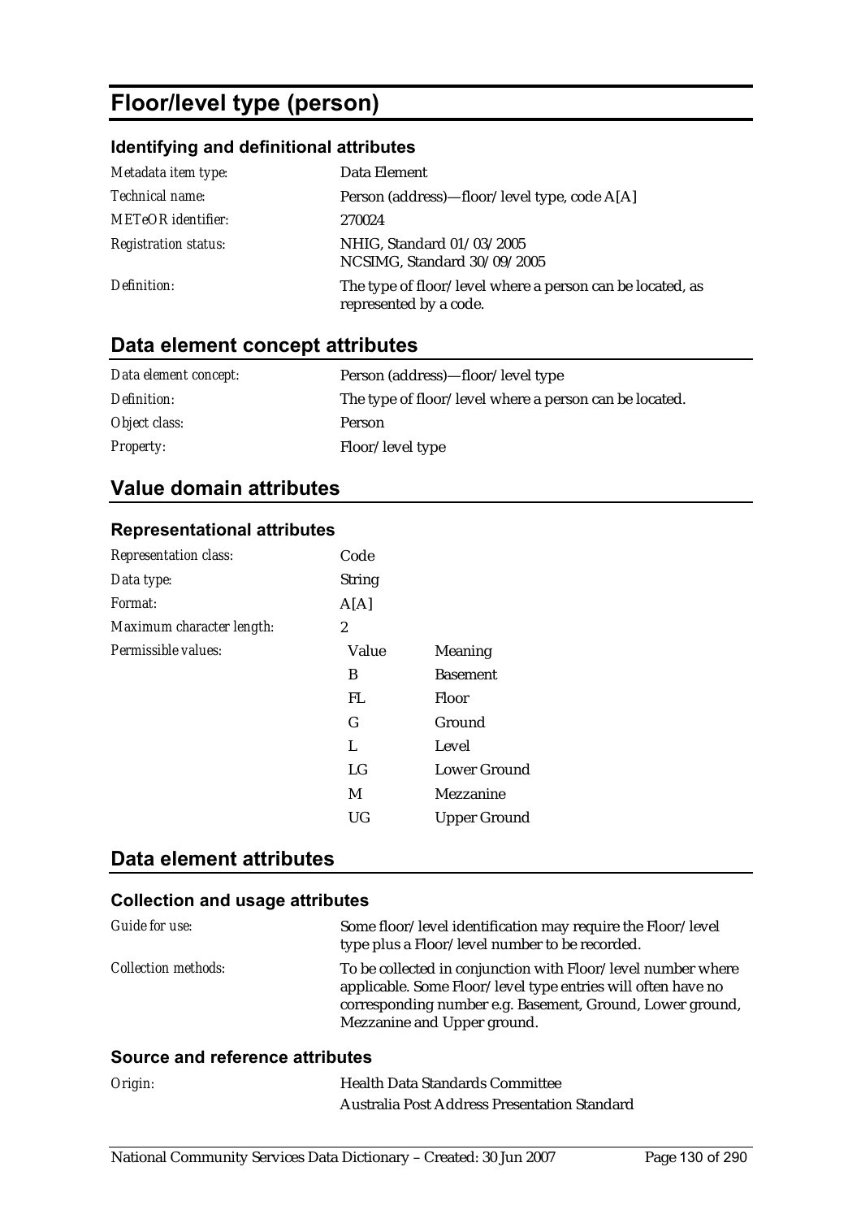# Floor/level type (person)

### Identifying and definitional attributes

| | |
|---|---|
| *Metadata item type:* | Data Element |
| *Technical name:* | Person (address)—floor/level type, code A[A] |
| *METeOR identifier:* | 270024 |
| *Registration status:* | NHIG, Standard 01/03/2005<br>NCSIMG, Standard 30/09/2005 |
| *Definition:* | The type of floor/level where a person can be located, as represented by a code. |

## Data element concept attributes

| | |
|---|---|
| *Data element concept:* | Person (address)—floor/level type |
| *Definition:* | The type of floor/level where a person can be located. |
| *Object class:* | Person |
| *Property:* | Floor/level type |

## Value domain attributes

### Representational attributes

| | | |
|---|---|---|
| *Representation class:* | Code | |
| *Data type:* | String | |
| *Format:* | A[A] | |
| *Maximum character length:* | 2 | |
| *Permissible values:* | **Value** | **Meaning** |
| | B | Basement |
| | FL | Floor |
| | G | Ground |
| | L | Level |
| | LG | Lower Ground |
| | M | Mezzanine |
| | UG | Upper Ground |

## Data element attributes

### Collection and usage attributes

| | |
|---|---|
| *Guide for use:* | Some floor/level identification may require the Floor/level type plus a Floor/level number to be recorded. |
| *Collection methods:* | To be collected in conjunction with Floor/level number where applicable. Some Floor/level type entries will often have no corresponding number e.g. Basement, Ground, Lower ground, Mezzanine and Upper ground. |

### Source and reference attributes

| | |
|---|---|
| *Origin:* | Health Data Standards Committee<br>Australia Post Address Presentation Standard |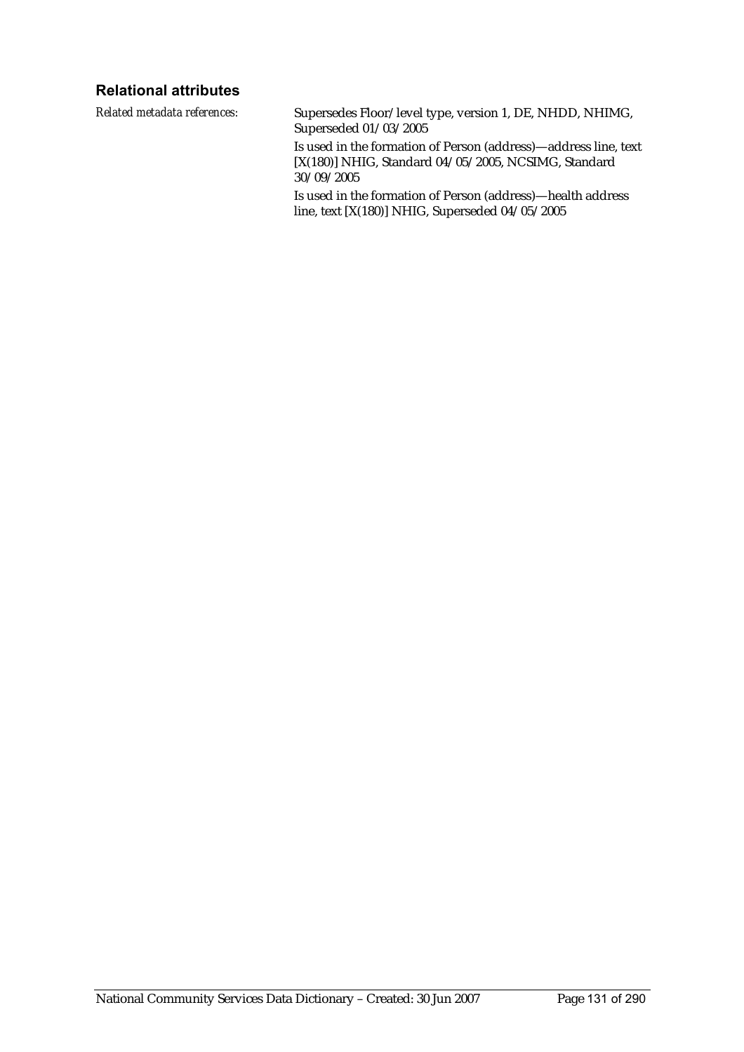### Relational attributes

*Related metadata references:* Supersedes Floor/level type, version 1, DE, NHDD, NHIMG, Superseded 01/03/2005

Is used in the formation of Person (address)—address line, text [X(180)] NHIG, Standard 04/05/2005, NCSIMG, Standard 30/09/2005

Is used in the formation of Person (address)—health address line, text [X(180)] NHIG, Superseded 04/05/2005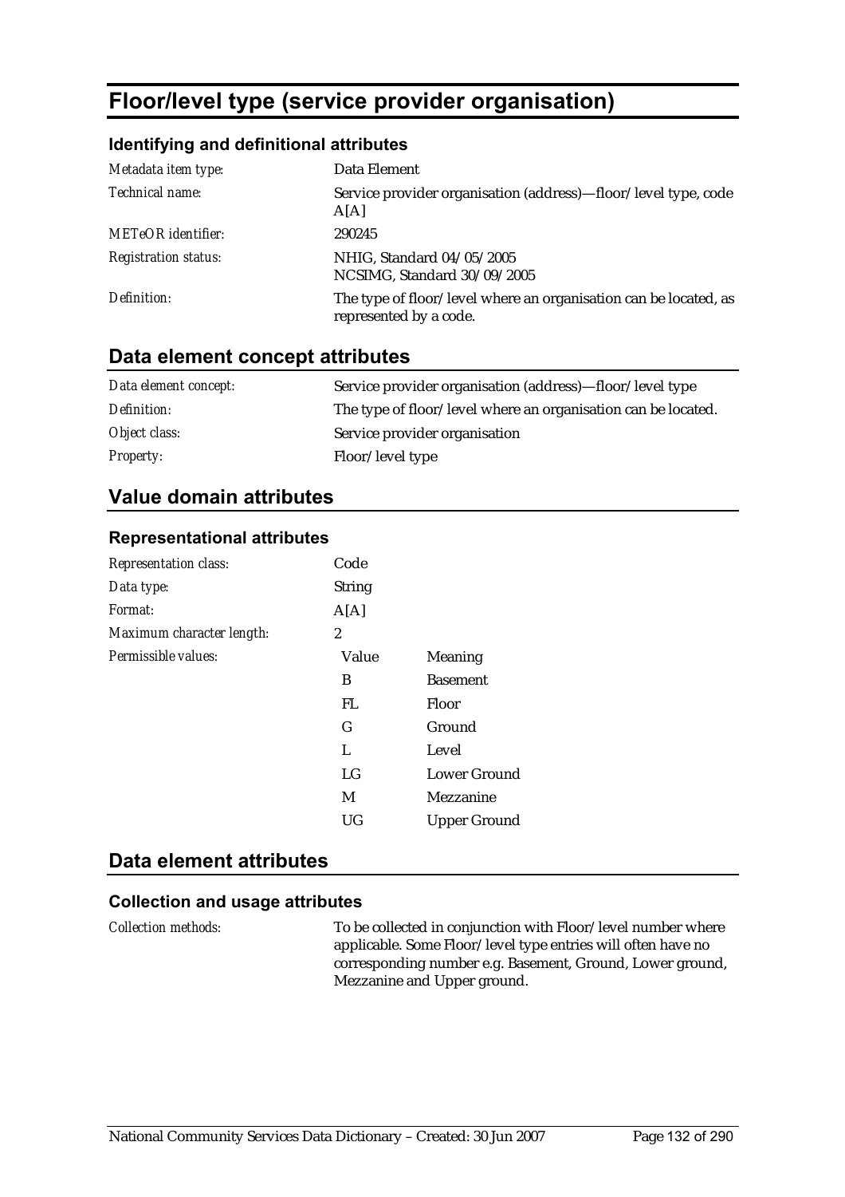# Floor/level type (service provider organisation)

### Identifying and definitional attributes

| | |
|---|---|
| *Metadata item type:* | Data Element |
| *Technical name:* | Service provider organisation (address)—floor/level type, code A[A] |
| *METeOR identifier:* | 290245 |
| *Registration status:* | NHIG, Standard 04/05/2005<br>NCSIMG, Standard 30/09/2005 |
| *Definition:* | The type of floor/level where an organisation can be located, as represented by a code. |

## Data element concept attributes

| | |
|---|---|
| *Data element concept:* | Service provider organisation (address)—floor/level type |
| *Definition:* | The type of floor/level where an organisation can be located. |
| *Object class:* | Service provider organisation |
| *Property:* | Floor/level type |

## Value domain attributes

### Representational attributes

| | | |
|---|---|---|
| *Representation class:* | Code | |
| *Data type:* | String | |
| *Format:* | A[A] | |
| *Maximum character length:* | 2 | |
| *Permissible values:* | Value | Meaning |
| | B | Basement |
| | FL | Floor |
| | G | Ground |
| | L | Level |
| | LG | Lower Ground |
| | M | Mezzanine |
| | UG | Upper Ground |

## Data element attributes

### Collection and usage attributes

| | |
|---|---|
| *Collection methods:* | To be collected in conjunction with Floor/level number where applicable. Some Floor/level type entries will often have no corresponding number e.g. Basement, Ground, Lower ground, Mezzanine and Upper ground. |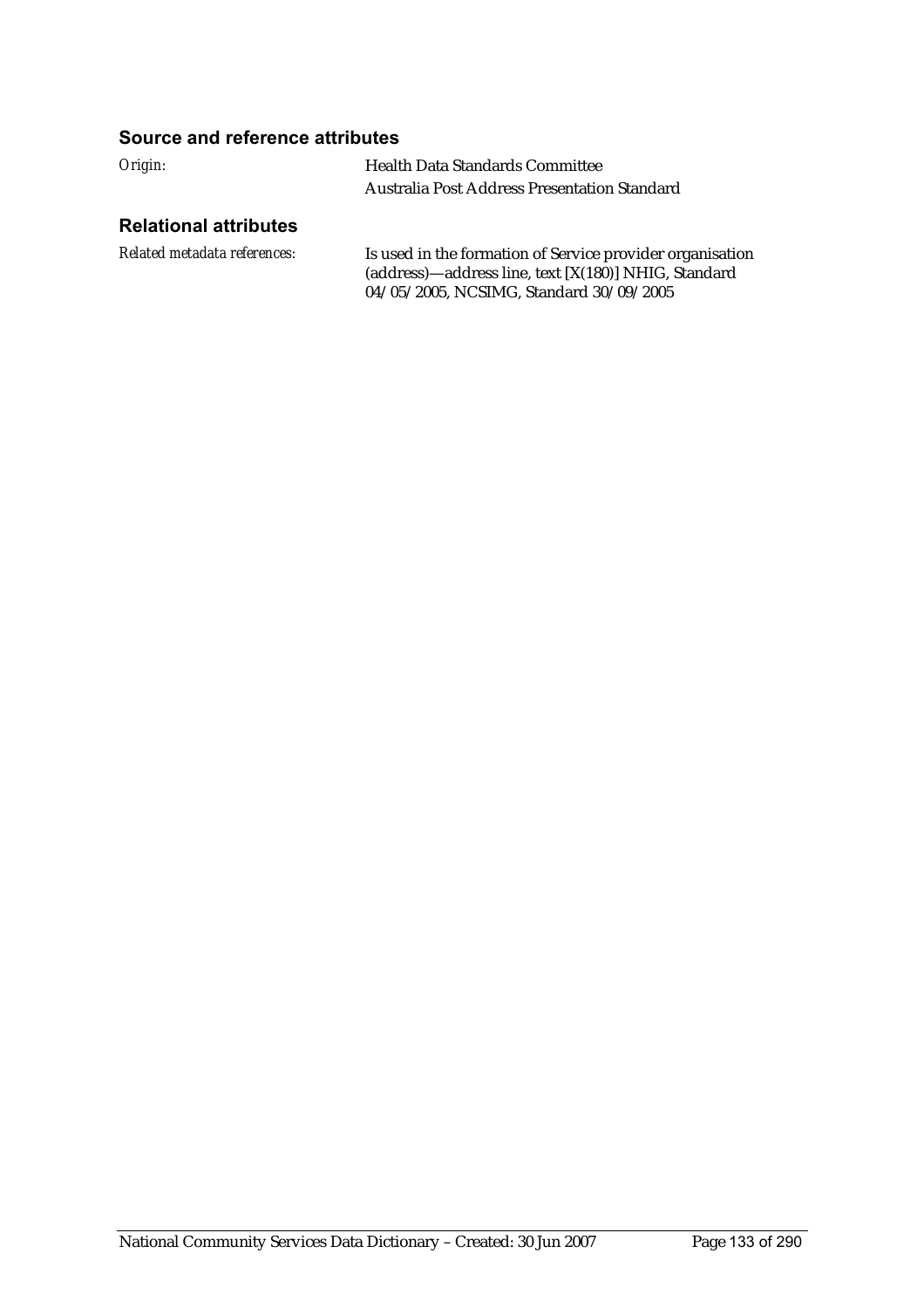### Source and reference attributes

*Origin:* Health Data Standards Committee

Australia Post Address Presentation Standard

### Relational attributes

*Related metadata references:* Is used in the formation of Service provider organisation (address)—address line, text [X(180)] NHIG, Standard 04/05/2005, NCSIMG, Standard 30/09/2005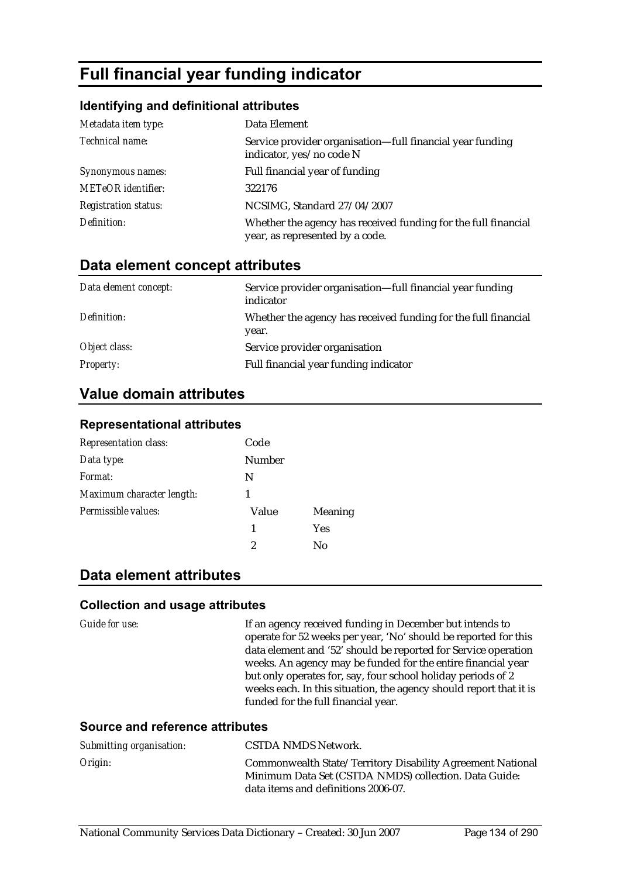# Full financial year funding indicator

### Identifying and definitional attributes

| | |
|---|---|
| *Metadata item type:* | Data Element |
| *Technical name:* | Service provider organisation—full financial year funding indicator, yes/no code N |
| *Synonymous names:* | Full financial year of funding |
| *METeOR identifier:* | 322176 |
| *Registration status:* | NCSIMG, Standard 27/04/2007 |
| *Definition:* | Whether the agency has received funding for the full financial year, as represented by a code. |

## Data element concept attributes

| | |
|---|---|
| *Data element concept:* | Service provider organisation—full financial year funding indicator |
| *Definition:* | Whether the agency has received funding for the full financial year. |
| *Object class:* | Service provider organisation |
| *Property:* | Full financial year funding indicator |

## Value domain attributes

### Representational attributes

| | | |
|---|---|---|
| *Representation class:* | Code | |
| *Data type:* | Number | |
| *Format:* | N | |
| *Maximum character length:* | 1 | |
| *Permissible values:* | Value | Meaning |
| | 1 | Yes |
| | 2 | No |

## Data element attributes

### Collection and usage attributes

| | |
|---|---|
| *Guide for use:* | If an agency received funding in December but intends to operate for 52 weeks per year, 'No' should be reported for this data element and '52' should be reported for Service operation weeks. An agency may be funded for the entire financial year but only operates for, say, four school holiday periods of 2 weeks each. In this situation, the agency should report that it is funded for the full financial year. |

### Source and reference attributes

| | |
|---|---|
| *Submitting organisation:* | CSTDA NMDS Network. |
| *Origin:* | Commonwealth State/Territory Disability Agreement National Minimum Data Set (CSTDA NMDS) collection. Data Guide: data items and definitions 2006-07. |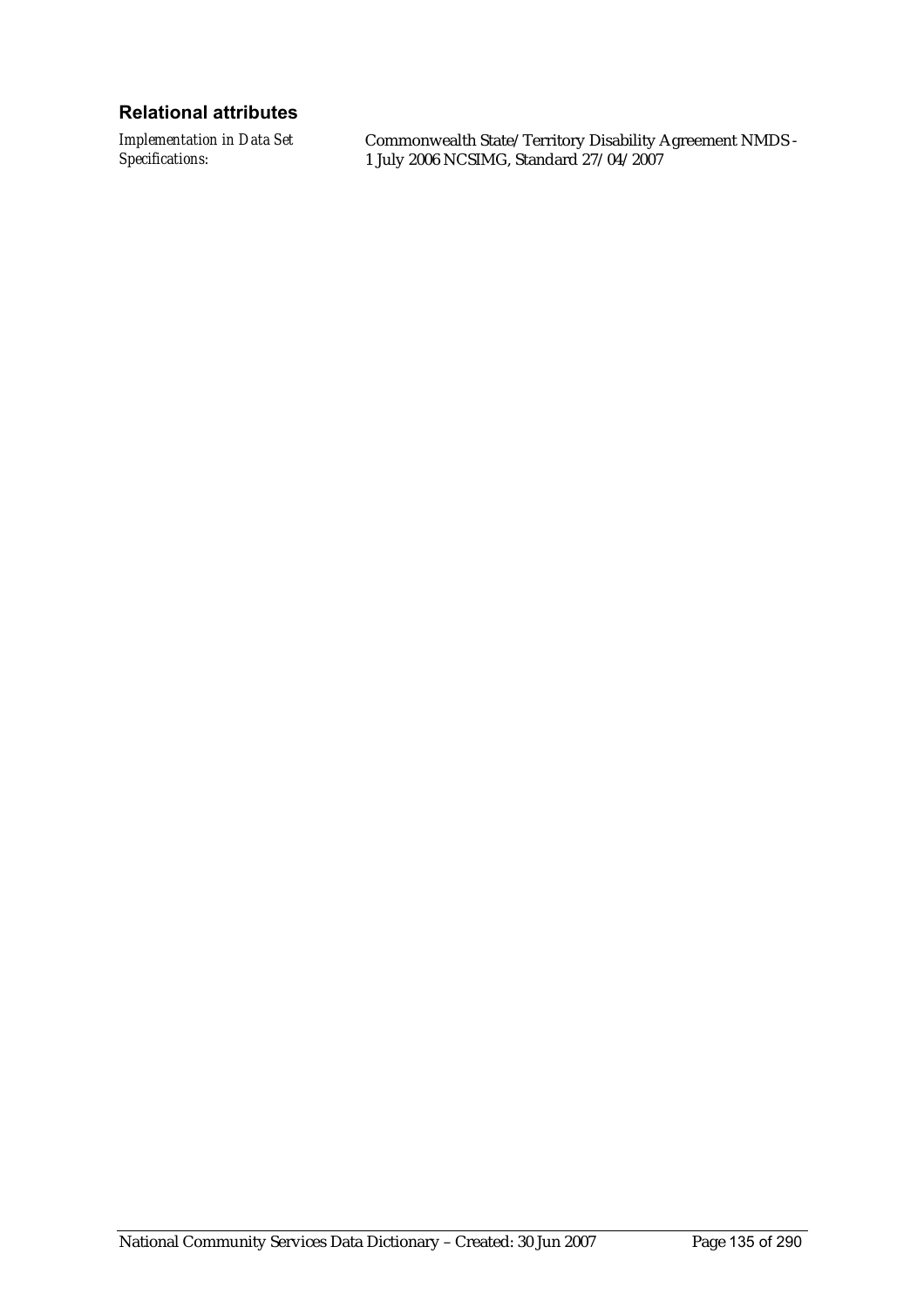### Relational attributes

*Implementation in Data Set Specifications:* Commonwealth State/Territory Disability Agreement NMDS - 1 July 2006 NCSIMG, Standard 27/04/2007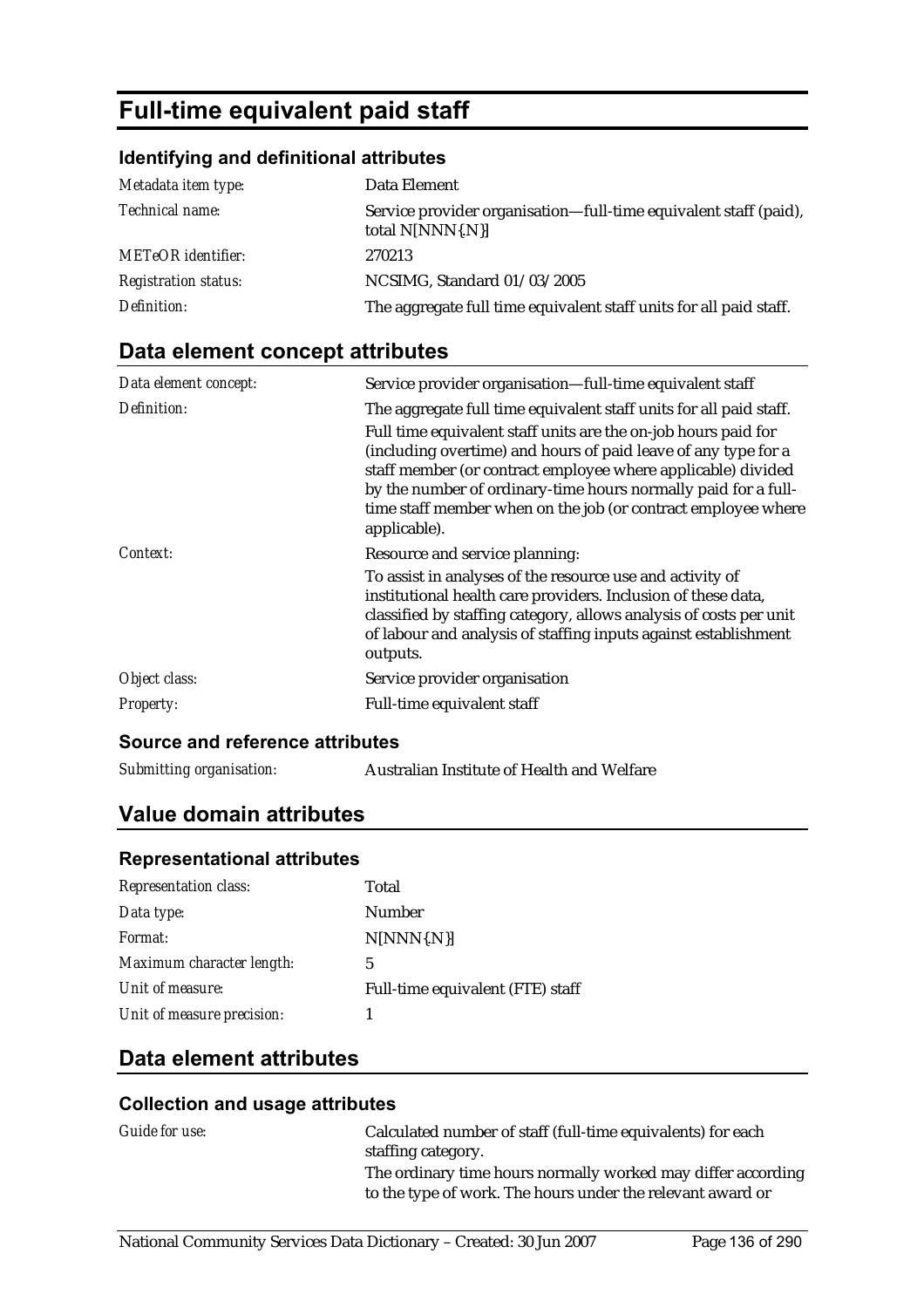# Full-time equivalent paid staff

### Identifying and definitional attributes

| | |
|---|---|
| *Metadata item type:* | Data Element |
| *Technical name:* | Service provider organisation—full-time equivalent staff (paid), total N[NNN{.N}] |
| *METeOR identifier:* | 270213 |
| *Registration status:* | NCSIMG, Standard 01/03/2005 |
| *Definition:* | The aggregate full time equivalent staff units for all paid staff. |

## Data element concept attributes

| | |
|---|---|
| *Data element concept:* | Service provider organisation—full-time equivalent staff |
| *Definition:* | The aggregate full time equivalent staff units for all paid staff. <br><br> Full time equivalent staff units are the on-job hours paid for (including overtime) and hours of paid leave of any type for a staff member (or contract employee where applicable) divided by the number of ordinary-time hours normally paid for a full-time staff member when on the job (or contract employee where applicable). |
| *Context:* | Resource and service planning: <br><br> To assist in analyses of the resource use and activity of institutional health care providers. Inclusion of these data, classified by staffing category, allows analysis of costs per unit of labour and analysis of staffing inputs against establishment outputs. |
| *Object class:* | Service provider organisation |
| *Property:* | Full-time equivalent staff |

### Source and reference attributes

| | |
|---|---|
| *Submitting organisation:* | Australian Institute of Health and Welfare |

## Value domain attributes

### Representational attributes

| | |
|---|---|
| *Representation class:* | Total |
| *Data type:* | Number |
| *Format:* | N[NNN{.N}] |
| *Maximum character length:* | 5 |
| *Unit of measure:* | Full-time equivalent (FTE) staff |
| *Unit of measure precision:* | 1 |

## Data element attributes

### Collection and usage attributes

| | |
|---|---|
| *Guide for use:* | Calculated number of staff (full-time equivalents) for each staffing category. <br> The ordinary time hours normally worked may differ according to the type of work. The hours under the relevant award or |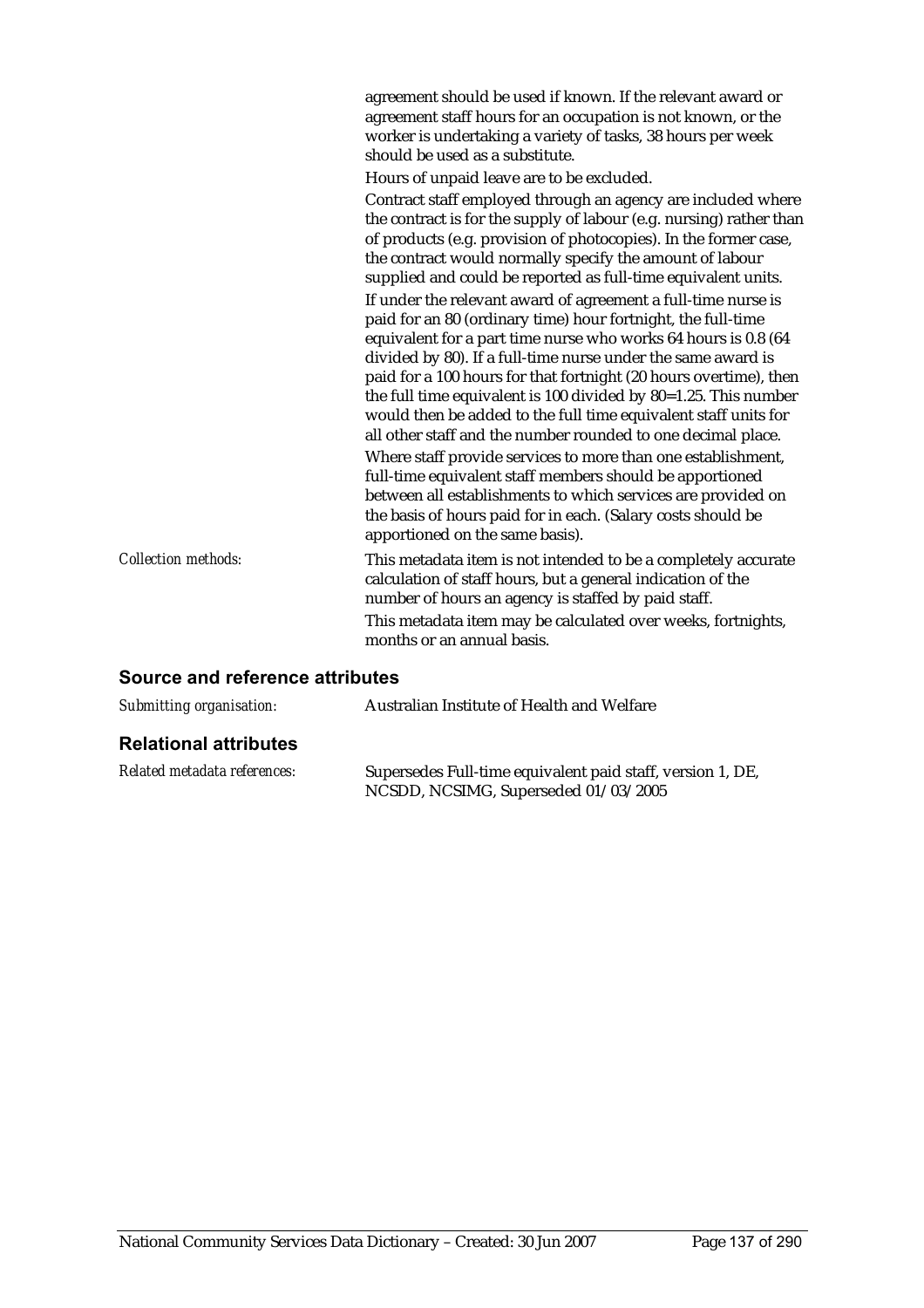agreement should be used if known. If the relevant award or agreement staff hours for an occupation is not known, or the worker is undertaking a variety of tasks, 38 hours per week should be used as a substitute.

Hours of unpaid leave are to be excluded.

Contract staff employed through an agency are included where the contract is for the supply of labour (e.g. nursing) rather than of products (e.g. provision of photocopies). In the former case, the contract would normally specify the amount of labour supplied and could be reported as full-time equivalent units.

If under the relevant award of agreement a full-time nurse is paid for an 80 (ordinary time) hour fortnight, the full-time equivalent for a part time nurse who works 64 hours is 0.8 (64 divided by 80). If a full-time nurse under the same award is paid for a 100 hours for that fortnight (20 hours overtime), then the full time equivalent is 100 divided by 80=1.25. This number would then be added to the full time equivalent staff units for all other staff and the number rounded to one decimal place.

Where staff provide services to more than one establishment, full-time equivalent staff members should be apportioned between all establishments to which services are provided on the basis of hours paid for in each. (Salary costs should be apportioned on the same basis).

*Collection methods:* This metadata item is not intended to be a completely accurate calculation of staff hours, but a general indication of the number of hours an agency is staffed by paid staff.

This metadata item may be calculated over weeks, fortnights, months or an annual basis.

## Source and reference attributes

*Submitting organisation:* Australian Institute of Health and Welfare

## Relational attributes

*Related metadata references:* Supersedes Full-time equivalent paid staff, version 1, DE, NCSDD, NCSIMG, Superseded 01/03/2005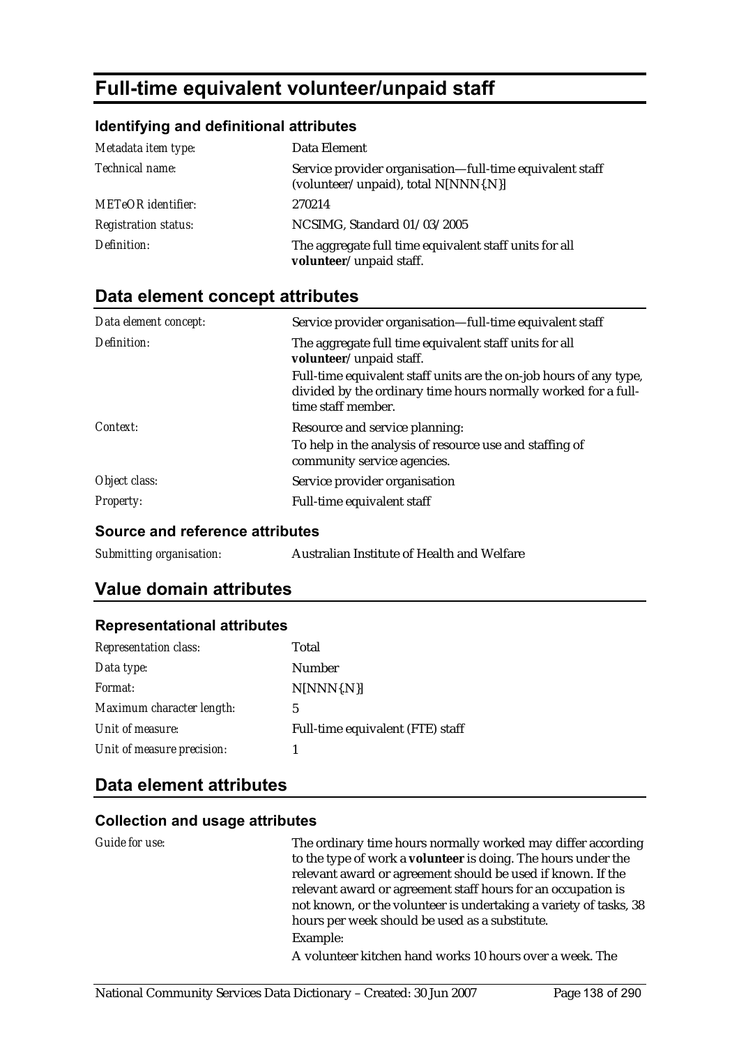# Full-time equivalent volunteer/unpaid staff

### Identifying and definitional attributes

| | |
|---|---|
| *Metadata item type:* | Data Element |
| *Technical name:* | Service provider organisation—full-time equivalent staff (volunteer/unpaid), total N[NNN{.N}] |
| *METeOR identifier:* | 270214 |
| *Registration status:* | NCSIMG, Standard 01/03/2005 |
| *Definition:* | The aggregate full time equivalent staff units for all **volunteer**/unpaid staff. |

## Data element concept attributes

| | |
|---|---|
| *Data element concept:* | Service provider organisation—full-time equivalent staff |
| *Definition:* | The aggregate full time equivalent staff units for all **volunteer**/unpaid staff.<br>Full-time equivalent staff units are the on-job hours of any type, divided by the ordinary time hours normally worked for a full-time staff member. |
| *Context:* | Resource and service planning:<br>To help in the analysis of resource use and staffing of community service agencies. |
| *Object class:* | Service provider organisation |
| *Property:* | Full-time equivalent staff |

### Source and reference attributes

| | |
|---|---|
| *Submitting organisation:* | Australian Institute of Health and Welfare |

## Value domain attributes

### Representational attributes

| | |
|---|---|
| *Representation class:* | Total |
| *Data type:* | Number |
| *Format:* | N[NNN{.N}] |
| *Maximum character length:* | 5 |
| *Unit of measure:* | Full-time equivalent (FTE) staff |
| *Unit of measure precision:* | 1 |

## Data element attributes

### Collection and usage attributes

| | |
|---|---|
| *Guide for use:* | The ordinary time hours normally worked may differ according to the type of work a **volunteer** is doing. The hours under the relevant award or agreement should be used if known. If the relevant award or agreement staff hours for an occupation is not known, or the volunteer is undertaking a variety of tasks, 38 hours per week should be used as a substitute.<br>Example:<br>A volunteer kitchen hand works 10 hours over a week. The |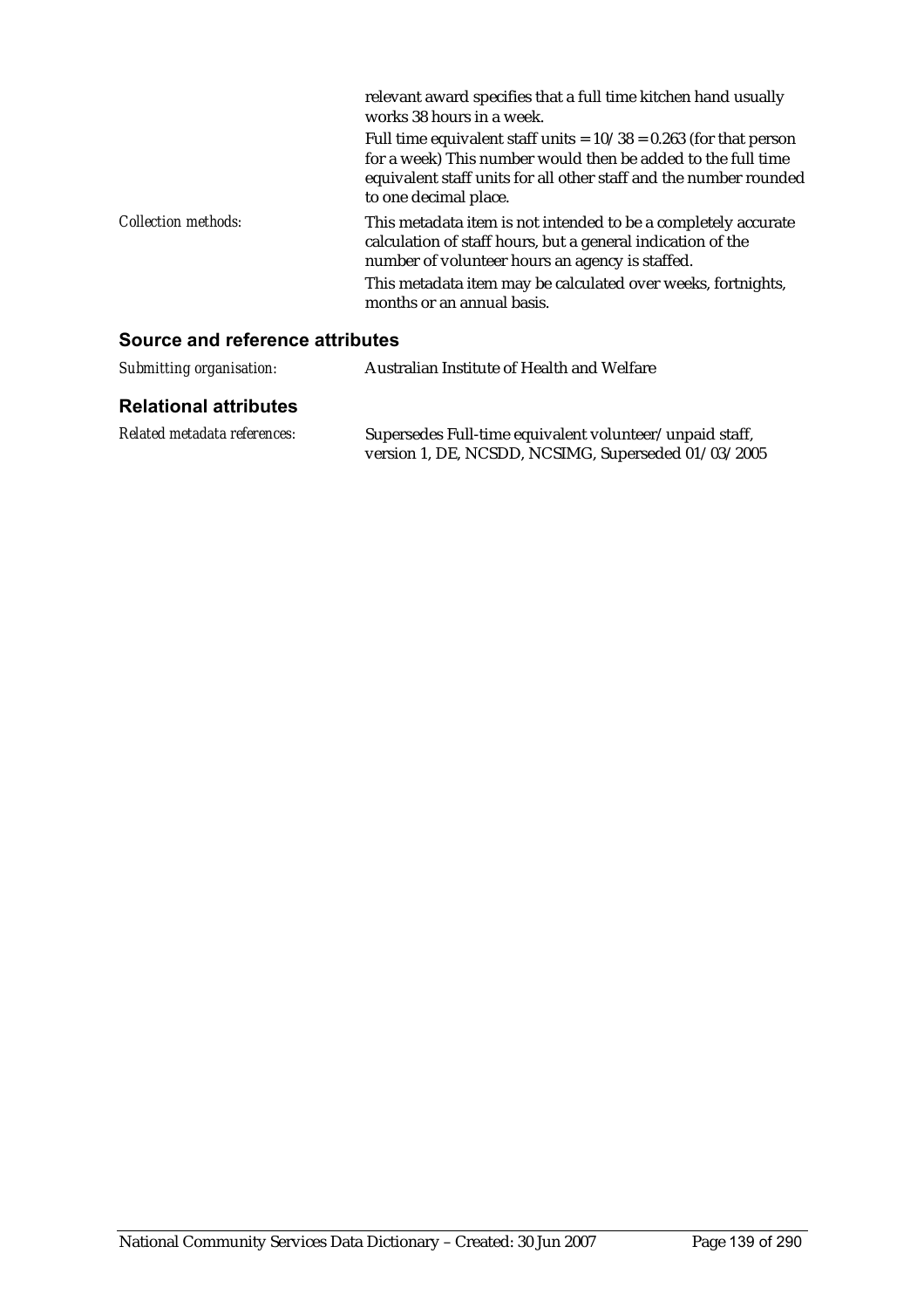relevant award specifies that a full time kitchen hand usually works 38 hours in a week.

Full time equivalent staff units = 10/38 = 0.263 (for that person for a week) This number would then be added to the full time equivalent staff units for all other staff and the number rounded to one decimal place.

*Collection methods:* This metadata item is not intended to be a completely accurate calculation of staff hours, but a general indication of the number of volunteer hours an agency is staffed.

This metadata item may be calculated over weeks, fortnights, months or an annual basis.

## Source and reference attributes

*Submitting organisation:* Australian Institute of Health and Welfare

## Relational attributes

*Related metadata references:* Supersedes Full-time equivalent volunteer/unpaid staff, version 1, DE, NCSDD, NCSIMG, Superseded 01/03/2005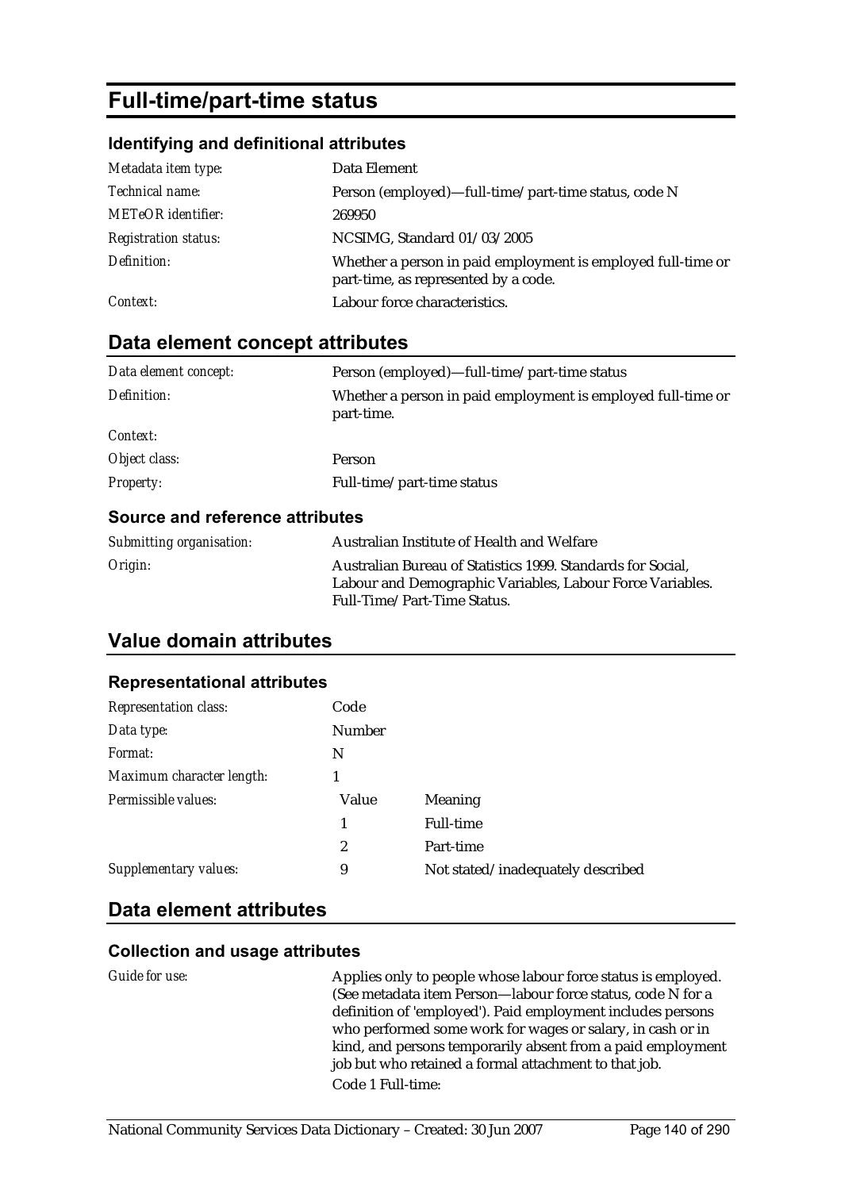# Full-time/part-time status

### Identifying and definitional attributes

| | |
|---|---|
| *Metadata item type:* | Data Element |
| *Technical name:* | Person (employed)—full-time/part-time status, code N |
| *METeOR identifier:* | 269950 |
| *Registration status:* | NCSIMG, Standard 01/03/2005 |
| *Definition:* | Whether a person in paid employment is employed full-time or part-time, as represented by a code. |
| *Context:* | Labour force characteristics. |

## Data element concept attributes

| | |
|---|---|
| *Data element concept:* | Person (employed)—full-time/part-time status |
| *Definition:* | Whether a person in paid employment is employed full-time or part-time. |
| *Context:* | |
| *Object class:* | Person |
| *Property:* | Full-time/part-time status |

### Source and reference attributes

| | |
|---|---|
| *Submitting organisation:* | Australian Institute of Health and Welfare |
| *Origin:* | Australian Bureau of Statistics 1999. Standards for Social, Labour and Demographic Variables, Labour Force Variables. Full-Time/Part-Time Status. |

## Value domain attributes

### Representational attributes

| | | |
|---|---|---|
| *Representation class:* | Code | |
| *Data type:* | Number | |
| *Format:* | N | |
| *Maximum character length:* | 1 | |
| *Permissible values:* | Value | Meaning |
| | 1 | Full-time |
| | 2 | Part-time |
| *Supplementary values:* | 9 | Not stated/inadequately described |

## Data element attributes

### Collection and usage attributes

*Guide for use:* Applies only to people whose labour force status is employed. (See metadata item Person—labour force status, code N for a definition of 'employed'). Paid employment includes persons who performed some work for wages or salary, in cash or in kind, and persons temporarily absent from a paid employment job but who retained a formal attachment to that job.

Code 1 Full-time: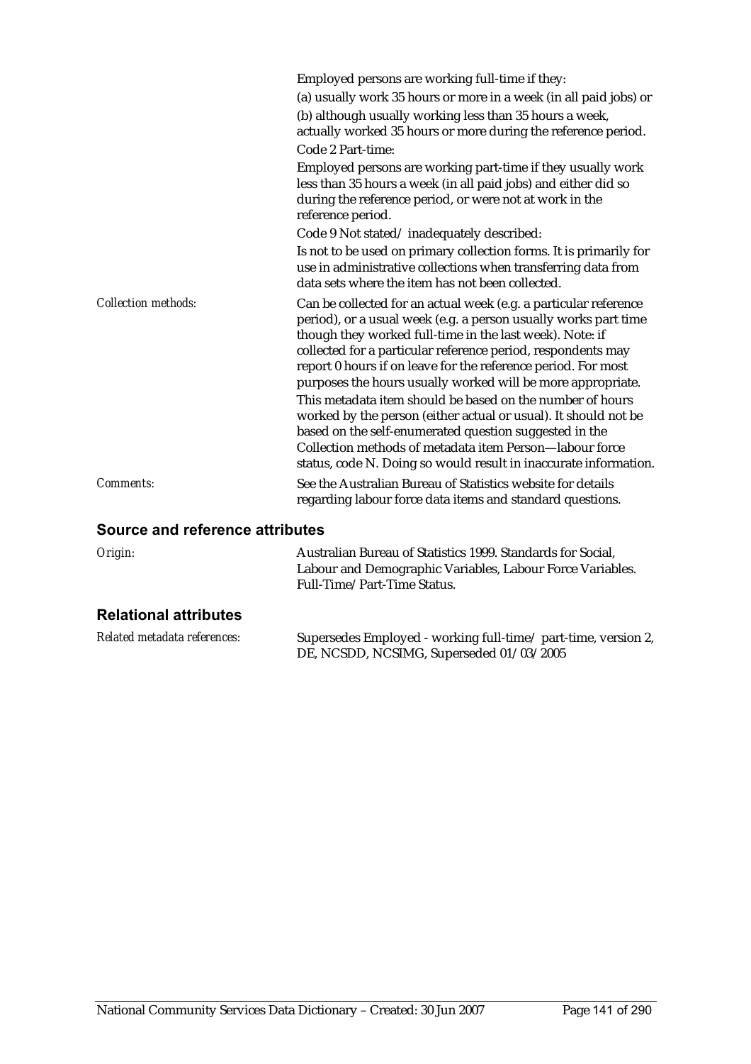Employed persons are working full-time if they:

(a) usually work 35 hours or more in a week (in all paid jobs) or

(b) although usually working less than 35 hours a week, actually worked 35 hours or more during the reference period.

Code 2 Part-time:

Employed persons are working part-time if they usually work less than 35 hours a week (in all paid jobs) and either did so during the reference period, or were not at work in the reference period.

Code 9 Not stated/ inadequately described:

Is not to be used on primary collection forms. It is primarily for use in administrative collections when transferring data from data sets where the item has not been collected.

*Collection methods:*

Can be collected for an actual week (e.g. a particular reference period), or a usual week (e.g. a person usually works part time though they worked full-time in the last week). Note: if collected for a particular reference period, respondents may report 0 hours if on leave for the reference period. For most purposes the hours usually worked will be more appropriate.

This metadata item should be based on the number of hours worked by the person (either actual or usual). It should not be based on the self-enumerated question suggested in the Collection methods of metadata item Person—labour force status, code N. Doing so would result in inaccurate information.

*Comments:*

See the Australian Bureau of Statistics website for details regarding labour force data items and standard questions.

## Source and reference attributes

*Origin:*

Australian Bureau of Statistics 1999. Standards for Social, Labour and Demographic Variables, Labour Force Variables. Full-Time/Part-Time Status.

## Relational attributes

*Related metadata references:*

Supersedes Employed - working full-time/ part-time, version 2, DE, NCSDD, NCSIMG, Superseded 01/03/2005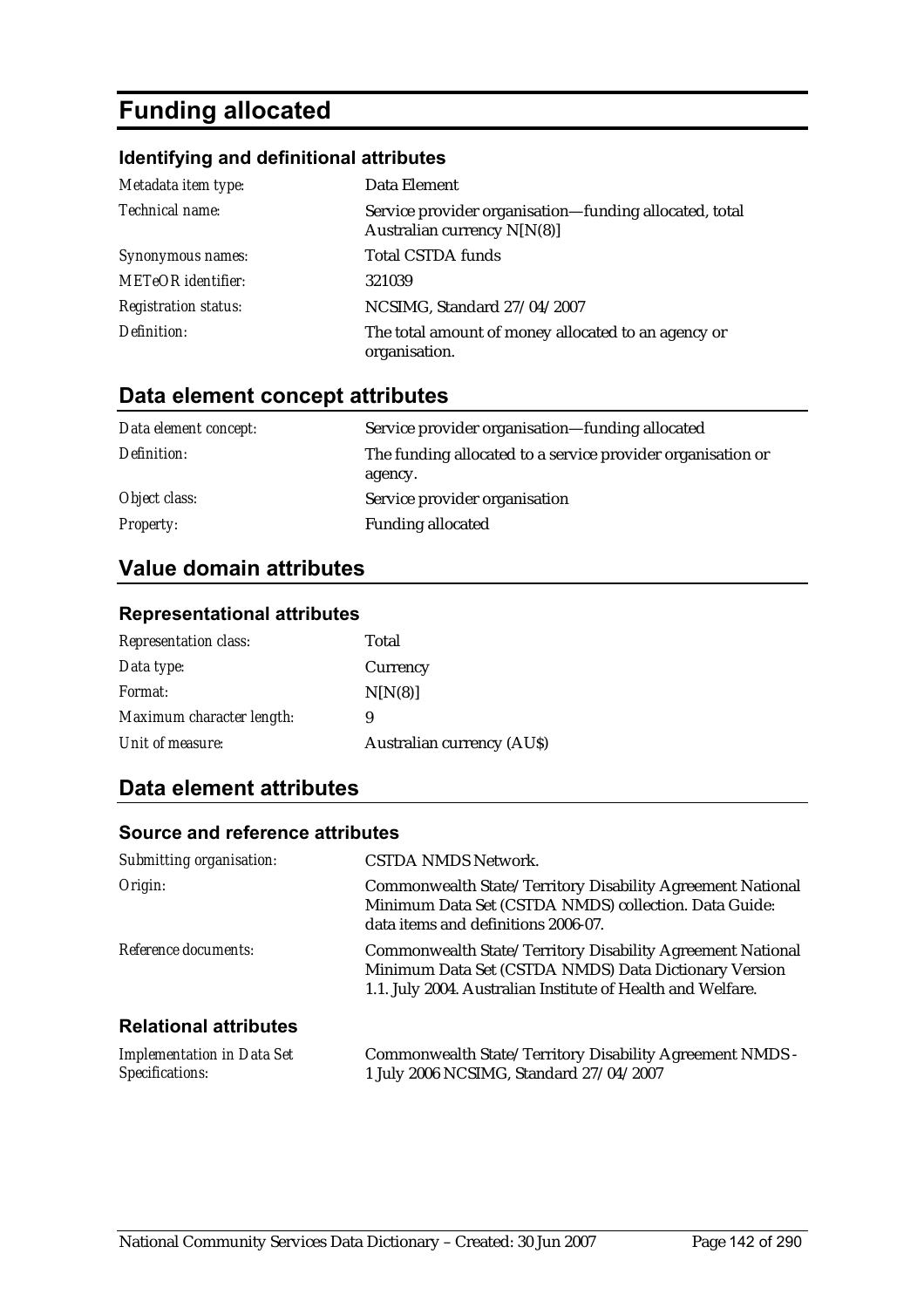# Funding allocated

### Identifying and definitional attributes

| | |
|---|---|
| *Metadata item type:* | Data Element |
| *Technical name:* | Service provider organisation—funding allocated, total Australian currency N[N(8)] |
| *Synonymous names:* | Total CSTDA funds |
| *METeOR identifier:* | 321039 |
| *Registration status:* | NCSIMG, Standard 27/04/2007 |
| *Definition:* | The total amount of money allocated to an agency or organisation. |

## Data element concept attributes

| | |
|---|---|
| *Data element concept:* | Service provider organisation—funding allocated |
| *Definition:* | The funding allocated to a service provider organisation or agency. |
| *Object class:* | Service provider organisation |
| *Property:* | Funding allocated |

## Value domain attributes

### Representational attributes

| | |
|---|---|
| *Representation class:* | Total |
| *Data type:* | Currency |
| *Format:* | N[N(8)] |
| *Maximum character length:* | 9 |
| *Unit of measure:* | Australian currency (AU$) |

## Data element attributes

### Source and reference attributes

| | |
|---|---|
| *Submitting organisation:* | CSTDA NMDS Network. |
| *Origin:* | Commonwealth State/Territory Disability Agreement National Minimum Data Set (CSTDA NMDS) collection. Data Guide: data items and definitions 2006-07. |
| *Reference documents:* | Commonwealth State/Territory Disability Agreement National Minimum Data Set (CSTDA NMDS) Data Dictionary Version 1.1. July 2004. Australian Institute of Health and Welfare. |

### Relational attributes

| | |
|---|---|
| *Implementation in Data Set Specifications:* | Commonwealth State/Territory Disability Agreement NMDS - 1 July 2006 NCSIMG, Standard 27/04/2007 |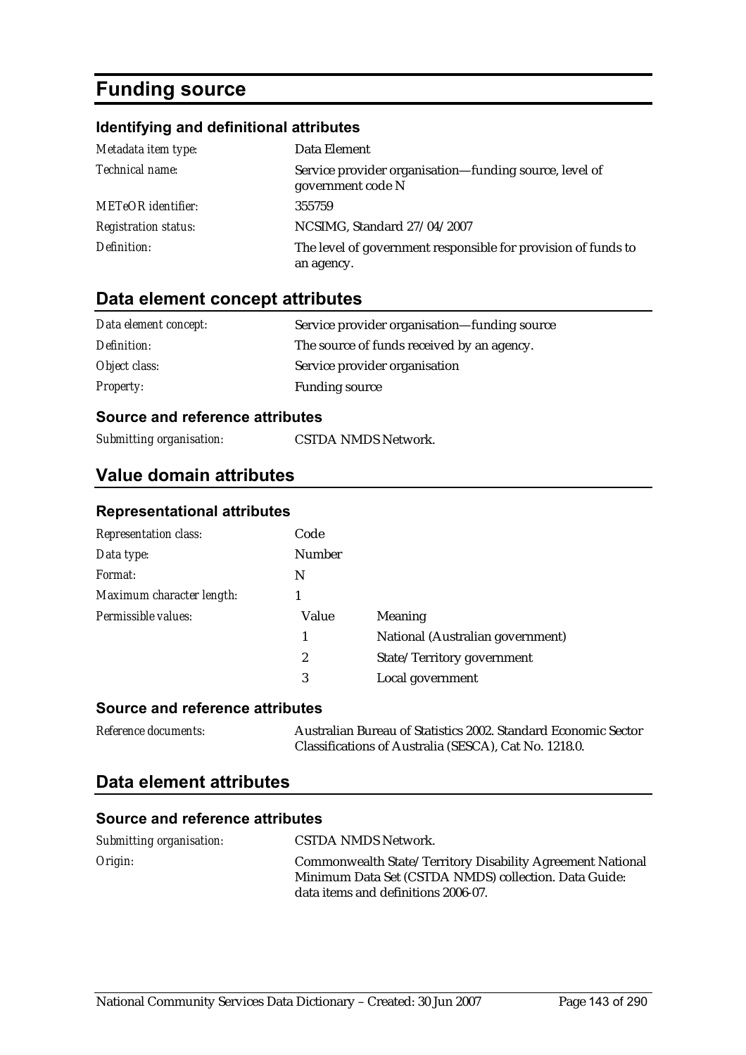# Funding source

### Identifying and definitional attributes

| | |
|---|---|
| *Metadata item type:* | Data Element |
| *Technical name:* | Service provider organisation—funding source, level of government code N |
| *METeOR identifier:* | 355759 |
| *Registration status:* | NCSIMG, Standard 27/04/2007 |
| *Definition:* | The level of government responsible for provision of funds to an agency. |

## Data element concept attributes

| | |
|---|---|
| *Data element concept:* | Service provider organisation—funding source |
| *Definition:* | The source of funds received by an agency. |
| *Object class:* | Service provider organisation |
| *Property:* | Funding source |

### Source and reference attributes

| | |
|---|---|
| *Submitting organisation:* | CSTDA NMDS Network. |

## Value domain attributes

### Representational attributes

| | | |
|---|---|---|
| *Representation class:* | Code | |
| *Data type:* | Number | |
| *Format:* | N | |
| *Maximum character length:* | 1 | |
| *Permissible values:* | **Value** | **Meaning** |
| | 1 | National (Australian government) |
| | 2 | State/Territory government |
| | 3 | Local government |

### Source and reference attributes

| | |
|---|---|
| *Reference documents:* | Australian Bureau of Statistics 2002. Standard Economic Sector Classifications of Australia (SESCA), Cat No. 1218.0. |

## Data element attributes

### Source and reference attributes

| | |
|---|---|
| *Submitting organisation:* | CSTDA NMDS Network. |
| *Origin:* | Commonwealth State/Territory Disability Agreement National Minimum Data Set (CSTDA NMDS) collection. Data Guide: data items and definitions 2006-07. |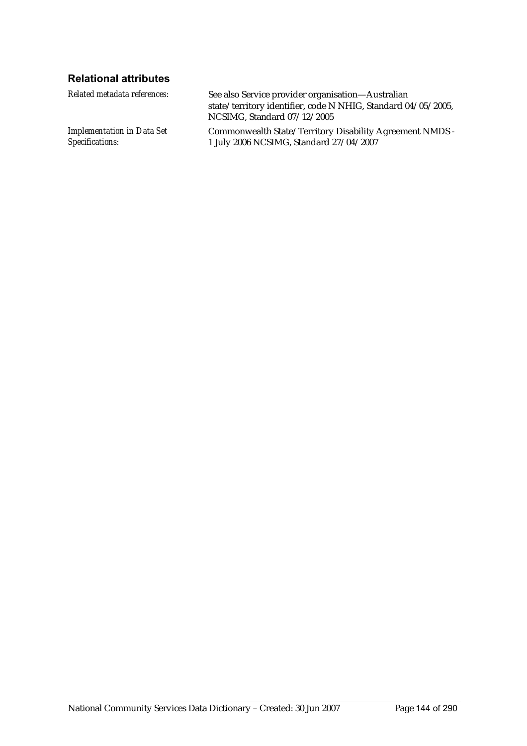### Relational attributes

*Related metadata references:* See also Service provider organisation—Australian state/territory identifier, code N NHIG, Standard 04/05/2005, NCSIMG, Standard 07/12/2005

*Implementation in Data Set Specifications:* Commonwealth State/Territory Disability Agreement NMDS - 1 July 2006 NCSIMG, Standard 27/04/2007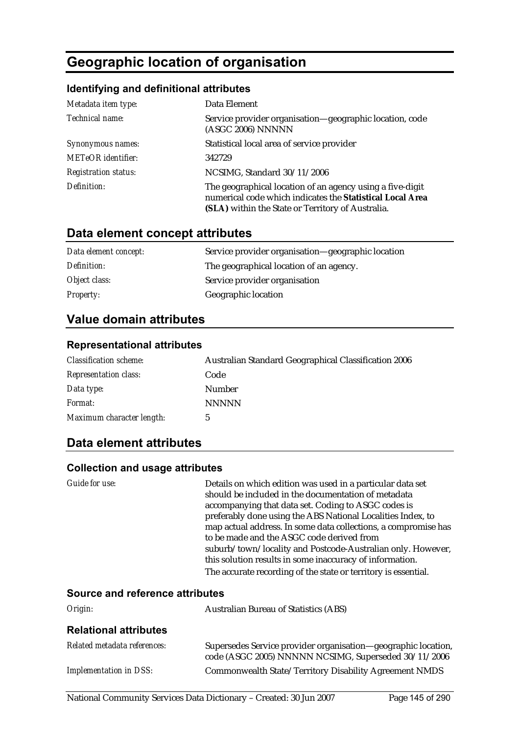# Geographic location of organisation

### Identifying and definitional attributes

| | |
|---|---|
| *Metadata item type:* | Data Element |
| *Technical name:* | Service provider organisation—geographic location, code (ASGC 2006) NNNNN |
| *Synonymous names:* | Statistical local area of service provider |
| *METeOR identifier:* | 342729 |
| *Registration status:* | NCSIMG, Standard 30/11/2006 |
| *Definition:* | The geographical location of an agency using a five-digit numerical code which indicates the **Statistical Local Area (SLA)** within the State or Territory of Australia. |

## Data element concept attributes

| | |
|---|---|
| *Data element concept:* | Service provider organisation—geographic location |
| *Definition:* | The geographical location of an agency. |
| *Object class:* | Service provider organisation |
| *Property:* | Geographic location |

## Value domain attributes

### Representational attributes

| | |
|---|---|
| *Classification scheme:* | Australian Standard Geographical Classification 2006 |
| *Representation class:* | Code |
| *Data type:* | Number |
| *Format:* | NNNNN |
| *Maximum character length:* | 5 |

## Data element attributes

### Collection and usage attributes

*Guide for use:*

Details on which edition was used in a particular data set should be included in the documentation of metadata accompanying that data set. Coding to ASGC codes is preferably done using the ABS National Localities Index, to map actual address. In some data collections, a compromise has to be made and the ASGC code derived from suburb/town/locality and Postcode-Australian only. However, this solution results in some inaccuracy of information.

The accurate recording of the state or territory is essential.

### Source and reference attributes

| | |
|---|---|
| *Origin:* | Australian Bureau of Statistics (ABS) |

### Relational attributes

| | |
|---|---|
| *Related metadata references:* | Supersedes Service provider organisation—geographic location, code (ASGC 2005) NNNNN NCSIMG, Superseded 30/11/2006 |
| *Implementation in DSS:* | Commonwealth State/Territory Disability Agreement NMDS |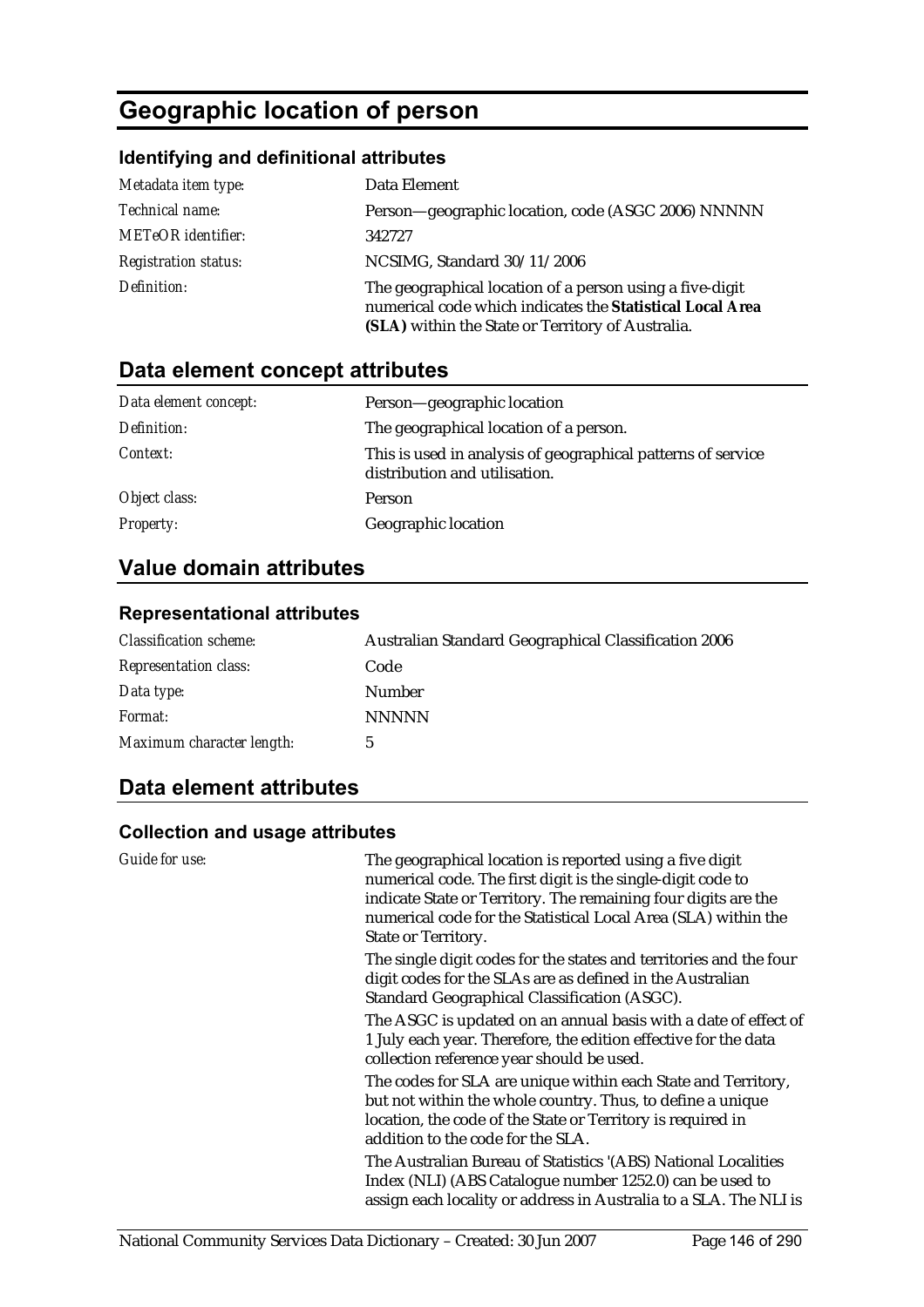# Geographic location of person

### Identifying and definitional attributes

| | |
|---|---|
| *Metadata item type:* | Data Element |
| *Technical name:* | Person—geographic location, code (ASGC 2006) NNNNN |
| *METeOR identifier:* | 342727 |
| *Registration status:* | NCSIMG, Standard 30/11/2006 |
| *Definition:* | The geographical location of a person using a five-digit numerical code which indicates the **Statistical Local Area (SLA)** within the State or Territory of Australia. |

## Data element concept attributes

| | |
|---|---|
| *Data element concept:* | Person—geographic location |
| *Definition:* | The geographical location of a person. |
| *Context:* | This is used in analysis of geographical patterns of service distribution and utilisation. |
| *Object class:* | Person |
| *Property:* | Geographic location |

## Value domain attributes

### Representational attributes

| | |
|---|---|
| *Classification scheme:* | Australian Standard Geographical Classification 2006 |
| *Representation class:* | Code |
| *Data type:* | Number |
| *Format:* | NNNNN |
| *Maximum character length:* | 5 |

## Data element attributes

### Collection and usage attributes

*Guide for use:*

The geographical location is reported using a five digit numerical code. The first digit is the single-digit code to indicate State or Territory. The remaining four digits are the numerical code for the Statistical Local Area (SLA) within the State or Territory.

The single digit codes for the states and territories and the four digit codes for the SLAs are as defined in the Australian Standard Geographical Classification (ASGC).

The ASGC is updated on an annual basis with a date of effect of 1 July each year. Therefore, the edition effective for the data collection reference year should be used.

The codes for SLA are unique within each State and Territory, but not within the whole country. Thus, to define a unique location, the code of the State or Territory is required in addition to the code for the SLA.

The Australian Bureau of Statistics '(ABS) National Localities Index (NLI) (ABS Catalogue number 1252.0) can be used to assign each locality or address in Australia to a SLA. The NLI is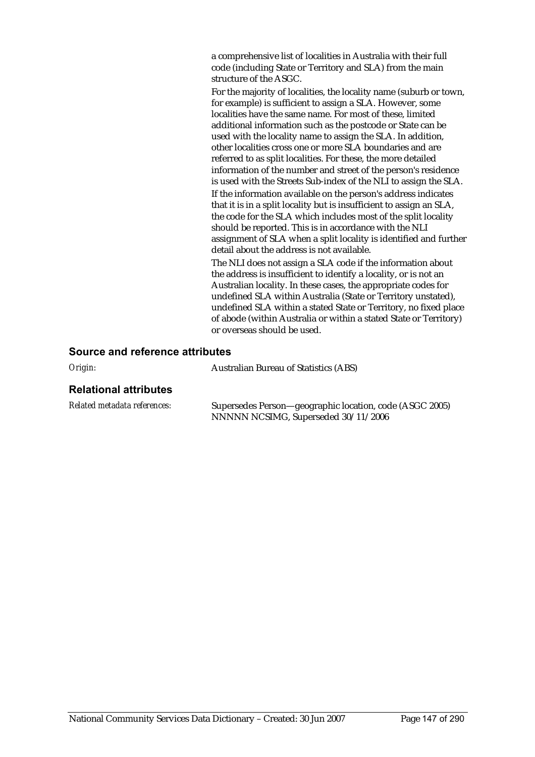a comprehensive list of localities in Australia with their full code (including State or Territory and SLA) from the main structure of the ASGC.

For the majority of localities, the locality name (suburb or town, for example) is sufficient to assign a SLA. However, some localities have the same name. For most of these, limited additional information such as the postcode or State can be used with the locality name to assign the SLA. In addition, other localities cross one or more SLA boundaries and are referred to as split localities. For these, the more detailed information of the number and street of the person's residence is used with the Streets Sub-index of the NLI to assign the SLA.

If the information available on the person's address indicates that it is in a split locality but is insufficient to assign an SLA, the code for the SLA which includes most of the split locality should be reported. This is in accordance with the NLI assignment of SLA when a split locality is identified and further detail about the address is not available.

The NLI does not assign a SLA code if the information about the address is insufficient to identify a locality, or is not an Australian locality. In these cases, the appropriate codes for undefined SLA within Australia (State or Territory unstated), undefined SLA within a stated State or Territory, no fixed place of abode (within Australia or within a stated State or Territory) or overseas should be used.

### Source and reference attributes

*Origin:* Australian Bureau of Statistics (ABS)

### Relational attributes

*Related metadata references:* Supersedes Person—geographic location, code (ASGC 2005) NNNNN NCSIMG, Superseded 30/11/2006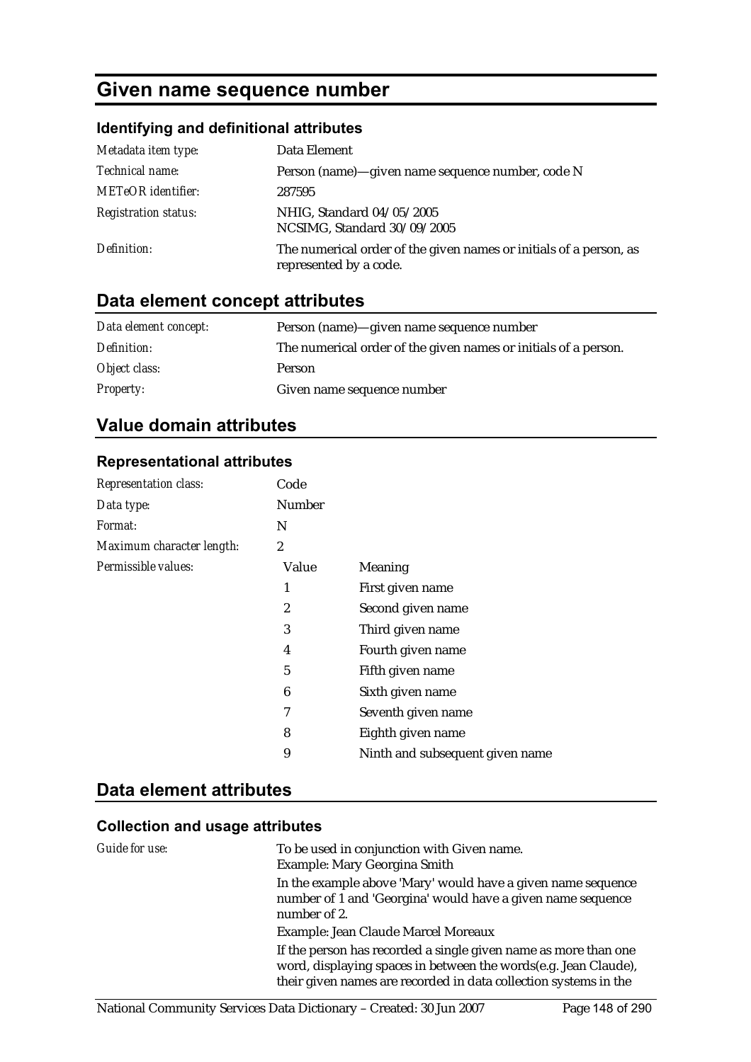# Given name sequence number

### Identifying and definitional attributes

| | |
|---|---|
| *Metadata item type:* | Data Element |
| *Technical name:* | Person (name)—given name sequence number, code N |
| *METeOR identifier:* | 287595 |
| *Registration status:* | NHIG, Standard 04/05/2005<br>NCSIMG, Standard 30/09/2005 |
| *Definition:* | The numerical order of the given names or initials of a person, as represented by a code. |

## Data element concept attributes

| | |
|---|---|
| *Data element concept:* | Person (name)—given name sequence number |
| *Definition:* | The numerical order of the given names or initials of a person. |
| *Object class:* | Person |
| *Property:* | Given name sequence number |

## Value domain attributes

### Representational attributes

| | | |
|---|---|---|
| *Representation class:* | Code | |
| *Data type:* | Number | |
| *Format:* | N | |
| *Maximum character length:* | 2 | |
| *Permissible values:* | Value | Meaning |
| | 1 | First given name |
| | 2 | Second given name |
| | 3 | Third given name |
| | 4 | Fourth given name |
| | 5 | Fifth given name |
| | 6 | Sixth given name |
| | 7 | Seventh given name |
| | 8 | Eighth given name |
| | 9 | Ninth and subsequent given name |

## Data element attributes

### Collection and usage attributes

*Guide for use:*

To be used in conjunction with Given name.

Example: Mary Georgina Smith

In the example above 'Mary' would have a given name sequence number of 1 and 'Georgina' would have a given name sequence number of 2.

Example: Jean Claude Marcel Moreaux

If the person has recorded a single given name as more than one word, displaying spaces in between the words(e.g. Jean Claude), their given names are recorded in data collection systems in the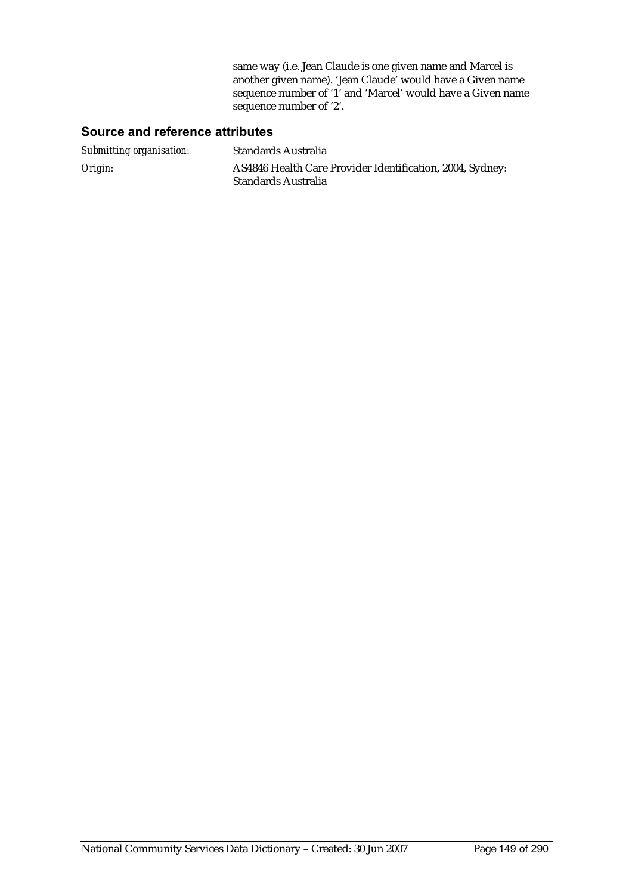same way (i.e. Jean Claude is one given name and Marcel is another given name). 'Jean Claude' would have a Given name sequence number of '1' and 'Marcel' would have a Given name sequence number of '2'.

### Source and reference attributes

*Submitting organisation:* Standards Australia

*Origin:* AS4846 Health Care Provider Identification, 2004, Sydney: Standards Australia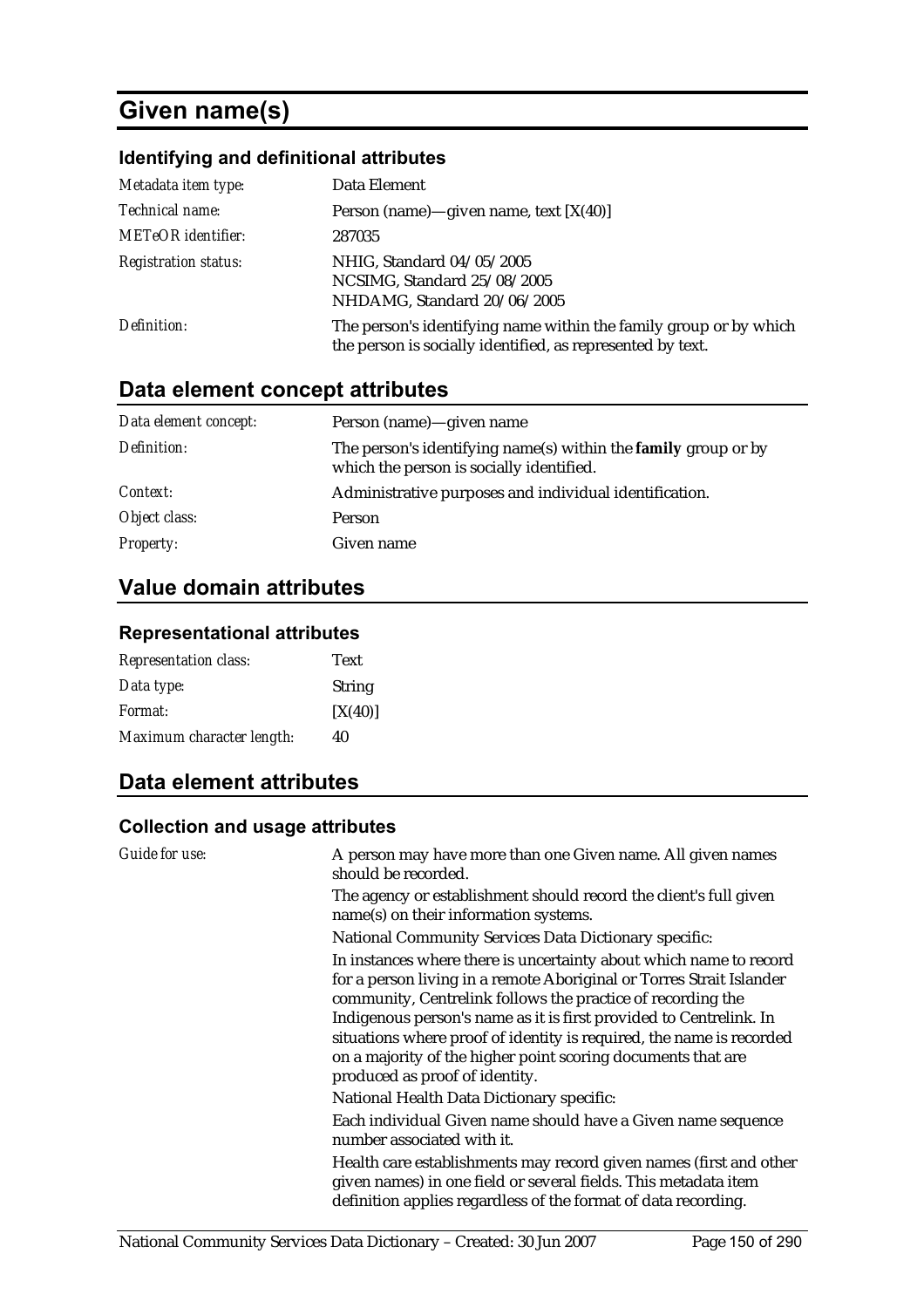# Given name(s)

### Identifying and definitional attributes

| | |
|---|---|
| *Metadata item type:* | Data Element |
| *Technical name:* | Person (name)—given name, text [X(40)] |
| *METeOR identifier:* | 287035 |
| *Registration status:* | NHIG, Standard 04/05/2005<br>NCSIMG, Standard 25/08/2005<br>NHDAMG, Standard 20/06/2005 |
| *Definition:* | The person's identifying name within the family group or by which the person is socially identified, as represented by text. |

## Data element concept attributes

| | |
|---|---|
| *Data element concept:* | Person (name)—given name |
| *Definition:* | The person's identifying name(s) within the **family** group or by which the person is socially identified. |
| *Context:* | Administrative purposes and individual identification. |
| *Object class:* | Person |
| *Property:* | Given name |

## Value domain attributes

### Representational attributes

| | |
|---|---|
| *Representation class:* | Text |
| *Data type:* | String |
| *Format:* | [X(40)] |
| *Maximum character length:* | 40 |

## Data element attributes

### Collection and usage attributes

*Guide for use:*

A person may have more than one Given name. All given names should be recorded.

The agency or establishment should record the client's full given name(s) on their information systems.

National Community Services Data Dictionary specific:

In instances where there is uncertainty about which name to record for a person living in a remote Aboriginal or Torres Strait Islander community, Centrelink follows the practice of recording the Indigenous person's name as it is first provided to Centrelink. In situations where proof of identity is required, the name is recorded on a majority of the higher point scoring documents that are produced as proof of identity.

National Health Data Dictionary specific:

Each individual Given name should have a Given name sequence number associated with it.

Health care establishments may record given names (first and other given names) in one field or several fields. This metadata item definition applies regardless of the format of data recording.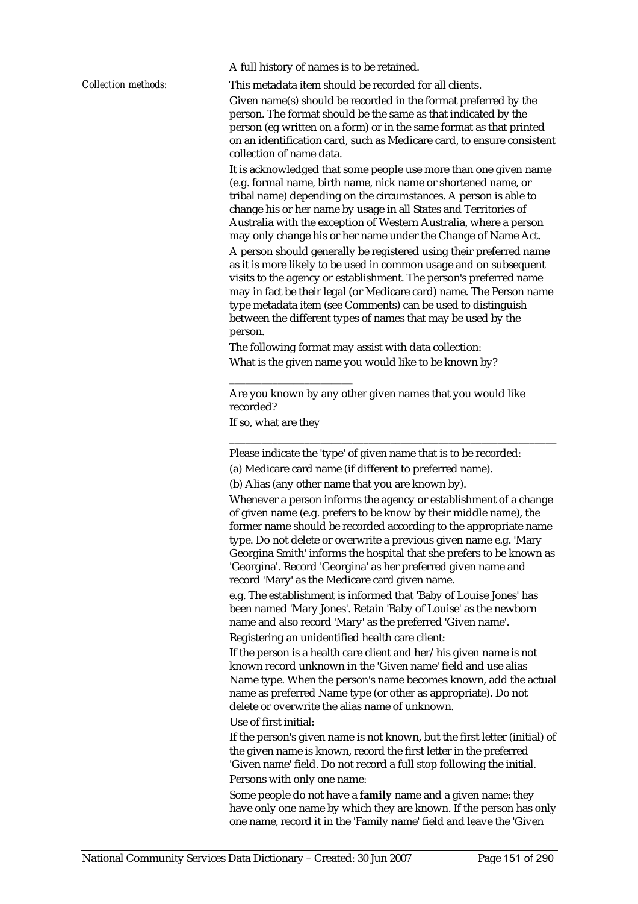A full history of names is to be retained.

*Collection methods:*

This metadata item should be recorded for all clients.

Given name(s) should be recorded in the format preferred by the person. The format should be the same as that indicated by the person (eg written on a form) or in the same format as that printed on an identification card, such as Medicare card, to ensure consistent collection of name data.

It is acknowledged that some people use more than one given name (e.g. formal name, birth name, nick name or shortened name, or tribal name) depending on the circumstances. A person is able to change his or her name by usage in all States and Territories of Australia with the exception of Western Australia, where a person may only change his or her name under the Change of Name Act.

A person should generally be registered using their preferred name as it is more likely to be used in common usage and on subsequent visits to the agency or establishment. The person's preferred name may in fact be their legal (or Medicare card) name. The Person name type metadata item (see Comments) can be used to distinguish between the different types of names that may be used by the person.

The following format may assist with data collection:

What is the given name you would like to be known by?

\_\_\_\_\_\_\_\_\_\_\_\_\_\_\_\_\_\_\_\_\_\_\_\_\_

Are you known by any other given names that you would like recorded?

If so, what are they

\_\_\_\_\_\_\_\_\_\_\_\_\_\_\_\_\_\_\_\_\_\_\_\_\_\_\_\_\_\_\_\_\_\_\_\_\_\_\_\_\_\_\_\_\_\_\_\_\_\_\_\_\_\_\_\_\_\_\_\_\_\_\_\_

Please indicate the 'type' of given name that is to be recorded:

(a) Medicare card name (if different to preferred name).

(b) Alias (any other name that you are known by).

Whenever a person informs the agency or establishment of a change of given name (e.g. prefers to be know by their middle name), the former name should be recorded according to the appropriate name type. Do not delete or overwrite a previous given name e.g. 'Mary Georgina Smith' informs the hospital that she prefers to be known as 'Georgina'. Record 'Georgina' as her preferred given name and record 'Mary' as the Medicare card given name.

e.g. The establishment is informed that 'Baby of Louise Jones' has been named 'Mary Jones'. Retain 'Baby of Louise' as the newborn name and also record 'Mary' as the preferred 'Given name'.

Registering an unidentified health care client:

If the person is a health care client and her/his given name is not known record unknown in the 'Given name' field and use alias Name type. When the person's name becomes known, add the actual name as preferred Name type (or other as appropriate). Do not delete or overwrite the alias name of unknown.

Use of first initial:

If the person's given name is not known, but the first letter (initial) of the given name is known, record the first letter in the preferred 'Given name' field. Do not record a full stop following the initial.

Persons with only one name:

Some people do not have a **family** name and a given name: they have only one name by which they are known. If the person has only one name, record it in the 'Family name' field and leave the 'Given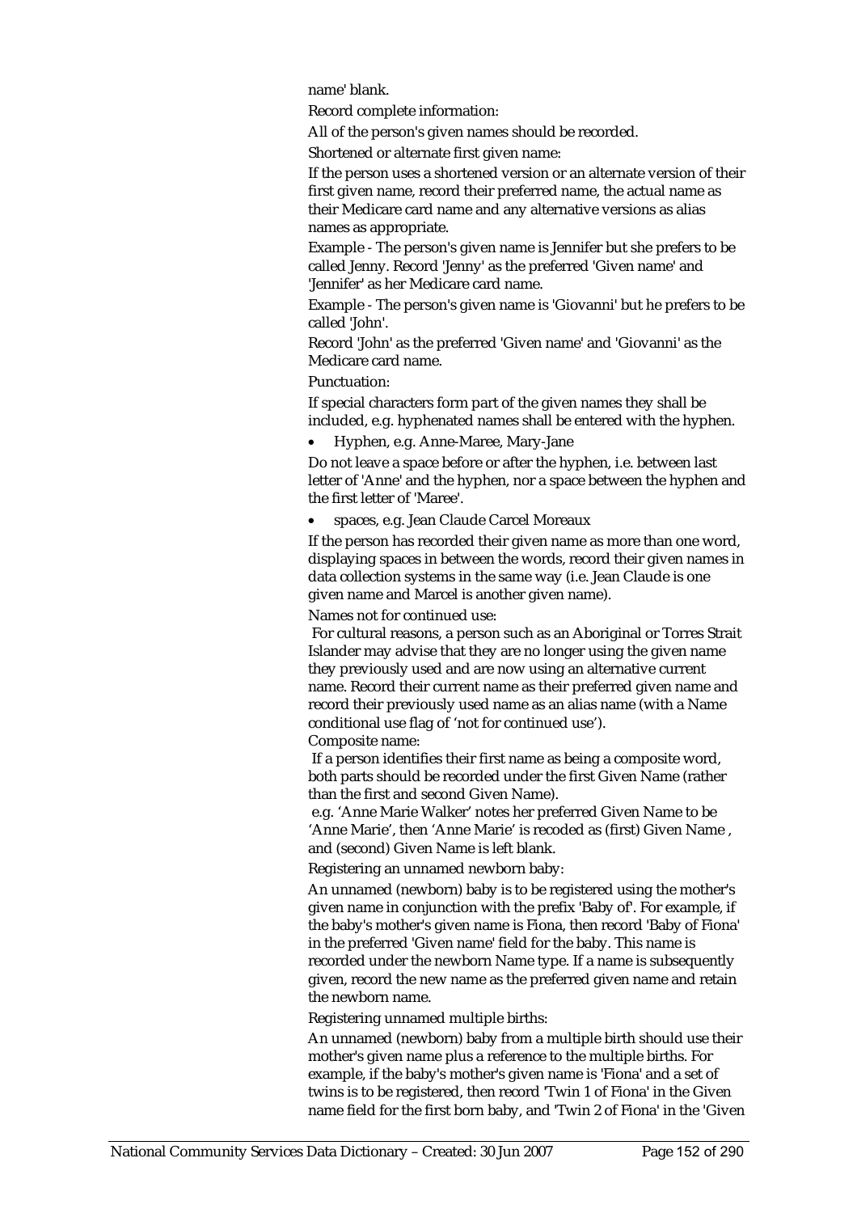name' blank.

Record complete information:

All of the person's given names should be recorded.

Shortened or alternate first given name:

If the person uses a shortened version or an alternate version of their first given name, record their preferred name, the actual name as their Medicare card name and any alternative versions as alias names as appropriate.

Example - The person's given name is Jennifer but she prefers to be called Jenny. Record 'Jenny' as the preferred 'Given name' and 'Jennifer' as her Medicare card name.

Example - The person's given name is 'Giovanni' but he prefers to be called 'John'.

Record 'John' as the preferred 'Given name' and 'Giovanni' as the Medicare card name.

Punctuation:

If special characters form part of the given names they shall be included, e.g. hyphenated names shall be entered with the hyphen.

- Hyphen, e.g. Anne-Maree, Mary-Jane

Do not leave a space before or after the hyphen, i.e. between last letter of 'Anne' and the hyphen, nor a space between the hyphen and the first letter of 'Maree'.

- spaces, e.g. Jean Claude Carcel Moreaux

If the person has recorded their given name as more than one word, displaying spaces in between the words, record their given names in data collection systems in the same way (i.e. Jean Claude is one given name and Marcel is another given name).

Names not for continued use:

For cultural reasons, a person such as an Aboriginal or Torres Strait Islander may advise that they are no longer using the given name they previously used and are now using an alternative current name. Record their current name as their preferred given name and record their previously used name as an alias name (with a Name conditional use flag of 'not for continued use').

Composite name:

If a person identifies their first name as being a composite word, both parts should be recorded under the first Given Name (rather than the first and second Given Name).

e.g. 'Anne Marie Walker' notes her preferred Given Name to be 'Anne Marie', then 'Anne Marie' is recoded as (first) Given Name , and (second) Given Name is left blank.

Registering an unnamed newborn baby:

An unnamed (newborn) baby is to be registered using the mother's given name in conjunction with the prefix 'Baby of'. For example, if the baby's mother's given name is Fiona, then record 'Baby of Fiona' in the preferred 'Given name' field for the baby. This name is recorded under the newborn Name type. If a name is subsequently given, record the new name as the preferred given name and retain the newborn name.

Registering unnamed multiple births:

An unnamed (newborn) baby from a multiple birth should use their mother's given name plus a reference to the multiple births. For example, if the baby's mother's given name is 'Fiona' and a set of twins is to be registered, then record 'Twin 1 of Fiona' in the Given name field for the first born baby, and 'Twin 2 of Fiona' in the 'Given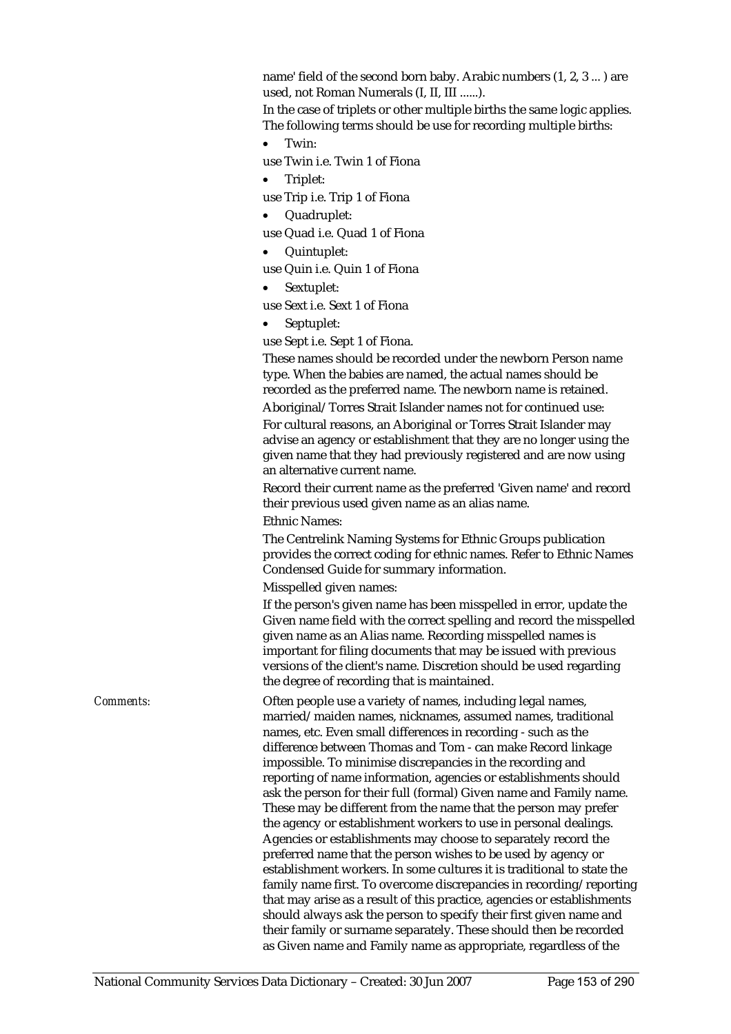name' field of the second born baby. Arabic numbers (1, 2, 3 ... ) are used, not Roman Numerals (I, II, III ......).

In the case of triplets or other multiple births the same logic applies. The following terms should be use for recording multiple births:

- Twin:

use Twin i.e. Twin 1 of Fiona

- Triplet:

use Trip i.e. Trip 1 of Fiona

- Quadruplet:

use Quad i.e. Quad 1 of Fiona

- Quintuplet:

use Quin i.e. Quin 1 of Fiona

- Sextuplet:

use Sext i.e. Sext 1 of Fiona

- Septuplet:

use Sept i.e. Sept 1 of Fiona.

These names should be recorded under the newborn Person name type. When the babies are named, the actual names should be recorded as the preferred name. The newborn name is retained.

Aboriginal/Torres Strait Islander names not for continued use:

For cultural reasons, an Aboriginal or Torres Strait Islander may advise an agency or establishment that they are no longer using the given name that they had previously registered and are now using an alternative current name.

Record their current name as the preferred 'Given name' and record their previous used given name as an alias name.

Ethnic Names:

The Centrelink Naming Systems for Ethnic Groups publication provides the correct coding for ethnic names. Refer to Ethnic Names Condensed Guide for summary information.

Misspelled given names:

If the person's given name has been misspelled in error, update the Given name field with the correct spelling and record the misspelled given name as an Alias name. Recording misspelled names is important for filing documents that may be issued with previous versions of the client's name. Discretion should be used regarding the degree of recording that is maintained.

*Comments:* Often people use a variety of names, including legal names, married/maiden names, nicknames, assumed names, traditional names, etc. Even small differences in recording - such as the difference between Thomas and Tom - can make Record linkage impossible. To minimise discrepancies in the recording and reporting of name information, agencies or establishments should ask the person for their full (formal) Given name and Family name. These may be different from the name that the person may prefer the agency or establishment workers to use in personal dealings. Agencies or establishments may choose to separately record the preferred name that the person wishes to be used by agency or establishment workers. In some cultures it is traditional to state the family name first. To overcome discrepancies in recording/reporting that may arise as a result of this practice, agencies or establishments should always ask the person to specify their first given name and their family or surname separately. These should then be recorded as Given name and Family name as appropriate, regardless of the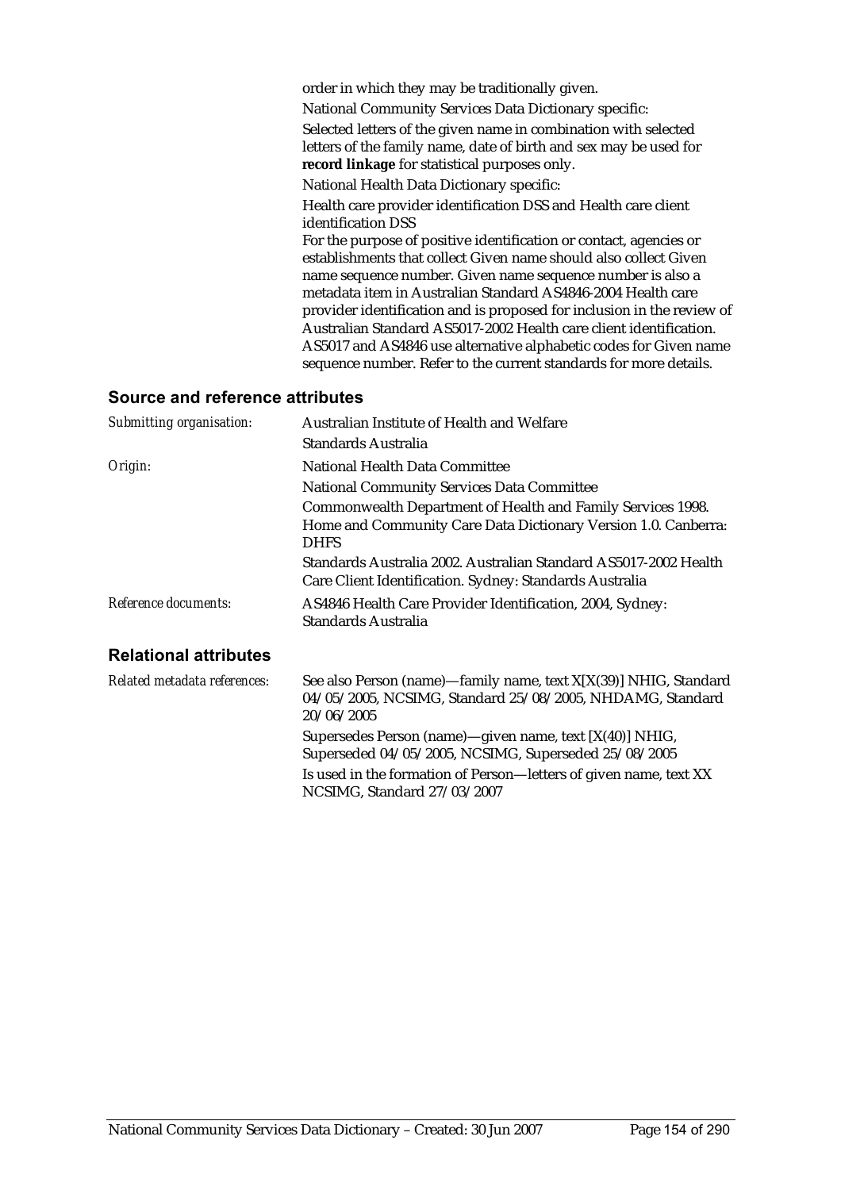order in which they may be traditionally given.

National Community Services Data Dictionary specific:

Selected letters of the given name in combination with selected letters of the family name, date of birth and sex may be used for **record linkage** for statistical purposes only.

National Health Data Dictionary specific:

Health care provider identification DSS and Health care client identification DSS

For the purpose of positive identification or contact, agencies or establishments that collect Given name should also collect Given name sequence number. Given name sequence number is also a metadata item in Australian Standard AS4846-2004 Health care provider identification and is proposed for inclusion in the review of Australian Standard AS5017-2002 Health care client identification. AS5017 and AS4846 use alternative alphabetic codes for Given name sequence number. Refer to the current standards for more details.

## Source and reference attributes

| | |
|---|---|
| *Submitting organisation:* | Australian Institute of Health and Welfare<br>Standards Australia |
| *Origin:* | National Health Data Committee<br>National Community Services Data Committee<br>Commonwealth Department of Health and Family Services 1998. Home and Community Care Data Dictionary Version 1.0. Canberra: DHFS<br>Standards Australia 2002. Australian Standard AS5017-2002 Health Care Client Identification. Sydney: Standards Australia |
| *Reference documents:* | AS4846 Health Care Provider Identification, 2004, Sydney: Standards Australia |

## Relational attributes

| | |
|---|---|
| *Related metadata references:* | See also Person (name)—family name, text X[X(39)] NHIG, Standard 04/05/2005, NCSIMG, Standard 25/08/2005, NHDAMG, Standard 20/06/2005<br>Supersedes Person (name)—given name, text [X(40)] NHIG, Superseded 04/05/2005, NCSIMG, Superseded 25/08/2005<br>Is used in the formation of Person—letters of given name, text XX NCSIMG, Standard 27/03/2007 |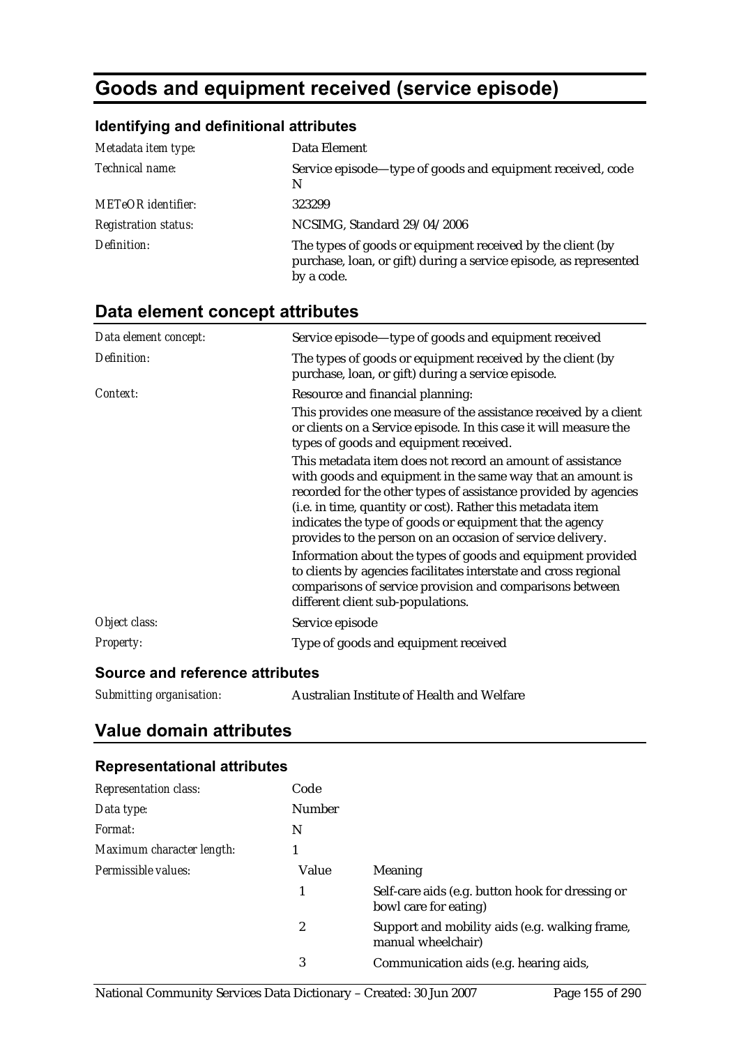# Goods and equipment received (service episode)

### Identifying and definitional attributes

| | |
|---|---|
| *Metadata item type:* | Data Element |
| *Technical name:* | Service episode—type of goods and equipment received, code N |
| *METeOR identifier:* | 323299 |
| *Registration status:* | NCSIMG, Standard 29/04/2006 |
| *Definition:* | The types of goods or equipment received by the client (by purchase, loan, or gift) during a service episode, as represented by a code. |

## Data element concept attributes

| | |
|---|---|
| *Data element concept:* | Service episode—type of goods and equipment received |
| *Definition:* | The types of goods or equipment received by the client (by purchase, loan, or gift) during a service episode. |
| *Context:* | Resource and financial planning:<br><br>This provides one measure of the assistance received by a client or clients on a Service episode. In this case it will measure the types of goods and equipment received.<br><br>This metadata item does not record an amount of assistance with goods and equipment in the same way that an amount is recorded for the other types of assistance provided by agencies (i.e. in time, quantity or cost). Rather this metadata item indicates the type of goods or equipment that the agency provides to the person on an occasion of service delivery.<br><br>Information about the types of goods and equipment provided to clients by agencies facilitates interstate and cross regional comparisons of service provision and comparisons between different client sub-populations. |
| *Object class:* | Service episode |
| *Property:* | Type of goods and equipment received |

### Source and reference attributes

| | |
|---|---|
| *Submitting organisation:* | Australian Institute of Health and Welfare |

## Value domain attributes

### Representational attributes

| | | |
|---|---|---|
| *Representation class:* | Code | |
| *Data type:* | Number | |
| *Format:* | N | |
| *Maximum character length:* | 1 | |
| *Permissible values:* | **Value** | **Meaning** |
| | 1 | Self-care aids (e.g. button hook for dressing or bowl care for eating) |
| | 2 | Support and mobility aids (e.g. walking frame, manual wheelchair) |
| | 3 | Communication aids (e.g. hearing aids, |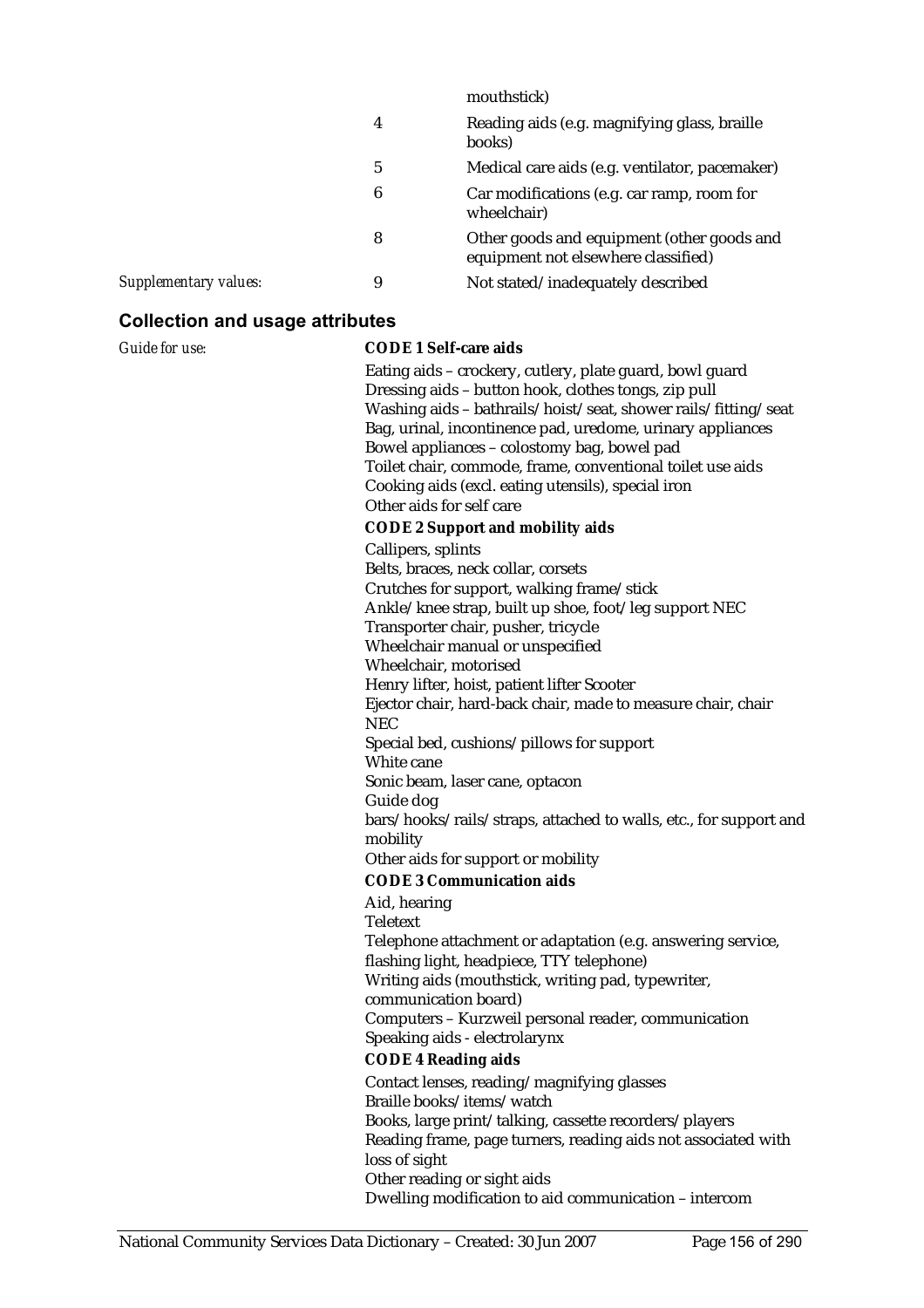| | | |
|---|---|---|
| | | mouthstick) |
| | 4 | Reading aids (e.g. magnifying glass, braille books) |
| | 5 | Medical care aids (e.g. ventilator, pacemaker) |
| | 6 | Car modifications (e.g. car ramp, room for wheelchair) |
| | 8 | Other goods and equipment (other goods and equipment not elsewhere classified) |
| *Supplementary values:* | 9 | Not stated/inadequately described |

## Collection and usage attributes

*Guide for use:*

**CODE 1 Self-care aids**

Eating aids – crockery, cutlery, plate guard, bowl guard
Dressing aids – button hook, clothes tongs, zip pull
Washing aids – bathrails/hoist/seat, shower rails/fitting/seat
Bag, urinal, incontinence pad, uredome, urinary appliances
Bowel appliances – colostomy bag, bowel pad
Toilet chair, commode, frame, conventional toilet use aids
Cooking aids (excl. eating utensils), special iron
Other aids for self care

**CODE 2 Support and mobility aids**

Callipers, splints
Belts, braces, neck collar, corsets
Crutches for support, walking frame/stick
Ankle/knee strap, built up shoe, foot/leg support NEC
Transporter chair, pusher, tricycle
Wheelchair manual or unspecified
Wheelchair, motorised
Henry lifter, hoist, patient lifter Scooter
Ejector chair, hard-back chair, made to measure chair, chair NEC
Special bed, cushions/pillows for support
White cane
Sonic beam, laser cane, optacon
Guide dog
bars/hooks/rails/straps, attached to walls, etc., for support and mobility
Other aids for support or mobility

**CODE 3 Communication aids**

Aid, hearing
Teletext
Telephone attachment or adaptation (e.g. answering service, flashing light, headpiece, TTY telephone)
Writing aids (mouthstick, writing pad, typewriter, communication board)
Computers – Kurzweil personal reader, communication
Speaking aids - electrolarynx

**CODE 4 Reading aids**

Contact lenses, reading/magnifying glasses
Braille books/items/watch
Books, large print/talking, cassette recorders/players
Reading frame, page turners, reading aids not associated with loss of sight
Other reading or sight aids
Dwelling modification to aid communication – intercom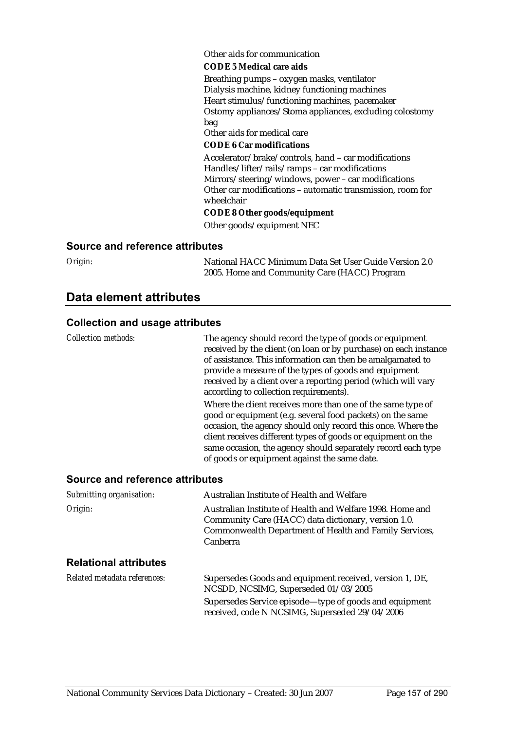Other aids for communication

**CODE 5 Medical care aids**

Breathing pumps – oxygen masks, ventilator
Dialysis machine, kidney functioning machines
Heart stimulus/functioning machines, pacemaker
Ostomy appliances/Stoma appliances, excluding colostomy bag
Other aids for medical care

**CODE 6 Car modifications**

Accelerator/brake/controls, hand – car modifications
Handles/lifter/rails/ramps – car modifications
Mirrors/steering/windows, power – car modifications
Other car modifications – automatic transmission, room for wheelchair

**CODE 8 Other goods/equipment**

Other goods/equipment NEC

### Source and reference attributes

*Origin:* National HACC Minimum Data Set User Guide Version 2.0 2005. Home and Community Care (HACC) Program

## Data element attributes

### Collection and usage attributes

*Collection methods:* The agency should record the type of goods or equipment received by the client (on loan or by purchase) on each instance of assistance. This information can then be amalgamated to provide a measure of the types of goods and equipment received by a client over a reporting period (which will vary according to collection requirements).

Where the client receives more than one of the same type of good or equipment (e.g. several food packets) on the same occasion, the agency should only record this once. Where the client receives different types of goods or equipment on the same occasion, the agency should separately record each type of goods or equipment against the same date.

### Source and reference attributes

*Submitting organisation:* Australian Institute of Health and Welfare

*Origin:* Australian Institute of Health and Welfare 1998. Home and Community Care (HACC) data dictionary, version 1.0. Commonwealth Department of Health and Family Services, Canberra

### Relational attributes

*Related metadata references:* Supersedes Goods and equipment received, version 1, DE, NCSDD, NCSIMG, Superseded 01/03/2005

Supersedes Service episode—type of goods and equipment received, code N NCSIMG, Superseded 29/04/2006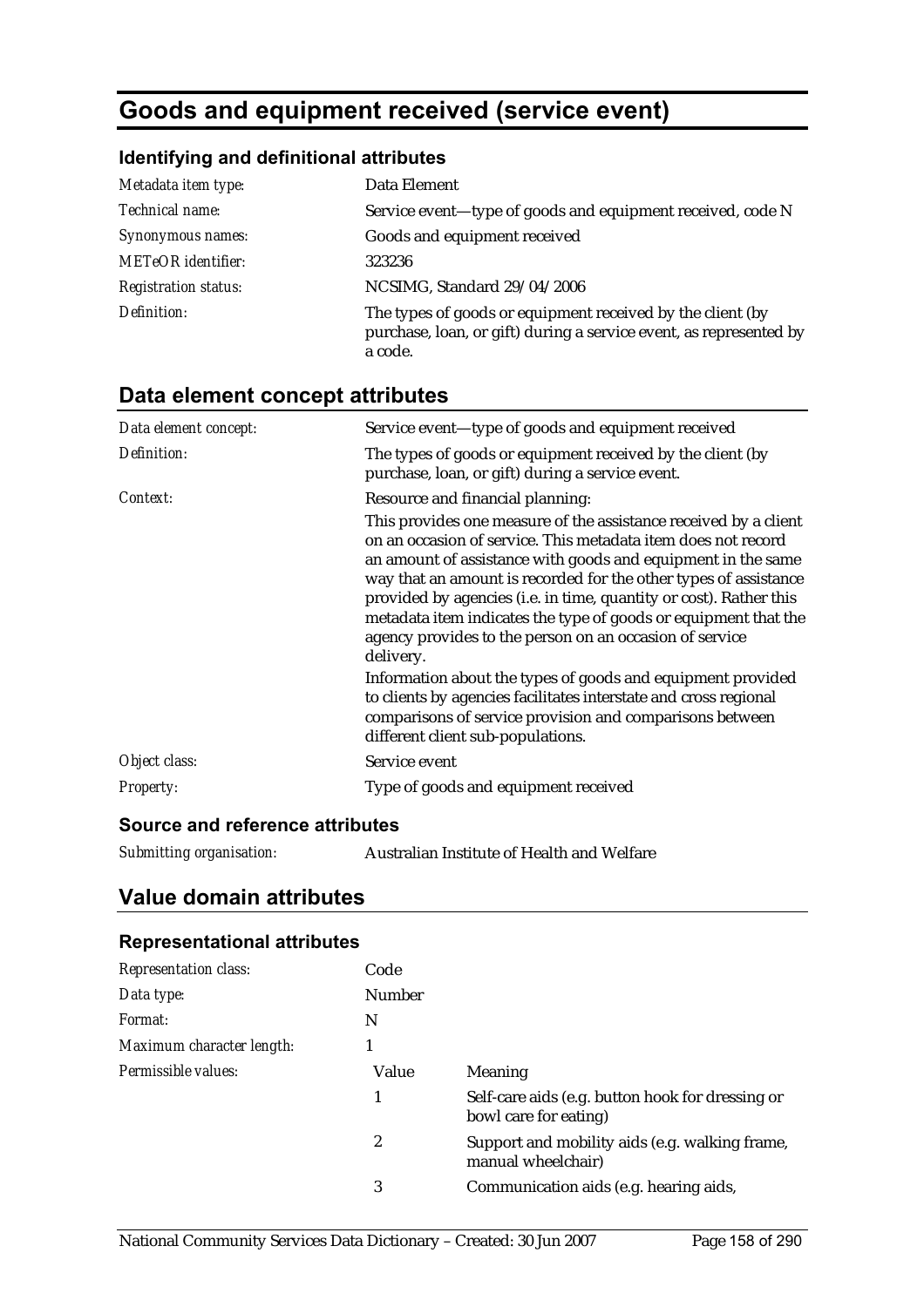# Goods and equipment received (service event)

### Identifying and definitional attributes

| | |
|---|---|
| *Metadata item type:* | Data Element |
| *Technical name:* | Service event—type of goods and equipment received, code N |
| *Synonymous names:* | Goods and equipment received |
| *METeOR identifier:* | 323236 |
| *Registration status:* | NCSIMG, Standard 29/04/2006 |
| *Definition:* | The types of goods or equipment received by the client (by purchase, loan, or gift) during a service event, as represented by a code. |

## Data element concept attributes

| | |
|---|---|
| *Data element concept:* | Service event—type of goods and equipment received |
| *Definition:* | The types of goods or equipment received by the client (by purchase, loan, or gift) during a service event. |
| *Context:* | Resource and financial planning:<br>This provides one measure of the assistance received by a client on an occasion of service. This metadata item does not record an amount of assistance with goods and equipment in the same way that an amount is recorded for the other types of assistance provided by agencies (i.e. in time, quantity or cost). Rather this metadata item indicates the type of goods or equipment that the agency provides to the person on an occasion of service delivery.<br>Information about the types of goods and equipment provided to clients by agencies facilitates interstate and cross regional comparisons of service provision and comparisons between different client sub-populations. |
| *Object class:* | Service event |
| *Property:* | Type of goods and equipment received |

### Source and reference attributes

| | |
|---|---|
| *Submitting organisation:* | Australian Institute of Health and Welfare |

## Value domain attributes

### Representational attributes

| | | |
|---|---|---|
| *Representation class:* | Code | |
| *Data type:* | Number | |
| *Format:* | N | |
| *Maximum character length:* | 1 | |
| *Permissible values:* | Value | Meaning |
| | 1 | Self-care aids (e.g. button hook for dressing or bowl care for eating) |
| | 2 | Support and mobility aids (e.g. walking frame, manual wheelchair) |
| | 3 | Communication aids (e.g. hearing aids, |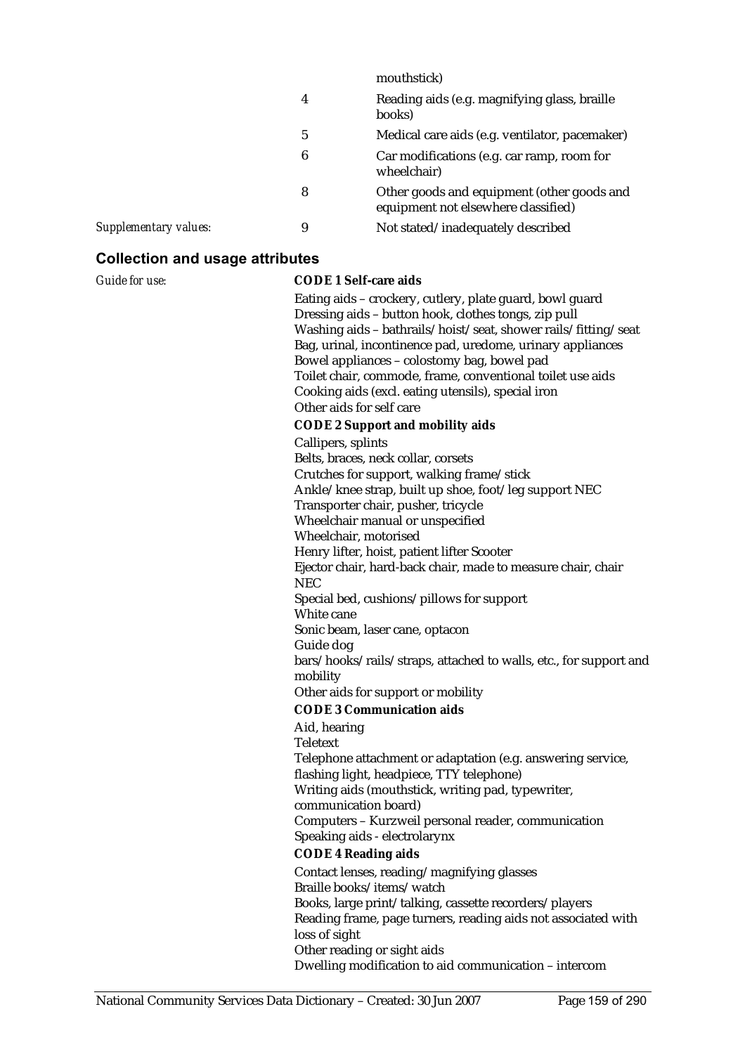| | | |
|---|---|---|
| | | mouthstick) |
| | 4 | Reading aids (e.g. magnifying glass, braille books) |
| | 5 | Medical care aids (e.g. ventilator, pacemaker) |
| | 6 | Car modifications (e.g. car ramp, room for wheelchair) |
| | 8 | Other goods and equipment (other goods and equipment not elsewhere classified) |
| *Supplementary values:* | 9 | Not stated/inadequately described |

## Collection and usage attributes

*Guide for use:*

**CODE 1 Self-care aids**

Eating aids – crockery, cutlery, plate guard, bowl guard
Dressing aids – button hook, clothes tongs, zip pull
Washing aids – bathrails/hoist/seat, shower rails/fitting/seat
Bag, urinal, incontinence pad, uredome, urinary appliances
Bowel appliances – colostomy bag, bowel pad
Toilet chair, commode, frame, conventional toilet use aids
Cooking aids (excl. eating utensils), special iron
Other aids for self care

**CODE 2 Support and mobility aids**

Callipers, splints
Belts, braces, neck collar, corsets
Crutches for support, walking frame/stick
Ankle/knee strap, built up shoe, foot/leg support NEC
Transporter chair, pusher, tricycle
Wheelchair manual or unspecified
Wheelchair, motorised
Henry lifter, hoist, patient lifter Scooter
Ejector chair, hard-back chair, made to measure chair, chair NEC
Special bed, cushions/pillows for support
White cane
Sonic beam, laser cane, optacon
Guide dog
bars/hooks/rails/straps, attached to walls, etc., for support and mobility
Other aids for support or mobility

**CODE 3 Communication aids**

Aid, hearing
Teletext
Telephone attachment or adaptation (e.g. answering service, flashing light, headpiece, TTY telephone)
Writing aids (mouthstick, writing pad, typewriter, communication board)
Computers – Kurzweil personal reader, communication
Speaking aids - electrolarynx

**CODE 4 Reading aids**

Contact lenses, reading/magnifying glasses
Braille books/items/watch
Books, large print/talking, cassette recorders/players
Reading frame, page turners, reading aids not associated with loss of sight
Other reading or sight aids
Dwelling modification to aid communication – intercom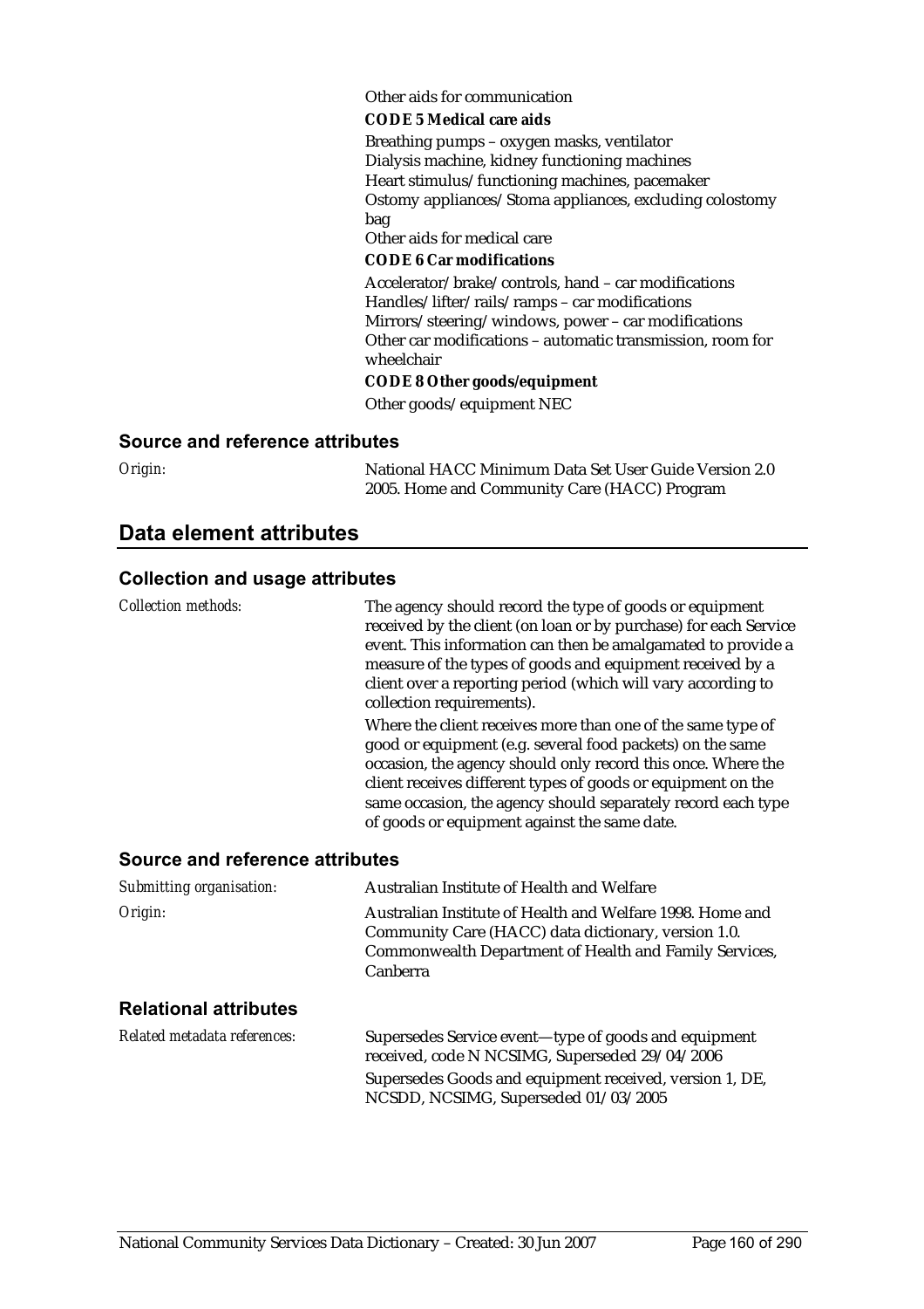Other aids for communication

**CODE 5 Medical care aids**

Breathing pumps – oxygen masks, ventilator
Dialysis machine, kidney functioning machines
Heart stimulus/functioning machines, pacemaker
Ostomy appliances/Stoma appliances, excluding colostomy bag
Other aids for medical care

**CODE 6 Car modifications**

Accelerator/brake/controls, hand – car modifications
Handles/lifter/rails/ramps – car modifications
Mirrors/steering/windows, power – car modifications
Other car modifications – automatic transmission, room for wheelchair

**CODE 8 Other goods/equipment**

Other goods/equipment NEC

### Source and reference attributes

*Origin:* National HACC Minimum Data Set User Guide Version 2.0 2005. Home and Community Care (HACC) Program

## Data element attributes

### Collection and usage attributes

*Collection methods:* The agency should record the type of goods or equipment received by the client (on loan or by purchase) for each Service event. This information can then be amalgamated to provide a measure of the types of goods and equipment received by a client over a reporting period (which will vary according to collection requirements).

Where the client receives more than one of the same type of good or equipment (e.g. several food packets) on the same occasion, the agency should only record this once. Where the client receives different types of goods or equipment on the same occasion, the agency should separately record each type of goods or equipment against the same date.

### Source and reference attributes

*Submitting organisation:* Australian Institute of Health and Welfare

*Origin:* Australian Institute of Health and Welfare 1998. Home and Community Care (HACC) data dictionary, version 1.0. Commonwealth Department of Health and Family Services, Canberra

### Relational attributes

*Related metadata references:* Supersedes Service event—type of goods and equipment received, code N NCSIMG, Superseded 29/04/2006

Supersedes Goods and equipment received, version 1, DE, NCSDD, NCSIMG, Superseded 01/03/2005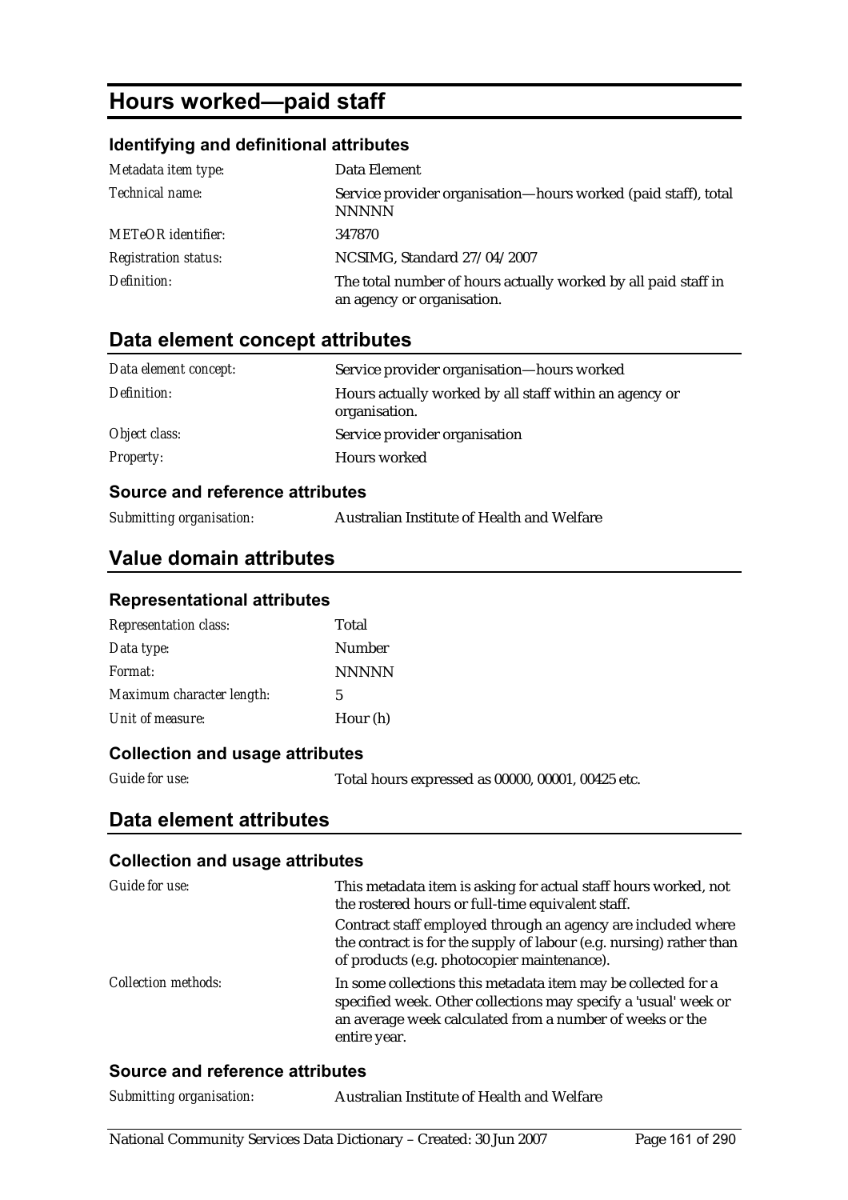# Hours worked—paid staff

## Identifying and definitional attributes

| | |
|---|---|
| *Metadata item type:* | Data Element |
| *Technical name:* | Service provider organisation—hours worked (paid staff), total NNNNN |
| *METeOR identifier:* | 347870 |
| *Registration status:* | NCSIMG, Standard 27/04/2007 |
| *Definition:* | The total number of hours actually worked by all paid staff in an agency or organisation. |

## Data element concept attributes

| | |
|---|---|
| *Data element concept:* | Service provider organisation—hours worked |
| *Definition:* | Hours actually worked by all staff within an agency or organisation. |
| *Object class:* | Service provider organisation |
| *Property:* | Hours worked |

### Source and reference attributes

| | |
|---|---|
| *Submitting organisation:* | Australian Institute of Health and Welfare |

## Value domain attributes

### Representational attributes

| | |
|---|---|
| *Representation class:* | Total |
| *Data type:* | Number |
| *Format:* | NNNNN |
| *Maximum character length:* | 5 |
| *Unit of measure:* | Hour (h) |

### Collection and usage attributes

| | |
|---|---|
| *Guide for use:* | Total hours expressed as 00000, 00001, 00425 etc. |

## Data element attributes

### Collection and usage attributes

| | |
|---|---|
| *Guide for use:* | This metadata item is asking for actual staff hours worked, not the rostered hours or full-time equivalent staff.<br>Contract staff employed through an agency are included where the contract is for the supply of labour (e.g. nursing) rather than of products (e.g. photocopier maintenance). |
| *Collection methods:* | In some collections this metadata item may be collected for a specified week. Other collections may specify a 'usual' week or an average week calculated from a number of weeks or the entire year. |

### Source and reference attributes

| | |
|---|---|
| *Submitting organisation:* | Australian Institute of Health and Welfare |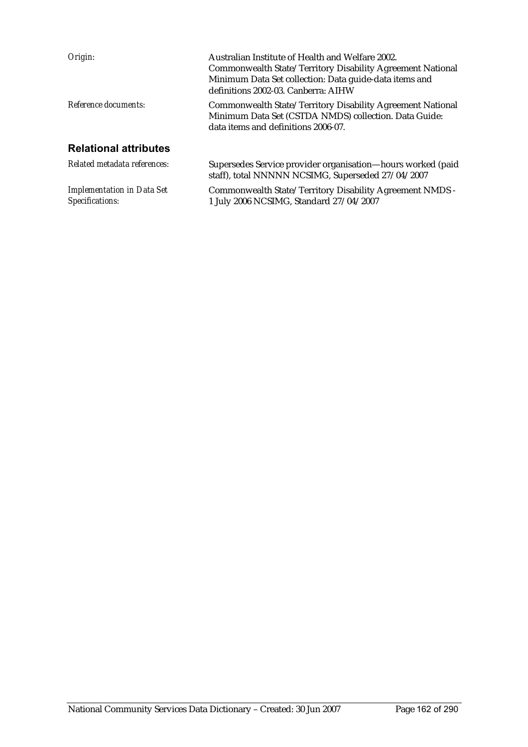*Origin:* Australian Institute of Health and Welfare 2002. Commonwealth State/Territory Disability Agreement National Minimum Data Set collection: Data guide-data items and definitions 2002-03. Canberra: AIHW

*Reference documents:* Commonwealth State/Territory Disability Agreement National Minimum Data Set (CSTDA NMDS) collection. Data Guide: data items and definitions 2006-07.

## Relational attributes

*Related metadata references:* Supersedes Service provider organisation—hours worked (paid staff), total NNNNN NCSIMG, Superseded 27/04/2007

*Implementation in Data Set Specifications:* Commonwealth State/Territory Disability Agreement NMDS - 1 July 2006 NCSIMG, Standard 27/04/2007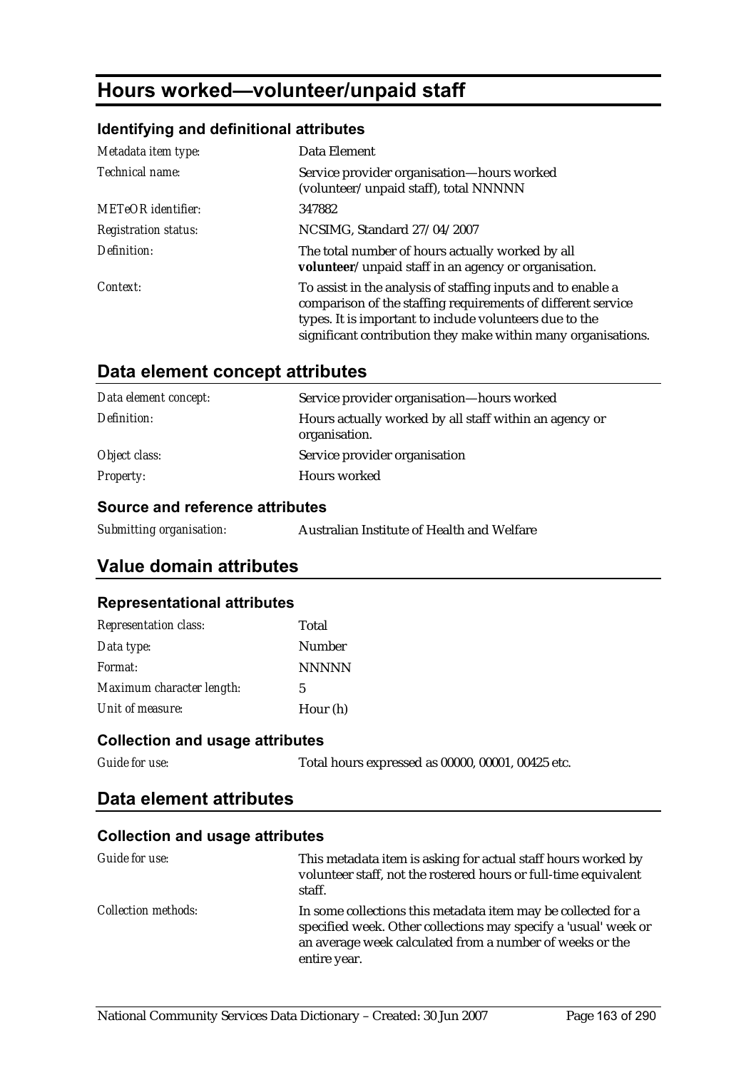# Hours worked—volunteer/unpaid staff

### Identifying and definitional attributes

| | |
|---|---|
| *Metadata item type:* | Data Element |
| *Technical name:* | Service provider organisation—hours worked (volunteer/unpaid staff), total NNNNN |
| *METeOR identifier:* | 347882 |
| *Registration status:* | NCSIMG, Standard 27/04/2007 |
| *Definition:* | The total number of hours actually worked by all **volunteer**/unpaid staff in an agency or organisation. |
| *Context:* | To assist in the analysis of staffing inputs and to enable a comparison of the staffing requirements of different service types. It is important to include volunteers due to the significant contribution they make within many organisations. |

## Data element concept attributes

| | |
|---|---|
| *Data element concept:* | Service provider organisation—hours worked |
| *Definition:* | Hours actually worked by all staff within an agency or organisation. |
| *Object class:* | Service provider organisation |
| *Property:* | Hours worked |

### Source and reference attributes

| | |
|---|---|
| *Submitting organisation:* | Australian Institute of Health and Welfare |

## Value domain attributes

### Representational attributes

| | |
|---|---|
| *Representation class:* | Total |
| *Data type:* | Number |
| *Format:* | NNNNN |
| *Maximum character length:* | 5 |
| *Unit of measure:* | Hour (h) |

### Collection and usage attributes

| | |
|---|---|
| *Guide for use:* | Total hours expressed as 00000, 00001, 00425 etc. |

## Data element attributes

### Collection and usage attributes

| | |
|---|---|
| *Guide for use:* | This metadata item is asking for actual staff hours worked by volunteer staff, not the rostered hours or full-time equivalent staff. |
| *Collection methods:* | In some collections this metadata item may be collected for a specified week. Other collections may specify a 'usual' week or an average week calculated from a number of weeks or the entire year. |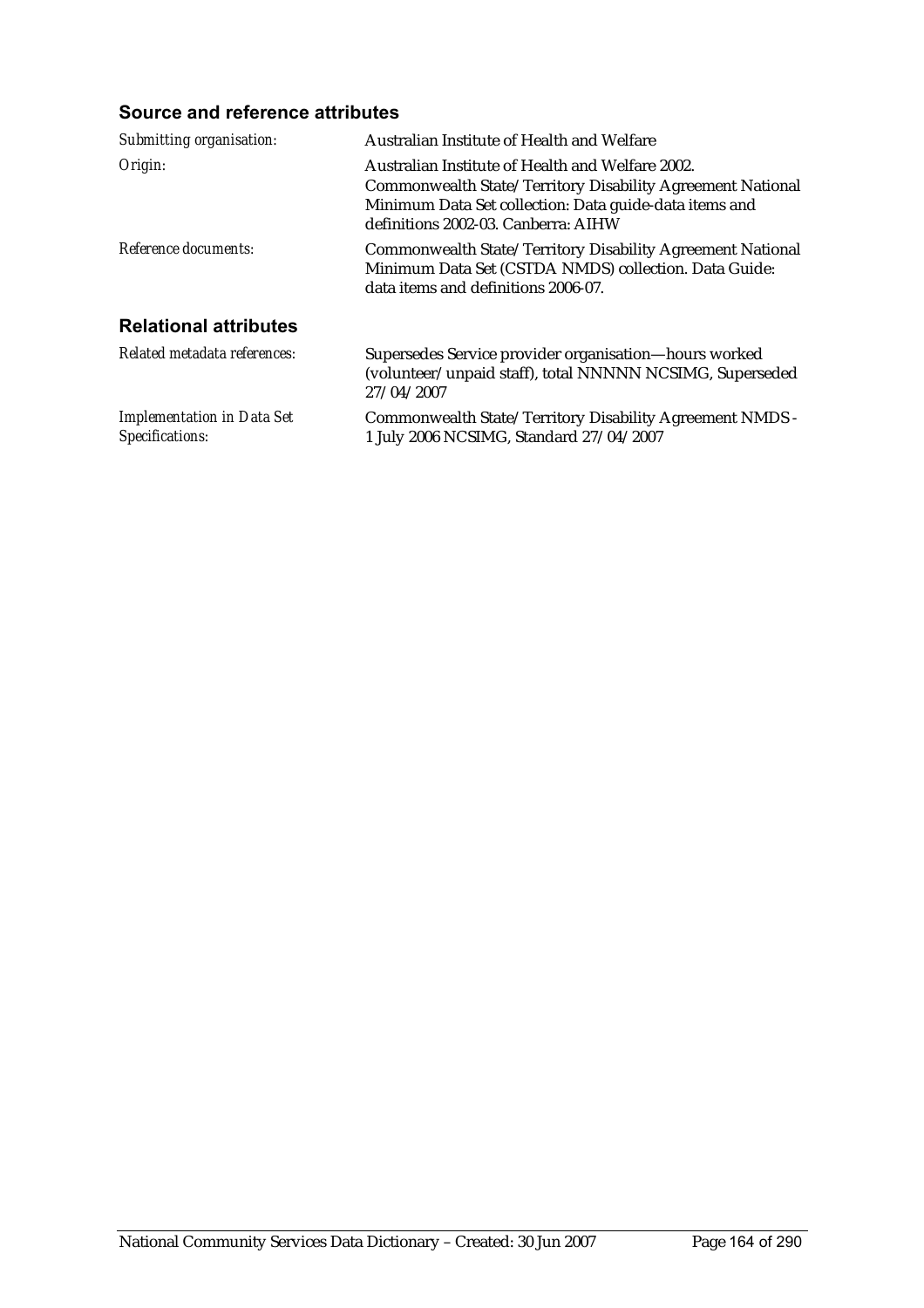### Source and reference attributes

*Submitting organisation:* Australian Institute of Health and Welfare

*Origin:* Australian Institute of Health and Welfare 2002. Commonwealth State/Territory Disability Agreement National Minimum Data Set collection: Data guide-data items and definitions 2002-03. Canberra: AIHW

*Reference documents:* Commonwealth State/Territory Disability Agreement National Minimum Data Set (CSTDA NMDS) collection. Data Guide: data items and definitions 2006-07.

### Relational attributes

*Related metadata references:* Supersedes Service provider organisation—hours worked (volunteer/unpaid staff), total NNNNN NCSIMG, Superseded 27/04/2007

*Implementation in Data Set Specifications:* Commonwealth State/Territory Disability Agreement NMDS - 1 July 2006 NCSIMG, Standard 27/04/2007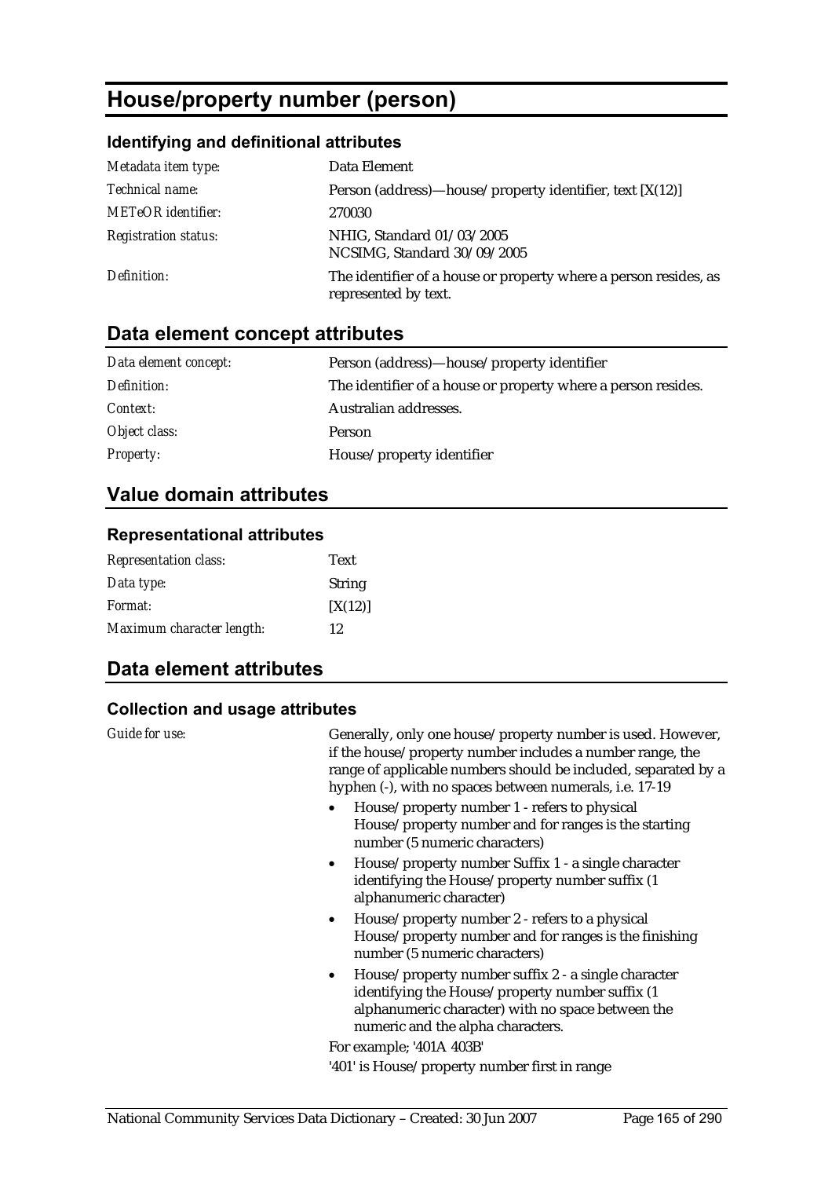# House/property number (person)

### Identifying and definitional attributes

| | |
|---|---|
| *Metadata item type:* | Data Element |
| *Technical name:* | Person (address)—house/property identifier, text [X(12)] |
| *METeOR identifier:* | 270030 |
| *Registration status:* | NHIG, Standard 01/03/2005<br>NCSIMG, Standard 30/09/2005 |
| *Definition:* | The identifier of a house or property where a person resides, as represented by text. |

## Data element concept attributes

| | |
|---|---|
| *Data element concept:* | Person (address)—house/property identifier |
| *Definition:* | The identifier of a house or property where a person resides. |
| *Context:* | Australian addresses. |
| *Object class:* | Person |
| *Property:* | House/property identifier |

## Value domain attributes

### Representational attributes

| | |
|---|---|
| *Representation class:* | Text |
| *Data type:* | String |
| *Format:* | [X(12)] |
| *Maximum character length:* | 12 |

## Data element attributes

### Collection and usage attributes

*Guide for use:*

Generally, only one house/property number is used. However, if the house/property number includes a number range, the range of applicable numbers should be included, separated by a hyphen (-), with no spaces between numerals, i.e. 17-19

- House/property number 1 - refers to physical House/property number and for ranges is the starting number (5 numeric characters)
- House/property number Suffix 1 - a single character identifying the House/property number suffix (1 alphanumeric character)
- House/property number 2 - refers to a physical House/property number and for ranges is the finishing number (5 numeric characters)
- House/property number suffix 2 - a single character identifying the House/property number suffix (1 alphanumeric character) with no space between the numeric and the alpha characters.

For example; '401A 403B'

'401' is House/property number first in range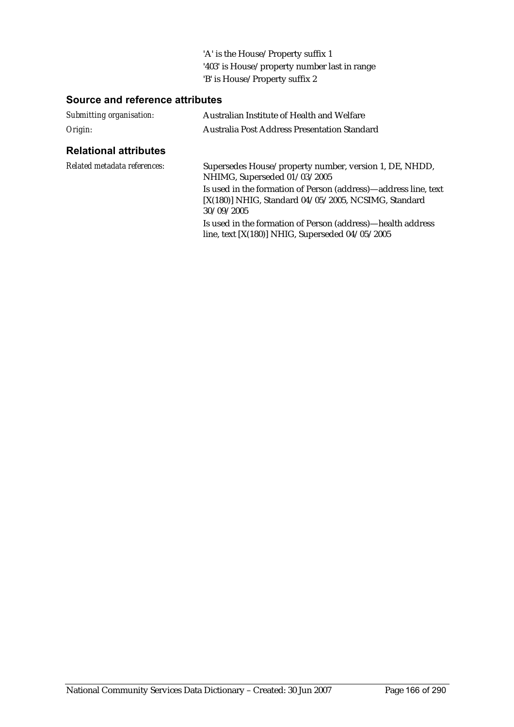'A' is the House/Property suffix 1
'403' is House/property number last in range
'B' is House/Property suffix 2

### Source and reference attributes

| | |
|---|---|
| *Submitting organisation:* | Australian Institute of Health and Welfare |
| *Origin:* | Australia Post Address Presentation Standard |

### Relational attributes

| | |
|---|---|
| *Related metadata references:* | Supersedes House/property number, version 1, DE, NHDD, NHIMG, Superseded 01/03/2005<br>Is used in the formation of Person (address)—address line, text [X(180)] NHIG, Standard 04/05/2005, NCSIMG, Standard 30/09/2005<br>Is used in the formation of Person (address)—health address line, text [X(180)] NHIG, Superseded 04/05/2005 |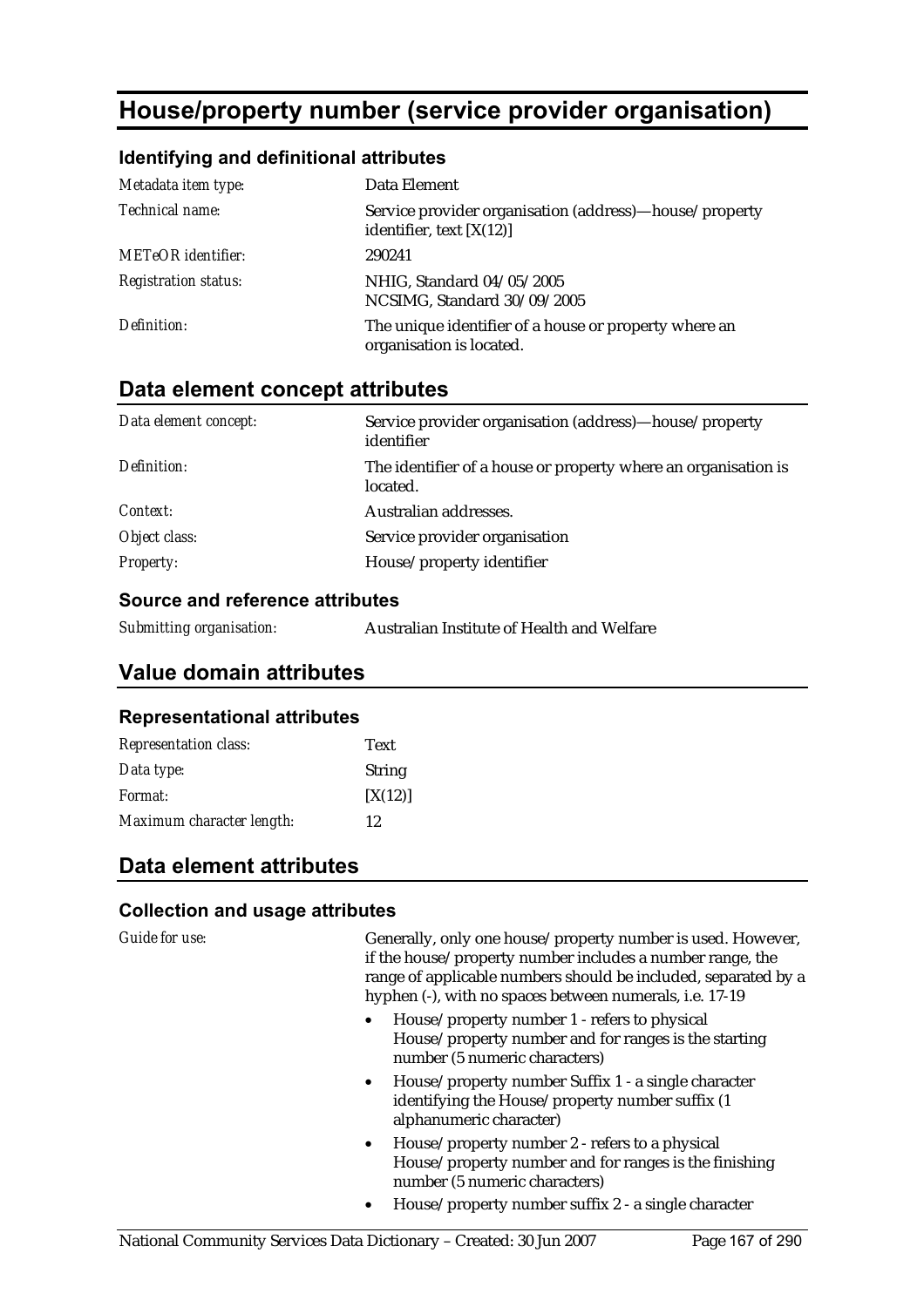# House/property number (service provider organisation)

### Identifying and definitional attributes

| | |
|---|---|
| *Metadata item type:* | Data Element |
| *Technical name:* | Service provider organisation (address)—house/property identifier, text [X(12)] |
| *METeOR identifier:* | 290241 |
| *Registration status:* | NHIG, Standard 04/05/2005<br>NCSIMG, Standard 30/09/2005 |
| *Definition:* | The unique identifier of a house or property where an organisation is located. |

## Data element concept attributes

| | |
|---|---|
| *Data element concept:* | Service provider organisation (address)—house/property identifier |
| *Definition:* | The identifier of a house or property where an organisation is located. |
| *Context:* | Australian addresses. |
| *Object class:* | Service provider organisation |
| *Property:* | House/property identifier |

### Source and reference attributes

| | |
|---|---|
| *Submitting organisation:* | Australian Institute of Health and Welfare |

## Value domain attributes

### Representational attributes

| | |
|---|---|
| *Representation class:* | Text |
| *Data type:* | String |
| *Format:* | [X(12)] |
| *Maximum character length:* | 12 |

## Data element attributes

### Collection and usage attributes

*Guide for use:*

Generally, only one house/property number is used. However, if the house/property number includes a number range, the range of applicable numbers should be included, separated by a hyphen (-), with no spaces between numerals, i.e. 17-19

- House/property number 1 - refers to physical House/property number and for ranges is the starting number (5 numeric characters)
- House/property number Suffix 1 - a single character identifying the House/property number suffix (1 alphanumeric character)
- House/property number 2 - refers to a physical House/property number and for ranges is the finishing number (5 numeric characters)
- House/property number suffix 2 - a single character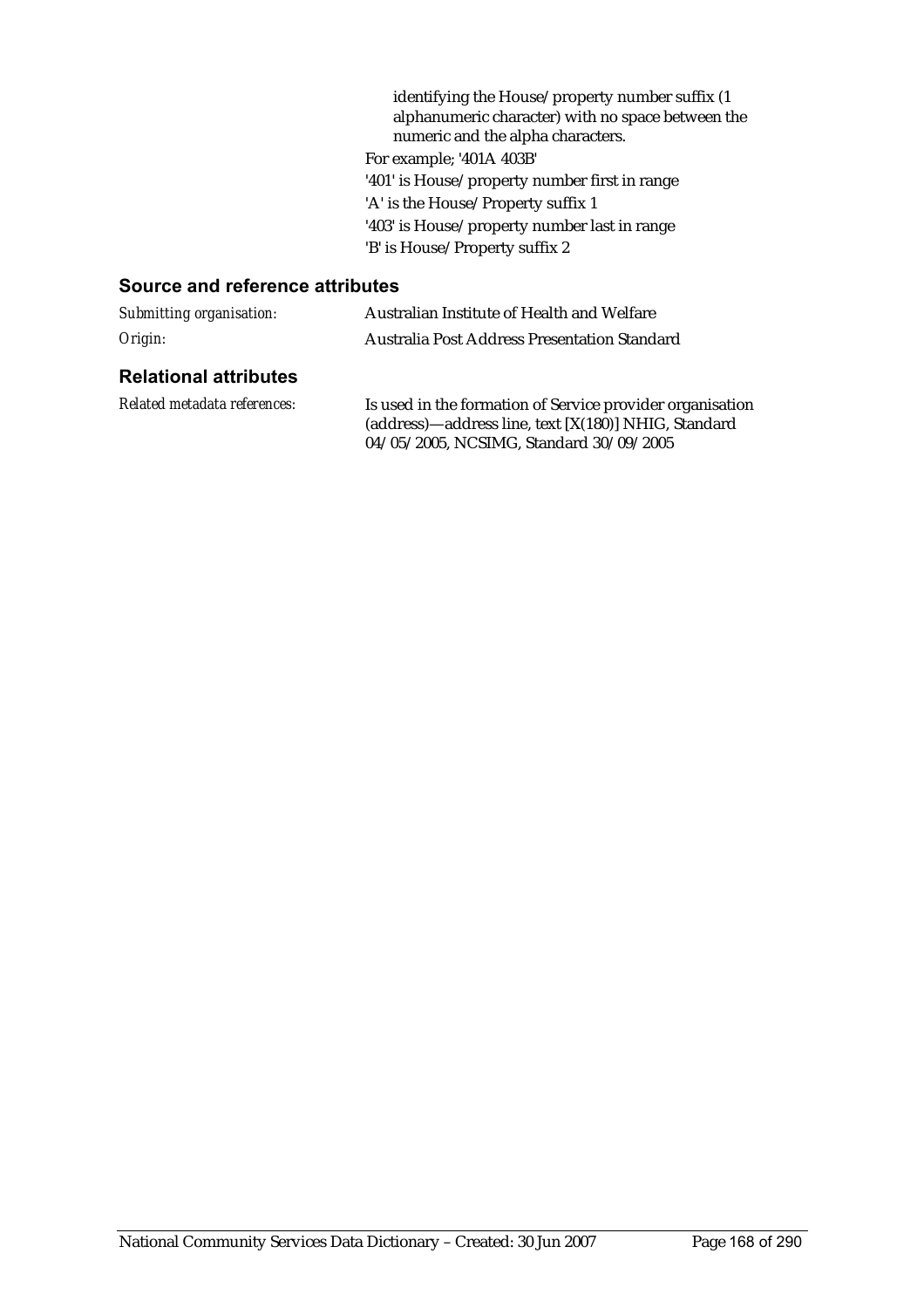identifying the House/property number suffix (1 alphanumeric character) with no space between the numeric and the alpha characters.

For example; '401A 403B'

'401' is House/property number first in range

'A' is the House/Property suffix 1

'403' is House/property number last in range

'B' is House/Property suffix 2

### Source and reference attributes

*Submitting organisation:* Australian Institute of Health and Welfare

*Origin:* Australia Post Address Presentation Standard

### Relational attributes

*Related metadata references:* Is used in the formation of Service provider organisation (address)—address line, text [X(180)] NHIG, Standard 04/05/2005, NCSIMG, Standard 30/09/2005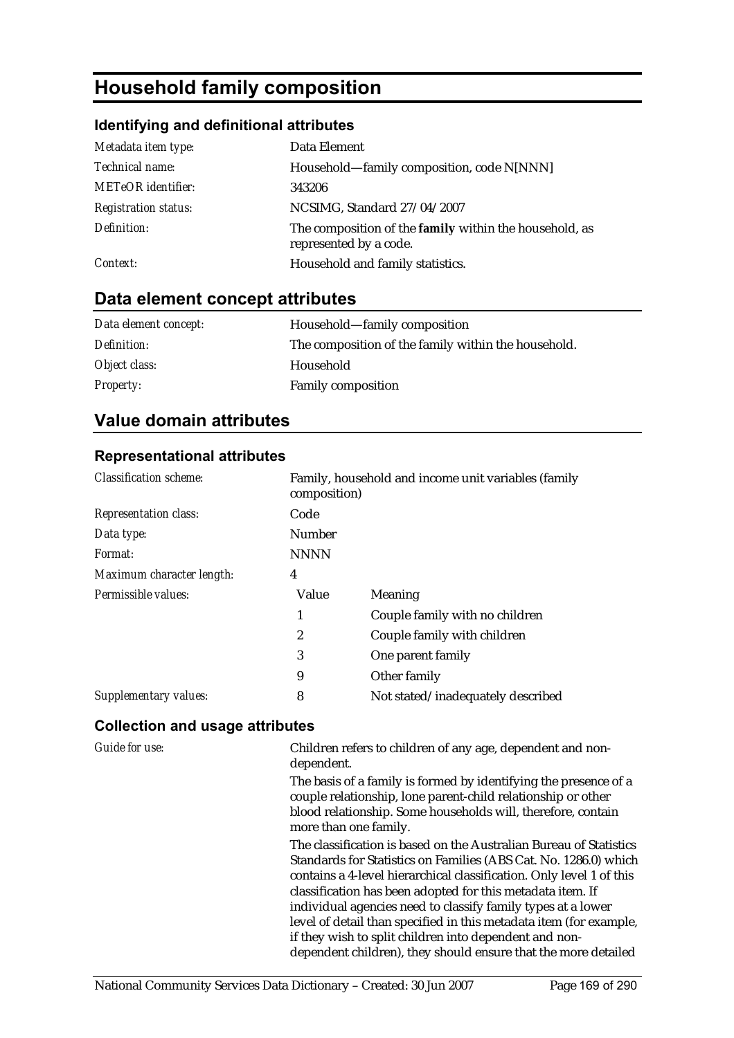# Household family composition

### Identifying and definitional attributes

| | |
|---|---|
| *Metadata item type:* | Data Element |
| *Technical name:* | Household—family composition, code N[NNN] |
| *METeOR identifier:* | 343206 |
| *Registration status:* | NCSIMG, Standard 27/04/2007 |
| *Definition:* | The composition of the **family** within the household, as represented by a code. |
| *Context:* | Household and family statistics. |

## Data element concept attributes

| | |
|---|---|
| *Data element concept:* | Household—family composition |
| *Definition:* | The composition of the family within the household. |
| *Object class:* | Household |
| *Property:* | Family composition |

## Value domain attributes

### Representational attributes

| | | |
|---|---|---|
| *Classification scheme:* | Family, household and income unit variables (family composition) | |
| *Representation class:* | Code | |
| *Data type:* | Number | |
| *Format:* | NNNN | |
| *Maximum character length:* | 4 | |
| *Permissible values:* | Value | Meaning |
| | 1 | Couple family with no children |
| | 2 | Couple family with children |
| | 3 | One parent family |
| | 9 | Other family |
| *Supplementary values:* | 8 | Not stated/inadequately described |

### Collection and usage attributes

*Guide for use:*

Children refers to children of any age, dependent and non-dependent.

The basis of a family is formed by identifying the presence of a couple relationship, lone parent-child relationship or other blood relationship. Some households will, therefore, contain more than one family.

The classification is based on the Australian Bureau of Statistics Standards for Statistics on Families (ABS Cat. No. 1286.0) which contains a 4-level hierarchical classification. Only level 1 of this classification has been adopted for this metadata item. If individual agencies need to classify family types at a lower level of detail than specified in this metadata item (for example, if they wish to split children into dependent and non-dependent children), they should ensure that the more detailed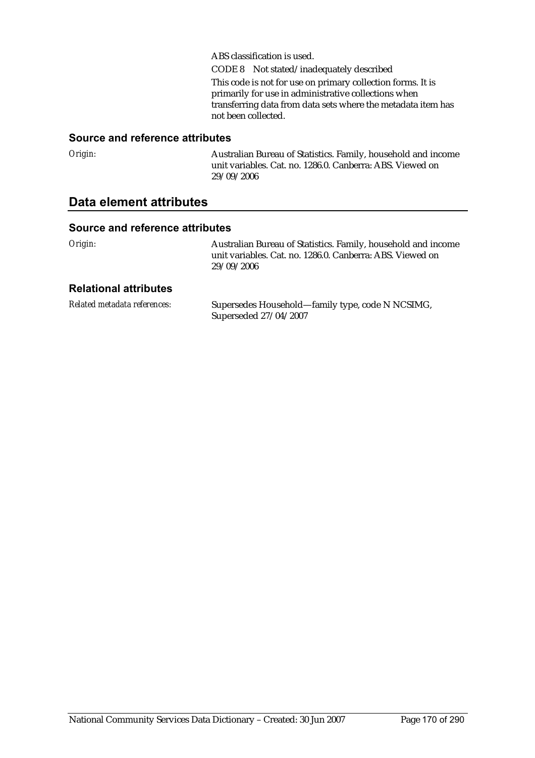ABS classification is used.

CODE 8 Not stated/inadequately described

This code is not for use on primary collection forms. It is primarily for use in administrative collections when transferring data from data sets where the metadata item has not been collected.

### Source and reference attributes

*Origin:* Australian Bureau of Statistics. Family, household and income unit variables. Cat. no. 1286.0. Canberra: ABS. Viewed on 29/09/2006

## Data element attributes

### Source and reference attributes

*Origin:* Australian Bureau of Statistics. Family, household and income unit variables. Cat. no. 1286.0. Canberra: ABS. Viewed on 29/09/2006

### Relational attributes

*Related metadata references:* Supersedes Household—family type, code N NCSIMG, Superseded 27/04/2007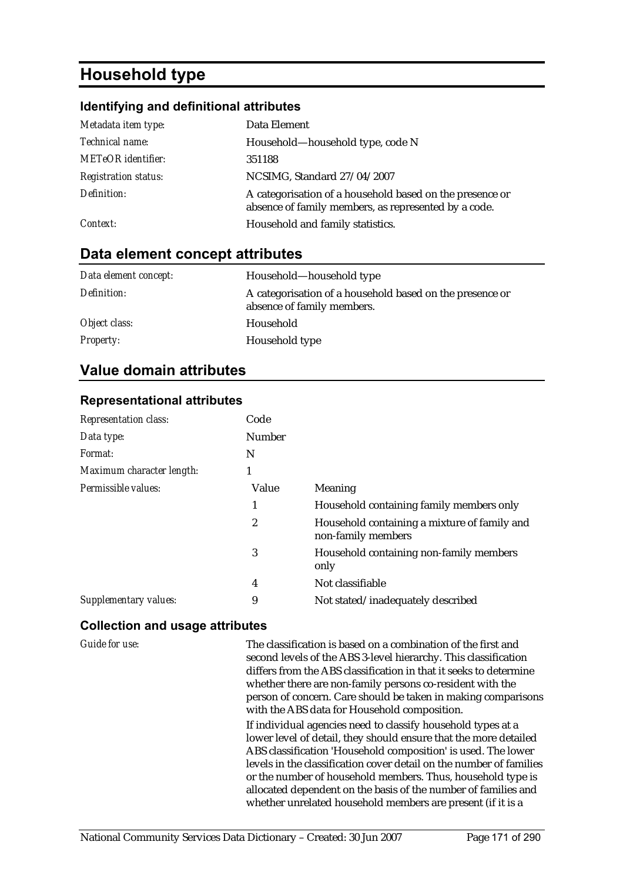# Household type

### Identifying and definitional attributes

| | |
|---|---|
| *Metadata item type:* | Data Element |
| *Technical name:* | Household—household type, code N |
| *METeOR identifier:* | 351188 |
| *Registration status:* | NCSIMG, Standard 27/04/2007 |
| *Definition:* | A categorisation of a household based on the presence or absence of family members, as represented by a code. |
| *Context:* | Household and family statistics. |

## Data element concept attributes

| | |
|---|---|
| *Data element concept:* | Household—household type |
| *Definition:* | A categorisation of a household based on the presence or absence of family members. |
| *Object class:* | Household |
| *Property:* | Household type |

## Value domain attributes

### Representational attributes

| | | |
|---|---|---|
| *Representation class:* | Code | |
| *Data type:* | Number | |
| *Format:* | N | |
| *Maximum character length:* | 1 | |
| *Permissible values:* | Value | Meaning |
| | 1 | Household containing family members only |
| | 2 | Household containing a mixture of family and non-family members |
| | 3 | Household containing non-family members only |
| | 4 | Not classifiable |
| *Supplementary values:* | 9 | Not stated/inadequately described |

### Collection and usage attributes

*Guide for use:*

The classification is based on a combination of the first and second levels of the ABS 3-level hierarchy. This classification differs from the ABS classification in that it seeks to determine whether there are non-family persons co-resident with the person of concern. Care should be taken in making comparisons with the ABS data for Household composition.

If individual agencies need to classify household types at a lower level of detail, they should ensure that the more detailed ABS classification 'Household composition' is used. The lower levels in the classification cover detail on the number of families or the number of household members. Thus, household type is allocated dependent on the basis of the number of families and whether unrelated household members are present (if it is a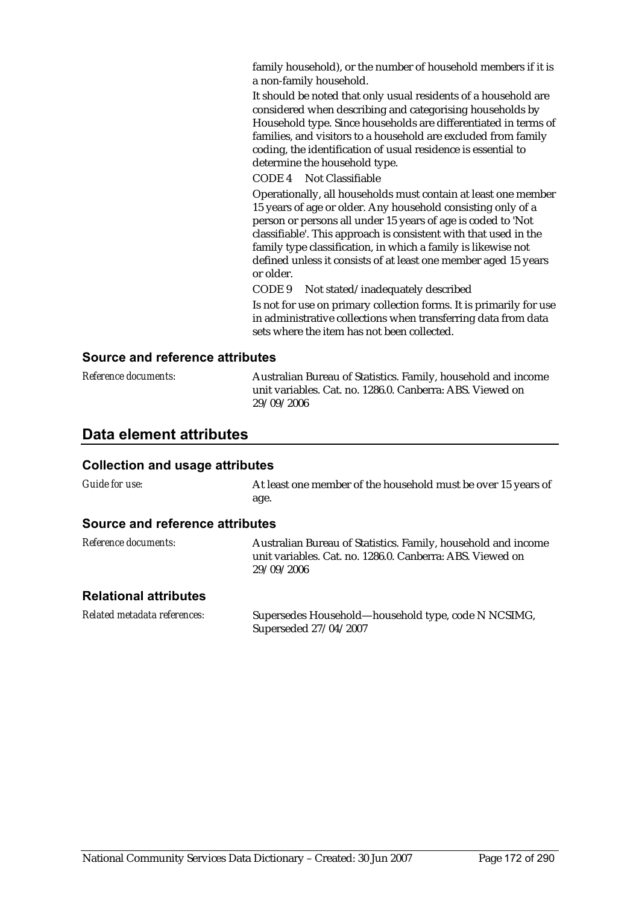family household), or the number of household members if it is a non-family household.

It should be noted that only usual residents of a household are considered when describing and categorising households by Household type. Since households are differentiated in terms of families, and visitors to a household are excluded from family coding, the identification of usual residence is essential to determine the household type.

CODE 4 Not Classifiable

Operationally, all households must contain at least one member 15 years of age or older. Any household consisting only of a person or persons all under 15 years of age is coded to 'Not classifiable'. This approach is consistent with that used in the family type classification, in which a family is likewise not defined unless it consists of at least one member aged 15 years or older.

CODE 9 Not stated/inadequately described

Is not for use on primary collection forms. It is primarily for use in administrative collections when transferring data from data sets where the item has not been collected.

### Source and reference attributes

*Reference documents:* Australian Bureau of Statistics. Family, household and income unit variables. Cat. no. 1286.0. Canberra: ABS. Viewed on 29/09/2006

## Data element attributes

### Collection and usage attributes

*Guide for use:* At least one member of the household must be over 15 years of age.

### Source and reference attributes

*Reference documents:* Australian Bureau of Statistics. Family, household and income unit variables. Cat. no. 1286.0. Canberra: ABS. Viewed on 29/09/2006

### Relational attributes

*Related metadata references:* Supersedes Household—household type, code N NCSIMG, Superseded 27/04/2007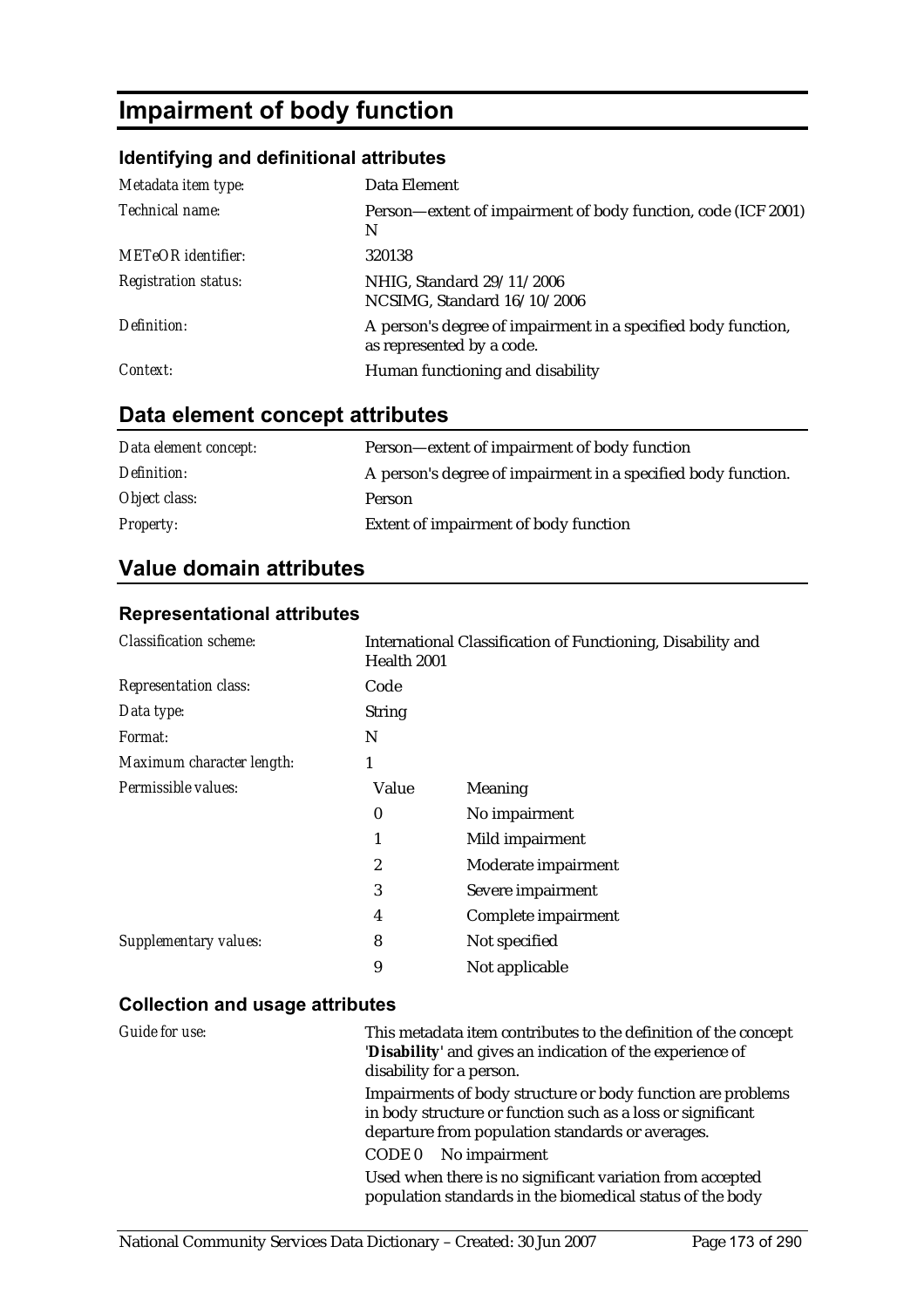# Impairment of body function

## Identifying and definitional attributes

| | |
|---|---|
| *Metadata item type:* | Data Element |
| *Technical name:* | Person—extent of impairment of body function, code (ICF 2001) N |
| *METeOR identifier:* | 320138 |
| *Registration status:* | NHIG, Standard 29/11/2006<br>NCSIMG, Standard 16/10/2006 |
| *Definition:* | A person's degree of impairment in a specified body function, as represented by a code. |
| *Context:* | Human functioning and disability |

## Data element concept attributes

| | |
|---|---|
| *Data element concept:* | Person—extent of impairment of body function |
| *Definition:* | A person's degree of impairment in a specified body function. |
| *Object class:* | Person |
| *Property:* | Extent of impairment of body function |

## Value domain attributes

### Representational attributes

| | | |
|---|---|---|
| *Classification scheme:* | International Classification of Functioning, Disability and Health 2001 | |
| *Representation class:* | Code | |
| *Data type:* | String | |
| *Format:* | N | |
| *Maximum character length:* | 1 | |
| *Permissible values:* | Value | Meaning |
| | 0 | No impairment |
| | 1 | Mild impairment |
| | 2 | Moderate impairment |
| | 3 | Severe impairment |
| | 4 | Complete impairment |
| *Supplementary values:* | 8 | Not specified |
| | 9 | Not applicable |

### Collection and usage attributes

*Guide for use:*

This metadata item contributes to the definition of the concept '**Disability**' and gives an indication of the experience of disability for a person.

Impairments of body structure or body function are problems in body structure or function such as a loss or significant departure from population standards or averages.

CODE 0 No impairment

Used when there is no significant variation from accepted population standards in the biomedical status of the body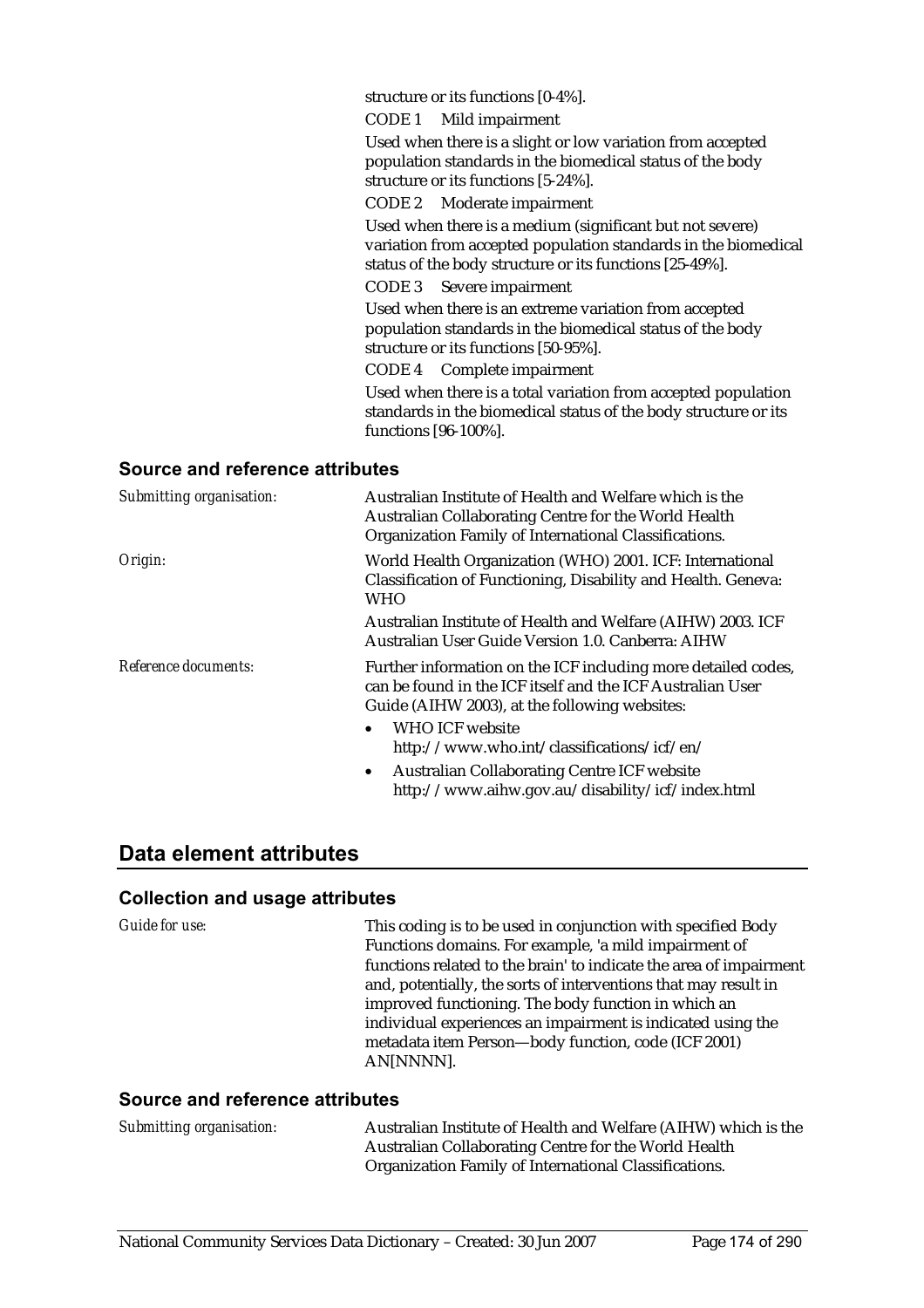structure or its functions [0-4%].

CODE 1 Mild impairment

Used when there is a slight or low variation from accepted population standards in the biomedical status of the body structure or its functions [5-24%].

CODE 2 Moderate impairment

Used when there is a medium (significant but not severe) variation from accepted population standards in the biomedical status of the body structure or its functions [25-49%].

CODE 3 Severe impairment

Used when there is an extreme variation from accepted population standards in the biomedical status of the body structure or its functions [50-95%].

CODE 4 Complete impairment

Used when there is a total variation from accepted population standards in the biomedical status of the body structure or its functions [96-100%].

### Source and reference attributes

*Submitting organisation:* Australian Institute of Health and Welfare which is the Australian Collaborating Centre for the World Health Organization Family of International Classifications.

*Origin:* World Health Organization (WHO) 2001. ICF: International Classification of Functioning, Disability and Health. Geneva: WHO

Australian Institute of Health and Welfare (AIHW) 2003. ICF Australian User Guide Version 1.0. Canberra: AIHW

*Reference documents:* Further information on the ICF including more detailed codes, can be found in the ICF itself and the ICF Australian User Guide (AIHW 2003), at the following websites:

- WHO ICF website http://www.who.int/classifications/icf/en/
- Australian Collaborating Centre ICF website http://www.aihw.gov.au/disability/icf/index.html

## Data element attributes

### Collection and usage attributes

*Guide for use:* This coding is to be used in conjunction with specified Body Functions domains. For example, 'a mild impairment of functions related to the brain' to indicate the area of impairment and, potentially, the sorts of interventions that may result in improved functioning. The body function in which an individual experiences an impairment is indicated using the metadata item Person—body function, code (ICF 2001) AN[NNNN].

### Source and reference attributes

*Submitting organisation:* Australian Institute of Health and Welfare (AIHW) which is the Australian Collaborating Centre for the World Health Organization Family of International Classifications.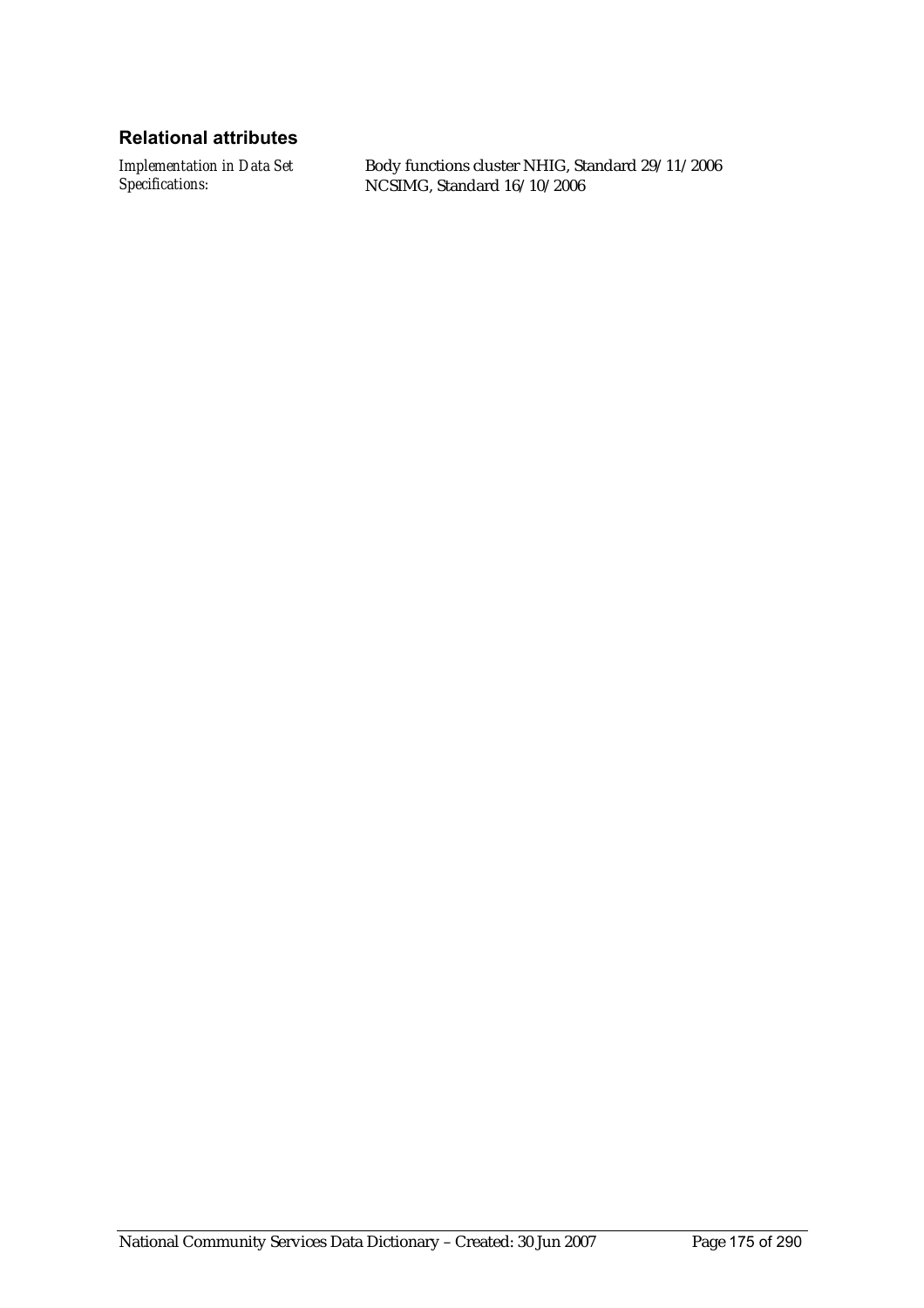### Relational attributes

*Implementation in Data Set Specifications:*

Body functions cluster NHIG, Standard 29/11/2006
NCSIMG, Standard 16/10/2006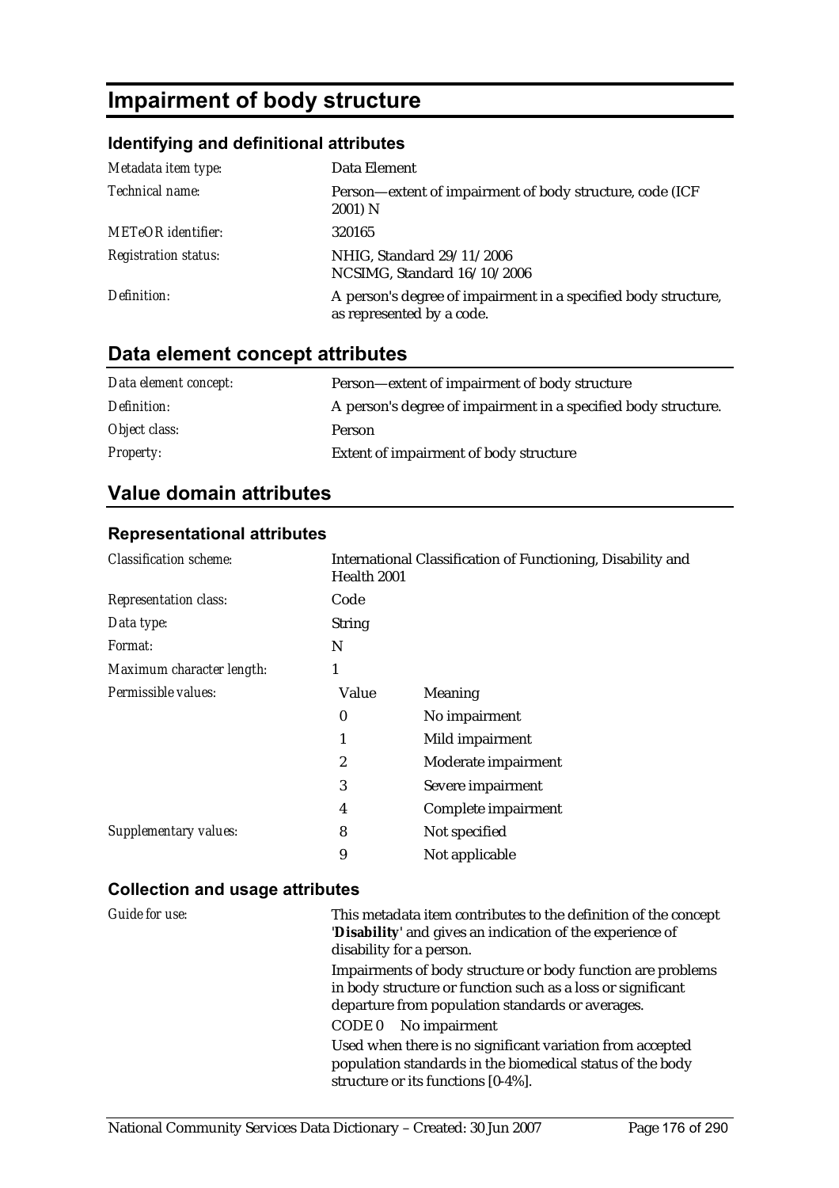# Impairment of body structure

### Identifying and definitional attributes

| | |
|---|---|
| *Metadata item type:* | Data Element |
| *Technical name:* | Person—extent of impairment of body structure, code (ICF 2001) N |
| *METeOR identifier:* | 320165 |
| *Registration status:* | NHIG, Standard 29/11/2006<br>NCSIMG, Standard 16/10/2006 |
| *Definition:* | A person's degree of impairment in a specified body structure, as represented by a code. |

## Data element concept attributes

| | |
|---|---|
| *Data element concept:* | Person—extent of impairment of body structure |
| *Definition:* | A person's degree of impairment in a specified body structure. |
| *Object class:* | Person |
| *Property:* | Extent of impairment of body structure |

## Value domain attributes

### Representational attributes

| | | |
|---|---|---|
| *Classification scheme:* | International Classification of Functioning, Disability and Health 2001 | |
| *Representation class:* | Code | |
| *Data type:* | String | |
| *Format:* | N | |
| *Maximum character length:* | 1 | |
| *Permissible values:* | Value | Meaning |
| | 0 | No impairment |
| | 1 | Mild impairment |
| | 2 | Moderate impairment |
| | 3 | Severe impairment |
| | 4 | Complete impairment |
| *Supplementary values:* | 8 | Not specified |
| | 9 | Not applicable |

### Collection and usage attributes

*Guide for use:*

This metadata item contributes to the definition of the concept '**Disability**' and gives an indication of the experience of disability for a person.

Impairments of body structure or body function are problems in body structure or function such as a loss or significant departure from population standards or averages.

CODE 0 No impairment

Used when there is no significant variation from accepted population standards in the biomedical status of the body structure or its functions [0-4%].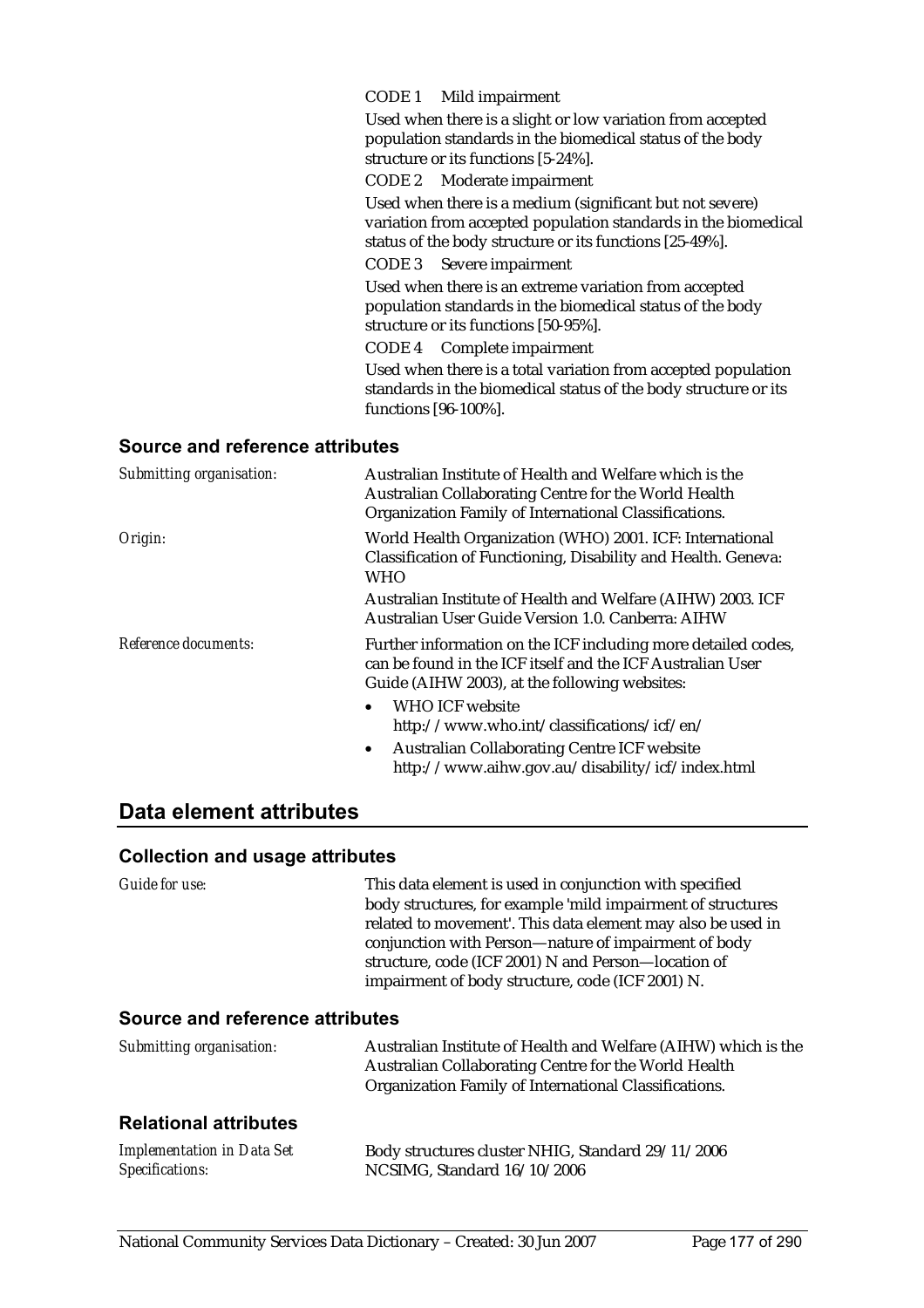CODE 1 Mild impairment

Used when there is a slight or low variation from accepted population standards in the biomedical status of the body structure or its functions [5-24%].

CODE 2 Moderate impairment

Used when there is a medium (significant but not severe) variation from accepted population standards in the biomedical status of the body structure or its functions [25-49%].

CODE 3 Severe impairment

Used when there is an extreme variation from accepted population standards in the biomedical status of the body structure or its functions [50-95%].

CODE 4 Complete impairment

Used when there is a total variation from accepted population standards in the biomedical status of the body structure or its functions [96-100%].

### Source and reference attributes

*Submitting organisation:* Australian Institute of Health and Welfare which is the Australian Collaborating Centre for the World Health Organization Family of International Classifications.

*Origin:* World Health Organization (WHO) 2001. ICF: International Classification of Functioning, Disability and Health. Geneva: WHO

Australian Institute of Health and Welfare (AIHW) 2003. ICF Australian User Guide Version 1.0. Canberra: AIHW

*Reference documents:* Further information on the ICF including more detailed codes, can be found in the ICF itself and the ICF Australian User Guide (AIHW 2003), at the following websites:

- WHO ICF website http://www.who.int/classifications/icf/en/
- Australian Collaborating Centre ICF website http://www.aihw.gov.au/disability/icf/index.html

## Data element attributes

### Collection and usage attributes

*Guide for use:* This data element is used in conjunction with specified body structures, for example 'mild impairment of structures related to movement'. This data element may also be used in conjunction with Person—nature of impairment of body structure, code (ICF 2001) N and Person—location of impairment of body structure, code (ICF 2001) N.

### Source and reference attributes

*Submitting organisation:* Australian Institute of Health and Welfare (AIHW) which is the Australian Collaborating Centre for the World Health Organization Family of International Classifications.

### Relational attributes

*Implementation in Data Set Specifications:* Body structures cluster NHIG, Standard 29/11/2006
NCSIMG, Standard 16/10/2006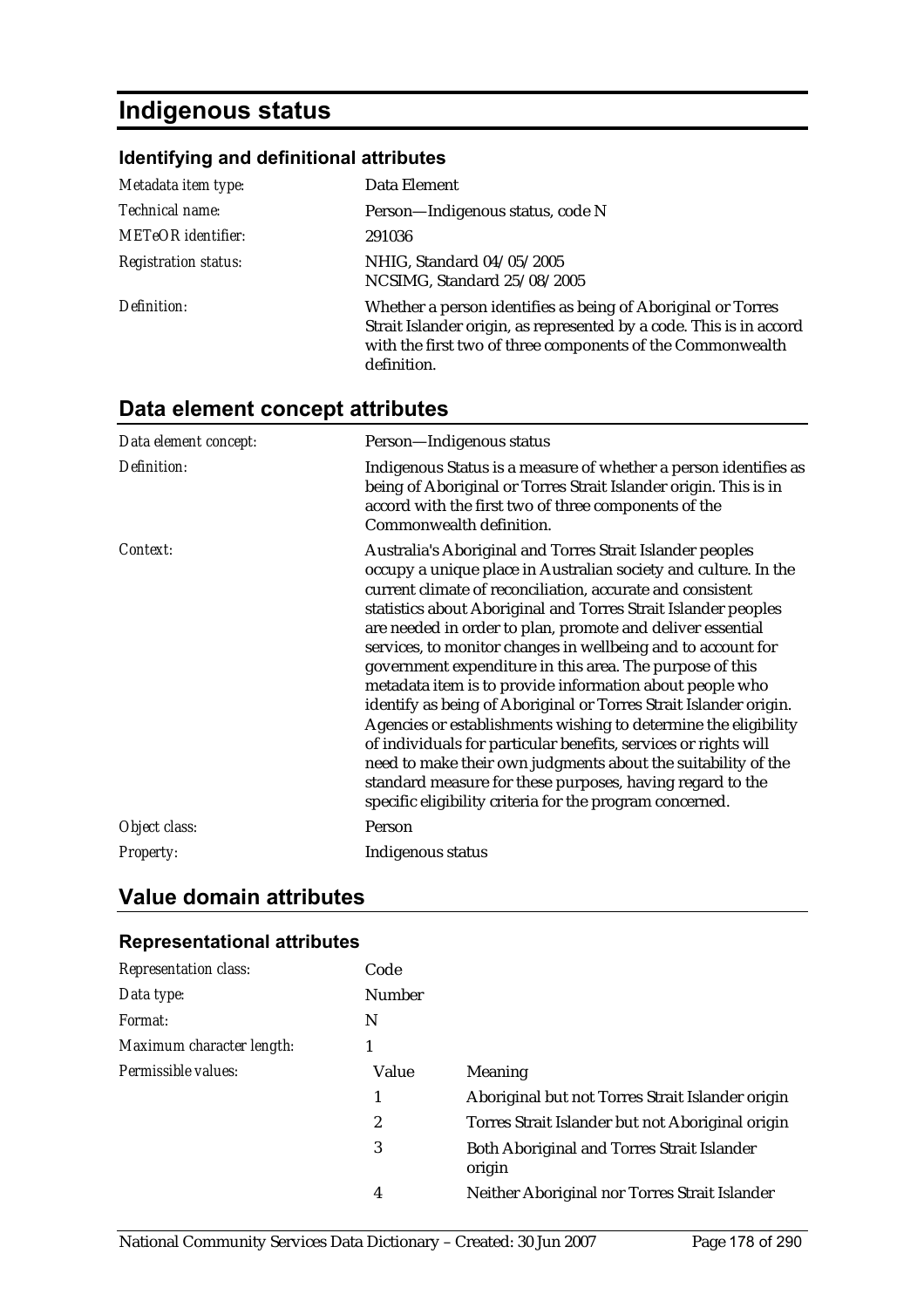# Indigenous status

### Identifying and definitional attributes

| | |
|---|---|
| *Metadata item type:* | Data Element |
| *Technical name:* | Person—Indigenous status, code N |
| *METeOR identifier:* | 291036 |
| *Registration status:* | NHIG, Standard 04/05/2005<br>NCSIMG, Standard 25/08/2005 |
| *Definition:* | Whether a person identifies as being of Aboriginal or Torres Strait Islander origin, as represented by a code. This is in accord with the first two of three components of the Commonwealth definition. |

## Data element concept attributes

| | |
|---|---|
| *Data element concept:* | Person—Indigenous status |
| *Definition:* | Indigenous Status is a measure of whether a person identifies as being of Aboriginal or Torres Strait Islander origin. This is in accord with the first two of three components of the Commonwealth definition. |
| *Context:* | Australia's Aboriginal and Torres Strait Islander peoples occupy a unique place in Australian society and culture. In the current climate of reconciliation, accurate and consistent statistics about Aboriginal and Torres Strait Islander peoples are needed in order to plan, promote and deliver essential services, to monitor changes in wellbeing and to account for government expenditure in this area. The purpose of this metadata item is to provide information about people who identify as being of Aboriginal or Torres Strait Islander origin. Agencies or establishments wishing to determine the eligibility of individuals for particular benefits, services or rights will need to make their own judgments about the suitability of the standard measure for these purposes, having regard to the specific eligibility criteria for the program concerned. |
| *Object class:* | Person |
| *Property:* | Indigenous status |

## Value domain attributes

### Representational attributes

| | | |
|---|---|---|
| *Representation class:* | Code | |
| *Data type:* | Number | |
| *Format:* | N | |
| *Maximum character length:* | 1 | |
| *Permissible values:* | Value | Meaning |
| | 1 | Aboriginal but not Torres Strait Islander origin |
| | 2 | Torres Strait Islander but not Aboriginal origin |
| | 3 | Both Aboriginal and Torres Strait Islander origin |
| | 4 | Neither Aboriginal nor Torres Strait Islander |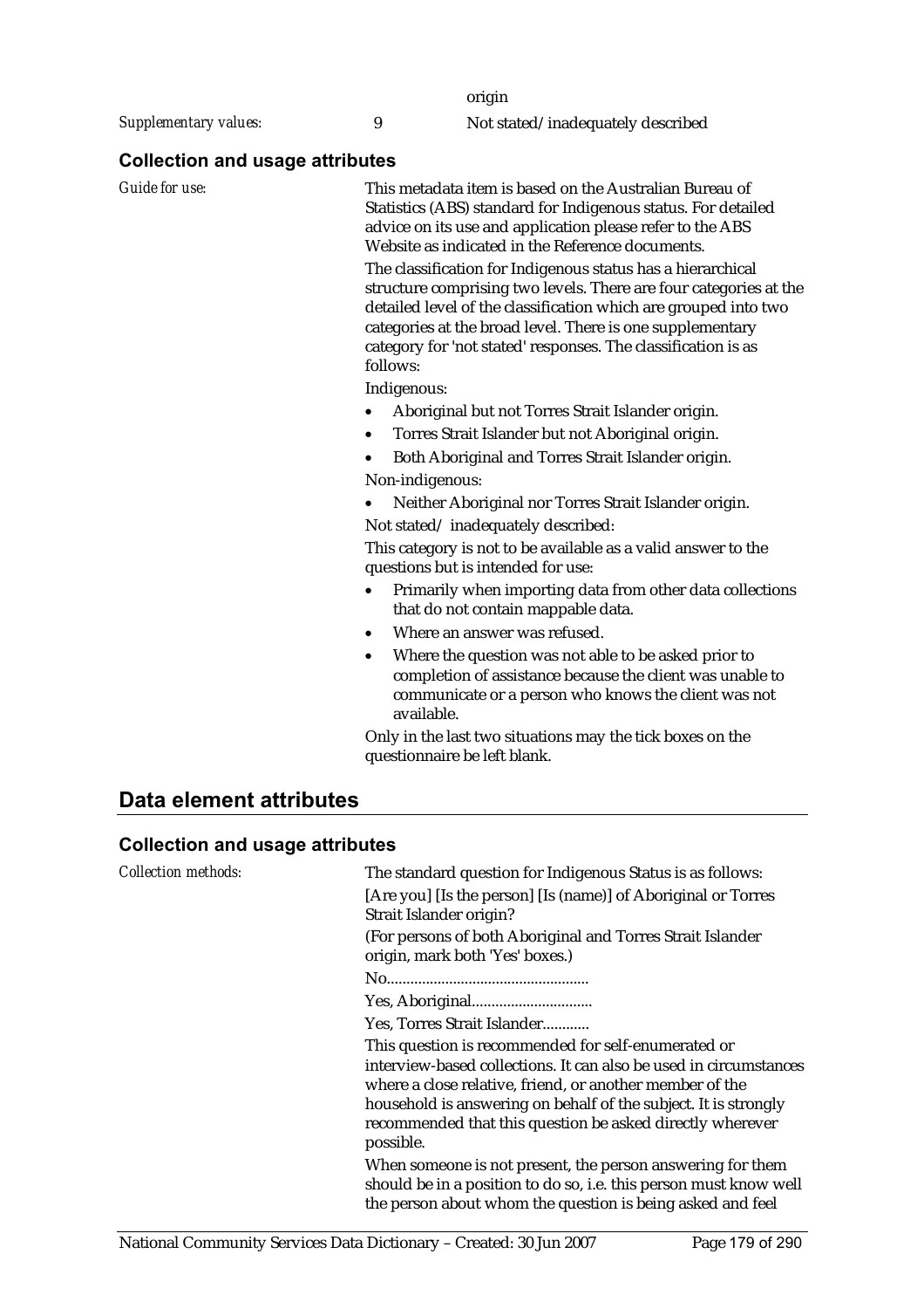origin

*Supplementary values:* 9 Not stated/inadequately described

### Collection and usage attributes

*Guide for use:*

This metadata item is based on the Australian Bureau of Statistics (ABS) standard for Indigenous status. For detailed advice on its use and application please refer to the ABS Website as indicated in the Reference documents.

The classification for Indigenous status has a hierarchical structure comprising two levels. There are four categories at the detailed level of the classification which are grouped into two categories at the broad level. There is one supplementary category for 'not stated' responses. The classification is as follows:

Indigenous:

- Aboriginal but not Torres Strait Islander origin.
- Torres Strait Islander but not Aboriginal origin.
- Both Aboriginal and Torres Strait Islander origin.

Non-indigenous:

- Neither Aboriginal nor Torres Strait Islander origin.

Not stated/ inadequately described:

This category is not to be available as a valid answer to the questions but is intended for use:

- Primarily when importing data from other data collections that do not contain mappable data.
- Where an answer was refused.
- Where the question was not able to be asked prior to completion of assistance because the client was unable to communicate or a person who knows the client was not available.

Only in the last two situations may the tick boxes on the questionnaire be left blank.

## Data element attributes

### Collection and usage attributes

*Collection methods:*

The standard question for Indigenous Status is as follows:

[Are you] [Is the person] [Is (name)] of Aboriginal or Torres Strait Islander origin?

(For persons of both Aboriginal and Torres Strait Islander origin, mark both 'Yes' boxes.)

No....................................................

Yes, Aboriginal...............................

Yes, Torres Strait Islander............

This question is recommended for self-enumerated or interview-based collections. It can also be used in circumstances where a close relative, friend, or another member of the household is answering on behalf of the subject. It is strongly recommended that this question be asked directly wherever possible.

When someone is not present, the person answering for them should be in a position to do so, i.e. this person must know well the person about whom the question is being asked and feel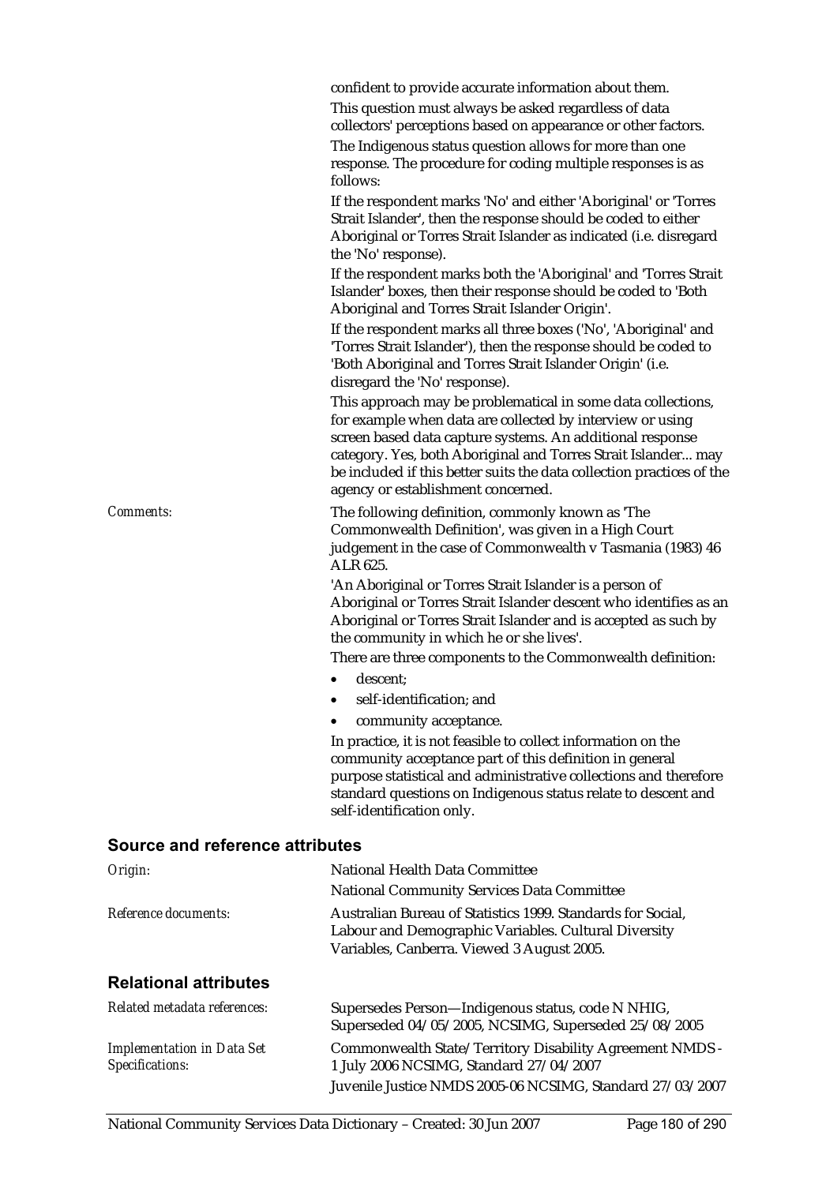confident to provide accurate information about them.

This question must always be asked regardless of data collectors' perceptions based on appearance or other factors.

The Indigenous status question allows for more than one response. The procedure for coding multiple responses is as follows:

If the respondent marks 'No' and either 'Aboriginal' or 'Torres Strait Islander', then the response should be coded to either Aboriginal or Torres Strait Islander as indicated (i.e. disregard the 'No' response).

If the respondent marks both the 'Aboriginal' and 'Torres Strait Islander' boxes, then their response should be coded to 'Both Aboriginal and Torres Strait Islander Origin'.

If the respondent marks all three boxes ('No', 'Aboriginal' and 'Torres Strait Islander'), then the response should be coded to 'Both Aboriginal and Torres Strait Islander Origin' (i.e. disregard the 'No' response).

This approach may be problematical in some data collections, for example when data are collected by interview or using screen based data capture systems. An additional response category. Yes, both Aboriginal and Torres Strait Islander... may be included if this better suits the data collection practices of the agency or establishment concerned.

*Comments:* The following definition, commonly known as 'The Commonwealth Definition', was given in a High Court judgement in the case of Commonwealth v Tasmania (1983) 46 ALR 625.

'An Aboriginal or Torres Strait Islander is a person of Aboriginal or Torres Strait Islander descent who identifies as an Aboriginal or Torres Strait Islander and is accepted as such by the community in which he or she lives'.

There are three components to the Commonwealth definition:

- descent;
- self-identification; and
- community acceptance.

In practice, it is not feasible to collect information on the community acceptance part of this definition in general purpose statistical and administrative collections and therefore standard questions on Indigenous status relate to descent and self-identification only.

## Source and reference attributes

*Origin:* National Health Data Committee

National Community Services Data Committee

*Reference documents:* Australian Bureau of Statistics 1999. Standards for Social, Labour and Demographic Variables. Cultural Diversity Variables, Canberra. Viewed 3 August 2005.

## Relational attributes

*Related metadata references:* Supersedes Person—Indigenous status, code N NHIG, Superseded 04/05/2005, NCSIMG, Superseded 25/08/2005

*Implementation in Data Set Specifications:* Commonwealth State/Territory Disability Agreement NMDS - 1 July 2006 NCSIMG, Standard 27/04/2007

Juvenile Justice NMDS 2005-06 NCSIMG, Standard 27/03/2007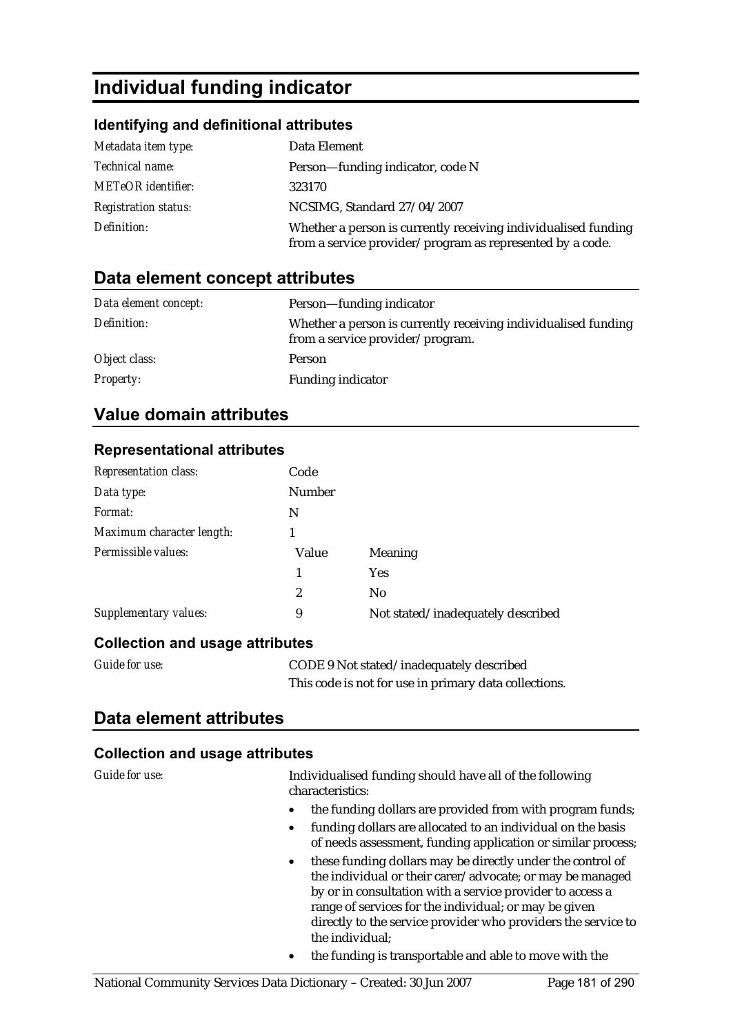# Individual funding indicator

### Identifying and definitional attributes

| | |
|---|---|
| *Metadata item type:* | Data Element |
| *Technical name:* | Person—funding indicator, code N |
| *METeOR identifier:* | 323170 |
| *Registration status:* | NCSIMG, Standard 27/04/2007 |
| *Definition:* | Whether a person is currently receiving individualised funding from a service provider/program as represented by a code. |

## Data element concept attributes

| | |
|---|---|
| *Data element concept:* | Person—funding indicator |
| *Definition:* | Whether a person is currently receiving individualised funding from a service provider/program. |
| *Object class:* | Person |
| *Property:* | Funding indicator |

## Value domain attributes

### Representational attributes

| | | |
|---|---|---|
| *Representation class:* | Code | |
| *Data type:* | Number | |
| *Format:* | N | |
| *Maximum character length:* | 1 | |
| *Permissible values:* | Value | Meaning |
| | 1 | Yes |
| | 2 | No |
| *Supplementary values:* | 9 | Not stated/inadequately described |

### Collection and usage attributes

*Guide for use:* CODE 9 Not stated/inadequately described

This code is not for use in primary data collections.

## Data element attributes

### Collection and usage attributes

*Guide for use:* Individualised funding should have all of the following characteristics:

- the funding dollars are provided from with program funds;
- funding dollars are allocated to an individual on the basis of needs assessment, funding application or similar process;
- these funding dollars may be directly under the control of the individual or their carer/advocate; or may be managed by or in consultation with a service provider to access a range of services for the individual; or may be given directly to the service provider who providers the service to the individual;
- the funding is transportable and able to move with the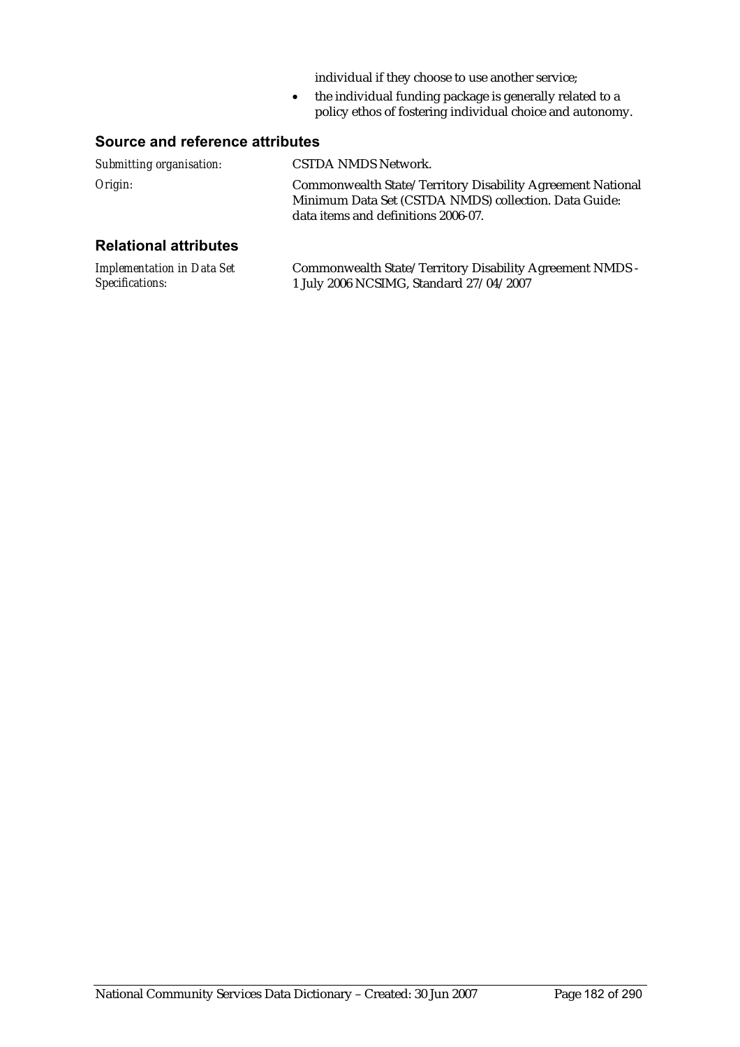individual if they choose to use another service;

- the individual funding package is generally related to a policy ethos of fostering individual choice and autonomy.

## Source and reference attributes

*Submitting organisation:* CSTDA NMDS Network.

*Origin:* Commonwealth State/Territory Disability Agreement National Minimum Data Set (CSTDA NMDS) collection. Data Guide: data items and definitions 2006-07.

## Relational attributes

*Implementation in Data Set Specifications:* Commonwealth State/Territory Disability Agreement NMDS - 1 July 2006 NCSIMG, Standard 27/04/2007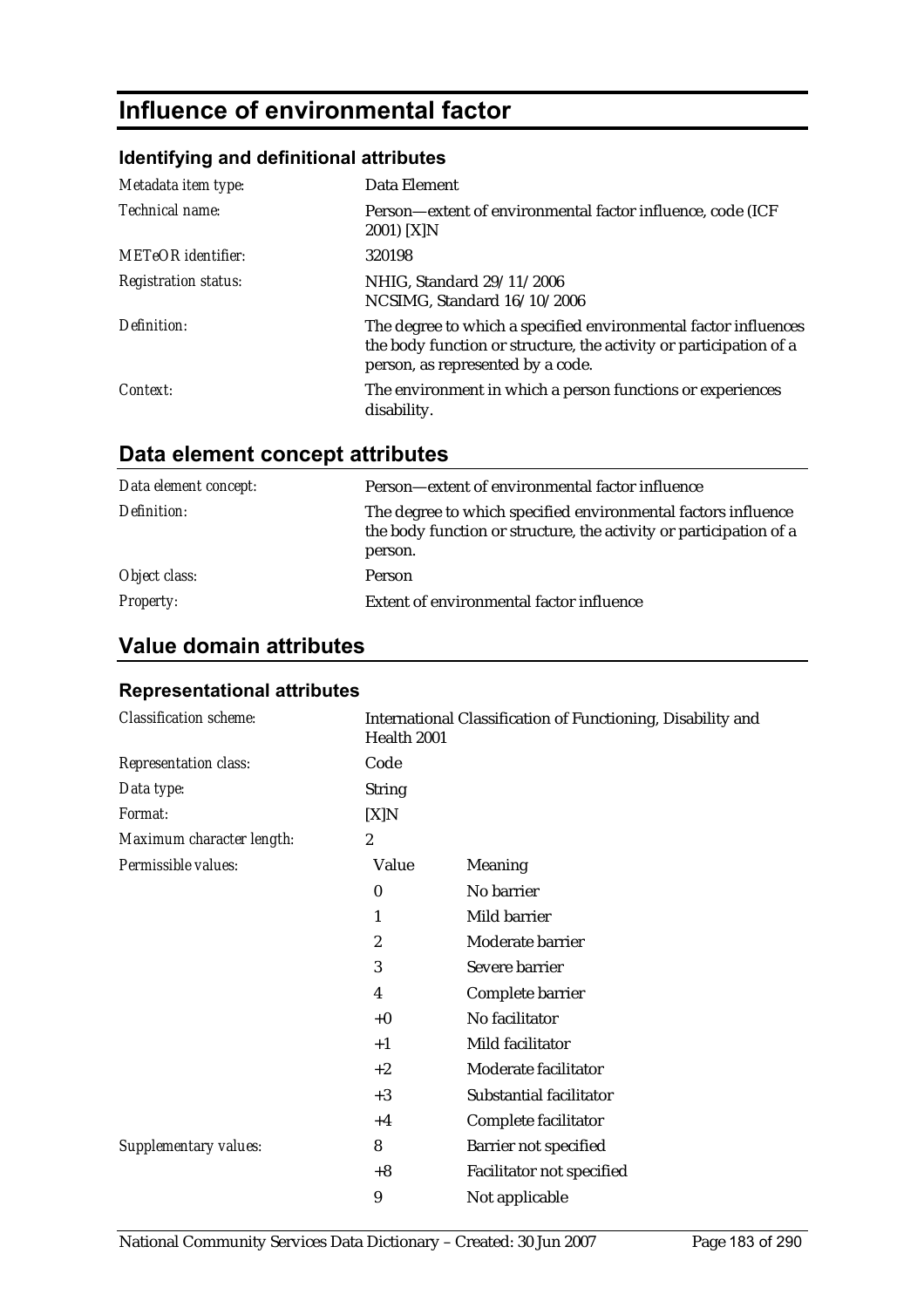# Influence of environmental factor

### Identifying and definitional attributes

| | |
|---|---|
| *Metadata item type:* | Data Element |
| *Technical name:* | Person—extent of environmental factor influence, code (ICF 2001) [X]N |
| *METeOR identifier:* | 320198 |
| *Registration status:* | NHIG, Standard 29/11/2006<br>NCSIMG, Standard 16/10/2006 |
| *Definition:* | The degree to which a specified environmental factor influences the body function or structure, the activity or participation of a person, as represented by a code. |
| *Context:* | The environment in which a person functions or experiences disability. |

## Data element concept attributes

| | |
|---|---|
| *Data element concept:* | Person—extent of environmental factor influence |
| *Definition:* | The degree to which specified environmental factors influence the body function or structure, the activity or participation of a person. |
| *Object class:* | Person |
| *Property:* | Extent of environmental factor influence |

## Value domain attributes

### Representational attributes

| | | |
|---|---|---|
| *Classification scheme:* | International Classification of Functioning, Disability and Health 2001 | |
| *Representation class:* | Code | |
| *Data type:* | String | |
| *Format:* | [X]N | |
| *Maximum character length:* | 2 | |
| *Permissible values:* | **Value** | **Meaning** |
| | 0 | No barrier |
| | 1 | Mild barrier |
| | 2 | Moderate barrier |
| | 3 | Severe barrier |
| | 4 | Complete barrier |
| | +0 | No facilitator |
| | +1 | Mild facilitator |
| | +2 | Moderate facilitator |
| | +3 | Substantial facilitator |
| | +4 | Complete facilitator |
| *Supplementary values:* | 8 | Barrier not specified |
| | +8 | Facilitator not specified |
| | 9 | Not applicable |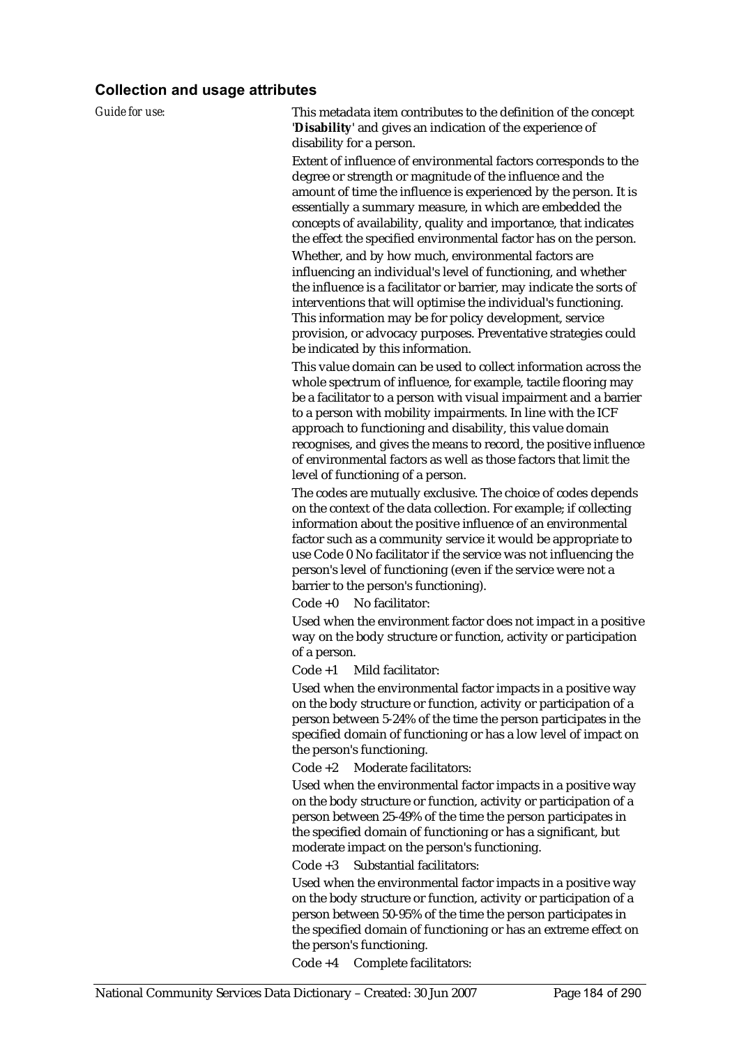## Collection and usage attributes

*Guide for use:*

This metadata item contributes to the definition of the concept '**Disability**' and gives an indication of the experience of disability for a person.

Extent of influence of environmental factors corresponds to the degree or strength or magnitude of the influence and the amount of time the influence is experienced by the person. It is essentially a summary measure, in which are embedded the concepts of availability, quality and importance, that indicates the effect the specified environmental factor has on the person.

Whether, and by how much, environmental factors are influencing an individual's level of functioning, and whether the influence is a facilitator or barrier, may indicate the sorts of interventions that will optimise the individual's functioning. This information may be for policy development, service provision, or advocacy purposes. Preventative strategies could be indicated by this information.

This value domain can be used to collect information across the whole spectrum of influence, for example, tactile flooring may be a facilitator to a person with visual impairment and a barrier to a person with mobility impairments. In line with the ICF approach to functioning and disability, this value domain recognises, and gives the means to record, the positive influence of environmental factors as well as those factors that limit the level of functioning of a person.

The codes are mutually exclusive. The choice of codes depends on the context of the data collection. For example; if collecting information about the positive influence of an environmental factor such as a community service it would be appropriate to use Code 0 No facilitator if the service was not influencing the person's level of functioning (even if the service were not a barrier to the person's functioning).

Code +0 No facilitator:

Used when the environment factor does not impact in a positive way on the body structure or function, activity or participation of a person.

Code +1 Mild facilitator:

Used when the environmental factor impacts in a positive way on the body structure or function, activity or participation of a person between 5-24% of the time the person participates in the specified domain of functioning or has a low level of impact on the person's functioning.

Code +2 Moderate facilitators:

Used when the environmental factor impacts in a positive way on the body structure or function, activity or participation of a person between 25-49% of the time the person participates in the specified domain of functioning or has a significant, but moderate impact on the person's functioning.

Code +3 Substantial facilitators:

Used when the environmental factor impacts in a positive way on the body structure or function, activity or participation of a person between 50-95% of the time the person participates in the specified domain of functioning or has an extreme effect on the person's functioning.

Code +4 Complete facilitators: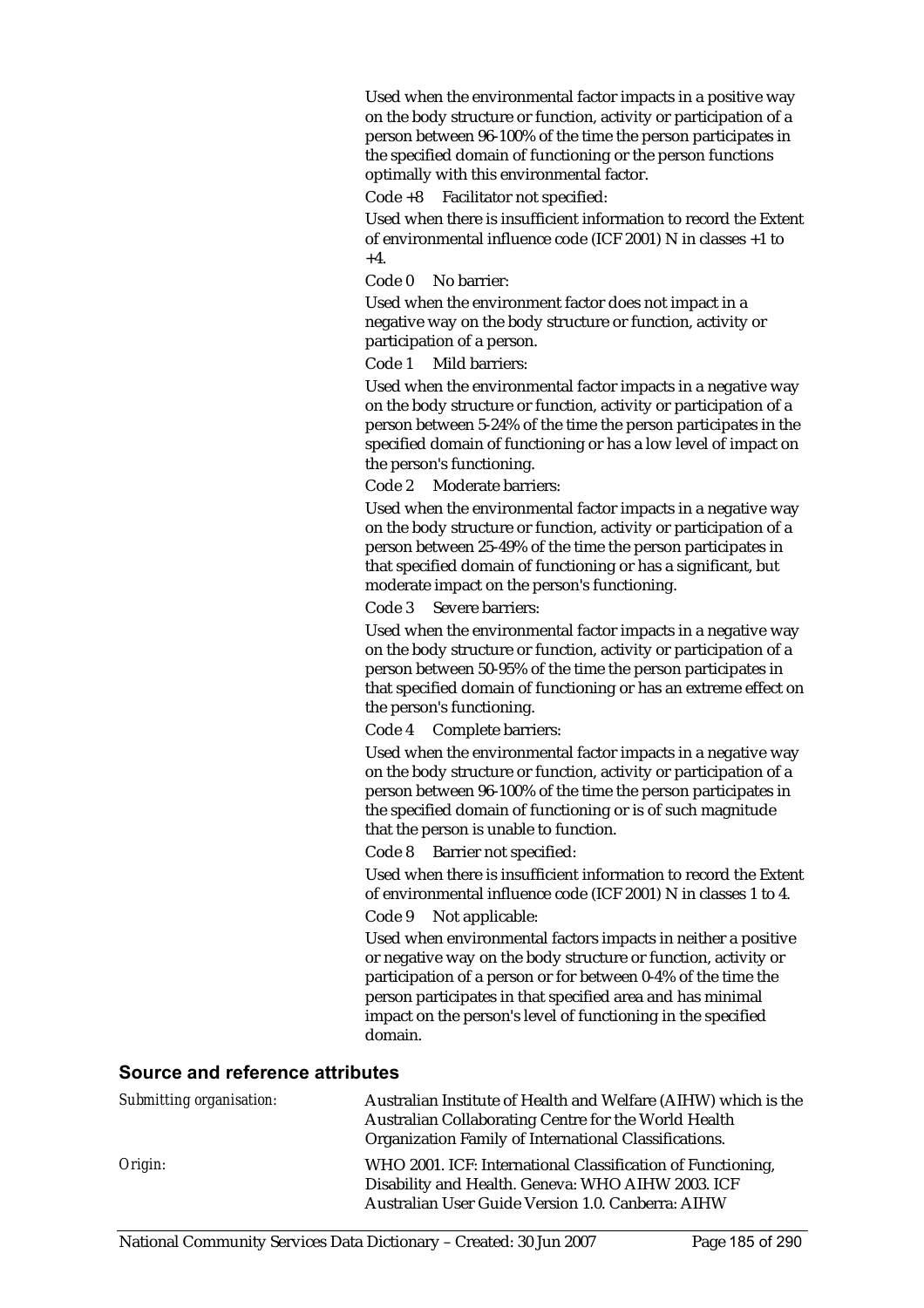Used when the environmental factor impacts in a positive way on the body structure or function, activity or participation of a person between 96-100% of the time the person participates in the specified domain of functioning or the person functions optimally with this environmental factor.

Code +8 Facilitator not specified:

Used when there is insufficient information to record the Extent of environmental influence code (ICF 2001) N in classes +1 to +4.

Code 0 No barrier:

Used when the environment factor does not impact in a negative way on the body structure or function, activity or participation of a person.

Code 1 Mild barriers:

Used when the environmental factor impacts in a negative way on the body structure or function, activity or participation of a person between 5-24% of the time the person participates in the specified domain of functioning or has a low level of impact on the person's functioning.

Code 2 Moderate barriers:

Used when the environmental factor impacts in a negative way on the body structure or function, activity or participation of a person between 25-49% of the time the person participates in that specified domain of functioning or has a significant, but moderate impact on the person's functioning.

Code 3 Severe barriers:

Used when the environmental factor impacts in a negative way on the body structure or function, activity or participation of a person between 50-95% of the time the person participates in that specified domain of functioning or has an extreme effect on the person's functioning.

Code 4 Complete barriers:

Used when the environmental factor impacts in a negative way on the body structure or function, activity or participation of a person between 96-100% of the time the person participates in the specified domain of functioning or is of such magnitude that the person is unable to function.

Code 8 Barrier not specified:

Used when there is insufficient information to record the Extent of environmental influence code (ICF 2001) N in classes 1 to 4.

Code 9 Not applicable:

Used when environmental factors impacts in neither a positive or negative way on the body structure or function, activity or participation of a person or for between 0-4% of the time the person participates in that specified area and has minimal impact on the person's level of functioning in the specified domain.

## Source and reference attributes

*Submitting organisation:* Australian Institute of Health and Welfare (AIHW) which is the Australian Collaborating Centre for the World Health Organization Family of International Classifications.

*Origin:* WHO 2001. ICF: International Classification of Functioning, Disability and Health. Geneva: WHO AIHW 2003. ICF Australian User Guide Version 1.0. Canberra: AIHW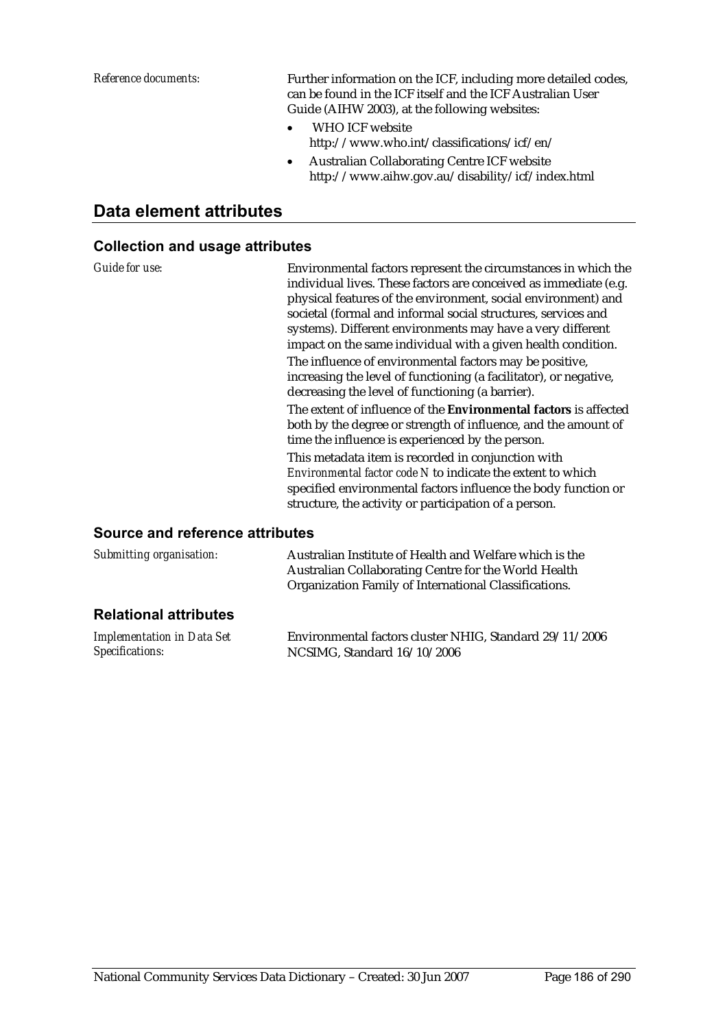*Reference documents:* Further information on the ICF, including more detailed codes, can be found in the ICF itself and the ICF Australian User Guide (AIHW 2003), at the following websites:

- WHO ICF website http://www.who.int/classifications/icf/en/
- Australian Collaborating Centre ICF website http://www.aihw.gov.au/disability/icf/index.html

## Data element attributes

### Collection and usage attributes

*Guide for use:* Environmental factors represent the circumstances in which the individual lives. These factors are conceived as immediate (e.g. physical features of the environment, social environment) and societal (formal and informal social structures, services and systems). Different environments may have a very different impact on the same individual with a given health condition.

The influence of environmental factors may be positive, increasing the level of functioning (a facilitator), or negative, decreasing the level of functioning (a barrier).

The extent of influence of the **Environmental factors** is affected both by the degree or strength of influence, and the amount of time the influence is experienced by the person.

This metadata item is recorded in conjunction with *Environmental factor code N* to indicate the extent to which specified environmental factors influence the body function or structure, the activity or participation of a person.

### Source and reference attributes

*Submitting organisation:* Australian Institute of Health and Welfare which is the Australian Collaborating Centre for the World Health Organization Family of International Classifications.

### Relational attributes

*Implementation in Data Set Specifications:* Environmental factors cluster NHIG, Standard 29/11/2006
NCSIMG, Standard 16/10/2006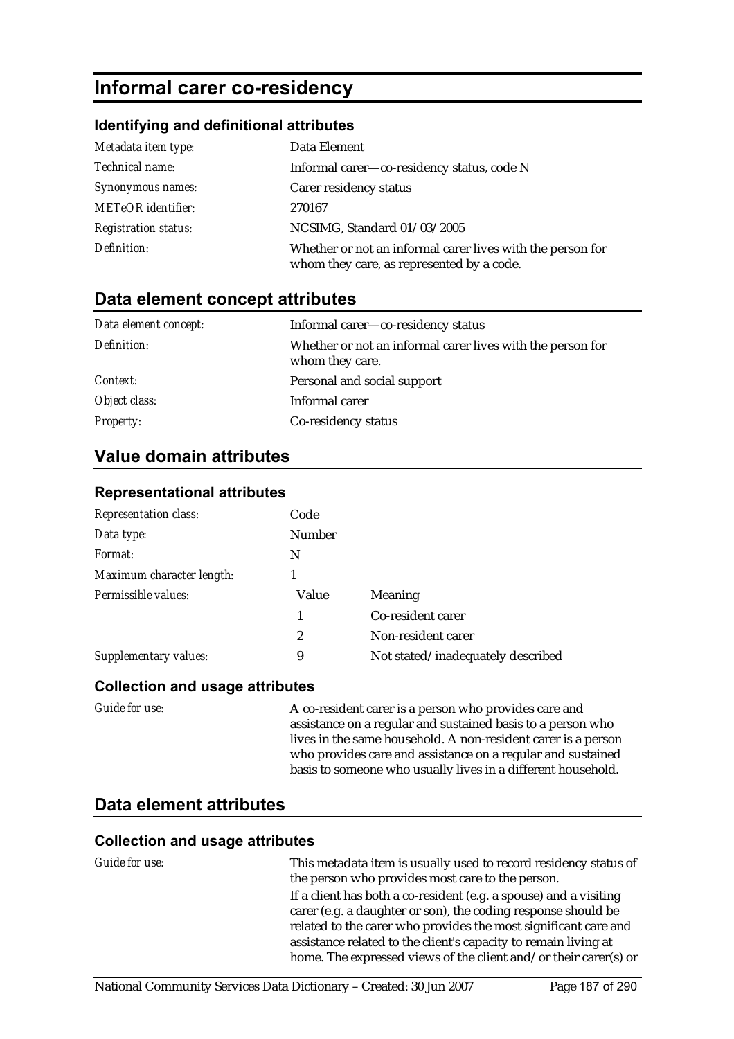# Informal carer co-residency

### Identifying and definitional attributes

| | |
|---|---|
| *Metadata item type:* | Data Element |
| *Technical name:* | Informal carer—co-residency status, code N |
| *Synonymous names:* | Carer residency status |
| *METeOR identifier:* | 270167 |
| *Registration status:* | NCSIMG, Standard 01/03/2005 |
| *Definition:* | Whether or not an informal carer lives with the person for whom they care, as represented by a code. |

## Data element concept attributes

| | |
|---|---|
| *Data element concept:* | Informal carer—co-residency status |
| *Definition:* | Whether or not an informal carer lives with the person for whom they care. |
| *Context:* | Personal and social support |
| *Object class:* | Informal carer |
| *Property:* | Co-residency status |

## Value domain attributes

### Representational attributes

| | | |
|---|---|---|
| *Representation class:* | Code | |
| *Data type:* | Number | |
| *Format:* | N | |
| *Maximum character length:* | 1 | |
| *Permissible values:* | Value | Meaning |
| | 1 | Co-resident carer |
| | 2 | Non-resident carer |
| *Supplementary values:* | 9 | Not stated/inadequately described |

### Collection and usage attributes

*Guide for use:* A co-resident carer is a person who provides care and assistance on a regular and sustained basis to a person who lives in the same household. A non-resident carer is a person who provides care and assistance on a regular and sustained basis to someone who usually lives in a different household.

## Data element attributes

### Collection and usage attributes

*Guide for use:* This metadata item is usually used to record residency status of the person who provides most care to the person.

If a client has both a co-resident (e.g. a spouse) and a visiting carer (e.g. a daughter or son), the coding response should be related to the carer who provides the most significant care and assistance related to the client's capacity to remain living at home. The expressed views of the client and/or their carer(s) or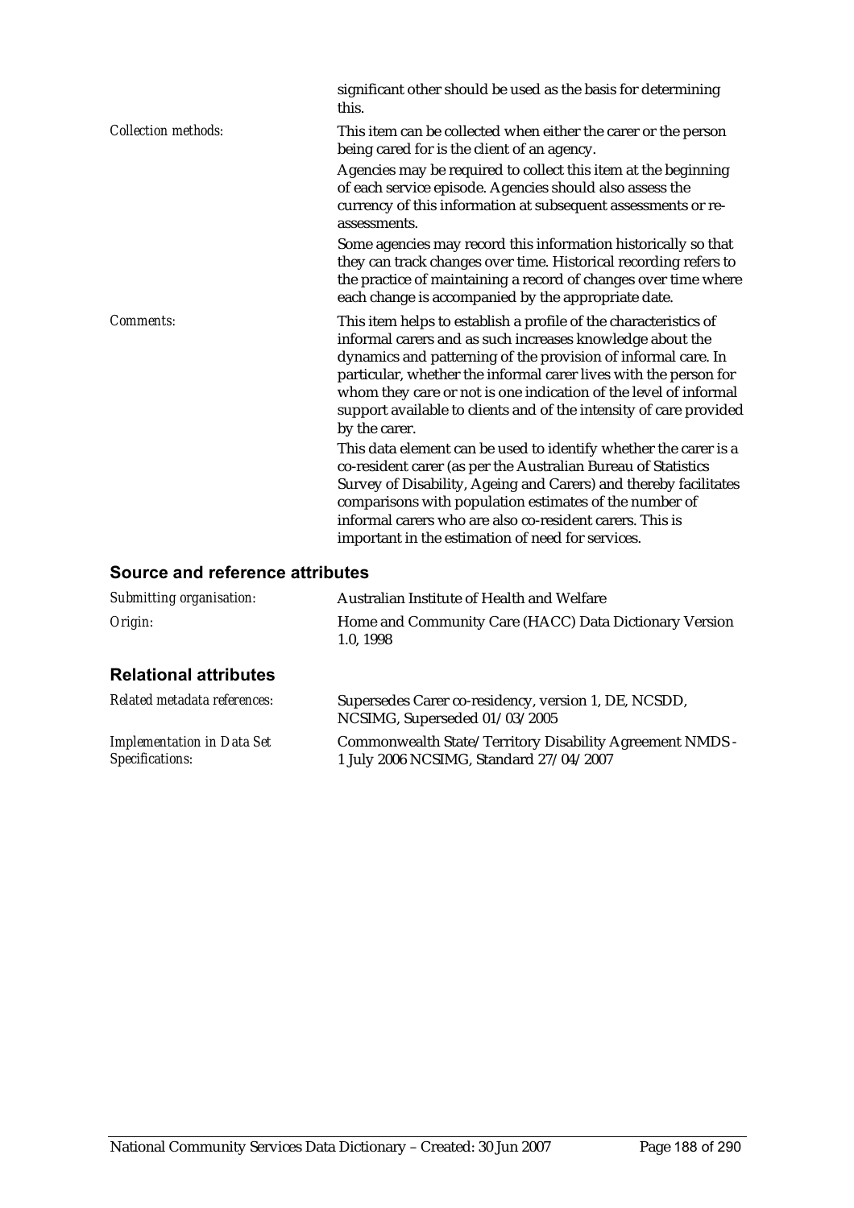significant other should be used as the basis for determining this.

*Collection methods:* This item can be collected when either the carer or the person being cared for is the client of an agency.

Agencies may be required to collect this item at the beginning of each service episode. Agencies should also assess the currency of this information at subsequent assessments or re-assessments.

Some agencies may record this information historically so that they can track changes over time. Historical recording refers to the practice of maintaining a record of changes over time where each change is accompanied by the appropriate date.

*Comments:* This item helps to establish a profile of the characteristics of informal carers and as such increases knowledge about the dynamics and patterning of the provision of informal care. In particular, whether the informal carer lives with the person for whom they care or not is one indication of the level of informal support available to clients and of the intensity of care provided by the carer.

This data element can be used to identify whether the carer is a co-resident carer (as per the Australian Bureau of Statistics Survey of Disability, Ageing and Carers) and thereby facilitates comparisons with population estimates of the number of informal carers who are also co-resident carers. This is important in the estimation of need for services.

## Source and reference attributes

*Submitting organisation:* Australian Institute of Health and Welfare

*Origin:* Home and Community Care (HACC) Data Dictionary Version 1.0, 1998

## Relational attributes

*Related metadata references:* Supersedes Carer co-residency, version 1, DE, NCSDD, NCSIMG, Superseded 01/03/2005

*Implementation in Data Set Specifications:* Commonwealth State/Territory Disability Agreement NMDS - 1 July 2006 NCSIMG, Standard 27/04/2007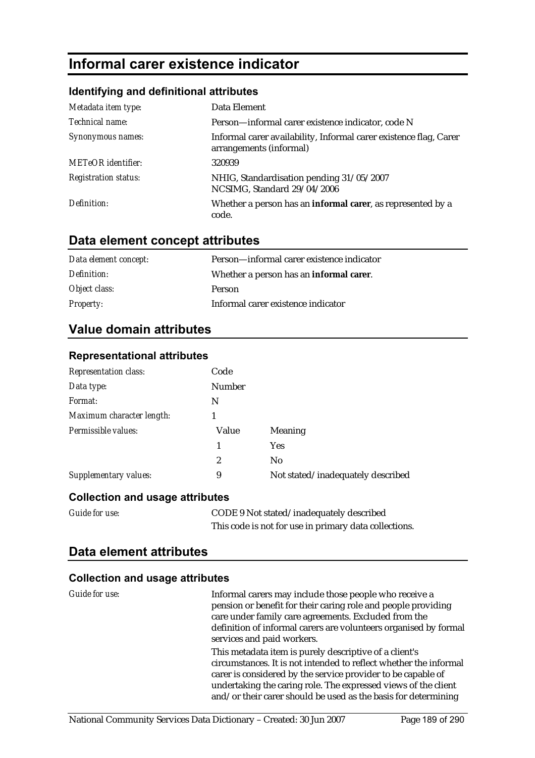# Informal carer existence indicator

### Identifying and definitional attributes

| | |
|---|---|
| *Metadata item type:* | Data Element |
| *Technical name:* | Person—informal carer existence indicator, code N |
| *Synonymous names:* | Informal carer availability, Informal carer existence flag, Carer arrangements (informal) |
| *METeOR identifier:* | 320939 |
| *Registration status:* | NHIG, Standardisation pending 31/05/2007<br>NCSIMG, Standard 29/04/2006 |
| *Definition:* | Whether a person has an **informal carer**, as represented by a code. |

## Data element concept attributes

| | |
|---|---|
| *Data element concept:* | Person—informal carer existence indicator |
| *Definition:* | Whether a person has an **informal carer**. |
| *Object class:* | Person |
| *Property:* | Informal carer existence indicator |

## Value domain attributes

### Representational attributes

| | | |
|---|---|---|
| *Representation class:* | Code | |
| *Data type:* | Number | |
| *Format:* | N | |
| *Maximum character length:* | 1 | |
| *Permissible values:* | Value | Meaning |
| | 1 | Yes |
| | 2 | No |
| *Supplementary values:* | 9 | Not stated/inadequately described |

### Collection and usage attributes

| | |
|---|---|
| *Guide for use:* | CODE 9 Not stated/inadequately described<br>This code is not for use in primary data collections. |

## Data element attributes

### Collection and usage attributes

*Guide for use:*

Informal carers may include those people who receive a pension or benefit for their caring role and people providing care under family care agreements. Excluded from the definition of informal carers are volunteers organised by formal services and paid workers.

This metadata item is purely descriptive of a client's circumstances. It is not intended to reflect whether the informal carer is considered by the service provider to be capable of undertaking the caring role. The expressed views of the client and/or their carer should be used as the basis for determining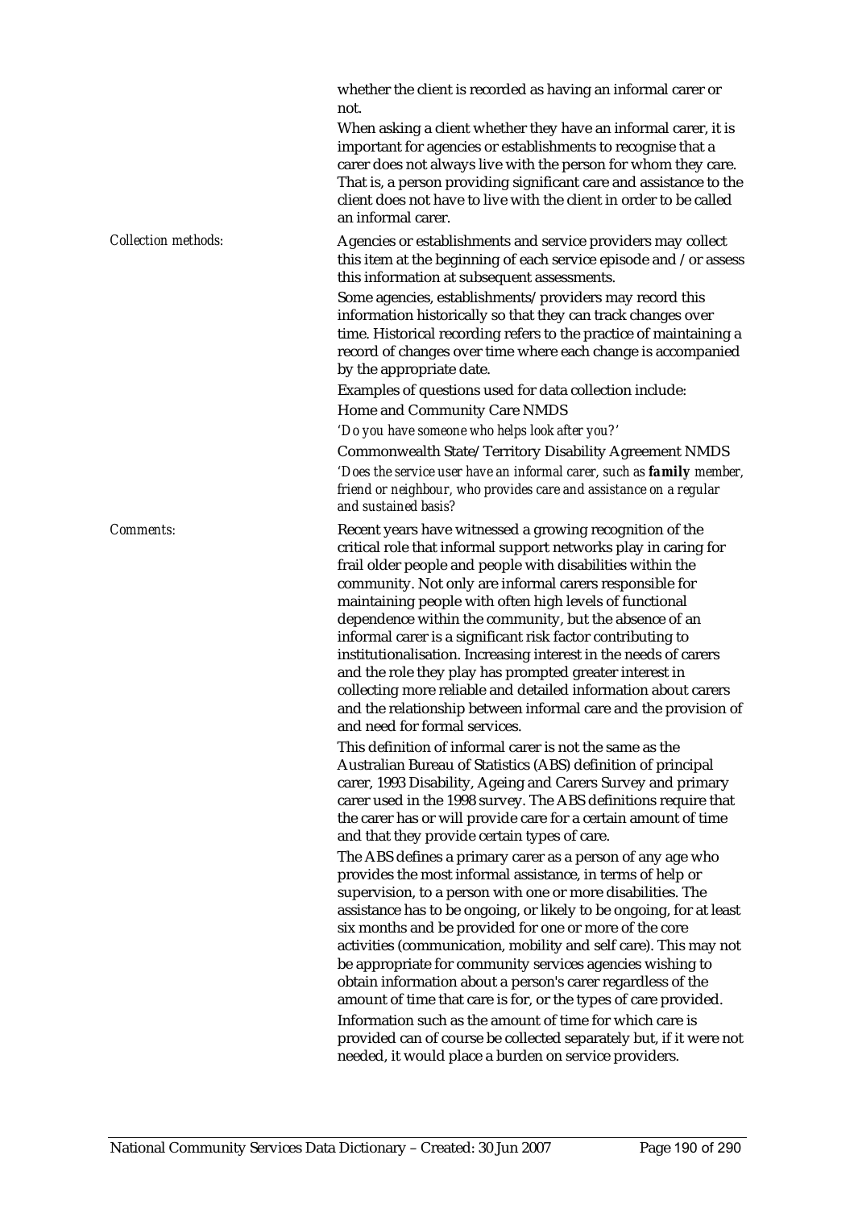whether the client is recorded as having an informal carer or not.

When asking a client whether they have an informal carer, it is important for agencies or establishments to recognise that a carer does not always live with the person for whom they care. That is, a person providing significant care and assistance to the client does not have to live with the client in order to be called an informal carer.

*Collection methods:*

Agencies or establishments and service providers may collect this item at the beginning of each service episode and /or assess this information at subsequent assessments.

Some agencies, establishments/providers may record this information historically so that they can track changes over time. Historical recording refers to the practice of maintaining a record of changes over time where each change is accompanied by the appropriate date.

Examples of questions used for data collection include:

Home and Community Care NMDS

*'Do you have someone who helps look after you?'*

Commonwealth State/Territory Disability Agreement NMDS

*'Does the service user have an informal carer, such as **family** member, friend or neighbour, who provides care and assistance on a regular and sustained basis?*

*Comments:*

Recent years have witnessed a growing recognition of the critical role that informal support networks play in caring for frail older people and people with disabilities within the community. Not only are informal carers responsible for maintaining people with often high levels of functional dependence within the community, but the absence of an informal carer is a significant risk factor contributing to institutionalisation. Increasing interest in the needs of carers and the role they play has prompted greater interest in collecting more reliable and detailed information about carers and the relationship between informal care and the provision of and need for formal services.

This definition of informal carer is not the same as the Australian Bureau of Statistics (ABS) definition of principal carer, 1993 Disability, Ageing and Carers Survey and primary carer used in the 1998 survey. The ABS definitions require that the carer has or will provide care for a certain amount of time and that they provide certain types of care.

The ABS defines a primary carer as a person of any age who provides the most informal assistance, in terms of help or supervision, to a person with one or more disabilities. The assistance has to be ongoing, or likely to be ongoing, for at least six months and be provided for one or more of the core activities (communication, mobility and self care). This may not be appropriate for community services agencies wishing to obtain information about a person's carer regardless of the amount of time that care is for, or the types of care provided.

Information such as the amount of time for which care is provided can of course be collected separately but, if it were not needed, it would place a burden on service providers.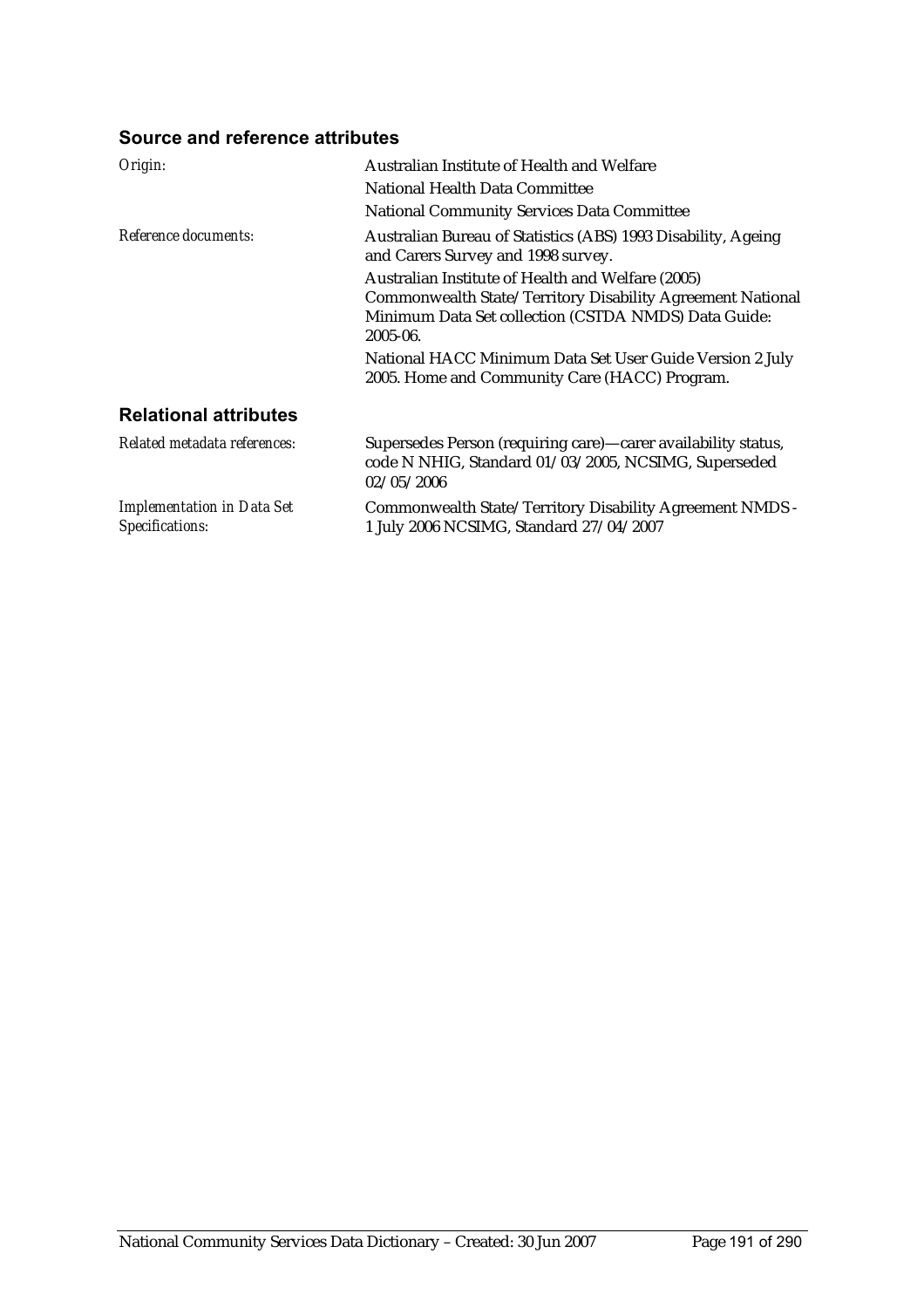### Source and reference attributes

*Origin:*

Australian Institute of Health and Welfare

National Health Data Committee

National Community Services Data Committee

*Reference documents:*

Australian Bureau of Statistics (ABS) 1993 Disability, Ageing and Carers Survey and 1998 survey.

Australian Institute of Health and Welfare (2005) Commonwealth State/Territory Disability Agreement National Minimum Data Set collection (CSTDA NMDS) Data Guide: 2005-06.

National HACC Minimum Data Set User Guide Version 2 July 2005. Home and Community Care (HACC) Program.

### Relational attributes

*Related metadata references:*

Supersedes Person (requiring care)—carer availability status, code N NHIG, Standard 01/03/2005, NCSIMG, Superseded 02/05/2006

*Implementation in Data Set Specifications:*

Commonwealth State/Territory Disability Agreement NMDS - 1 July 2006 NCSIMG, Standard 27/04/2007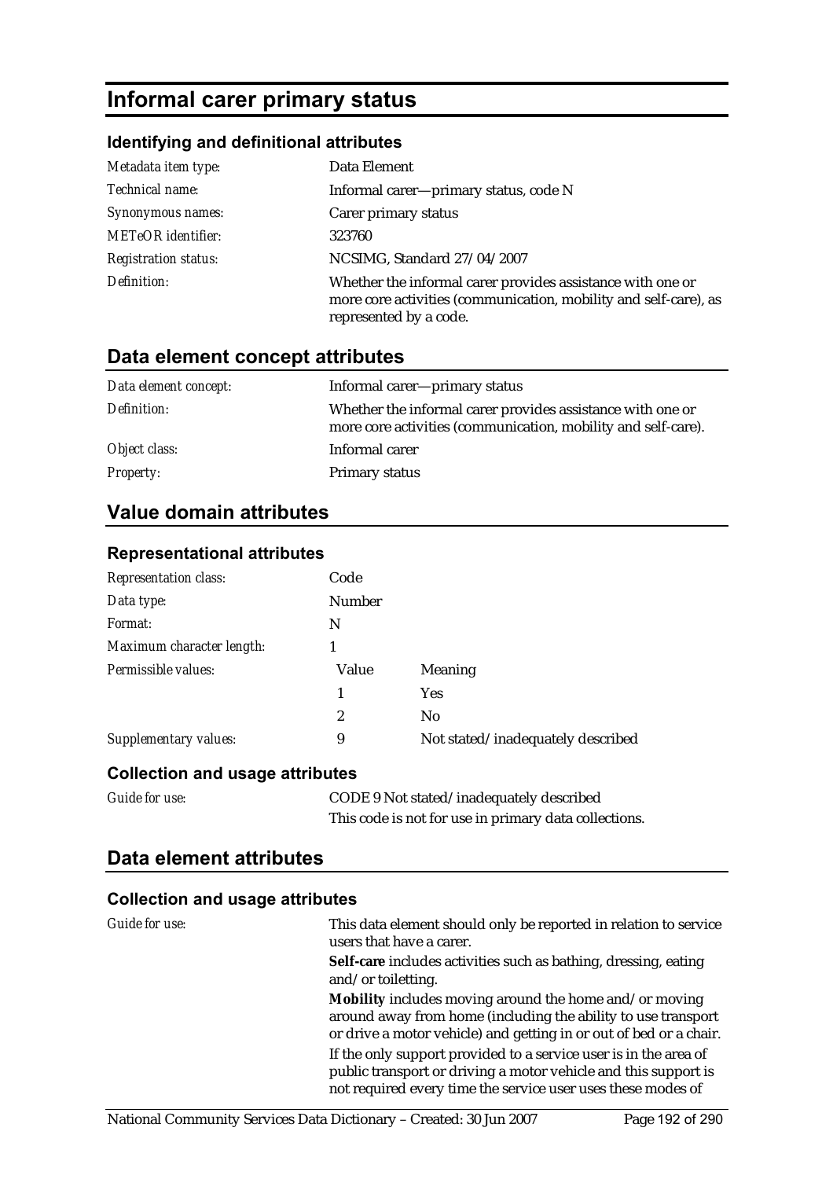# Informal carer primary status

### Identifying and definitional attributes

| | |
|---|---|
| *Metadata item type:* | Data Element |
| *Technical name:* | Informal carer—primary status, code N |
| *Synonymous names:* | Carer primary status |
| *METeOR identifier:* | 323760 |
| *Registration status:* | NCSIMG, Standard 27/04/2007 |
| *Definition:* | Whether the informal carer provides assistance with one or more core activities (communication, mobility and self-care), as represented by a code. |

## Data element concept attributes

| | |
|---|---|
| *Data element concept:* | Informal carer—primary status |
| *Definition:* | Whether the informal carer provides assistance with one or more core activities (communication, mobility and self-care). |
| *Object class:* | Informal carer |
| *Property:* | Primary status |

## Value domain attributes

### Representational attributes

| | | |
|---|---|---|
| *Representation class:* | Code | |
| *Data type:* | Number | |
| *Format:* | N | |
| *Maximum character length:* | 1 | |
| *Permissible values:* | Value | Meaning |
| | 1 | Yes |
| | 2 | No |
| *Supplementary values:* | 9 | Not stated/inadequately described |

### Collection and usage attributes

*Guide for use:* CODE 9 Not stated/inadequately described

This code is not for use in primary data collections.

## Data element attributes

### Collection and usage attributes

*Guide for use:* This data element should only be reported in relation to service users that have a carer.

**Self-care** includes activities such as bathing, dressing, eating and/or toiletting.

**Mobility** includes moving around the home and/or moving around away from home (including the ability to use transport or drive a motor vehicle) and getting in or out of bed or a chair.

If the only support provided to a service user is in the area of public transport or driving a motor vehicle and this support is not required every time the service user uses these modes of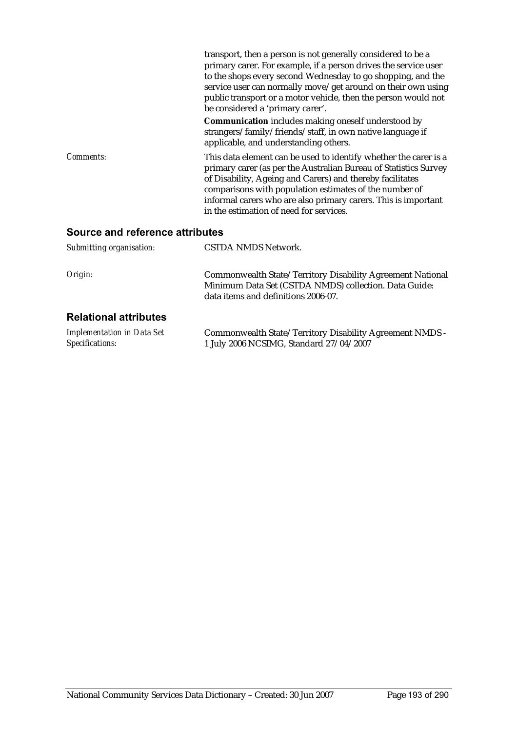transport, then a person is not generally considered to be a primary carer. For example, if a person drives the service user to the shops every second Wednesday to go shopping, and the service user can normally move/get around on their own using public transport or a motor vehicle, then the person would not be considered a 'primary carer'.

**Communication** includes making oneself understood by strangers/family/friends/staff, in own native language if applicable, and understanding others.

*Comments:* This data element can be used to identify whether the carer is a primary carer (as per the Australian Bureau of Statistics Survey of Disability, Ageing and Carers) and thereby facilitates comparisons with population estimates of the number of informal carers who are also primary carers. This is important in the estimation of need for services.

## Source and reference attributes

*Submitting organisation:* CSTDA NMDS Network.

*Origin:* Commonwealth State/Territory Disability Agreement National Minimum Data Set (CSTDA NMDS) collection. Data Guide: data items and definitions 2006-07.

## Relational attributes

*Implementation in Data Set Specifications:* Commonwealth State/Territory Disability Agreement NMDS - 1 July 2006 NCSIMG, Standard 27/04/2007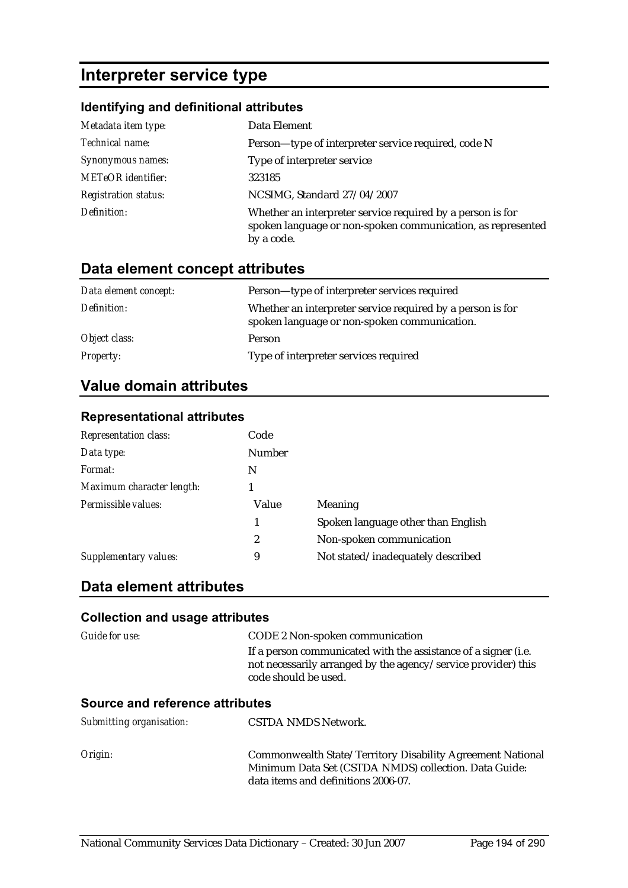# Interpreter service type

### Identifying and definitional attributes

| | |
|---|---|
| *Metadata item type:* | Data Element |
| *Technical name:* | Person—type of interpreter service required, code N |
| *Synonymous names:* | Type of interpreter service |
| *METeOR identifier:* | 323185 |
| *Registration status:* | NCSIMG, Standard 27/04/2007 |
| *Definition:* | Whether an interpreter service required by a person is for spoken language or non-spoken communication, as represented by a code. |

## Data element concept attributes

| | |
|---|---|
| *Data element concept:* | Person—type of interpreter services required |
| *Definition:* | Whether an interpreter service required by a person is for spoken language or non-spoken communication. |
| *Object class:* | Person |
| *Property:* | Type of interpreter services required |

## Value domain attributes

### Representational attributes

| | | |
|---|---|---|
| *Representation class:* | Code | |
| *Data type:* | Number | |
| *Format:* | N | |
| *Maximum character length:* | 1 | |
| *Permissible values:* | Value | Meaning |
| | 1 | Spoken language other than English |
| | 2 | Non-spoken communication |
| *Supplementary values:* | 9 | Not stated/inadequately described |

## Data element attributes

### Collection and usage attributes

| | |
|---|---|
| *Guide for use:* | CODE 2 Non-spoken communication<br>If a person communicated with the assistance of a signer (i.e. not necessarily arranged by the agency/service provider) this code should be used. |

### Source and reference attributes

| | |
|---|---|
| *Submitting organisation:* | CSTDA NMDS Network. |
| *Origin:* | Commonwealth State/Territory Disability Agreement National Minimum Data Set (CSTDA NMDS) collection. Data Guide: data items and definitions 2006-07. |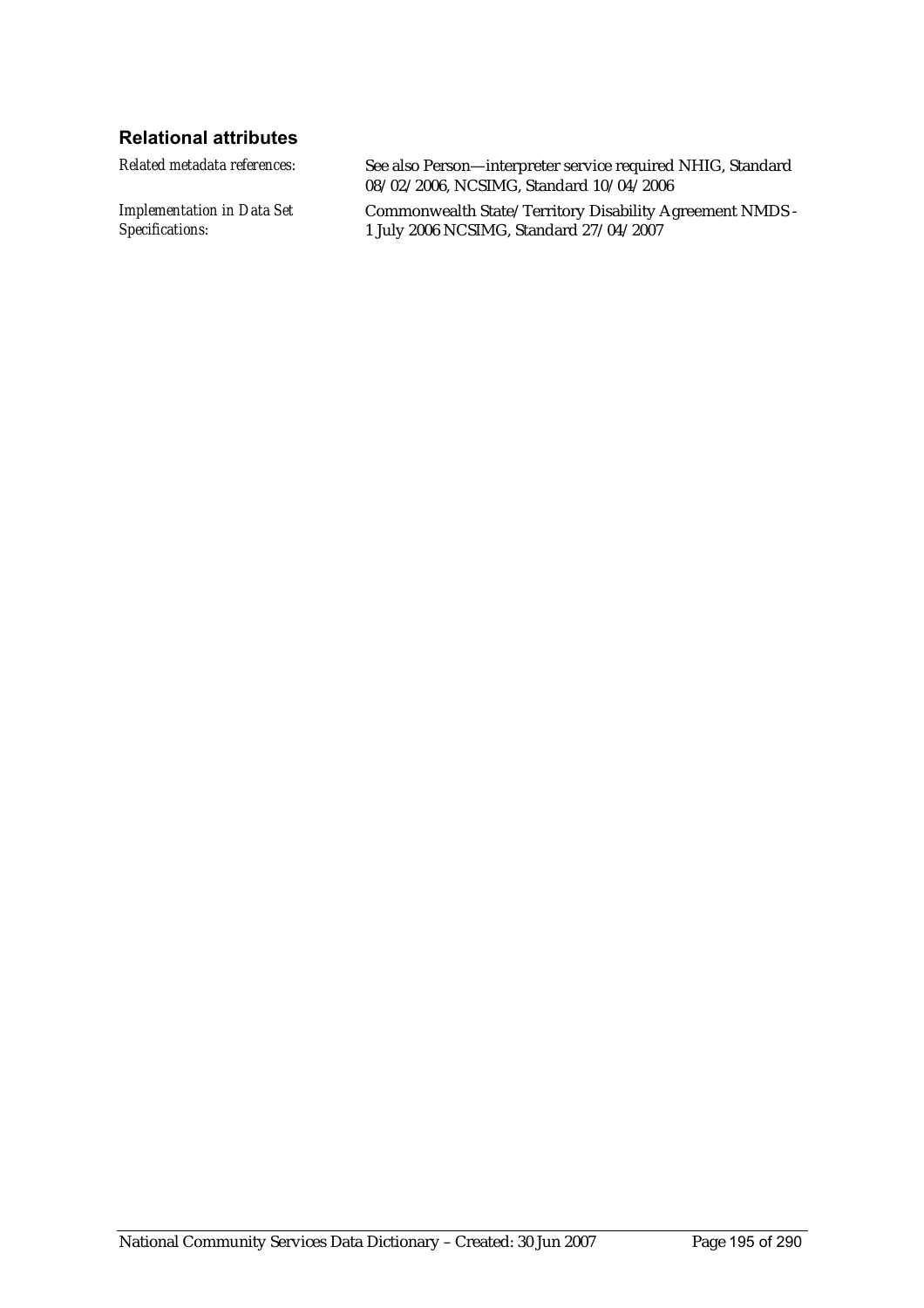### Relational attributes

*Related metadata references:* See also Person—interpreter service required NHIG, Standard 08/02/2006, NCSIMG, Standard 10/04/2006

*Implementation in Data Set Specifications:* Commonwealth State/Territory Disability Agreement NMDS - 1 July 2006 NCSIMG, Standard 27/04/2007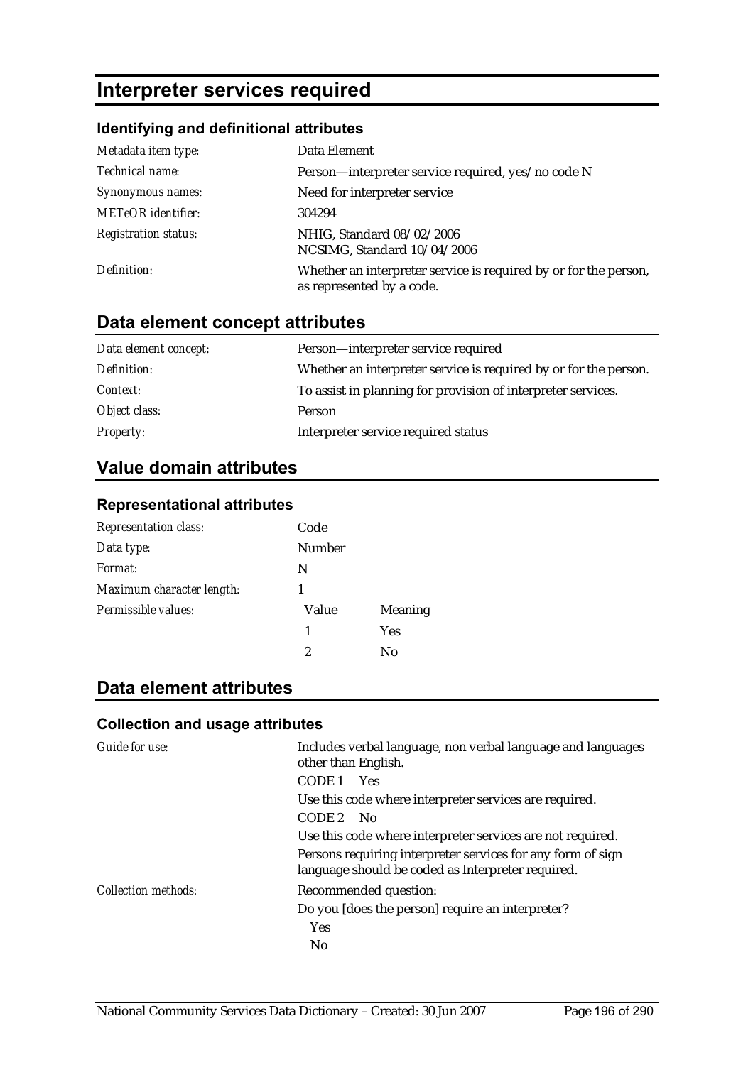# Interpreter services required

### Identifying and definitional attributes

| | |
|---|---|
| *Metadata item type:* | Data Element |
| *Technical name:* | Person—interpreter service required, yes/no code N |
| *Synonymous names:* | Need for interpreter service |
| *METeOR identifier:* | 304294 |
| *Registration status:* | NHIG, Standard 08/02/2006<br>NCSIMG, Standard 10/04/2006 |
| *Definition:* | Whether an interpreter service is required by or for the person, as represented by a code. |

## Data element concept attributes

| | |
|---|---|
| *Data element concept:* | Person—interpreter service required |
| *Definition:* | Whether an interpreter service is required by or for the person. |
| *Context:* | To assist in planning for provision of interpreter services. |
| *Object class:* | Person |
| *Property:* | Interpreter service required status |

## Value domain attributes

### Representational attributes

| | | |
|---|---|---|
| *Representation class:* | Code | |
| *Data type:* | Number | |
| *Format:* | N | |
| *Maximum character length:* | 1 | |
| *Permissible values:* | Value | Meaning |
| | 1 | Yes |
| | 2 | No |

## Data element attributes

### Collection and usage attributes

*Guide for use:*

Includes verbal language, non verbal language and languages other than English.

CODE 1 Yes

Use this code where interpreter services are required.

CODE 2 No

Use this code where interpreter services are not required.

Persons requiring interpreter services for any form of sign language should be coded as Interpreter required.

*Collection methods:*

Recommended question:

Do you [does the person] require an interpreter?

Yes

No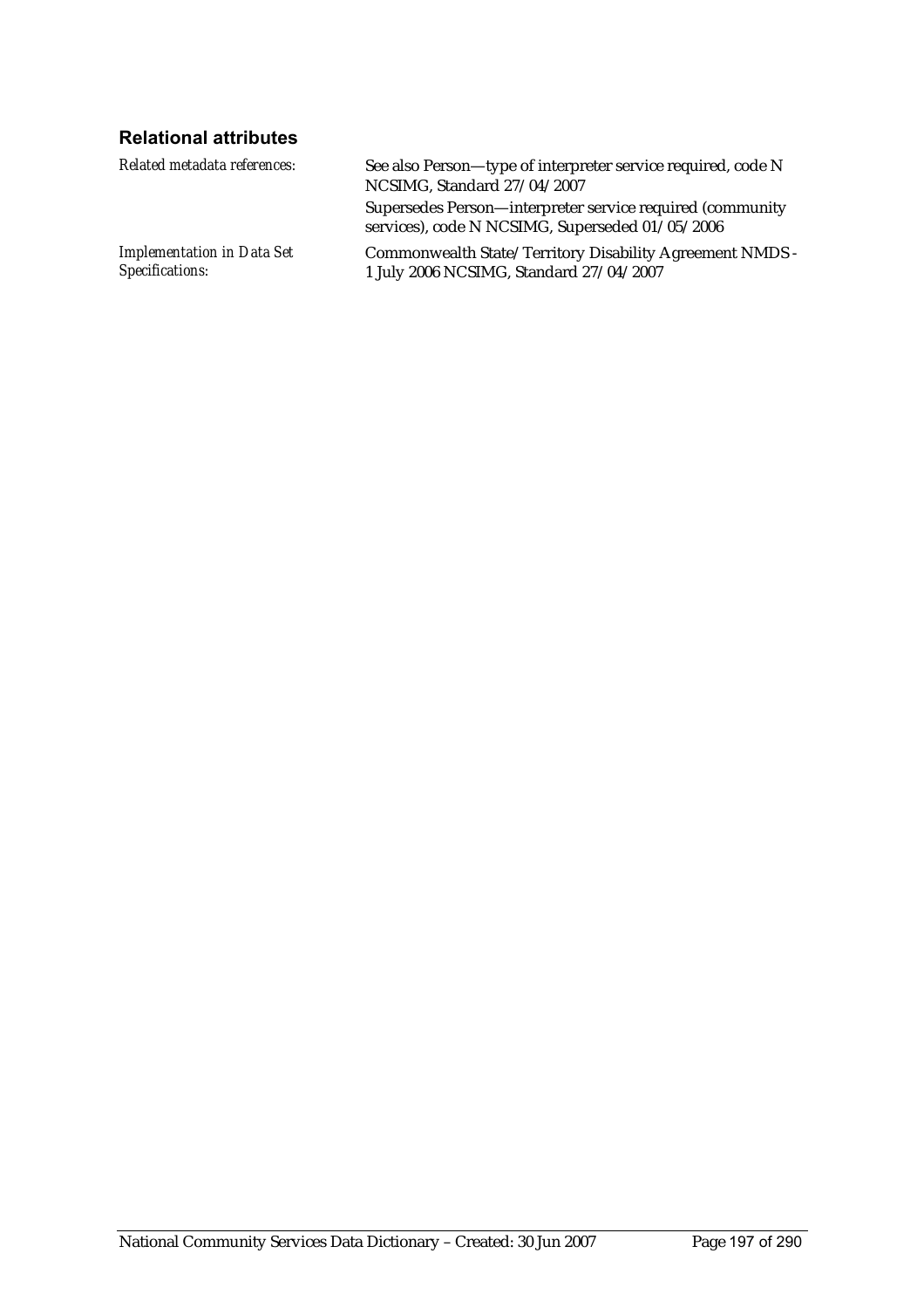### Relational attributes

*Related metadata references:*

See also Person—type of interpreter service required, code N NCSIMG, Standard 27/04/2007

Supersedes Person—interpreter service required (community services), code N NCSIMG, Superseded 01/05/2006

*Implementation in Data Set Specifications:*

Commonwealth State/Territory Disability Agreement NMDS - 1 July 2006 NCSIMG, Standard 27/04/2007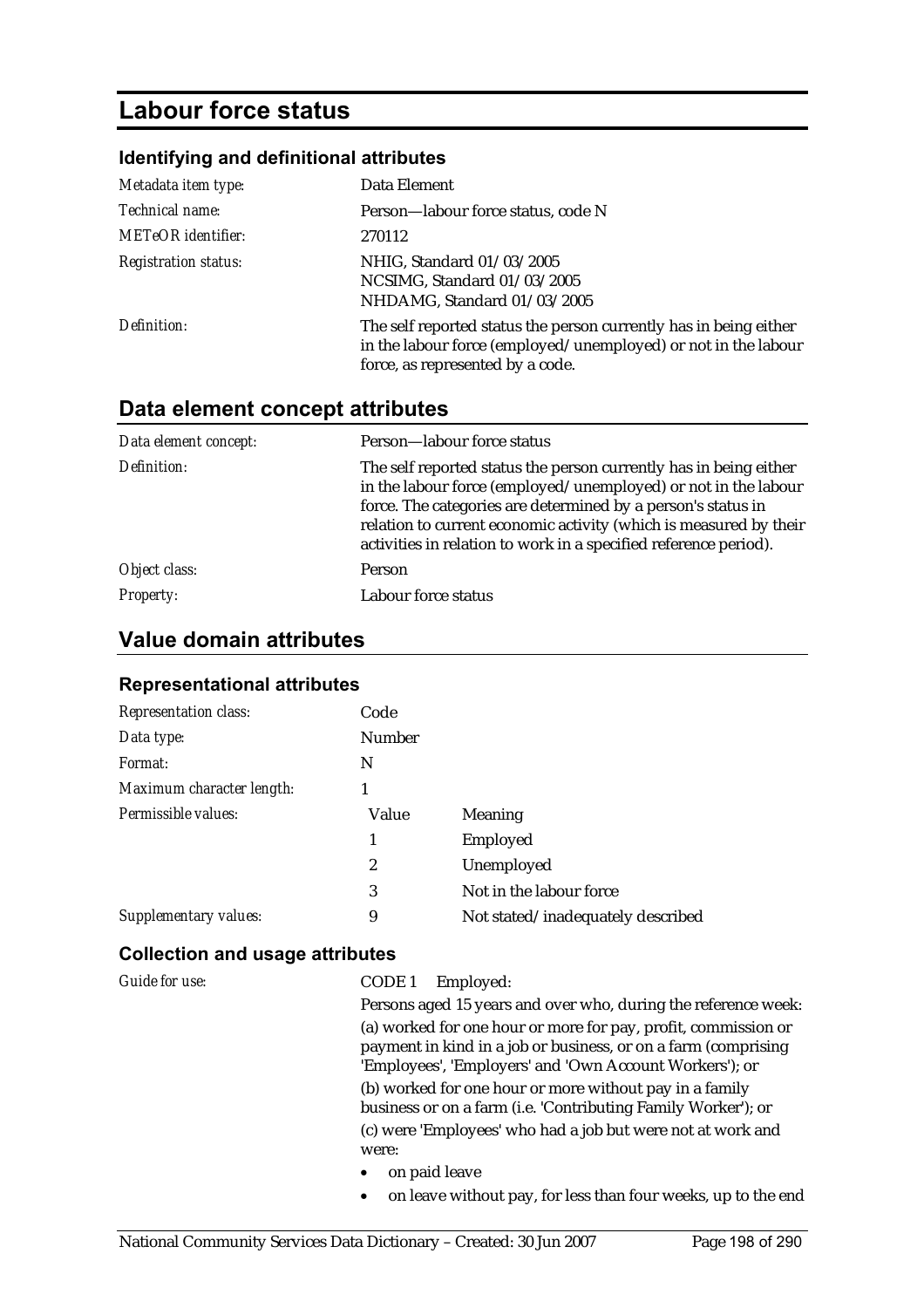# Labour force status

### Identifying and definitional attributes

| | |
|---|---|
| *Metadata item type:* | Data Element |
| *Technical name:* | Person—labour force status, code N |
| *METeOR identifier:* | 270112 |
| *Registration status:* | NHIG, Standard 01/03/2005<br>NCSIMG, Standard 01/03/2005<br>NHDAMG, Standard 01/03/2005 |
| *Definition:* | The self reported status the person currently has in being either in the labour force (employed/unemployed) or not in the labour force, as represented by a code. |

## Data element concept attributes

| | |
|---|---|
| *Data element concept:* | Person—labour force status |
| *Definition:* | The self reported status the person currently has in being either in the labour force (employed/unemployed) or not in the labour force. The categories are determined by a person's status in relation to current economic activity (which is measured by their activities in relation to work in a specified reference period). |
| *Object class:* | Person |
| *Property:* | Labour force status |

## Value domain attributes

### Representational attributes

| | | |
|---|---|---|
| *Representation class:* | Code | |
| *Data type:* | Number | |
| *Format:* | N | |
| *Maximum character length:* | 1 | |
| *Permissible values:* | **Value** | **Meaning** |
| | 1 | Employed |
| | 2 | Unemployed |
| | 3 | Not in the labour force |
| *Supplementary values:* | 9 | Not stated/inadequately described |

### Collection and usage attributes

*Guide for use:*

CODE 1 Employed:

Persons aged 15 years and over who, during the reference week:

(a) worked for one hour or more for pay, profit, commission or payment in kind in a job or business, or on a farm (comprising 'Employees', 'Employers' and 'Own Account Workers'); or

(b) worked for one hour or more without pay in a family business or on a farm (i.e. 'Contributing Family Worker'); or

(c) were 'Employees' who had a job but were not at work and were:

- on paid leave
- on leave without pay, for less than four weeks, up to the end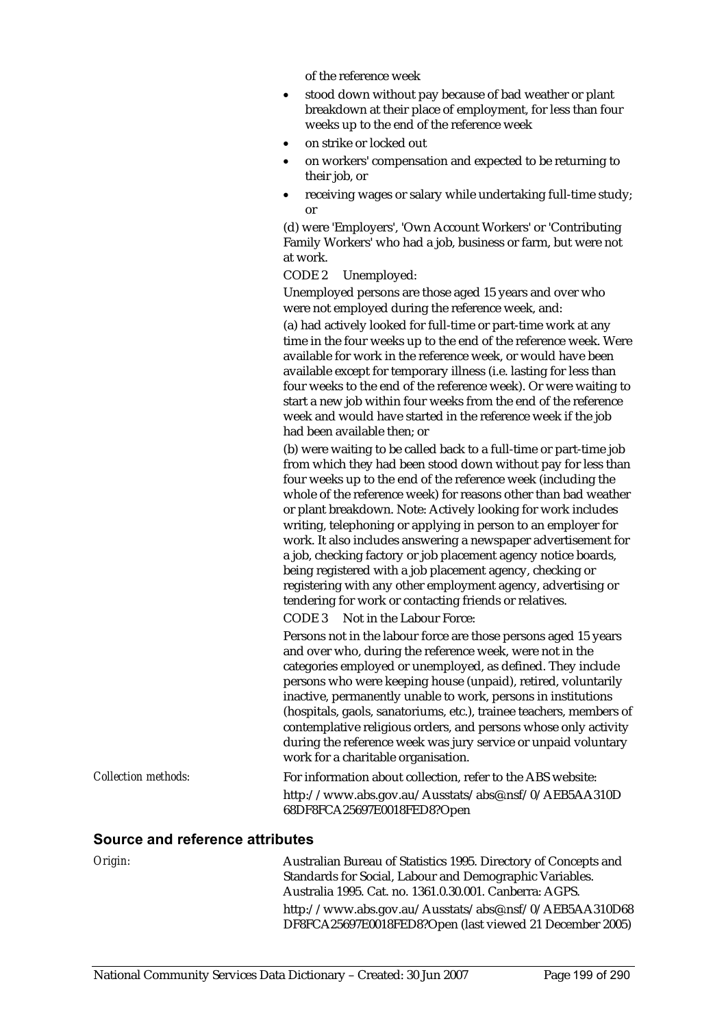of the reference week

- stood down without pay because of bad weather or plant breakdown at their place of employment, for less than four weeks up to the end of the reference week
- on strike or locked out
- on workers' compensation and expected to be returning to their job, or
- receiving wages or salary while undertaking full-time study; or

(d) were 'Employers', 'Own Account Workers' or 'Contributing Family Workers' who had a job, business or farm, but were not at work.

CODE 2 Unemployed:

Unemployed persons are those aged 15 years and over who were not employed during the reference week, and:

(a) had actively looked for full-time or part-time work at any time in the four weeks up to the end of the reference week. Were available for work in the reference week, or would have been available except for temporary illness (i.e. lasting for less than four weeks to the end of the reference week). Or were waiting to start a new job within four weeks from the end of the reference week and would have started in the reference week if the job had been available then; or

(b) were waiting to be called back to a full-time or part-time job from which they had been stood down without pay for less than four weeks up to the end of the reference week (including the whole of the reference week) for reasons other than bad weather or plant breakdown. Note: Actively looking for work includes writing, telephoning or applying in person to an employer for work. It also includes answering a newspaper advertisement for a job, checking factory or job placement agency notice boards, being registered with a job placement agency, checking or registering with any other employment agency, advertising or tendering for work or contacting friends or relatives.

CODE 3 Not in the Labour Force:

Persons not in the labour force are those persons aged 15 years and over who, during the reference week, were not in the categories employed or unemployed, as defined. They include persons who were keeping house (unpaid), retired, voluntarily inactive, permanently unable to work, persons in institutions (hospitals, gaols, sanatoriums, etc.), trainee teachers, members of contemplative religious orders, and persons whose only activity during the reference week was jury service or unpaid voluntary work for a charitable organisation.

*Collection methods:* For information about collection, refer to the ABS website: http://www.abs.gov.au/Ausstats/abs@.nsf/0/AEB5AA310D68DF8FCA25697E0018FED8?Open

## Source and reference attributes

*Origin:* Australian Bureau of Statistics 1995. Directory of Concepts and Standards for Social, Labour and Demographic Variables. Australia 1995. Cat. no. 1361.0.30.001. Canberra: AGPS.

http://www.abs.gov.au/Ausstats/abs@.nsf/0/AEB5AA310D68DF8FCA25697E0018FED8?Open (last viewed 21 December 2005)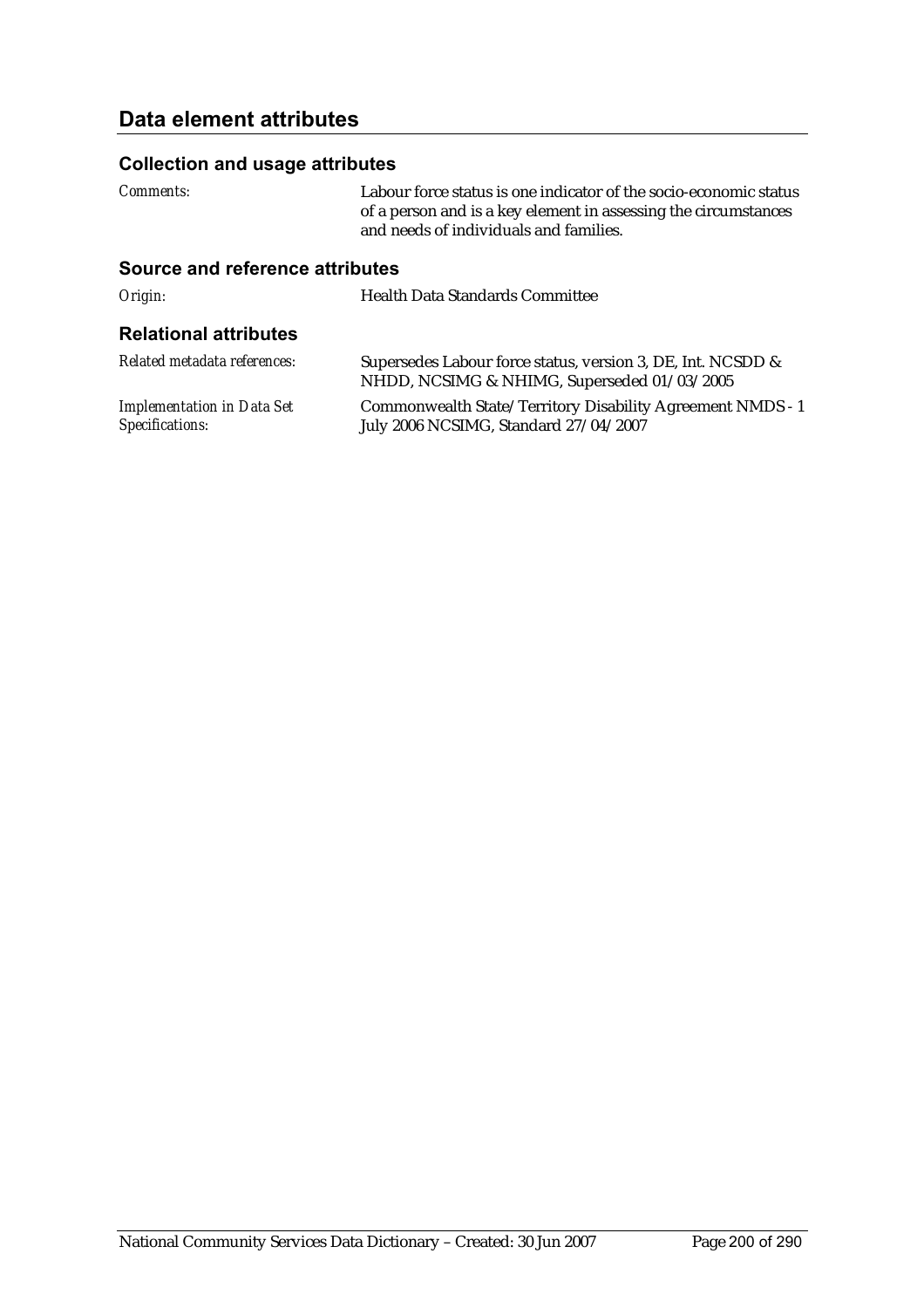## Data element attributes

### Collection and usage attributes

*Comments:* Labour force status is one indicator of the socio-economic status of a person and is a key element in assessing the circumstances and needs of individuals and families.

### Source and reference attributes

*Origin:* Health Data Standards Committee

### Relational attributes

*Related metadata references:* Supersedes Labour force status, version 3, DE, Int. NCSDD & NHDD, NCSIMG & NHIMG, Superseded 01/03/2005

*Implementation in Data Set Specifications:* Commonwealth State/Territory Disability Agreement NMDS - 1 July 2006 NCSIMG, Standard 27/04/2007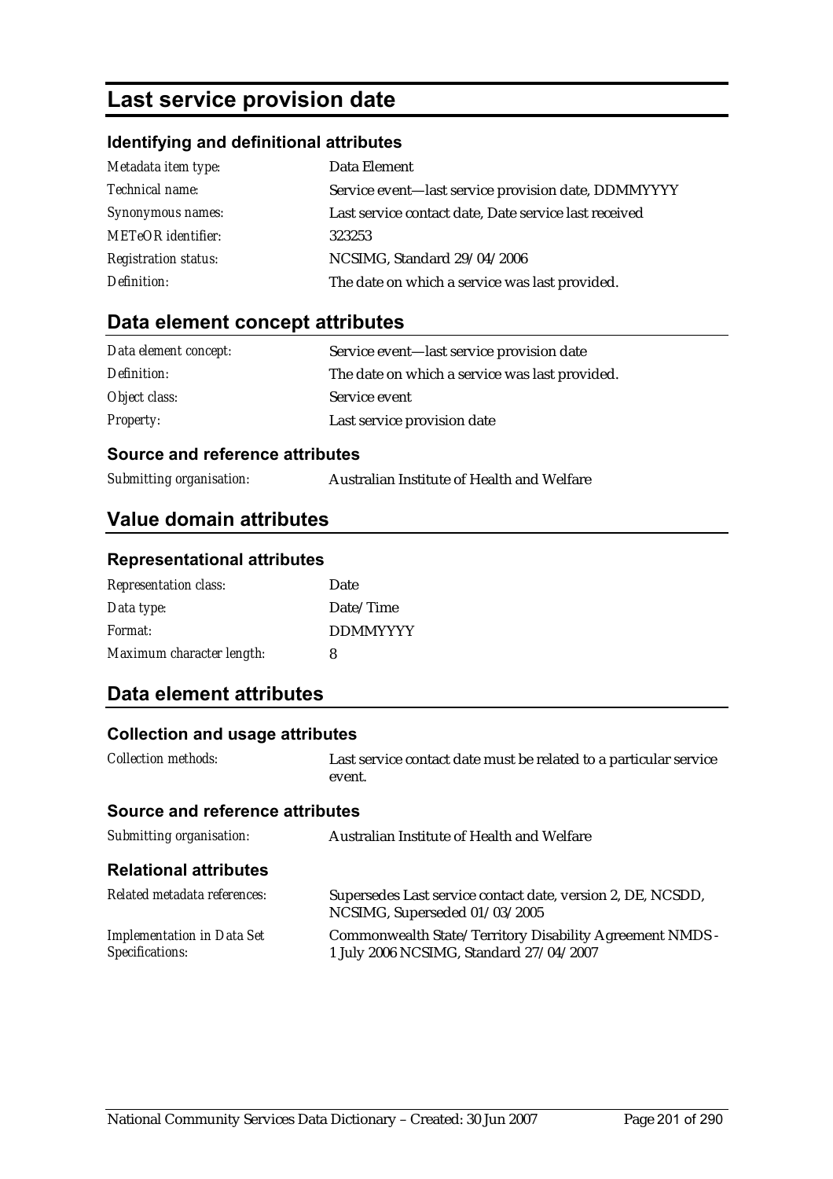# Last service provision date

### Identifying and definitional attributes

| | |
|---|---|
| *Metadata item type:* | Data Element |
| *Technical name:* | Service event—last service provision date, DDMMYYYY |
| *Synonymous names:* | Last service contact date, Date service last received |
| *METeOR identifier:* | 323253 |
| *Registration status:* | NCSIMG, Standard 29/04/2006 |
| *Definition:* | The date on which a service was last provided. |

## Data element concept attributes

| | |
|---|---|
| *Data element concept:* | Service event—last service provision date |
| *Definition:* | The date on which a service was last provided. |
| *Object class:* | Service event |
| *Property:* | Last service provision date |

### Source and reference attributes

| | |
|---|---|
| *Submitting organisation:* | Australian Institute of Health and Welfare |

## Value domain attributes

### Representational attributes

| | |
|---|---|
| *Representation class:* | Date |
| *Data type:* | Date/Time |
| *Format:* | DDMMYYYY |
| *Maximum character length:* | 8 |

## Data element attributes

### Collection and usage attributes

| | |
|---|---|
| *Collection methods:* | Last service contact date must be related to a particular service event. |

### Source and reference attributes

| | |
|---|---|
| *Submitting organisation:* | Australian Institute of Health and Welfare |

### Relational attributes

| | |
|---|---|
| *Related metadata references:* | Supersedes Last service contact date, version 2, DE, NCSDD, NCSIMG, Superseded 01/03/2005 |
| *Implementation in Data Set Specifications:* | Commonwealth State/Territory Disability Agreement NMDS - 1 July 2006 NCSIMG, Standard 27/04/2007 |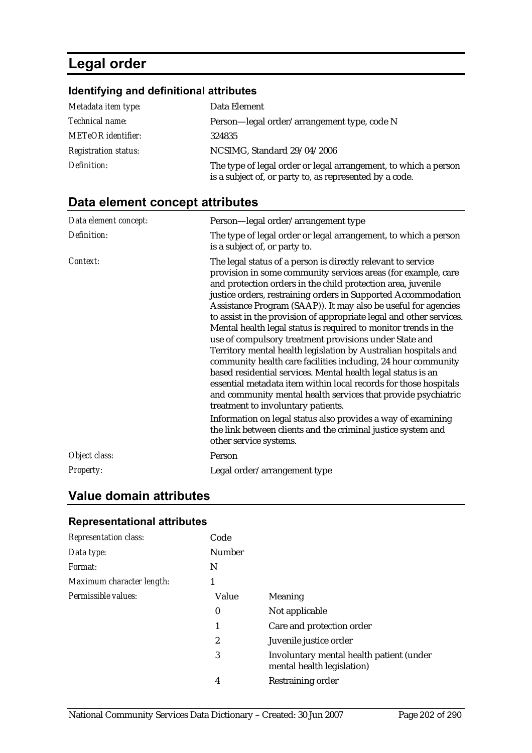# Legal order

### Identifying and definitional attributes

| | |
|---|---|
| *Metadata item type:* | Data Element |
| *Technical name:* | Person—legal order/arrangement type, code N |
| *METeOR identifier:* | 324835 |
| *Registration status:* | NCSIMG, Standard 29/04/2006 |
| *Definition:* | The type of legal order or legal arrangement, to which a person is a subject of, or party to, as represented by a code. |

## Data element concept attributes

| | |
|---|---|
| *Data element concept:* | Person—legal order/arrangement type |
| *Definition:* | The type of legal order or legal arrangement, to which a person is a subject of, or party to. |
| *Context:* | The legal status of a person is directly relevant to service provision in some community services areas (for example, care and protection orders in the child protection area, juvenile justice orders, restraining orders in Supported Accommodation Assistance Program (SAAP)). It may also be useful for agencies to assist in the provision of appropriate legal and other services. Mental health legal status is required to monitor trends in the use of compulsory treatment provisions under State and Territory mental health legislation by Australian hospitals and community health care facilities including, 24 hour community based residential services. Mental health legal status is an essential metadata item within local records for those hospitals and community mental health services that provide psychiatric treatment to involuntary patients.<br>Information on legal status also provides a way of examining the link between clients and the criminal justice system and other service systems. |
| *Object class:* | Person |
| *Property:* | Legal order/arrangement type |

## Value domain attributes

### Representational attributes

| | | |
|---|---|---|
| *Representation class:* | Code | |
| *Data type:* | Number | |
| *Format:* | N | |
| *Maximum character length:* | 1 | |
| *Permissible values:* | Value | Meaning |
| | 0 | Not applicable |
| | 1 | Care and protection order |
| | 2 | Juvenile justice order |
| | 3 | Involuntary mental health patient (under mental health legislation) |
| | 4 | Restraining order |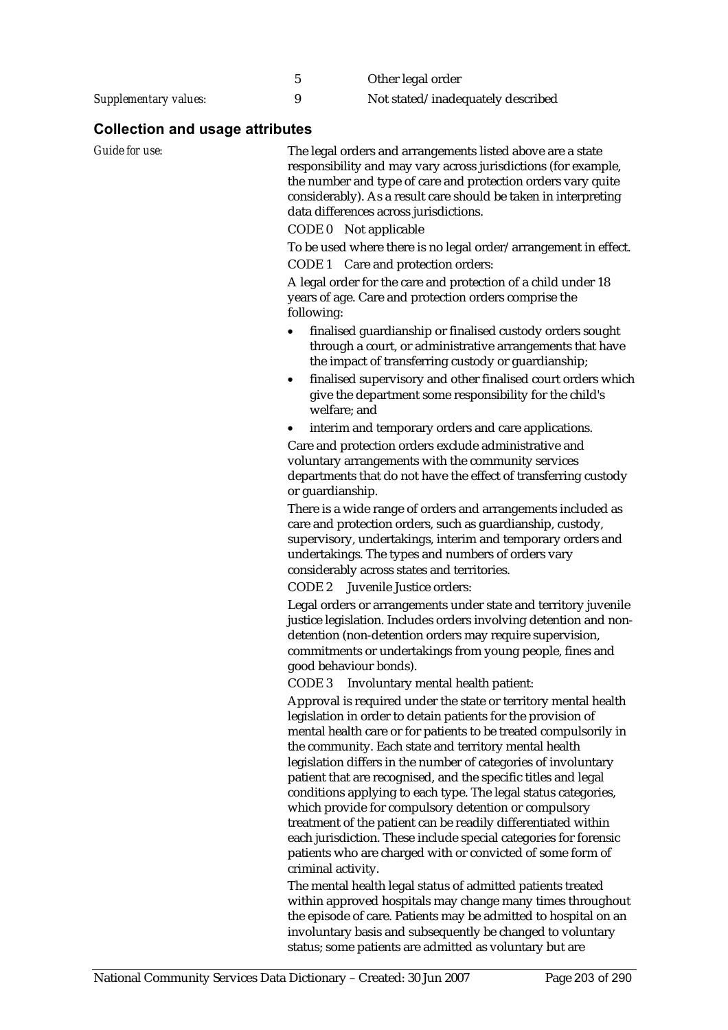| | | |
|---|---|---|
| | 5 | Other legal order |
| *Supplementary values:* | 9 | Not stated/inadequately described |

## Collection and usage attributes

*Guide for use:*

The legal orders and arrangements listed above are a state responsibility and may vary across jurisdictions (for example, the number and type of care and protection orders vary quite considerably). As a result care should be taken in interpreting data differences across jurisdictions.

CODE 0 Not applicable

To be used where there is no legal order/arrangement in effect.

CODE 1 Care and protection orders:

A legal order for the care and protection of a child under 18 years of age. Care and protection orders comprise the following:

- finalised guardianship or finalised custody orders sought through a court, or administrative arrangements that have the impact of transferring custody or guardianship;
- finalised supervisory and other finalised court orders which give the department some responsibility for the child's welfare; and
- interim and temporary orders and care applications.

Care and protection orders exclude administrative and voluntary arrangements with the community services departments that do not have the effect of transferring custody or guardianship.

There is a wide range of orders and arrangements included as care and protection orders, such as guardianship, custody, supervisory, undertakings, interim and temporary orders and undertakings. The types and numbers of orders vary considerably across states and territories.

CODE 2 Juvenile Justice orders:

Legal orders or arrangements under state and territory juvenile justice legislation. Includes orders involving detention and non-detention (non-detention orders may require supervision, commitments or undertakings from young people, fines and good behaviour bonds).

CODE 3 Involuntary mental health patient:

Approval is required under the state or territory mental health legislation in order to detain patients for the provision of mental health care or for patients to be treated compulsorily in the community. Each state and territory mental health legislation differs in the number of categories of involuntary patient that are recognised, and the specific titles and legal conditions applying to each type. The legal status categories, which provide for compulsory detention or compulsory treatment of the patient can be readily differentiated within each jurisdiction. These include special categories for forensic patients who are charged with or convicted of some form of criminal activity.

The mental health legal status of admitted patients treated within approved hospitals may change many times throughout the episode of care. Patients may be admitted to hospital on an involuntary basis and subsequently be changed to voluntary status; some patients are admitted as voluntary but are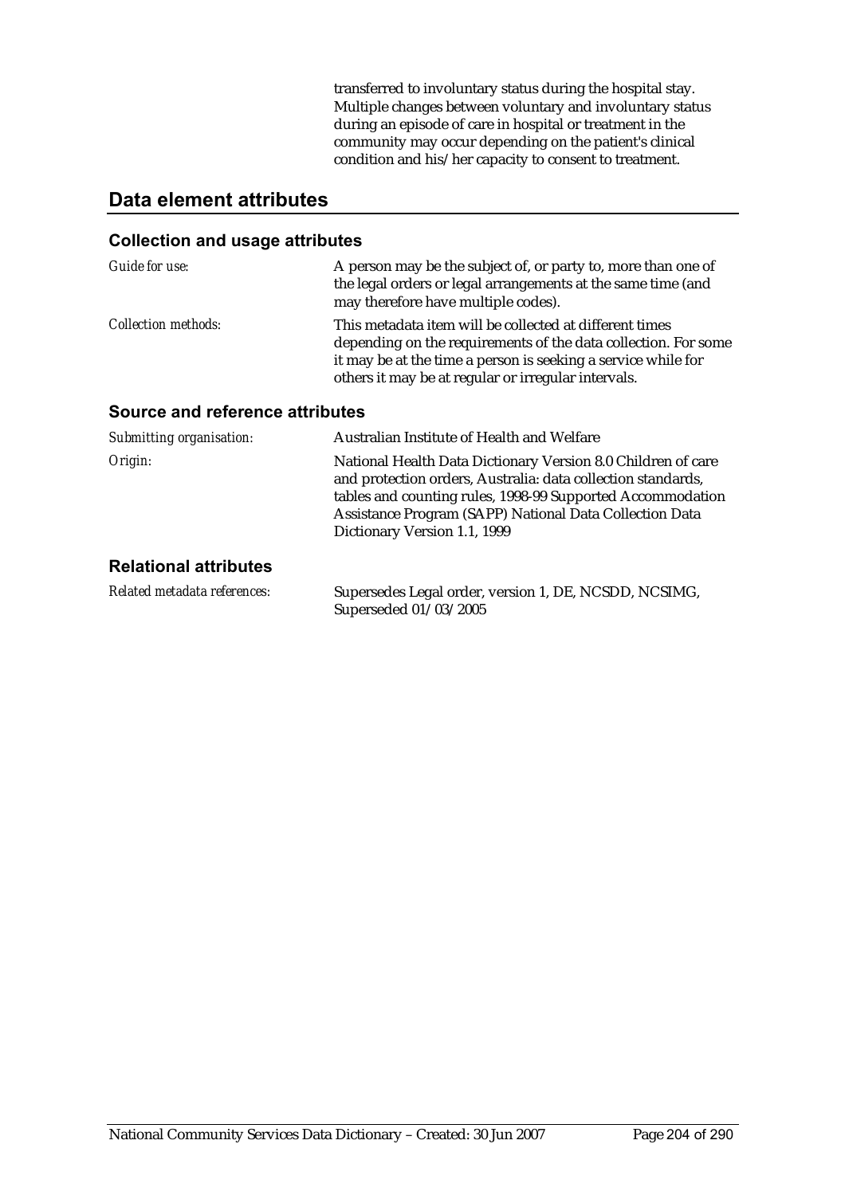transferred to involuntary status during the hospital stay. Multiple changes between voluntary and involuntary status during an episode of care in hospital or treatment in the community may occur depending on the patient's clinical condition and his/her capacity to consent to treatment.

## Data element attributes

### Collection and usage attributes

*Guide for use:* A person may be the subject of, or party to, more than one of the legal orders or legal arrangements at the same time (and may therefore have multiple codes).

*Collection methods:* This metadata item will be collected at different times depending on the requirements of the data collection. For some it may be at the time a person is seeking a service while for others it may be at regular or irregular intervals.

### Source and reference attributes

*Submitting organisation:* Australian Institute of Health and Welfare

*Origin:* National Health Data Dictionary Version 8.0 Children of care and protection orders, Australia: data collection standards, tables and counting rules, 1998-99 Supported Accommodation Assistance Program (SAPP) National Data Collection Data Dictionary Version 1.1, 1999

### Relational attributes

*Related metadata references:* Supersedes Legal order, version 1, DE, NCSDD, NCSIMG, Superseded 01/03/2005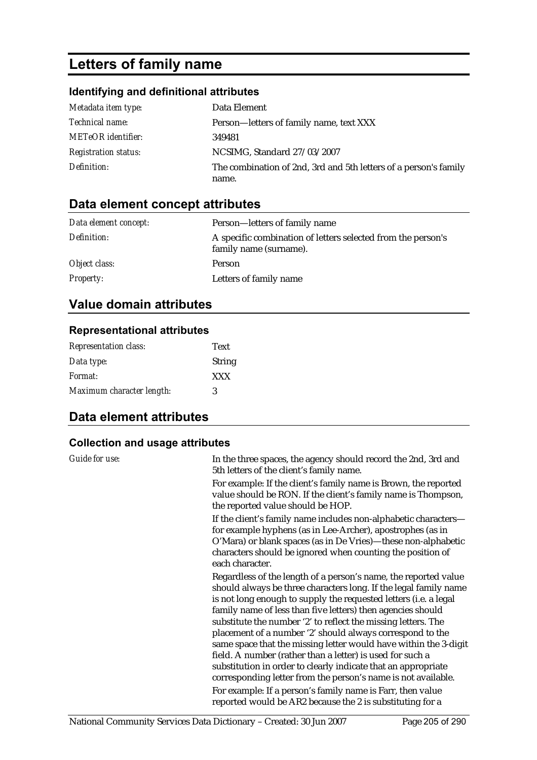# Letters of family name

### Identifying and definitional attributes

| | |
|---|---|
| *Metadata item type:* | Data Element |
| *Technical name:* | Person—letters of family name, text XXX |
| *METeOR identifier:* | 349481 |
| *Registration status:* | NCSIMG, Standard 27/03/2007 |
| *Definition:* | The combination of 2nd, 3rd and 5th letters of a person's family name. |

## Data element concept attributes

| | |
|---|---|
| *Data element concept:* | Person—letters of family name |
| *Definition:* | A specific combination of letters selected from the person's family name (surname). |
| *Object class:* | Person |
| *Property:* | Letters of family name |

## Value domain attributes

### Representational attributes

| | |
|---|---|
| *Representation class:* | Text |
| *Data type:* | String |
| *Format:* | XXX |
| *Maximum character length:* | 3 |

## Data element attributes

### Collection and usage attributes

*Guide for use:*

In the three spaces, the agency should record the 2nd, 3rd and 5th letters of the client's family name.

For example: If the client's family name is Brown, the reported value should be RON. If the client's family name is Thompson, the reported value should be HOP.

If the client's family name includes non-alphabetic characters—for example hyphens (as in Lee-Archer), apostrophes (as in O'Mara) or blank spaces (as in De Vries)—these non-alphabetic characters should be ignored when counting the position of each character.

Regardless of the length of a person's name, the reported value should always be three characters long. If the legal family name is not long enough to supply the requested letters (i.e. a legal family name of less than five letters) then agencies should substitute the number '2' to reflect the missing letters. The placement of a number '2' should always correspond to the same space that the missing letter would have within the 3-digit field. A number (rather than a letter) is used for such a substitution in order to clearly indicate that an appropriate corresponding letter from the person's name is not available.

For example: If a person's family name is Farr, then value reported would be AR2 because the 2 is substituting for a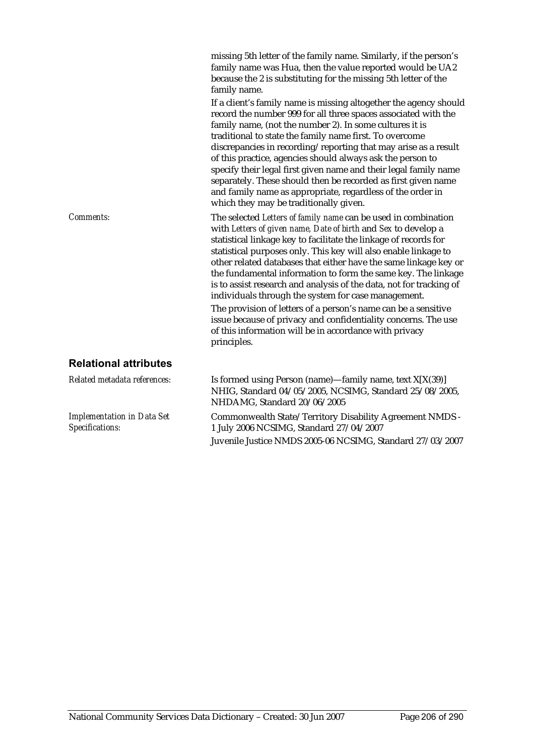missing 5th letter of the family name. Similarly, if the person's family name was Hua, then the value reported would be UA2 because the 2 is substituting for the missing 5th letter of the family name.

If a client's family name is missing altogether the agency should record the number 999 for all three spaces associated with the family name, (not the number 2). In some cultures it is traditional to state the family name first. To overcome discrepancies in recording/reporting that may arise as a result of this practice, agencies should always ask the person to specify their legal first given name and their legal family name separately. These should then be recorded as first given name and family name as appropriate, regardless of the order in which they may be traditionally given.

*Comments:* The selected *Letters of family name* can be used in combination with *Letters of given name, Date of birth* and *Sex* to develop a statistical linkage key to facilitate the linkage of records for statistical purposes only. This key will also enable linkage to other related databases that either have the same linkage key or the fundamental information to form the same key. The linkage is to assist research and analysis of the data, not for tracking of individuals through the system for case management.

The provision of letters of a person's name can be a sensitive issue because of privacy and confidentiality concerns. The use of this information will be in accordance with privacy principles.

## Relational attributes

*Related metadata references:* Is formed using Person (name)—family name, text X[X(39)] NHIG, Standard 04/05/2005, NCSIMG, Standard 25/08/2005, NHDAMG, Standard 20/06/2005

*Implementation in Data Set Specifications:* Commonwealth State/Territory Disability Agreement NMDS - 1 July 2006 NCSIMG, Standard 27/04/2007

Juvenile Justice NMDS 2005-06 NCSIMG, Standard 27/03/2007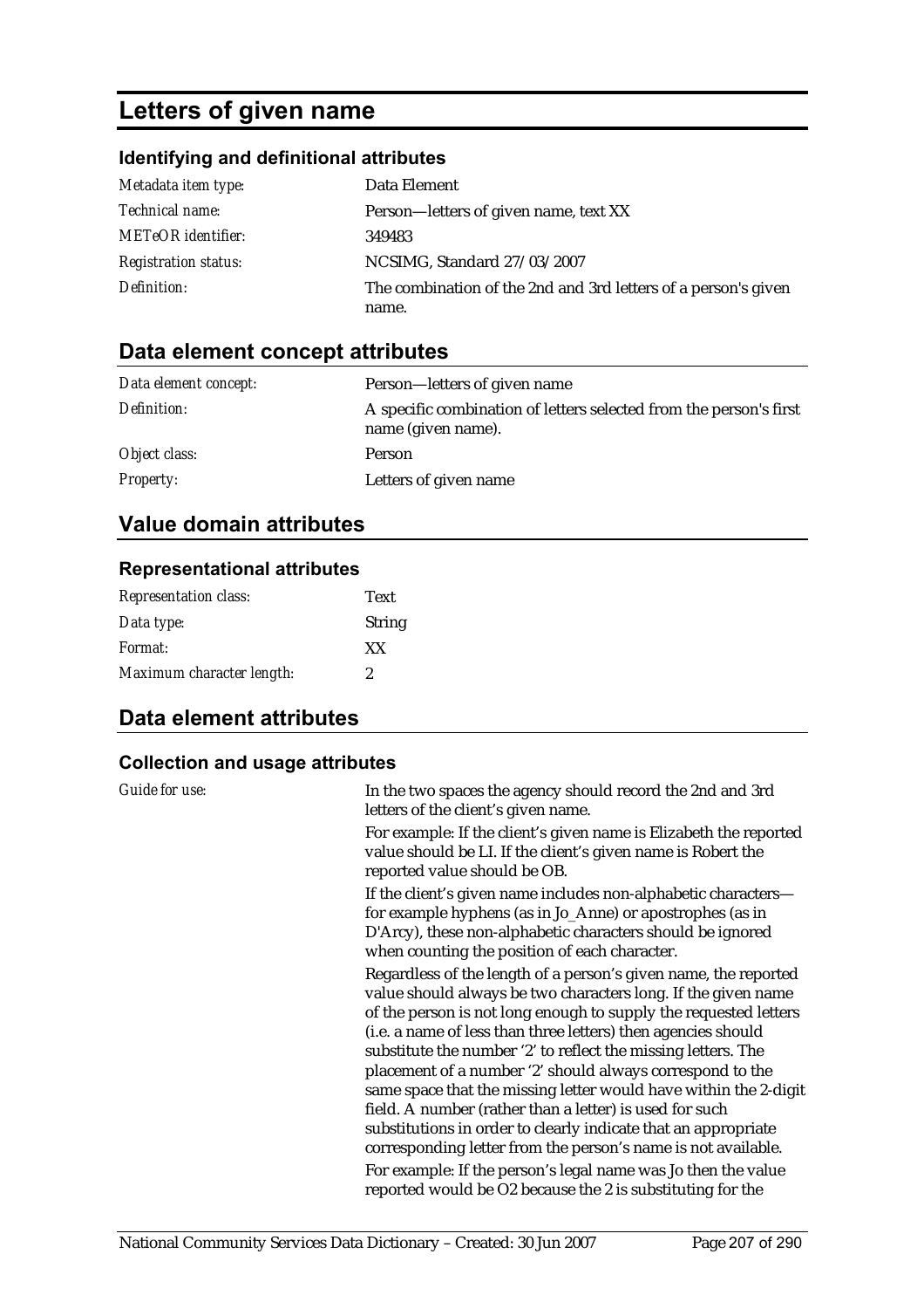# Letters of given name

### Identifying and definitional attributes

| | |
|---|---|
| *Metadata item type:* | Data Element |
| *Technical name:* | Person—letters of given name, text XX |
| *METeOR identifier:* | 349483 |
| *Registration status:* | NCSIMG, Standard 27/03/2007 |
| *Definition:* | The combination of the 2nd and 3rd letters of a person's given name. |

## Data element concept attributes

| | |
|---|---|
| *Data element concept:* | Person—letters of given name |
| *Definition:* | A specific combination of letters selected from the person's first name (given name). |
| *Object class:* | Person |
| *Property:* | Letters of given name |

## Value domain attributes

### Representational attributes

| | |
|---|---|
| *Representation class:* | Text |
| *Data type:* | String |
| *Format:* | XX |
| *Maximum character length:* | 2 |

## Data element attributes

### Collection and usage attributes

*Guide for use:*

In the two spaces the agency should record the 2nd and 3rd letters of the client's given name.

For example: If the client's given name is Elizabeth the reported value should be LI. If the client's given name is Robert the reported value should be OB.

If the client's given name includes non-alphabetic characters—for example hyphens (as in Jo_Anne) or apostrophes (as in D'Arcy), these non-alphabetic characters should be ignored when counting the position of each character.

Regardless of the length of a person's given name, the reported value should always be two characters long. If the given name of the person is not long enough to supply the requested letters (i.e. a name of less than three letters) then agencies should substitute the number '2' to reflect the missing letters. The placement of a number '2' should always correspond to the same space that the missing letter would have within the 2-digit field. A number (rather than a letter) is used for such substitutions in order to clearly indicate that an appropriate corresponding letter from the person's name is not available.

For example: If the person's legal name was Jo then the value reported would be O2 because the 2 is substituting for the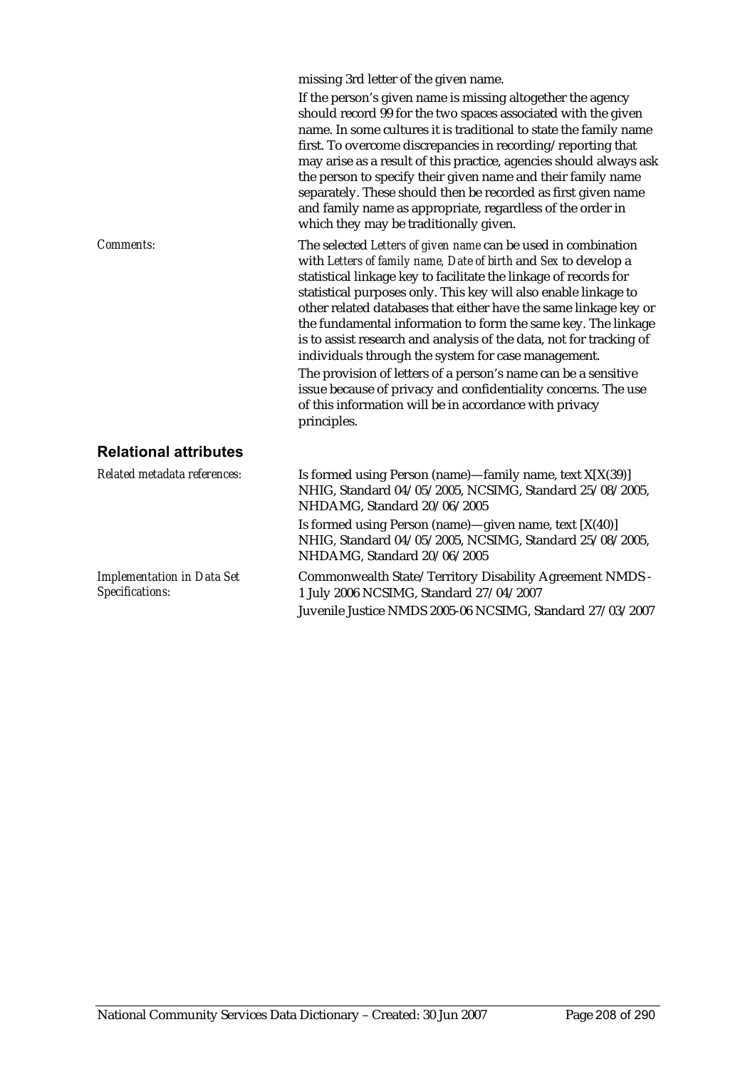missing 3rd letter of the given name.

If the person's given name is missing altogether the agency should record 99 for the two spaces associated with the given name. In some cultures it is traditional to state the family name first. To overcome discrepancies in recording/reporting that may arise as a result of this practice, agencies should always ask the person to specify their given name and their family name separately. These should then be recorded as first given name and family name as appropriate, regardless of the order in which they may be traditionally given.

*Comments:* The selected *Letters of given name* can be used in combination with *Letters of family name, Date of birth* and *Sex* to develop a statistical linkage key to facilitate the linkage of records for statistical purposes only. This key will also enable linkage to other related databases that either have the same linkage key or the fundamental information to form the same key. The linkage is to assist research and analysis of the data, not for tracking of individuals through the system for case management.

The provision of letters of a person's name can be a sensitive issue because of privacy and confidentiality concerns. The use of this information will be in accordance with privacy principles.

## Relational attributes

*Related metadata references:*

Is formed using Person (name)—family name, text X[X(39)] NHIG, Standard 04/05/2005, NCSIMG, Standard 25/08/2005, NHDAMG, Standard 20/06/2005

Is formed using Person (name)—given name, text [X(40)] NHIG, Standard 04/05/2005, NCSIMG, Standard 25/08/2005, NHDAMG, Standard 20/06/2005

*Implementation in Data Set Specifications:*

Commonwealth State/Territory Disability Agreement NMDS - 1 July 2006 NCSIMG, Standard 27/04/2007

Juvenile Justice NMDS 2005-06 NCSIMG, Standard 27/03/2007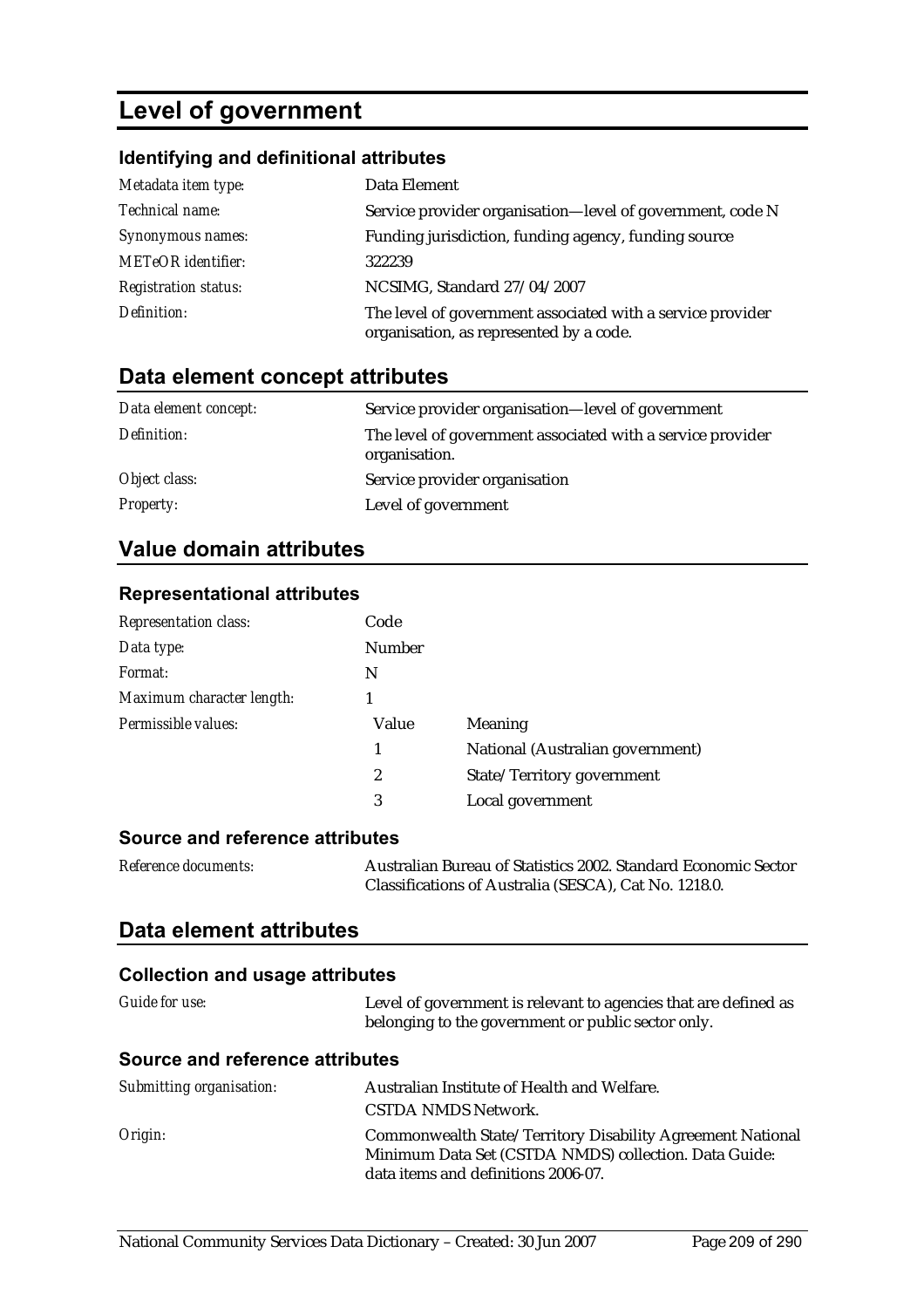# Level of government

### Identifying and definitional attributes

| | |
|---|---|
| *Metadata item type:* | Data Element |
| *Technical name:* | Service provider organisation—level of government, code N |
| *Synonymous names:* | Funding jurisdiction, funding agency, funding source |
| *METeOR identifier:* | 322239 |
| *Registration status:* | NCSIMG, Standard 27/04/2007 |
| *Definition:* | The level of government associated with a service provider organisation, as represented by a code. |

## Data element concept attributes

| | |
|---|---|
| *Data element concept:* | Service provider organisation—level of government |
| *Definition:* | The level of government associated with a service provider organisation. |
| *Object class:* | Service provider organisation |
| *Property:* | Level of government |

## Value domain attributes

### Representational attributes

| | | |
|---|---|---|
| *Representation class:* | Code | |
| *Data type:* | Number | |
| *Format:* | N | |
| *Maximum character length:* | 1 | |
| *Permissible values:* | Value | Meaning |
| | 1 | National (Australian government) |
| | 2 | State/Territory government |
| | 3 | Local government |

### Source and reference attributes

| | |
|---|---|
| *Reference documents:* | Australian Bureau of Statistics 2002. Standard Economic Sector Classifications of Australia (SESCA), Cat No. 1218.0. |

## Data element attributes

### Collection and usage attributes

| | |
|---|---|
| *Guide for use:* | Level of government is relevant to agencies that are defined as belonging to the government or public sector only. |

### Source and reference attributes

| | |
|---|---|
| *Submitting organisation:* | Australian Institute of Health and Welfare.<br>CSTDA NMDS Network. |
| *Origin:* | Commonwealth State/Territory Disability Agreement National Minimum Data Set (CSTDA NMDS) collection. Data Guide: data items and definitions 2006-07. |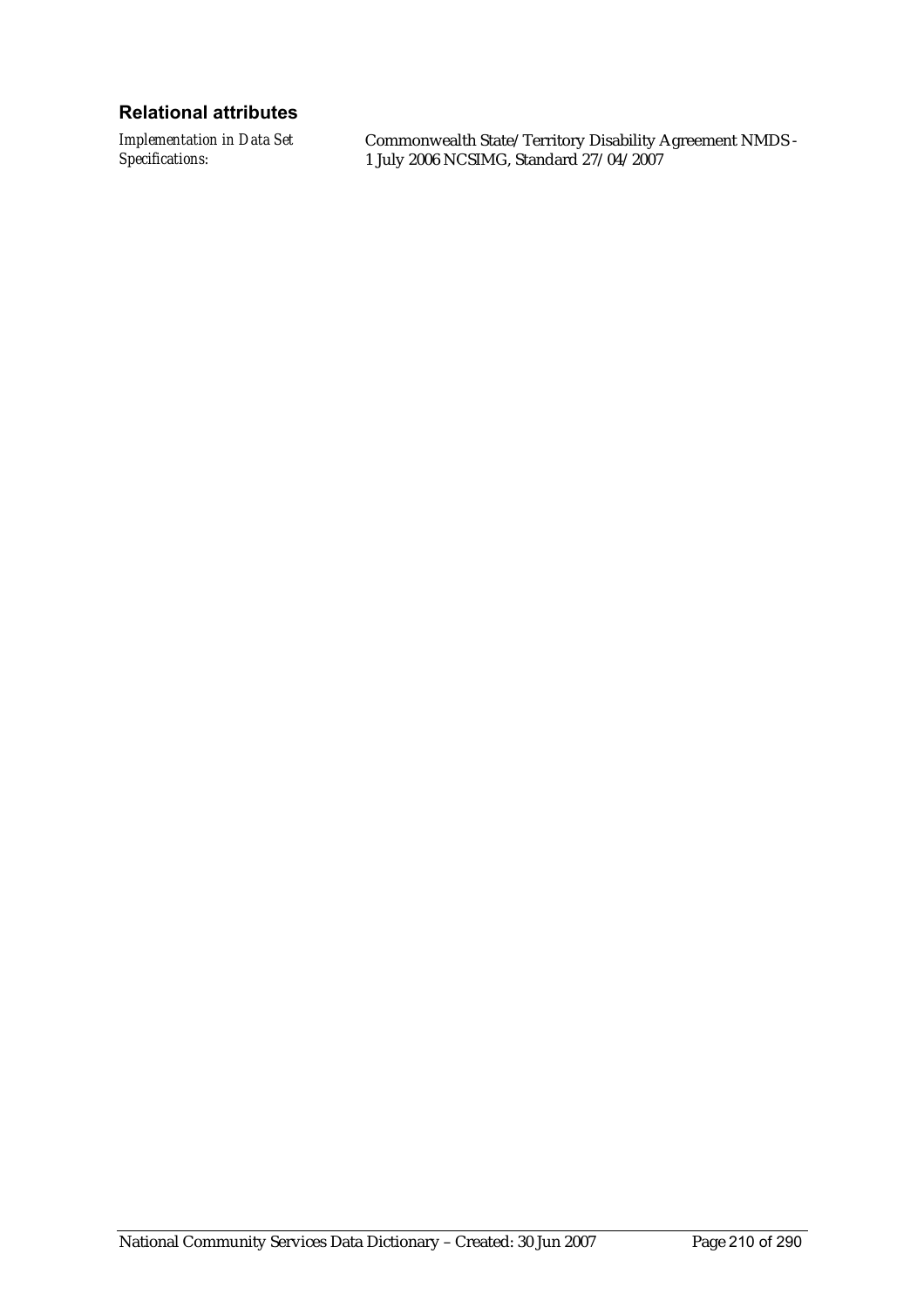### Relational attributes

*Implementation in Data Set Specifications:* Commonwealth State/Territory Disability Agreement NMDS - 1 July 2006 NCSIMG, Standard 27/04/2007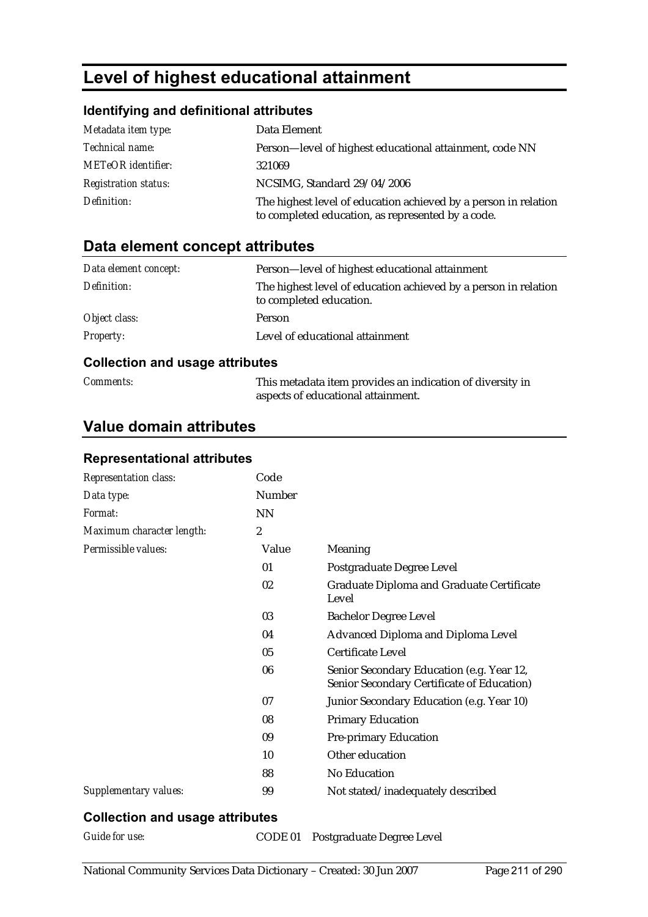# Level of highest educational attainment

### Identifying and definitional attributes

| | |
|---|---|
| *Metadata item type:* | Data Element |
| *Technical name:* | Person—level of highest educational attainment, code NN |
| *METeOR identifier:* | 321069 |
| *Registration status:* | NCSIMG, Standard 29/04/2006 |
| *Definition:* | The highest level of education achieved by a person in relation to completed education, as represented by a code. |

## Data element concept attributes

| | |
|---|---|
| *Data element concept:* | Person—level of highest educational attainment |
| *Definition:* | The highest level of education achieved by a person in relation to completed education. |
| *Object class:* | Person |
| *Property:* | Level of educational attainment |

### Collection and usage attributes

| | |
|---|---|
| *Comments:* | This metadata item provides an indication of diversity in aspects of educational attainment. |

## Value domain attributes

### Representational attributes

| | | |
|---|---|---|
| *Representation class:* | Code | |
| *Data type:* | Number | |
| *Format:* | NN | |
| *Maximum character length:* | 2 | |
| *Permissible values:* | **Value** | **Meaning** |
| | 01 | Postgraduate Degree Level |
| | 02 | Graduate Diploma and Graduate Certificate Level |
| | 03 | Bachelor Degree Level |
| | 04 | Advanced Diploma and Diploma Level |
| | 05 | Certificate Level |
| | 06 | Senior Secondary Education (e.g. Year 12, Senior Secondary Certificate of Education) |
| | 07 | Junior Secondary Education (e.g. Year 10) |
| | 08 | Primary Education |
| | 09 | Pre-primary Education |
| | 10 | Other education |
| | 88 | No Education |
| *Supplementary values:* | 99 | Not stated/inadequately described |

### Collection and usage attributes

| | |
|---|---|
| *Guide for use:* | CODE 01 Postgraduate Degree Level |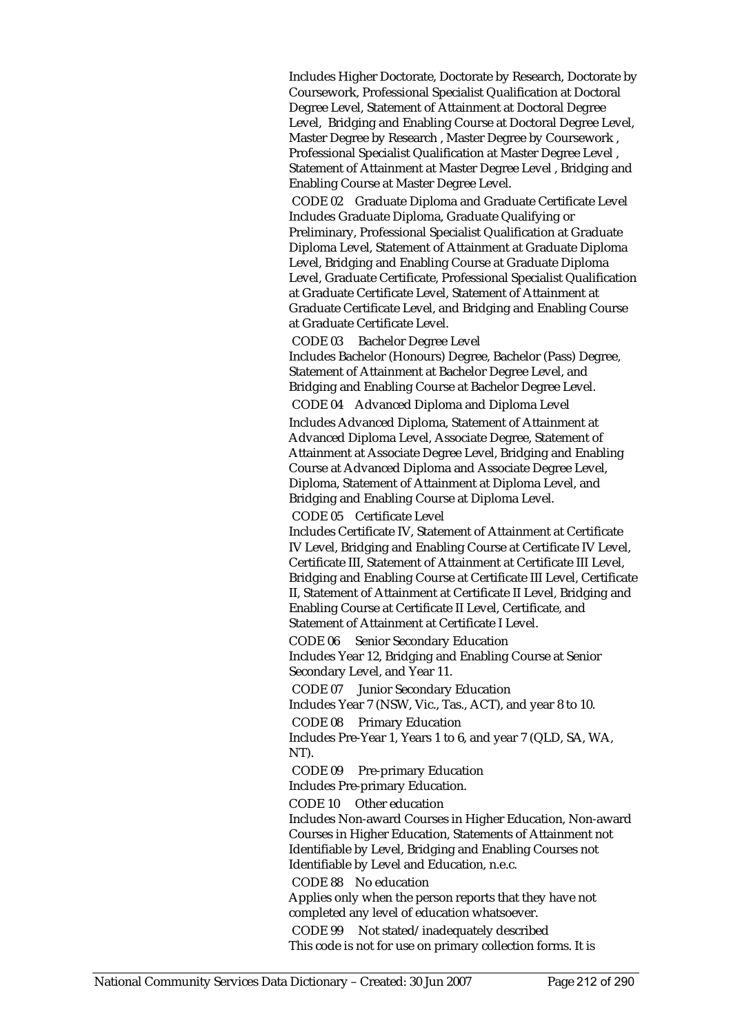Includes Higher Doctorate, Doctorate by Research, Doctorate by Coursework, Professional Specialist Qualification at Doctoral Degree Level, Statement of Attainment at Doctoral Degree Level, Bridging and Enabling Course at Doctoral Degree Level, Master Degree by Research , Master Degree by Coursework , Professional Specialist Qualification at Master Degree Level , Statement of Attainment at Master Degree Level , Bridging and Enabling Course at Master Degree Level.

CODE 02 Graduate Diploma and Graduate Certificate Level
Includes Graduate Diploma, Graduate Qualifying or Preliminary, Professional Specialist Qualification at Graduate Diploma Level, Statement of Attainment at Graduate Diploma Level, Bridging and Enabling Course at Graduate Diploma Level, Graduate Certificate, Professional Specialist Qualification at Graduate Certificate Level, Statement of Attainment at Graduate Certificate Level, and Bridging and Enabling Course at Graduate Certificate Level.

CODE 03 Bachelor Degree Level
Includes Bachelor (Honours) Degree, Bachelor (Pass) Degree, Statement of Attainment at Bachelor Degree Level, and Bridging and Enabling Course at Bachelor Degree Level.

CODE 04 Advanced Diploma and Diploma Level
Includes Advanced Diploma, Statement of Attainment at Advanced Diploma Level, Associate Degree, Statement of Attainment at Associate Degree Level, Bridging and Enabling Course at Advanced Diploma and Associate Degree Level, Diploma, Statement of Attainment at Diploma Level, and Bridging and Enabling Course at Diploma Level.

CODE 05 Certificate Level
Includes Certificate IV, Statement of Attainment at Certificate IV Level, Bridging and Enabling Course at Certificate IV Level, Certificate III, Statement of Attainment at Certificate III Level, Bridging and Enabling Course at Certificate III Level, Certificate II, Statement of Attainment at Certificate II Level, Bridging and Enabling Course at Certificate II Level, Certificate, and Statement of Attainment at Certificate I Level.

CODE 06 Senior Secondary Education
Includes Year 12, Bridging and Enabling Course at Senior Secondary Level, and Year 11.

CODE 07 Junior Secondary Education
Includes Year 7 (NSW, Vic., Tas., ACT), and year 8 to 10.

CODE 08 Primary Education
Includes Pre-Year 1, Years 1 to 6, and year 7 (QLD, SA, WA, NT).

CODE 09 Pre-primary Education
Includes Pre-primary Education.

CODE 10 Other education
Includes Non-award Courses in Higher Education, Non-award Courses in Higher Education, Statements of Attainment not Identifiable by Level, Bridging and Enabling Courses not Identifiable by Level and Education, n.e.c.

CODE 88 No education
Applies only when the person reports that they have not completed any level of education whatsoever.

CODE 99 Not stated/inadequately described
This code is not for use on primary collection forms. It is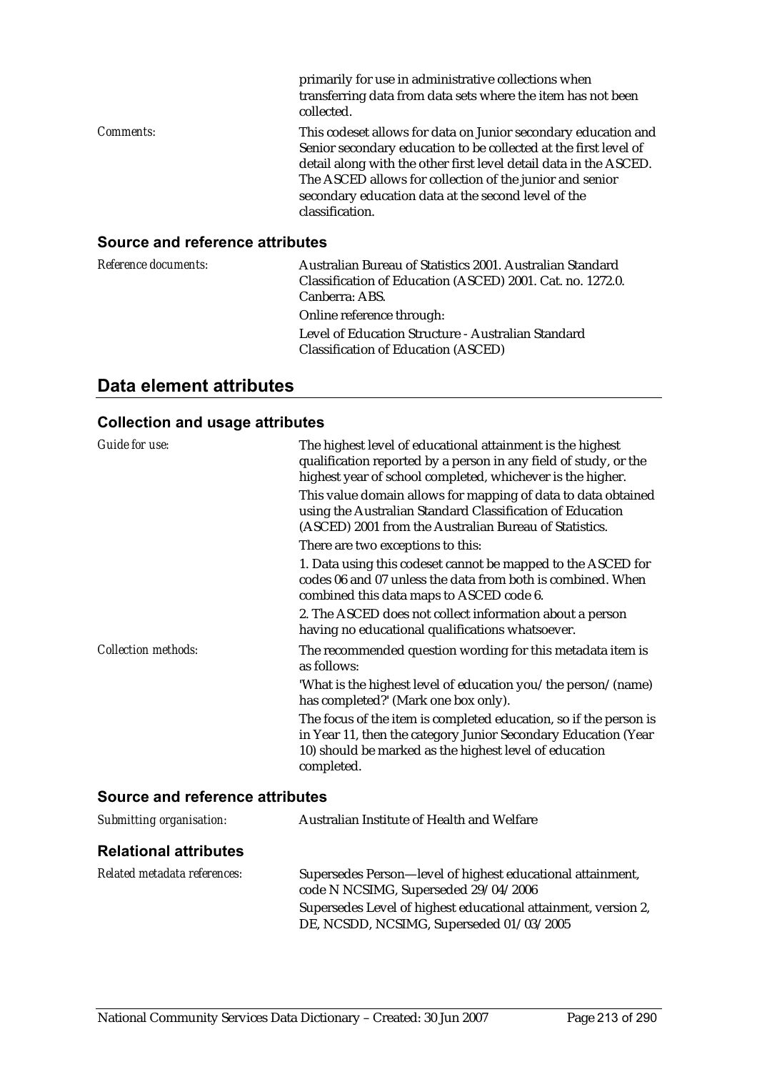primarily for use in administrative collections when transferring data from data sets where the item has not been collected.

*Comments:* This codeset allows for data on Junior secondary education and Senior secondary education to be collected at the first level of detail along with the other first level detail data in the ASCED. The ASCED allows for collection of the junior and senior secondary education data at the second level of the classification.

### Source and reference attributes

*Reference documents:* Australian Bureau of Statistics 2001. Australian Standard Classification of Education (ASCED) 2001. Cat. no. 1272.0. Canberra: ABS.

Online reference through:

Level of Education Structure - Australian Standard Classification of Education (ASCED)

## Data element attributes

### Collection and usage attributes

*Guide for use:* The highest level of educational attainment is the highest qualification reported by a person in any field of study, or the highest year of school completed, whichever is the higher.

This value domain allows for mapping of data to data obtained using the Australian Standard Classification of Education (ASCED) 2001 from the Australian Bureau of Statistics.

There are two exceptions to this:

1. Data using this codeset cannot be mapped to the ASCED for codes 06 and 07 unless the data from both is combined. When combined this data maps to ASCED code 6.

2. The ASCED does not collect information about a person having no educational qualifications whatsoever.

*Collection methods:* The recommended question wording for this metadata item is as follows:

'What is the highest level of education you/the person/(name) has completed?' (Mark one box only).

The focus of the item is completed education, so if the person is in Year 11, then the category Junior Secondary Education (Year 10) should be marked as the highest level of education completed.

### Source and reference attributes

*Submitting organisation:* Australian Institute of Health and Welfare

### Relational attributes

*Related metadata references:* Supersedes Person—level of highest educational attainment, code N NCSIMG, Superseded 29/04/2006

Supersedes Level of highest educational attainment, version 2, DE, NCSDD, NCSIMG, Superseded 01/03/2005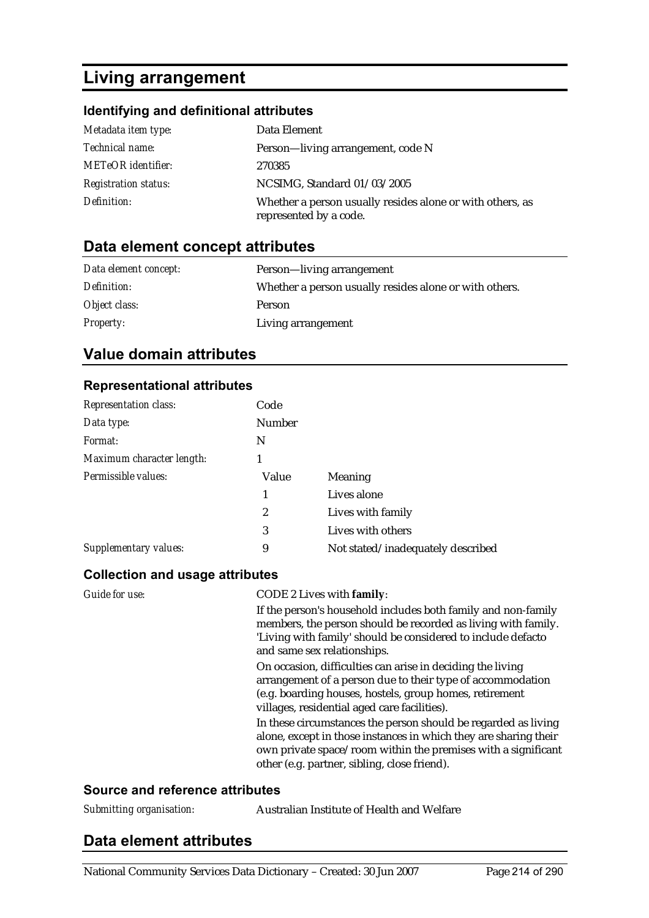# Living arrangement

### Identifying and definitional attributes

| | |
|---|---|
| *Metadata item type:* | Data Element |
| *Technical name:* | Person—living arrangement, code N |
| *METeOR identifier:* | 270385 |
| *Registration status:* | NCSIMG, Standard 01/03/2005 |
| *Definition:* | Whether a person usually resides alone or with others, as represented by a code. |

## Data element concept attributes

| | |
|---|---|
| *Data element concept:* | Person—living arrangement |
| *Definition:* | Whether a person usually resides alone or with others. |
| *Object class:* | Person |
| *Property:* | Living arrangement |

## Value domain attributes

### Representational attributes

| | | |
|---|---|---|
| *Representation class:* | Code | |
| *Data type:* | Number | |
| *Format:* | N | |
| *Maximum character length:* | 1 | |
| *Permissible values:* | Value | Meaning |
| | 1 | Lives alone |
| | 2 | Lives with family |
| | 3 | Lives with others |
| *Supplementary values:* | 9 | Not stated/inadequately described |

### Collection and usage attributes

*Guide for use:*

CODE 2 Lives with **family**:

If the person's household includes both family and non-family members, the person should be recorded as living with family. 'Living with family' should be considered to include defacto and same sex relationships.

On occasion, difficulties can arise in deciding the living arrangement of a person due to their type of accommodation (e.g. boarding houses, hostels, group homes, retirement villages, residential aged care facilities).

In these circumstances the person should be regarded as living alone, except in those instances in which they are sharing their own private space/room within the premises with a significant other (e.g. partner, sibling, close friend).

### Source and reference attributes

| | |
|---|---|
| *Submitting organisation:* | Australian Institute of Health and Welfare |

## Data element attributes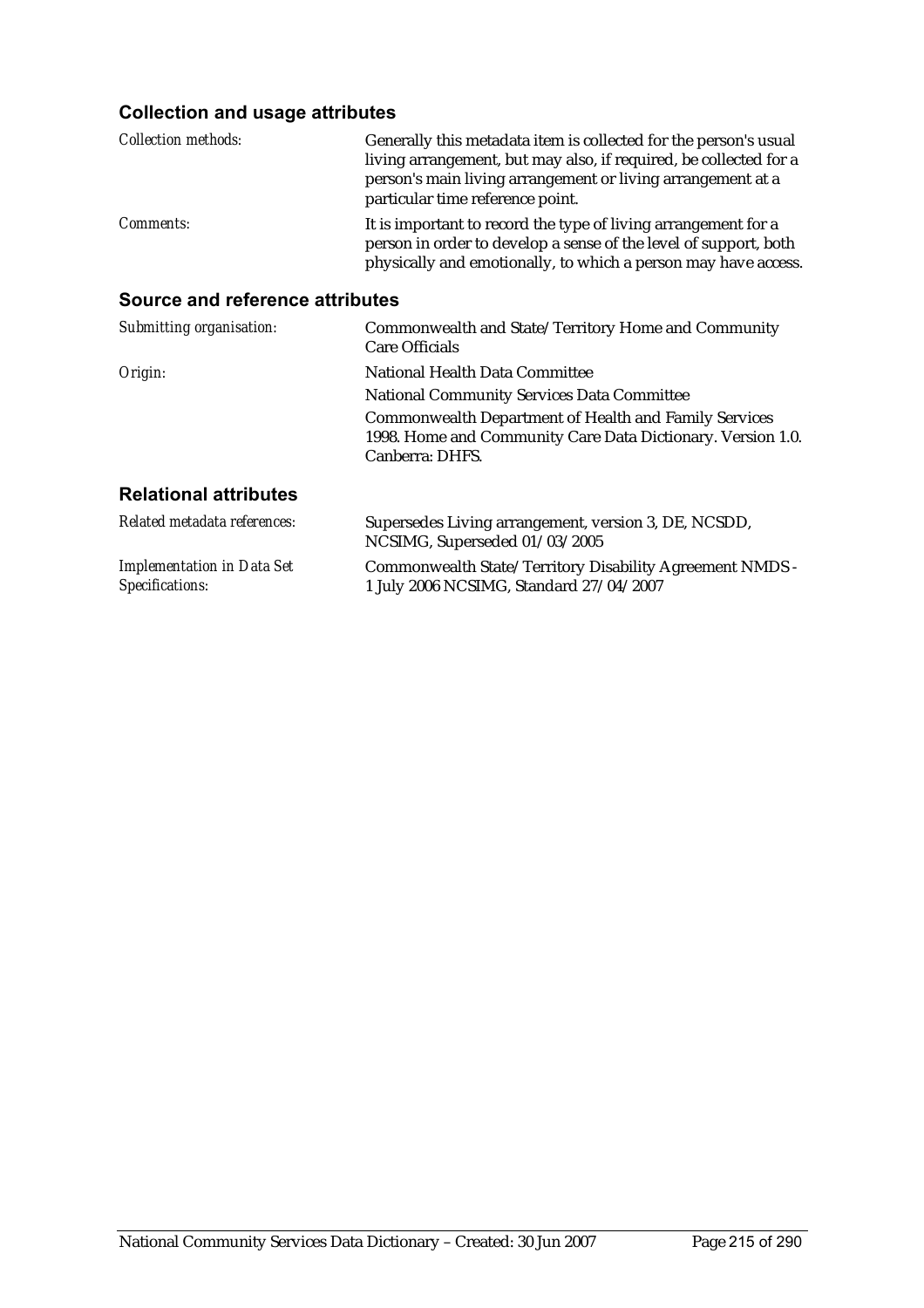### Collection and usage attributes

*Collection methods:* Generally this metadata item is collected for the person's usual living arrangement, but may also, if required, be collected for a person's main living arrangement or living arrangement at a particular time reference point.

*Comments:* It is important to record the type of living arrangement for a person in order to develop a sense of the level of support, both physically and emotionally, to which a person may have access.

### Source and reference attributes

*Submitting organisation:* Commonwealth and State/Territory Home and Community Care Officials

*Origin:* National Health Data Committee

National Community Services Data Committee

Commonwealth Department of Health and Family Services 1998. Home and Community Care Data Dictionary. Version 1.0. Canberra: DHFS.

### Relational attributes

*Related metadata references:* Supersedes Living arrangement, version 3, DE, NCSDD, NCSIMG, Superseded 01/03/2005

*Implementation in Data Set Specifications:* Commonwealth State/Territory Disability Agreement NMDS - 1 July 2006 NCSIMG, Standard 27/04/2007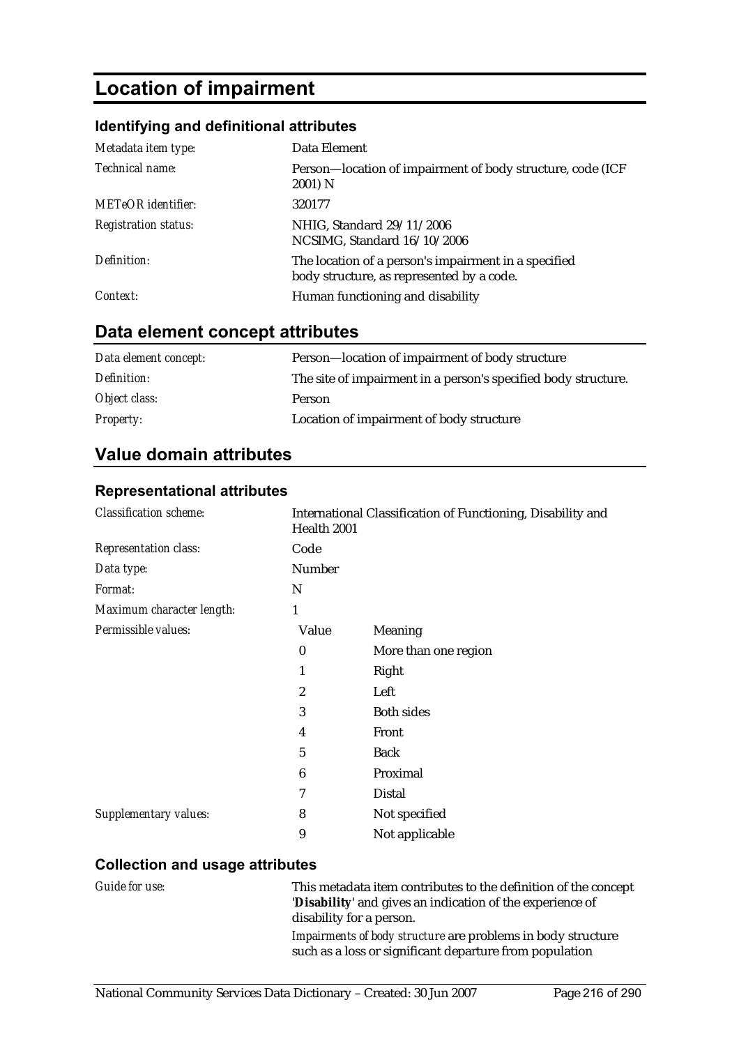# Location of impairment

### Identifying and definitional attributes

| | |
|---|---|
| *Metadata item type:* | Data Element |
| *Technical name:* | Person—location of impairment of body structure, code (ICF 2001) N |
| *METeOR identifier:* | 320177 |
| *Registration status:* | NHIG, Standard 29/11/2006<br>NCSIMG, Standard 16/10/2006 |
| *Definition:* | The location of a person's impairment in a specified body structure, as represented by a code. |
| *Context:* | Human functioning and disability |

## Data element concept attributes

| | |
|---|---|
| *Data element concept:* | Person—location of impairment of body structure |
| *Definition:* | The site of impairment in a person's specified body structure. |
| *Object class:* | Person |
| *Property:* | Location of impairment of body structure |

## Value domain attributes

### Representational attributes

| | | |
|---|---|---|
| *Classification scheme:* | International Classification of Functioning, Disability and Health 2001 | |
| *Representation class:* | Code | |
| *Data type:* | Number | |
| *Format:* | N | |
| *Maximum character length:* | 1 | |
| *Permissible values:* | Value | Meaning |
| | 0 | More than one region |
| | 1 | Right |
| | 2 | Left |
| | 3 | Both sides |
| | 4 | Front |
| | 5 | Back |
| | 6 | Proximal |
| | 7 | Distal |
| *Supplementary values:* | 8 | Not specified |
| | 9 | Not applicable |

### Collection and usage attributes

*Guide for use:*

This metadata item contributes to the definition of the concept '**Disability**' and gives an indication of the experience of disability for a person.

*Impairments of body structure* are problems in body structure such as a loss or significant departure from population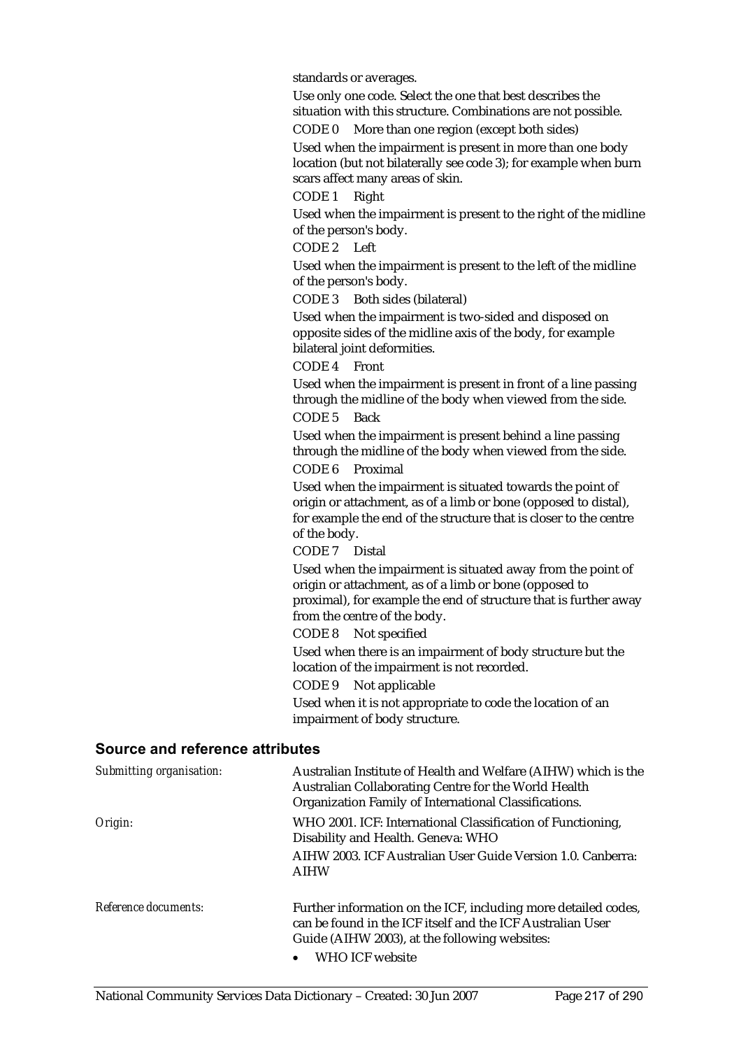standards or averages.

Use only one code. Select the one that best describes the situation with this structure. Combinations are not possible.

CODE 0 More than one region (except both sides)

Used when the impairment is present in more than one body location (but not bilaterally see code 3); for example when burn scars affect many areas of skin.

CODE 1 Right

Used when the impairment is present to the right of the midline of the person's body.

CODE 2 Left

Used when the impairment is present to the left of the midline of the person's body.

CODE 3 Both sides (bilateral)

Used when the impairment is two-sided and disposed on opposite sides of the midline axis of the body, for example bilateral joint deformities.

CODE 4 Front

Used when the impairment is present in front of a line passing through the midline of the body when viewed from the side.

CODE 5 Back

Used when the impairment is present behind a line passing through the midline of the body when viewed from the side.

CODE 6 Proximal

Used when the impairment is situated towards the point of origin or attachment, as of a limb or bone (opposed to distal), for example the end of the structure that is closer to the centre of the body.

CODE 7 Distal

Used when the impairment is situated away from the point of origin or attachment, as of a limb or bone (opposed to proximal), for example the end of structure that is further away from the centre of the body.

CODE 8 Not specified

Used when there is an impairment of body structure but the location of the impairment is not recorded.

CODE 9 Not applicable

Used when it is not appropriate to code the location of an impairment of body structure.

## Source and reference attributes

*Submitting organisation:* Australian Institute of Health and Welfare (AIHW) which is the Australian Collaborating Centre for the World Health Organization Family of International Classifications.

*Origin:* WHO 2001. ICF: International Classification of Functioning, Disability and Health. Geneva: WHO

AIHW 2003. ICF Australian User Guide Version 1.0. Canberra: AIHW

*Reference documents:* Further information on the ICF, including more detailed codes, can be found in the ICF itself and the ICF Australian User Guide (AIHW 2003), at the following websites:

- WHO ICF website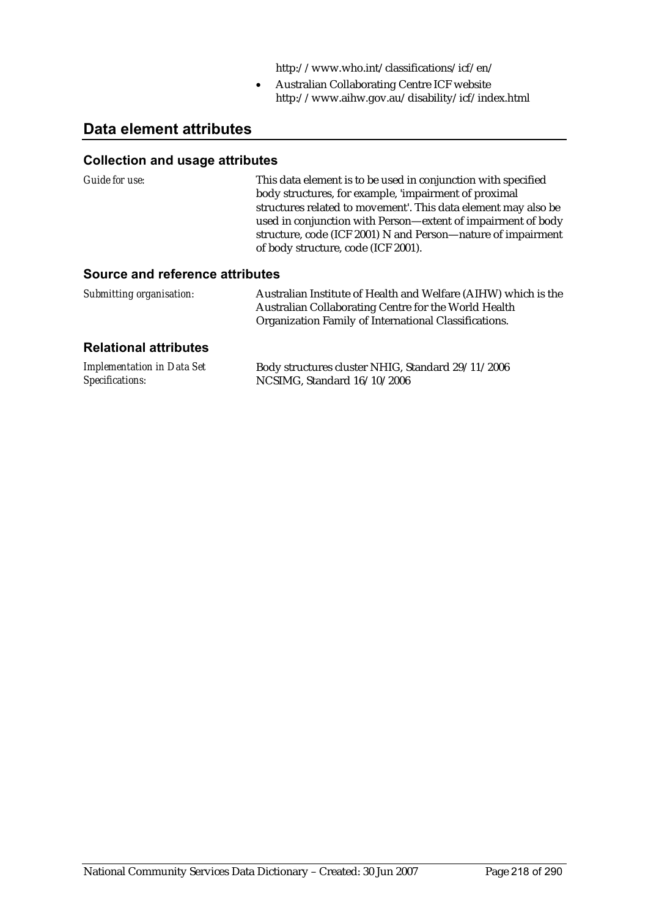http://www.who.int/classifications/icf/en/

- Australian Collaborating Centre ICF website http://www.aihw.gov.au/disability/icf/index.html

## Data element attributes

### Collection and usage attributes

*Guide for use:* This data element is to be used in conjunction with specified body structures, for example, 'impairment of proximal structures related to movement'. This data element may also be used in conjunction with Person—extent of impairment of body structure, code (ICF 2001) N and Person—nature of impairment of body structure, code (ICF 2001).

### Source and reference attributes

*Submitting organisation:* Australian Institute of Health and Welfare (AIHW) which is the Australian Collaborating Centre for the World Health Organization Family of International Classifications.

### Relational attributes

*Implementation in Data Set Specifications:* Body structures cluster NHIG, Standard 29/11/2006
NCSIMG, Standard 16/10/2006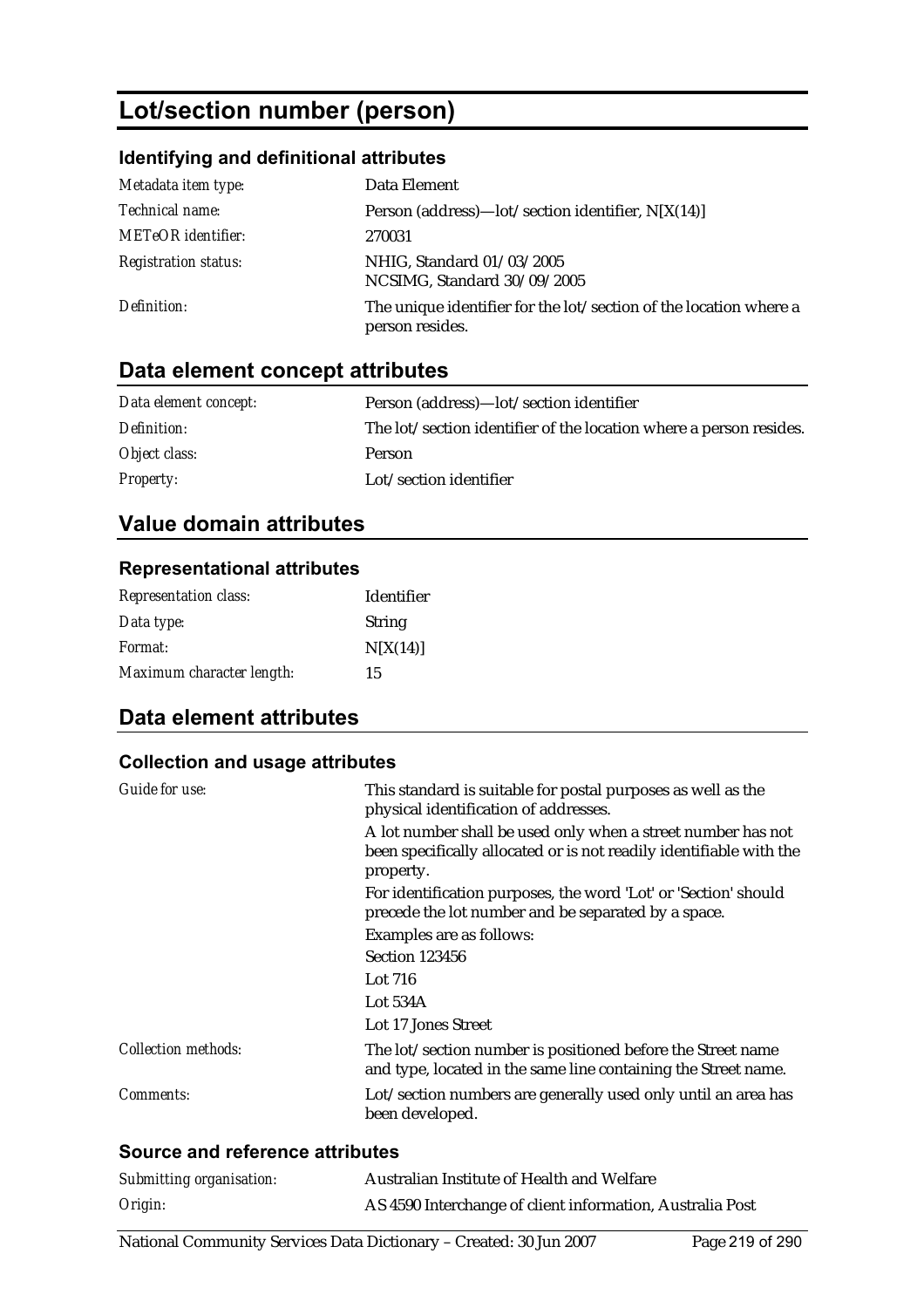# Lot/section number (person)

### Identifying and definitional attributes

| | |
|---|---|
| *Metadata item type:* | Data Element |
| *Technical name:* | Person (address)—lot/section identifier, N[X(14)] |
| *METeOR identifier:* | 270031 |
| *Registration status:* | NHIG, Standard 01/03/2005<br>NCSIMG, Standard 30/09/2005 |
| *Definition:* | The unique identifier for the lot/section of the location where a person resides. |

## Data element concept attributes

| | |
|---|---|
| *Data element concept:* | Person (address)—lot/section identifier |
| *Definition:* | The lot/section identifier of the location where a person resides. |
| *Object class:* | Person |
| *Property:* | Lot/section identifier |

## Value domain attributes

### Representational attributes

| | |
|---|---|
| *Representation class:* | Identifier |
| *Data type:* | String |
| *Format:* | N[X(14)] |
| *Maximum character length:* | 15 |

## Data element attributes

### Collection and usage attributes

*Guide for use:*

This standard is suitable for postal purposes as well as the physical identification of addresses.

A lot number shall be used only when a street number has not been specifically allocated or is not readily identifiable with the property.

For identification purposes, the word 'Lot' or 'Section' should precede the lot number and be separated by a space.

Examples are as follows:

Section 123456

Lot 716

Lot 534A

Lot 17 Jones Street

*Collection methods:*

The lot/section number is positioned before the Street name and type, located in the same line containing the Street name.

*Comments:*

Lot/section numbers are generally used only until an area has been developed.

### Source and reference attributes

| | |
|---|---|
| *Submitting organisation:* | Australian Institute of Health and Welfare |
| *Origin:* | AS 4590 Interchange of client information, Australia Post |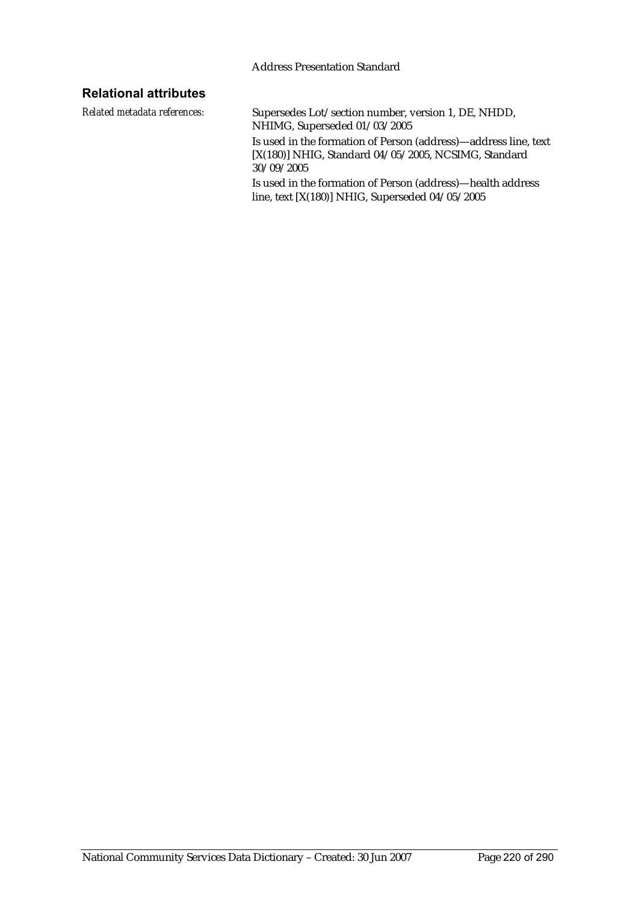Address Presentation Standard

## Relational attributes

*Related metadata references:*

Supersedes Lot/section number, version 1, DE, NHDD, NHIMG, Superseded 01/03/2005

Is used in the formation of Person (address)—address line, text [X(180)] NHIG, Standard 04/05/2005, NCSIMG, Standard 30/09/2005

Is used in the formation of Person (address)—health address line, text [X(180)] NHIG, Superseded 04/05/2005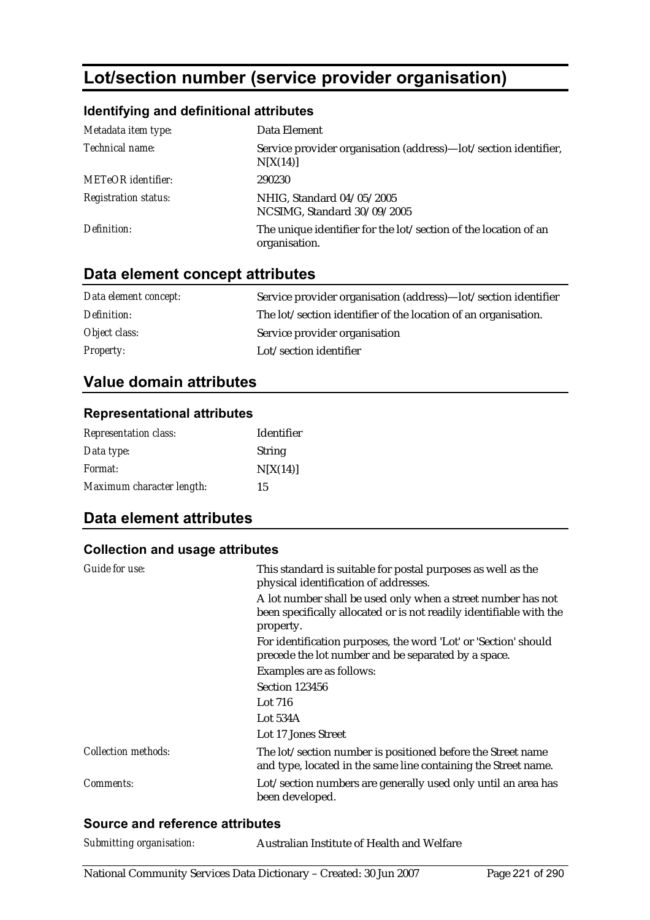# Lot/section number (service provider organisation)

## Identifying and definitional attributes

| | |
|---|---|
| *Metadata item type:* | Data Element |
| *Technical name:* | Service provider organisation (address)—lot/section identifier, N[X(14)] |
| *METeOR identifier:* | 290230 |
| *Registration status:* | NHIG, Standard 04/05/2005<br>NCSIMG, Standard 30/09/2005 |
| *Definition:* | The unique identifier for the lot/section of the location of an organisation. |

## Data element concept attributes

| | |
|---|---|
| *Data element concept:* | Service provider organisation (address)—lot/section identifier |
| *Definition:* | The lot/section identifier of the location of an organisation. |
| *Object class:* | Service provider organisation |
| *Property:* | Lot/section identifier |

## Value domain attributes

### Representational attributes

| | |
|---|---|
| *Representation class:* | Identifier |
| *Data type:* | String |
| *Format:* | N[X(14)] |
| *Maximum character length:* | 15 |

## Data element attributes

### Collection and usage attributes

| | |
|---|---|
| *Guide for use:* | This standard is suitable for postal purposes as well as the physical identification of addresses.<br>A lot number shall be used only when a street number has not been specifically allocated or is not readily identifiable with the property.<br>For identification purposes, the word 'Lot' or 'Section' should precede the lot number and be separated by a space.<br>Examples are as follows:<br>Section 123456<br>Lot 716<br>Lot 534A<br>Lot 17 Jones Street |
| *Collection methods:* | The lot/section number is positioned before the Street name and type, located in the same line containing the Street name. |
| *Comments:* | Lot/section numbers are generally used only until an area has been developed. |

### Source and reference attributes

| | |
|---|---|
| *Submitting organisation:* | Australian Institute of Health and Welfare |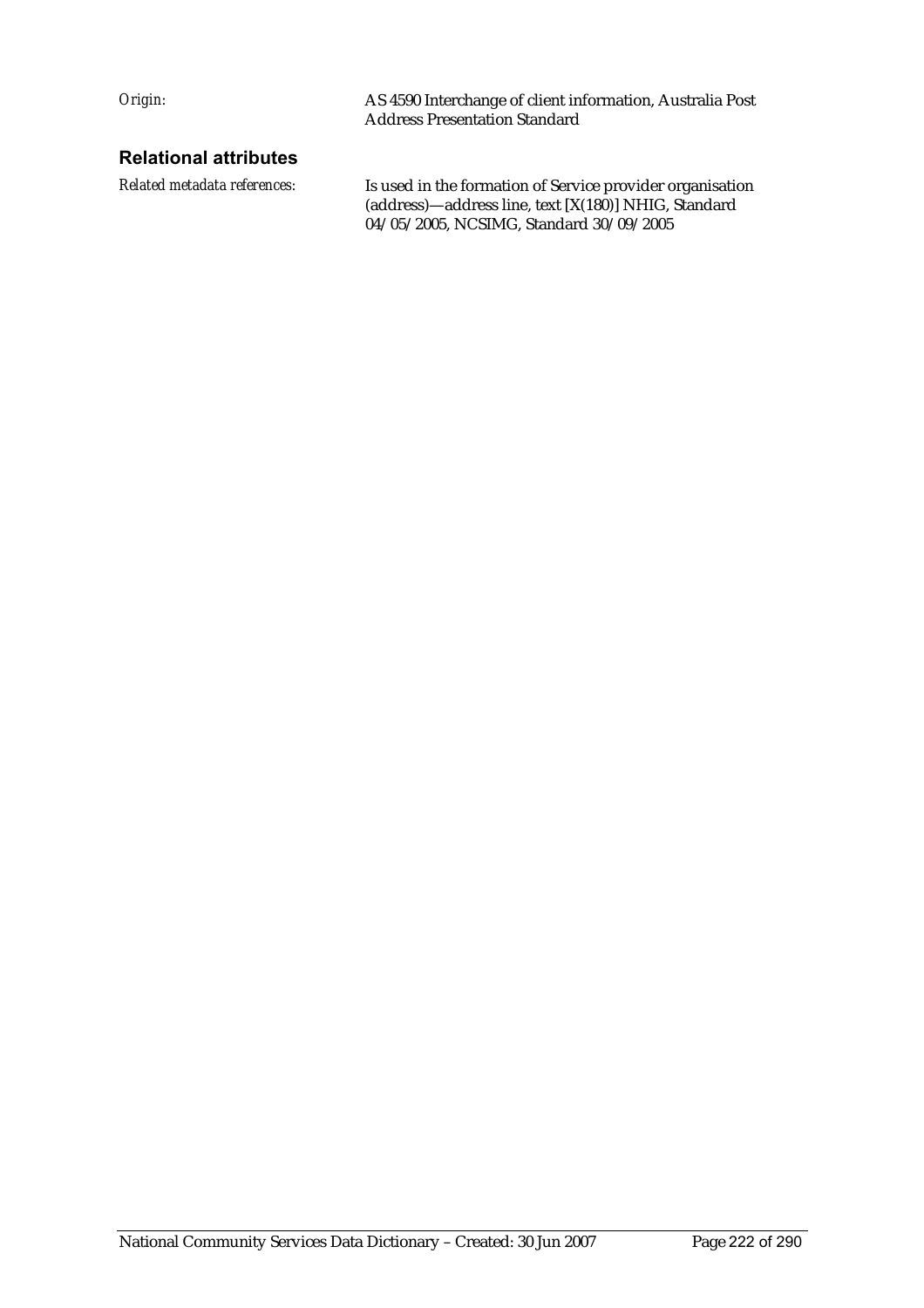*Origin:* AS 4590 Interchange of client information, Australia Post Address Presentation Standard

## Relational attributes

*Related metadata references:* Is used in the formation of Service provider organisation (address)—address line, text [X(180)] NHIG, Standard 04/05/2005, NCSIMG, Standard 30/09/2005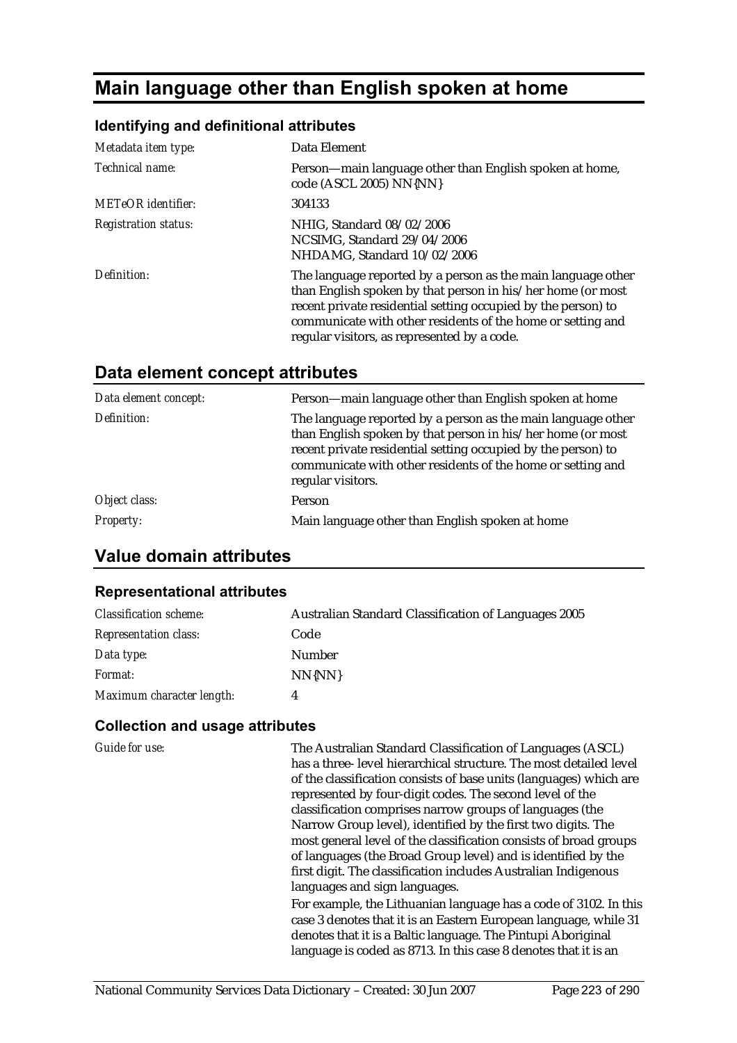# Main language other than English spoken at home

### Identifying and definitional attributes

| | |
|---|---|
| *Metadata item type:* | Data Element |
| *Technical name:* | Person—main language other than English spoken at home, code (ASCL 2005) NN{NN} |
| *METeOR identifier:* | 304133 |
| *Registration status:* | NHIG, Standard 08/02/2006<br>NCSIMG, Standard 29/04/2006<br>NHDAMG, Standard 10/02/2006 |
| *Definition:* | The language reported by a person as the main language other than English spoken by that person in his/her home (or most recent private residential setting occupied by the person) to communicate with other residents of the home or setting and regular visitors, as represented by a code. |

## Data element concept attributes

| | |
|---|---|
| *Data element concept:* | Person—main language other than English spoken at home |
| *Definition:* | The language reported by a person as the main language other than English spoken by that person in his/her home (or most recent private residential setting occupied by the person) to communicate with other residents of the home or setting and regular visitors. |
| *Object class:* | Person |
| *Property:* | Main language other than English spoken at home |

## Value domain attributes

### Representational attributes

| | |
|---|---|
| *Classification scheme:* | Australian Standard Classification of Languages 2005 |
| *Representation class:* | Code |
| *Data type:* | Number |
| *Format:* | NN{NN} |
| *Maximum character length:* | 4 |

### Collection and usage attributes

*Guide for use:*

The Australian Standard Classification of Languages (ASCL) has a three- level hierarchical structure. The most detailed level of the classification consists of base units (languages) which are represented by four-digit codes. The second level of the classification comprises narrow groups of languages (the Narrow Group level), identified by the first two digits. The most general level of the classification consists of broad groups of languages (the Broad Group level) and is identified by the first digit. The classification includes Australian Indigenous languages and sign languages.

For example, the Lithuanian language has a code of 3102. In this case 3 denotes that it is an Eastern European language, while 31 denotes that it is a Baltic language. The Pintupi Aboriginal language is coded as 8713. In this case 8 denotes that it is an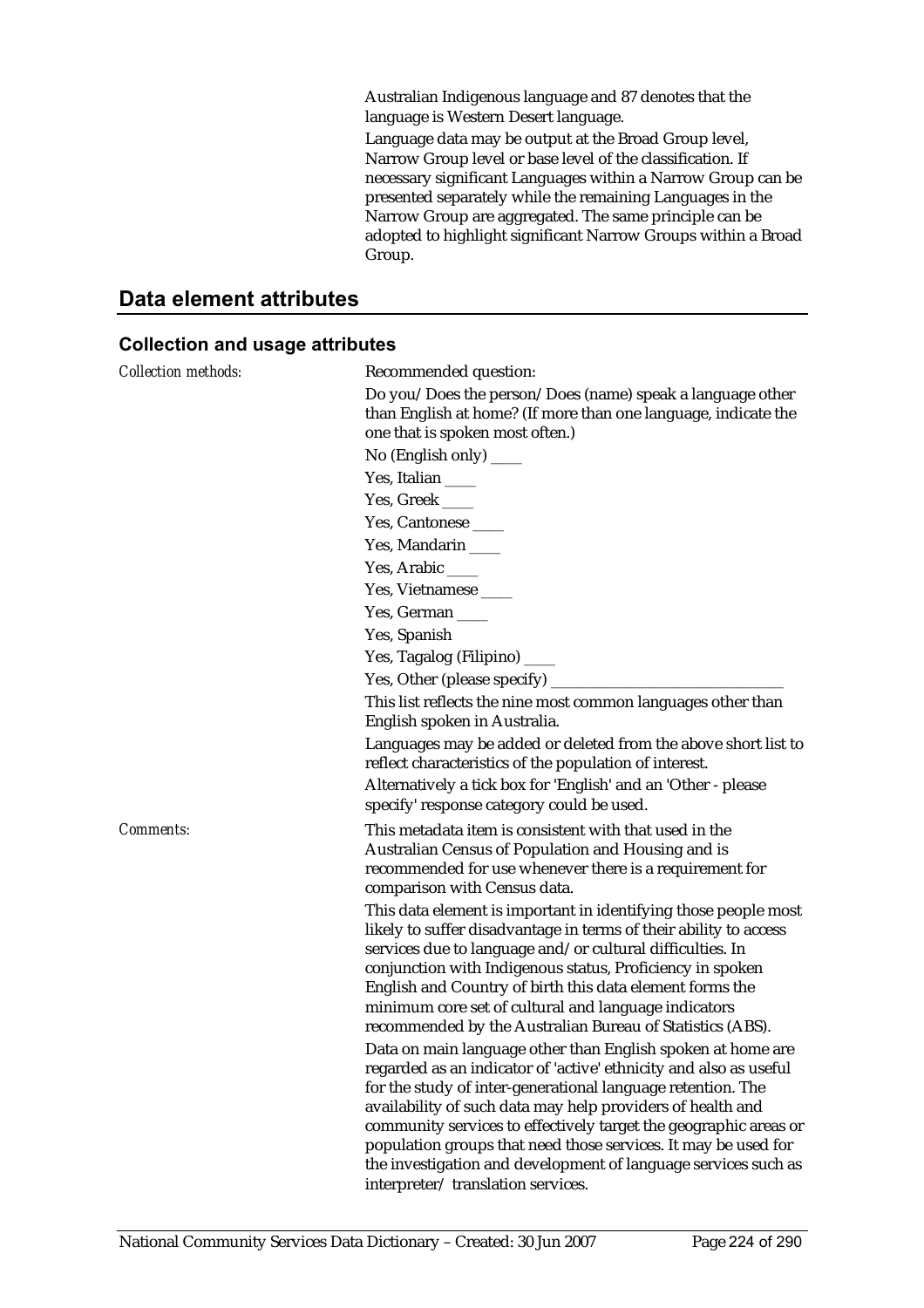Australian Indigenous language and 87 denotes that the language is Western Desert language.

Language data may be output at the Broad Group level, Narrow Group level or base level of the classification. If necessary significant Languages within a Narrow Group can be presented separately while the remaining Languages in the Narrow Group are aggregated. The same principle can be adopted to highlight significant Narrow Groups within a Broad Group.

## Data element attributes

### Collection and usage attributes

*Collection methods:*

Recommended question:

Do you/Does the person/Does (name) speak a language other than English at home? (If more than one language, indicate the one that is spoken most often.)

No (English only) ____

Yes, Italian ____

Yes, Greek ____

Yes, Cantonese ____

Yes, Mandarin ____

Yes, Arabic ____

Yes, Vietnamese ____

Yes, German ____

Yes, Spanish

Yes, Tagalog (Filipino) ____

Yes, Other (please specify) ______________________________

This list reflects the nine most common languages other than English spoken in Australia.

Languages may be added or deleted from the above short list to reflect characteristics of the population of interest.

Alternatively a tick box for 'English' and an 'Other - please specify' response category could be used.

*Comments:*

This metadata item is consistent with that used in the Australian Census of Population and Housing and is recommended for use whenever there is a requirement for comparison with Census data.

This data element is important in identifying those people most likely to suffer disadvantage in terms of their ability to access services due to language and/or cultural difficulties. In conjunction with Indigenous status, Proficiency in spoken English and Country of birth this data element forms the minimum core set of cultural and language indicators recommended by the Australian Bureau of Statistics (ABS).

Data on main language other than English spoken at home are regarded as an indicator of 'active' ethnicity and also as useful for the study of inter-generational language retention. The availability of such data may help providers of health and community services to effectively target the geographic areas or population groups that need those services. It may be used for the investigation and development of language services such as interpreter/ translation services.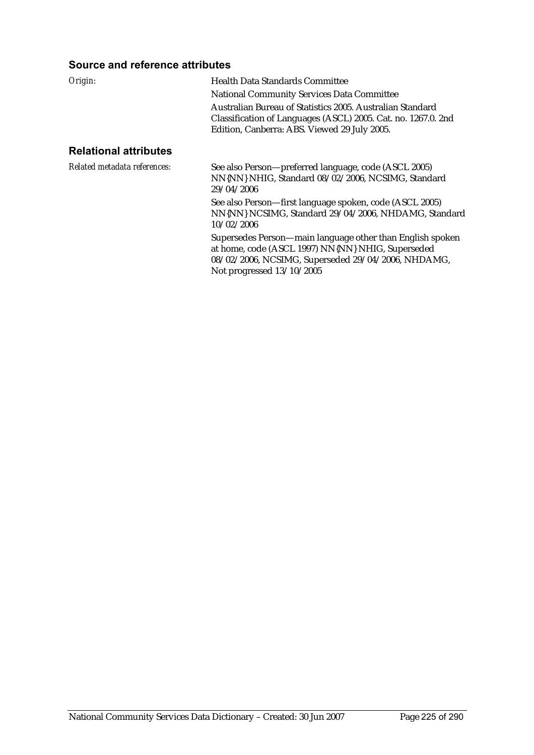### Source and reference attributes

*Origin:*

Health Data Standards Committee

National Community Services Data Committee

Australian Bureau of Statistics 2005. Australian Standard Classification of Languages (ASCL) 2005. Cat. no. 1267.0. 2nd Edition, Canberra: ABS. Viewed 29 July 2005.

### Relational attributes

*Related metadata references:*

See also Person—preferred language, code (ASCL 2005) NN{NN} NHIG, Standard 08/02/2006, NCSIMG, Standard 29/04/2006

See also Person—first language spoken, code (ASCL 2005) NN{NN} NCSIMG, Standard 29/04/2006, NHDAMG, Standard 10/02/2006

Supersedes Person—main language other than English spoken at home, code (ASCL 1997) NN{NN} NHIG, Superseded 08/02/2006, NCSIMG, Superseded 29/04/2006, NHDAMG, Not progressed 13/10/2005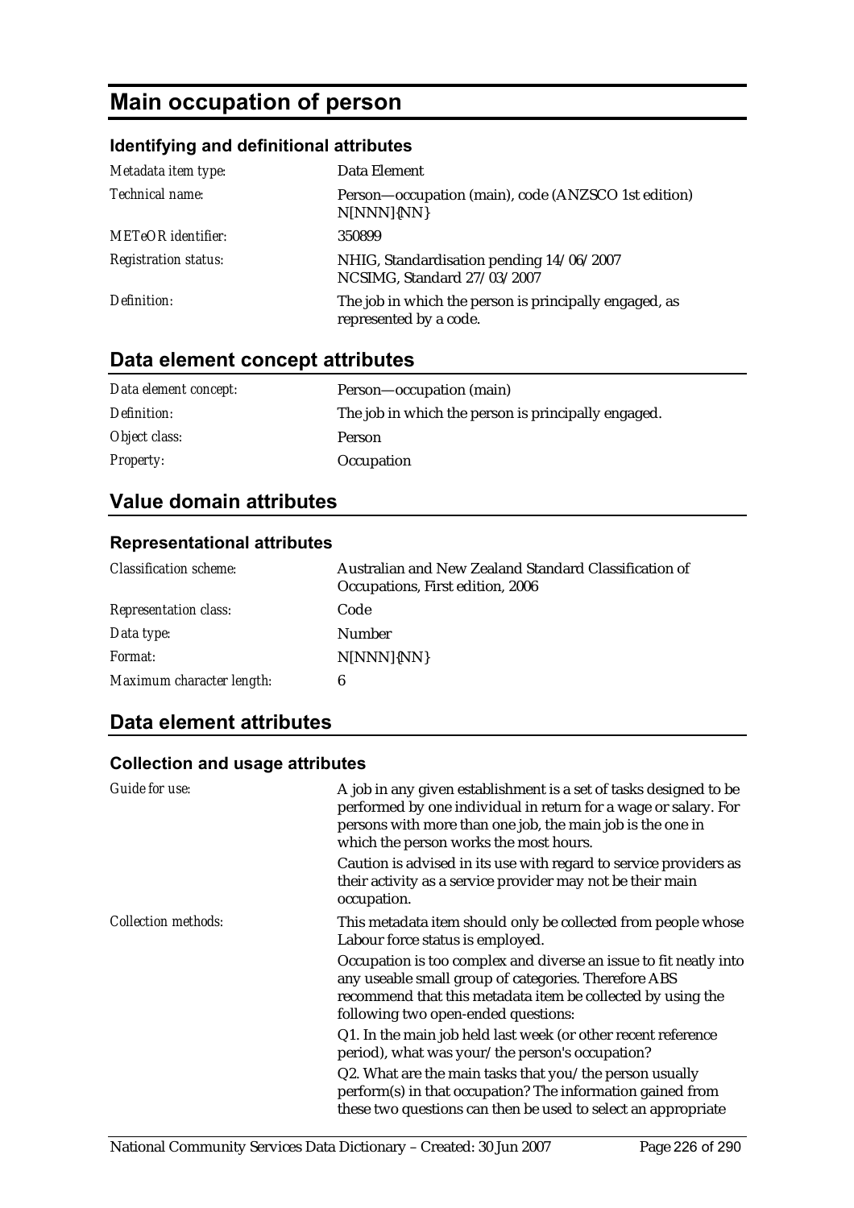# Main occupation of person

### Identifying and definitional attributes

| | |
|---|---|
| *Metadata item type:* | Data Element |
| *Technical name:* | Person—occupation (main), code (ANZSCO 1st edition) N[NNN]{NN} |
| *METeOR identifier:* | 350899 |
| *Registration status:* | NHIG, Standardisation pending 14/06/2007<br>NCSIMG, Standard 27/03/2007 |
| *Definition:* | The job in which the person is principally engaged, as represented by a code. |

## Data element concept attributes

| | |
|---|---|
| *Data element concept:* | Person—occupation (main) |
| *Definition:* | The job in which the person is principally engaged. |
| *Object class:* | Person |
| *Property:* | Occupation |

## Value domain attributes

### Representational attributes

| | |
|---|---|
| *Classification scheme:* | Australian and New Zealand Standard Classification of Occupations, First edition, 2006 |
| *Representation class:* | Code |
| *Data type:* | Number |
| *Format:* | N[NNN]{NN} |
| *Maximum character length:* | 6 |

## Data element attributes

### Collection and usage attributes

| | |
|---|---|
| *Guide for use:* | A job in any given establishment is a set of tasks designed to be performed by one individual in return for a wage or salary. For persons with more than one job, the main job is the one in which the person works the most hours.<br>Caution is advised in its use with regard to service providers as their activity as a service provider may not be their main occupation. |
| *Collection methods:* | This metadata item should only be collected from people whose Labour force status is employed.<br>Occupation is too complex and diverse an issue to fit neatly into any useable small group of categories. Therefore ABS recommend that this metadata item be collected by using the following two open-ended questions:<br>Q1. In the main job held last week (or other recent reference period), what was your/the person's occupation?<br>Q2. What are the main tasks that you/the person usually perform(s) in that occupation? The information gained from these two questions can then be used to select an appropriate |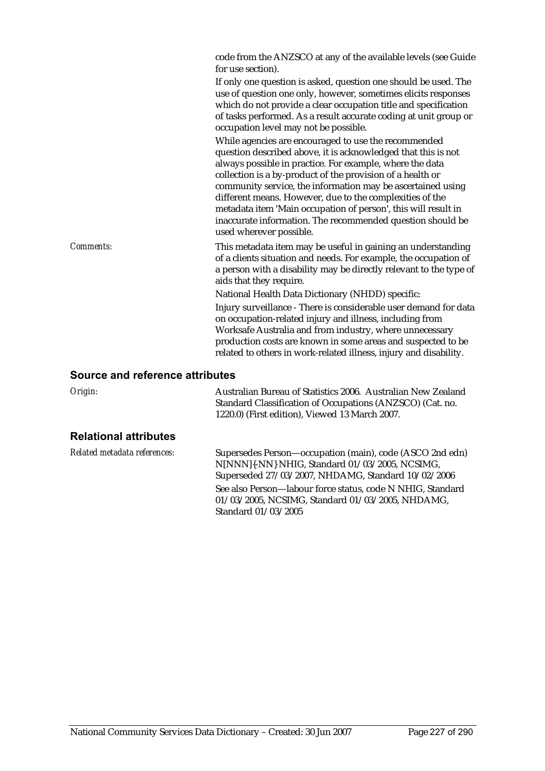code from the ANZSCO at any of the available levels (see Guide for use section).

If only one question is asked, question one should be used. The use of question one only, however, sometimes elicits responses which do not provide a clear occupation title and specification of tasks performed. As a result accurate coding at unit group or occupation level may not be possible.

While agencies are encouraged to use the recommended question described above, it is acknowledged that this is not always possible in practice. For example, where the data collection is a by-product of the provision of a health or community service, the information may be ascertained using different means. However, due to the complexities of the metadata item 'Main occupation of person', this will result in inaccurate information. The recommended question should be used wherever possible.

*Comments:* This metadata item may be useful in gaining an understanding of a clients situation and needs. For example, the occupation of a person with a disability may be directly relevant to the type of aids that they require.

National Health Data Dictionary (NHDD) specific:

Injury surveillance - There is considerable user demand for data on occupation-related injury and illness, including from Worksafe Australia and from industry, where unnecessary production costs are known in some areas and suspected to be related to others in work-related illness, injury and disability.

### Source and reference attributes

*Origin:* Australian Bureau of Statistics 2006. Australian New Zealand Standard Classification of Occupations (ANZSCO) (Cat. no. 1220.0) (First edition), Viewed 13 March 2007.

### Relational attributes

*Related metadata references:* Supersedes Person—occupation (main), code (ASCO 2nd edn) N[NNN]{-NN} NHIG, Standard 01/03/2005, NCSIMG, Superseded 27/03/2007, NHDAMG, Standard 10/02/2006

See also Person—labour force status, code N NHIG, Standard 01/03/2005, NCSIMG, Standard 01/03/2005, NHDAMG, Standard 01/03/2005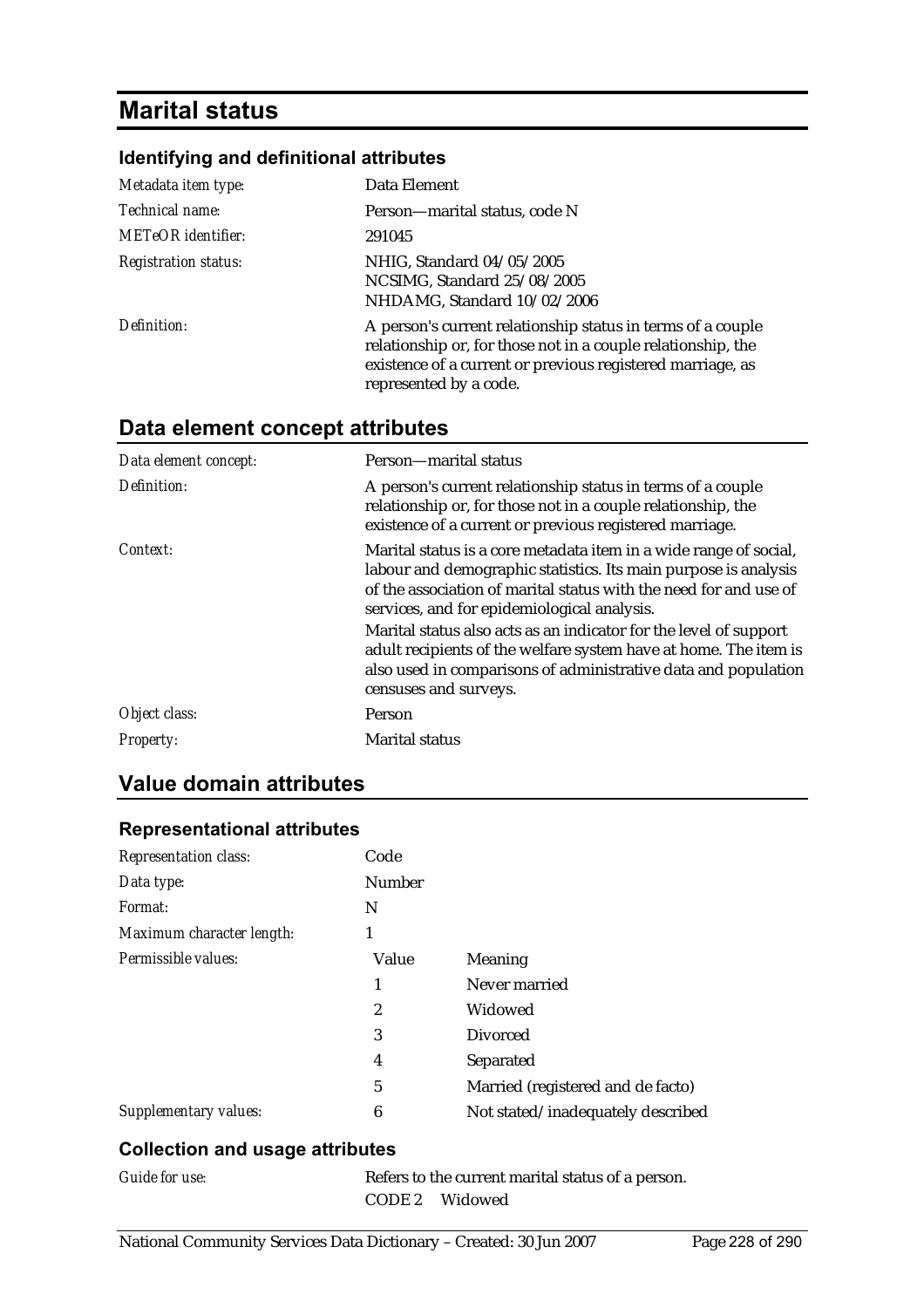# Marital status

### Identifying and definitional attributes

| | |
|---|---|
| *Metadata item type:* | Data Element |
| *Technical name:* | Person—marital status, code N |
| *METeOR identifier:* | 291045 |
| *Registration status:* | NHIG, Standard 04/05/2005<br>NCSIMG, Standard 25/08/2005<br>NHDAMG, Standard 10/02/2006 |
| *Definition:* | A person's current relationship status in terms of a couple relationship or, for those not in a couple relationship, the existence of a current or previous registered marriage, as represented by a code. |

## Data element concept attributes

| | |
|---|---|
| *Data element concept:* | Person—marital status |
| *Definition:* | A person's current relationship status in terms of a couple relationship or, for those not in a couple relationship, the existence of a current or previous registered marriage. |
| *Context:* | Marital status is a core metadata item in a wide range of social, labour and demographic statistics. Its main purpose is analysis of the association of marital status with the need for and use of services, and for epidemiological analysis.<br>Marital status also acts as an indicator for the level of support adult recipients of the welfare system have at home. The item is also used in comparisons of administrative data and population censuses and surveys. |
| *Object class:* | Person |
| *Property:* | Marital status |

## Value domain attributes

### Representational attributes

| | | |
|---|---|---|
| *Representation class:* | Code | |
| *Data type:* | Number | |
| *Format:* | N | |
| *Maximum character length:* | 1 | |
| *Permissible values:* | **Value** | **Meaning** |
| | 1 | Never married |
| | 2 | Widowed |
| | 3 | Divorced |
| | 4 | Separated |
| | 5 | Married (registered and de facto) |
| *Supplementary values:* | 6 | Not stated/inadequately described |

### Collection and usage attributes

| | |
|---|---|
| *Guide for use:* | Refers to the current marital status of a person.<br>CODE 2 Widowed |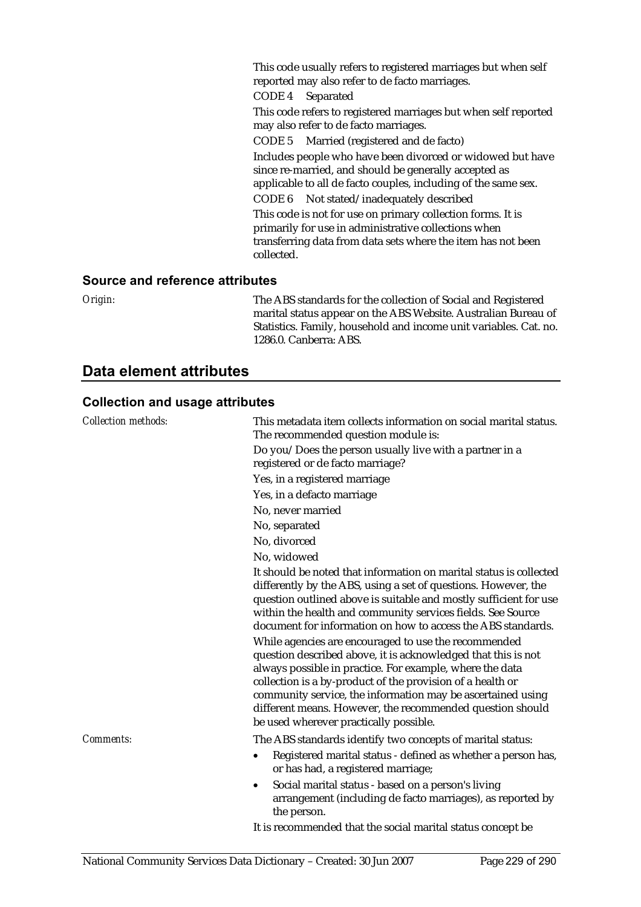This code usually refers to registered marriages but when self reported may also refer to de facto marriages.

CODE 4 Separated

This code refers to registered marriages but when self reported may also refer to de facto marriages.

CODE 5 Married (registered and de facto)

Includes people who have been divorced or widowed but have since re-married, and should be generally accepted as applicable to all de facto couples, including of the same sex.

CODE 6 Not stated/inadequately described

This code is not for use on primary collection forms. It is primarily for use in administrative collections when transferring data from data sets where the item has not been collected.

### Source and reference attributes

*Origin:* The ABS standards for the collection of Social and Registered marital status appear on the ABS Website. Australian Bureau of Statistics. Family, household and income unit variables. Cat. no. 1286.0. Canberra: ABS.

## Data element attributes

### Collection and usage attributes

*Collection methods:* This metadata item collects information on social marital status. The recommended question module is:

Do you/Does the person usually live with a partner in a registered or de facto marriage?

Yes, in a registered marriage

Yes, in a defacto marriage

No, never married

No, separated

No, divorced

No, widowed

It should be noted that information on marital status is collected differently by the ABS, using a set of questions. However, the question outlined above is suitable and mostly sufficient for use within the health and community services fields. See Source document for information on how to access the ABS standards.

While agencies are encouraged to use the recommended question described above, it is acknowledged that this is not always possible in practice. For example, where the data collection is a by-product of the provision of a health or community service, the information may be ascertained using different means. However, the recommended question should be used wherever practically possible.

*Comments:* The ABS standards identify two concepts of marital status:

- Registered marital status - defined as whether a person has, or has had, a registered marriage;
- Social marital status - based on a person's living arrangement (including de facto marriages), as reported by the person.

It is recommended that the social marital status concept be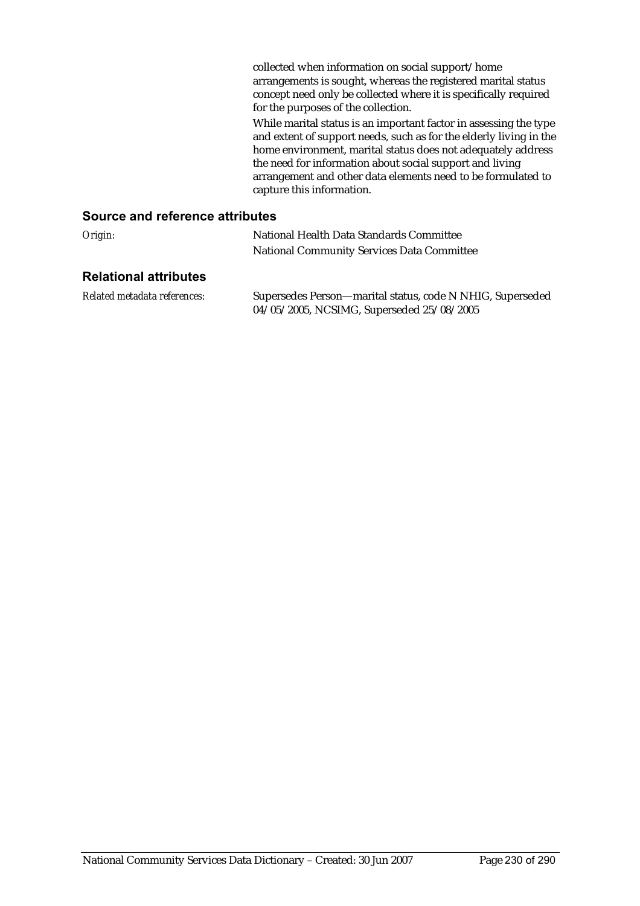collected when information on social support/home arrangements is sought, whereas the registered marital status concept need only be collected where it is specifically required for the purposes of the collection.

While marital status is an important factor in assessing the type and extent of support needs, such as for the elderly living in the home environment, marital status does not adequately address the need for information about social support and living arrangement and other data elements need to be formulated to capture this information.

## Source and reference attributes

*Origin:* National Health Data Standards Committee
National Community Services Data Committee

## Relational attributes

*Related metadata references:* Supersedes Person—marital status, code N NHIG, Superseded 04/05/2005, NCSIMG, Superseded 25/08/2005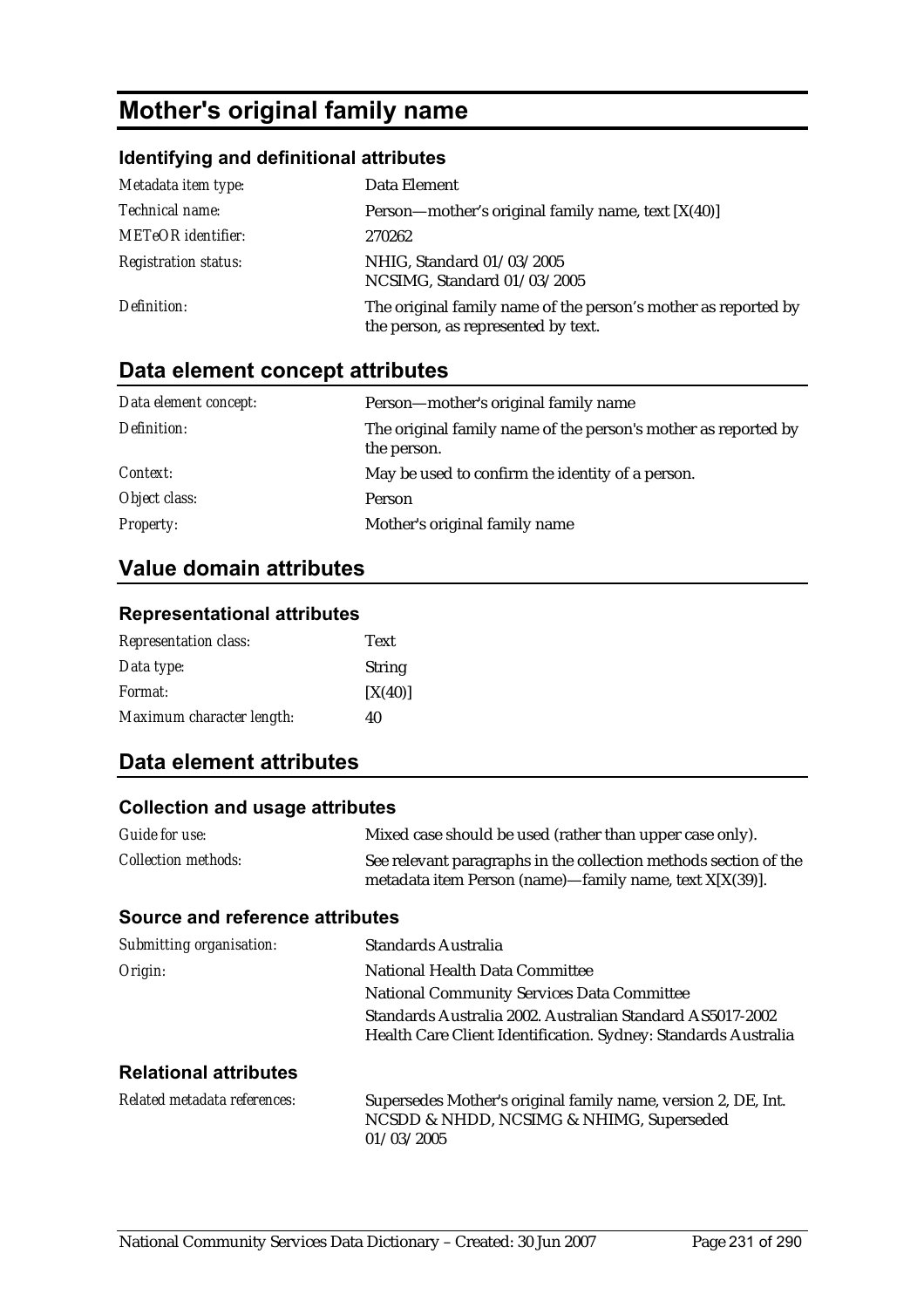# Mother's original family name

### Identifying and definitional attributes

| | |
|---|---|
| *Metadata item type:* | Data Element |
| *Technical name:* | Person—mother's original family name, text [X(40)] |
| *METeOR identifier:* | 270262 |
| *Registration status:* | NHIG, Standard 01/03/2005<br>NCSIMG, Standard 01/03/2005 |
| *Definition:* | The original family name of the person's mother as reported by the person, as represented by text. |

## Data element concept attributes

| | |
|---|---|
| *Data element concept:* | Person—mother's original family name |
| *Definition:* | The original family name of the person's mother as reported by the person. |
| *Context:* | May be used to confirm the identity of a person. |
| *Object class:* | Person |
| *Property:* | Mother's original family name |

## Value domain attributes

### Representational attributes

| | |
|---|---|
| *Representation class:* | Text |
| *Data type:* | String |
| *Format:* | [X(40)] |
| *Maximum character length:* | 40 |

## Data element attributes

### Collection and usage attributes

| | |
|---|---|
| *Guide for use:* | Mixed case should be used (rather than upper case only). |
| *Collection methods:* | See relevant paragraphs in the collection methods section of the metadata item Person (name)—family name, text X[X(39)]. |

### Source and reference attributes

| | |
|---|---|
| *Submitting organisation:* | Standards Australia |
| *Origin:* | National Health Data Committee<br>National Community Services Data Committee<br>Standards Australia 2002. Australian Standard AS5017-2002 Health Care Client Identification. Sydney: Standards Australia |

### Relational attributes

| | |
|---|---|
| *Related metadata references:* | Supersedes Mother's original family name, version 2, DE, Int. NCSDD & NHDD, NCSIMG & NHIMG, Superseded 01/03/2005 |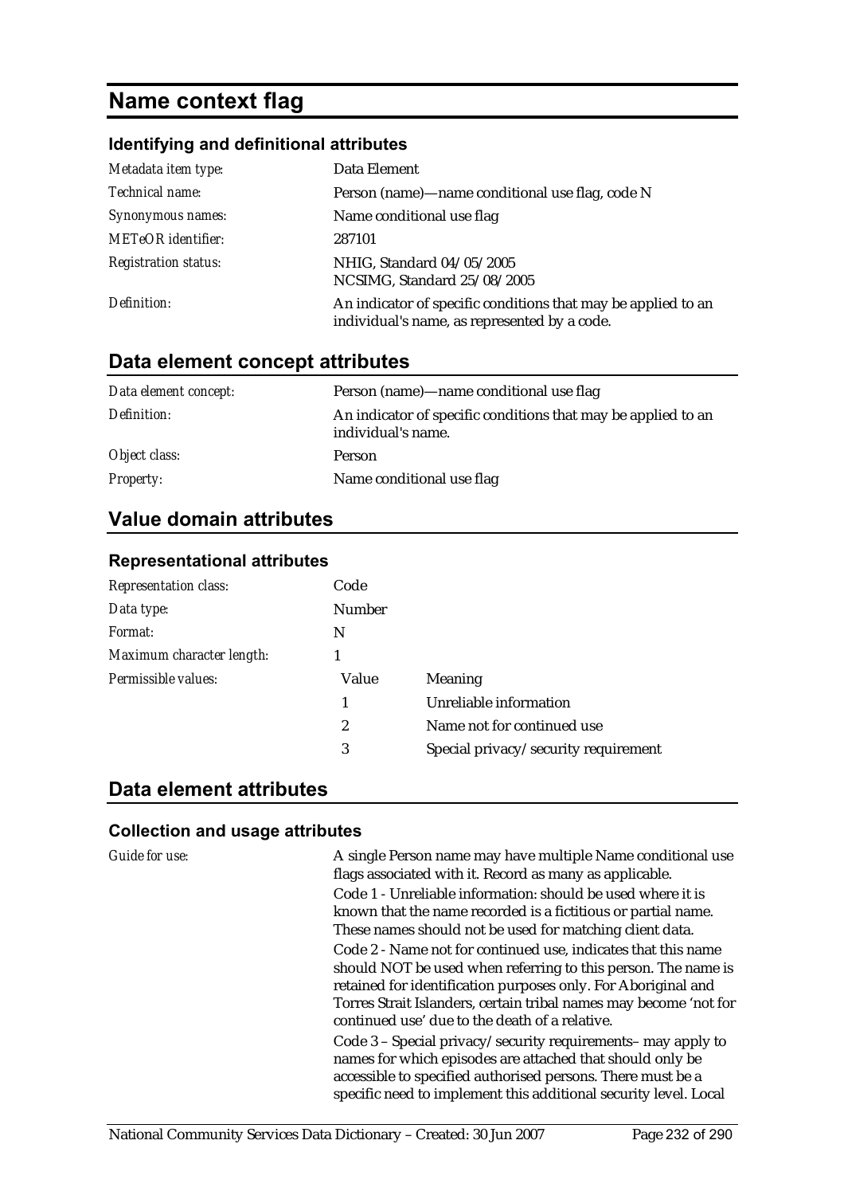# Name context flag

### Identifying and definitional attributes

| | |
|---|---|
| *Metadata item type:* | Data Element |
| *Technical name:* | Person (name)—name conditional use flag, code N |
| *Synonymous names:* | Name conditional use flag |
| *METeOR identifier:* | 287101 |
| *Registration status:* | NHIG, Standard 04/05/2005<br>NCSIMG, Standard 25/08/2005 |
| *Definition:* | An indicator of specific conditions that may be applied to an individual's name, as represented by a code. |

## Data element concept attributes

| | |
|---|---|
| *Data element concept:* | Person (name)—name conditional use flag |
| *Definition:* | An indicator of specific conditions that may be applied to an individual's name. |
| *Object class:* | Person |
| *Property:* | Name conditional use flag |

## Value domain attributes

### Representational attributes

| | | |
|---|---|---|
| *Representation class:* | Code | |
| *Data type:* | Number | |
| *Format:* | N | |
| *Maximum character length:* | 1 | |
| *Permissible values:* | **Value** | **Meaning** |
| | 1 | Unreliable information |
| | 2 | Name not for continued use |
| | 3 | Special privacy/security requirement |

## Data element attributes

### Collection and usage attributes

*Guide for use:*

A single Person name may have multiple Name conditional use flags associated with it. Record as many as applicable.

Code 1 - Unreliable information: should be used where it is known that the name recorded is a fictitious or partial name. These names should not be used for matching client data.

Code 2 - Name not for continued use, indicates that this name should NOT be used when referring to this person. The name is retained for identification purposes only. For Aboriginal and Torres Strait Islanders, certain tribal names may become 'not for continued use' due to the death of a relative.

Code 3 – Special privacy/security requirements– may apply to names for which episodes are attached that should only be accessible to specified authorised persons. There must be a specific need to implement this additional security level. Local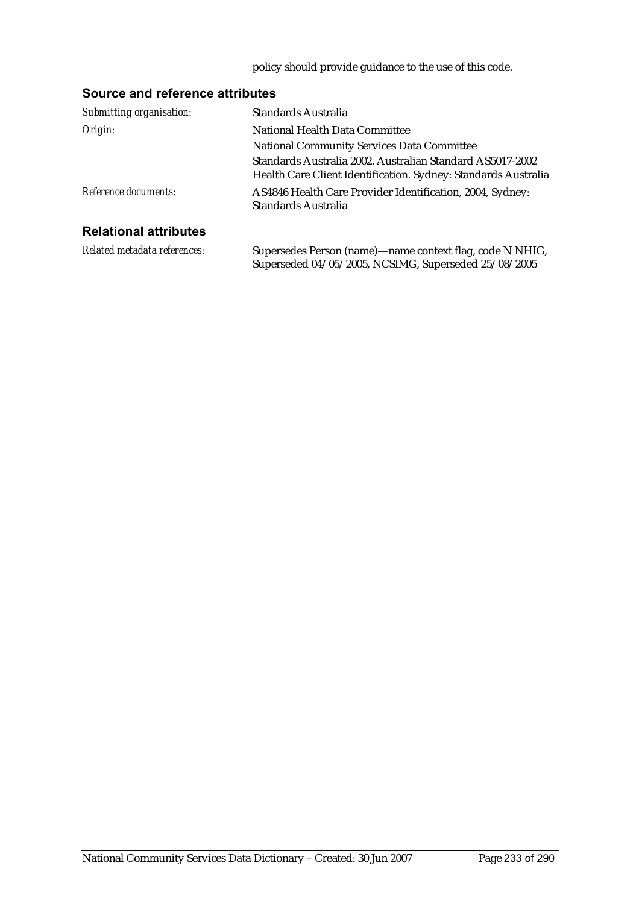policy should provide guidance to the use of this code.

### Source and reference attributes

| | |
|---|---|
| *Submitting organisation:* | Standards Australia |
| *Origin:* | National Health Data Committee<br>National Community Services Data Committee<br>Standards Australia 2002. Australian Standard AS5017-2002 Health Care Client Identification. Sydney: Standards Australia |
| *Reference documents:* | AS4846 Health Care Provider Identification, 2004, Sydney: Standards Australia |

### Relational attributes

| | |
|---|---|
| *Related metadata references:* | Supersedes Person (name)—name context flag, code N NHIG, Superseded 04/05/2005, NCSIMG, Superseded 25/08/2005 |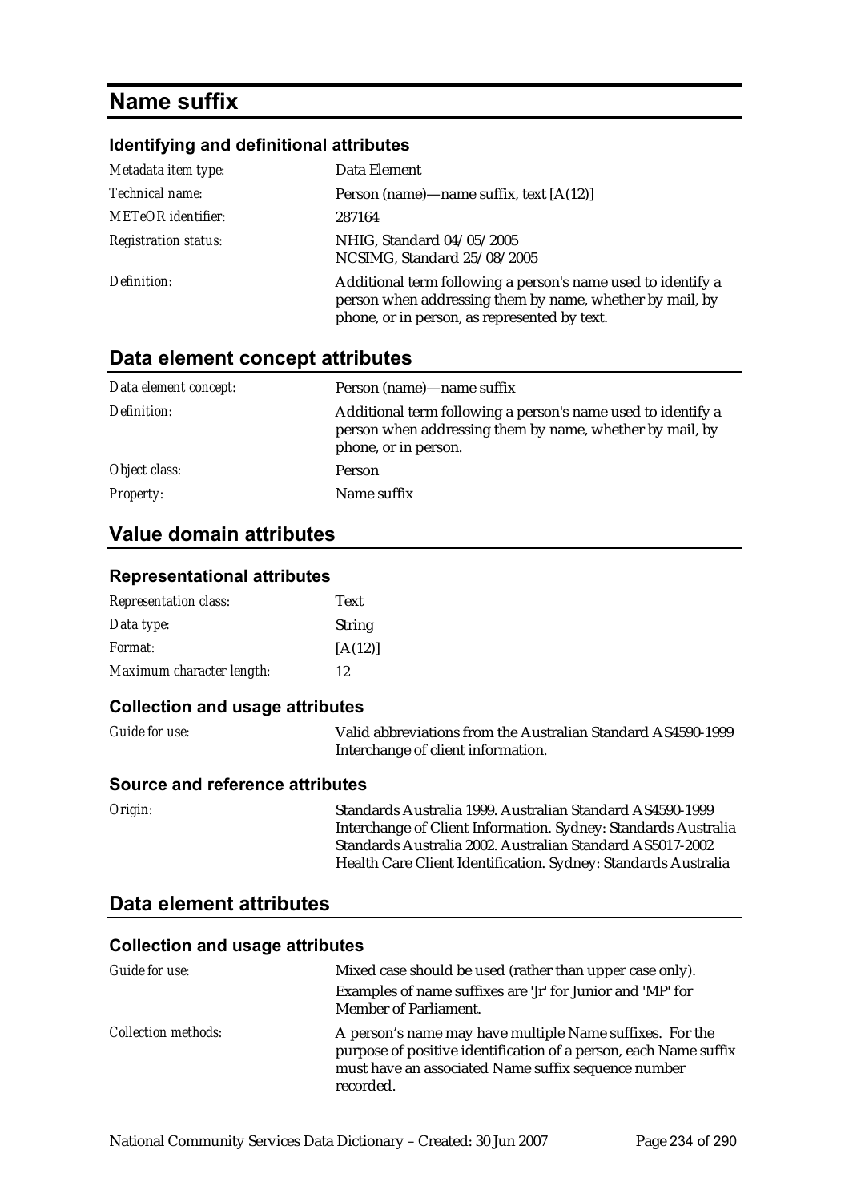# Name suffix

### Identifying and definitional attributes

| | |
|---|---|
| *Metadata item type:* | Data Element |
| *Technical name:* | Person (name)—name suffix, text [A(12)] |
| *METeOR identifier:* | 287164 |
| *Registration status:* | NHIG, Standard 04/05/2005<br>NCSIMG, Standard 25/08/2005 |
| *Definition:* | Additional term following a person's name used to identify a person when addressing them by name, whether by mail, by phone, or in person, as represented by text. |

## Data element concept attributes

| | |
|---|---|
| *Data element concept:* | Person (name)—name suffix |
| *Definition:* | Additional term following a person's name used to identify a person when addressing them by name, whether by mail, by phone, or in person. |
| *Object class:* | Person |
| *Property:* | Name suffix |

## Value domain attributes

### Representational attributes

| | |
|---|---|
| *Representation class:* | Text |
| *Data type:* | String |
| *Format:* | [A(12)] |
| *Maximum character length:* | 12 |

### Collection and usage attributes

| | |
|---|---|
| *Guide for use:* | Valid abbreviations from the Australian Standard AS4590-1999 Interchange of client information. |

### Source and reference attributes

| | |
|---|---|
| *Origin:* | Standards Australia 1999. Australian Standard AS4590-1999 Interchange of Client Information. Sydney: Standards Australia<br>Standards Australia 2002. Australian Standard AS5017-2002 Health Care Client Identification. Sydney: Standards Australia |

## Data element attributes

### Collection and usage attributes

| | |
|---|---|
| *Guide for use:* | Mixed case should be used (rather than upper case only).<br>Examples of name suffixes are 'Jr' for Junior and 'MP' for Member of Parliament. |
| *Collection methods:* | A person's name may have multiple Name suffixes. For the purpose of positive identification of a person, each Name suffix must have an associated Name suffix sequence number recorded. |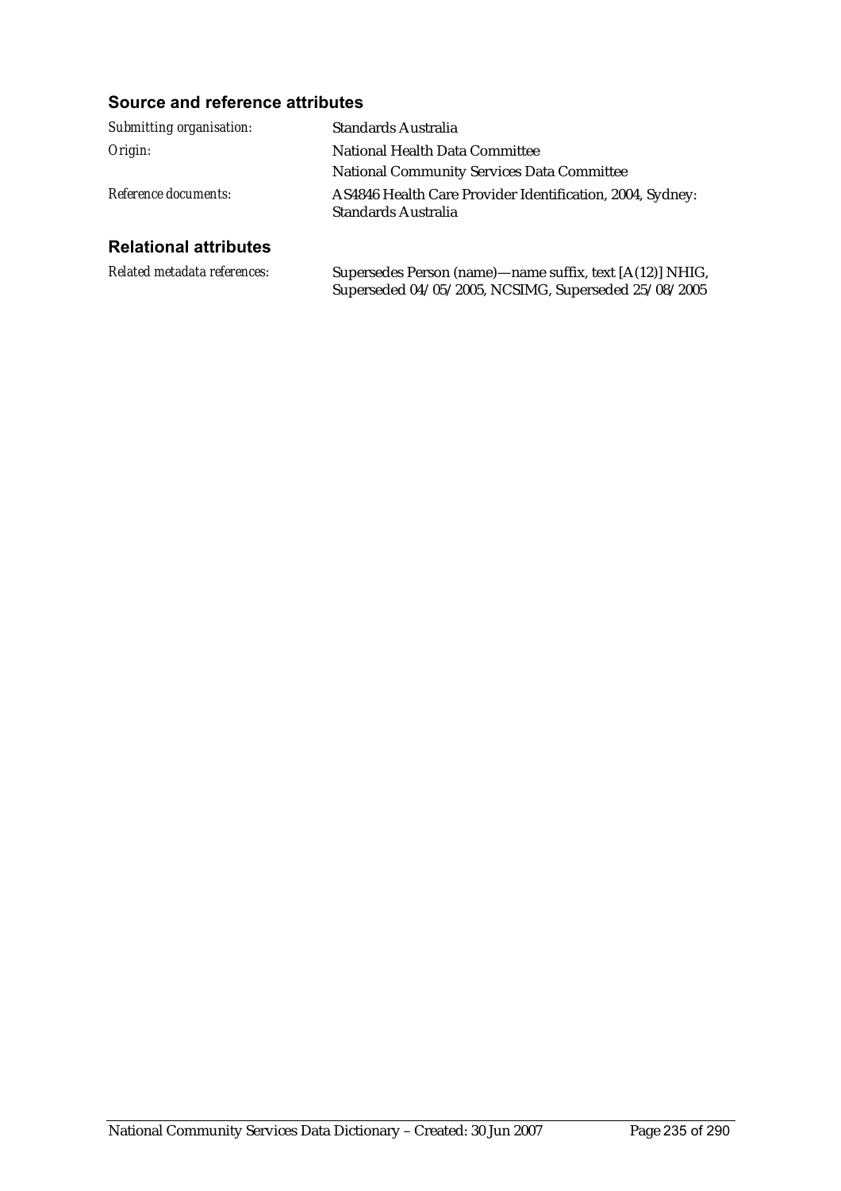### Source and reference attributes

| | |
|---|---|
| *Submitting organisation:* | Standards Australia |
| *Origin:* | National Health Data Committee<br>National Community Services Data Committee |
| *Reference documents:* | AS4846 Health Care Provider Identification, 2004, Sydney: Standards Australia |

### Relational attributes

| | |
|---|---|
| *Related metadata references:* | Supersedes Person (name)—name suffix, text [A(12)] NHIG, Superseded 04/05/2005, NCSIMG, Superseded 25/08/2005 |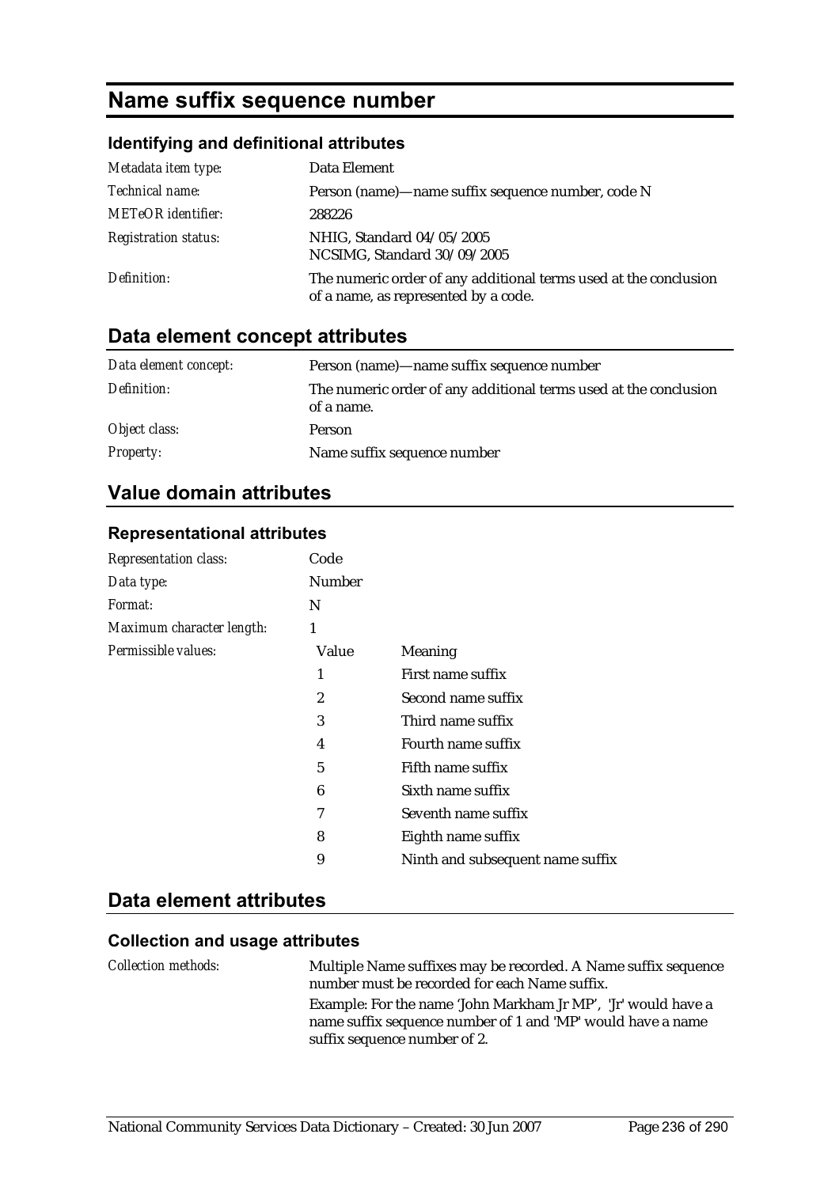# Name suffix sequence number

### Identifying and definitional attributes

| | |
|---|---|
| *Metadata item type:* | Data Element |
| *Technical name:* | Person (name)—name suffix sequence number, code N |
| *METeOR identifier:* | 288226 |
| *Registration status:* | NHIG, Standard 04/05/2005<br>NCSIMG, Standard 30/09/2005 |
| *Definition:* | The numeric order of any additional terms used at the conclusion of a name, as represented by a code. |

## Data element concept attributes

| | |
|---|---|
| *Data element concept:* | Person (name)—name suffix sequence number |
| *Definition:* | The numeric order of any additional terms used at the conclusion of a name. |
| *Object class:* | Person |
| *Property:* | Name suffix sequence number |

## Value domain attributes

### Representational attributes

| | | |
|---|---|---|
| *Representation class:* | Code | |
| *Data type:* | Number | |
| *Format:* | N | |
| *Maximum character length:* | 1 | |
| *Permissible values:* | Value | Meaning |
| | 1 | First name suffix |
| | 2 | Second name suffix |
| | 3 | Third name suffix |
| | 4 | Fourth name suffix |
| | 5 | Fifth name suffix |
| | 6 | Sixth name suffix |
| | 7 | Seventh name suffix |
| | 8 | Eighth name suffix |
| | 9 | Ninth and subsequent name suffix |

## Data element attributes

### Collection and usage attributes

| | |
|---|---|
| *Collection methods:* | Multiple Name suffixes may be recorded. A Name suffix sequence number must be recorded for each Name suffix.<br>Example: For the name 'John Markham Jr MP', 'Jr' would have a name suffix sequence number of 1 and 'MP' would have a name suffix sequence number of 2. |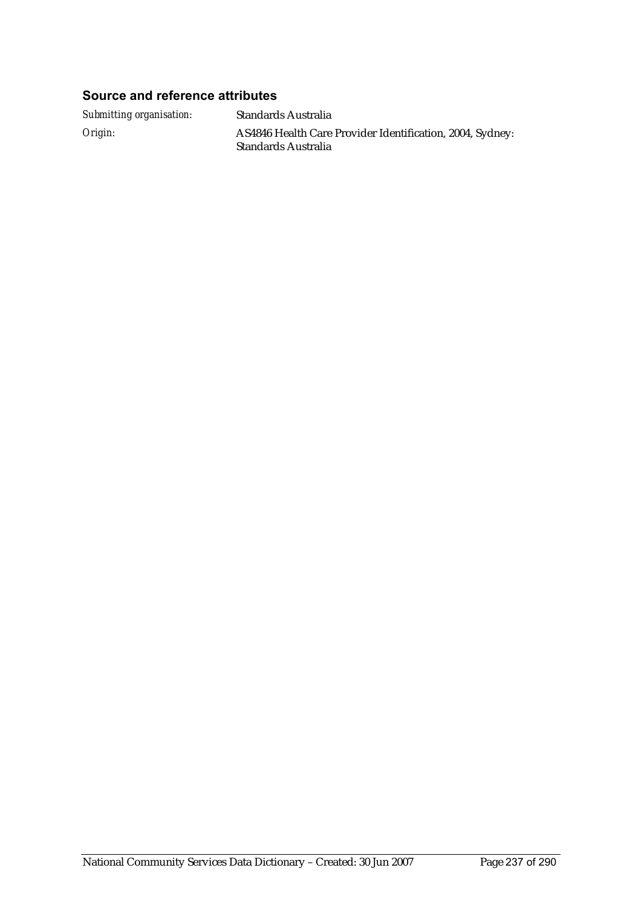### Source and reference attributes

*Submitting organisation:* Standards Australia

*Origin:* AS4846 Health Care Provider Identification, 2004, Sydney: Standards Australia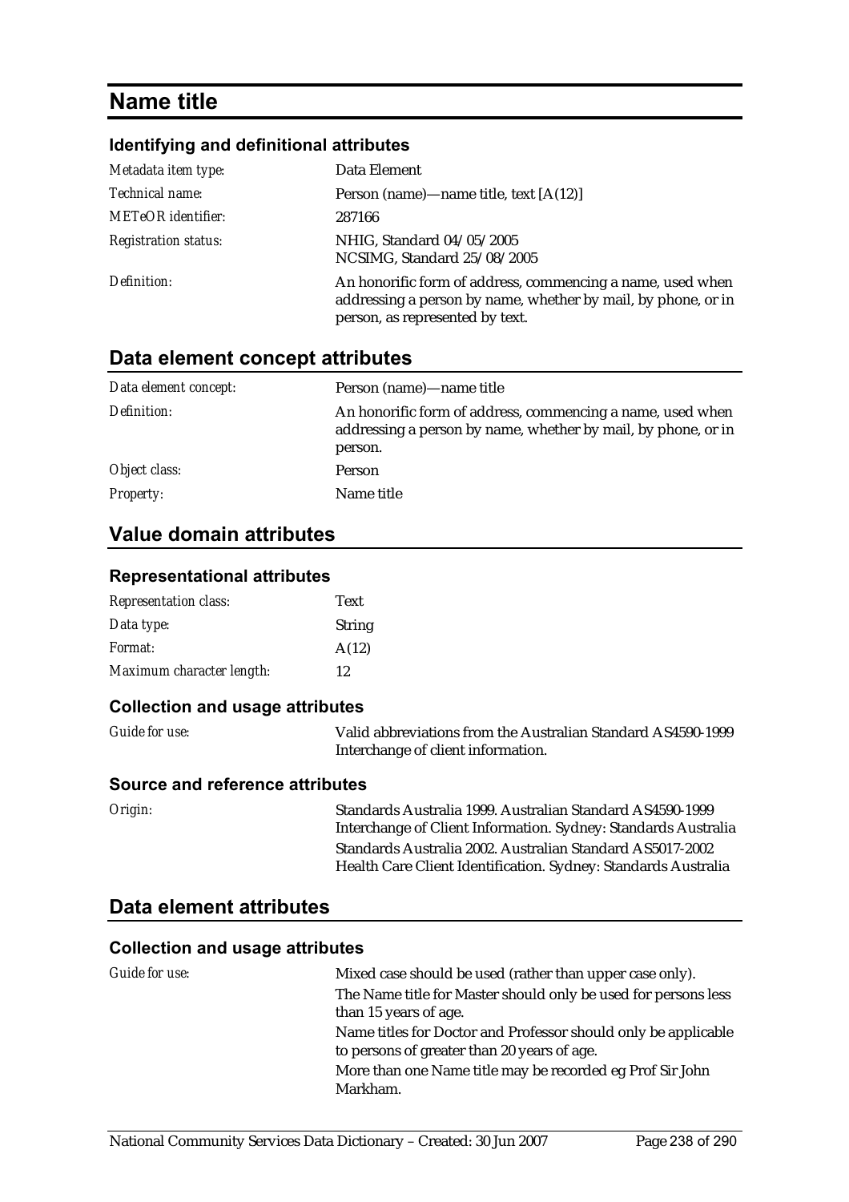# Name title

### Identifying and definitional attributes

| | |
|---|---|
| *Metadata item type:* | Data Element |
| *Technical name:* | Person (name)—name title, text [A(12)] |
| *METeOR identifier:* | 287166 |
| *Registration status:* | NHIG, Standard 04/05/2005<br>NCSIMG, Standard 25/08/2005 |
| *Definition:* | An honorific form of address, commencing a name, used when addressing a person by name, whether by mail, by phone, or in person, as represented by text. |

## Data element concept attributes

| | |
|---|---|
| *Data element concept:* | Person (name)—name title |
| *Definition:* | An honorific form of address, commencing a name, used when addressing a person by name, whether by mail, by phone, or in person. |
| *Object class:* | Person |
| *Property:* | Name title |

## Value domain attributes

### Representational attributes

| | |
|---|---|
| *Representation class:* | Text |
| *Data type:* | String |
| *Format:* | A(12) |
| *Maximum character length:* | 12 |

### Collection and usage attributes

| | |
|---|---|
| *Guide for use:* | Valid abbreviations from the Australian Standard AS4590-1999 Interchange of client information. |

### Source and reference attributes

| | |
|---|---|
| *Origin:* | Standards Australia 1999. Australian Standard AS4590-1999 Interchange of Client Information. Sydney: Standards Australia<br>Standards Australia 2002. Australian Standard AS5017-2002 Health Care Client Identification. Sydney: Standards Australia |

## Data element attributes

### Collection and usage attributes

| | |
|---|---|
| *Guide for use:* | Mixed case should be used (rather than upper case only).<br>The Name title for Master should only be used for persons less than 15 years of age.<br>Name titles for Doctor and Professor should only be applicable to persons of greater than 20 years of age.<br>More than one Name title may be recorded eg Prof Sir John Markham. |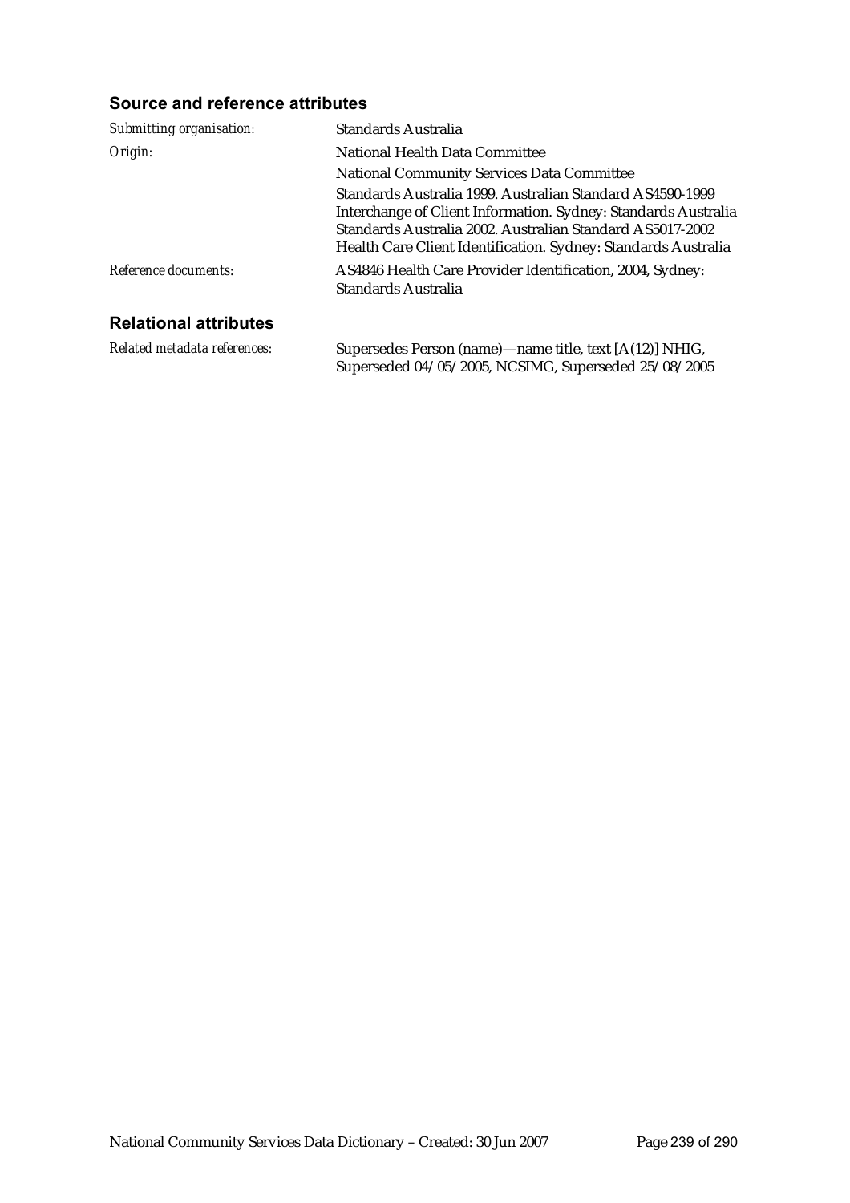### Source and reference attributes

| | |
|---|---|
| *Submitting organisation:* | Standards Australia |
| *Origin:* | National Health Data Committee<br>National Community Services Data Committee<br>Standards Australia 1999. Australian Standard AS4590-1999 Interchange of Client Information. Sydney: Standards Australia<br>Standards Australia 2002. Australian Standard AS5017-2002 Health Care Client Identification. Sydney: Standards Australia |
| *Reference documents:* | AS4846 Health Care Provider Identification, 2004, Sydney: Standards Australia |

### Relational attributes

| | |
|---|---|
| *Related metadata references:* | Supersedes Person (name)—name title, text [A(12)] NHIG, Superseded 04/05/2005, NCSIMG, Superseded 25/08/2005 |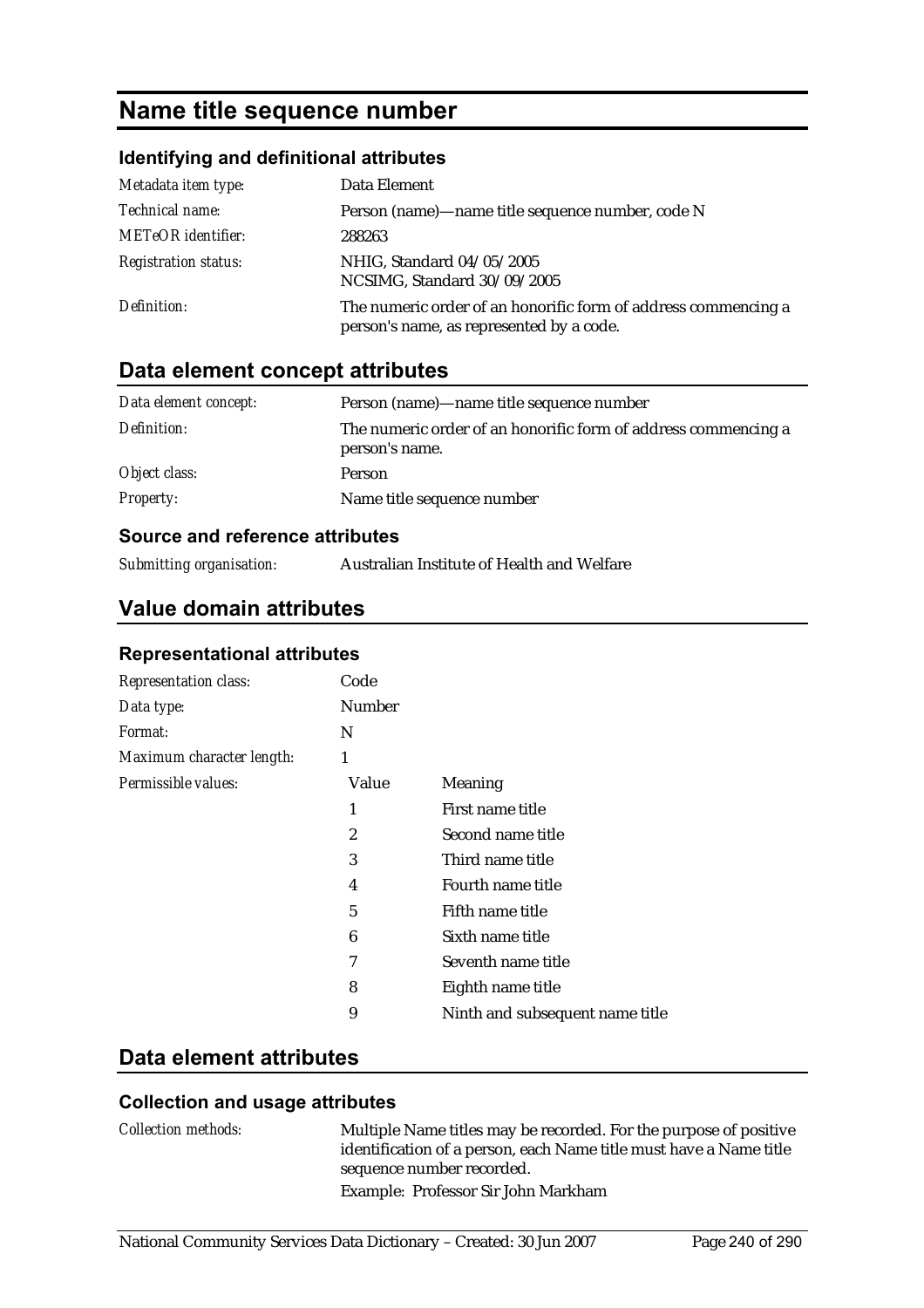# Name title sequence number

## Identifying and definitional attributes

| | |
|---|---|
| *Metadata item type:* | Data Element |
| *Technical name:* | Person (name)—name title sequence number, code N |
| *METeOR identifier:* | 288263 |
| *Registration status:* | NHIG, Standard 04/05/2005<br>NCSIMG, Standard 30/09/2005 |
| *Definition:* | The numeric order of an honorific form of address commencing a person's name, as represented by a code. |

## Data element concept attributes

| | |
|---|---|
| *Data element concept:* | Person (name)—name title sequence number |
| *Definition:* | The numeric order of an honorific form of address commencing a person's name. |
| *Object class:* | Person |
| *Property:* | Name title sequence number |

### Source and reference attributes

| | |
|---|---|
| *Submitting organisation:* | Australian Institute of Health and Welfare |

## Value domain attributes

### Representational attributes

| | | |
|---|---|---|
| *Representation class:* | Code | |
| *Data type:* | Number | |
| *Format:* | N | |
| *Maximum character length:* | 1 | |
| *Permissible values:* | **Value** | **Meaning** |
| | 1 | First name title |
| | 2 | Second name title |
| | 3 | Third name title |
| | 4 | Fourth name title |
| | 5 | Fifth name title |
| | 6 | Sixth name title |
| | 7 | Seventh name title |
| | 8 | Eighth name title |
| | 9 | Ninth and subsequent name title |

## Data element attributes

### Collection and usage attributes

| | |
|---|---|
| *Collection methods:* | Multiple Name titles may be recorded. For the purpose of positive identification of a person, each Name title must have a Name title sequence number recorded.<br>Example: Professor Sir John Markham |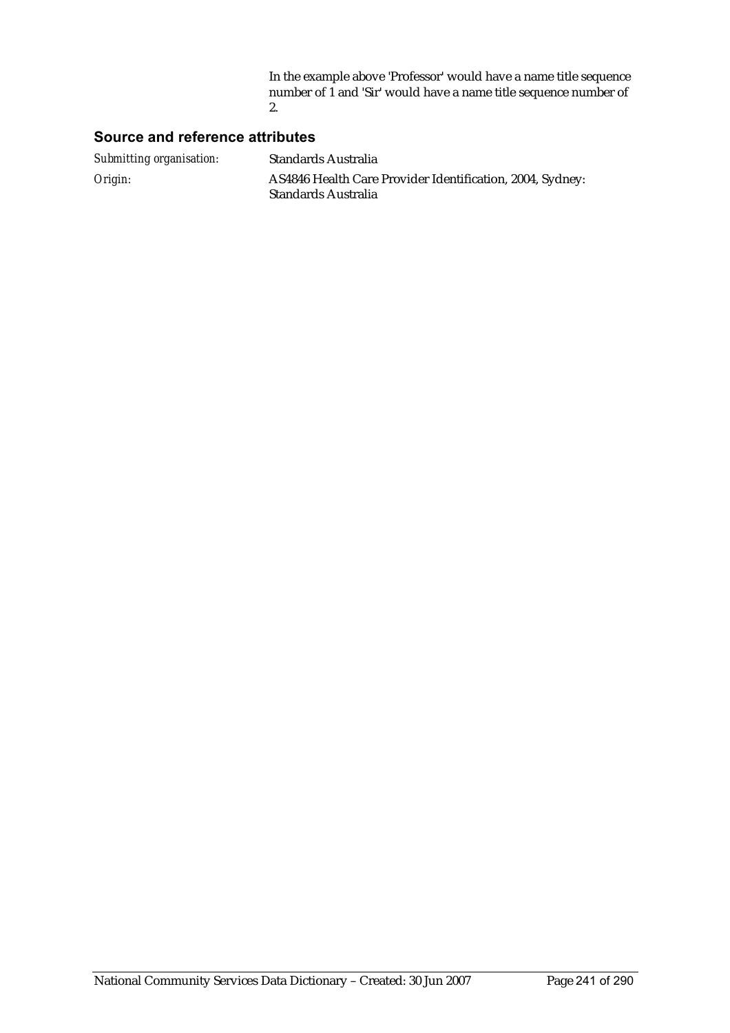In the example above 'Professor' would have a name title sequence number of 1 and 'Sir' would have a name title sequence number of 2.

## Source and reference attributes

| | |
|---|---|
| *Submitting organisation:* | Standards Australia |
| *Origin:* | AS4846 Health Care Provider Identification, 2004, Sydney: Standards Australia |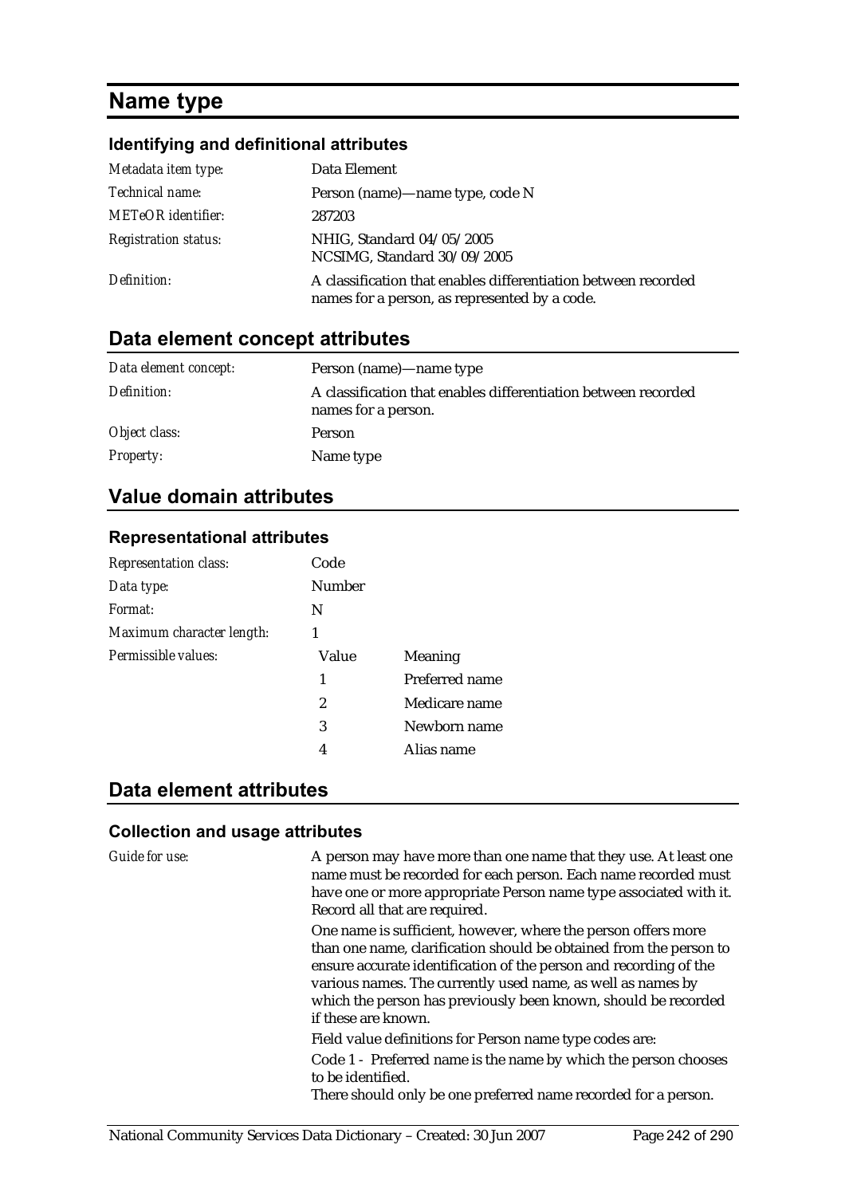# Name type

### Identifying and definitional attributes

| | |
|---|---|
| *Metadata item type:* | Data Element |
| *Technical name:* | Person (name)—name type, code N |
| *METeOR identifier:* | 287203 |
| *Registration status:* | NHIG, Standard 04/05/2005<br>NCSIMG, Standard 30/09/2005 |
| *Definition:* | A classification that enables differentiation between recorded names for a person, as represented by a code. |

## Data element concept attributes

| | |
|---|---|
| *Data element concept:* | Person (name)—name type |
| *Definition:* | A classification that enables differentiation between recorded names for a person. |
| *Object class:* | Person |
| *Property:* | Name type |

## Value domain attributes

### Representational attributes

| | | |
|---|---|---|
| *Representation class:* | Code | |
| *Data type:* | Number | |
| *Format:* | N | |
| *Maximum character length:* | 1 | |
| *Permissible values:* | Value | Meaning |
| | 1 | Preferred name |
| | 2 | Medicare name |
| | 3 | Newborn name |
| | 4 | Alias name |

## Data element attributes

### Collection and usage attributes

*Guide for use:*

A person may have more than one name that they use. At least one name must be recorded for each person. Each name recorded must have one or more appropriate Person name type associated with it. Record all that are required.

One name is sufficient, however, where the person offers more than one name, clarification should be obtained from the person to ensure accurate identification of the person and recording of the various names. The currently used name, as well as names by which the person has previously been known, should be recorded if these are known.

Field value definitions for Person name type codes are:

Code 1 - Preferred name is the name by which the person chooses to be identified.
There should only be one preferred name recorded for a person.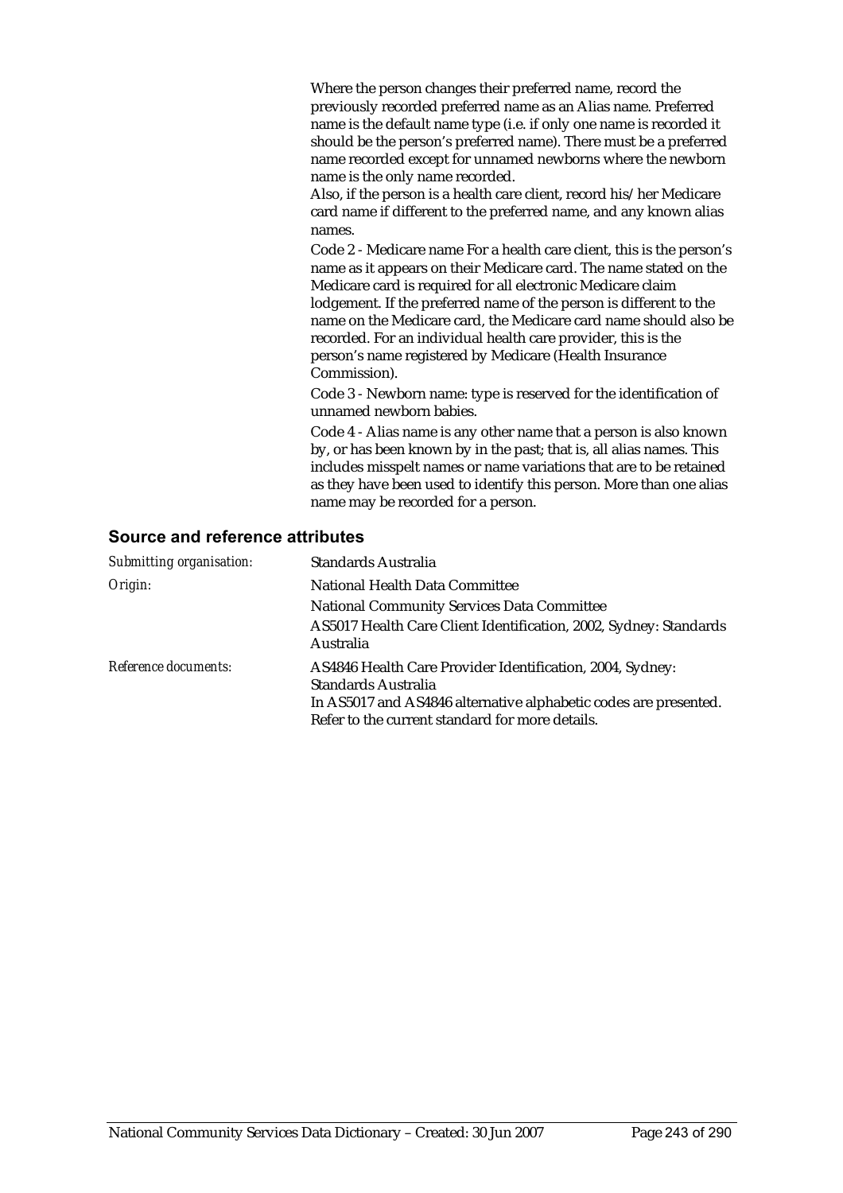Where the person changes their preferred name, record the previously recorded preferred name as an Alias name. Preferred name is the default name type (i.e. if only one name is recorded it should be the person's preferred name). There must be a preferred name recorded except for unnamed newborns where the newborn name is the only name recorded.

Also, if the person is a health care client, record his/her Medicare card name if different to the preferred name, and any known alias names.

Code 2 - Medicare name For a health care client, this is the person's name as it appears on their Medicare card. The name stated on the Medicare card is required for all electronic Medicare claim lodgement. If the preferred name of the person is different to the name on the Medicare card, the Medicare card name should also be recorded. For an individual health care provider, this is the person's name registered by Medicare (Health Insurance Commission).

Code 3 - Newborn name: type is reserved for the identification of unnamed newborn babies.

Code 4 - Alias name is any other name that a person is also known by, or has been known by in the past; that is, all alias names. This includes misspelt names or name variations that are to be retained as they have been used to identify this person. More than one alias name may be recorded for a person.

## Source and reference attributes

| | |
|---|---|
| *Submitting organisation:* | Standards Australia |
| *Origin:* | National Health Data Committee<br>National Community Services Data Committee<br>AS5017 Health Care Client Identification, 2002, Sydney: Standards Australia |
| *Reference documents:* | AS4846 Health Care Provider Identification, 2004, Sydney: Standards Australia<br>In AS5017 and AS4846 alternative alphabetic codes are presented. Refer to the current standard for more details. |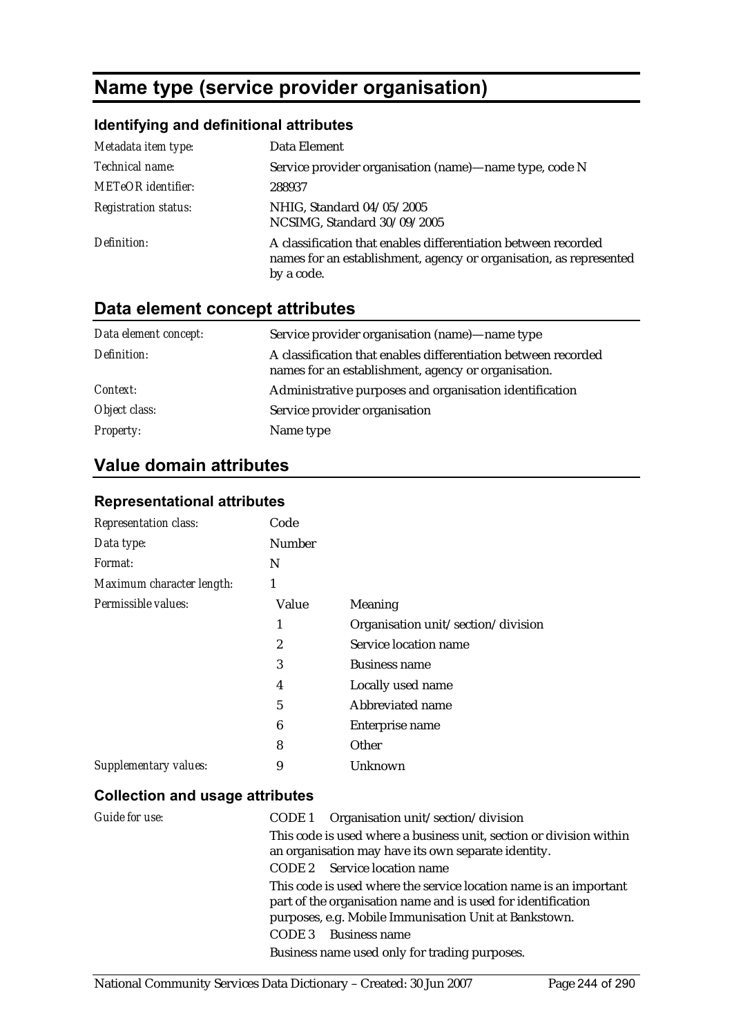# Name type (service provider organisation)

## Identifying and definitional attributes

| | |
|---|---|
| *Metadata item type:* | Data Element |
| *Technical name:* | Service provider organisation (name)—name type, code N |
| *METeOR identifier:* | 288937 |
| *Registration status:* | NHIG, Standard 04/05/2005<br>NCSIMG, Standard 30/09/2005 |
| *Definition:* | A classification that enables differentiation between recorded names for an establishment, agency or organisation, as represented by a code. |

## Data element concept attributes

| | |
|---|---|
| *Data element concept:* | Service provider organisation (name)—name type |
| *Definition:* | A classification that enables differentiation between recorded names for an establishment, agency or organisation. |
| *Context:* | Administrative purposes and organisation identification |
| *Object class:* | Service provider organisation |
| *Property:* | Name type |

## Value domain attributes

### Representational attributes

| | | |
|---|---|---|
| *Representation class:* | Code | |
| *Data type:* | Number | |
| *Format:* | N | |
| *Maximum character length:* | 1 | |
| *Permissible values:* | **Value** | **Meaning** |
| | 1 | Organisation unit/section/division |
| | 2 | Service location name |
| | 3 | Business name |
| | 4 | Locally used name |
| | 5 | Abbreviated name |
| | 6 | Enterprise name |
| | 8 | Other |
| *Supplementary values:* | 9 | Unknown |

### Collection and usage attributes

*Guide for use:*

CODE 1 Organisation unit/section/division

This code is used where a business unit, section or division within an organisation may have its own separate identity.

CODE 2 Service location name

This code is used where the service location name is an important part of the organisation name and is used for identification purposes, e.g. Mobile Immunisation Unit at Bankstown.

CODE 3 Business name

Business name used only for trading purposes.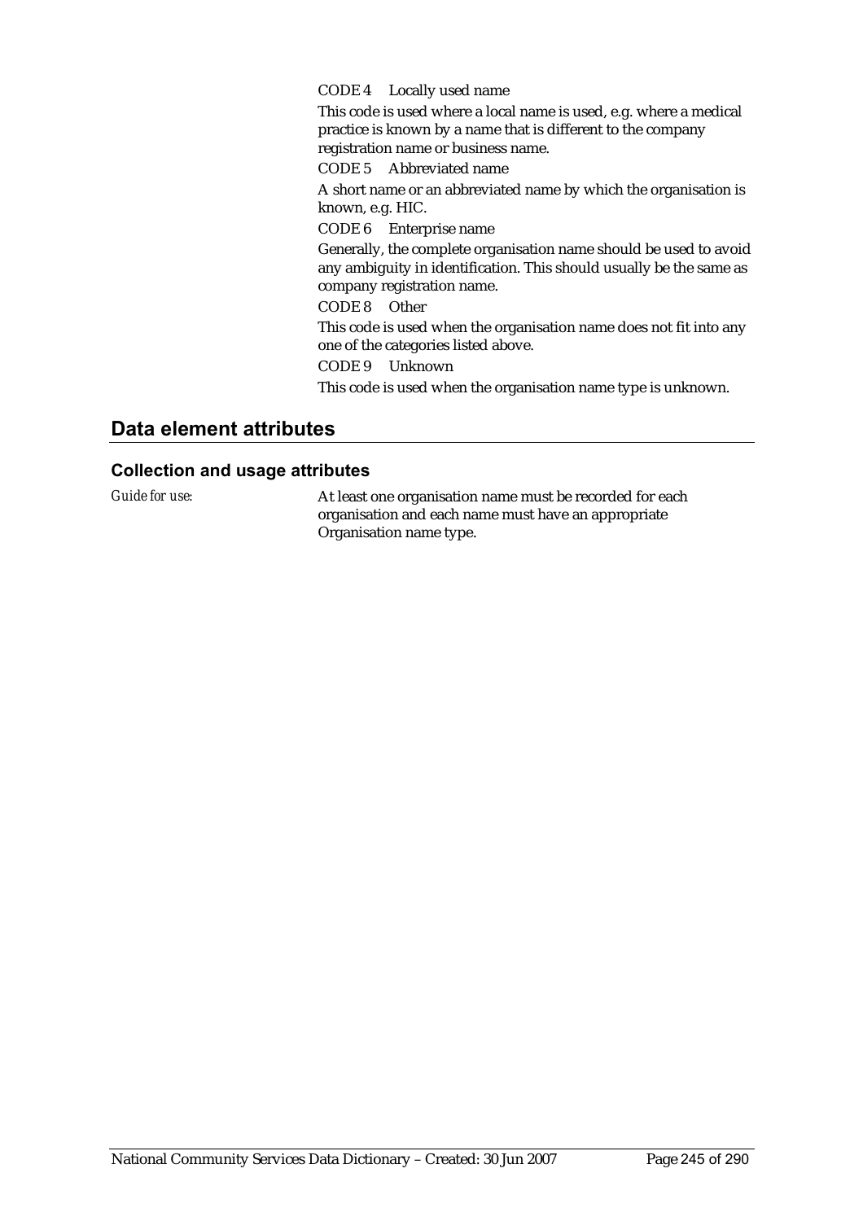CODE 4 Locally used name

This code is used where a local name is used, e.g. where a medical practice is known by a name that is different to the company registration name or business name.

CODE 5 Abbreviated name

A short name or an abbreviated name by which the organisation is known, e.g. HIC.

CODE 6 Enterprise name

Generally, the complete organisation name should be used to avoid any ambiguity in identification. This should usually be the same as company registration name.

CODE 8 Other

This code is used when the organisation name does not fit into any one of the categories listed above.

CODE 9 Unknown

This code is used when the organisation name type is unknown.

## Data element attributes

### Collection and usage attributes

*Guide for use:* At least one organisation name must be recorded for each organisation and each name must have an appropriate Organisation name type.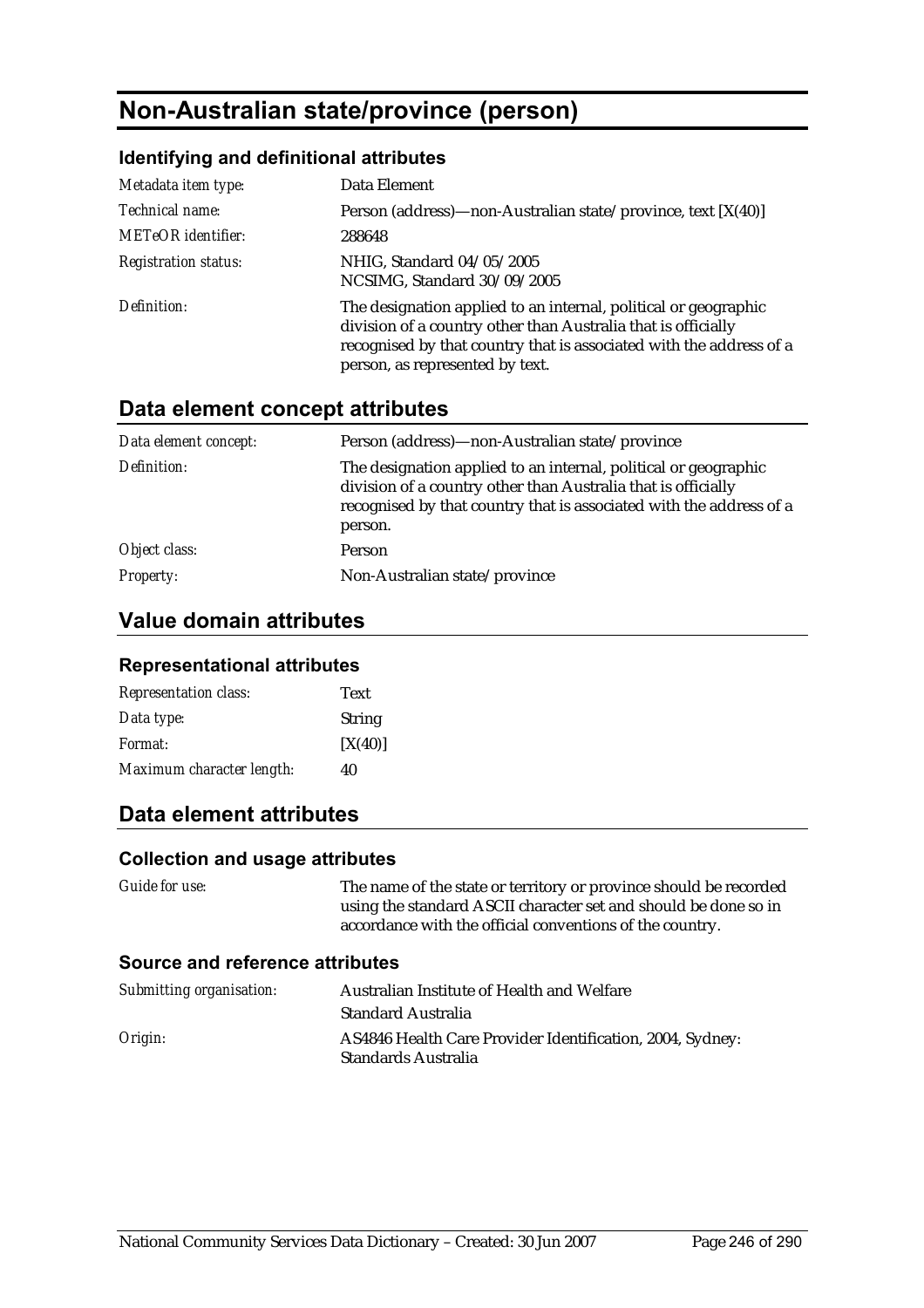# Non-Australian state/province (person)

### Identifying and definitional attributes

| | |
|---|---|
| *Metadata item type:* | Data Element |
| *Technical name:* | Person (address)—non-Australian state/province, text [X(40)] |
| *METeOR identifier:* | 288648 |
| *Registration status:* | NHIG, Standard 04/05/2005<br>NCSIMG, Standard 30/09/2005 |
| *Definition:* | The designation applied to an internal, political or geographic division of a country other than Australia that is officially recognised by that country that is associated with the address of a person, as represented by text. |

## Data element concept attributes

| | |
|---|---|
| *Data element concept:* | Person (address)—non-Australian state/province |
| *Definition:* | The designation applied to an internal, political or geographic division of a country other than Australia that is officially recognised by that country that is associated with the address of a person. |
| *Object class:* | Person |
| *Property:* | Non-Australian state/province |

## Value domain attributes

### Representational attributes

| | |
|---|---|
| *Representation class:* | Text |
| *Data type:* | String |
| *Format:* | [X(40)] |
| *Maximum character length:* | 40 |

## Data element attributes

### Collection and usage attributes

| | |
|---|---|
| *Guide for use:* | The name of the state or territory or province should be recorded using the standard ASCII character set and should be done so in accordance with the official conventions of the country. |

### Source and reference attributes

| | |
|---|---|
| *Submitting organisation:* | Australian Institute of Health and Welfare<br>Standard Australia |
| *Origin:* | AS4846 Health Care Provider Identification, 2004, Sydney: Standards Australia |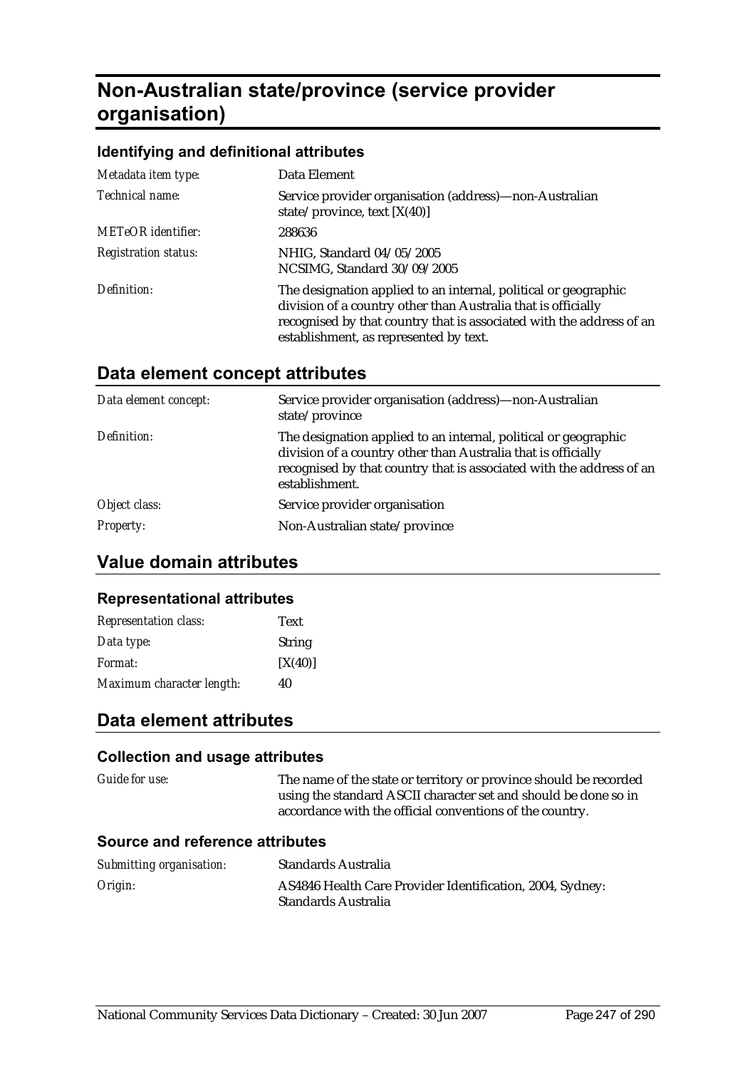# Non-Australian state/province (service provider organisation)

### Identifying and definitional attributes

| | |
|---|---|
| *Metadata item type:* | Data Element |
| *Technical name:* | Service provider organisation (address)—non-Australian state/province, text [X(40)] |
| *METeOR identifier:* | 288636 |
| *Registration status:* | NHIG, Standard 04/05/2005<br>NCSIMG, Standard 30/09/2005 |
| *Definition:* | The designation applied to an internal, political or geographic division of a country other than Australia that is officially recognised by that country that is associated with the address of an establishment, as represented by text. |

## Data element concept attributes

| | |
|---|---|
| *Data element concept:* | Service provider organisation (address)—non-Australian state/province |
| *Definition:* | The designation applied to an internal, political or geographic division of a country other than Australia that is officially recognised by that country that is associated with the address of an establishment. |
| *Object class:* | Service provider organisation |
| *Property:* | Non-Australian state/province |

## Value domain attributes

### Representational attributes

| | |
|---|---|
| *Representation class:* | Text |
| *Data type:* | String |
| *Format:* | [X(40)] |
| *Maximum character length:* | 40 |

## Data element attributes

### Collection and usage attributes

| | |
|---|---|
| *Guide for use:* | The name of the state or territory or province should be recorded using the standard ASCII character set and should be done so in accordance with the official conventions of the country. |

### Source and reference attributes

| | |
|---|---|
| *Submitting organisation:* | Standards Australia |
| *Origin:* | AS4846 Health Care Provider Identification, 2004, Sydney: Standards Australia |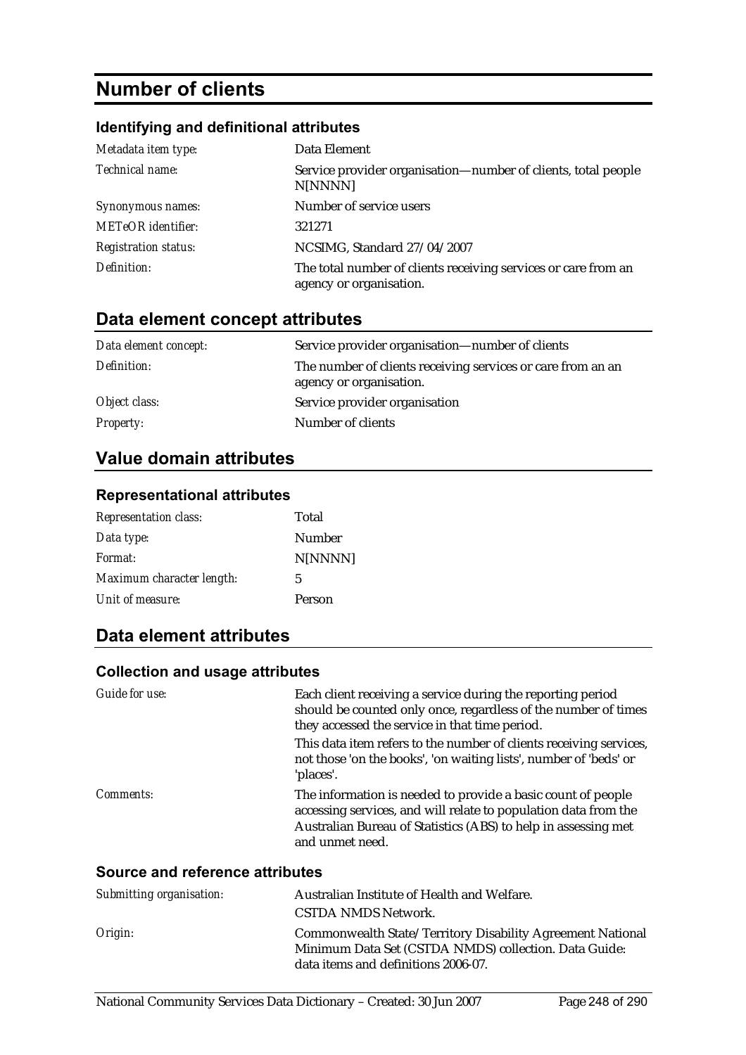# Number of clients

### Identifying and definitional attributes

| | |
|---|---|
| *Metadata item type:* | Data Element |
| *Technical name:* | Service provider organisation—number of clients, total people N[NNNN] |
| *Synonymous names:* | Number of service users |
| *METeOR identifier:* | 321271 |
| *Registration status:* | NCSIMG, Standard 27/04/2007 |
| *Definition:* | The total number of clients receiving services or care from an agency or organisation. |

## Data element concept attributes

| | |
|---|---|
| *Data element concept:* | Service provider organisation—number of clients |
| *Definition:* | The number of clients receiving services or care from an an agency or organisation. |
| *Object class:* | Service provider organisation |
| *Property:* | Number of clients |

## Value domain attributes

### Representational attributes

| | |
|---|---|
| *Representation class:* | Total |
| *Data type:* | Number |
| *Format:* | N[NNNN] |
| *Maximum character length:* | 5 |
| *Unit of measure:* | Person |

## Data element attributes

### Collection and usage attributes

| | |
|---|---|
| *Guide for use:* | Each client receiving a service during the reporting period should be counted only once, regardless of the number of times they accessed the service in that time period.<br>This data item refers to the number of clients receiving services, not those 'on the books', 'on waiting lists', number of 'beds' or 'places'. |
| *Comments:* | The information is needed to provide a basic count of people accessing services, and will relate to population data from the Australian Bureau of Statistics (ABS) to help in assessing met and unmet need. |

### Source and reference attributes

| | |
|---|---|
| *Submitting organisation:* | Australian Institute of Health and Welfare.<br>CSTDA NMDS Network. |
| *Origin:* | Commonwealth State/Territory Disability Agreement National Minimum Data Set (CSTDA NMDS) collection. Data Guide: data items and definitions 2006-07. |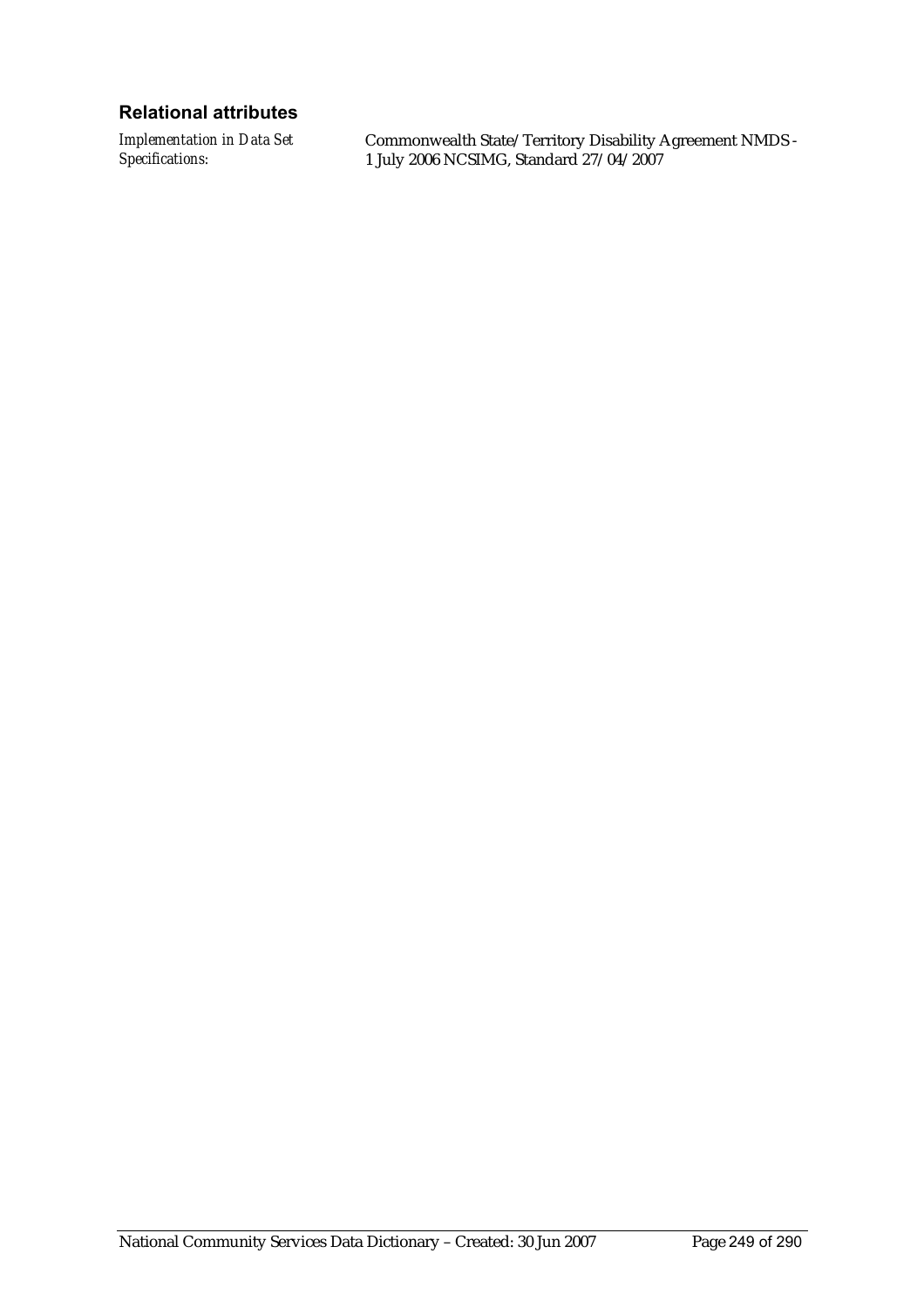### Relational attributes

| | |
|---|---|
| *Implementation in Data Set Specifications:* | Commonwealth State/Territory Disability Agreement NMDS - 1 July 2006 NCSIMG, Standard 27/04/2007 |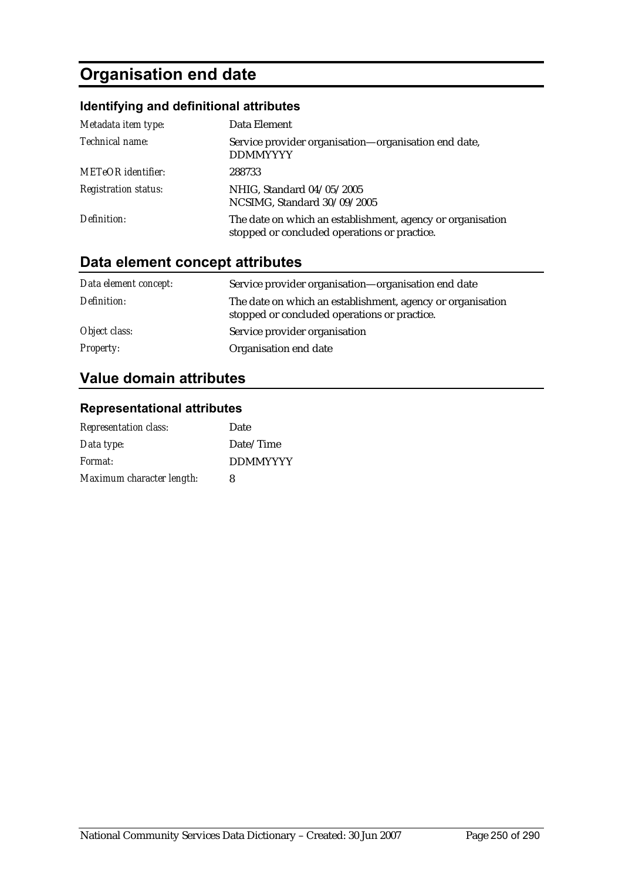# Organisation end date

### Identifying and definitional attributes

| | |
|---|---|
| *Metadata item type:* | Data Element |
| *Technical name:* | Service provider organisation—organisation end date, DDMMYYYY |
| *METeOR identifier:* | 288733 |
| *Registration status:* | NHIG, Standard 04/05/2005<br>NCSIMG, Standard 30/09/2005 |
| *Definition:* | The date on which an establishment, agency or organisation stopped or concluded operations or practice. |

## Data element concept attributes

| | |
|---|---|
| *Data element concept:* | Service provider organisation—organisation end date |
| *Definition:* | The date on which an establishment, agency or organisation stopped or concluded operations or practice. |
| *Object class:* | Service provider organisation |
| *Property:* | Organisation end date |

## Value domain attributes

### Representational attributes

| | |
|---|---|
| *Representation class:* | Date |
| *Data type:* | Date/Time |
| *Format:* | DDMMYYYY |
| *Maximum character length:* | 8 |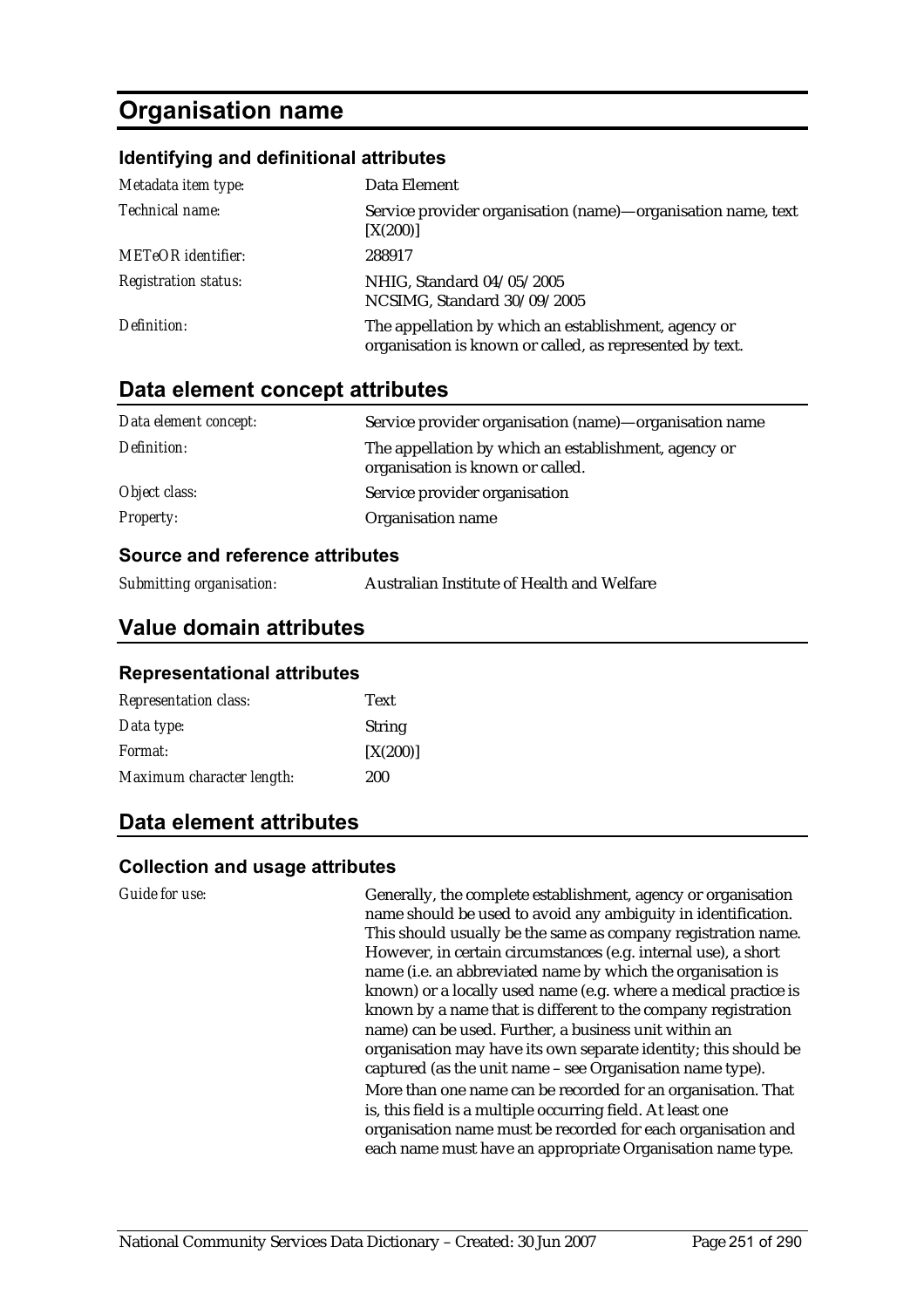# Organisation name

## Identifying and definitional attributes

| | |
|---|---|
| *Metadata item type:* | Data Element |
| *Technical name:* | Service provider organisation (name)—organisation name, text [X(200)] |
| *METeOR identifier:* | 288917 |
| *Registration status:* | NHIG, Standard 04/05/2005<br>NCSIMG, Standard 30/09/2005 |
| *Definition:* | The appellation by which an establishment, agency or organisation is known or called, as represented by text. |

## Data element concept attributes

| | |
|---|---|
| *Data element concept:* | Service provider organisation (name)—organisation name |
| *Definition:* | The appellation by which an establishment, agency or organisation is known or called. |
| *Object class:* | Service provider organisation |
| *Property:* | Organisation name |

### Source and reference attributes

| | |
|---|---|
| *Submitting organisation:* | Australian Institute of Health and Welfare |

## Value domain attributes

### Representational attributes

| | |
|---|---|
| *Representation class:* | Text |
| *Data type:* | String |
| *Format:* | [X(200)] |
| *Maximum character length:* | 200 |

## Data element attributes

### Collection and usage attributes

*Guide for use:*

Generally, the complete establishment, agency or organisation name should be used to avoid any ambiguity in identification. This should usually be the same as company registration name. However, in certain circumstances (e.g. internal use), a short name (i.e. an abbreviated name by which the organisation is known) or a locally used name (e.g. where a medical practice is known by a name that is different to the company registration name) can be used. Further, a business unit within an organisation may have its own separate identity; this should be captured (as the unit name – see Organisation name type).

More than one name can be recorded for an organisation. That is, this field is a multiple occurring field. At least one organisation name must be recorded for each organisation and each name must have an appropriate Organisation name type.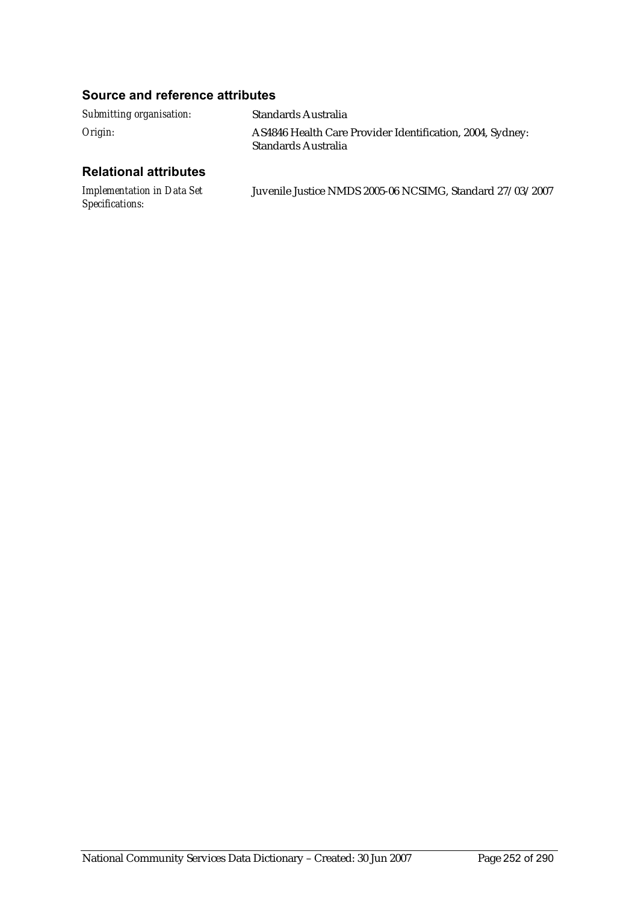### Source and reference attributes

*Submitting organisation:* Standards Australia

*Origin:* AS4846 Health Care Provider Identification, 2004, Sydney: Standards Australia

### Relational attributes

*Implementation in Data Set Specifications:* Juvenile Justice NMDS 2005-06 NCSIMG, Standard 27/03/2007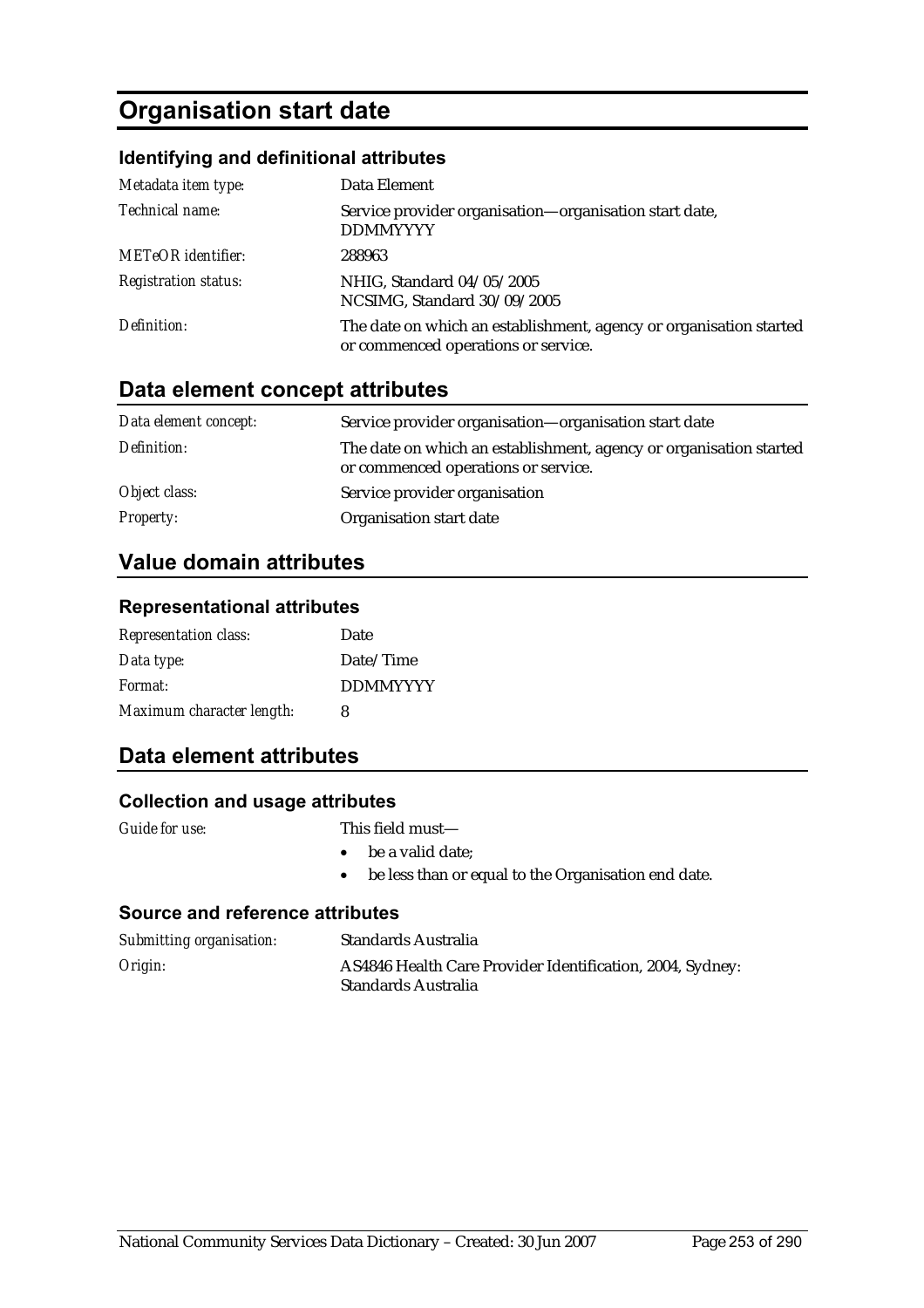# Organisation start date

### Identifying and definitional attributes

| | |
|---|---|
| *Metadata item type:* | Data Element |
| *Technical name:* | Service provider organisation—organisation start date, DDMMYYYY |
| *METeOR identifier:* | 288963 |
| *Registration status:* | NHIG, Standard 04/05/2005<br>NCSIMG, Standard 30/09/2005 |
| *Definition:* | The date on which an establishment, agency or organisation started or commenced operations or service. |

## Data element concept attributes

| | |
|---|---|
| *Data element concept:* | Service provider organisation—organisation start date |
| *Definition:* | The date on which an establishment, agency or organisation started or commenced operations or service. |
| *Object class:* | Service provider organisation |
| *Property:* | Organisation start date |

## Value domain attributes

### Representational attributes

| | |
|---|---|
| *Representation class:* | Date |
| *Data type:* | Date/Time |
| *Format:* | DDMMYYYY |
| *Maximum character length:* | 8 |

## Data element attributes

### Collection and usage attributes

*Guide for use:* This field must—

- be a valid date;
- be less than or equal to the Organisation end date.

### Source and reference attributes

| | |
|---|---|
| *Submitting organisation:* | Standards Australia |
| *Origin:* | AS4846 Health Care Provider Identification, 2004, Sydney: Standards Australia |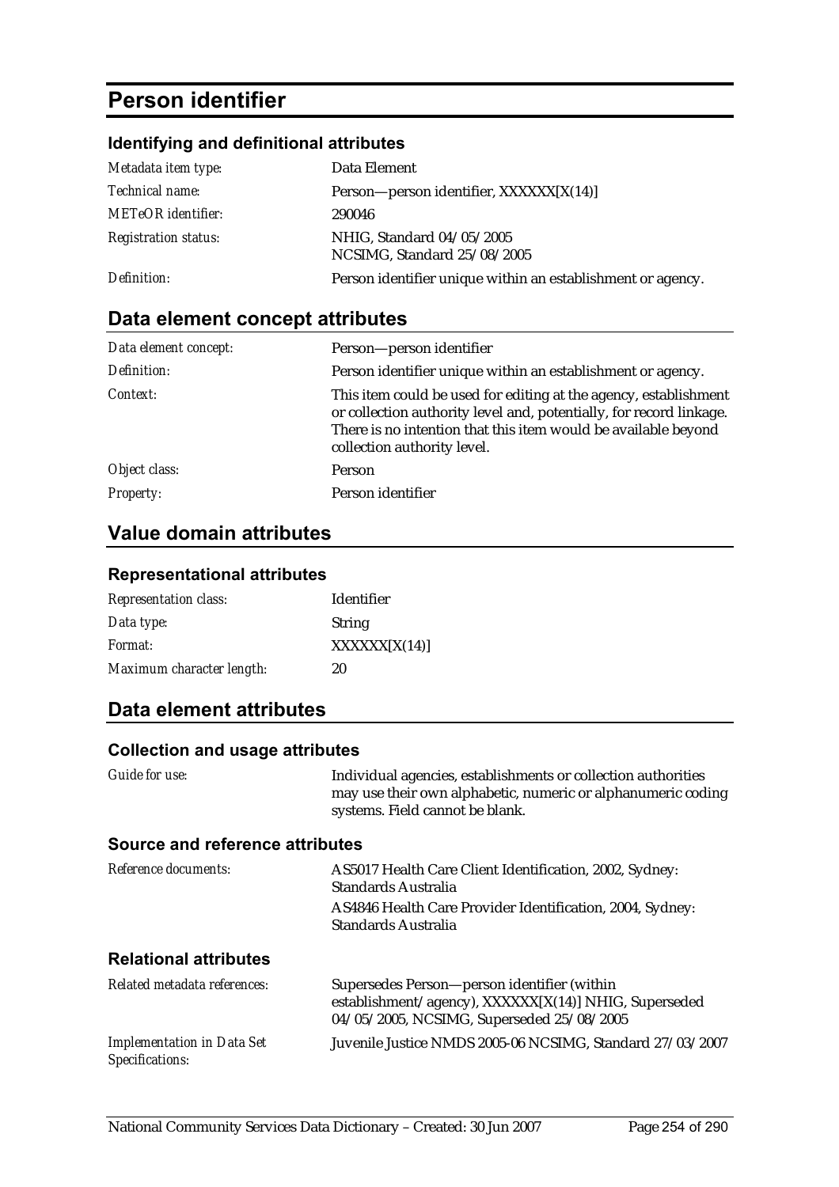# Person identifier

### Identifying and definitional attributes

| | |
|---|---|
| *Metadata item type:* | Data Element |
| *Technical name:* | Person—person identifier, XXXXXX[X(14)] |
| *METeOR identifier:* | 290046 |
| *Registration status:* | NHIG, Standard 04/05/2005<br>NCSIMG, Standard 25/08/2005 |
| *Definition:* | Person identifier unique within an establishment or agency. |

## Data element concept attributes

| | |
|---|---|
| *Data element concept:* | Person—person identifier |
| *Definition:* | Person identifier unique within an establishment or agency. |
| *Context:* | This item could be used for editing at the agency, establishment or collection authority level and, potentially, for record linkage. There is no intention that this item would be available beyond collection authority level. |
| *Object class:* | Person |
| *Property:* | Person identifier |

## Value domain attributes

### Representational attributes

| | |
|---|---|
| *Representation class:* | Identifier |
| *Data type:* | String |
| *Format:* | XXXXXX[X(14)] |
| *Maximum character length:* | 20 |

## Data element attributes

### Collection and usage attributes

| | |
|---|---|
| *Guide for use:* | Individual agencies, establishments or collection authorities may use their own alphabetic, numeric or alphanumeric coding systems. Field cannot be blank. |

### Source and reference attributes

| | |
|---|---|
| *Reference documents:* | AS5017 Health Care Client Identification, 2002, Sydney: Standards Australia<br>AS4846 Health Care Provider Identification, 2004, Sydney: Standards Australia |

### Relational attributes

| | |
|---|---|
| *Related metadata references:* | Supersedes Person—person identifier (within establishment/agency), XXXXXX[X(14)] NHIG, Superseded 04/05/2005, NCSIMG, Superseded 25/08/2005 |
| *Implementation in Data Set Specifications:* | Juvenile Justice NMDS 2005-06 NCSIMG, Standard 27/03/2007 |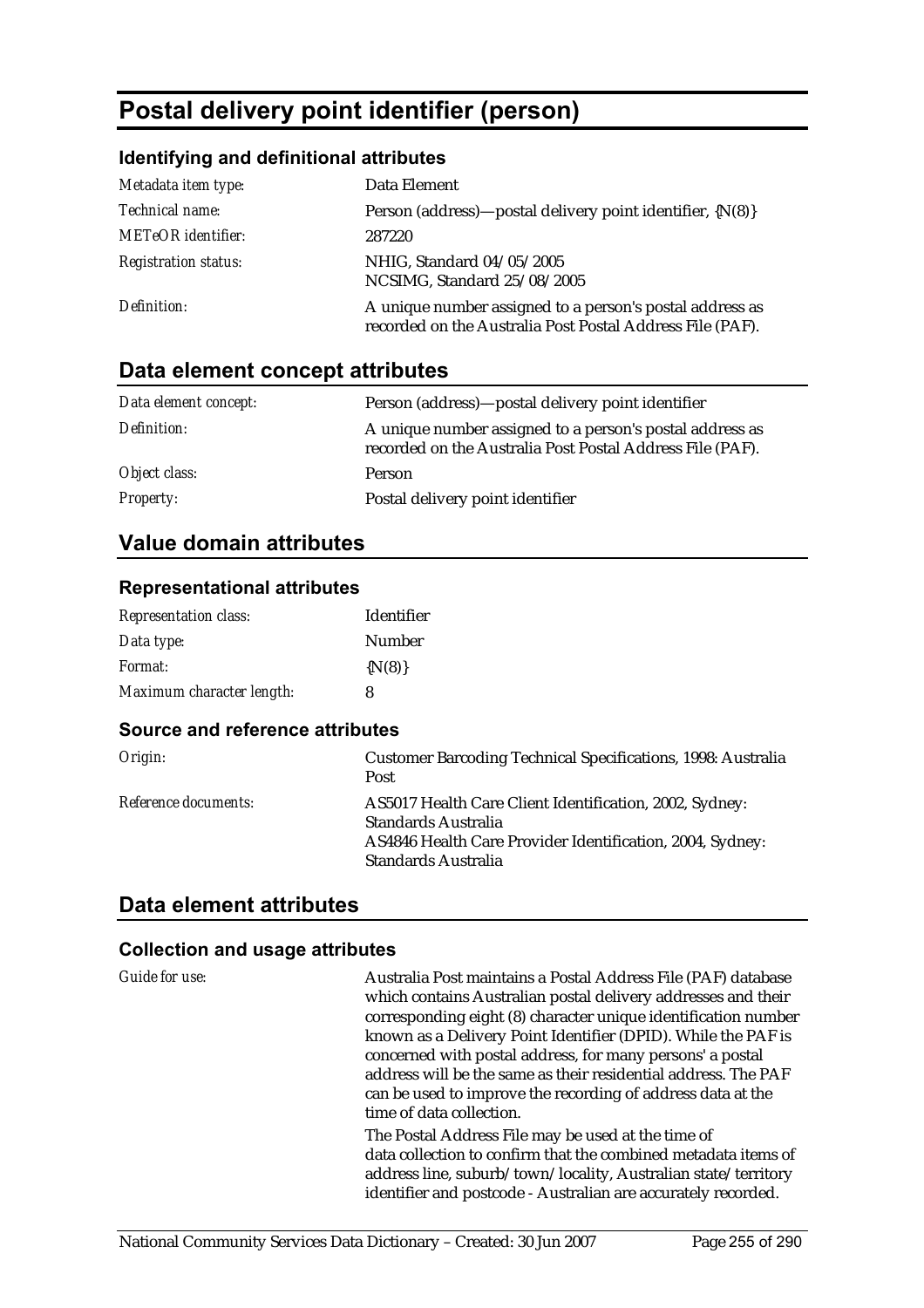# Postal delivery point identifier (person)

### Identifying and definitional attributes

| | |
|---|---|
| *Metadata item type:* | Data Element |
| *Technical name:* | Person (address)—postal delivery point identifier, {N(8)} |
| *METeOR identifier:* | 287220 |
| *Registration status:* | NHIG, Standard 04/05/2005<br>NCSIMG, Standard 25/08/2005 |
| *Definition:* | A unique number assigned to a person's postal address as recorded on the Australia Post Postal Address File (PAF). |

## Data element concept attributes

| | |
|---|---|
| *Data element concept:* | Person (address)—postal delivery point identifier |
| *Definition:* | A unique number assigned to a person's postal address as recorded on the Australia Post Postal Address File (PAF). |
| *Object class:* | Person |
| *Property:* | Postal delivery point identifier |

## Value domain attributes

### Representational attributes

| | |
|---|---|
| *Representation class:* | Identifier |
| *Data type:* | Number |
| *Format:* | {N(8)} |
| *Maximum character length:* | 8 |

### Source and reference attributes

| | |
|---|---|
| *Origin:* | Customer Barcoding Technical Specifications, 1998: Australia Post |
| *Reference documents:* | AS5017 Health Care Client Identification, 2002, Sydney: Standards Australia<br>AS4846 Health Care Provider Identification, 2004, Sydney: Standards Australia |

## Data element attributes

### Collection and usage attributes

| | |
|---|---|
| *Guide for use:* | Australia Post maintains a Postal Address File (PAF) database which contains Australian postal delivery addresses and their corresponding eight (8) character unique identification number known as a Delivery Point Identifier (DPID). While the PAF is concerned with postal address, for many persons' a postal address will be the same as their residential address. The PAF can be used to improve the recording of address data at the time of data collection.<br>The Postal Address File may be used at the time of data collection to confirm that the combined metadata items of address line, suburb/town/locality, Australian state/territory identifier and postcode - Australian are accurately recorded. |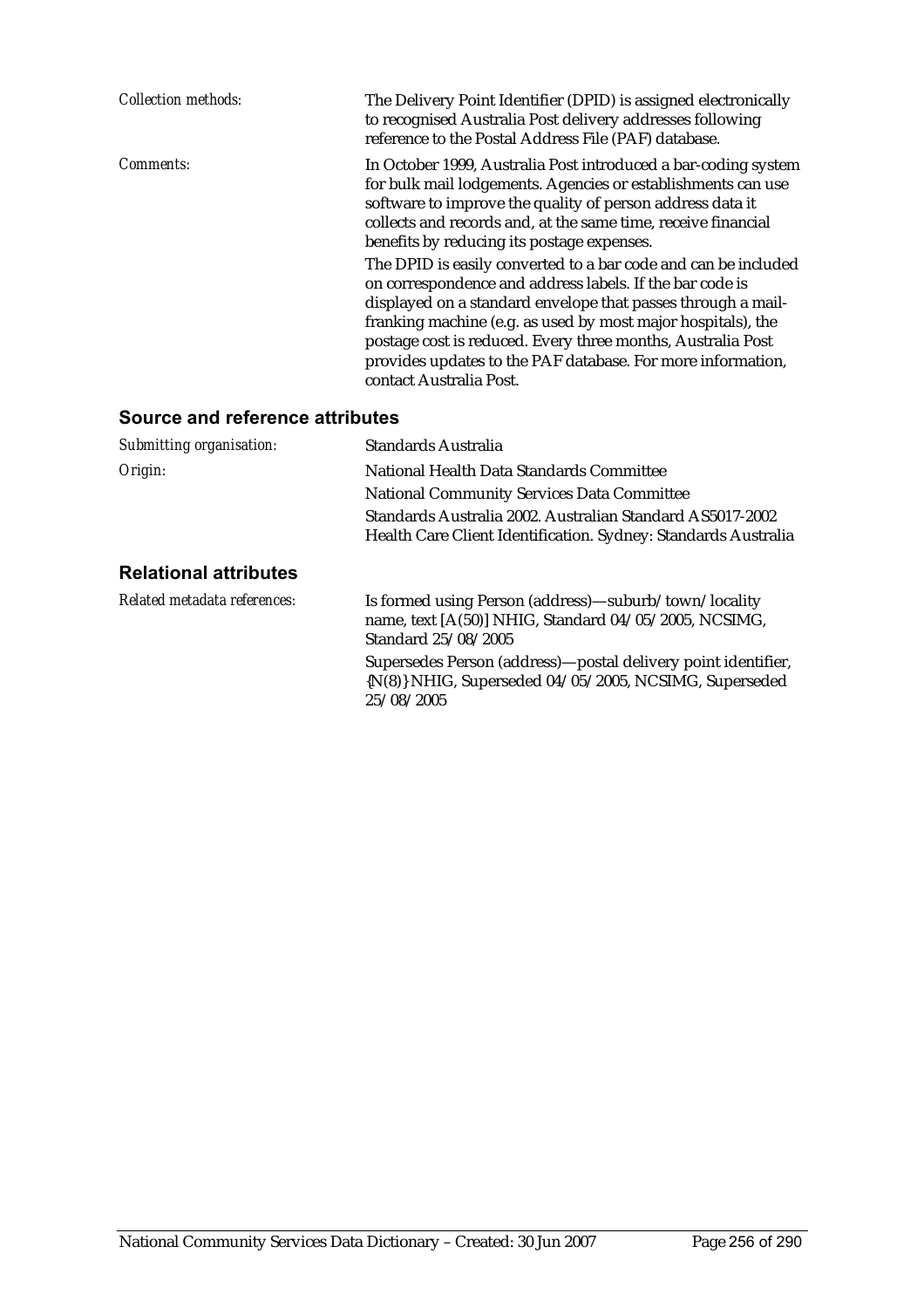*Collection methods:* The Delivery Point Identifier (DPID) is assigned electronically to recognised Australia Post delivery addresses following reference to the Postal Address File (PAF) database.

*Comments:* In October 1999, Australia Post introduced a bar-coding system for bulk mail lodgements. Agencies or establishments can use software to improve the quality of person address data it collects and records and, at the same time, receive financial benefits by reducing its postage expenses.

The DPID is easily converted to a bar code and can be included on correspondence and address labels. If the bar code is displayed on a standard envelope that passes through a mail-franking machine (e.g. as used by most major hospitals), the postage cost is reduced. Every three months, Australia Post provides updates to the PAF database. For more information, contact Australia Post.

## Source and reference attributes

*Submitting organisation:* Standards Australia

*Origin:* National Health Data Standards Committee

National Community Services Data Committee

Standards Australia 2002. Australian Standard AS5017-2002 Health Care Client Identification. Sydney: Standards Australia

## Relational attributes

*Related metadata references:* Is formed using Person (address)—suburb/town/locality name, text [A(50)] NHIG, Standard 04/05/2005, NCSIMG, Standard 25/08/2005

Supersedes Person (address)—postal delivery point identifier, {N(8)} NHIG, Superseded 04/05/2005, NCSIMG, Superseded 25/08/2005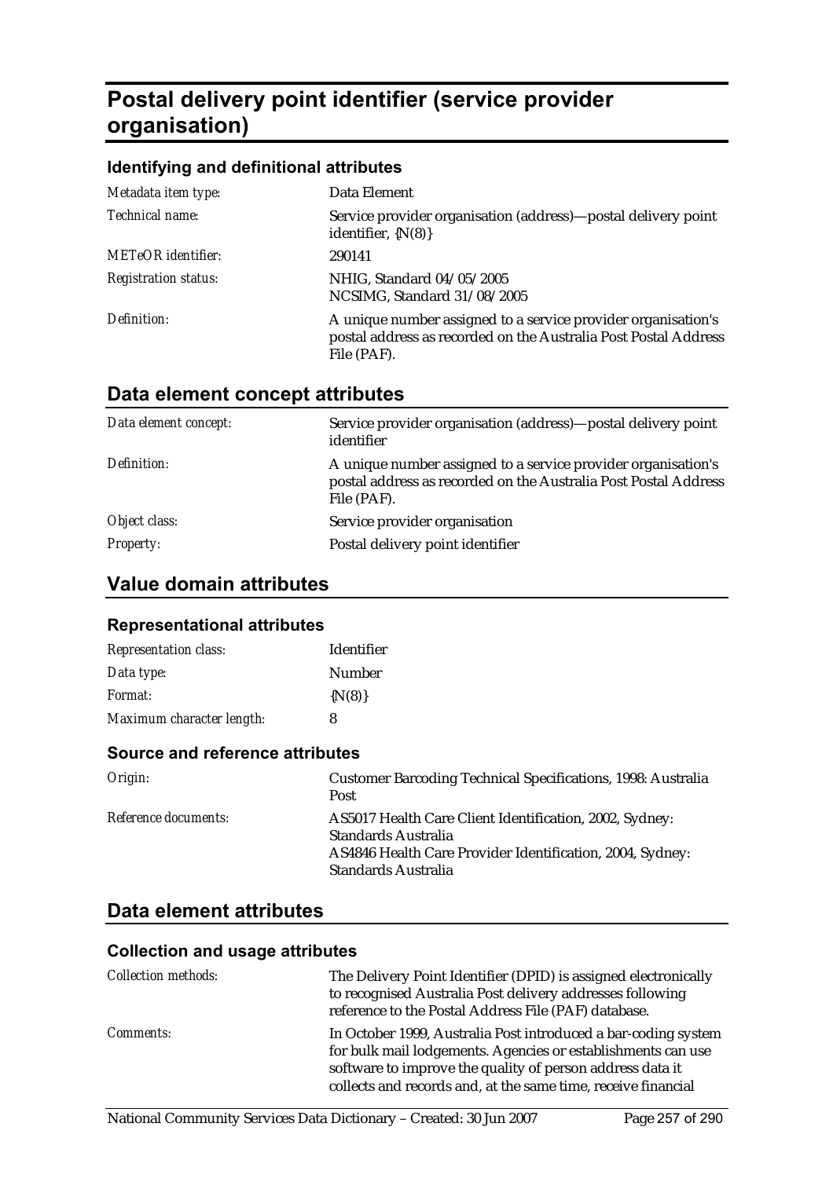# Postal delivery point identifier (service provider organisation)

### Identifying and definitional attributes

| | |
|---|---|
| *Metadata item type:* | Data Element |
| *Technical name:* | Service provider organisation (address)—postal delivery point identifier, {N(8)} |
| *METeOR identifier:* | 290141 |
| *Registration status:* | NHIG, Standard 04/05/2005<br>NCSIMG, Standard 31/08/2005 |
| *Definition:* | A unique number assigned to a service provider organisation's postal address as recorded on the Australia Post Postal Address File (PAF). |

## Data element concept attributes

| | |
|---|---|
| *Data element concept:* | Service provider organisation (address)—postal delivery point identifier |
| *Definition:* | A unique number assigned to a service provider organisation's postal address as recorded on the Australia Post Postal Address File (PAF). |
| *Object class:* | Service provider organisation |
| *Property:* | Postal delivery point identifier |

## Value domain attributes

### Representational attributes

| | |
|---|---|
| *Representation class:* | Identifier |
| *Data type:* | Number |
| *Format:* | {N(8)} |
| *Maximum character length:* | 8 |

### Source and reference attributes

| | |
|---|---|
| *Origin:* | Customer Barcoding Technical Specifications, 1998: Australia Post |
| *Reference documents:* | AS5017 Health Care Client Identification, 2002, Sydney: Standards Australia<br>AS4846 Health Care Provider Identification, 2004, Sydney: Standards Australia |

## Data element attributes

### Collection and usage attributes

| | |
|---|---|
| *Collection methods:* | The Delivery Point Identifier (DPID) is assigned electronically to recognised Australia Post delivery addresses following reference to the Postal Address File (PAF) database. |
| *Comments:* | In October 1999, Australia Post introduced a bar-coding system for bulk mail lodgements. Agencies or establishments can use software to improve the quality of person address data it collects and records and, at the same time, receive financial |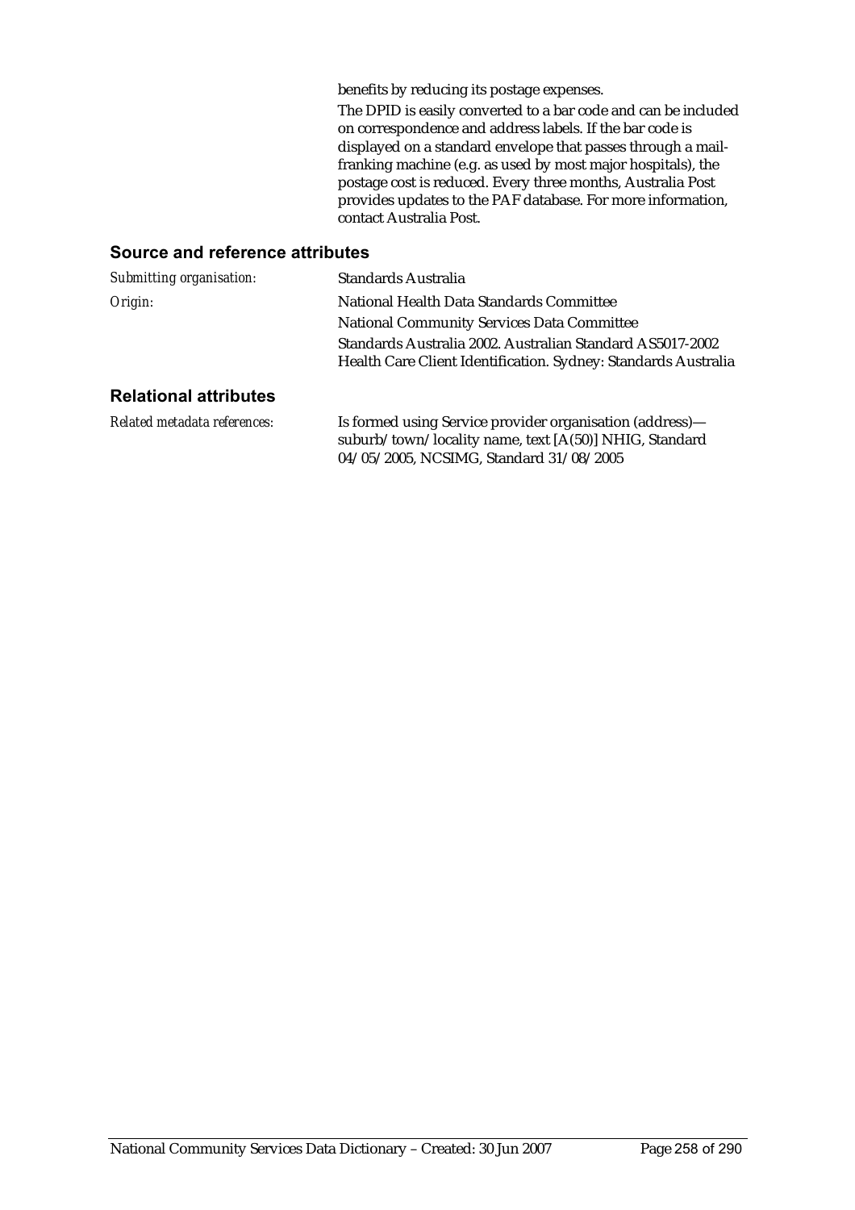benefits by reducing its postage expenses.

The DPID is easily converted to a bar code and can be included on correspondence and address labels. If the bar code is displayed on a standard envelope that passes through a mail-franking machine (e.g. as used by most major hospitals), the postage cost is reduced. Every three months, Australia Post provides updates to the PAF database. For more information, contact Australia Post.

## Source and reference attributes

| | |
|---|---|
| *Submitting organisation:* | Standards Australia |
| *Origin:* | National Health Data Standards Committee<br>National Community Services Data Committee<br>Standards Australia 2002. Australian Standard AS5017-2002 Health Care Client Identification. Sydney: Standards Australia |

## Relational attributes

| | |
|---|---|
| *Related metadata references:* | Is formed using Service provider organisation (address)—suburb/town/locality name, text [A(50)] NHIG, Standard 04/05/2005, NCSIMG, Standard 31/08/2005 |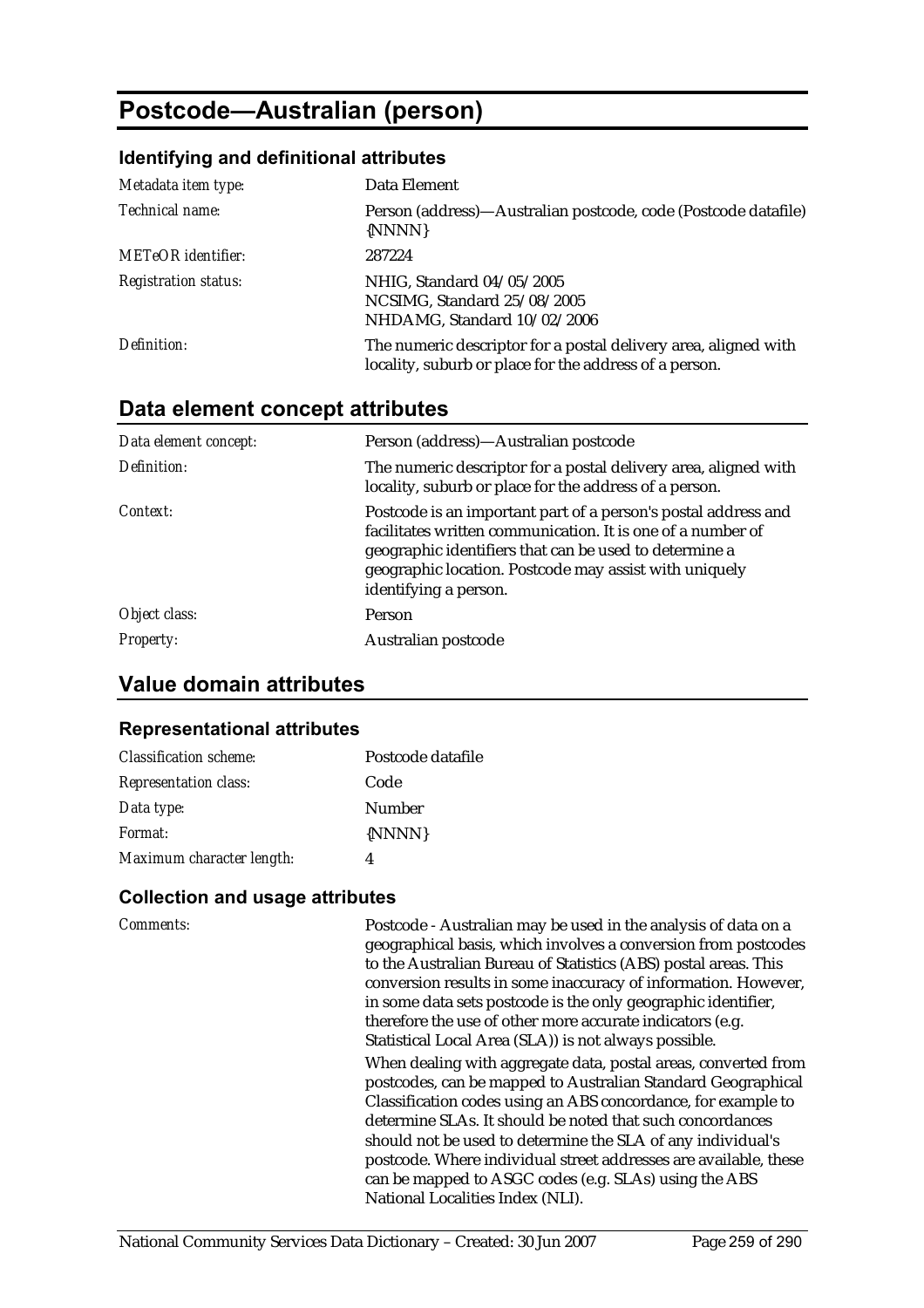# Postcode—Australian (person)

### Identifying and definitional attributes

| | |
|---|---|
| *Metadata item type:* | Data Element |
| *Technical name:* | Person (address)—Australian postcode, code (Postcode datafile) {NNNN} |
| *METeOR identifier:* | 287224 |
| *Registration status:* | NHIG, Standard 04/05/2005<br>NCSIMG, Standard 25/08/2005<br>NHDAMG, Standard 10/02/2006 |
| *Definition:* | The numeric descriptor for a postal delivery area, aligned with locality, suburb or place for the address of a person. |

## Data element concept attributes

| | |
|---|---|
| *Data element concept:* | Person (address)—Australian postcode |
| *Definition:* | The numeric descriptor for a postal delivery area, aligned with locality, suburb or place for the address of a person. |
| *Context:* | Postcode is an important part of a person's postal address and facilitates written communication. It is one of a number of geographic identifiers that can be used to determine a geographic location. Postcode may assist with uniquely identifying a person. |
| *Object class:* | Person |
| *Property:* | Australian postcode |

## Value domain attributes

### Representational attributes

| | |
|---|---|
| *Classification scheme:* | Postcode datafile |
| *Representation class:* | Code |
| *Data type:* | Number |
| *Format:* | {NNNN} |
| *Maximum character length:* | 4 |

### Collection and usage attributes

*Comments:*

Postcode - Australian may be used in the analysis of data on a geographical basis, which involves a conversion from postcodes to the Australian Bureau of Statistics (ABS) postal areas. This conversion results in some inaccuracy of information. However, in some data sets postcode is the only geographic identifier, therefore the use of other more accurate indicators (e.g. Statistical Local Area (SLA)) is not always possible.

When dealing with aggregate data, postal areas, converted from postcodes, can be mapped to Australian Standard Geographical Classification codes using an ABS concordance, for example to determine SLAs. It should be noted that such concordances should not be used to determine the SLA of any individual's postcode. Where individual street addresses are available, these can be mapped to ASGC codes (e.g. SLAs) using the ABS National Localities Index (NLI).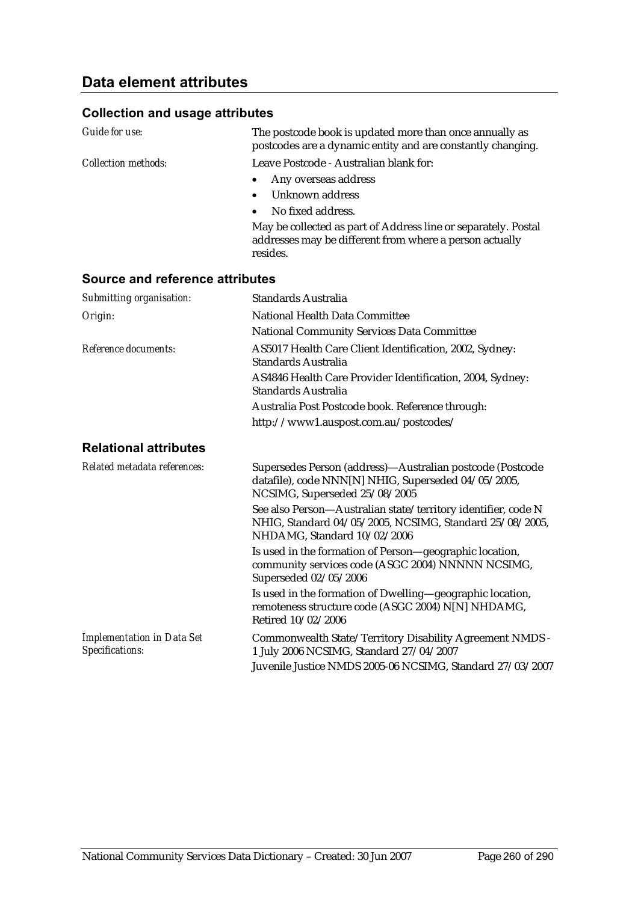## Data element attributes

### Collection and usage attributes

| | |
|---|---|
| *Guide for use:* | The postcode book is updated more than once annually as postcodes are a dynamic entity and are constantly changing. |
| *Collection methods:* | Leave Postcode - Australian blank for:<br>• Any overseas address<br>• Unknown address<br>• No fixed address.<br>May be collected as part of Address line or separately. Postal addresses may be different from where a person actually resides. |

### Source and reference attributes

| | |
|---|---|
| *Submitting organisation:* | Standards Australia |
| *Origin:* | National Health Data Committee<br>National Community Services Data Committee |
| *Reference documents:* | AS5017 Health Care Client Identification, 2002, Sydney: Standards Australia<br>AS4846 Health Care Provider Identification, 2004, Sydney: Standards Australia<br>Australia Post Postcode book. Reference through:<br>http://www1.auspost.com.au/postcodes/ |

### Relational attributes

| | |
|---|---|
| *Related metadata references:* | Supersedes Person (address)—Australian postcode (Postcode datafile), code NNN[N] NHIG, Superseded 04/05/2005, NCSIMG, Superseded 25/08/2005<br>See also Person—Australian state/territory identifier, code N NHIG, Standard 04/05/2005, NCSIMG, Standard 25/08/2005, NHDAMG, Standard 10/02/2006<br>Is used in the formation of Person—geographic location, community services code (ASGC 2004) NNNNN NCSIMG, Superseded 02/05/2006<br>Is used in the formation of Dwelling—geographic location, remoteness structure code (ASGC 2004) N[N] NHDAMG, Retired 10/02/2006 |
| *Implementation in Data Set Specifications:* | Commonwealth State/Territory Disability Agreement NMDS - 1 July 2006 NCSIMG, Standard 27/04/2007<br>Juvenile Justice NMDS 2005-06 NCSIMG, Standard 27/03/2007 |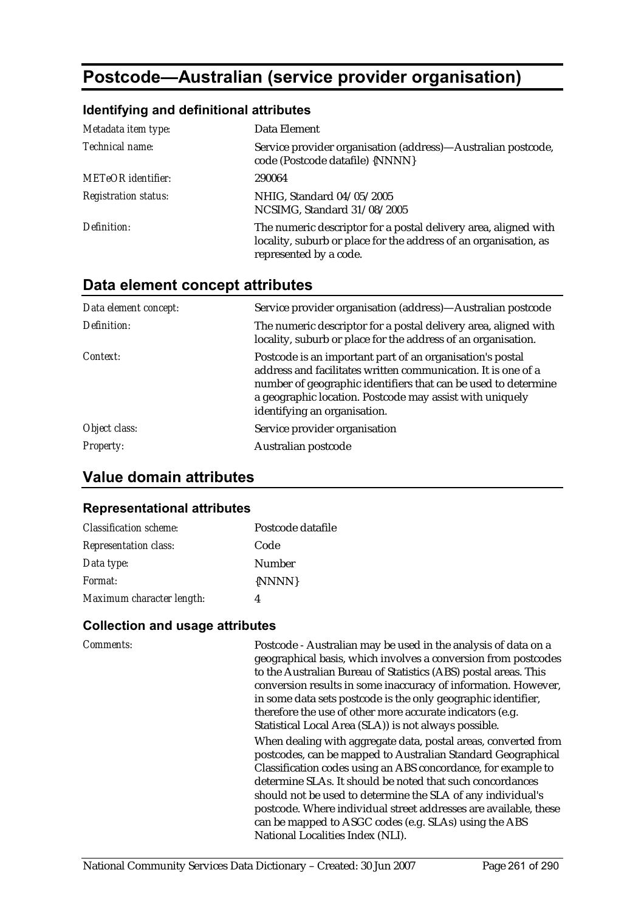# Postcode—Australian (service provider organisation)

### Identifying and definitional attributes

| | |
|---|---|
| *Metadata item type:* | Data Element |
| *Technical name:* | Service provider organisation (address)—Australian postcode, code (Postcode datafile) {NNNN} |
| *METeOR identifier:* | 290064 |
| *Registration status:* | NHIG, Standard 04/05/2005<br>NCSIMG, Standard 31/08/2005 |
| *Definition:* | The numeric descriptor for a postal delivery area, aligned with locality, suburb or place for the address of an organisation, as represented by a code. |

## Data element concept attributes

| | |
|---|---|
| *Data element concept:* | Service provider organisation (address)—Australian postcode |
| *Definition:* | The numeric descriptor for a postal delivery area, aligned with locality, suburb or place for the address of an organisation. |
| *Context:* | Postcode is an important part of an organisation's postal address and facilitates written communication. It is one of a number of geographic identifiers that can be used to determine a geographic location. Postcode may assist with uniquely identifying an organisation. |
| *Object class:* | Service provider organisation |
| *Property:* | Australian postcode |

## Value domain attributes

### Representational attributes

| | |
|---|---|
| *Classification scheme:* | Postcode datafile |
| *Representation class:* | Code |
| *Data type:* | Number |
| *Format:* | {NNNN} |
| *Maximum character length:* | 4 |

### Collection and usage attributes

*Comments:*

Postcode - Australian may be used in the analysis of data on a geographical basis, which involves a conversion from postcodes to the Australian Bureau of Statistics (ABS) postal areas. This conversion results in some inaccuracy of information. However, in some data sets postcode is the only geographic identifier, therefore the use of other more accurate indicators (e.g. Statistical Local Area (SLA)) is not always possible.

When dealing with aggregate data, postal areas, converted from postcodes, can be mapped to Australian Standard Geographical Classification codes using an ABS concordance, for example to determine SLAs. It should be noted that such concordances should not be used to determine the SLA of any individual's postcode. Where individual street addresses are available, these can be mapped to ASGC codes (e.g. SLAs) using the ABS National Localities Index (NLI).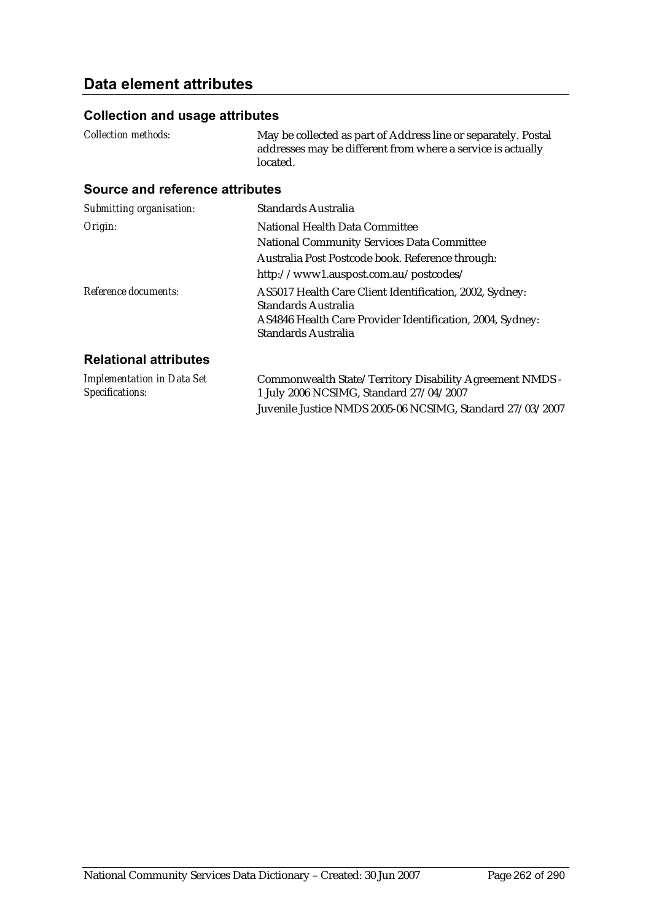## Data element attributes

### Collection and usage attributes

| | |
|---|---|
| *Collection methods:* | May be collected as part of Address line or separately. Postal addresses may be different from where a service is actually located. |

### Source and reference attributes

| | |
|---|---|
| *Submitting organisation:* | Standards Australia |
| *Origin:* | National Health Data Committee<br>National Community Services Data Committee<br>Australia Post Postcode book. Reference through:<br>http://www1.auspost.com.au/postcodes/ |
| *Reference documents:* | AS5017 Health Care Client Identification, 2002, Sydney: Standards Australia<br>AS4846 Health Care Provider Identification, 2004, Sydney: Standards Australia |

### Relational attributes

| | |
|---|---|
| *Implementation in Data Set Specifications:* | Commonwealth State/Territory Disability Agreement NMDS - 1 July 2006 NCSIMG, Standard 27/04/2007<br>Juvenile Justice NMDS 2005-06 NCSIMG, Standard 27/03/2007 |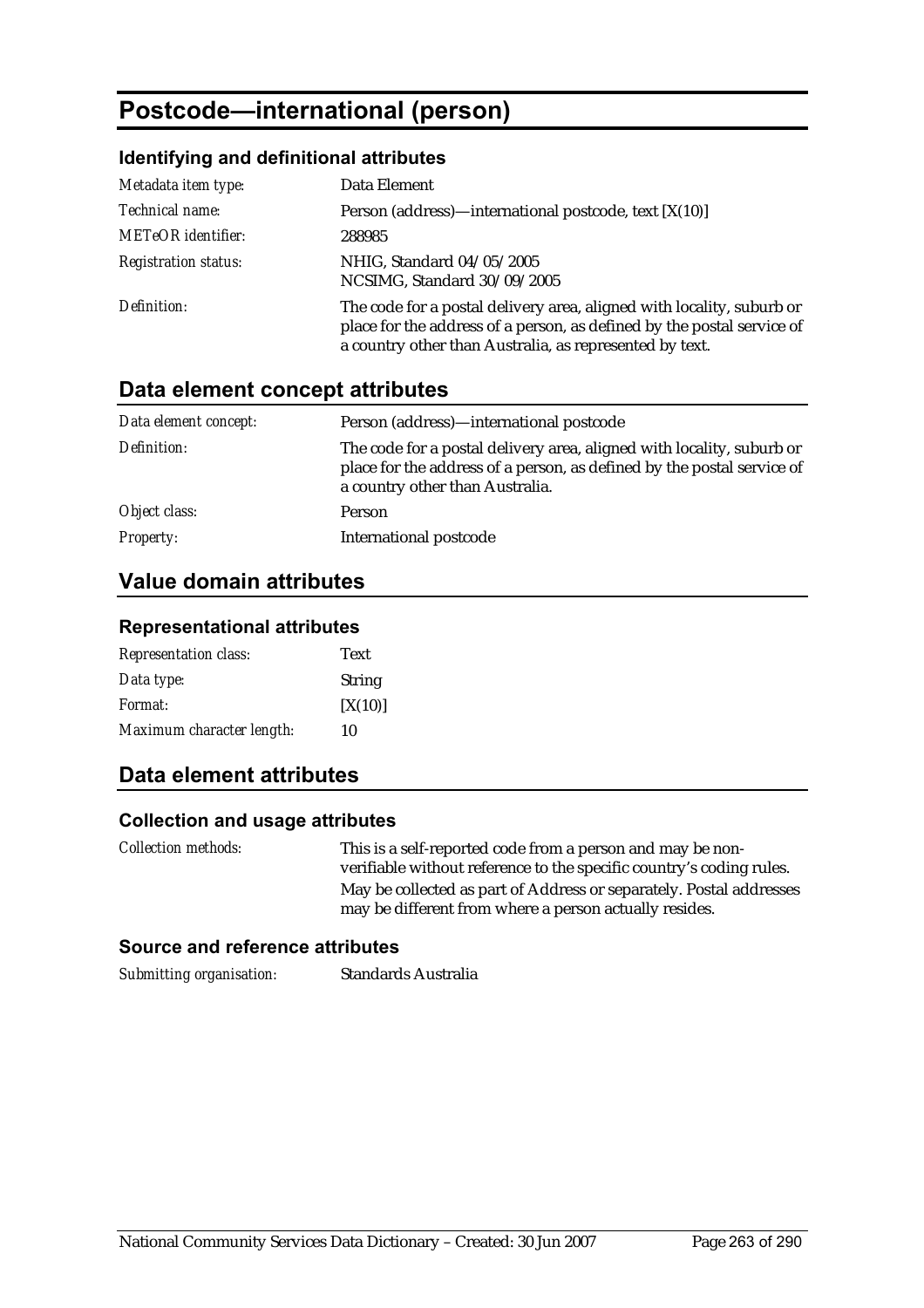# Postcode—international (person)

## Identifying and definitional attributes

| | |
|---|---|
| *Metadata item type:* | Data Element |
| *Technical name:* | Person (address)—international postcode, text [X(10)] |
| *METeOR identifier:* | 288985 |
| *Registration status:* | NHIG, Standard 04/05/2005<br>NCSIMG, Standard 30/09/2005 |
| *Definition:* | The code for a postal delivery area, aligned with locality, suburb or place for the address of a person, as defined by the postal service of a country other than Australia, as represented by text. |

## Data element concept attributes

| | |
|---|---|
| *Data element concept:* | Person (address)—international postcode |
| *Definition:* | The code for a postal delivery area, aligned with locality, suburb or place for the address of a person, as defined by the postal service of a country other than Australia. |
| *Object class:* | Person |
| *Property:* | International postcode |

## Value domain attributes

### Representational attributes

| | |
|---|---|
| *Representation class:* | Text |
| *Data type:* | String |
| *Format:* | [X(10)] |
| *Maximum character length:* | 10 |

## Data element attributes

### Collection and usage attributes

| | |
|---|---|
| *Collection methods:* | This is a self-reported code from a person and may be non-verifiable without reference to the specific country's coding rules.<br>May be collected as part of Address or separately. Postal addresses may be different from where a person actually resides. |

### Source and reference attributes

| | |
|---|---|
| *Submitting organisation:* | Standards Australia |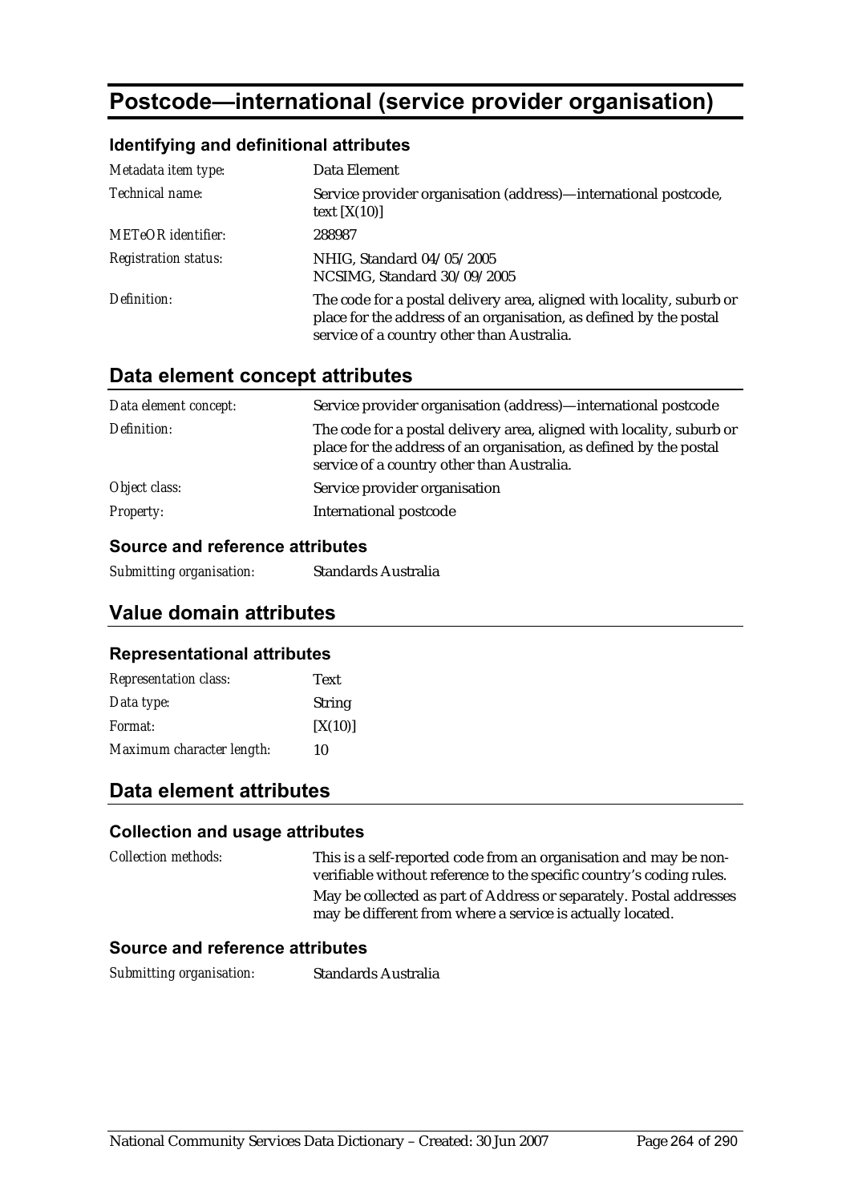# Postcode—international (service provider organisation)

### Identifying and definitional attributes

| | |
|---|---|
| *Metadata item type:* | Data Element |
| *Technical name:* | Service provider organisation (address)—international postcode, text [X(10)] |
| *METeOR identifier:* | 288987 |
| *Registration status:* | NHIG, Standard 04/05/2005<br>NCSIMG, Standard 30/09/2005 |
| *Definition:* | The code for a postal delivery area, aligned with locality, suburb or place for the address of an organisation, as defined by the postal service of a country other than Australia. |

## Data element concept attributes

| | |
|---|---|
| *Data element concept:* | Service provider organisation (address)—international postcode |
| *Definition:* | The code for a postal delivery area, aligned with locality, suburb or place for the address of an organisation, as defined by the postal service of a country other than Australia. |
| *Object class:* | Service provider organisation |
| *Property:* | International postcode |

### Source and reference attributes

| | |
|---|---|
| *Submitting organisation:* | Standards Australia |

## Value domain attributes

### Representational attributes

| | |
|---|---|
| *Representation class:* | Text |
| *Data type:* | String |
| *Format:* | [X(10)] |
| *Maximum character length:* | 10 |

## Data element attributes

### Collection and usage attributes

| | |
|---|---|
| *Collection methods:* | This is a self-reported code from an organisation and may be non-verifiable without reference to the specific country's coding rules.<br>May be collected as part of Address or separately. Postal addresses may be different from where a service is actually located. |

### Source and reference attributes

| | |
|---|---|
| *Submitting organisation:* | Standards Australia |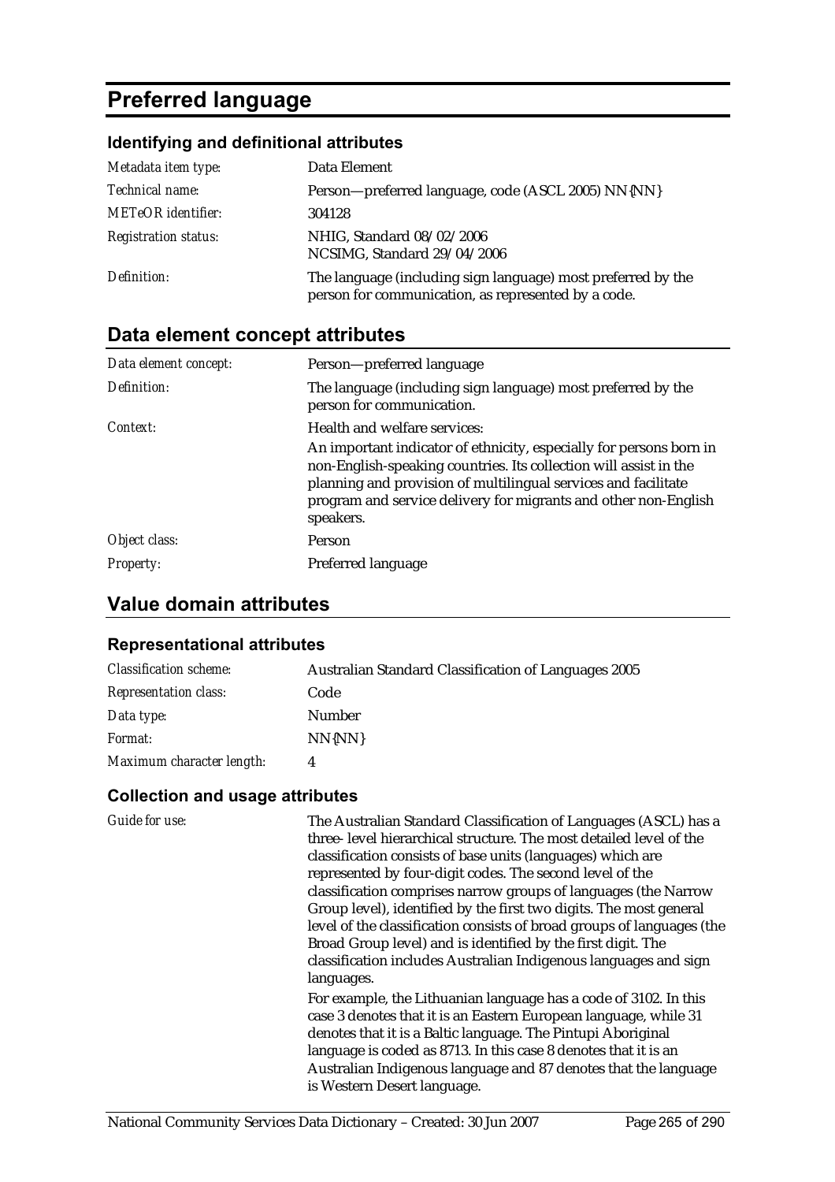# Preferred language

### Identifying and definitional attributes

| | |
|---|---|
| *Metadata item type:* | Data Element |
| *Technical name:* | Person—preferred language, code (ASCL 2005) NN{NN} |
| *METeOR identifier:* | 304128 |
| *Registration status:* | NHIG, Standard 08/02/2006<br>NCSIMG, Standard 29/04/2006 |
| *Definition:* | The language (including sign language) most preferred by the person for communication, as represented by a code. |

## Data element concept attributes

| | |
|---|---|
| *Data element concept:* | Person—preferred language |
| *Definition:* | The language (including sign language) most preferred by the person for communication. |
| *Context:* | Health and welfare services:<br>An important indicator of ethnicity, especially for persons born in non-English-speaking countries. Its collection will assist in the planning and provision of multilingual services and facilitate program and service delivery for migrants and other non-English speakers. |
| *Object class:* | Person |
| *Property:* | Preferred language |

## Value domain attributes

### Representational attributes

| | |
|---|---|
| *Classification scheme:* | Australian Standard Classification of Languages 2005 |
| *Representation class:* | Code |
| *Data type:* | Number |
| *Format:* | NN{NN} |
| *Maximum character length:* | 4 |

### Collection and usage attributes

| | |
|---|---|
| *Guide for use:* | The Australian Standard Classification of Languages (ASCL) has a three- level hierarchical structure. The most detailed level of the classification consists of base units (languages) which are represented by four-digit codes. The second level of the classification comprises narrow groups of languages (the Narrow Group level), identified by the first two digits. The most general level of the classification consists of broad groups of languages (the Broad Group level) and is identified by the first digit. The classification includes Australian Indigenous languages and sign languages.<br>For example, the Lithuanian language has a code of 3102. In this case 3 denotes that it is an Eastern European language, while 31 denotes that it is a Baltic language. The Pintupi Aboriginal language is coded as 8713. In this case 8 denotes that it is an Australian Indigenous language and 87 denotes that the language is Western Desert language. |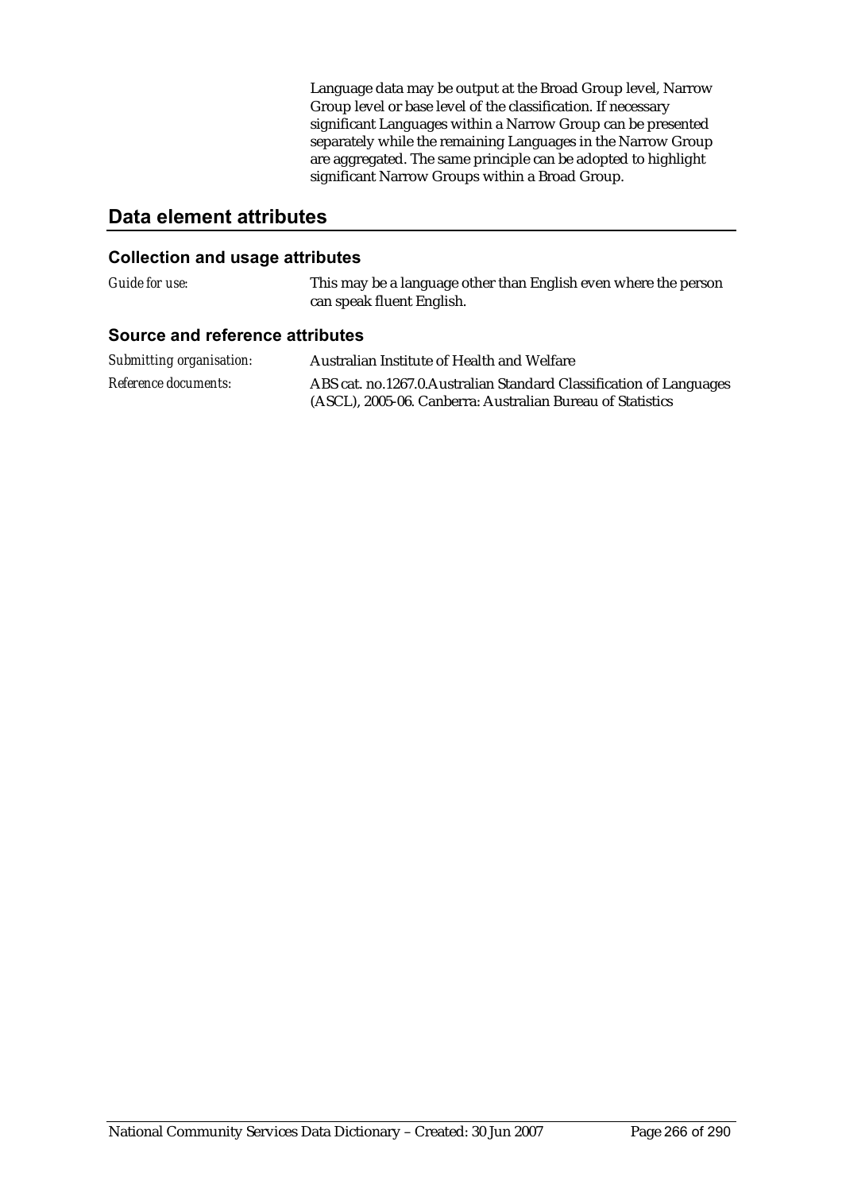Language data may be output at the Broad Group level, Narrow Group level or base level of the classification. If necessary significant Languages within a Narrow Group can be presented separately while the remaining Languages in the Narrow Group are aggregated. The same principle can be adopted to highlight significant Narrow Groups within a Broad Group.

## Data element attributes

### Collection and usage attributes

*Guide for use:* This may be a language other than English even where the person can speak fluent English.

### Source and reference attributes

*Submitting organisation:* Australian Institute of Health and Welfare

*Reference documents:* ABS cat. no.1267.0.Australian Standard Classification of Languages (ASCL), 2005-06. Canberra: Australian Bureau of Statistics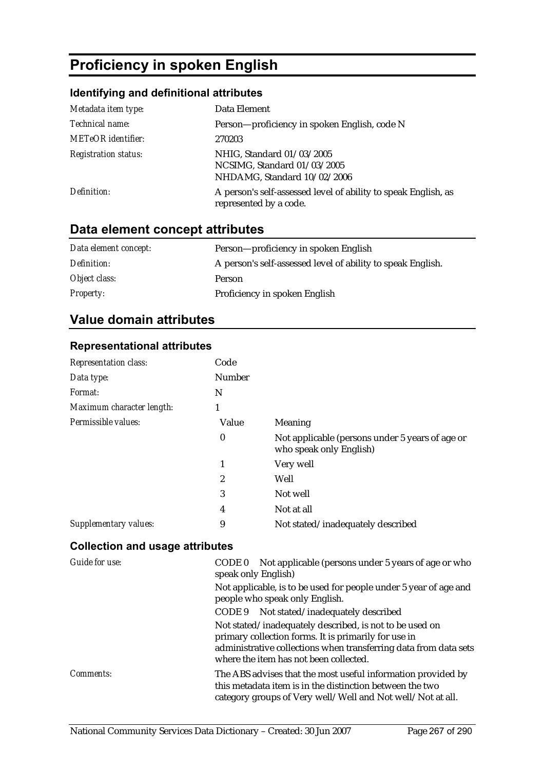# Proficiency in spoken English

## Identifying and definitional attributes

| | |
|---|---|
| *Metadata item type:* | Data Element |
| *Technical name:* | Person—proficiency in spoken English, code N |
| *METeOR identifier:* | 270203 |
| *Registration status:* | NHIG, Standard 01/03/2005<br>NCSIMG, Standard 01/03/2005<br>NHDAMG, Standard 10/02/2006 |
| *Definition:* | A person's self-assessed level of ability to speak English, as represented by a code. |

## Data element concept attributes

| | |
|---|---|
| *Data element concept:* | Person—proficiency in spoken English |
| *Definition:* | A person's self-assessed level of ability to speak English. |
| *Object class:* | Person |
| *Property:* | Proficiency in spoken English |

## Value domain attributes

### Representational attributes

| | | |
|---|---|---|
| *Representation class:* | Code | |
| *Data type:* | Number | |
| *Format:* | N | |
| *Maximum character length:* | 1 | |
| *Permissible values:* | Value | Meaning |
| | 0 | Not applicable (persons under 5 years of age or who speak only English) |
| | 1 | Very well |
| | 2 | Well |
| | 3 | Not well |
| | 4 | Not at all |
| *Supplementary values:* | 9 | Not stated/inadequately described |

### Collection and usage attributes

| | |
|---|---|
| *Guide for use:* | CODE 0 Not applicable (persons under 5 years of age or who speak only English)<br>Not applicable, is to be used for people under 5 year of age and people who speak only English.<br>CODE 9 Not stated/inadequately described<br>Not stated/inadequately described, is not to be used on primary collection forms. It is primarily for use in administrative collections when transferring data from data sets where the item has not been collected. |
| *Comments:* | The ABS advises that the most useful information provided by this metadata item is in the distinction between the two category groups of Very well/Well and Not well/Not at all. |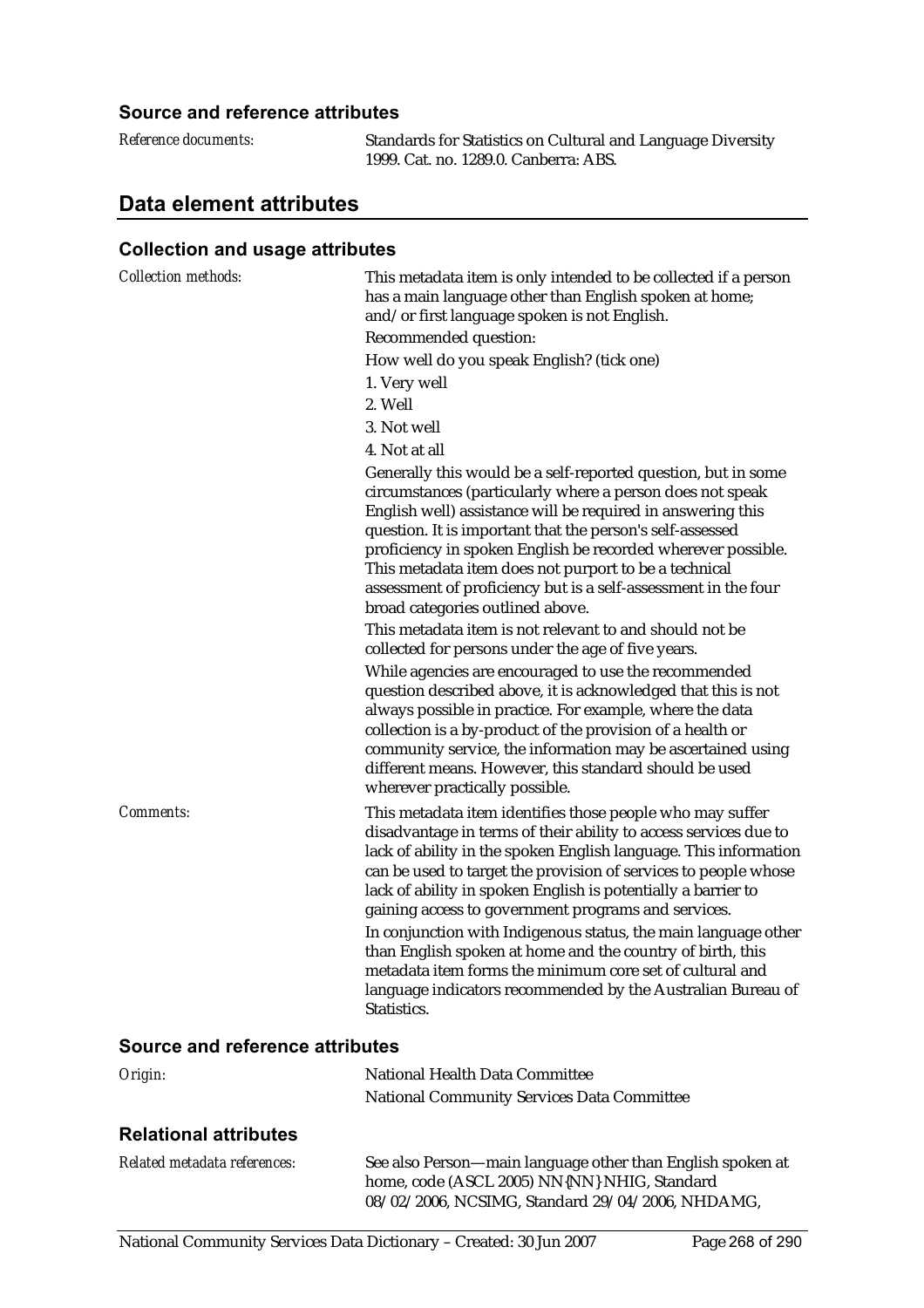### Source and reference attributes

*Reference documents:* Standards for Statistics on Cultural and Language Diversity 1999. Cat. no. 1289.0. Canberra: ABS.

## Data element attributes

### Collection and usage attributes

*Collection methods:* This metadata item is only intended to be collected if a person has a main language other than English spoken at home; and/or first language spoken is not English.

Recommended question:

How well do you speak English? (tick one)

1. Very well
2. Well
3. Not well
4. Not at all

Generally this would be a self-reported question, but in some circumstances (particularly where a person does not speak English well) assistance will be required in answering this question. It is important that the person's self-assessed proficiency in spoken English be recorded wherever possible. This metadata item does not purport to be a technical assessment of proficiency but is a self-assessment in the four broad categories outlined above.

This metadata item is not relevant to and should not be collected for persons under the age of five years.

While agencies are encouraged to use the recommended question described above, it is acknowledged that this is not always possible in practice. For example, where the data collection is a by-product of the provision of a health or community service, the information may be ascertained using different means. However, this standard should be used wherever practically possible.

*Comments:* This metadata item identifies those people who may suffer disadvantage in terms of their ability to access services due to lack of ability in the spoken English language. This information can be used to target the provision of services to people whose lack of ability in spoken English is potentially a barrier to gaining access to government programs and services.

In conjunction with Indigenous status, the main language other than English spoken at home and the country of birth, this metadata item forms the minimum core set of cultural and language indicators recommended by the Australian Bureau of Statistics.

### Source and reference attributes

*Origin:* National Health Data Committee
National Community Services Data Committee

### Relational attributes

*Related metadata references:* See also Person—main language other than English spoken at home, code (ASCL 2005) NN{NN} NHIG, Standard 08/02/2006, NCSIMG, Standard 29/04/2006, NHDAMG,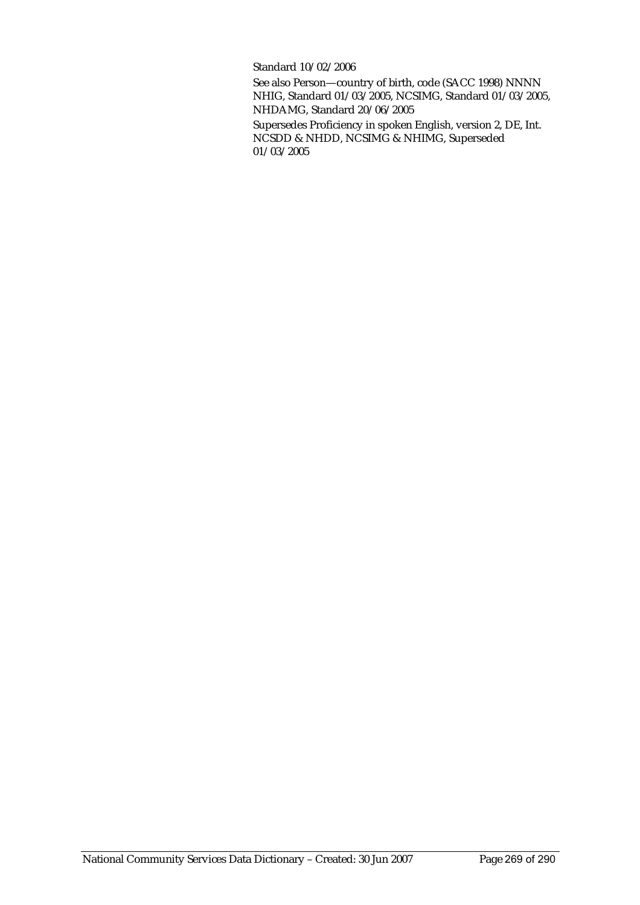Standard 10/02/2006

See also Person—country of birth, code (SACC 1998) NNNN NHIG, Standard 01/03/2005, NCSIMG, Standard 01/03/2005, NHDAMG, Standard 20/06/2005

Supersedes Proficiency in spoken English, version 2, DE, Int. NCSDD & NHDD, NCSIMG & NHIMG, Superseded 01/03/2005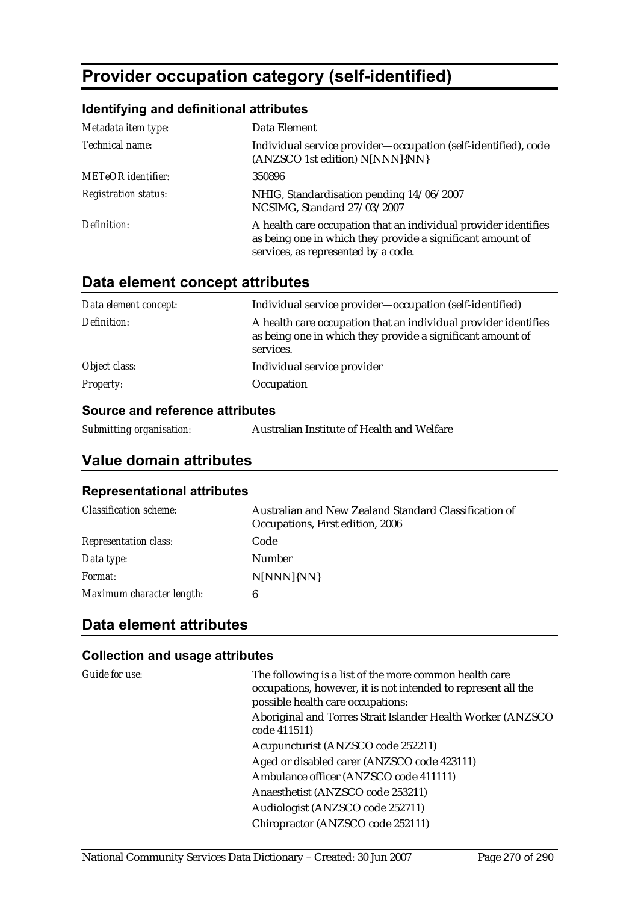# Provider occupation category (self-identified)

### Identifying and definitional attributes

| | |
|---|---|
| *Metadata item type:* | Data Element |
| *Technical name:* | Individual service provider—occupation (self-identified), code (ANZSCO 1st edition) N[NNN]{NN} |
| *METeOR identifier:* | 350896 |
| *Registration status:* | NHIG, Standardisation pending 14/06/2007<br>NCSIMG, Standard 27/03/2007 |
| *Definition:* | A health care occupation that an individual provider identifies as being one in which they provide a significant amount of services, as represented by a code. |

## Data element concept attributes

| | |
|---|---|
| *Data element concept:* | Individual service provider—occupation (self-identified) |
| *Definition:* | A health care occupation that an individual provider identifies as being one in which they provide a significant amount of services. |
| *Object class:* | Individual service provider |
| *Property:* | Occupation |

### Source and reference attributes

| | |
|---|---|
| *Submitting organisation:* | Australian Institute of Health and Welfare |

## Value domain attributes

### Representational attributes

| | |
|---|---|
| *Classification scheme:* | Australian and New Zealand Standard Classification of Occupations, First edition, 2006 |
| *Representation class:* | Code |
| *Data type:* | Number |
| *Format:* | N[NNN]{NN} |
| *Maximum character length:* | 6 |

## Data element attributes

### Collection and usage attributes

*Guide for use:*

The following is a list of the more common health care occupations, however, it is not intended to represent all the possible health care occupations:

Aboriginal and Torres Strait Islander Health Worker (ANZSCO code 411511)

Acupuncturist (ANZSCO code 252211)

Aged or disabled carer (ANZSCO code 423111)

Ambulance officer (ANZSCO code 411111)

Anaesthetist (ANZSCO code 253211)

Audiologist (ANZSCO code 252711)

Chiropractor (ANZSCO code 252111)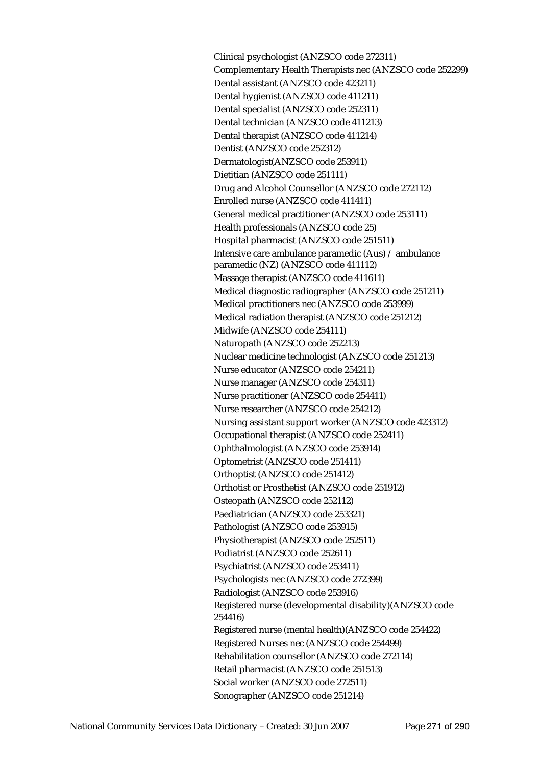Clinical psychologist (ANZSCO code 272311)
Complementary Health Therapists nec (ANZSCO code 252299)
Dental assistant (ANZSCO code 423211)
Dental hygienist (ANZSCO code 411211)
Dental specialist (ANZSCO code 252311)
Dental technician (ANZSCO code 411213)
Dental therapist (ANZSCO code 411214)
Dentist (ANZSCO code 252312)
Dermatologist(ANZSCO code 253911)
Dietitian (ANZSCO code 251111)
Drug and Alcohol Counsellor (ANZSCO code 272112)
Enrolled nurse (ANZSCO code 411411)
General medical practitioner (ANZSCO code 253111)
Health professionals (ANZSCO code 25)
Hospital pharmacist (ANZSCO code 251511)
Intensive care ambulance paramedic (Aus) / ambulance paramedic (NZ) (ANZSCO code 411112)
Massage therapist (ANZSCO code 411611)
Medical diagnostic radiographer (ANZSCO code 251211)
Medical practitioners nec (ANZSCO code 253999)
Medical radiation therapist (ANZSCO code 251212)
Midwife (ANZSCO code 254111)
Naturopath (ANZSCO code 252213)
Nuclear medicine technologist (ANZSCO code 251213)
Nurse educator (ANZSCO code 254211)
Nurse manager (ANZSCO code 254311)
Nurse practitioner (ANZSCO code 254411)
Nurse researcher (ANZSCO code 254212)
Nursing assistant support worker (ANZSCO code 423312)
Occupational therapist (ANZSCO code 252411)
Ophthalmologist (ANZSCO code 253914)
Optometrist (ANZSCO code 251411)
Orthoptist (ANZSCO code 251412)
Orthotist or Prosthetist (ANZSCO code 251912)
Osteopath (ANZSCO code 252112)
Paediatrician (ANZSCO code 253321)
Pathologist (ANZSCO code 253915)
Physiotherapist (ANZSCO code 252511)
Podiatrist (ANZSCO code 252611)
Psychiatrist (ANZSCO code 253411)
Psychologists nec (ANZSCO code 272399)
Radiologist (ANZSCO code 253916)
Registered nurse (developmental disability)(ANZSCO code 254416)
Registered nurse (mental health)(ANZSCO code 254422)
Registered Nurses nec (ANZSCO code 254499)
Rehabilitation counsellor (ANZSCO code 272114)
Retail pharmacist (ANZSCO code 251513)
Social worker (ANZSCO code 272511)
Sonographer (ANZSCO code 251214)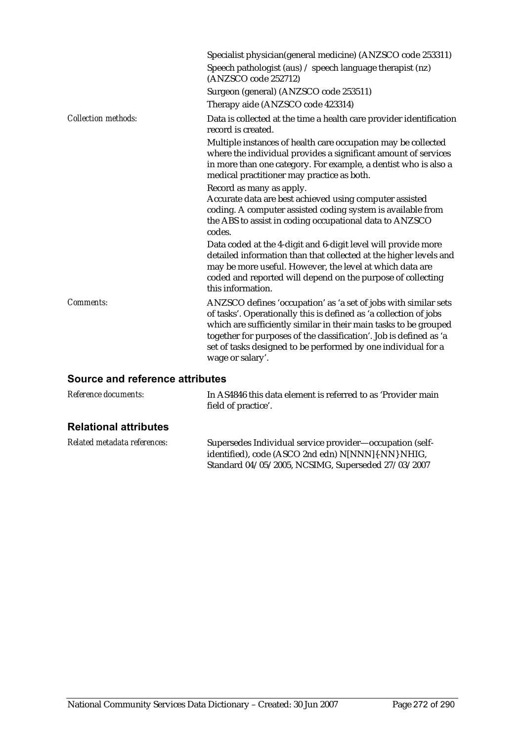| | |
|---|---|
| | Specialist physician(general medicine) (ANZSCO code 253311) |
| | Speech pathologist (aus) / speech language therapist (nz) (ANZSCO code 252712) |
| | Surgeon (general) (ANZSCO code 253511) |
| | Therapy aide (ANZSCO code 423314) |
| *Collection methods:* | Data is collected at the time a health care provider identification record is created. |
| | Multiple instances of health care occupation may be collected where the individual provides a significant amount of services in more than one category. For example, a dentist who is also a medical practitioner may practice as both. |
| | Record as many as apply.<br>Accurate data are best achieved using computer assisted coding. A computer assisted coding system is available from the ABS to assist in coding occupational data to ANZSCO codes. |
| | Data coded at the 4-digit and 6-digit level will provide more detailed information than that collected at the higher levels and may be more useful. However, the level at which data are coded and reported will depend on the purpose of collecting this information. |
| *Comments:* | ANZSCO defines 'occupation' as 'a set of jobs with similar sets of tasks'. Operationally this is defined as 'a collection of jobs which are sufficiently similar in their main tasks to be grouped together for purposes of the classification'. Job is defined as 'a set of tasks designed to be performed by one individual for a wage or salary'. |

## Source and reference attributes

| | |
|---|---|
| *Reference documents:* | In AS4846 this data element is referred to as 'Provider main field of practice'. |

## Relational attributes

| | |
|---|---|
| *Related metadata references:* | Supersedes Individual service provider—occupation (self-identified), code (ASCO 2nd edn) N[NNN]{-NN} NHIG, Standard 04/05/2005, NCSIMG, Superseded 27/03/2007 |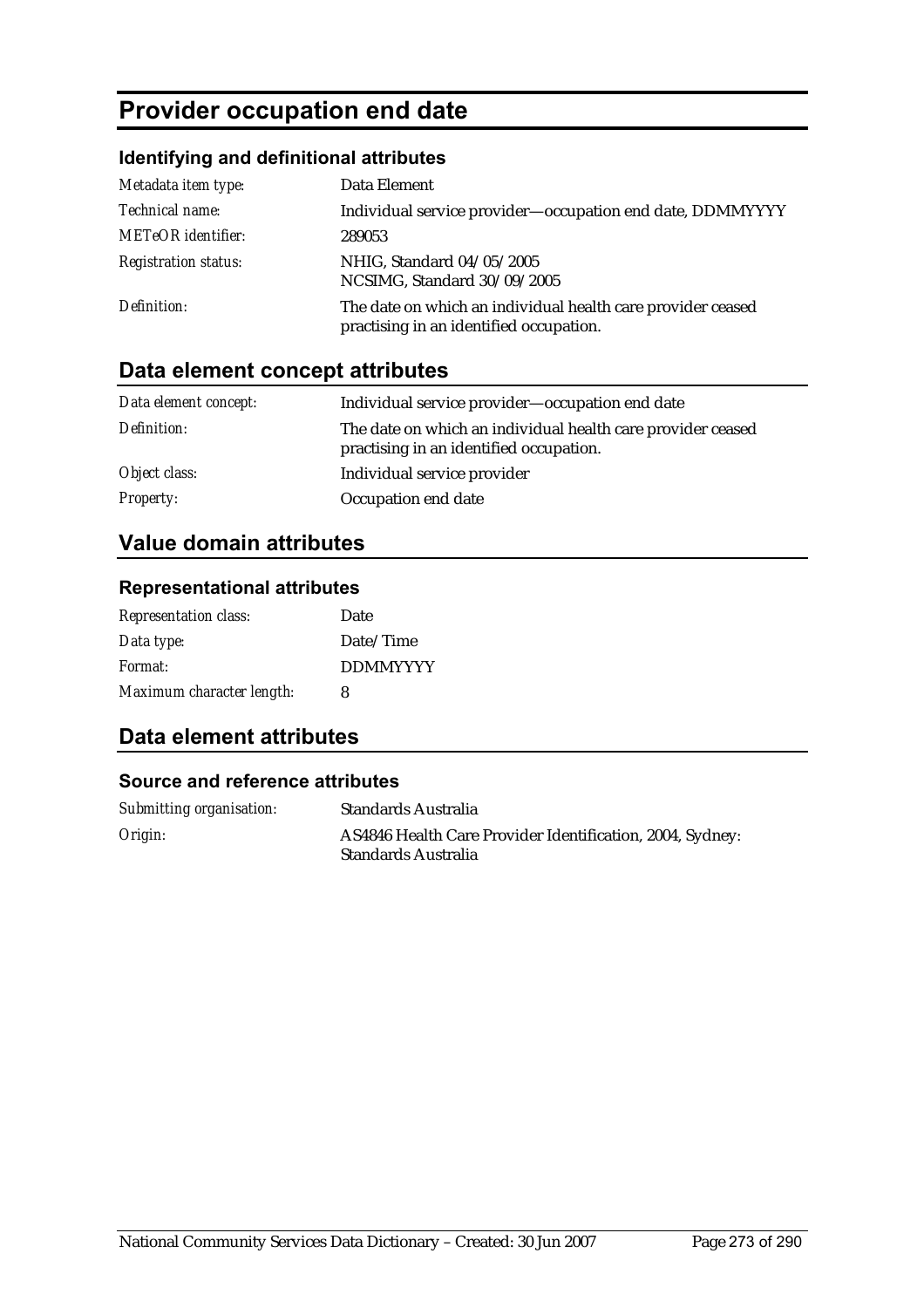# Provider occupation end date

### Identifying and definitional attributes

| | |
|---|---|
| *Metadata item type:* | Data Element |
| *Technical name:* | Individual service provider—occupation end date, DDMMYYYY |
| *METeOR identifier:* | 289053 |
| *Registration status:* | NHIG, Standard 04/05/2005<br>NCSIMG, Standard 30/09/2005 |
| *Definition:* | The date on which an individual health care provider ceased practising in an identified occupation. |

## Data element concept attributes

| | |
|---|---|
| *Data element concept:* | Individual service provider—occupation end date |
| *Definition:* | The date on which an individual health care provider ceased practising in an identified occupation. |
| *Object class:* | Individual service provider |
| *Property:* | Occupation end date |

## Value domain attributes

### Representational attributes

| | |
|---|---|
| *Representation class:* | Date |
| *Data type:* | Date/Time |
| *Format:* | DDMMYYYY |
| *Maximum character length:* | 8 |

## Data element attributes

### Source and reference attributes

| | |
|---|---|
| *Submitting organisation:* | Standards Australia |
| *Origin:* | AS4846 Health Care Provider Identification, 2004, Sydney: Standards Australia |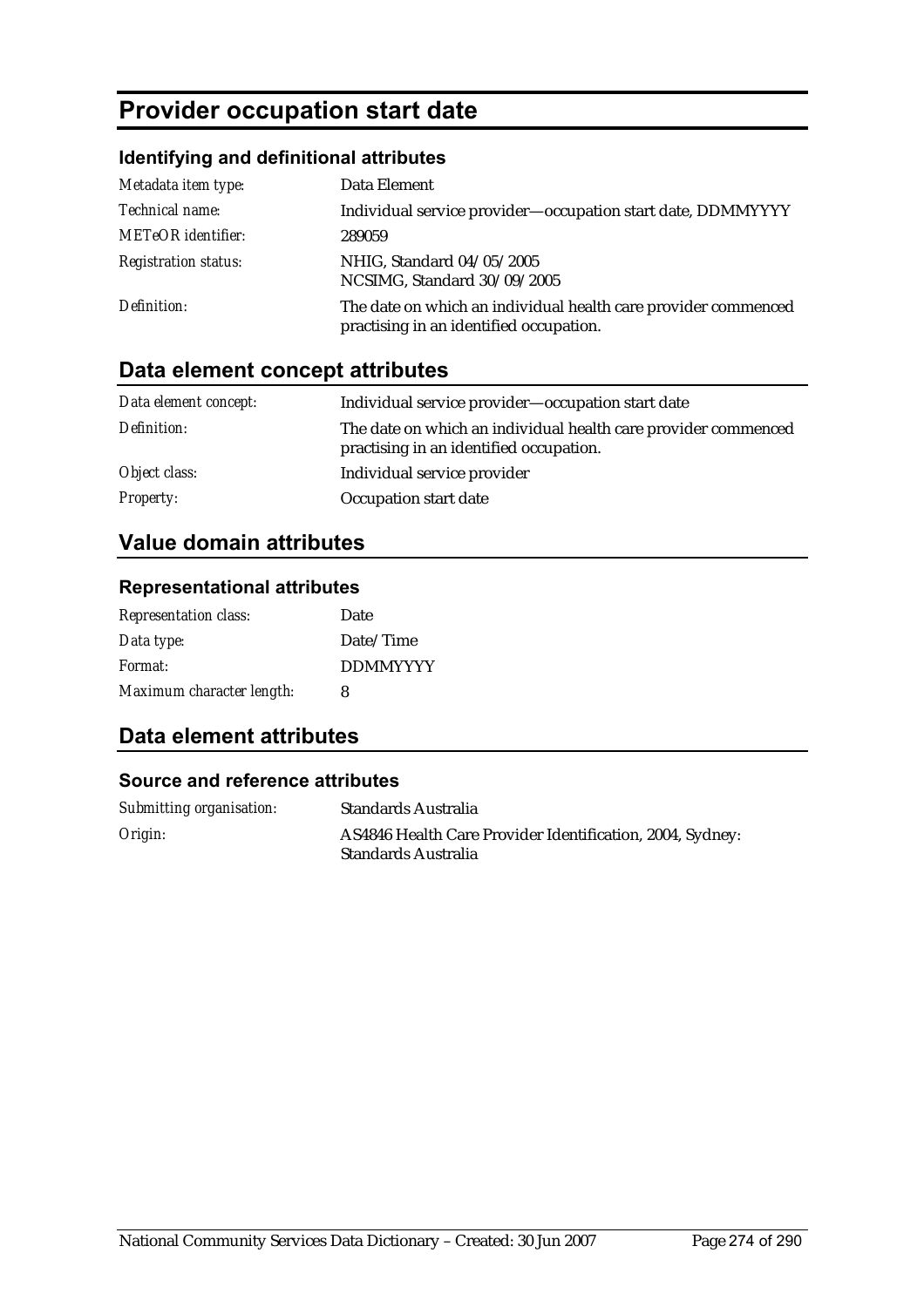# Provider occupation start date

### Identifying and definitional attributes

| | |
|---|---|
| *Metadata item type:* | Data Element |
| *Technical name:* | Individual service provider—occupation start date, DDMMYYYY |
| *METeOR identifier:* | 289059 |
| *Registration status:* | NHIG, Standard 04/05/2005<br>NCSIMG, Standard 30/09/2005 |
| *Definition:* | The date on which an individual health care provider commenced practising in an identified occupation. |

## Data element concept attributes

| | |
|---|---|
| *Data element concept:* | Individual service provider—occupation start date |
| *Definition:* | The date on which an individual health care provider commenced practising in an identified occupation. |
| *Object class:* | Individual service provider |
| *Property:* | Occupation start date |

## Value domain attributes

### Representational attributes

| | |
|---|---|
| *Representation class:* | Date |
| *Data type:* | Date/Time |
| *Format:* | DDMMYYYY |
| *Maximum character length:* | 8 |

## Data element attributes

### Source and reference attributes

| | |
|---|---|
| *Submitting organisation:* | Standards Australia |
| *Origin:* | AS4846 Health Care Provider Identification, 2004, Sydney: Standards Australia |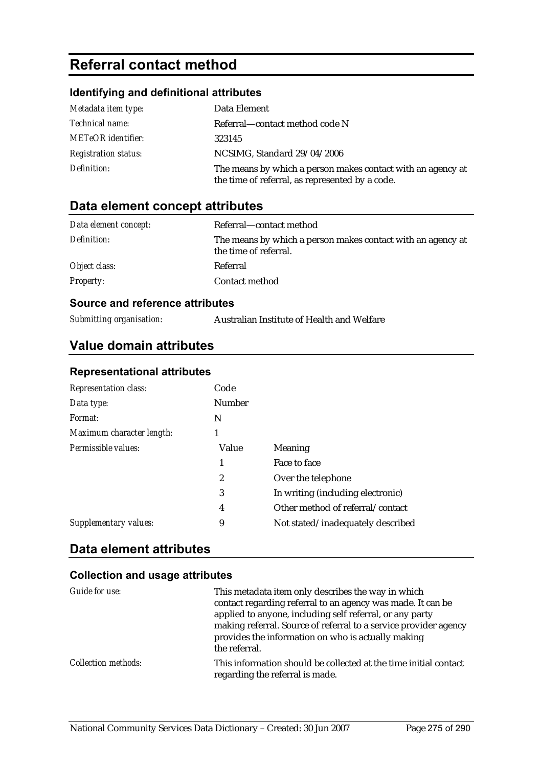# Referral contact method

## Identifying and definitional attributes

| | |
|---|---|
| *Metadata item type:* | Data Element |
| *Technical name:* | Referral—contact method code N |
| *METeOR identifier:* | 323145 |
| *Registration status:* | NCSIMG, Standard 29/04/2006 |
| *Definition:* | The means by which a person makes contact with an agency at the time of referral, as represented by a code. |

## Data element concept attributes

| | |
|---|---|
| *Data element concept:* | Referral—contact method |
| *Definition:* | The means by which a person makes contact with an agency at the time of referral. |
| *Object class:* | Referral |
| *Property:* | Contact method |

### Source and reference attributes

| | |
|---|---|
| *Submitting organisation:* | Australian Institute of Health and Welfare |

## Value domain attributes

### Representational attributes

| | | |
|---|---|---|
| *Representation class:* | Code | |
| *Data type:* | Number | |
| *Format:* | N | |
| *Maximum character length:* | 1 | |
| *Permissible values:* | **Value** | **Meaning** |
| | 1 | Face to face |
| | 2 | Over the telephone |
| | 3 | In writing (including electronic) |
| | 4 | Other method of referral/contact |
| *Supplementary values:* | 9 | Not stated/inadequately described |

## Data element attributes

### Collection and usage attributes

| | |
|---|---|
| *Guide for use:* | This metadata item only describes the way in which contact regarding referral to an agency was made. It can be applied to anyone, including self referral, or any party making referral. Source of referral to a service provider agency provides the information on who is actually making the referral. |
| *Collection methods:* | This information should be collected at the time initial contact regarding the referral is made. |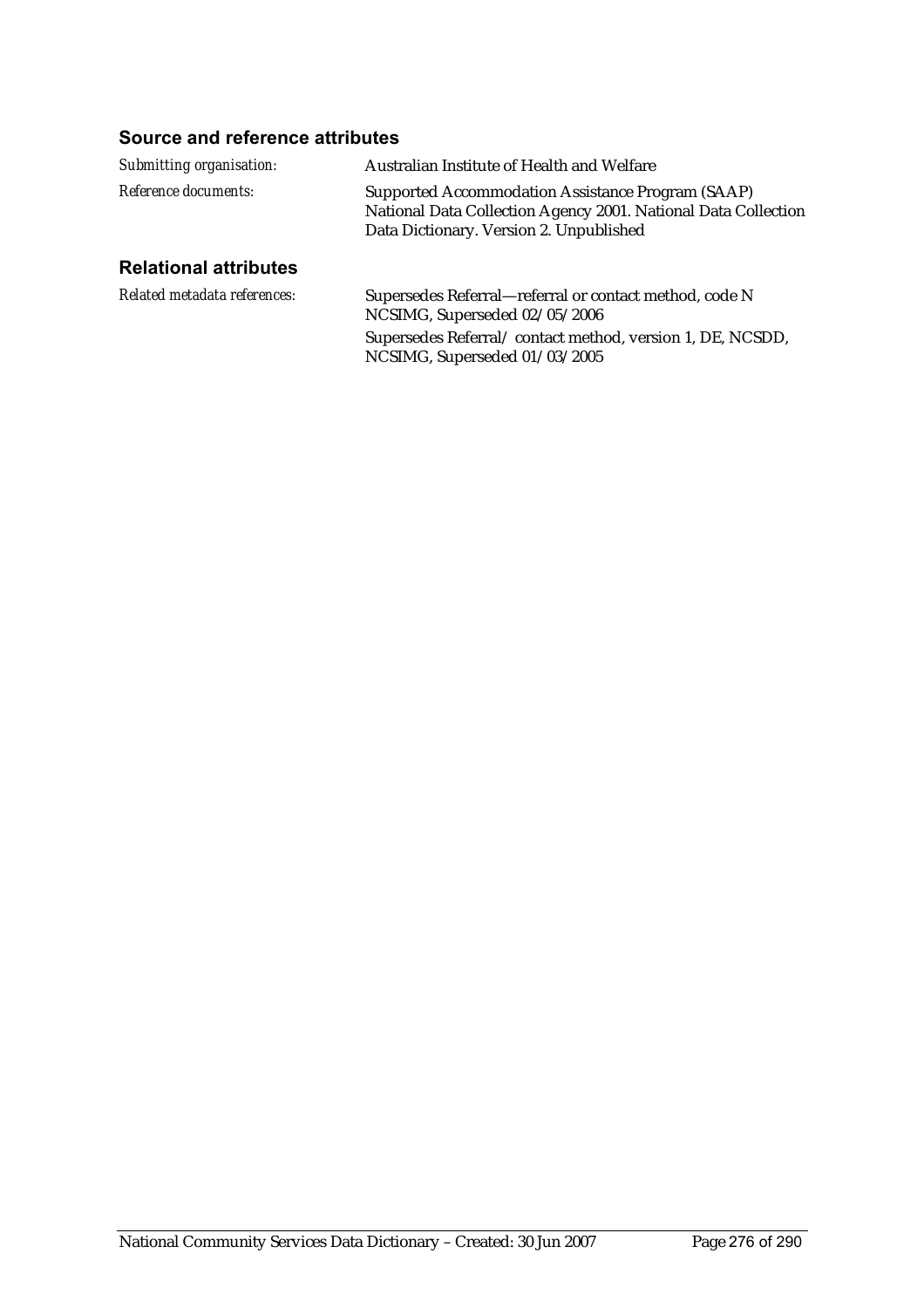### Source and reference attributes

| | |
|---|---|
| *Submitting organisation:* | Australian Institute of Health and Welfare |
| *Reference documents:* | Supported Accommodation Assistance Program (SAAP) National Data Collection Agency 2001. National Data Collection Data Dictionary. Version 2. Unpublished |

### Relational attributes

| | |
|---|---|
| *Related metadata references:* | Supersedes Referral—referral or contact method, code N NCSIMG, Superseded 02/05/2006<br>Supersedes Referral/ contact method, version 1, DE, NCSDD, NCSIMG, Superseded 01/03/2005 |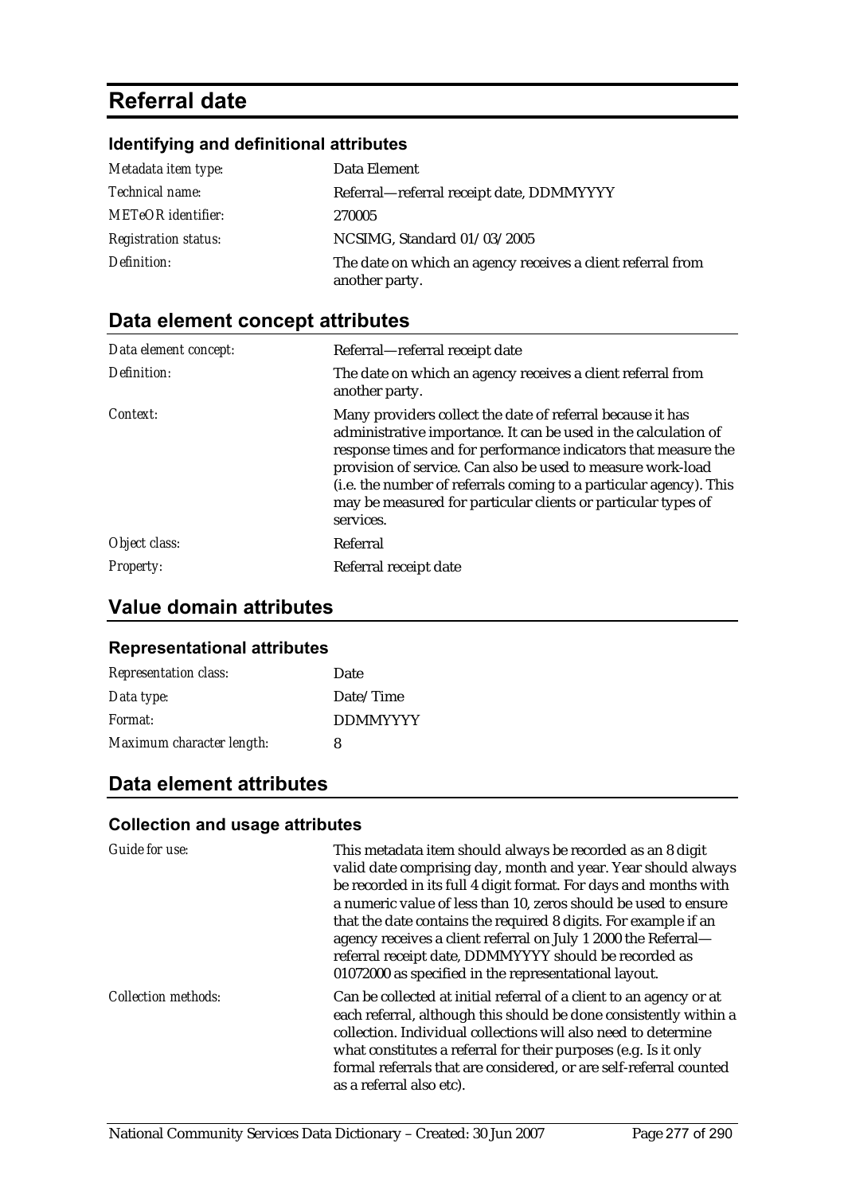# Referral date

### Identifying and definitional attributes

| | |
|---|---|
| *Metadata item type:* | Data Element |
| *Technical name:* | Referral—referral receipt date, DDMMYYYY |
| *METeOR identifier:* | 270005 |
| *Registration status:* | NCSIMG, Standard 01/03/2005 |
| *Definition:* | The date on which an agency receives a client referral from another party. |

## Data element concept attributes

| | |
|---|---|
| *Data element concept:* | Referral—referral receipt date |
| *Definition:* | The date on which an agency receives a client referral from another party. |
| *Context:* | Many providers collect the date of referral because it has administrative importance. It can be used in the calculation of response times and for performance indicators that measure the provision of service. Can also be used to measure work-load (i.e. the number of referrals coming to a particular agency). This may be measured for particular clients or particular types of services. |
| *Object class:* | Referral |
| *Property:* | Referral receipt date |

## Value domain attributes

### Representational attributes

| | |
|---|---|
| *Representation class:* | Date |
| *Data type:* | Date/Time |
| *Format:* | DDMMYYYY |
| *Maximum character length:* | 8 |

## Data element attributes

### Collection and usage attributes

| | |
|---|---|
| *Guide for use:* | This metadata item should always be recorded as an 8 digit valid date comprising day, month and year. Year should always be recorded in its full 4 digit format. For days and months with a numeric value of less than 10, zeros should be used to ensure that the date contains the required 8 digits. For example if an agency receives a client referral on July 1 2000 the Referral—referral receipt date, DDMMYYYY should be recorded as 01072000 as specified in the representational layout. |
| *Collection methods:* | Can be collected at initial referral of a client to an agency or at each referral, although this should be done consistently within a collection. Individual collections will also need to determine what constitutes a referral for their purposes (e.g. Is it only formal referrals that are considered, or are self-referral counted as a referral also etc). |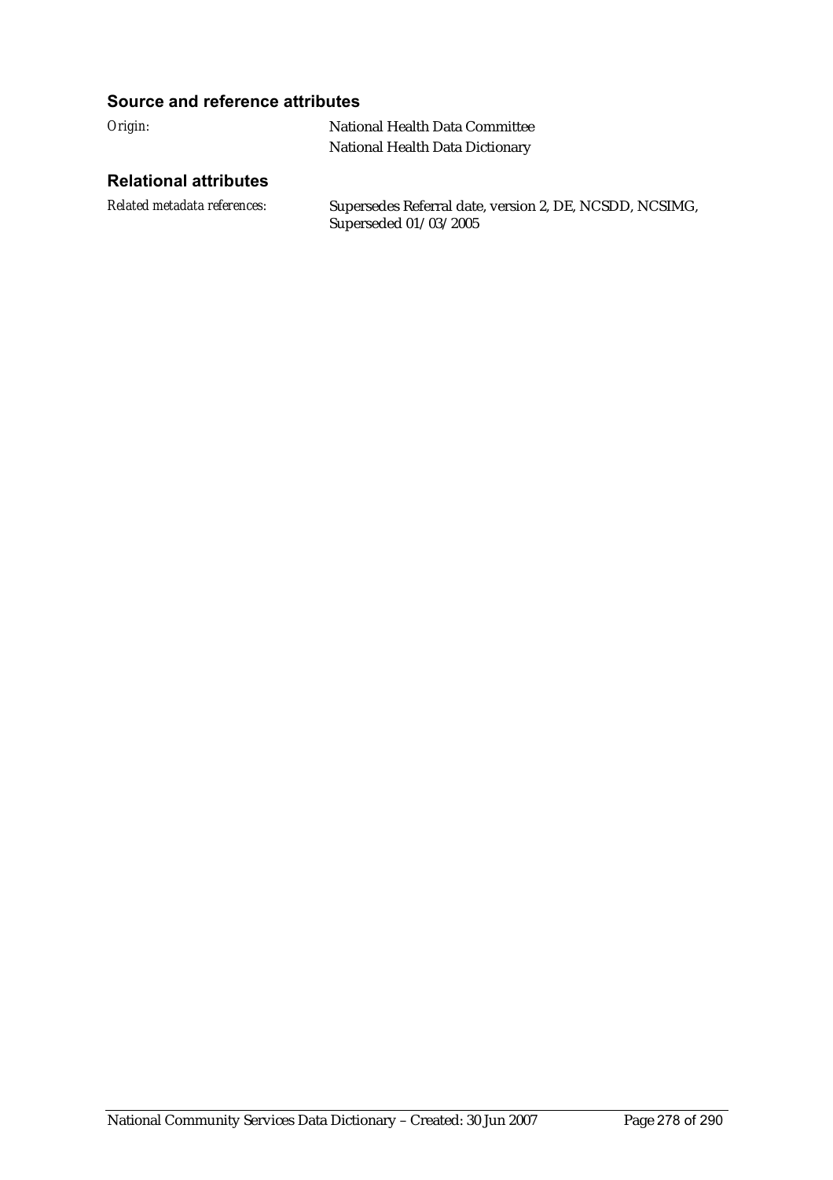### Source and reference attributes

*Origin:* National Health Data Committee
National Health Data Dictionary

### Relational attributes

*Related metadata references:* Supersedes Referral date, version 2, DE, NCSDD, NCSIMG, Superseded 01/03/2005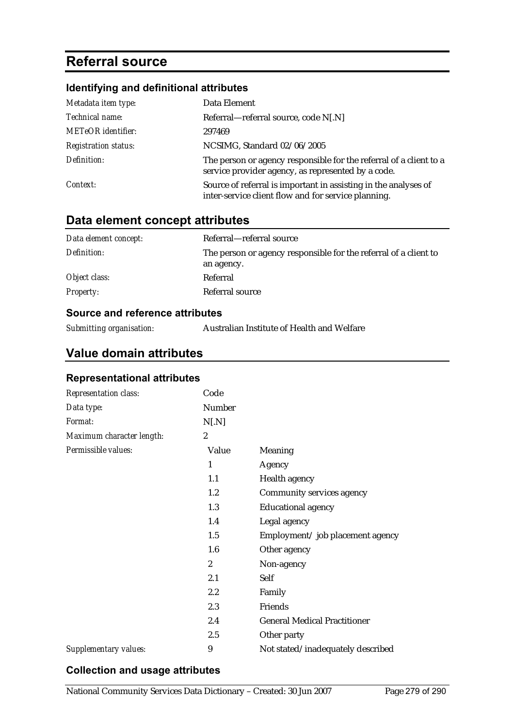# Referral source

### Identifying and definitional attributes

| | |
|---|---|
| *Metadata item type:* | Data Element |
| *Technical name:* | Referral—referral source, code N[.N] |
| *METeOR identifier:* | 297469 |
| *Registration status:* | NCSIMG, Standard 02/06/2005 |
| *Definition:* | The person or agency responsible for the referral of a client to a service provider agency, as represented by a code. |
| *Context:* | Source of referral is important in assisting in the analyses of inter-service client flow and for service planning. |

## Data element concept attributes

| | |
|---|---|
| *Data element concept:* | Referral—referral source |
| *Definition:* | The person or agency responsible for the referral of a client to an agency. |
| *Object class:* | Referral |
| *Property:* | Referral source |

### Source and reference attributes

| | |
|---|---|
| *Submitting organisation:* | Australian Institute of Health and Welfare |

## Value domain attributes

### Representational attributes

| | | |
|---|---|---|
| *Representation class:* | Code | |
| *Data type:* | Number | |
| *Format:* | N[.N] | |
| *Maximum character length:* | 2 | |
| *Permissible values:* | **Value** | **Meaning** |
| | 1 | Agency |
| | 1.1 | Health agency |
| | 1.2 | Community services agency |
| | 1.3 | Educational agency |
| | 1.4 | Legal agency |
| | 1.5 | Employment/ job placement agency |
| | 1.6 | Other agency |
| | 2 | Non-agency |
| | 2.1 | Self |
| | 2.2 | Family |
| | 2.3 | Friends |
| | 2.4 | General Medical Practitioner |
| | 2.5 | Other party |
| *Supplementary values:* | 9 | Not stated/inadequately described |

### Collection and usage attributes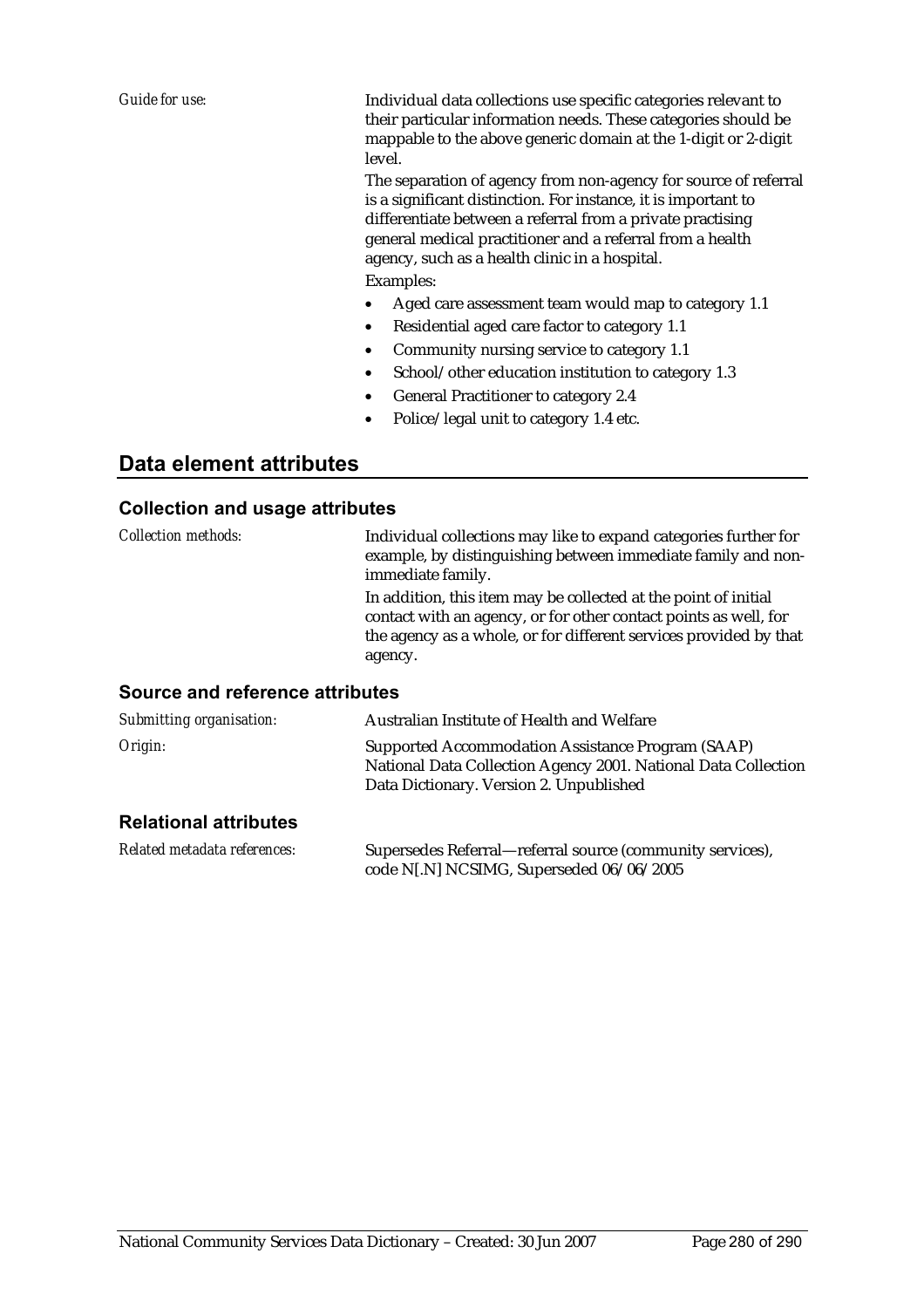*Guide for use:* Individual data collections use specific categories relevant to their particular information needs. These categories should be mappable to the above generic domain at the 1-digit or 2-digit level.

The separation of agency from non-agency for source of referral is a significant distinction. For instance, it is important to differentiate between a referral from a private practising general medical practitioner and a referral from a health agency, such as a health clinic in a hospital.

Examples:

- Aged care assessment team would map to category 1.1
- Residential aged care factor to category 1.1
- Community nursing service to category 1.1
- School/other education institution to category 1.3
- General Practitioner to category 2.4
- Police/legal unit to category 1.4 etc.

## Data element attributes

### Collection and usage attributes

*Collection methods:* Individual collections may like to expand categories further for example, by distinguishing between immediate family and non-immediate family.

In addition, this item may be collected at the point of initial contact with an agency, or for other contact points as well, for the agency as a whole, or for different services provided by that agency.

### Source and reference attributes

*Submitting organisation:* Australian Institute of Health and Welfare

*Origin:* Supported Accommodation Assistance Program (SAAP) National Data Collection Agency 2001. National Data Collection Data Dictionary. Version 2. Unpublished

### Relational attributes

*Related metadata references:* Supersedes Referral—referral source (community services), code N[.N] NCSIMG, Superseded 06/06/2005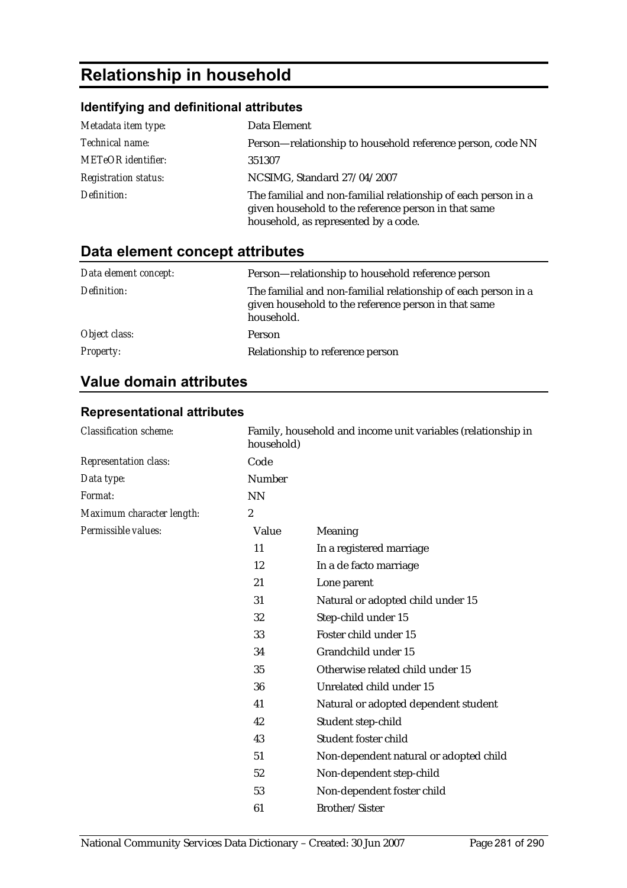# Relationship in household

## Identifying and definitional attributes

| | |
|---|---|
| *Metadata item type:* | Data Element |
| *Technical name:* | Person—relationship to household reference person, code NN |
| *METeOR identifier:* | 351307 |
| *Registration status:* | NCSIMG, Standard 27/04/2007 |
| *Definition:* | The familial and non-familial relationship of each person in a given household to the reference person in that same household, as represented by a code. |

## Data element concept attributes

| | |
|---|---|
| *Data element concept:* | Person—relationship to household reference person |
| *Definition:* | The familial and non-familial relationship of each person in a given household to the reference person in that same household. |
| *Object class:* | Person |
| *Property:* | Relationship to reference person |

## Value domain attributes

### Representational attributes

| | |
|---|---|
| *Classification scheme:* | Family, household and income unit variables (relationship in household) |
| *Representation class:* | Code |
| *Data type:* | Number |
| *Format:* | NN |
| *Maximum character length:* | 2 |

*Permissible values:*

| Value | Meaning |
|---|---|
| 11 | In a registered marriage |
| 12 | In a de facto marriage |
| 21 | Lone parent |
| 31 | Natural or adopted child under 15 |
| 32 | Step-child under 15 |
| 33 | Foster child under 15 |
| 34 | Grandchild under 15 |
| 35 | Otherwise related child under 15 |
| 36 | Unrelated child under 15 |
| 41 | Natural or adopted dependent student |
| 42 | Student step-child |
| 43 | Student foster child |
| 51 | Non-dependent natural or adopted child |
| 52 | Non-dependent step-child |
| 53 | Non-dependent foster child |
| 61 | Brother/Sister |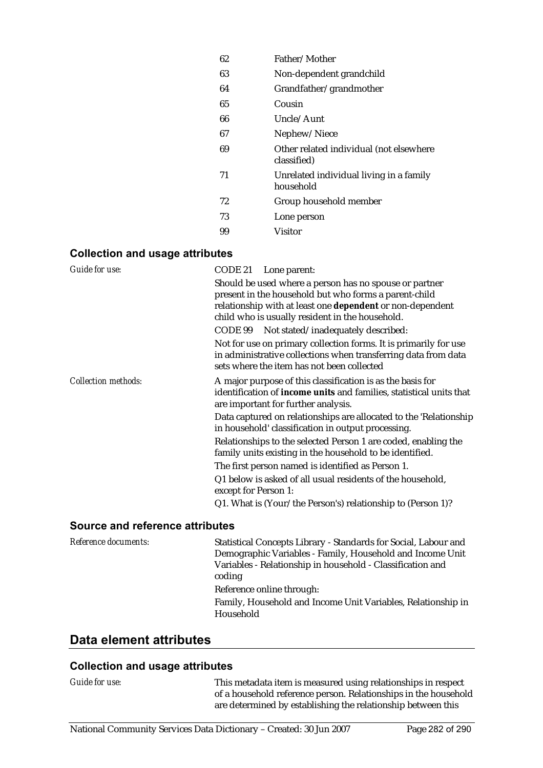| | |
|---|---|
| 62 | Father/Mother |
| 63 | Non-dependent grandchild |
| 64 | Grandfather/grandmother |
| 65 | Cousin |
| 66 | Uncle/Aunt |
| 67 | Nephew/Niece |
| 69 | Other related individual (not elsewhere classified) |
| 71 | Unrelated individual living in a family household |
| 72 | Group household member |
| 73 | Lone person |
| 99 | Visitor |

### Collection and usage attributes

*Guide for use:*

CODE 21 Lone parent:

Should be used where a person has no spouse or partner present in the household but who forms a parent-child relationship with at least one **dependent** or non-dependent child who is usually resident in the household.

CODE 99 Not stated/inadequately described:

Not for use on primary collection forms. It is primarily for use in administrative collections when transferring data from data sets where the item has not been collected

*Collection methods:*

A major purpose of this classification is as the basis for identification of **income units** and families, statistical units that are important for further analysis.

Data captured on relationships are allocated to the 'Relationship in household' classification in output processing.

Relationships to the selected Person 1 are coded, enabling the family units existing in the household to be identified.

The first person named is identified as Person 1.

Q1 below is asked of all usual residents of the household, except for Person 1:

Q1. What is (Your/the Person's) relationship to (Person 1)?

### Source and reference attributes

*Reference documents:*

Statistical Concepts Library - Standards for Social, Labour and Demographic Variables - Family, Household and Income Unit Variables - Relationship in household - Classification and coding

Reference online through:

Family, Household and Income Unit Variables, Relationship in Household

## Data element attributes

### Collection and usage attributes

*Guide for use:*

This metadata item is measured using relationships in respect of a household reference person. Relationships in the household are determined by establishing the relationship between this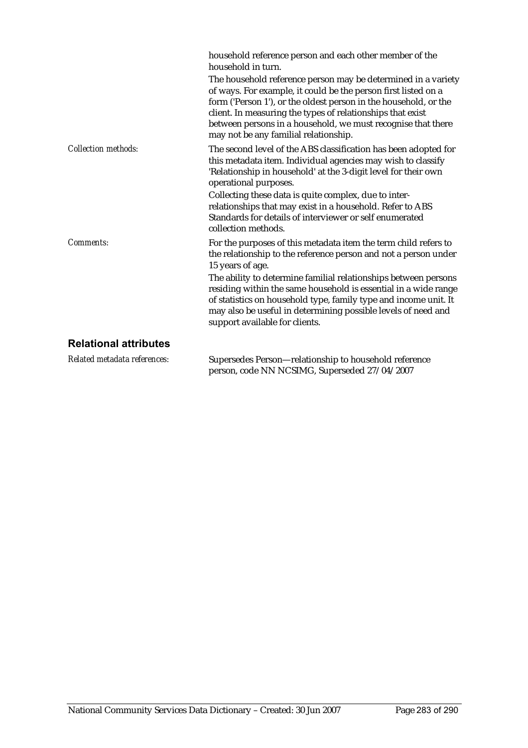household reference person and each other member of the household in turn.

The household reference person may be determined in a variety of ways. For example, it could be the person first listed on a form ('Person 1'), or the oldest person in the household, or the client. In measuring the types of relationships that exist between persons in a household, we must recognise that there may not be any familial relationship.

*Collection methods:*

The second level of the ABS classification has been adopted for this metadata item. Individual agencies may wish to classify 'Relationship in household' at the 3-digit level for their own operational purposes.

Collecting these data is quite complex, due to inter-relationships that may exist in a household. Refer to ABS Standards for details of interviewer or self enumerated collection methods.

*Comments:*

For the purposes of this metadata item the term child refers to the relationship to the reference person and not a person under 15 years of age.

The ability to determine familial relationships between persons residing within the same household is essential in a wide range of statistics on household type, family type and income unit. It may also be useful in determining possible levels of need and support available for clients.

## Relational attributes

*Related metadata references:*

Supersedes Person—relationship to household reference person, code NN NCSIMG, Superseded 27/04/2007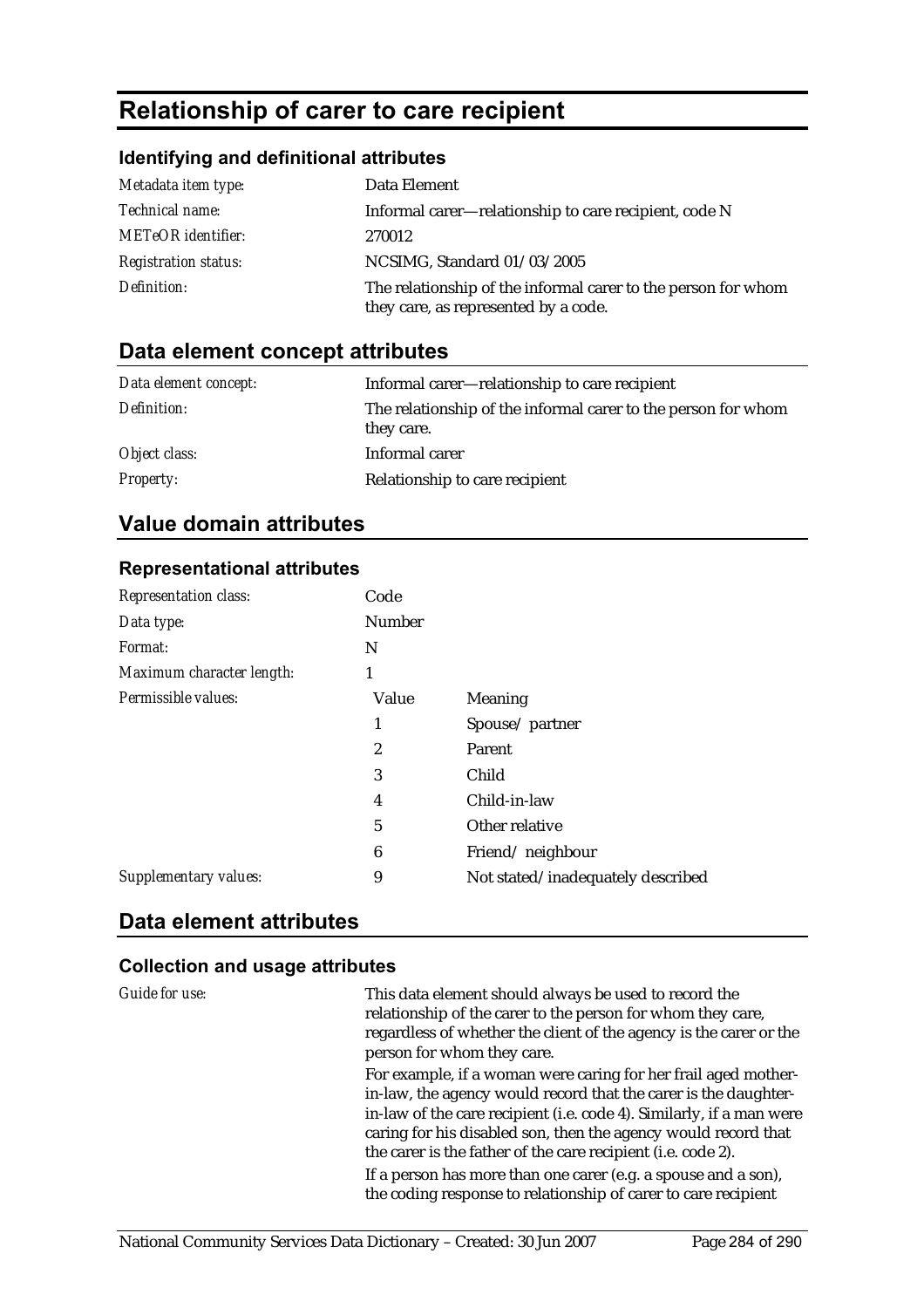# Relationship of carer to care recipient

### Identifying and definitional attributes

| | |
|---|---|
| *Metadata item type:* | Data Element |
| *Technical name:* | Informal carer—relationship to care recipient, code N |
| *METeOR identifier:* | 270012 |
| *Registration status:* | NCSIMG, Standard 01/03/2005 |
| *Definition:* | The relationship of the informal carer to the person for whom they care, as represented by a code. |

## Data element concept attributes

| | |
|---|---|
| *Data element concept:* | Informal carer—relationship to care recipient |
| *Definition:* | The relationship of the informal carer to the person for whom they care. |
| *Object class:* | Informal carer |
| *Property:* | Relationship to care recipient |

## Value domain attributes

### Representational attributes

| | | |
|---|---|---|
| *Representation class:* | Code | |
| *Data type:* | Number | |
| *Format:* | N | |
| *Maximum character length:* | 1 | |
| *Permissible values:* | Value | Meaning |
| | 1 | Spouse/partner |
| | 2 | Parent |
| | 3 | Child |
| | 4 | Child-in-law |
| | 5 | Other relative |
| | 6 | Friend/neighbour |
| *Supplementary values:* | 9 | Not stated/inadequately described |

## Data element attributes

### Collection and usage attributes

*Guide for use:*

This data element should always be used to record the relationship of the carer to the person for whom they care, regardless of whether the client of the agency is the carer or the person for whom they care.

For example, if a woman were caring for her frail aged mother-in-law, the agency would record that the carer is the daughter-in-law of the care recipient (i.e. code 4). Similarly, if a man were caring for his disabled son, then the agency would record that the carer is the father of the care recipient (i.e. code 2).

If a person has more than one carer (e.g. a spouse and a son), the coding response to relationship of carer to care recipient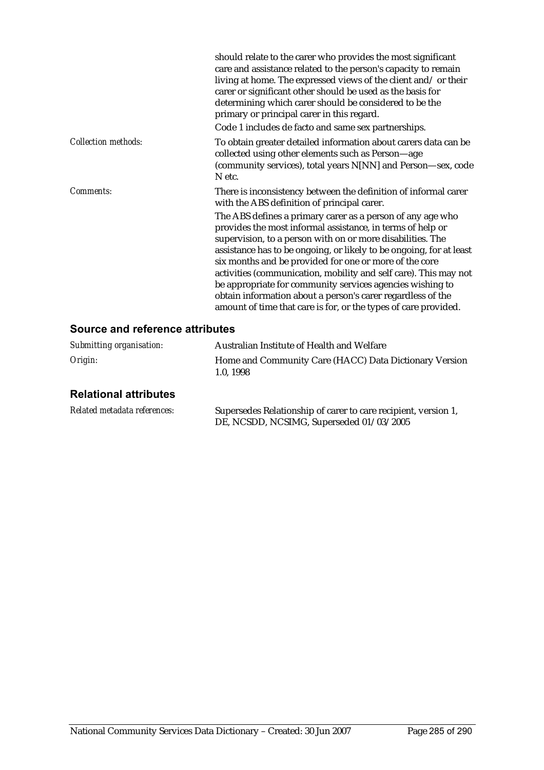| | |
|---|---|
| | should relate to the carer who provides the most significant care and assistance related to the person's capacity to remain living at home. The expressed views of the client and/ or their carer or significant other should be used as the basis for determining which carer should be considered to be the primary or principal carer in this regard.<br>Code 1 includes de facto and same sex partnerships. |
| *Collection methods:* | To obtain greater detailed information about carers data can be collected using other elements such as Person—age (community services), total years N[NN] and Person—sex, code N etc. |
| *Comments:* | There is inconsistency between the definition of informal carer with the ABS definition of principal carer.<br>The ABS defines a primary carer as a person of any age who provides the most informal assistance, in terms of help or supervision, to a person with on or more disabilities. The assistance has to be ongoing, or likely to be ongoing, for at least six months and be provided for one or more of the core activities (communication, mobility and self care). This may not be appropriate for community services agencies wishing to obtain information about a person's carer regardless of the amount of time that care is for, or the types of care provided. |

## Source and reference attributes

| | |
|---|---|
| *Submitting organisation:* | Australian Institute of Health and Welfare |
| *Origin:* | Home and Community Care (HACC) Data Dictionary Version 1.0, 1998 |

## Relational attributes

| | |
|---|---|
| *Related metadata references:* | Supersedes Relationship of carer to care recipient, version 1, DE, NCSDD, NCSIMG, Superseded 01/03/2005 |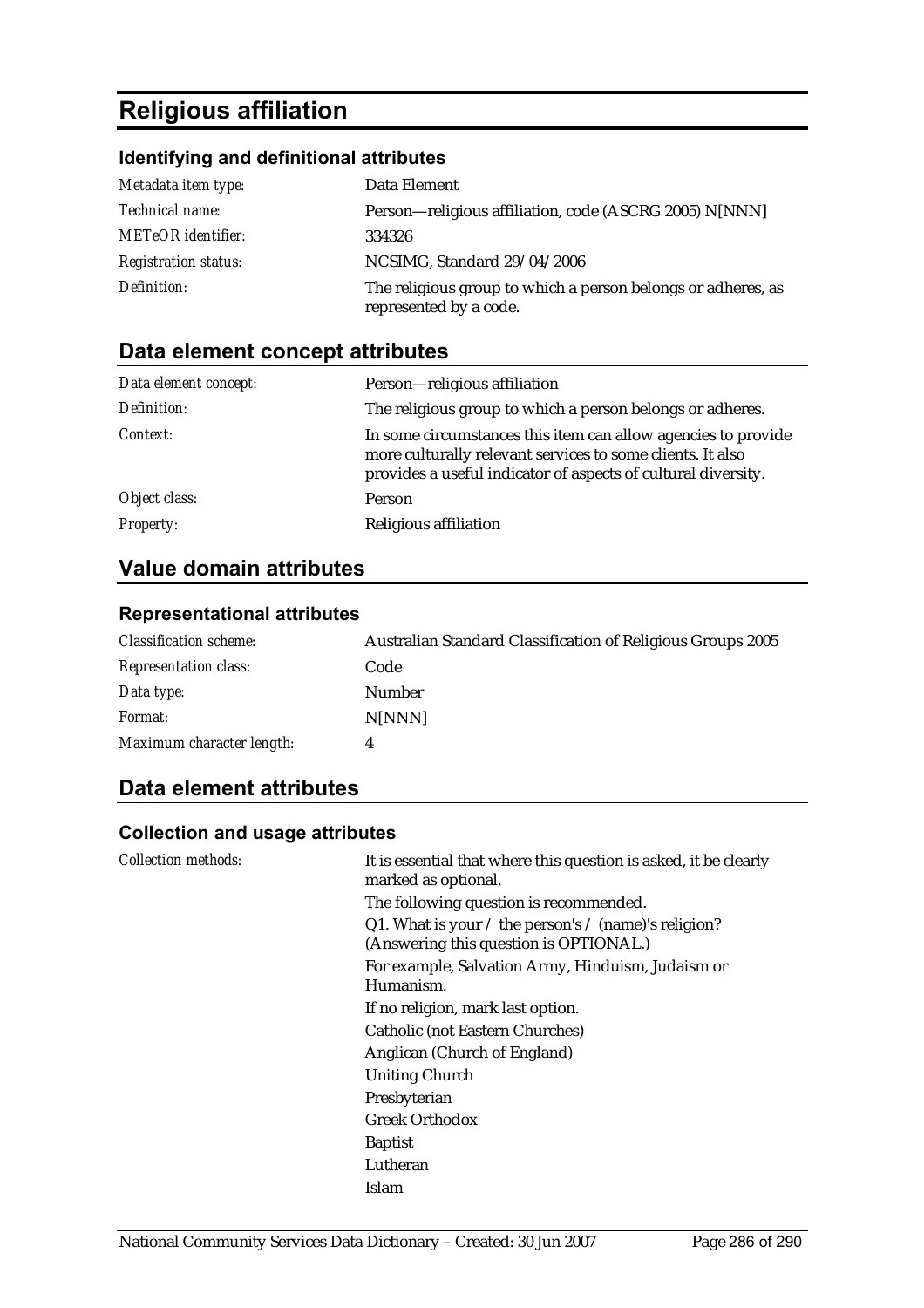# Religious affiliation

### Identifying and definitional attributes

| | |
|---|---|
| *Metadata item type:* | Data Element |
| *Technical name:* | Person—religious affiliation, code (ASCRG 2005) N[NNN] |
| *METeOR identifier:* | 334326 |
| *Registration status:* | NCSIMG, Standard 29/04/2006 |
| *Definition:* | The religious group to which a person belongs or adheres, as represented by a code. |

## Data element concept attributes

| | |
|---|---|
| *Data element concept:* | Person—religious affiliation |
| *Definition:* | The religious group to which a person belongs or adheres. |
| *Context:* | In some circumstances this item can allow agencies to provide more culturally relevant services to some clients. It also provides a useful indicator of aspects of cultural diversity. |
| *Object class:* | Person |
| *Property:* | Religious affiliation |

## Value domain attributes

### Representational attributes

| | |
|---|---|
| *Classification scheme:* | Australian Standard Classification of Religious Groups 2005 |
| *Representation class:* | Code |
| *Data type:* | Number |
| *Format:* | N[NNN] |
| *Maximum character length:* | 4 |

## Data element attributes

### Collection and usage attributes

*Collection methods:*

It is essential that where this question is asked, it be clearly marked as optional.

The following question is recommended.

Q1. What is your / the person's / (name)'s religion? (Answering this question is OPTIONAL.)

For example, Salvation Army, Hinduism, Judaism or Humanism.

If no religion, mark last option.

Catholic (not Eastern Churches)

Anglican (Church of England)

Uniting Church

Presbyterian

Greek Orthodox

Baptist

Lutheran

Islam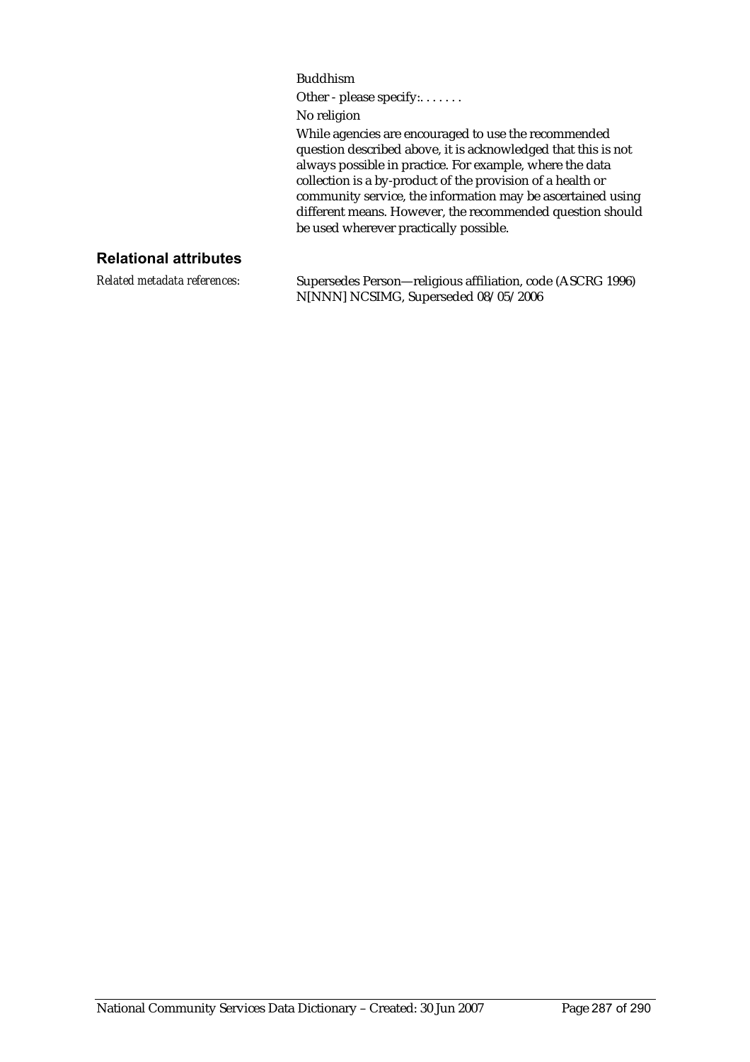Buddhism

Other - please specify:. . . . . . .

No religion

While agencies are encouraged to use the recommended question described above, it is acknowledged that this is not always possible in practice. For example, where the data collection is a by-product of the provision of a health or community service, the information may be ascertained using different means. However, the recommended question should be used wherever practically possible.

## Relational attributes

*Related metadata references:* Supersedes Person—religious affiliation, code (ASCRG 1996) N[NNN] NCSIMG, Superseded 08/05/2006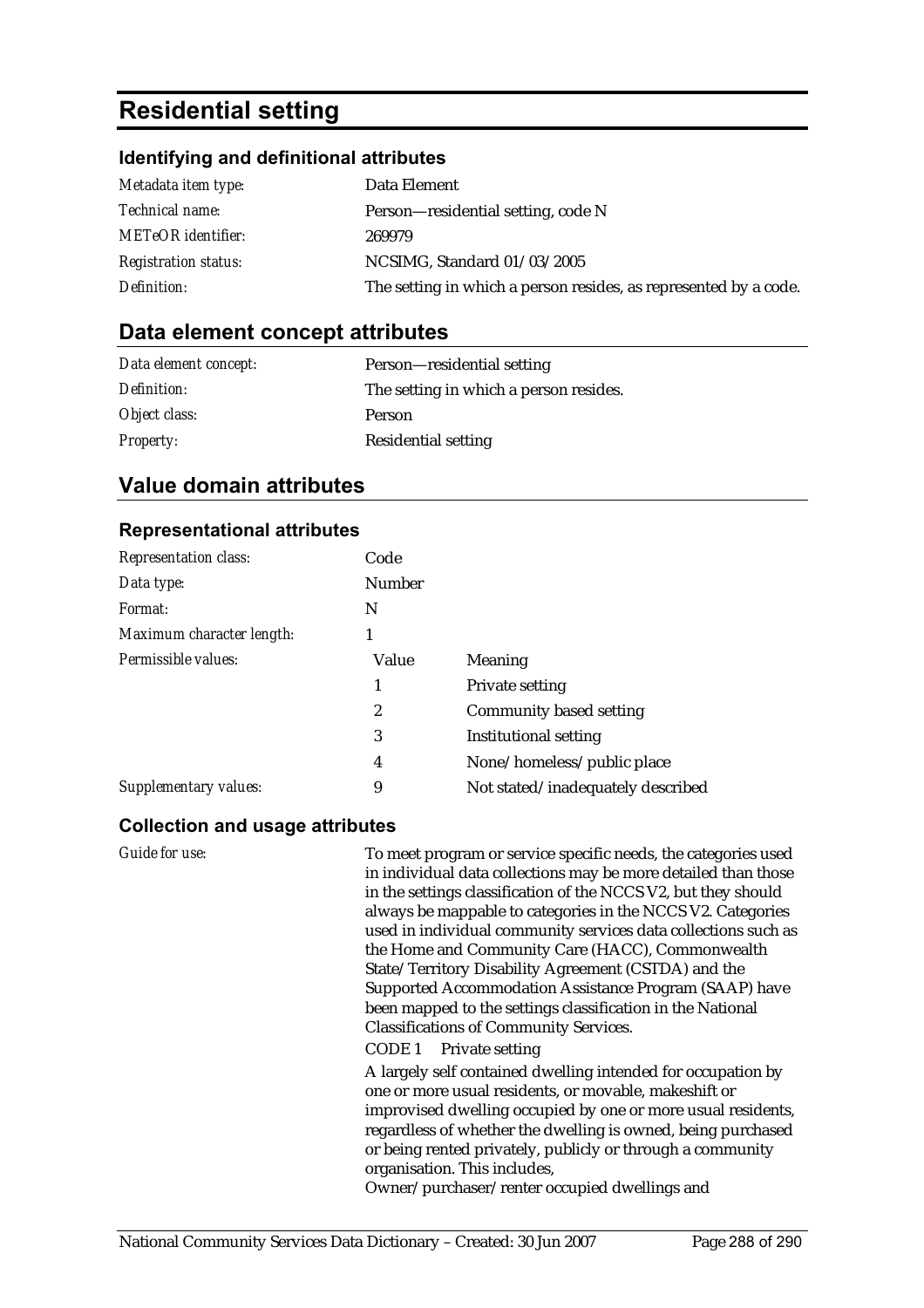# Residential setting

### Identifying and definitional attributes

| | |
|---|---|
| *Metadata item type:* | Data Element |
| *Technical name:* | Person—residential setting, code N |
| *METeOR identifier:* | 269979 |
| *Registration status:* | NCSIMG, Standard 01/03/2005 |
| *Definition:* | The setting in which a person resides, as represented by a code. |

## Data element concept attributes

| | |
|---|---|
| *Data element concept:* | Person—residential setting |
| *Definition:* | The setting in which a person resides. |
| *Object class:* | Person |
| *Property:* | Residential setting |

## Value domain attributes

### Representational attributes

| | | |
|---|---|---|
| *Representation class:* | Code | |
| *Data type:* | Number | |
| *Format:* | N | |
| *Maximum character length:* | 1 | |
| *Permissible values:* | Value | Meaning |
| | 1 | Private setting |
| | 2 | Community based setting |
| | 3 | Institutional setting |
| | 4 | None/homeless/public place |
| *Supplementary values:* | 9 | Not stated/inadequately described |

### Collection and usage attributes

*Guide for use:*

To meet program or service specific needs, the categories used in individual data collections may be more detailed than those in the settings classification of the NCCS V2, but they should always be mappable to categories in the NCCS V2. Categories used in individual community services data collections such as the Home and Community Care (HACC), Commonwealth State/Territory Disability Agreement (CSTDA) and the Supported Accommodation Assistance Program (SAAP) have been mapped to the settings classification in the National Classifications of Community Services.

CODE 1 Private setting

A largely self contained dwelling intended for occupation by one or more usual residents, or movable, makeshift or improvised dwelling occupied by one or more usual residents, regardless of whether the dwelling is owned, being purchased or being rented privately, publicly or through a community organisation. This includes,

Owner/purchaser/renter occupied dwellings and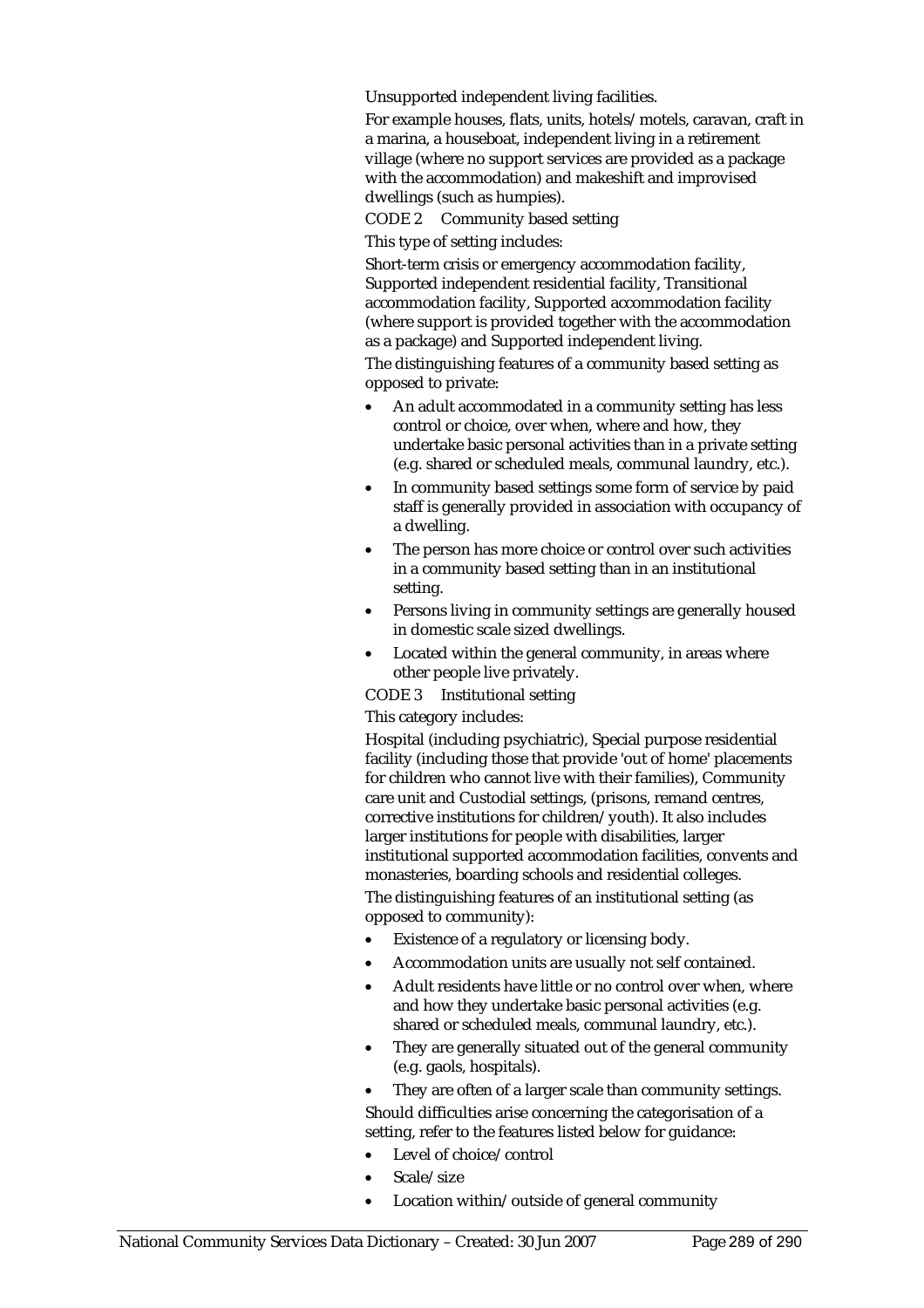Unsupported independent living facilities.

For example houses, flats, units, hotels/motels, caravan, craft in a marina, a houseboat, independent living in a retirement village (where no support services are provided as a package with the accommodation) and makeshift and improvised dwellings (such as humpies).

CODE 2 Community based setting

This type of setting includes:

Short-term crisis or emergency accommodation facility, Supported independent residential facility, Transitional accommodation facility, Supported accommodation facility (where support is provided together with the accommodation as a package) and Supported independent living.

The distinguishing features of a community based setting as opposed to private:

- An adult accommodated in a community setting has less control or choice, over when, where and how, they undertake basic personal activities than in a private setting (e.g. shared or scheduled meals, communal laundry, etc.).
- In community based settings some form of service by paid staff is generally provided in association with occupancy of a dwelling.
- The person has more choice or control over such activities in a community based setting than in an institutional setting.
- Persons living in community settings are generally housed in domestic scale sized dwellings.
- Located within the general community, in areas where other people live privately.

CODE 3 Institutional setting

This category includes:

Hospital (including psychiatric), Special purpose residential facility (including those that provide 'out of home' placements for children who cannot live with their families), Community care unit and Custodial settings, (prisons, remand centres, corrective institutions for children/youth). It also includes larger institutions for people with disabilities, larger institutional supported accommodation facilities, convents and monasteries, boarding schools and residential colleges.

The distinguishing features of an institutional setting (as opposed to community):

- Existence of a regulatory or licensing body.
- Accommodation units are usually not self contained.
- Adult residents have little or no control over when, where and how they undertake basic personal activities (e.g. shared or scheduled meals, communal laundry, etc.).
- They are generally situated out of the general community (e.g. gaols, hospitals).
- They are often of a larger scale than community settings.

Should difficulties arise concerning the categorisation of a setting, refer to the features listed below for guidance:

- Level of choice/control
- Scale/size
- Location within/outside of general community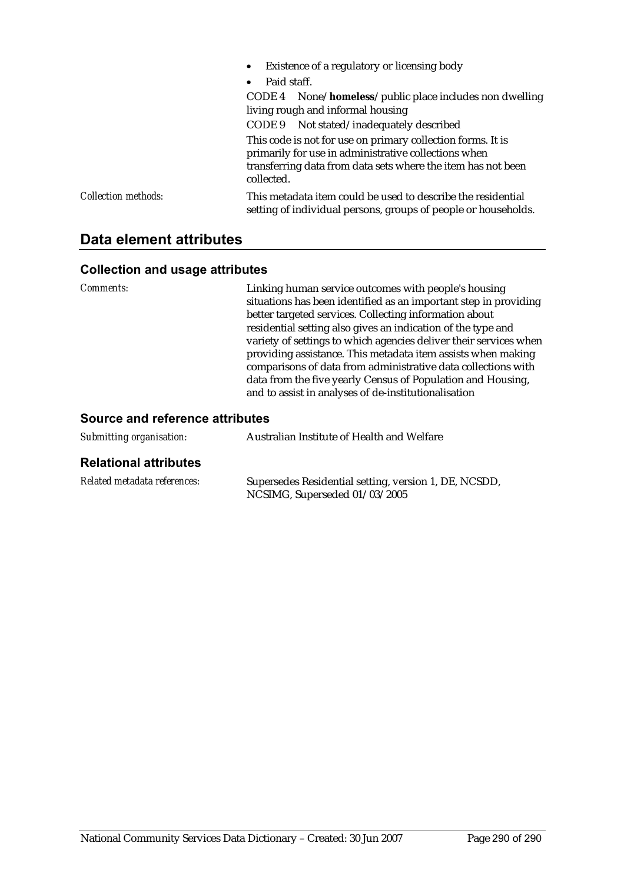- Existence of a regulatory or licensing body
- Paid staff.

CODE 4 None/**homeless**/public place includes non dwelling living rough and informal housing

CODE 9 Not stated/inadequately described

This code is not for use on primary collection forms. It is primarily for use in administrative collections when transferring data from data sets where the item has not been collected.

*Collection methods:* This metadata item could be used to describe the residential setting of individual persons, groups of people or households.

## Data element attributes

### Collection and usage attributes

*Comments:* Linking human service outcomes with people's housing situations has been identified as an important step in providing better targeted services. Collecting information about residential setting also gives an indication of the type and variety of settings to which agencies deliver their services when providing assistance. This metadata item assists when making comparisons of data from administrative data collections with data from the five yearly Census of Population and Housing, and to assist in analyses of de-institutionalisation

### Source and reference attributes

*Submitting organisation:* Australian Institute of Health and Welfare

### Relational attributes

*Related metadata references:* Supersedes Residential setting, version 1, DE, NCSDD, NCSIMG, Superseded 01/03/2005